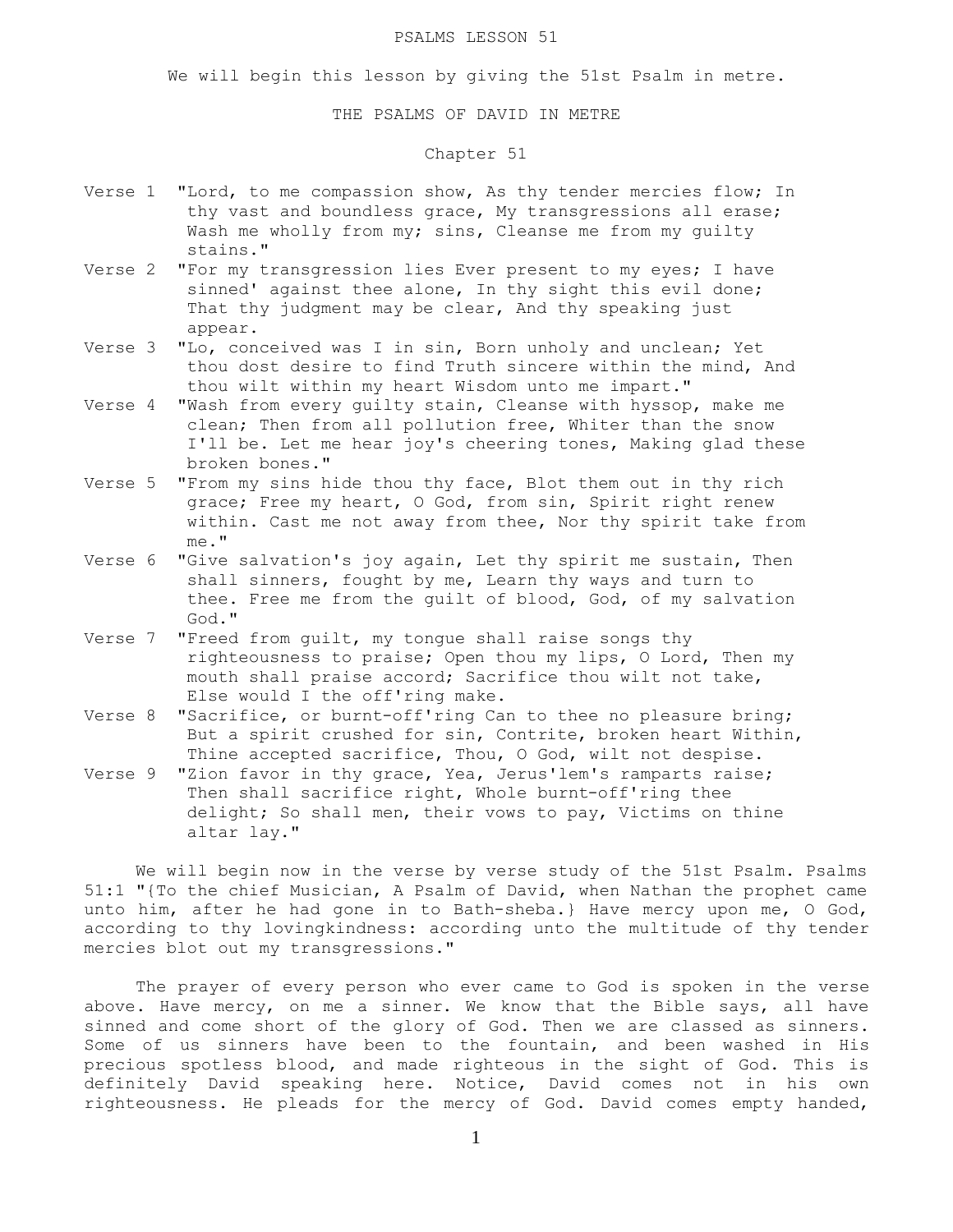# PSALMS LESSON 51

We will begin this lesson by giving the 51st Psalm in metre.

## THE PSALMS OF DAVID IN METRE

### Chapter 51

Verse 1 "Lord, to me compassion show, As thy tender mercies flow; In thy vast and boundless grace, My transgressions all erase; Wash me wholly from my; sins, Cleanse me from my guilty stains."

Verse 2 "For my transgression lies Ever present to my eyes; I have sinned' against thee alone, In thy sight this evil done; That thy judgment may be clear, And thy speaking just appear.

Verse 3 "Lo, conceived was I in sin, Born unholy and unclean; Yet thou dost desire to find Truth sincere within the mind, And thou wilt within my heart Wisdom unto me impart."

Verse 4 "Wash from every guilty stain, Cleanse with hyssop, make me clean; Then from all pollution free, Whiter than the snow I'll be. Let me hear joy's cheering tones, Making glad these broken bones."

Verse 5 "From my sins hide thou thy face, Blot them out in thy rich grace; Free my heart, O God, from sin, Spirit right renew within. Cast me not away from thee, Nor thy spirit take from me."

Verse 6 "Give salvation's joy again, Let thy spirit me sustain, Then shall sinners, fought by me, Learn thy ways and turn to thee. Free me from the guilt of blood, God, of my salvation God."

Verse 7 "Freed from guilt, my tongue shall raise songs thy righteousness to praise; Open thou my lips, O Lord, Then my mouth shall praise accord; Sacrifice thou wilt not take, Else would I the off'ring make.

Verse 8 "Sacrifice, or burnt-off'ring Can to thee no pleasure bring; But a spirit crushed for sin, Contrite, broken heart Within, Thine accepted sacrifice, Thou, O God, wilt not despise.

Verse 9 "Zion favor in thy grace, Yea, Jerus'lem's ramparts raise; Then shall sacrifice right, Whole burnt-off'ring thee delight; So shall men, their vows to pay, Victims on thine altar lay."

We will begin now in the verse by verse study of the 51st Psalm. Psalms 51:1 "{To the chief Musician, A Psalm of David, when Nathan the prophet came unto him, after he had gone in to Bath-sheba.} Have mercy upon me, O God, according to thy lovingkindness: according unto the multitude of thy tender mercies blot out my transgressions."

The prayer of every person who ever came to God is spoken in the verse above. Have mercy, on me a sinner. We know that the Bible says, all have sinned and come short of the glory of God. Then we are classed as sinners. Some of us sinners have been to the fountain, and been washed in His precious spotless blood, and made righteous in the sight of God. This is definitely David speaking here. Notice, David comes not in his own righteousness. He pleads for the mercy of God. David comes empty handed,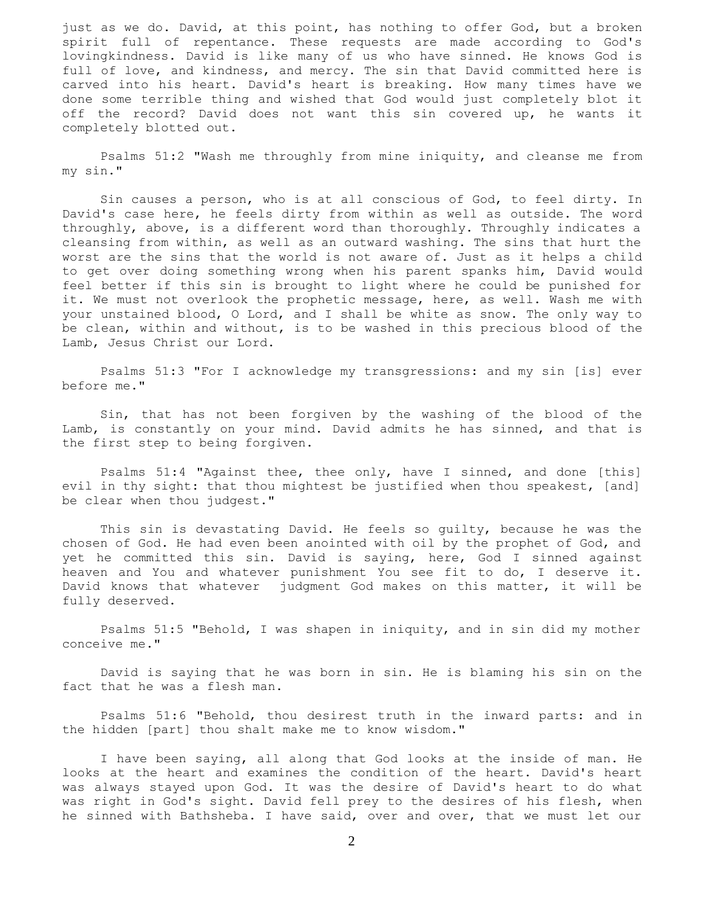just as we do. David, at this point, has nothing to offer God, but a broken spirit full of repentance. These requests are made according to God's lovingkindness. David is like many of us who have sinned. He knows God is full of love, and kindness, and mercy. The sin that David committed here is carved into his heart. David's heart is breaking. How many times have we done some terrible thing and wished that God would just completely blot it off the record? David does not want this sin covered up, he wants it completely blotted out.

Psalms 51:2 "Wash me throughly from mine iniquity, and cleanse me from my sin."

Sin causes a person, who is at all conscious of God, to feel dirty. In David's case here, he feels dirty from within as well as outside. The word throughly, above, is a different word than thoroughly. Throughly indicates a cleansing from within, as well as an outward washing. The sins that hurt the worst are the sins that the world is not aware of. Just as it helps a child to get over doing something wrong when his parent spanks him, David would feel better if this sin is brought to light where he could be punished for it. We must not overlook the prophetic message, here, as well. Wash me with your unstained blood, O Lord, and I shall be white as snow. The only way to be clean, within and without, is to be washed in this precious blood of the Lamb, Jesus Christ our Lord.

Psalms 51:3 "For I acknowledge my transgressions: and my sin [is] ever before me."

Sin, that has not been forgiven by the washing of the blood of the Lamb, is constantly on your mind. David admits he has sinned, and that is the first step to being forgiven.

Psalms 51:4 "Against thee, thee only, have I sinned, and done [this] evil in thy sight: that thou mightest be justified when thou speakest, [and] be clear when thou judgest."

This sin is devastating David. He feels so guilty, because he was the chosen of God. He had even been anointed with oil by the prophet of God, and yet he committed this sin. David is saying, here, God I sinned against heaven and You and whatever punishment You see fit to do, I deserve it. David knows that whatever judgment God makes on this matter, it will be fully deserved.

Psalms 51:5 "Behold, I was shapen in iniquity, and in sin did my mother conceive me."

David is saying that he was born in sin. He is blaming his sin on the fact that he was a flesh man.

Psalms 51:6 "Behold, thou desirest truth in the inward parts: and in the hidden [part] thou shalt make me to know wisdom."

I have been saying, all along that God looks at the inside of man. He looks at the heart and examines the condition of the heart. David's heart was always stayed upon God. It was the desire of David's heart to do what was right in God's sight. David fell prey to the desires of his flesh, when he sinned with Bathsheba. I have said, over and over, that we must let our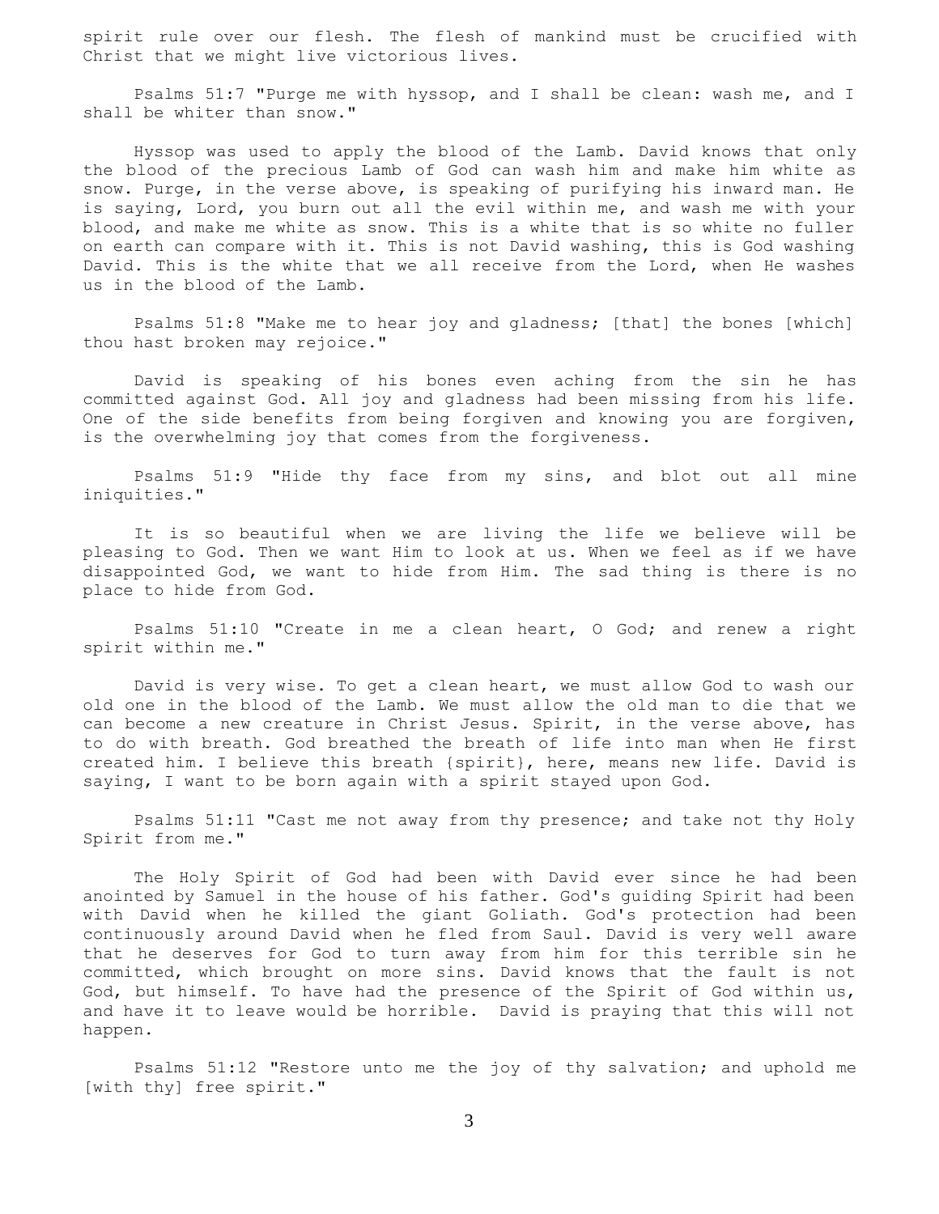spirit rule over our flesh. The flesh of mankind must be crucified with Christ that we might live victorious lives.

Psalms 51:7 "Purge me with hyssop, and I shall be clean: wash me, and I shall be whiter than snow."

Hyssop was used to apply the blood of the Lamb. David knows that only the blood of the precious Lamb of God can wash him and make him white as snow. Purge, in the verse above, is speaking of purifying his inward man. He is saying, Lord, you burn out all the evil within me, and wash me with your blood, and make me white as snow. This is a white that is so white no fuller on earth can compare with it. This is not David washing, this is God washing David. This is the white that we all receive from the Lord, when He washes us in the blood of the Lamb.

Psalms 51:8 "Make me to hear joy and gladness; [that] the bones [which] thou hast broken may rejoice."

David is speaking of his bones even aching from the sin he has committed against God. All joy and gladness had been missing from his life. One of the side benefits from being forgiven and knowing you are forgiven, is the overwhelming joy that comes from the forgiveness.

Psalms 51:9 "Hide thy face from my sins, and blot out all mine iniquities."

It is so beautiful when we are living the life we believe will be pleasing to God. Then we want Him to look at us. When we feel as if we have disappointed God, we want to hide from Him. The sad thing is there is no place to hide from God.

Psalms 51:10 "Create in me a clean heart, O God; and renew a right spirit within me."

David is very wise. To get a clean heart, we must allow God to wash our old one in the blood of the Lamb. We must allow the old man to die that we can become a new creature in Christ Jesus. Spirit, in the verse above, has to do with breath. God breathed the breath of life into man when He first created him. I believe this breath {spirit}, here, means new life. David is saying, I want to be born again with a spirit stayed upon God.

Psalms 51:11 "Cast me not away from thy presence; and take not thy Holy Spirit from me."

The Holy Spirit of God had been with David ever since he had been anointed by Samuel in the house of his father. God's guiding Spirit had been with David when he killed the giant Goliath. God's protection had been continuously around David when he fled from Saul. David is very well aware that he deserves for God to turn away from him for this terrible sin he committed, which brought on more sins. David knows that the fault is not God, but himself. To have had the presence of the Spirit of God within us, and have it to leave would be horrible. David is praying that this will not happen.

Psalms 51:12 "Restore unto me the joy of thy salvation; and uphold me [with thy] free spirit."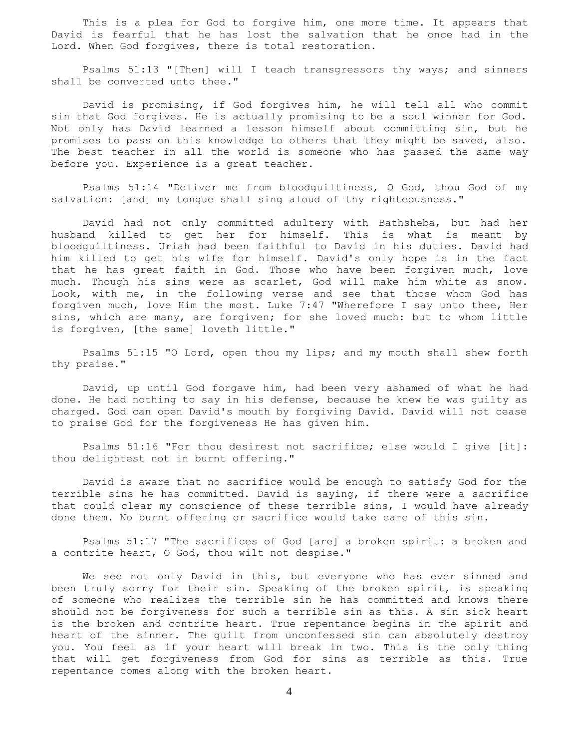This is a plea for God to forgive him, one more time. It appears that David is fearful that he has lost the salvation that he once had in the Lord. When God forgives, there is total restoration.

Psalms 51:13 "[Then] will I teach transgressors thy ways; and sinners shall be converted unto thee."

David is promising, if God forgives him, he will tell all who commit sin that God forgives. He is actually promising to be a soul winner for God. Not only has David learned a lesson himself about committing sin, but he promises to pass on this knowledge to others that they might be saved, also. The best teacher in all the world is someone who has passed the same way before you. Experience is a great teacher.

Psalms 51:14 "Deliver me from bloodguiltiness, O God, thou God of my salvation: [and] my tongue shall sing aloud of thy righteousness."

David had not only committed adultery with Bathsheba, but had her husband killed to get her for himself. This is what is meant by bloodguiltiness. Uriah had been faithful to David in his duties. David had him killed to get his wife for himself. David's only hope is in the fact that he has great faith in God. Those who have been forgiven much, love much. Though his sins were as scarlet, God will make him white as snow. Look, with me, in the following verse and see that those whom God has forgiven much, love Him the most. Luke 7:47 "Wherefore I say unto thee, Her sins, which are many, are forgiven; for she loved much: but to whom little is forgiven, [the same] loveth little."

Psalms 51:15 "O Lord, open thou my lips; and my mouth shall shew forth thy praise."

David, up until God forgave him, had been very ashamed of what he had done. He had nothing to say in his defense, because he knew he was guilty as charged. God can open David's mouth by forgiving David. David will not cease to praise God for the forgiveness He has given him.

Psalms 51:16 "For thou desirest not sacrifice; else would I give [it]: thou delightest not in burnt offering."

David is aware that no sacrifice would be enough to satisfy God for the terrible sins he has committed. David is saying, if there were a sacrifice that could clear my conscience of these terrible sins, I would have already done them. No burnt offering or sacrifice would take care of this sin.

Psalms 51:17 "The sacrifices of God [are] a broken spirit: a broken and a contrite heart, O God, thou wilt not despise."

We see not only David in this, but everyone who has ever sinned and been truly sorry for their sin. Speaking of the broken spirit, is speaking of someone who realizes the terrible sin he has committed and knows there should not be forgiveness for such a terrible sin as this. A sin sick heart is the broken and contrite heart. True repentance begins in the spirit and heart of the sinner. The guilt from unconfessed sin can absolutely destroy you. You feel as if your heart will break in two. This is the only thing that will get forgiveness from God for sins as terrible as this. True repentance comes along with the broken heart.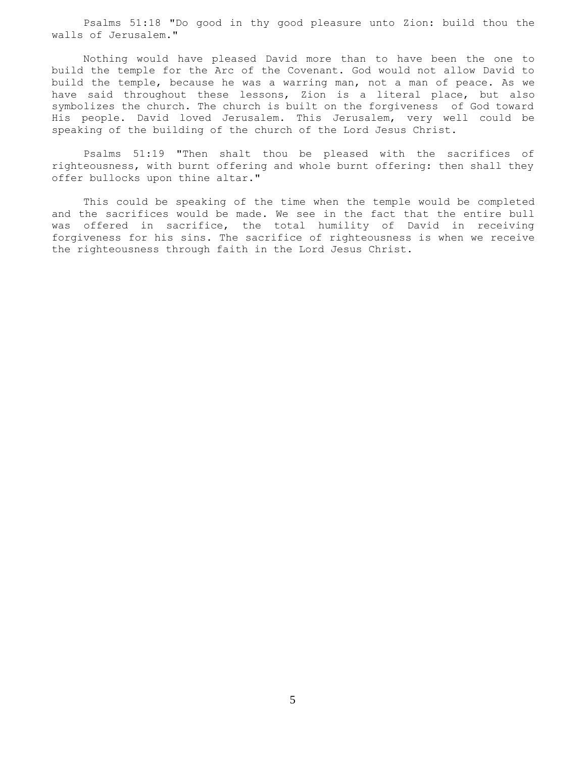Psalms 51:18 "Do good in thy good pleasure unto Zion: build thou the walls of Jerusalem."

Nothing would have pleased David more than to have been the one to build the temple for the Arc of the Covenant. God would not allow David to build the temple, because he was a warring man, not a man of peace. As we have said throughout these lessons, Zion is a literal place, but also symbolizes the church. The church is built on the forgiveness of God toward His people. David loved Jerusalem. This Jerusalem, very well could be speaking of the building of the church of the Lord Jesus Christ.

Psalms 51:19 "Then shalt thou be pleased with the sacrifices of righteousness, with burnt offering and whole burnt offering: then shall they offer bullocks upon thine altar."

This could be speaking of the time when the temple would be completed and the sacrifices would be made. We see in the fact that the entire bull was offered in sacrifice, the total humility of David in receiving forgiveness for his sins. The sacrifice of righteousness is when we receive the righteousness through faith in the Lord Jesus Christ.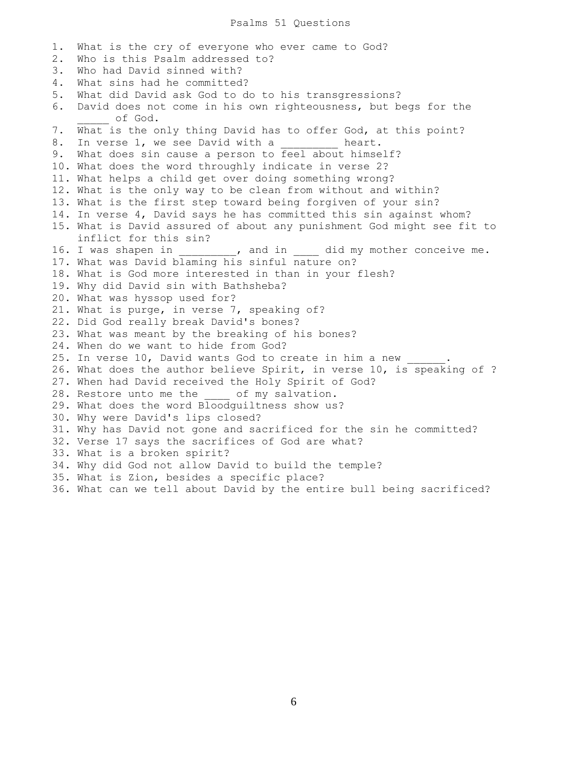# Psalms 51 Questions

1. What is the cry of everyone who ever came to God?
2. Who is this Psalm addressed to?
3. Who had David sinned with?
4. What sins had he committed?
5. What did David ask God to do to his transgressions?
6. David does not come in his own righteousness, but begs for the _____ of God.
7. What is the only thing David has to offer God, at this point?
8. In verse 1, we see David with a _________ heart.
9. What does sin cause a person to feel about himself?
10. What does the word throughly indicate in verse 2?
11. What helps a child get over doing something wrong?
12. What is the only way to be clean from without and within?
13. What is the first step toward being forgiven of your sin?
14. In verse 4, David says he has committed this sin against whom?
15. What is David assured of about any punishment God might see fit to inflict for this sin?
16. I was shapen in _________, and in ____ did my mother conceive me.
17. What was David blaming his sinful nature on?
18. What is God more interested in than in your flesh?
19. Why did David sin with Bathsheba?
20. What was hyssop used for?
21. What is purge, in verse 7, speaking of?
22. Did God really break David's bones?
23. What was meant by the breaking of his bones?
24. When do we want to hide from God?
25. In verse 10, David wants God to create in him a new ______.
26. What does the author believe Spirit, in verse 10, is speaking of ?
27. When had David received the Holy Spirit of God?
28. Restore unto me the ____ of my salvation.
29. What does the word Bloodguiltness show us?
30. Why were David's lips closed?
31. Why has David not gone and sacrificed for the sin he committed?
32. Verse 17 says the sacrifices of God are what?
33. What is a broken spirit?
34. Why did God not allow David to build the temple?
35. What is Zion, besides a specific place?
36. What can we tell about David by the entire bull being sacrificed?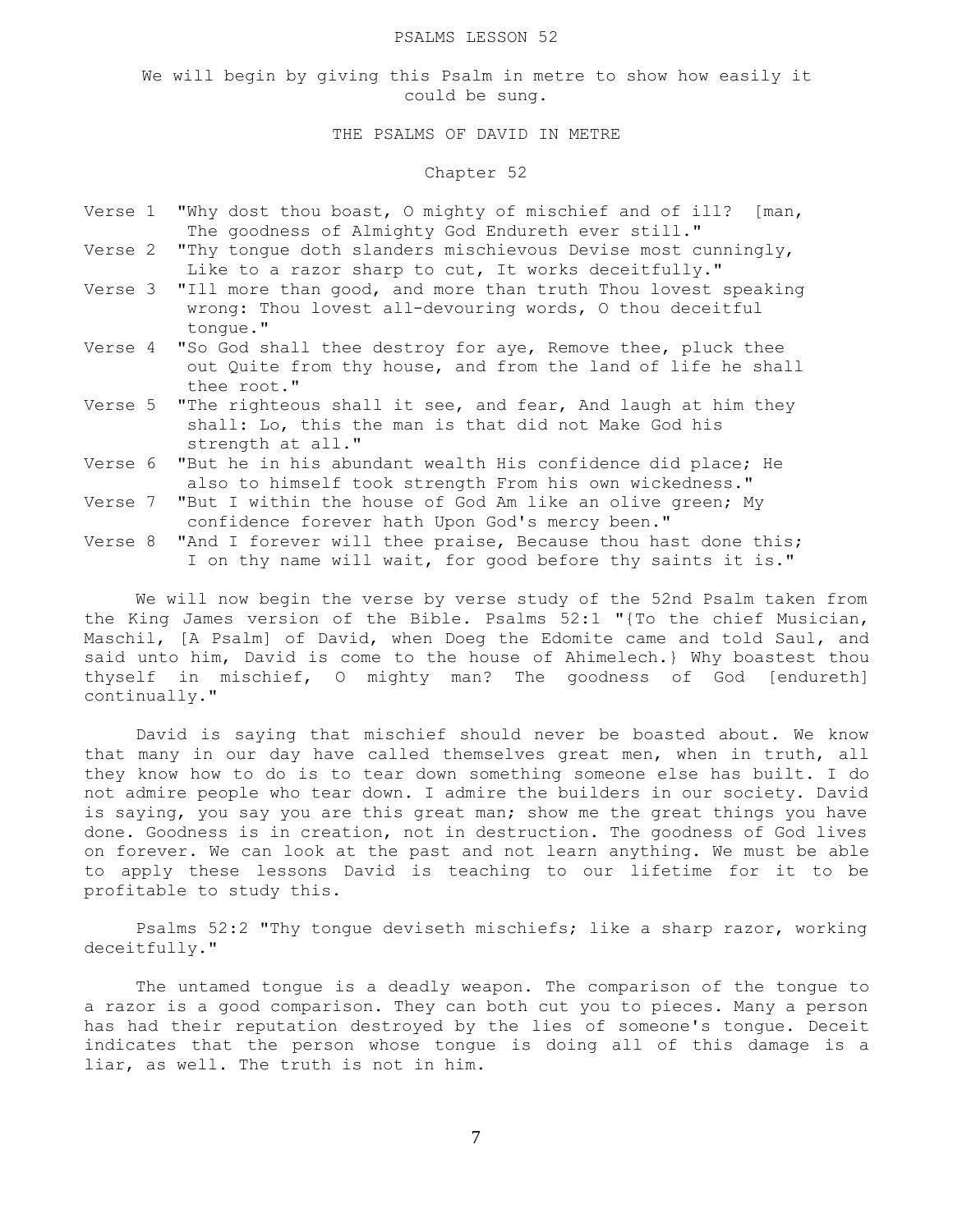# PSALMS LESSON 52

We will begin by giving this Psalm in metre to show how easily it could be sung.

## THE PSALMS OF DAVID IN METRE

### Chapter 52

Verse 1 "Why dost thou boast, O mighty of mischief and of ill? [man, The goodness of Almighty God Endureth ever still."

Verse 2 "Thy tongue doth slanders mischievous Devise most cunningly, Like to a razor sharp to cut, It works deceitfully."

Verse 3 "Ill more than good, and more than truth Thou lovest speaking wrong: Thou lovest all-devouring words, O thou deceitful tongue."

Verse 4 "So God shall thee destroy for aye, Remove thee, pluck thee out Quite from thy house, and from the land of life he shall thee root."

Verse 5 "The righteous shall it see, and fear, And laugh at him they shall: Lo, this the man is that did not Make God his strength at all."

Verse 6 "But he in his abundant wealth His confidence did place; He also to himself took strength From his own wickedness."

Verse 7 "But I within the house of God Am like an olive green; My confidence forever hath Upon God's mercy been."

Verse 8 "And I forever will thee praise, Because thou hast done this; I on thy name will wait, for good before thy saints it is."

We will now begin the verse by verse study of the 52nd Psalm taken from the King James version of the Bible. Psalms 52:1 "{To the chief Musician, Maschil, [A Psalm] of David, when Doeg the Edomite came and told Saul, and said unto him, David is come to the house of Ahimelech.} Why boastest thou thyself in mischief, O mighty man? The goodness of God [endureth] continually."

David is saying that mischief should never be boasted about. We know that many in our day have called themselves great men, when in truth, all they know how to do is to tear down something someone else has built. I do not admire people who tear down. I admire the builders in our society. David is saying, you say you are this great man; show me the great things you have done. Goodness is in creation, not in destruction. The goodness of God lives on forever. We can look at the past and not learn anything. We must be able to apply these lessons David is teaching to our lifetime for it to be profitable to study this.

Psalms 52:2 "Thy tongue deviseth mischiefs; like a sharp razor, working deceitfully."

The untamed tongue is a deadly weapon. The comparison of the tongue to a razor is a good comparison. They can both cut you to pieces. Many a person has had their reputation destroyed by the lies of someone's tongue. Deceit indicates that the person whose tongue is doing all of this damage is a liar, as well. The truth is not in him.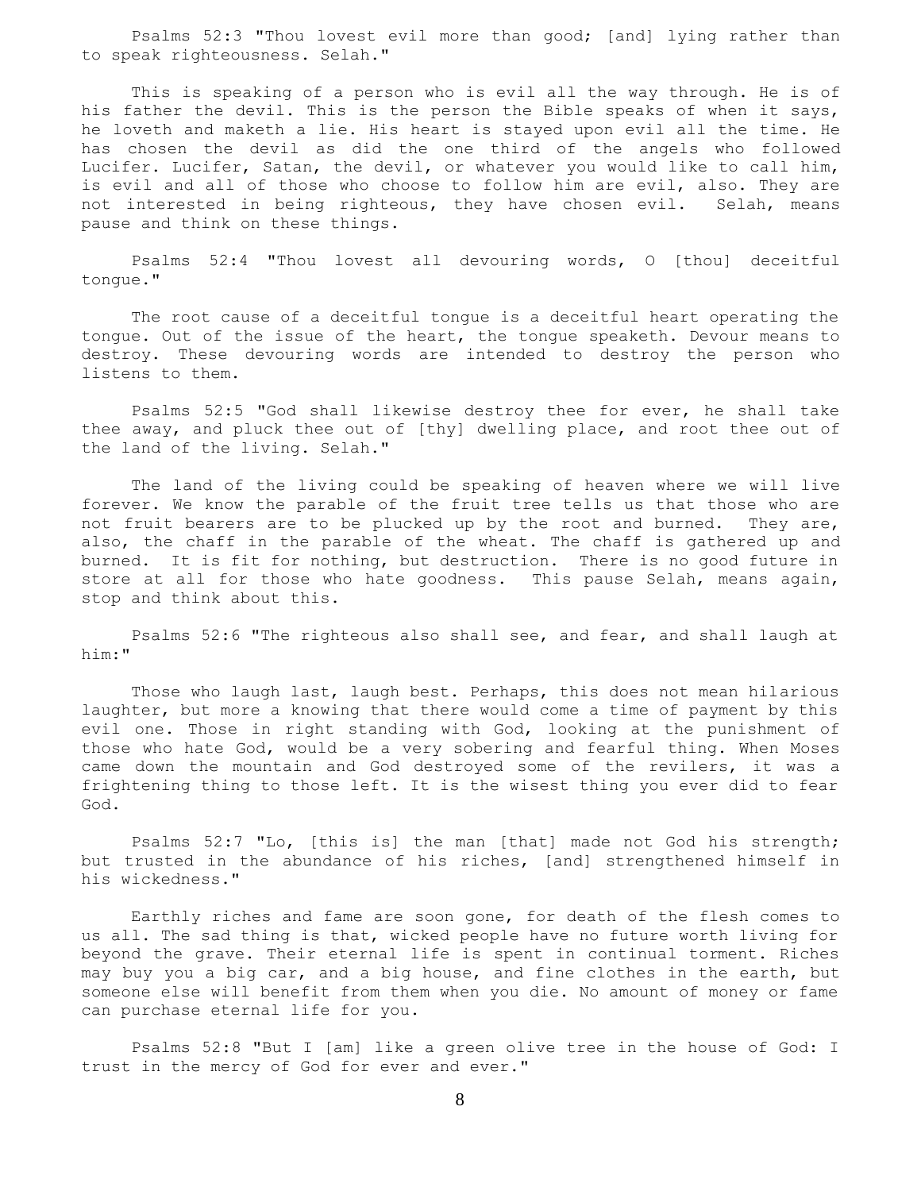Psalms 52:3 "Thou lovest evil more than good; [and] lying rather than to speak righteousness. Selah."

This is speaking of a person who is evil all the way through. He is of his father the devil. This is the person the Bible speaks of when it says, he loveth and maketh a lie. His heart is stayed upon evil all the time. He has chosen the devil as did the one third of the angels who followed Lucifer. Lucifer, Satan, the devil, or whatever you would like to call him, is evil and all of those who choose to follow him are evil, also. They are not interested in being righteous, they have chosen evil. Selah, means pause and think on these things.

Psalms 52:4 "Thou lovest all devouring words, O [thou] deceitful tongue."

The root cause of a deceitful tongue is a deceitful heart operating the tongue. Out of the issue of the heart, the tongue speaketh. Devour means to destroy. These devouring words are intended to destroy the person who listens to them.

Psalms 52:5 "God shall likewise destroy thee for ever, he shall take thee away, and pluck thee out of [thy] dwelling place, and root thee out of the land of the living. Selah."

The land of the living could be speaking of heaven where we will live forever. We know the parable of the fruit tree tells us that those who are not fruit bearers are to be plucked up by the root and burned. They are, also, the chaff in the parable of the wheat. The chaff is gathered up and burned. It is fit for nothing, but destruction. There is no good future in store at all for those who hate goodness. This pause Selah, means again, stop and think about this.

Psalms 52:6 "The righteous also shall see, and fear, and shall laugh at him:"

Those who laugh last, laugh best. Perhaps, this does not mean hilarious laughter, but more a knowing that there would come a time of payment by this evil one. Those in right standing with God, looking at the punishment of those who hate God, would be a very sobering and fearful thing. When Moses came down the mountain and God destroyed some of the revilers, it was a frightening thing to those left. It is the wisest thing you ever did to fear God.

Psalms 52:7 "Lo, [this is] the man [that] made not God his strength; but trusted in the abundance of his riches, [and] strengthened himself in his wickedness."

Earthly riches and fame are soon gone, for death of the flesh comes to us all. The sad thing is that, wicked people have no future worth living for beyond the grave. Their eternal life is spent in continual torment. Riches may buy you a big car, and a big house, and fine clothes in the earth, but someone else will benefit from them when you die. No amount of money or fame can purchase eternal life for you.

Psalms 52:8 "But I [am] like a green olive tree in the house of God: I trust in the mercy of God for ever and ever."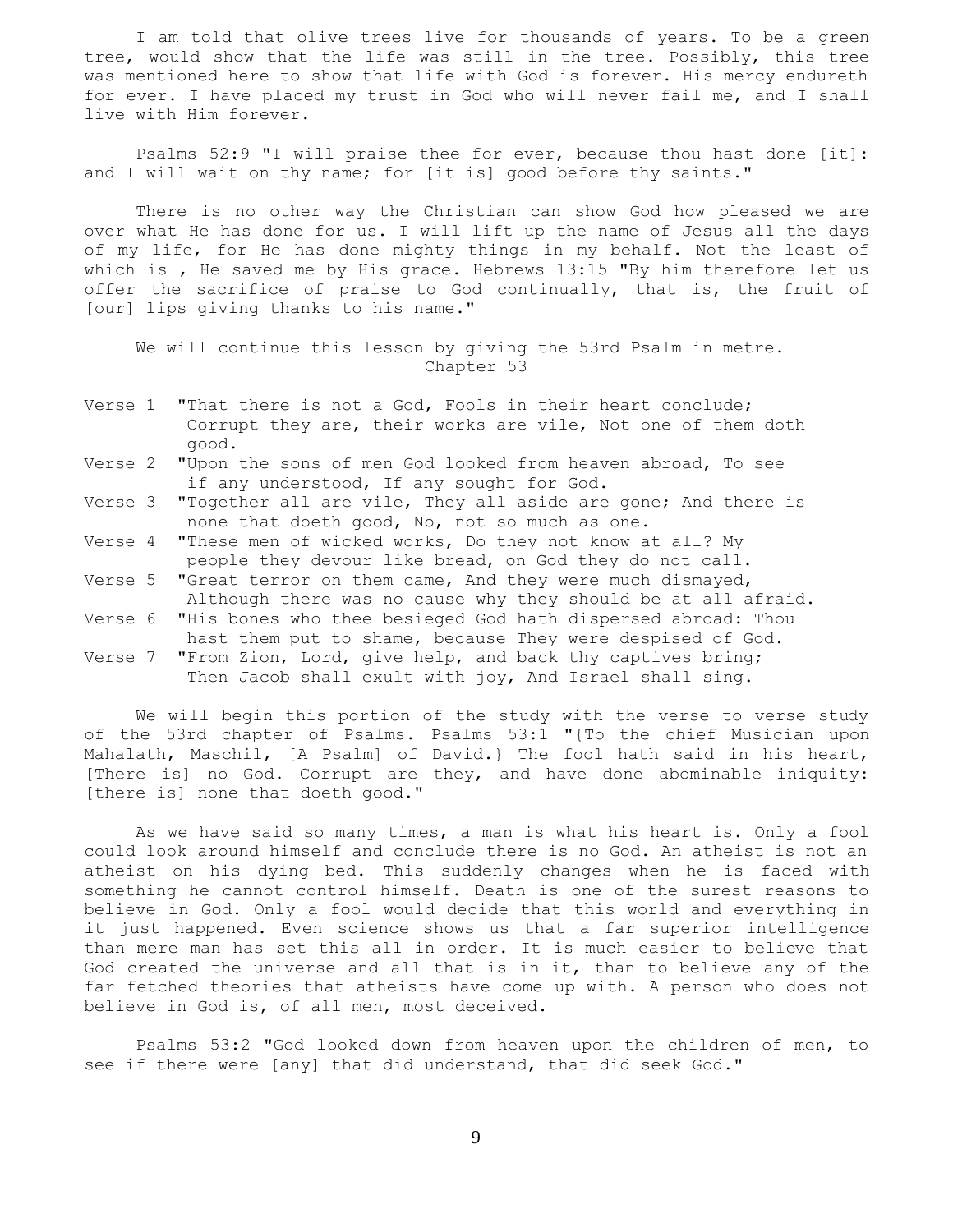I am told that olive trees live for thousands of years. To be a green tree, would show that the life was still in the tree. Possibly, this tree was mentioned here to show that life with God is forever. His mercy endureth for ever. I have placed my trust in God who will never fail me, and I shall live with Him forever.

Psalms 52:9 "I will praise thee for ever, because thou hast done [it]: and I will wait on thy name; for [it is] good before thy saints."

There is no other way the Christian can show God how pleased we are over what He has done for us. I will lift up the name of Jesus all the days of my life, for He has done mighty things in my behalf. Not the least of which is , He saved me by His grace. Hebrews 13:15 "By him therefore let us offer the sacrifice of praise to God continually, that is, the fruit of [our] lips giving thanks to his name."

We will continue this lesson by giving the 53rd Psalm in metre.

## Chapter 53

Verse 1 "That there is not a God, Fools in their heart conclude; Corrupt they are, their works are vile, Not one of them doth good.

Verse 2 "Upon the sons of men God looked from heaven abroad, To see if any understood, If any sought for God.

Verse 3 "Together all are vile, They all aside are gone; And there is none that doeth good, No, not so much as one.

Verse 4 "These men of wicked works, Do they not know at all? My people they devour like bread, on God they do not call.

Verse 5 "Great terror on them came, And they were much dismayed, Although there was no cause why they should be at all afraid.

Verse 6 "His bones who thee besieged God hath dispersed abroad: Thou hast them put to shame, because They were despised of God.

Verse 7 "From Zion, Lord, give help, and back thy captives bring; Then Jacob shall exult with joy, And Israel shall sing.

We will begin this portion of the study with the verse to verse study of the 53rd chapter of Psalms. Psalms 53:1 "{To the chief Musician upon Mahalath, Maschil, [A Psalm] of David.} The fool hath said in his heart, [There is] no God. Corrupt are they, and have done abominable iniquity: [there is] none that doeth good."

As we have said so many times, a man is what his heart is. Only a fool could look around himself and conclude there is no God. An atheist is not an atheist on his dying bed. This suddenly changes when he is faced with something he cannot control himself. Death is one of the surest reasons to believe in God. Only a fool would decide that this world and everything in it just happened. Even science shows us that a far superior intelligence than mere man has set this all in order. It is much easier to believe that God created the universe and all that is in it, than to believe any of the far fetched theories that atheists have come up with. A person who does not believe in God is, of all men, most deceived.

Psalms 53:2 "God looked down from heaven upon the children of men, to see if there were [any] that did understand, that did seek God."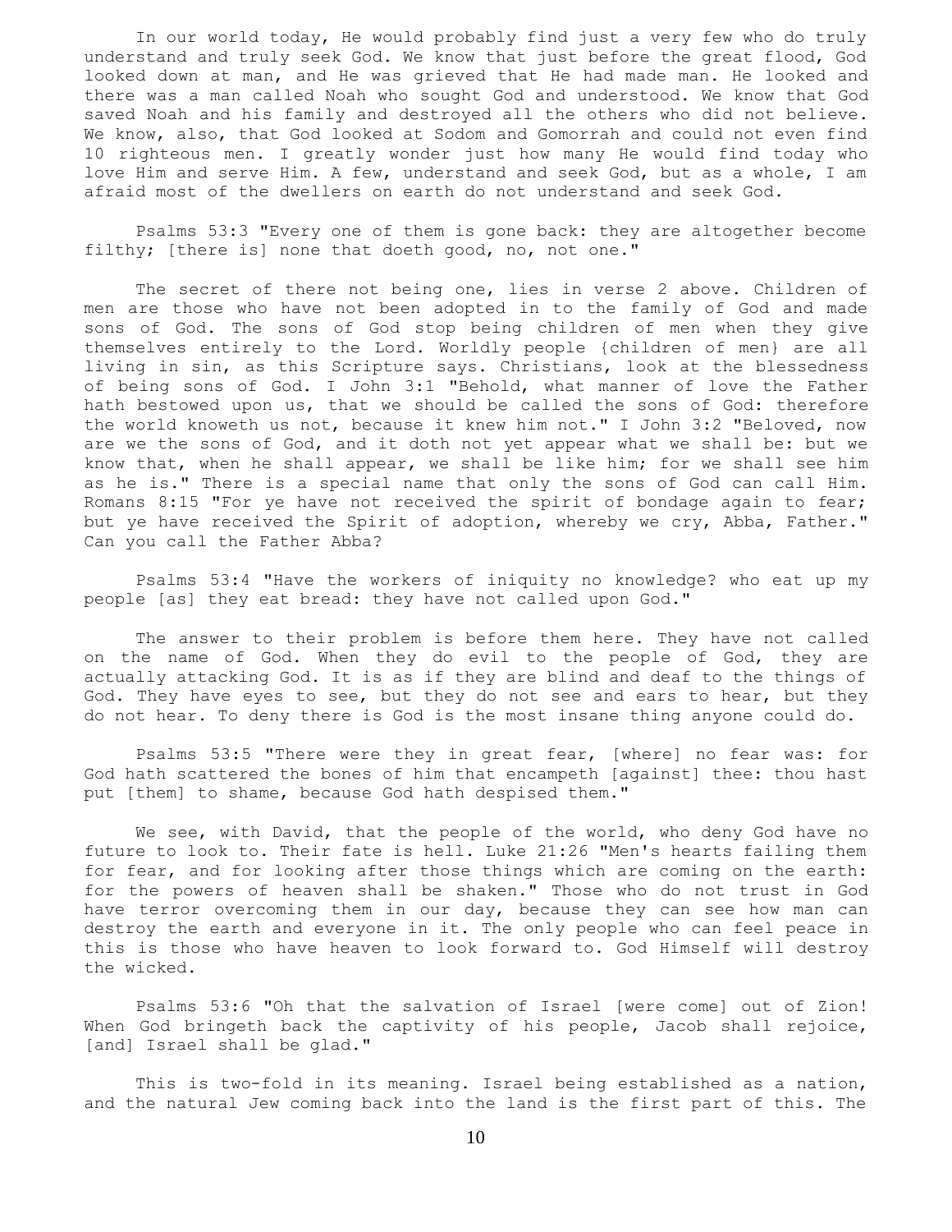In our world today, He would probably find just a very few who do truly understand and truly seek God. We know that just before the great flood, God looked down at man, and He was grieved that He had made man. He looked and there was a man called Noah who sought God and understood. We know that God saved Noah and his family and destroyed all the others who did not believe. We know, also, that God looked at Sodom and Gomorrah and could not even find 10 righteous men. I greatly wonder just how many He would find today who love Him and serve Him. A few, understand and seek God, but as a whole, I am afraid most of the dwellers on earth do not understand and seek God.

Psalms 53:3 "Every one of them is gone back: they are altogether become filthy; [there is] none that doeth good, no, not one."

The secret of there not being one, lies in verse 2 above. Children of men are those who have not been adopted in to the family of God and made sons of God. The sons of God stop being children of men when they give themselves entirely to the Lord. Worldly people {children of men} are all living in sin, as this Scripture says. Christians, look at the blessedness of being sons of God. I John 3:1 "Behold, what manner of love the Father hath bestowed upon us, that we should be called the sons of God: therefore the world knoweth us not, because it knew him not." I John 3:2 "Beloved, now are we the sons of God, and it doth not yet appear what we shall be: but we know that, when he shall appear, we shall be like him; for we shall see him as he is." There is a special name that only the sons of God can call Him. Romans 8:15 "For ye have not received the spirit of bondage again to fear; but ye have received the Spirit of adoption, whereby we cry, Abba, Father." Can you call the Father Abba?

Psalms 53:4 "Have the workers of iniquity no knowledge? who eat up my people [as] they eat bread: they have not called upon God."

The answer to their problem is before them here. They have not called on the name of God. When they do evil to the people of God, they are actually attacking God. It is as if they are blind and deaf to the things of God. They have eyes to see, but they do not see and ears to hear, but they do not hear. To deny there is God is the most insane thing anyone could do.

Psalms 53:5 "There were they in great fear, [where] no fear was: for God hath scattered the bones of him that encampeth [against] thee: thou hast put [them] to shame, because God hath despised them."

We see, with David, that the people of the world, who deny God have no future to look to. Their fate is hell. Luke 21:26 "Men's hearts failing them for fear, and for looking after those things which are coming on the earth: for the powers of heaven shall be shaken." Those who do not trust in God have terror overcoming them in our day, because they can see how man can destroy the earth and everyone in it. The only people who can feel peace in this is those who have heaven to look forward to. God Himself will destroy the wicked.

Psalms 53:6 "Oh that the salvation of Israel [were come] out of Zion! When God bringeth back the captivity of his people, Jacob shall rejoice, [and] Israel shall be glad."

This is two-fold in its meaning. Israel being established as a nation, and the natural Jew coming back into the land is the first part of this. The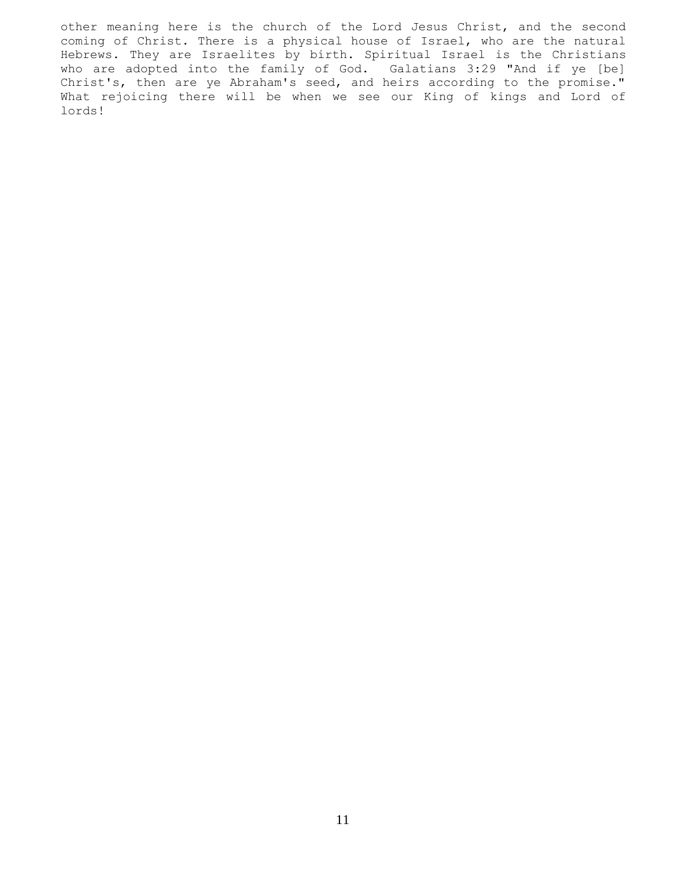other meaning here is the church of the Lord Jesus Christ, and the second coming of Christ. There is a physical house of Israel, who are the natural Hebrews. They are Israelites by birth. Spiritual Israel is the Christians who are adopted into the family of God. Galatians 3:29 "And if ye [be] Christ's, then are ye Abraham's seed, and heirs according to the promise." What rejoicing there will be when we see our King of kings and Lord of lords!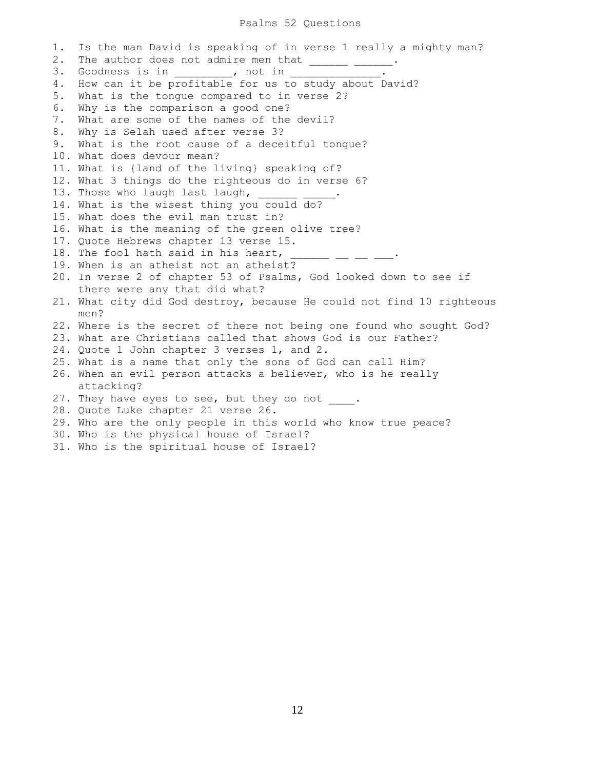# Psalms 52 Questions

1. Is the man David is speaking of in verse 1 really a mighty man?
2. The author does not admire men that ______ ______.
3. Goodness is in _________, not in ______________.
4. How can it be profitable for us to study about David?
5. What is the tongue compared to in verse 2?
6. Why is the comparison a good one?
7. What are some of the names of the devil?
8. Why is Selah used after verse 3?
9. What is the root cause of a deceitful tongue?
10. What does devour mean?
11. What is {land of the living} speaking of?
12. What 3 things do the righteous do in verse 6?
13. Those who laugh last laugh, ______ _____.
14. What is the wisest thing you could do?
15. What does the evil man trust in?
16. What is the meaning of the green olive tree?
17. Quote Hebrews chapter 13 verse 15.
18. The fool hath said in his heart, ______ __ __ ___.
19. When is an atheist not an atheist?
20. In verse 2 of chapter 53 of Psalms, God looked down to see if there were any that did what?
21. What city did God destroy, because He could not find 10 righteous men?
22. Where is the secret of there not being one found who sought God?
23. What are Christians called that shows God is our Father?
24. Quote 1 John chapter 3 verses 1, and 2.
25. What is a name that only the sons of God can call Him?
26. When an evil person attacks a believer, who is he really attacking?
27. They have eyes to see, but they do not ____.
28. Quote Luke chapter 21 verse 26.
29. Who are the only people in this world who know true peace?
30. Who is the physical house of Israel?
31. Who is the spiritual house of Israel?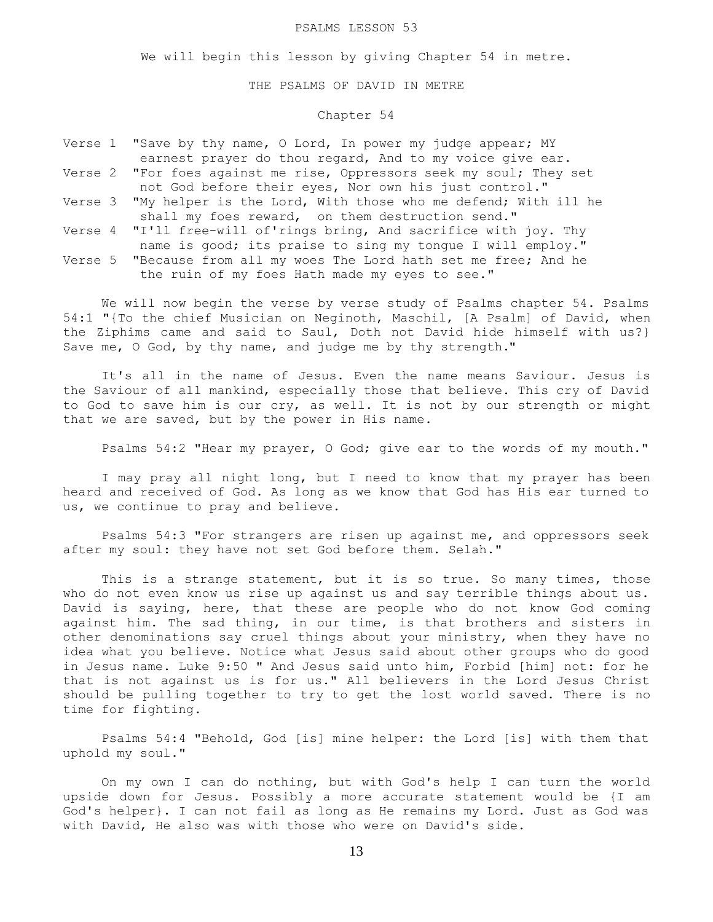PSALMS LESSON 53

We will begin this lesson by giving Chapter 54 in metre.

THE PSALMS OF DAVID IN METRE

Chapter 54

Verse 1 "Save by thy name, O Lord, In power my judge appear; MY earnest prayer do thou regard, And to my voice give ear.

Verse 2 "For foes against me rise, Oppressors seek my soul; They set not God before their eyes, Nor own his just control."

Verse 3 "My helper is the Lord, With those who me defend; With ill he shall my foes reward, on them destruction send."

Verse 4 "I'll free-will of'rings bring, And sacrifice with joy. Thy name is good; its praise to sing my tongue I will employ."

Verse 5 "Because from all my woes The Lord hath set me free; And he the ruin of my foes Hath made my eyes to see."

We will now begin the verse by verse study of Psalms chapter 54. Psalms 54:1 "{To the chief Musician on Neginoth, Maschil, [A Psalm] of David, when the Ziphims came and said to Saul, Doth not David hide himself with us?} Save me, O God, by thy name, and judge me by thy strength."

It's all in the name of Jesus. Even the name means Saviour. Jesus is the Saviour of all mankind, especially those that believe. This cry of David to God to save him is our cry, as well. It is not by our strength or might that we are saved, but by the power in His name.

Psalms 54:2 "Hear my prayer, O God; give ear to the words of my mouth."

I may pray all night long, but I need to know that my prayer has been heard and received of God. As long as we know that God has His ear turned to us, we continue to pray and believe.

Psalms 54:3 "For strangers are risen up against me, and oppressors seek after my soul: they have not set God before them. Selah."

This is a strange statement, but it is so true. So many times, those who do not even know us rise up against us and say terrible things about us. David is saying, here, that these are people who do not know God coming against him. The sad thing, in our time, is that brothers and sisters in other denominations say cruel things about your ministry, when they have no idea what you believe. Notice what Jesus said about other groups who do good in Jesus name. Luke 9:50 " And Jesus said unto him, Forbid [him] not: for he that is not against us is for us." All believers in the Lord Jesus Christ should be pulling together to try to get the lost world saved. There is no time for fighting.

Psalms 54:4 "Behold, God [is] mine helper: the Lord [is] with them that uphold my soul."

On my own I can do nothing, but with God's help I can turn the world upside down for Jesus. Possibly a more accurate statement would be {I am God's helper}. I can not fail as long as He remains my Lord. Just as God was with David, He also was with those who were on David's side.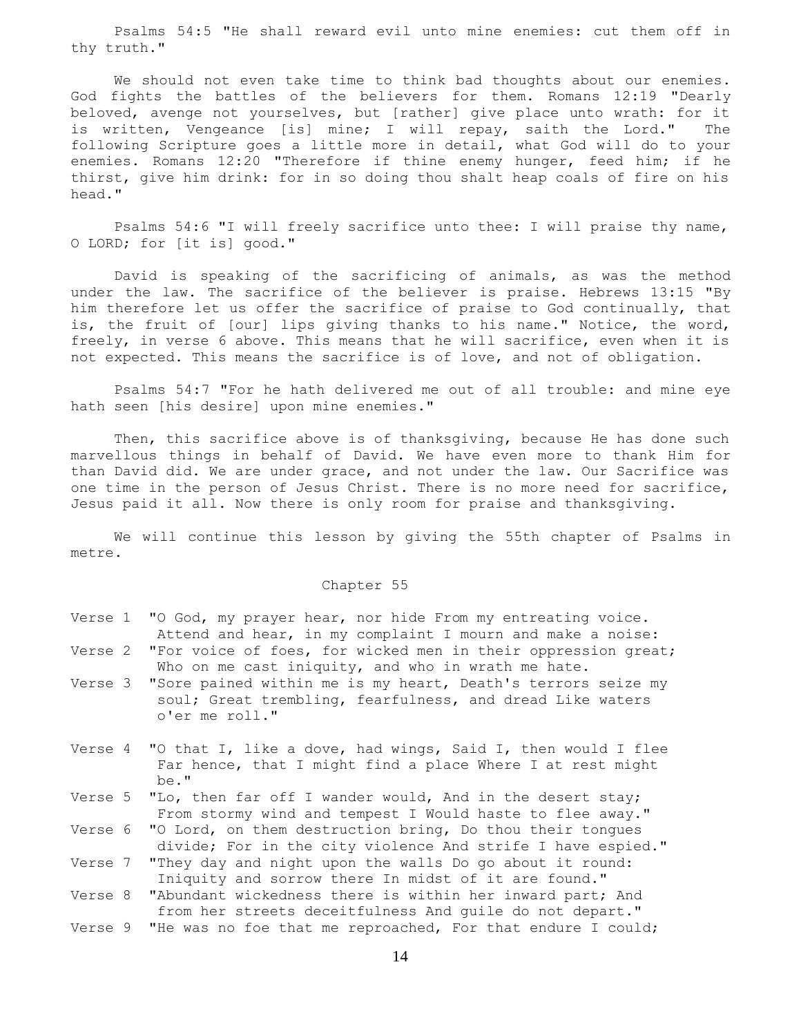Psalms 54:5 "He shall reward evil unto mine enemies: cut them off in thy truth."

We should not even take time to think bad thoughts about our enemies. God fights the battles of the believers for them. Romans 12:19 "Dearly beloved, avenge not yourselves, but [rather] give place unto wrath: for it is written, Vengeance [is] mine; I will repay, saith the Lord." The following Scripture goes a little more in detail, what God will do to your enemies. Romans 12:20 "Therefore if thine enemy hunger, feed him; if he thirst, give him drink: for in so doing thou shalt heap coals of fire on his head."

Psalms 54:6 "I will freely sacrifice unto thee: I will praise thy name, O LORD; for [it is] good."

David is speaking of the sacrificing of animals, as was the method under the law. The sacrifice of the believer is praise. Hebrews 13:15 "By him therefore let us offer the sacrifice of praise to God continually, that is, the fruit of [our] lips giving thanks to his name." Notice, the word, freely, in verse 6 above. This means that he will sacrifice, even when it is not expected. This means the sacrifice is of love, and not of obligation.

Psalms 54:7 "For he hath delivered me out of all trouble: and mine eye hath seen [his desire] upon mine enemies."

Then, this sacrifice above is of thanksgiving, because He has done such marvellous things in behalf of David. We have even more to thank Him for than David did. We are under grace, and not under the law. Our Sacrifice was one time in the person of Jesus Christ. There is no more need for sacrifice, Jesus paid it all. Now there is only room for praise and thanksgiving.

We will continue this lesson by giving the 55th chapter of Psalms in metre.

## Chapter 55

Verse 1 "O God, my prayer hear, nor hide From my entreating voice. Attend and hear, in my complaint I mourn and make a noise:

Verse 2 "For voice of foes, for wicked men in their oppression great; Who on me cast iniquity, and who in wrath me hate.

Verse 3 "Sore pained within me is my heart, Death's terrors seize my soul; Great trembling, fearfulness, and dread Like waters o'er me roll."

Verse 4 "O that I, like a dove, had wings, Said I, then would I flee Far hence, that I might find a place Where I at rest might be."

Verse 5 "Lo, then far off I wander would, And in the desert stay; From stormy wind and tempest I Would haste to flee away."

Verse 6 "O Lord, on them destruction bring, Do thou their tongues divide; For in the city violence And strife I have espied."

Verse 7 "They day and night upon the walls Do go about it round: Iniquity and sorrow there In midst of it are found."

Verse 8 "Abundant wickedness there is within her inward part; And from her streets deceitfulness And guile do not depart."

Verse 9 "He was no foe that me reproached, For that endure I could;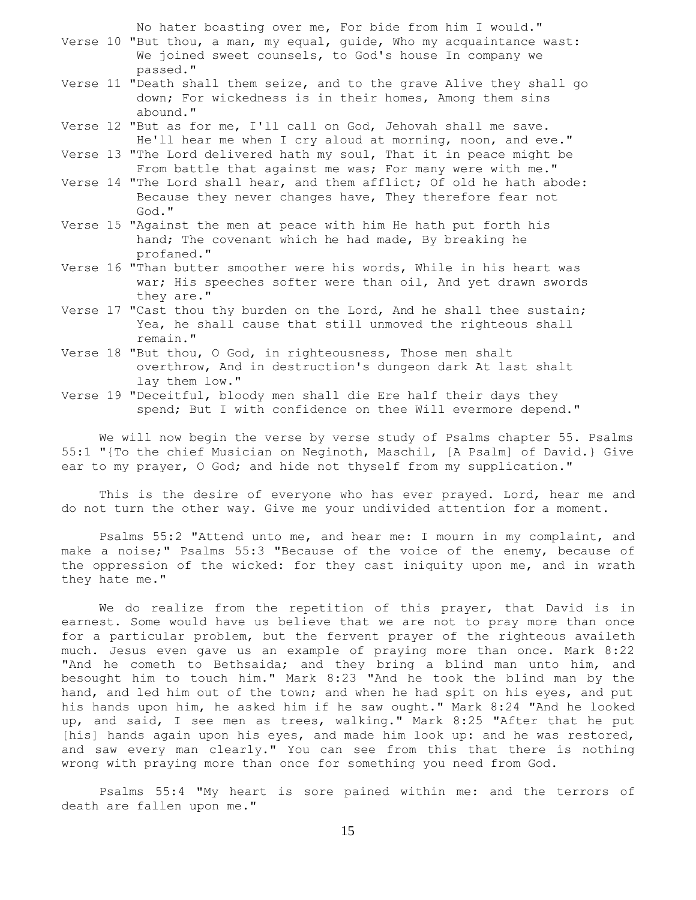No hater boasting over me, For bide from him I would."

Verse 10 "But thou, a man, my equal, guide, Who my acquaintance wast: We joined sweet counsels, to God's house In company we passed."

Verse 11 "Death shall them seize, and to the grave Alive they shall go down; For wickedness is in their homes, Among them sins abound."

Verse 12 "But as for me, I'll call on God, Jehovah shall me save. He'll hear me when I cry aloud at morning, noon, and eve."

Verse 13 "The Lord delivered hath my soul, That it in peace might be From battle that against me was; For many were with me."

Verse 14 "The Lord shall hear, and them afflict; Of old he hath abode: Because they never changes have, They therefore fear not God."

Verse 15 "Against the men at peace with him He hath put forth his hand; The covenant which he had made, By breaking he profaned."

Verse 16 "Than butter smoother were his words, While in his heart was war; His speeches softer were than oil, And yet drawn swords they are."

Verse 17 "Cast thou thy burden on the Lord, And he shall thee sustain; Yea, he shall cause that still unmoved the righteous shall remain."

Verse 18 "But thou, O God, in righteousness, Those men shalt overthrow, And in destruction's dungeon dark At last shalt lay them low."

Verse 19 "Deceitful, bloody men shall die Ere half their days they spend; But I with confidence on thee Will evermore depend."

We will now begin the verse by verse study of Psalms chapter 55. Psalms 55:1 "{To the chief Musician on Neginoth, Maschil, [A Psalm] of David.} Give ear to my prayer, O God; and hide not thyself from my supplication."

This is the desire of everyone who has ever prayed. Lord, hear me and do not turn the other way. Give me your undivided attention for a moment.

Psalms 55:2 "Attend unto me, and hear me: I mourn in my complaint, and make a noise;" Psalms 55:3 "Because of the voice of the enemy, because of the oppression of the wicked: for they cast iniquity upon me, and in wrath they hate me."

We do realize from the repetition of this prayer, that David is in earnest. Some would have us believe that we are not to pray more than once for a particular problem, but the fervent prayer of the righteous availeth much. Jesus even gave us an example of praying more than once. Mark 8:22 "And he cometh to Bethsaida; and they bring a blind man unto him, and besought him to touch him." Mark 8:23 "And he took the blind man by the hand, and led him out of the town; and when he had spit on his eyes, and put his hands upon him, he asked him if he saw ought." Mark 8:24 "And he looked up, and said, I see men as trees, walking." Mark 8:25 "After that he put [his] hands again upon his eyes, and made him look up: and he was restored, and saw every man clearly." You can see from this that there is nothing wrong with praying more than once for something you need from God.

Psalms 55:4 "My heart is sore pained within me: and the terrors of death are fallen upon me."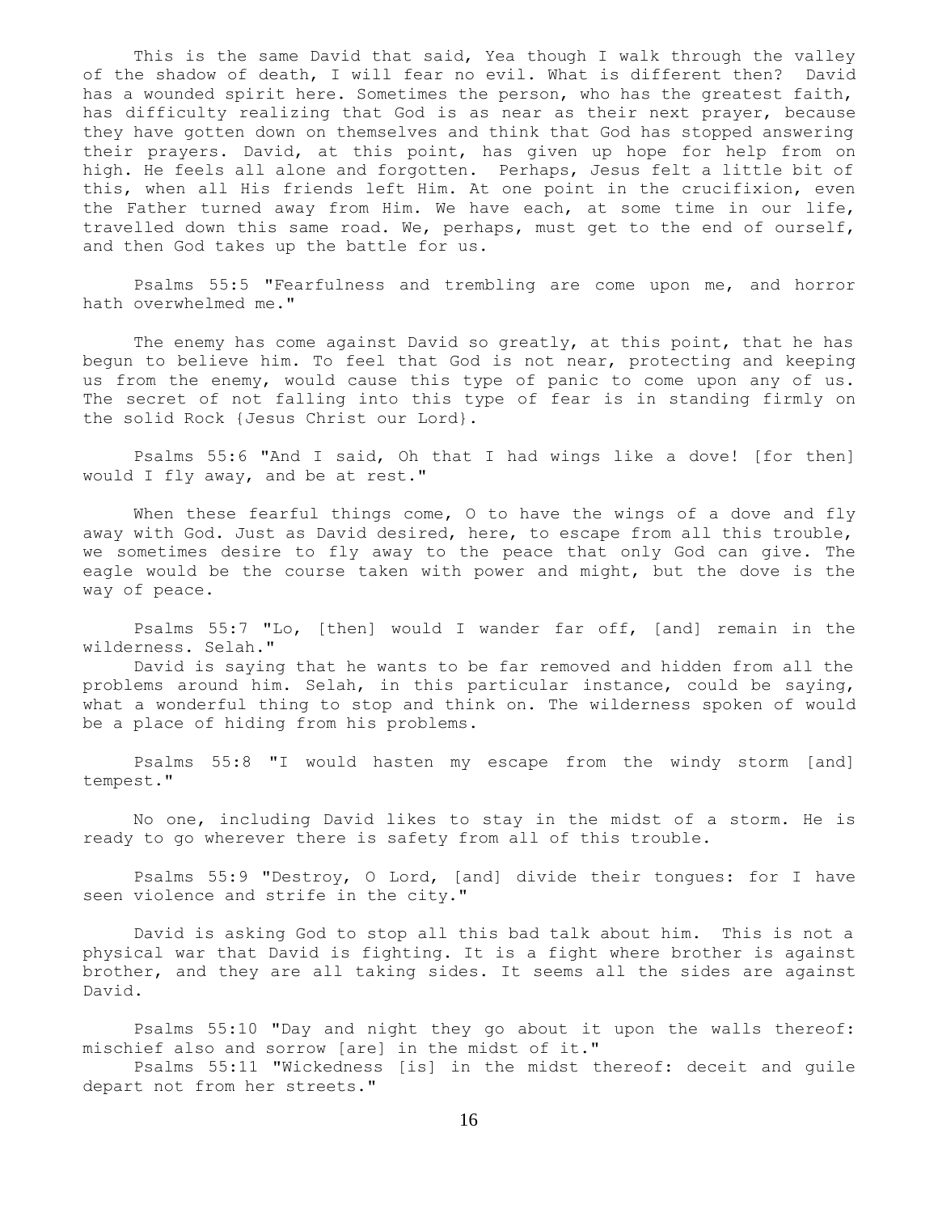This is the same David that said, Yea though I walk through the valley of the shadow of death, I will fear no evil. What is different then? David has a wounded spirit here. Sometimes the person, who has the greatest faith, has difficulty realizing that God is as near as their next prayer, because they have gotten down on themselves and think that God has stopped answering their prayers. David, at this point, has given up hope for help from on high. He feels all alone and forgotten. Perhaps, Jesus felt a little bit of this, when all His friends left Him. At one point in the crucifixion, even the Father turned away from Him. We have each, at some time in our life, travelled down this same road. We, perhaps, must get to the end of ourself, and then God takes up the battle for us.

Psalms 55:5 "Fearfulness and trembling are come upon me, and horror hath overwhelmed me."

The enemy has come against David so greatly, at this point, that he has begun to believe him. To feel that God is not near, protecting and keeping us from the enemy, would cause this type of panic to come upon any of us. The secret of not falling into this type of fear is in standing firmly on the solid Rock {Jesus Christ our Lord}.

Psalms 55:6 "And I said, Oh that I had wings like a dove! [for then] would I fly away, and be at rest."

When these fearful things come, O to have the wings of a dove and fly away with God. Just as David desired, here, to escape from all this trouble, we sometimes desire to fly away to the peace that only God can give. The eagle would be the course taken with power and might, but the dove is the way of peace.

Psalms 55:7 "Lo, [then] would I wander far off, [and] remain in the wilderness. Selah."

David is saying that he wants to be far removed and hidden from all the problems around him. Selah, in this particular instance, could be saying, what a wonderful thing to stop and think on. The wilderness spoken of would be a place of hiding from his problems.

Psalms 55:8 "I would hasten my escape from the windy storm [and] tempest."

No one, including David likes to stay in the midst of a storm. He is ready to go wherever there is safety from all of this trouble.

Psalms 55:9 "Destroy, O Lord, [and] divide their tongues: for I have seen violence and strife in the city."

David is asking God to stop all this bad talk about him. This is not a physical war that David is fighting. It is a fight where brother is against brother, and they are all taking sides. It seems all the sides are against David.

Psalms 55:10 "Day and night they go about it upon the walls thereof: mischief also and sorrow [are] in the midst of it."

Psalms 55:11 "Wickedness [is] in the midst thereof: deceit and guile depart not from her streets."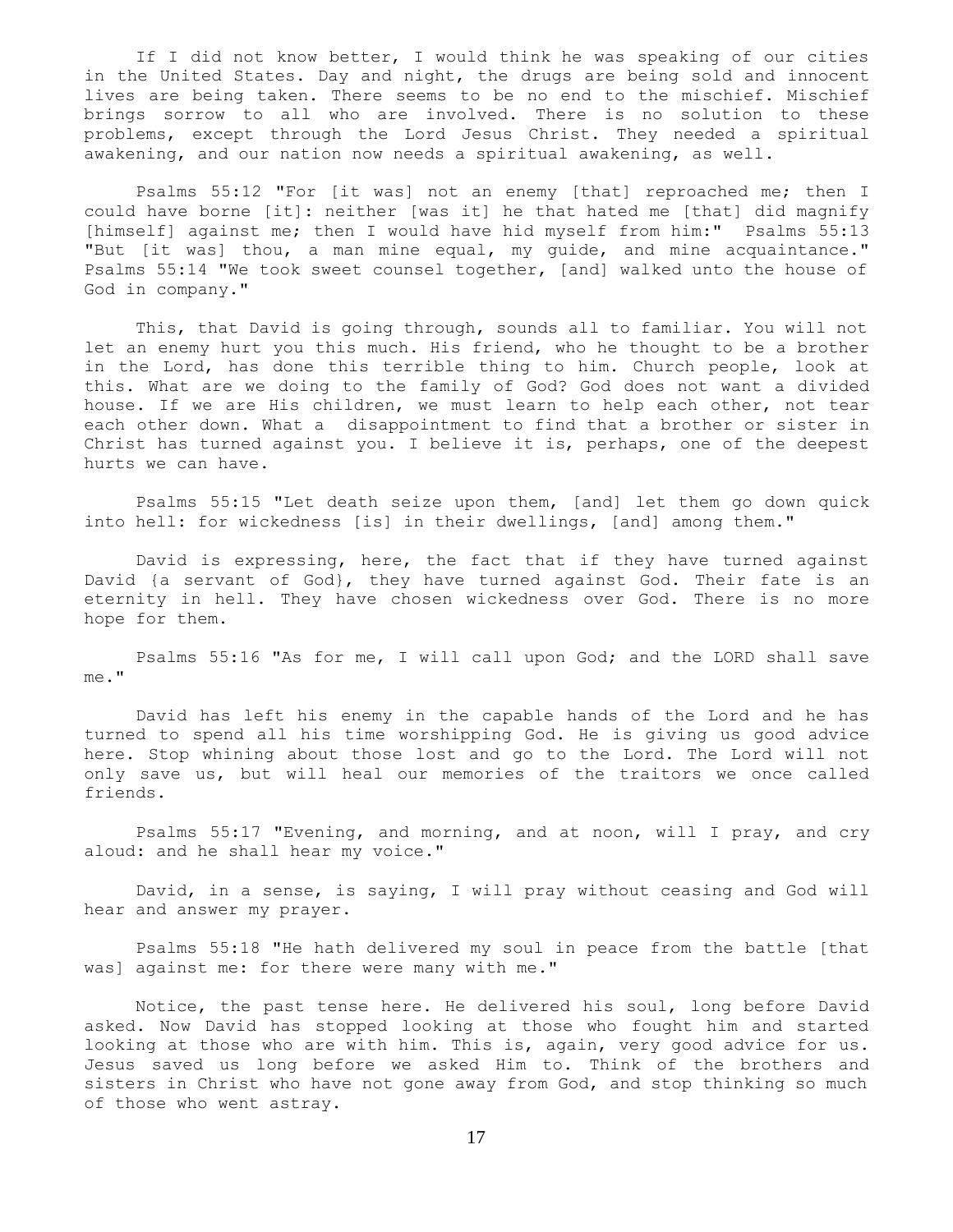If I did not know better, I would think he was speaking of our cities in the United States. Day and night, the drugs are being sold and innocent lives are being taken. There seems to be no end to the mischief. Mischief brings sorrow to all who are involved. There is no solution to these problems, except through the Lord Jesus Christ. They needed a spiritual awakening, and our nation now needs a spiritual awakening, as well.

Psalms 55:12 "For [it was] not an enemy [that] reproached me; then I could have borne [it]: neither [was it] he that hated me [that] did magnify [himself] against me; then I would have hid myself from him:" Psalms 55:13 "But [it was] thou, a man mine equal, my guide, and mine acquaintance." Psalms 55:14 "We took sweet counsel together, [and] walked unto the house of God in company."

This, that David is going through, sounds all to familiar. You will not let an enemy hurt you this much. His friend, who he thought to be a brother in the Lord, has done this terrible thing to him. Church people, look at this. What are we doing to the family of God? God does not want a divided house. If we are His children, we must learn to help each other, not tear each other down. What a disappointment to find that a brother or sister in Christ has turned against you. I believe it is, perhaps, one of the deepest hurts we can have.

Psalms 55:15 "Let death seize upon them, [and] let them go down quick into hell: for wickedness [is] in their dwellings, [and] among them."

David is expressing, here, the fact that if they have turned against David {a servant of God}, they have turned against God. Their fate is an eternity in hell. They have chosen wickedness over God. There is no more hope for them.

Psalms 55:16 "As for me, I will call upon God; and the LORD shall save me."

David has left his enemy in the capable hands of the Lord and he has turned to spend all his time worshipping God. He is giving us good advice here. Stop whining about those lost and go to the Lord. The Lord will not only save us, but will heal our memories of the traitors we once called friends.

Psalms 55:17 "Evening, and morning, and at noon, will I pray, and cry aloud: and he shall hear my voice."

David, in a sense, is saying, I will pray without ceasing and God will hear and answer my prayer.

Psalms 55:18 "He hath delivered my soul in peace from the battle [that was] against me: for there were many with me."

Notice, the past tense here. He delivered his soul, long before David asked. Now David has stopped looking at those who fought him and started looking at those who are with him. This is, again, very good advice for us. Jesus saved us long before we asked Him to. Think of the brothers and sisters in Christ who have not gone away from God, and stop thinking so much of those who went astray.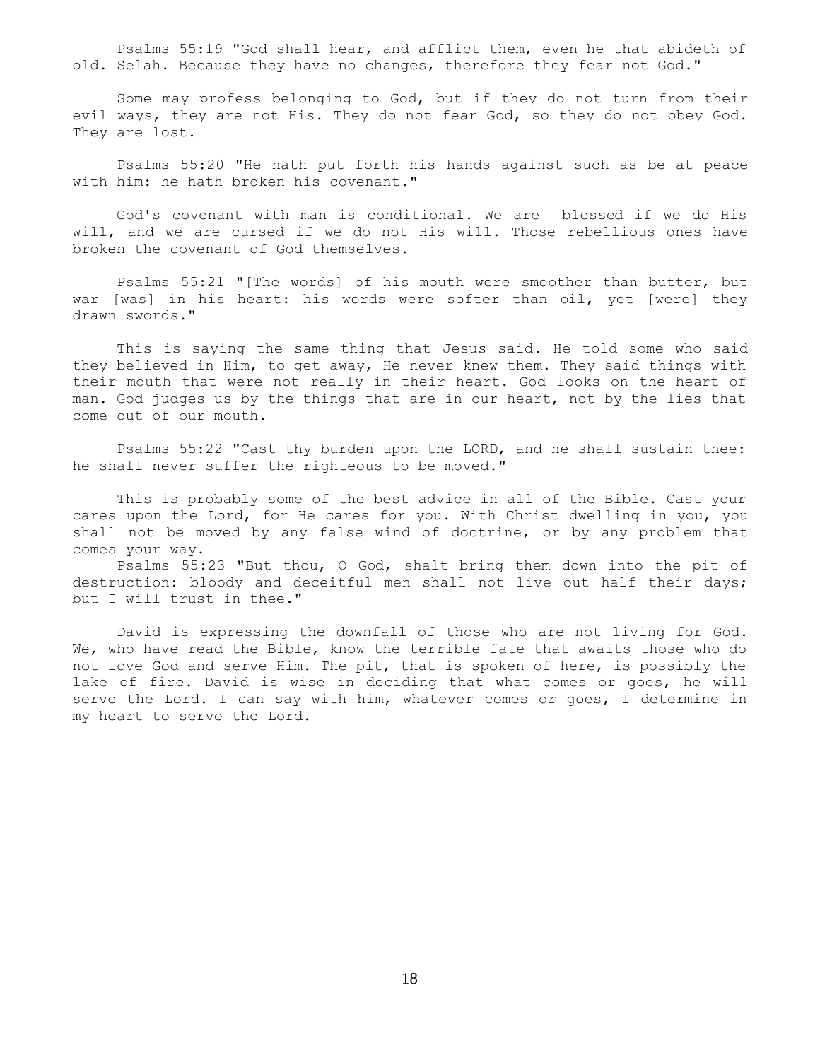Psalms 55:19 "God shall hear, and afflict them, even he that abideth of old. Selah. Because they have no changes, therefore they fear not God."

Some may profess belonging to God, but if they do not turn from their evil ways, they are not His. They do not fear God, so they do not obey God. They are lost.

Psalms 55:20 "He hath put forth his hands against such as be at peace with him: he hath broken his covenant."

God's covenant with man is conditional. We are blessed if we do His will, and we are cursed if we do not His will. Those rebellious ones have broken the covenant of God themselves.

Psalms 55:21 "[The words] of his mouth were smoother than butter, but war [was] in his heart: his words were softer than oil, yet [were] they drawn swords."

This is saying the same thing that Jesus said. He told some who said they believed in Him, to get away, He never knew them. They said things with their mouth that were not really in their heart. God looks on the heart of man. God judges us by the things that are in our heart, not by the lies that come out of our mouth.

Psalms 55:22 "Cast thy burden upon the LORD, and he shall sustain thee: he shall never suffer the righteous to be moved."

This is probably some of the best advice in all of the Bible. Cast your cares upon the Lord, for He cares for you. With Christ dwelling in you, you shall not be moved by any false wind of doctrine, or by any problem that comes your way.

Psalms 55:23 "But thou, O God, shalt bring them down into the pit of destruction: bloody and deceitful men shall not live out half their days; but I will trust in thee."

David is expressing the downfall of those who are not living for God. We, who have read the Bible, know the terrible fate that awaits those who do not love God and serve Him. The pit, that is spoken of here, is possibly the lake of fire. David is wise in deciding that what comes or goes, he will serve the Lord. I can say with him, whatever comes or goes, I determine in my heart to serve the Lord.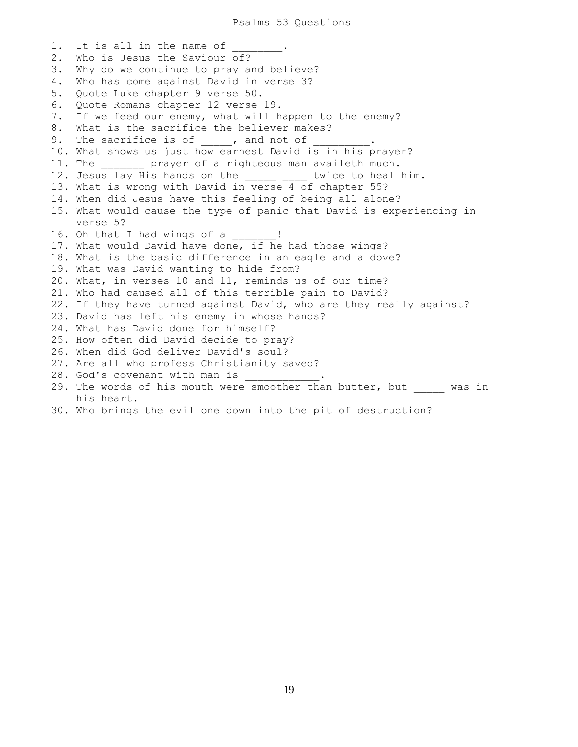# Psalms 53 Questions

1. It is all in the name of ________.
2. Who is Jesus the Saviour of?
3. Why do we continue to pray and believe?
4. Who has come against David in verse 3?
5. Quote Luke chapter 9 verse 50.
6. Quote Romans chapter 12 verse 19.
7. If we feed our enemy, what will happen to the enemy?
8. What is the sacrifice the believer makes?
9. The sacrifice is of _____, and not of _________.
10. What shows us just how earnest David is in his prayer?
11. The _______ prayer of a righteous man availeth much.
12. Jesus lay His hands on the _____ ____ twice to heal him.
13. What is wrong with David in verse 4 of chapter 55?
14. When did Jesus have this feeling of being all alone?
15. What would cause the type of panic that David is experiencing in verse 5?
16. Oh that I had wings of a _______!
17. What would David have done, if he had those wings?
18. What is the basic difference in an eagle and a dove?
19. What was David wanting to hide from?
20. What, in verses 10 and 11, reminds us of our time?
21. Who had caused all of this terrible pain to David?
22. If they have turned against David, who are they really against?
23. David has left his enemy in whose hands?
24. What has David done for himself?
25. How often did David decide to pray?
26. When did God deliver David's soul?
27. Are all who profess Christianity saved?
28. God's covenant with man is ____________.
29. The words of his mouth were smoother than butter, but _____ was in his heart.
30. Who brings the evil one down into the pit of destruction?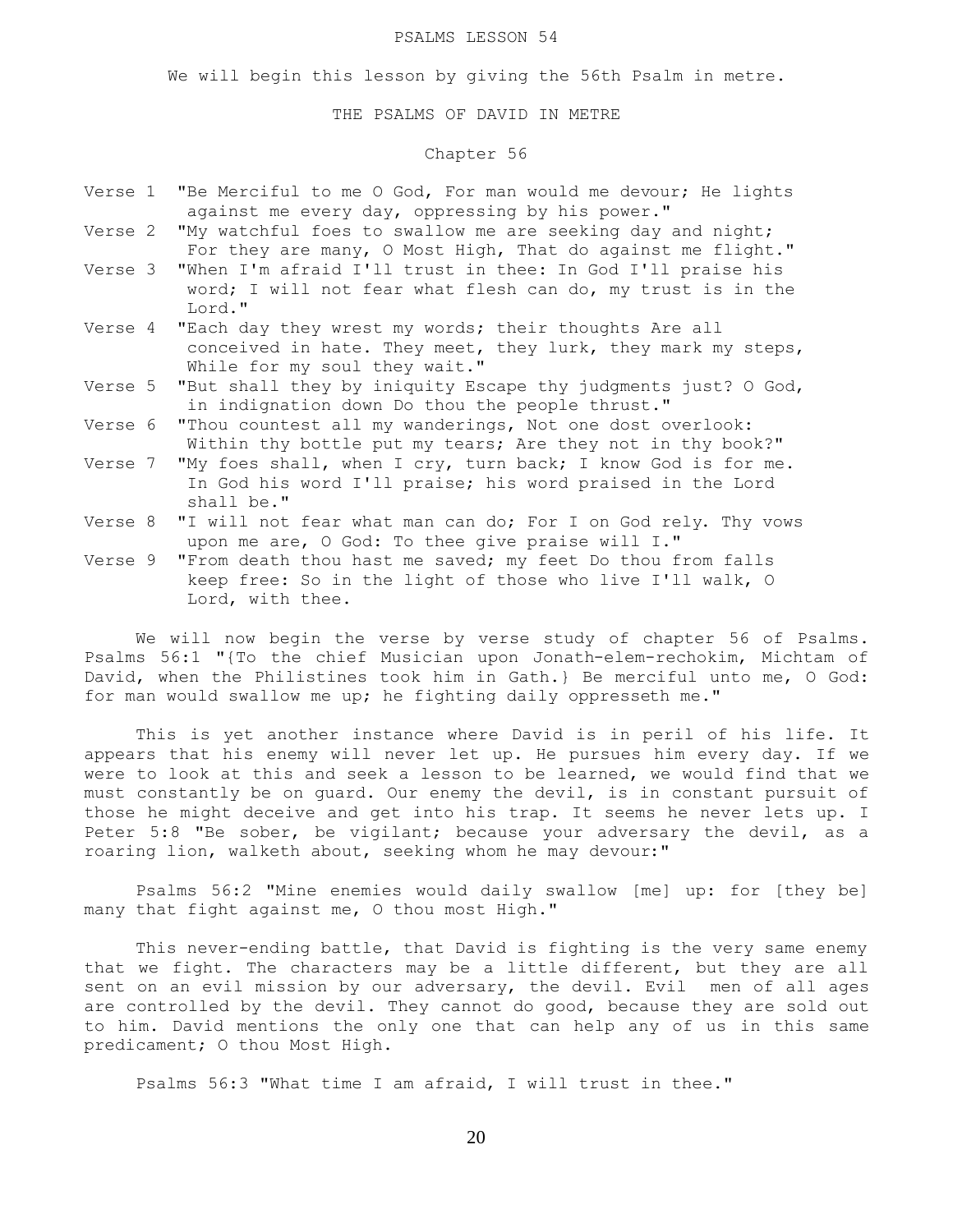# PSALMS LESSON 54

We will begin this lesson by giving the 56th Psalm in metre.

## THE PSALMS OF DAVID IN METRE

### Chapter 56

Verse 1 "Be Merciful to me O God, For man would me devour; He lights against me every day, oppressing by his power."

Verse 2 "My watchful foes to swallow me are seeking day and night; For they are many, O Most High, That do against me flight."

Verse 3 "When I'm afraid I'll trust in thee: In God I'll praise his word; I will not fear what flesh can do, my trust is in the Lord."

Verse 4 "Each day they wrest my words; their thoughts Are all conceived in hate. They meet, they lurk, they mark my steps, While for my soul they wait."

Verse 5 "But shall they by iniquity Escape thy judgments just? O God, in indignation down Do thou the people thrust."

Verse 6 "Thou countest all my wanderings, Not one dost overlook: Within thy bottle put my tears; Are they not in thy book?"

Verse 7 "My foes shall, when I cry, turn back; I know God is for me. In God his word I'll praise; his word praised in the Lord shall be."

Verse 8 "I will not fear what man can do; For I on God rely. Thy vows upon me are, O God: To thee give praise will I."

Verse 9 "From death thou hast me saved; my feet Do thou from falls keep free: So in the light of those who live I'll walk, O Lord, with thee.

We will now begin the verse by verse study of chapter 56 of Psalms. Psalms 56:1 "{To the chief Musician upon Jonath-elem-rechokim, Michtam of David, when the Philistines took him in Gath.} Be merciful unto me, O God: for man would swallow me up; he fighting daily oppresseth me."

This is yet another instance where David is in peril of his life. It appears that his enemy will never let up. He pursues him every day. If we were to look at this and seek a lesson to be learned, we would find that we must constantly be on guard. Our enemy the devil, is in constant pursuit of those he might deceive and get into his trap. It seems he never lets up. I Peter 5:8 "Be sober, be vigilant; because your adversary the devil, as a roaring lion, walketh about, seeking whom he may devour:"

Psalms 56:2 "Mine enemies would daily swallow [me] up: for [they be] many that fight against me, O thou most High."

This never-ending battle, that David is fighting is the very same enemy that we fight. The characters may be a little different, but they are all sent on an evil mission by our adversary, the devil. Evil men of all ages are controlled by the devil. They cannot do good, because they are sold out to him. David mentions the only one that can help any of us in this same predicament; O thou Most High.

Psalms 56:3 "What time I am afraid, I will trust in thee."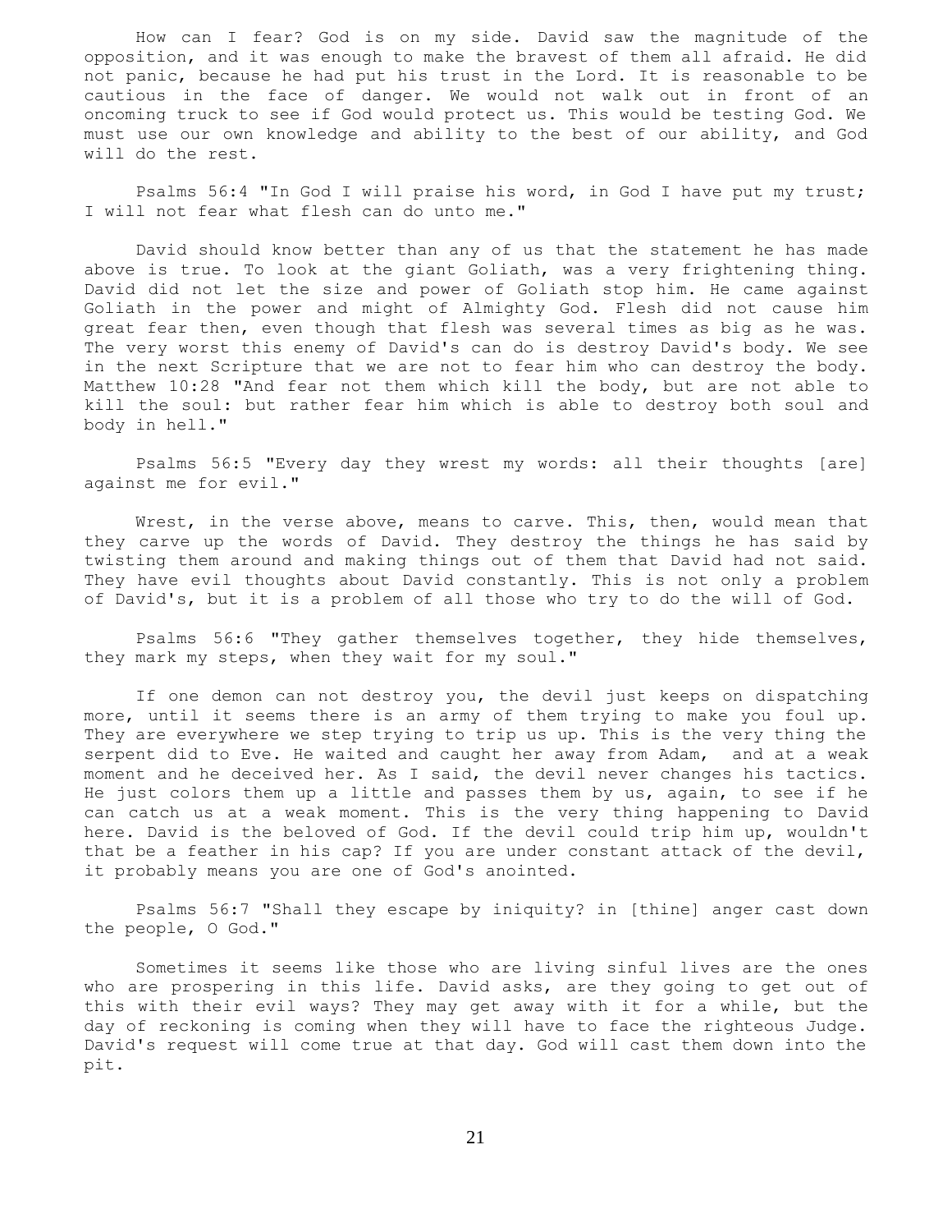How can I fear? God is on my side. David saw the magnitude of the opposition, and it was enough to make the bravest of them all afraid. He did not panic, because he had put his trust in the Lord. It is reasonable to be cautious in the face of danger. We would not walk out in front of an oncoming truck to see if God would protect us. This would be testing God. We must use our own knowledge and ability to the best of our ability, and God will do the rest.

Psalms 56:4 "In God I will praise his word, in God I have put my trust; I will not fear what flesh can do unto me."

David should know better than any of us that the statement he has made above is true. To look at the giant Goliath, was a very frightening thing. David did not let the size and power of Goliath stop him. He came against Goliath in the power and might of Almighty God. Flesh did not cause him great fear then, even though that flesh was several times as big as he was. The very worst this enemy of David's can do is destroy David's body. We see in the next Scripture that we are not to fear him who can destroy the body. Matthew 10:28 "And fear not them which kill the body, but are not able to kill the soul: but rather fear him which is able to destroy both soul and body in hell."

Psalms 56:5 "Every day they wrest my words: all their thoughts [are] against me for evil."

Wrest, in the verse above, means to carve. This, then, would mean that they carve up the words of David. They destroy the things he has said by twisting them around and making things out of them that David had not said. They have evil thoughts about David constantly. This is not only a problem of David's, but it is a problem of all those who try to do the will of God.

Psalms 56:6 "They gather themselves together, they hide themselves, they mark my steps, when they wait for my soul."

If one demon can not destroy you, the devil just keeps on dispatching more, until it seems there is an army of them trying to make you foul up. They are everywhere we step trying to trip us up. This is the very thing the serpent did to Eve. He waited and caught her away from Adam, and at a weak moment and he deceived her. As I said, the devil never changes his tactics. He just colors them up a little and passes them by us, again, to see if he can catch us at a weak moment. This is the very thing happening to David here. David is the beloved of God. If the devil could trip him up, wouldn't that be a feather in his cap? If you are under constant attack of the devil, it probably means you are one of God's anointed.

Psalms 56:7 "Shall they escape by iniquity? in [thine] anger cast down the people, O God."

Sometimes it seems like those who are living sinful lives are the ones who are prospering in this life. David asks, are they going to get out of this with their evil ways? They may get away with it for a while, but the day of reckoning is coming when they will have to face the righteous Judge. David's request will come true at that day. God will cast them down into the pit.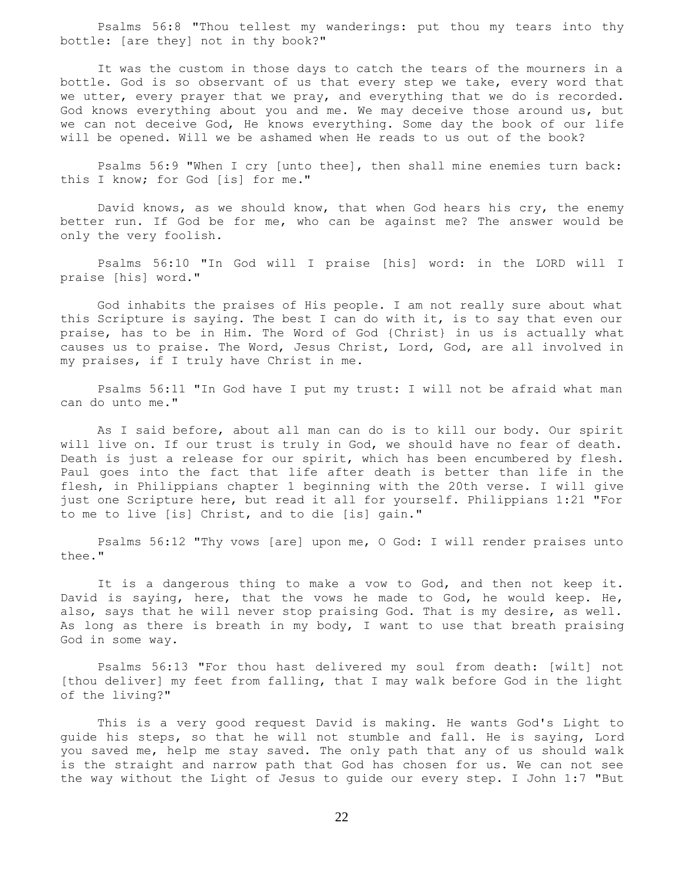Psalms 56:8 "Thou tellest my wanderings: put thou my tears into thy bottle: [are they] not in thy book?"

It was the custom in those days to catch the tears of the mourners in a bottle. God is so observant of us that every step we take, every word that we utter, every prayer that we pray, and everything that we do is recorded. God knows everything about you and me. We may deceive those around us, but we can not deceive God, He knows everything. Some day the book of our life will be opened. Will we be ashamed when He reads to us out of the book?

Psalms 56:9 "When I cry [unto thee], then shall mine enemies turn back: this I know; for God [is] for me."

David knows, as we should know, that when God hears his cry, the enemy better run. If God be for me, who can be against me? The answer would be only the very foolish.

Psalms 56:10 "In God will I praise [his] word: in the LORD will I praise [his] word."

God inhabits the praises of His people. I am not really sure about what this Scripture is saying. The best I can do with it, is to say that even our praise, has to be in Him. The Word of God {Christ} in us is actually what causes us to praise. The Word, Jesus Christ, Lord, God, are all involved in my praises, if I truly have Christ in me.

Psalms 56:11 "In God have I put my trust: I will not be afraid what man can do unto me."

As I said before, about all man can do is to kill our body. Our spirit will live on. If our trust is truly in God, we should have no fear of death. Death is just a release for our spirit, which has been encumbered by flesh. Paul goes into the fact that life after death is better than life in the flesh, in Philippians chapter 1 beginning with the 20th verse. I will give just one Scripture here, but read it all for yourself. Philippians 1:21 "For to me to live [is] Christ, and to die [is] gain."

Psalms 56:12 "Thy vows [are] upon me, O God: I will render praises unto thee."

It is a dangerous thing to make a vow to God, and then not keep it. David is saying, here, that the vows he made to God, he would keep. He, also, says that he will never stop praising God. That is my desire, as well. As long as there is breath in my body, I want to use that breath praising God in some way.

Psalms 56:13 "For thou hast delivered my soul from death: [wilt] not [thou deliver] my feet from falling, that I may walk before God in the light of the living?"

This is a very good request David is making. He wants God's Light to guide his steps, so that he will not stumble and fall. He is saying, Lord you saved me, help me stay saved. The only path that any of us should walk is the straight and narrow path that God has chosen for us. We can not see the way without the Light of Jesus to guide our every step. I John 1:7 "But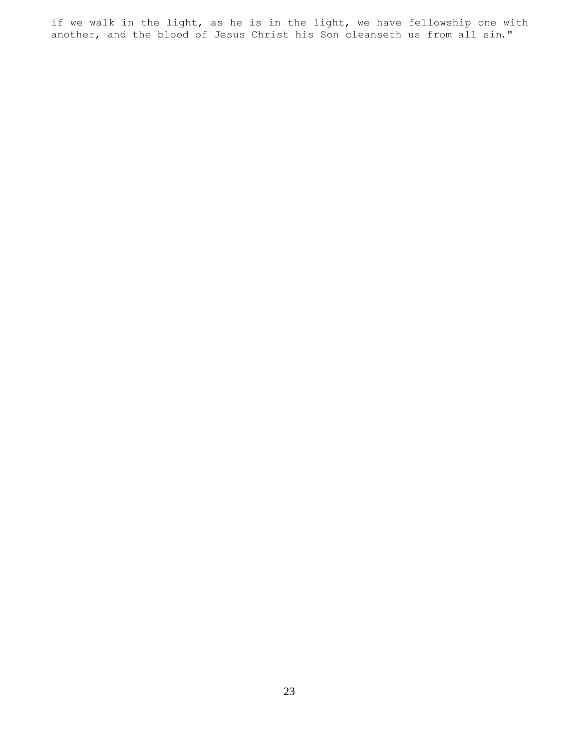if we walk in the light, as he is in the light, we have fellowship one with another, and the blood of Jesus Christ his Son cleanseth us from all sin."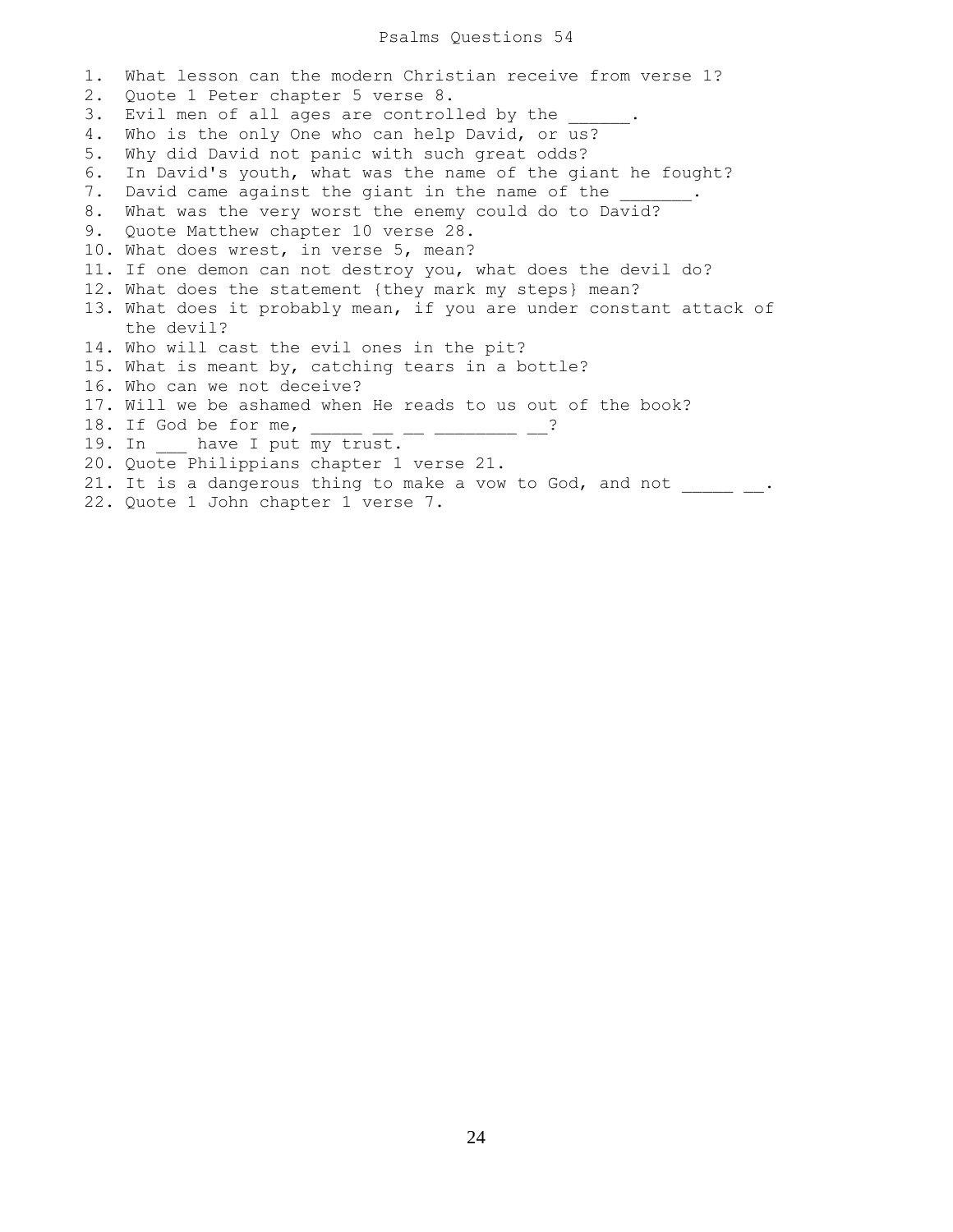# Psalms Questions 54

1. What lesson can the modern Christian receive from verse 1?
2. Quote 1 Peter chapter 5 verse 8.
3. Evil men of all ages are controlled by the ______.
4. Who is the only One who can help David, or us?
5. Why did David not panic with such great odds?
6. In David's youth, what was the name of the giant he fought?
7. David came against the giant in the name of the _______.
8. What was the very worst the enemy could do to David?
9. Quote Matthew chapter 10 verse 28.
10. What does wrest, in verse 5, mean?
11. If one demon can not destroy you, what does the devil do?
12. What does the statement {they mark my steps} mean?
13. What does it probably mean, if you are under constant attack of the devil?
14. Who will cast the evil ones in the pit?
15. What is meant by, catching tears in a bottle?
16. Who can we not deceive?
17. Will we be ashamed when He reads to us out of the book?
18. If God be for me, _____ __ __ ________ __?
19. In ___ have I put my trust.
20. Quote Philippians chapter 1 verse 21.
21. It is a dangerous thing to make a vow to God, and not _____ __.
22. Quote 1 John chapter 1 verse 7.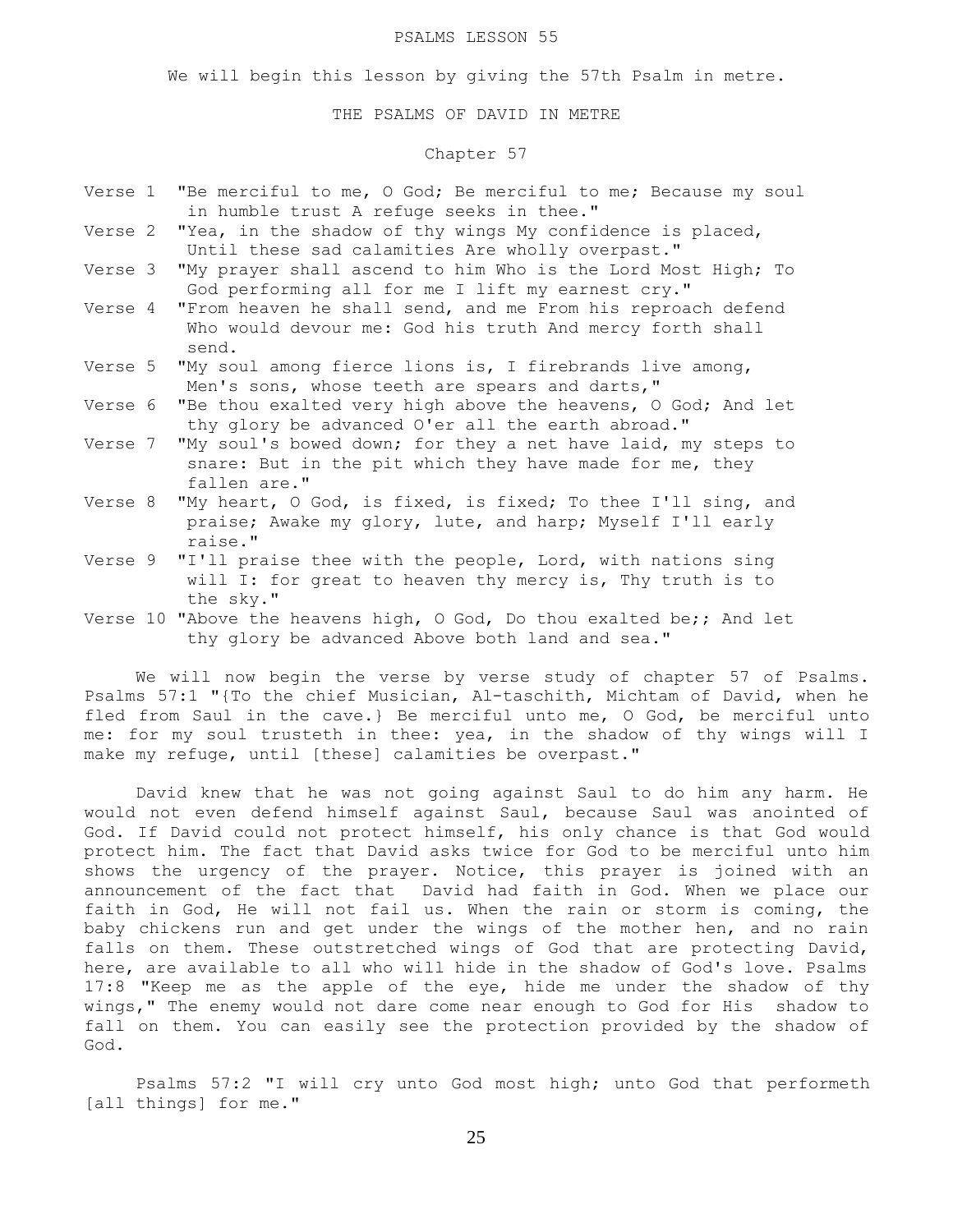PSALMS LESSON 55

We will begin this lesson by giving the 57th Psalm in metre.

THE PSALMS OF DAVID IN METRE

Chapter 57

Verse 1 "Be merciful to me, O God; Be merciful to me; Because my soul in humble trust A refuge seeks in thee."

Verse 2 "Yea, in the shadow of thy wings My confidence is placed, Until these sad calamities Are wholly overpast."

Verse 3 "My prayer shall ascend to him Who is the Lord Most High; To God performing all for me I lift my earnest cry."

Verse 4 "From heaven he shall send, and me From his reproach defend Who would devour me: God his truth And mercy forth shall send.

Verse 5 "My soul among fierce lions is, I firebrands live among, Men's sons, whose teeth are spears and darts,"

Verse 6 "Be thou exalted very high above the heavens, O God; And let thy glory be advanced O'er all the earth abroad."

Verse 7 "My soul's bowed down; for they a net have laid, my steps to snare: But in the pit which they have made for me, they fallen are."

Verse 8 "My heart, O God, is fixed, is fixed; To thee I'll sing, and praise; Awake my glory, lute, and harp; Myself I'll early raise."

Verse 9 "I'll praise thee with the people, Lord, with nations sing will I: for great to heaven thy mercy is, Thy truth is to the sky."

Verse 10 "Above the heavens high, O God, Do thou exalted be;; And let thy glory be advanced Above both land and sea."

We will now begin the verse by verse study of chapter 57 of Psalms. Psalms 57:1 "{To the chief Musician, Al-taschith, Michtam of David, when he fled from Saul in the cave.} Be merciful unto me, O God, be merciful unto me: for my soul trusteth in thee: yea, in the shadow of thy wings will I make my refuge, until [these] calamities be overpast."

David knew that he was not going against Saul to do him any harm. He would not even defend himself against Saul, because Saul was anointed of God. If David could not protect himself, his only chance is that God would protect him. The fact that David asks twice for God to be merciful unto him shows the urgency of the prayer. Notice, this prayer is joined with an announcement of the fact that David had faith in God. When we place our faith in God, He will not fail us. When the rain or storm is coming, the baby chickens run and get under the wings of the mother hen, and no rain falls on them. These outstretched wings of God that are protecting David, here, are available to all who will hide in the shadow of God's love. Psalms 17:8 "Keep me as the apple of the eye, hide me under the shadow of thy wings," The enemy would not dare come near enough to God for His shadow to fall on them. You can easily see the protection provided by the shadow of God.

Psalms 57:2 "I will cry unto God most high; unto God that performeth [all things] for me."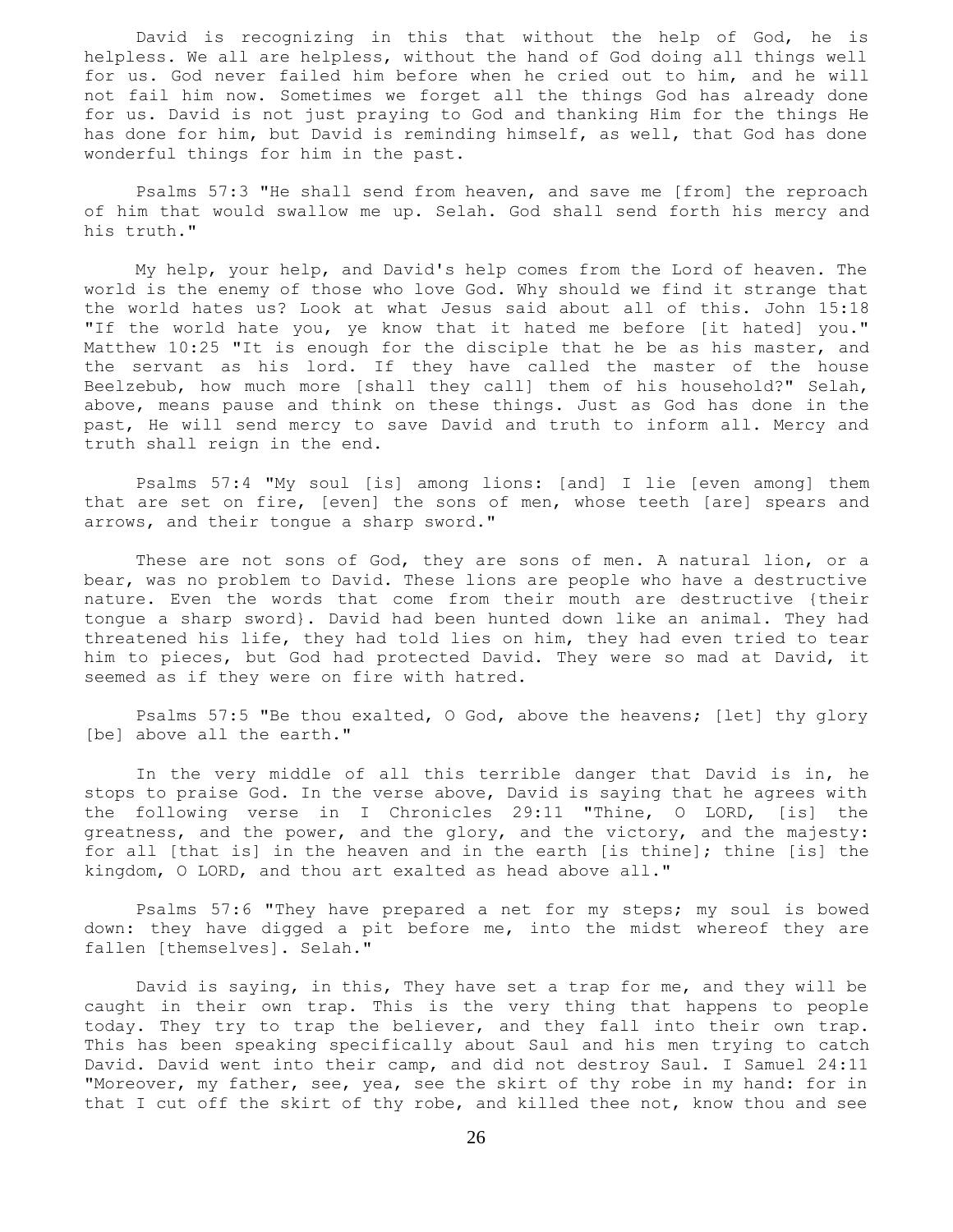David is recognizing in this that without the help of God, he is helpless. We all are helpless, without the hand of God doing all things well for us. God never failed him before when he cried out to him, and he will not fail him now. Sometimes we forget all the things God has already done for us. David is not just praying to God and thanking Him for the things He has done for him, but David is reminding himself, as well, that God has done wonderful things for him in the past.

Psalms 57:3 "He shall send from heaven, and save me [from] the reproach of him that would swallow me up. Selah. God shall send forth his mercy and his truth."

My help, your help, and David's help comes from the Lord of heaven. The world is the enemy of those who love God. Why should we find it strange that the world hates us? Look at what Jesus said about all of this. John 15:18 "If the world hate you, ye know that it hated me before [it hated] you." Matthew 10:25 "It is enough for the disciple that he be as his master, and the servant as his lord. If they have called the master of the house Beelzebub, how much more [shall they call] them of his household?" Selah, above, means pause and think on these things. Just as God has done in the past, He will send mercy to save David and truth to inform all. Mercy and truth shall reign in the end.

Psalms 57:4 "My soul [is] among lions: [and] I lie [even among] them that are set on fire, [even] the sons of men, whose teeth [are] spears and arrows, and their tongue a sharp sword."

These are not sons of God, they are sons of men. A natural lion, or a bear, was no problem to David. These lions are people who have a destructive nature. Even the words that come from their mouth are destructive {their tongue a sharp sword}. David had been hunted down like an animal. They had threatened his life, they had told lies on him, they had even tried to tear him to pieces, but God had protected David. They were so mad at David, it seemed as if they were on fire with hatred.

Psalms 57:5 "Be thou exalted, O God, above the heavens; [let] thy glory [be] above all the earth."

In the very middle of all this terrible danger that David is in, he stops to praise God. In the verse above, David is saying that he agrees with the following verse in I Chronicles 29:11 "Thine, O LORD, [is] the greatness, and the power, and the glory, and the victory, and the majesty: for all [that is] in the heaven and in the earth [is thine]; thine [is] the kingdom, O LORD, and thou art exalted as head above all."

Psalms 57:6 "They have prepared a net for my steps; my soul is bowed down: they have digged a pit before me, into the midst whereof they are fallen [themselves]. Selah."

David is saying, in this, They have set a trap for me, and they will be caught in their own trap. This is the very thing that happens to people today. They try to trap the believer, and they fall into their own trap. This has been speaking specifically about Saul and his men trying to catch David. David went into their camp, and did not destroy Saul. I Samuel 24:11 "Moreover, my father, see, yea, see the skirt of thy robe in my hand: for in that I cut off the skirt of thy robe, and killed thee not, know thou and see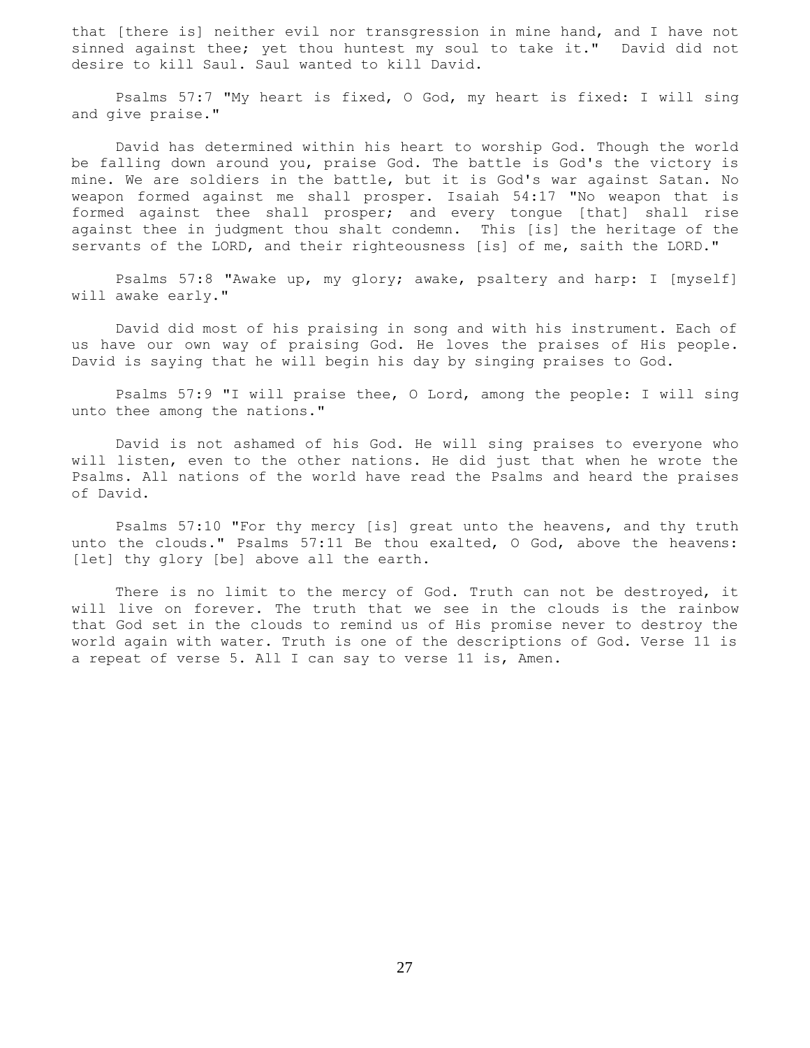that [there is] neither evil nor transgression in mine hand, and I have not sinned against thee; yet thou huntest my soul to take it." David did not desire to kill Saul. Saul wanted to kill David.

Psalms 57:7 "My heart is fixed, O God, my heart is fixed: I will sing and give praise."

David has determined within his heart to worship God. Though the world be falling down around you, praise God. The battle is God's the victory is mine. We are soldiers in the battle, but it is God's war against Satan. No weapon formed against me shall prosper. Isaiah 54:17 "No weapon that is formed against thee shall prosper; and every tongue [that] shall rise against thee in judgment thou shalt condemn. This [is] the heritage of the servants of the LORD, and their righteousness [is] of me, saith the LORD."

Psalms 57:8 "Awake up, my glory; awake, psaltery and harp: I [myself] will awake early."

David did most of his praising in song and with his instrument. Each of us have our own way of praising God. He loves the praises of His people. David is saying that he will begin his day by singing praises to God.

Psalms 57:9 "I will praise thee, O Lord, among the people: I will sing unto thee among the nations."

David is not ashamed of his God. He will sing praises to everyone who will listen, even to the other nations. He did just that when he wrote the Psalms. All nations of the world have read the Psalms and heard the praises of David.

Psalms 57:10 "For thy mercy [is] great unto the heavens, and thy truth unto the clouds." Psalms 57:11 Be thou exalted, O God, above the heavens: [let] thy glory [be] above all the earth.

There is no limit to the mercy of God. Truth can not be destroyed, it will live on forever. The truth that we see in the clouds is the rainbow that God set in the clouds to remind us of His promise never to destroy the world again with water. Truth is one of the descriptions of God. Verse 11 is a repeat of verse 5. All I can say to verse 11 is, Amen.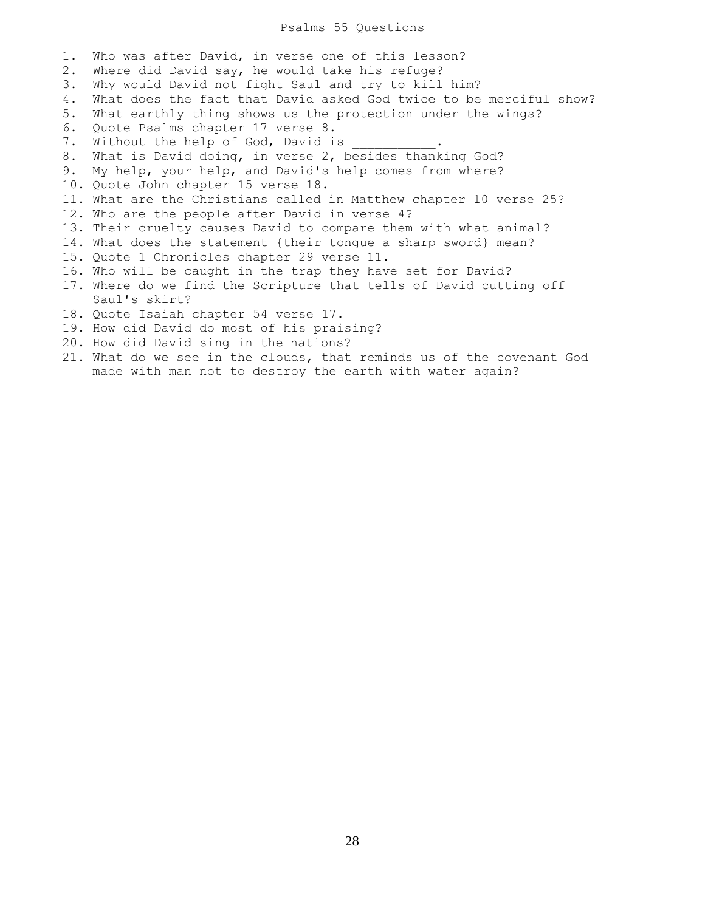# Psalms 55 Questions

1. Who was after David, in verse one of this lesson?
2. Where did David say, he would take his refuge?
3. Why would David not fight Saul and try to kill him?
4. What does the fact that David asked God twice to be merciful show?
5. What earthly thing shows us the protection under the wings?
6. Quote Psalms chapter 17 verse 8.
7. Without the help of God, David is ___________.
8. What is David doing, in verse 2, besides thanking God?
9. My help, your help, and David's help comes from where?
10. Quote John chapter 15 verse 18.
11. What are the Christians called in Matthew chapter 10 verse 25?
12. Who are the people after David in verse 4?
13. Their cruelty causes David to compare them with what animal?
14. What does the statement {their tongue a sharp sword} mean?
15. Quote 1 Chronicles chapter 29 verse 11.
16. Who will be caught in the trap they have set for David?
17. Where do we find the Scripture that tells of David cutting off Saul's skirt?
18. Quote Isaiah chapter 54 verse 17.
19. How did David do most of his praising?
20. How did David sing in the nations?
21. What do we see in the clouds, that reminds us of the covenant God made with man not to destroy the earth with water again?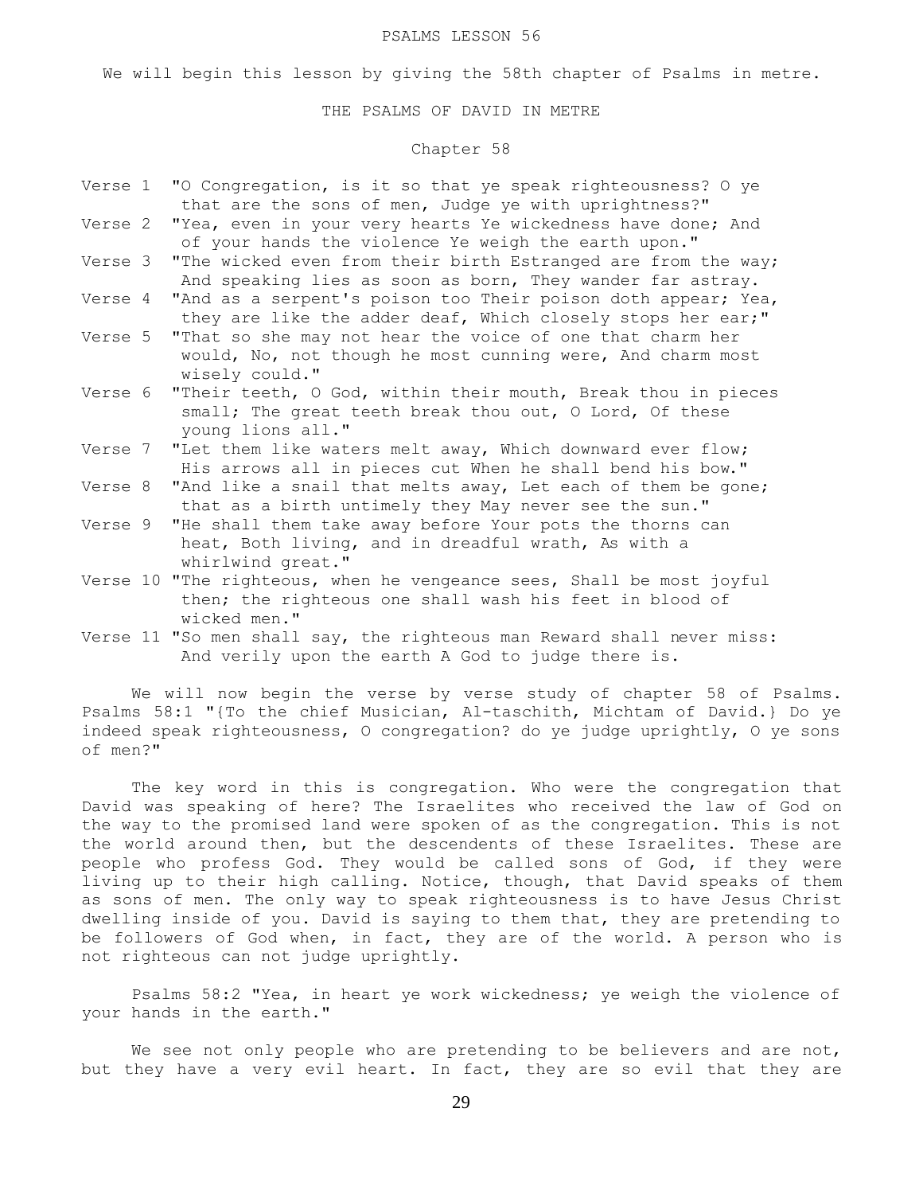# PSALMS LESSON 56

We will begin this lesson by giving the 58th chapter of Psalms in metre.

## THE PSALMS OF DAVID IN METRE

### Chapter 58

Verse 1 "O Congregation, is it so that ye speak righteousness? O ye that are the sons of men, Judge ye with uprightness?"

Verse 2 "Yea, even in your very hearts Ye wickedness have done; And of your hands the violence Ye weigh the earth upon."

Verse 3 "The wicked even from their birth Estranged are from the way; And speaking lies as soon as born, They wander far astray.

Verse 4 "And as a serpent's poison too Their poison doth appear; Yea, they are like the adder deaf, Which closely stops her ear;"

Verse 5 "That so she may not hear the voice of one that charm her would, No, not though he most cunning were, And charm most wisely could."

Verse 6 "Their teeth, O God, within their mouth, Break thou in pieces small; The great teeth break thou out, O Lord, Of these young lions all."

Verse 7 "Let them like waters melt away, Which downward ever flow; His arrows all in pieces cut When he shall bend his bow."

Verse 8 "And like a snail that melts away, Let each of them be gone; that as a birth untimely they May never see the sun."

Verse 9 "He shall them take away before Your pots the thorns can heat, Both living, and in dreadful wrath, As with a whirlwind great."

Verse 10 "The righteous, when he vengeance sees, Shall be most joyful then; the righteous one shall wash his feet in blood of wicked men."

Verse 11 "So men shall say, the righteous man Reward shall never miss: And verily upon the earth A God to judge there is.

We will now begin the verse by verse study of chapter 58 of Psalms. Psalms 58:1 "{To the chief Musician, Al-taschith, Michtam of David.} Do ye indeed speak righteousness, O congregation? do ye judge uprightly, O ye sons of men?"

The key word in this is congregation. Who were the congregation that David was speaking of here? The Israelites who received the law of God on the way to the promised land were spoken of as the congregation. This is not the world around then, but the descendents of these Israelites. These are people who profess God. They would be called sons of God, if they were living up to their high calling. Notice, though, that David speaks of them as sons of men. The only way to speak righteousness is to have Jesus Christ dwelling inside of you. David is saying to them that, they are pretending to be followers of God when, in fact, they are of the world. A person who is not righteous can not judge uprightly.

Psalms 58:2 "Yea, in heart ye work wickedness; ye weigh the violence of your hands in the earth."

We see not only people who are pretending to be believers and are not, but they have a very evil heart. In fact, they are so evil that they are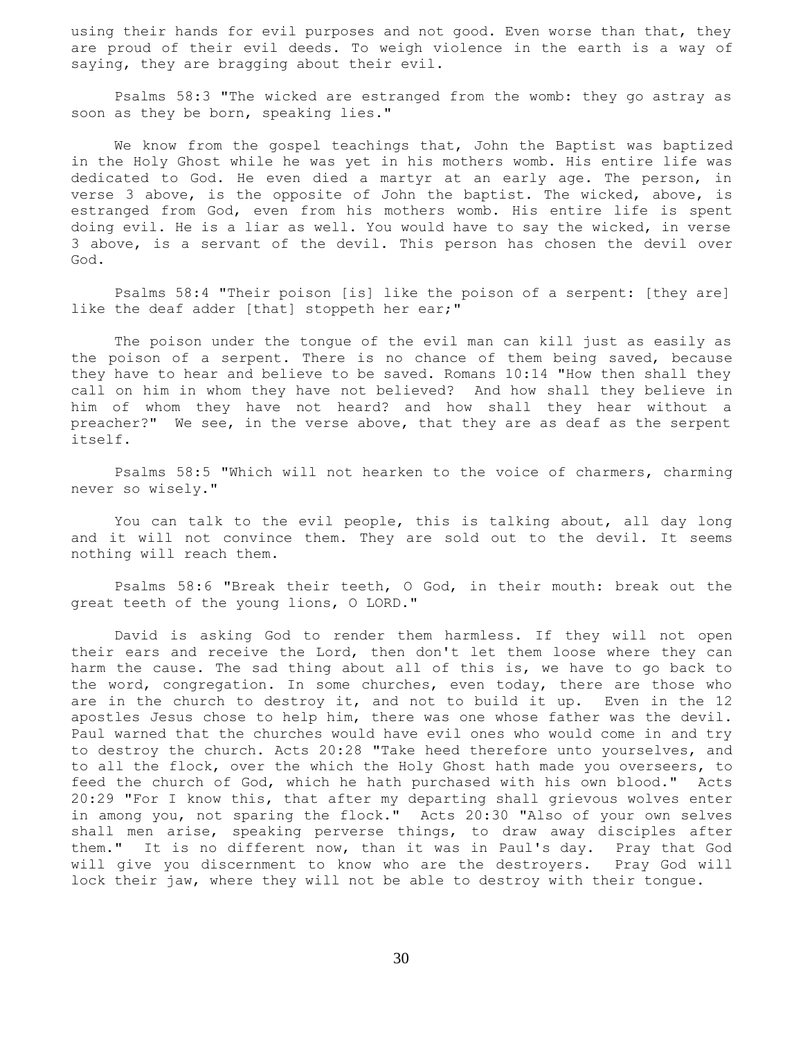using their hands for evil purposes and not good. Even worse than that, they are proud of their evil deeds. To weigh violence in the earth is a way of saying, they are bragging about their evil.

Psalms 58:3 "The wicked are estranged from the womb: they go astray as soon as they be born, speaking lies."

We know from the gospel teachings that, John the Baptist was baptized in the Holy Ghost while he was yet in his mothers womb. His entire life was dedicated to God. He even died a martyr at an early age. The person, in verse 3 above, is the opposite of John the baptist. The wicked, above, is estranged from God, even from his mothers womb. His entire life is spent doing evil. He is a liar as well. You would have to say the wicked, in verse 3 above, is a servant of the devil. This person has chosen the devil over God.

Psalms 58:4 "Their poison [is] like the poison of a serpent: [they are] like the deaf adder [that] stoppeth her ear;"

The poison under the tongue of the evil man can kill just as easily as the poison of a serpent. There is no chance of them being saved, because they have to hear and believe to be saved. Romans 10:14 "How then shall they call on him in whom they have not believed? And how shall they believe in him of whom they have not heard? and how shall they hear without a preacher?" We see, in the verse above, that they are as deaf as the serpent itself.

Psalms 58:5 "Which will not hearken to the voice of charmers, charming never so wisely."

You can talk to the evil people, this is talking about, all day long and it will not convince them. They are sold out to the devil. It seems nothing will reach them.

Psalms 58:6 "Break their teeth, O God, in their mouth: break out the great teeth of the young lions, O LORD."

David is asking God to render them harmless. If they will not open their ears and receive the Lord, then don't let them loose where they can harm the cause. The sad thing about all of this is, we have to go back to the word, congregation. In some churches, even today, there are those who are in the church to destroy it, and not to build it up. Even in the 12 apostles Jesus chose to help him, there was one whose father was the devil. Paul warned that the churches would have evil ones who would come in and try to destroy the church. Acts 20:28 "Take heed therefore unto yourselves, and to all the flock, over the which the Holy Ghost hath made you overseers, to feed the church of God, which he hath purchased with his own blood." Acts 20:29 "For I know this, that after my departing shall grievous wolves enter in among you, not sparing the flock." Acts 20:30 "Also of your own selves shall men arise, speaking perverse things, to draw away disciples after them." It is no different now, than it was in Paul's day. Pray that God will give you discernment to know who are the destroyers. Pray God will lock their jaw, where they will not be able to destroy with their tongue.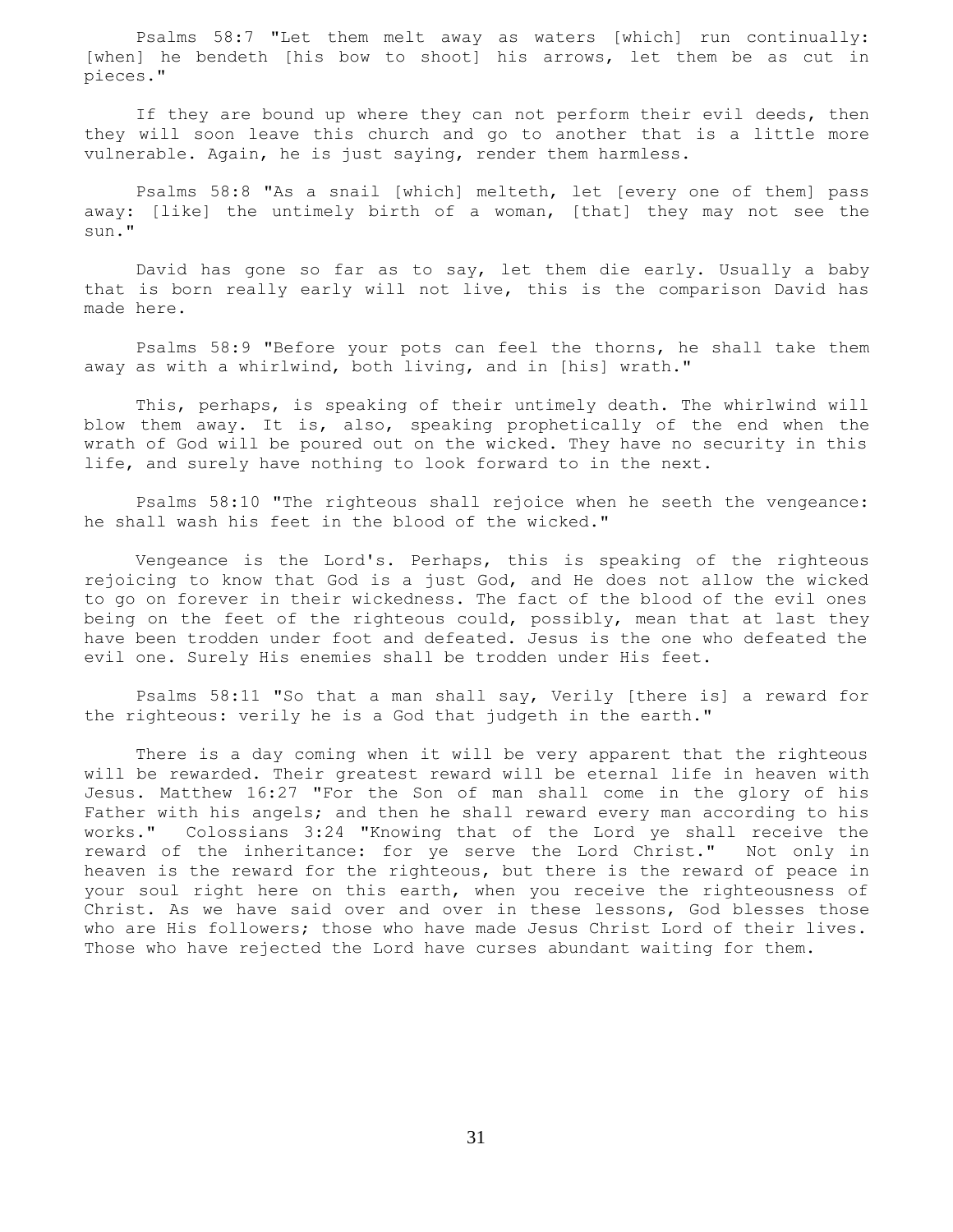Psalms 58:7 "Let them melt away as waters [which] run continually: [when] he bendeth [his bow to shoot] his arrows, let them be as cut in pieces."

If they are bound up where they can not perform their evil deeds, then they will soon leave this church and go to another that is a little more vulnerable. Again, he is just saying, render them harmless.

Psalms 58:8 "As a snail [which] melteth, let [every one of them] pass away: [like] the untimely birth of a woman, [that] they may not see the sun."

David has gone so far as to say, let them die early. Usually a baby that is born really early will not live, this is the comparison David has made here.

Psalms 58:9 "Before your pots can feel the thorns, he shall take them away as with a whirlwind, both living, and in [his] wrath."

This, perhaps, is speaking of their untimely death. The whirlwind will blow them away. It is, also, speaking prophetically of the end when the wrath of God will be poured out on the wicked. They have no security in this life, and surely have nothing to look forward to in the next.

Psalms 58:10 "The righteous shall rejoice when he seeth the vengeance: he shall wash his feet in the blood of the wicked."

Vengeance is the Lord's. Perhaps, this is speaking of the righteous rejoicing to know that God is a just God, and He does not allow the wicked to go on forever in their wickedness. The fact of the blood of the evil ones being on the feet of the righteous could, possibly, mean that at last they have been trodden under foot and defeated. Jesus is the one who defeated the evil one. Surely His enemies shall be trodden under His feet.

Psalms 58:11 "So that a man shall say, Verily [there is] a reward for the righteous: verily he is a God that judgeth in the earth."

There is a day coming when it will be very apparent that the righteous will be rewarded. Their greatest reward will be eternal life in heaven with Jesus. Matthew 16:27 "For the Son of man shall come in the glory of his Father with his angels; and then he shall reward every man according to his works." Colossians 3:24 "Knowing that of the Lord ye shall receive the reward of the inheritance: for ye serve the Lord Christ." Not only in heaven is the reward for the righteous, but there is the reward of peace in your soul right here on this earth, when you receive the righteousness of Christ. As we have said over and over in these lessons, God blesses those who are His followers; those who have made Jesus Christ Lord of their lives. Those who have rejected the Lord have curses abundant waiting for them.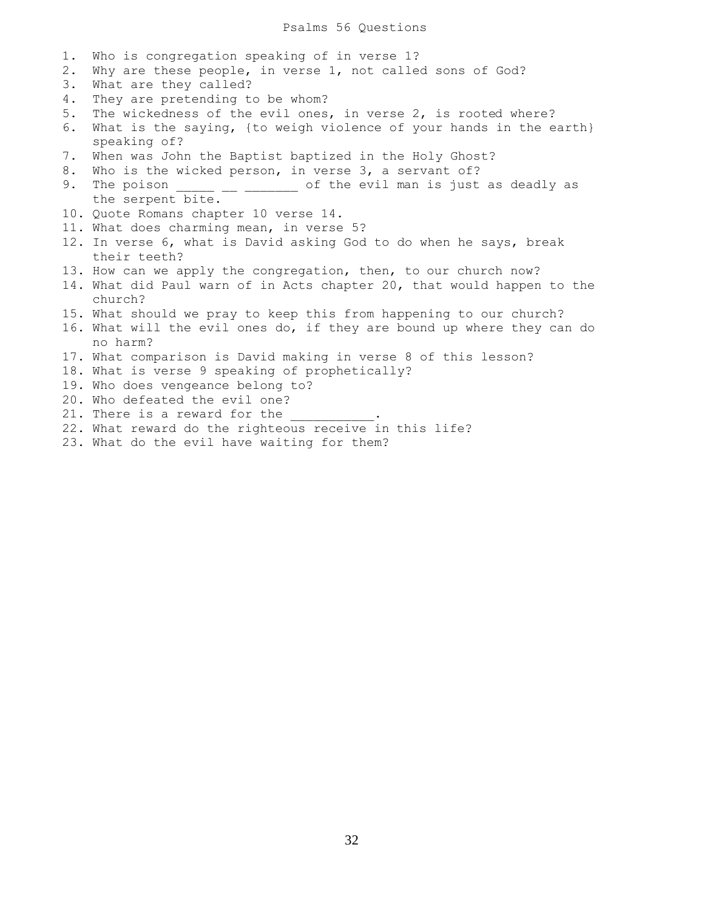# Psalms 56 Questions

1. Who is congregation speaking of in verse 1?
2. Why are these people, in verse 1, not called sons of God?
3. What are they called?
4. They are pretending to be whom?
5. The wickedness of the evil ones, in verse 2, is rooted where?
6. What is the saying, {to weigh violence of your hands in the earth} speaking of?
7. When was John the Baptist baptized in the Holy Ghost?
8. Who is the wicked person, in verse 3, a servant of?
9. The poison _____ __ _______ of the evil man is just as deadly as the serpent bite.
10. Quote Romans chapter 10 verse 14.
11. What does charming mean, in verse 5?
12. In verse 6, what is David asking God to do when he says, break their teeth?
13. How can we apply the congregation, then, to our church now?
14. What did Paul warn of in Acts chapter 20, that would happen to the church?
15. What should we pray to keep this from happening to our church?
16. What will the evil ones do, if they are bound up where they can do no harm?
17. What comparison is David making in verse 8 of this lesson?
18. What is verse 9 speaking of prophetically?
19. Who does vengeance belong to?
20. Who defeated the evil one?
21. There is a reward for the ___________.
22. What reward do the righteous receive in this life?
23. What do the evil have waiting for them?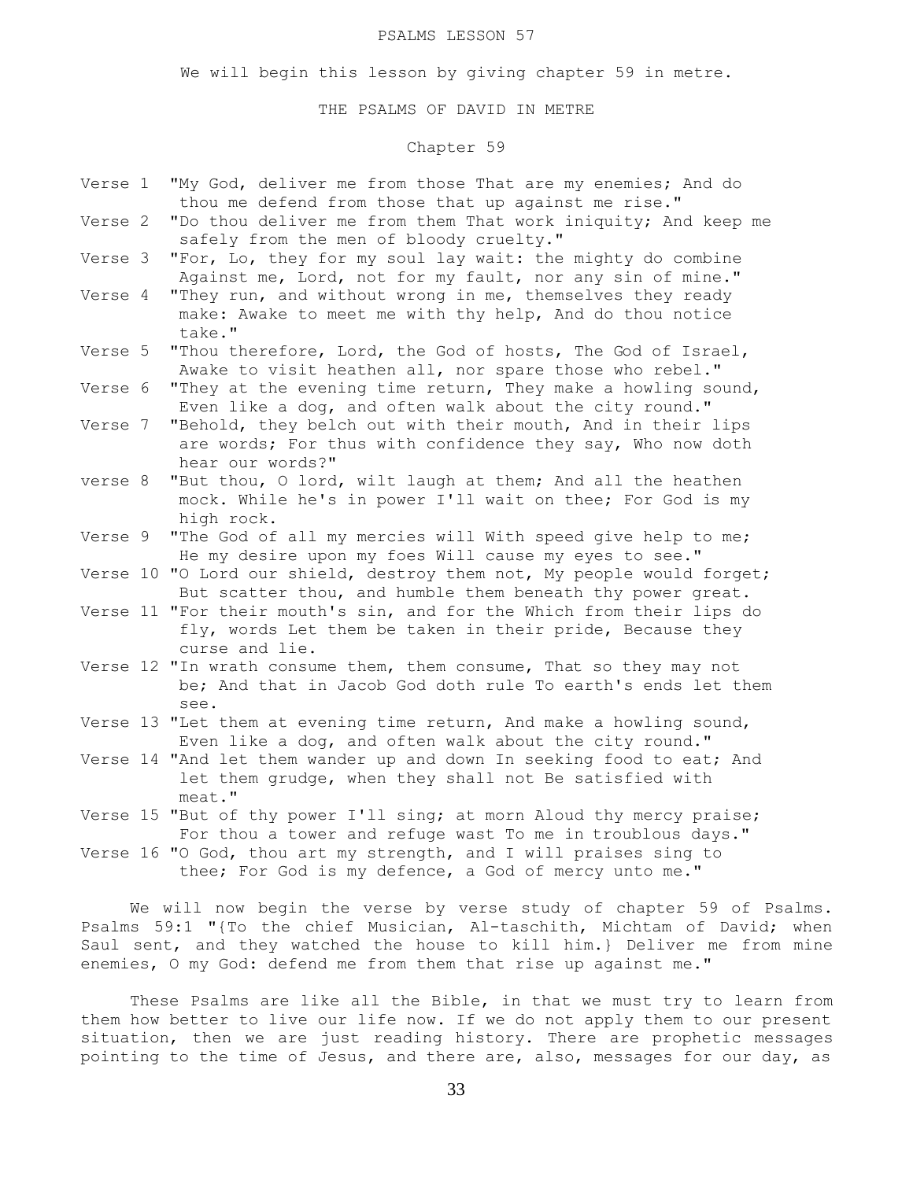PSALMS LESSON 57

We will begin this lesson by giving chapter 59 in metre.

THE PSALMS OF DAVID IN METRE

Chapter 59

Verse 1 "My God, deliver me from those That are my enemies; And do thou me defend from those that up against me rise."
Verse 2 "Do thou deliver me from them That work iniquity; And keep me safely from the men of bloody cruelty."
Verse 3 "For, Lo, they for my soul lay wait: the mighty do combine Against me, Lord, not for my fault, nor any sin of mine."
Verse 4 "They run, and without wrong in me, themselves they ready make: Awake to meet me with thy help, And do thou notice take."
Verse 5 "Thou therefore, Lord, the God of hosts, The God of Israel, Awake to visit heathen all, nor spare those who rebel."
Verse 6 "They at the evening time return, They make a howling sound, Even like a dog, and often walk about the city round."
Verse 7 "Behold, they belch out with their mouth, And in their lips are words; For thus with confidence they say, Who now doth hear our words?"
verse 8 "But thou, O lord, wilt laugh at them; And all the heathen mock. While he's in power I'll wait on thee; For God is my high rock.
Verse 9 "The God of all my mercies will With speed give help to me; He my desire upon my foes Will cause my eyes to see."
Verse 10 "O Lord our shield, destroy them not, My people would forget; But scatter thou, and humble them beneath thy power great.
Verse 11 "For their mouth's sin, and for the Which from their lips do fly, words Let them be taken in their pride, Because they curse and lie.
Verse 12 "In wrath consume them, them consume, That so they may not be; And that in Jacob God doth rule To earth's ends let them see.
Verse 13 "Let them at evening time return, And make a howling sound, Even like a dog, and often walk about the city round."
Verse 14 "And let them wander up and down In seeking food to eat; And let them grudge, when they shall not Be satisfied with meat."
Verse 15 "But of thy power I'll sing; at morn Aloud thy mercy praise; For thou a tower and refuge wast To me in troublous days."
Verse 16 "O God, thou art my strength, and I will praises sing to thee; For God is my defence, a God of mercy unto me."

We will now begin the verse by verse study of chapter 59 of Psalms. Psalms 59:1 "{To the chief Musician, Al-taschith, Michtam of David; when Saul sent, and they watched the house to kill him.} Deliver me from mine enemies, O my God: defend me from them that rise up against me."

These Psalms are like all the Bible, in that we must try to learn from them how better to live our life now. If we do not apply them to our present situation, then we are just reading history. There are prophetic messages pointing to the time of Jesus, and there are, also, messages for our day, as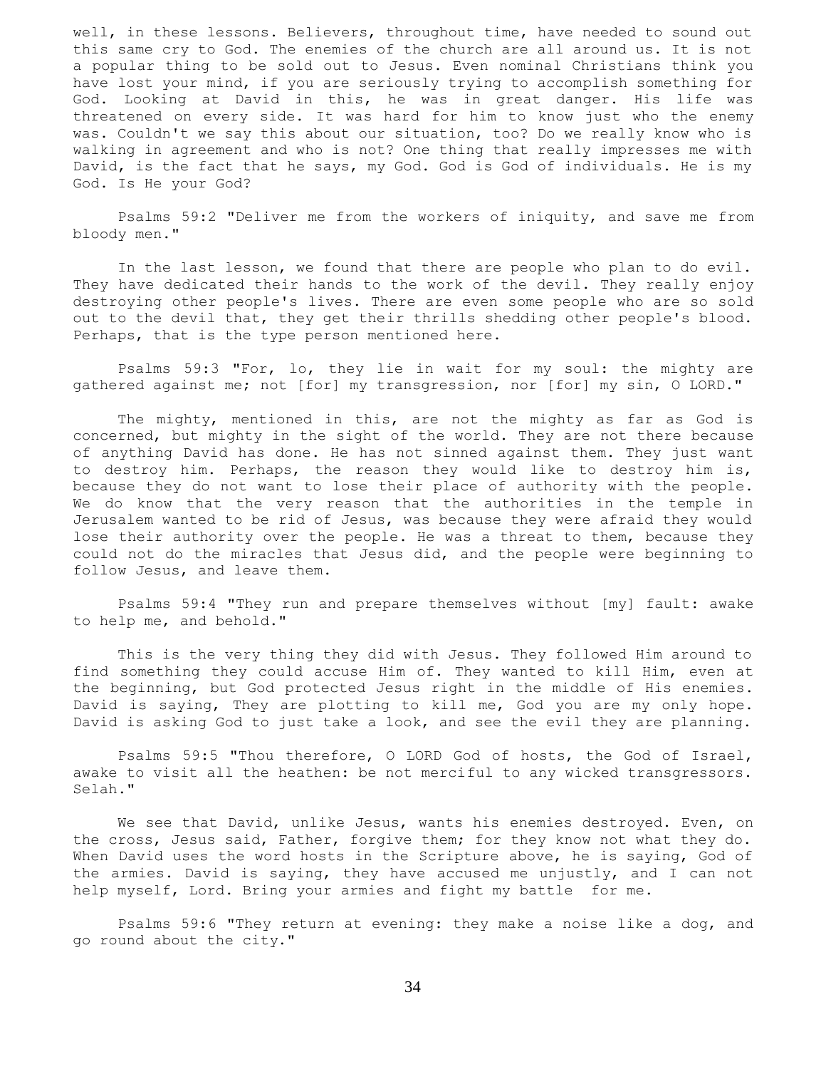well, in these lessons. Believers, throughout time, have needed to sound out this same cry to God. The enemies of the church are all around us. It is not a popular thing to be sold out to Jesus. Even nominal Christians think you have lost your mind, if you are seriously trying to accomplish something for God. Looking at David in this, he was in great danger. His life was threatened on every side. It was hard for him to know just who the enemy was. Couldn't we say this about our situation, too? Do we really know who is walking in agreement and who is not? One thing that really impresses me with David, is the fact that he says, my God. God is God of individuals. He is my God. Is He your God?

Psalms 59:2 "Deliver me from the workers of iniquity, and save me from bloody men."

In the last lesson, we found that there are people who plan to do evil. They have dedicated their hands to the work of the devil. They really enjoy destroying other people's lives. There are even some people who are so sold out to the devil that, they get their thrills shedding other people's blood. Perhaps, that is the type person mentioned here.

Psalms 59:3 "For, lo, they lie in wait for my soul: the mighty are gathered against me; not [for] my transgression, nor [for] my sin, O LORD."

The mighty, mentioned in this, are not the mighty as far as God is concerned, but mighty in the sight of the world. They are not there because of anything David has done. He has not sinned against them. They just want to destroy him. Perhaps, the reason they would like to destroy him is, because they do not want to lose their place of authority with the people. We do know that the very reason that the authorities in the temple in Jerusalem wanted to be rid of Jesus, was because they were afraid they would lose their authority over the people. He was a threat to them, because they could not do the miracles that Jesus did, and the people were beginning to follow Jesus, and leave them.

Psalms 59:4 "They run and prepare themselves without [my] fault: awake to help me, and behold."

This is the very thing they did with Jesus. They followed Him around to find something they could accuse Him of. They wanted to kill Him, even at the beginning, but God protected Jesus right in the middle of His enemies. David is saying, They are plotting to kill me, God you are my only hope. David is asking God to just take a look, and see the evil they are planning.

Psalms 59:5 "Thou therefore, O LORD God of hosts, the God of Israel, awake to visit all the heathen: be not merciful to any wicked transgressors. Selah."

We see that David, unlike Jesus, wants his enemies destroyed. Even, on the cross, Jesus said, Father, forgive them; for they know not what they do. When David uses the word hosts in the Scripture above, he is saying, God of the armies. David is saying, they have accused me unjustly, and I can not help myself, Lord. Bring your armies and fight my battle for me.

Psalms 59:6 "They return at evening: they make a noise like a dog, and go round about the city."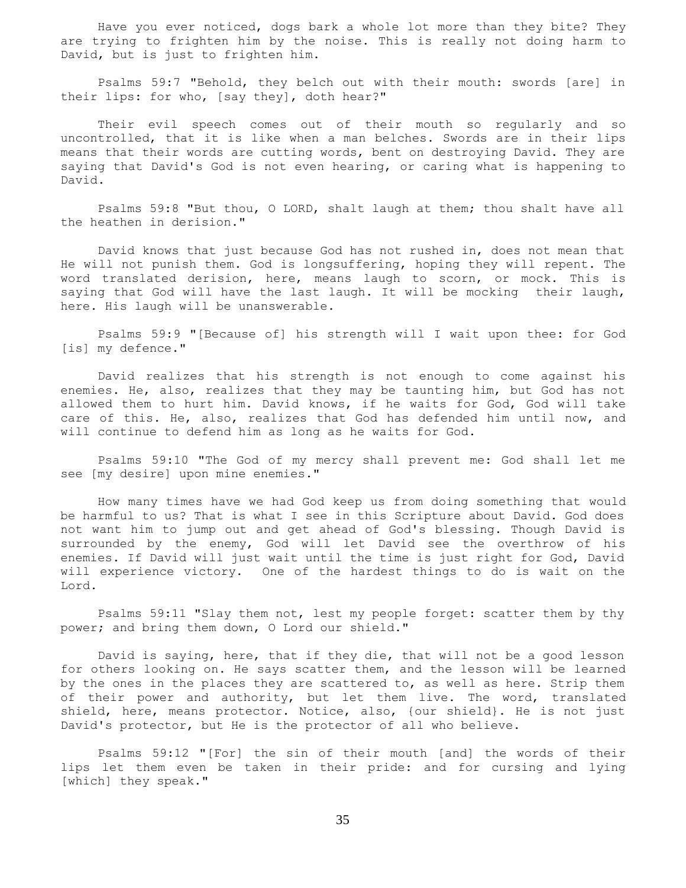Have you ever noticed, dogs bark a whole lot more than they bite? They are trying to frighten him by the noise. This is really not doing harm to David, but is just to frighten him.

Psalms 59:7 "Behold, they belch out with their mouth: swords [are] in their lips: for who, [say they], doth hear?"

Their evil speech comes out of their mouth so regularly and so uncontrolled, that it is like when a man belches. Swords are in their lips means that their words are cutting words, bent on destroying David. They are saying that David's God is not even hearing, or caring what is happening to David.

Psalms 59:8 "But thou, O LORD, shalt laugh at them; thou shalt have all the heathen in derision."

David knows that just because God has not rushed in, does not mean that He will not punish them. God is longsuffering, hoping they will repent. The word translated derision, here, means laugh to scorn, or mock. This is saying that God will have the last laugh. It will be mocking their laugh, here. His laugh will be unanswerable.

Psalms 59:9 "[Because of] his strength will I wait upon thee: for God [is] my defence."

David realizes that his strength is not enough to come against his enemies. He, also, realizes that they may be taunting him, but God has not allowed them to hurt him. David knows, if he waits for God, God will take care of this. He, also, realizes that God has defended him until now, and will continue to defend him as long as he waits for God.

Psalms 59:10 "The God of my mercy shall prevent me: God shall let me see [my desire] upon mine enemies."

How many times have we had God keep us from doing something that would be harmful to us? That is what I see in this Scripture about David. God does not want him to jump out and get ahead of God's blessing. Though David is surrounded by the enemy, God will let David see the overthrow of his enemies. If David will just wait until the time is just right for God, David will experience victory. One of the hardest things to do is wait on the Lord.

Psalms 59:11 "Slay them not, lest my people forget: scatter them by thy power; and bring them down, O Lord our shield."

David is saying, here, that if they die, that will not be a good lesson for others looking on. He says scatter them, and the lesson will be learned by the ones in the places they are scattered to, as well as here. Strip them of their power and authority, but let them live. The word, translated shield, here, means protector. Notice, also, {our shield}. He is not just David's protector, but He is the protector of all who believe.

Psalms 59:12 "[For] the sin of their mouth [and] the words of their lips let them even be taken in their pride: and for cursing and lying [which] they speak."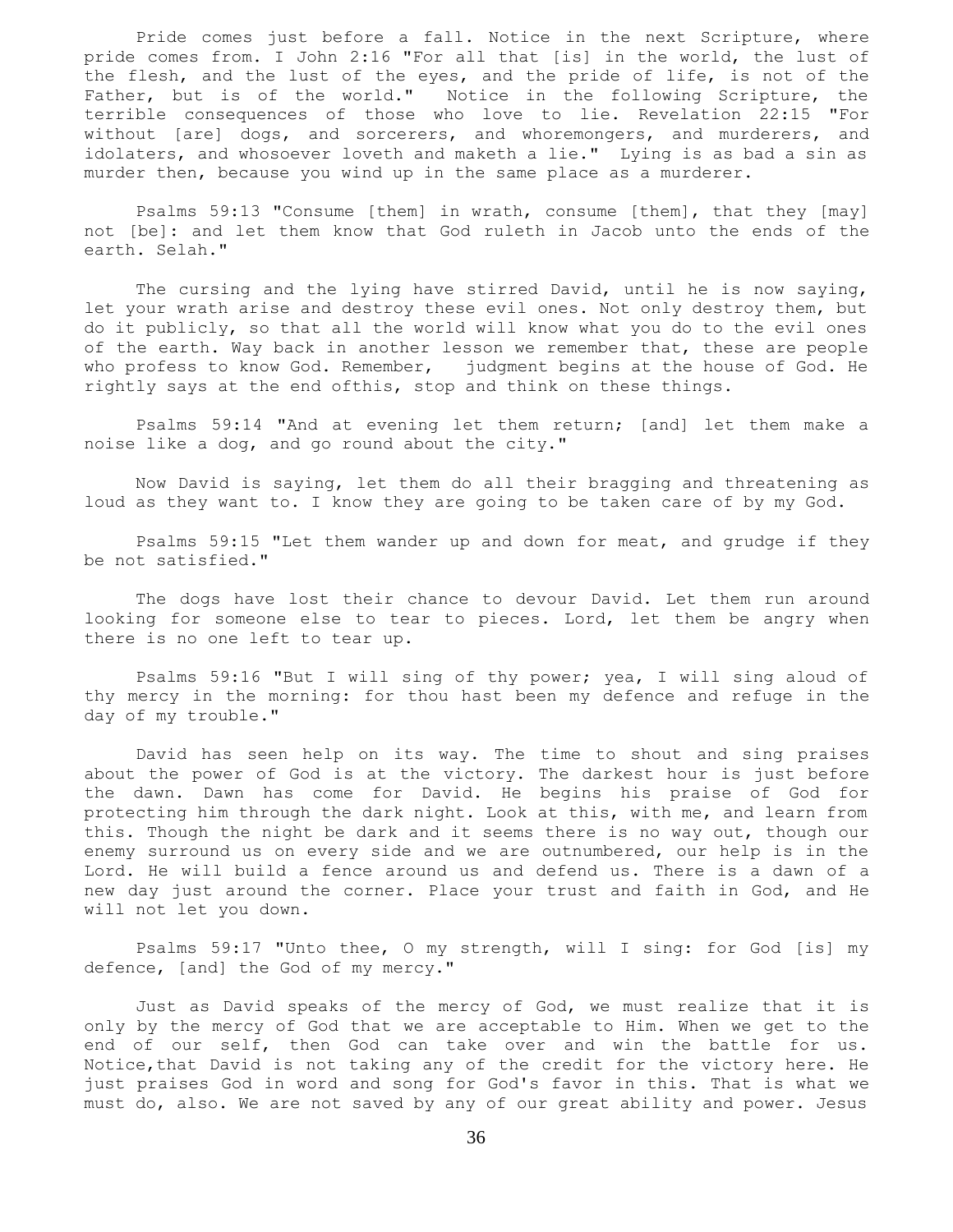Pride comes just before a fall. Notice in the next Scripture, where pride comes from. I John 2:16 "For all that [is] in the world, the lust of the flesh, and the lust of the eyes, and the pride of life, is not of the Father, but is of the world." Notice in the following Scripture, the terrible consequences of those who love to lie. Revelation 22:15 "For without [are] dogs, and sorcerers, and whoremongers, and murderers, and idolaters, and whosoever loveth and maketh a lie." Lying is as bad a sin as murder then, because you wind up in the same place as a murderer.

Psalms 59:13 "Consume [them] in wrath, consume [them], that they [may] not [be]: and let them know that God ruleth in Jacob unto the ends of the earth. Selah."

The cursing and the lying have stirred David, until he is now saying, let your wrath arise and destroy these evil ones. Not only destroy them, but do it publicly, so that all the world will know what you do to the evil ones of the earth. Way back in another lesson we remember that, these are people who profess to know God. Remember, judgment begins at the house of God. He rightly says at the end ofthis, stop and think on these things.

Psalms 59:14 "And at evening let them return; [and] let them make a noise like a dog, and go round about the city."

Now David is saying, let them do all their bragging and threatening as loud as they want to. I know they are going to be taken care of by my God.

Psalms 59:15 "Let them wander up and down for meat, and grudge if they be not satisfied."

The dogs have lost their chance to devour David. Let them run around looking for someone else to tear to pieces. Lord, let them be angry when there is no one left to tear up.

Psalms 59:16 "But I will sing of thy power; yea, I will sing aloud of thy mercy in the morning: for thou hast been my defence and refuge in the day of my trouble."

David has seen help on its way. The time to shout and sing praises about the power of God is at the victory. The darkest hour is just before the dawn. Dawn has come for David. He begins his praise of God for protecting him through the dark night. Look at this, with me, and learn from this. Though the night be dark and it seems there is no way out, though our enemy surround us on every side and we are outnumbered, our help is in the Lord. He will build a fence around us and defend us. There is a dawn of a new day just around the corner. Place your trust and faith in God, and He will not let you down.

Psalms 59:17 "Unto thee, O my strength, will I sing: for God [is] my defence, [and] the God of my mercy."

Just as David speaks of the mercy of God, we must realize that it is only by the mercy of God that we are acceptable to Him. When we get to the end of our self, then God can take over and win the battle for us. Notice,that David is not taking any of the credit for the victory here. He just praises God in word and song for God's favor in this. That is what we must do, also. We are not saved by any of our great ability and power. Jesus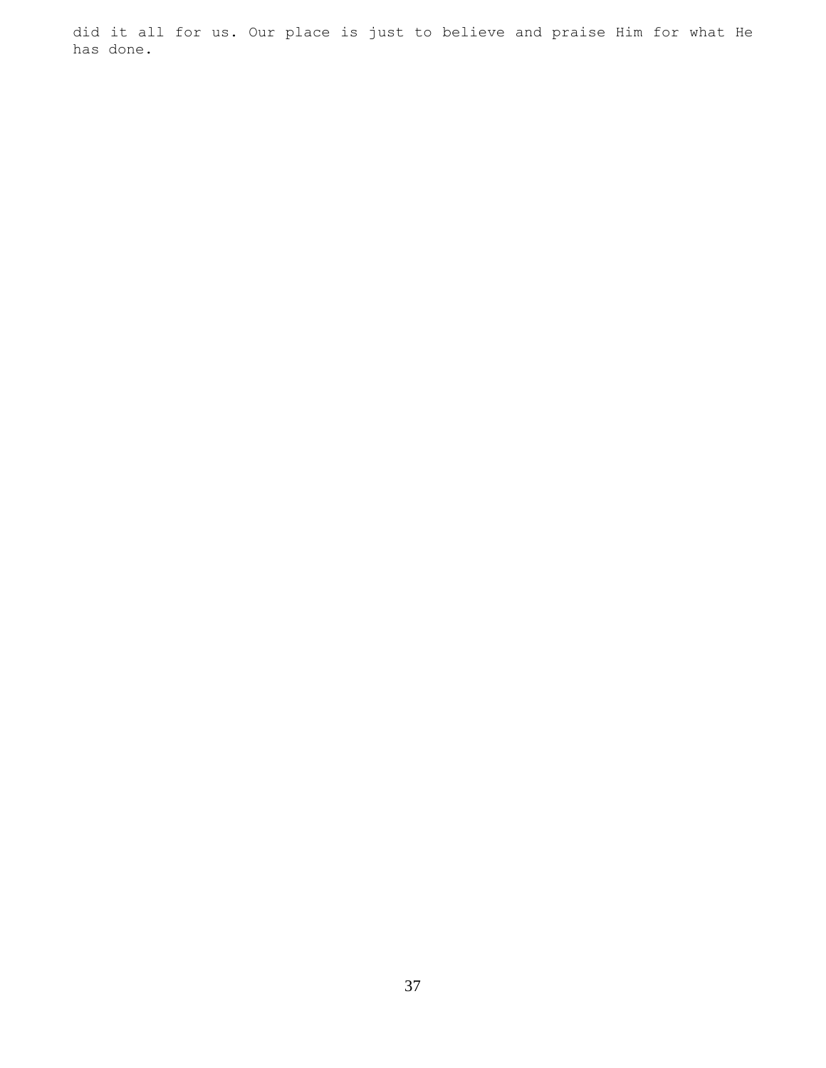did it all for us. Our place is just to believe and praise Him for what He has done.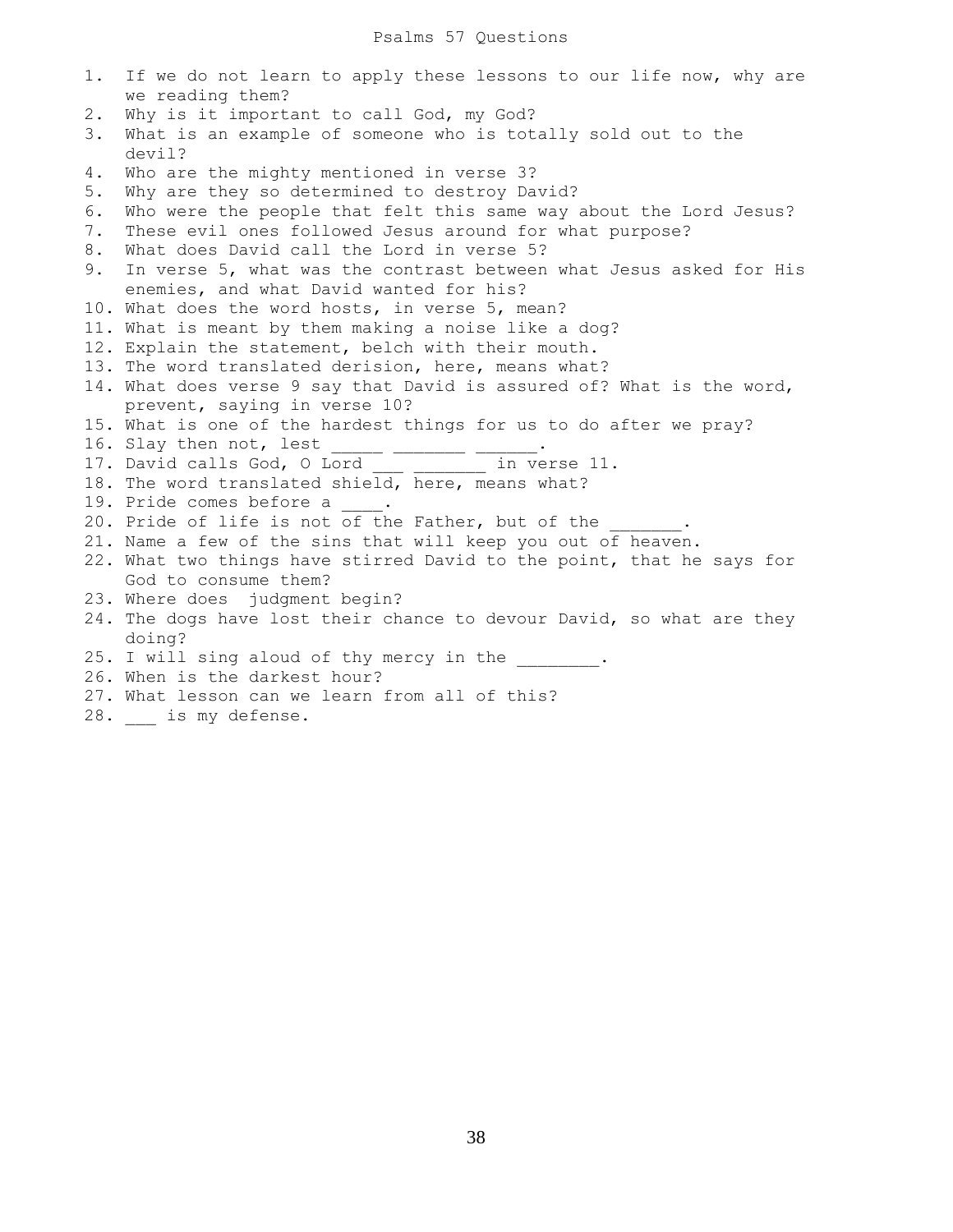# Psalms 57 Questions

1. If we do not learn to apply these lessons to our life now, why are we reading them?
2. Why is it important to call God, my God?
3. What is an example of someone who is totally sold out to the devil?
4. Who are the mighty mentioned in verse 3?
5. Why are they so determined to destroy David?
6. Who were the people that felt this same way about the Lord Jesus?
7. These evil ones followed Jesus around for what purpose?
8. What does David call the Lord in verse 5?
9. In verse 5, what was the contrast between what Jesus asked for His enemies, and what David wanted for his?
10. What does the word hosts, in verse 5, mean?
11. What is meant by them making a noise like a dog?
12. Explain the statement, belch with their mouth.
13. The word translated derision, here, means what?
14. What does verse 9 say that David is assured of? What is the word, prevent, saying in verse 10?
15. What is one of the hardest things for us to do after we pray?
16. Slay then not, lest _____ _______ ______.
17. David calls God, O Lord ___ _______ in verse 11.
18. The word translated shield, here, means what?
19. Pride comes before a ____.
20. Pride of life is not of the Father, but of the _______.
21. Name a few of the sins that will keep you out of heaven.
22. What two things have stirred David to the point, that he says for God to consume them?
23. Where does judgment begin?
24. The dogs have lost their chance to devour David, so what are they doing?
25. I will sing aloud of thy mercy in the ________.
26. When is the darkest hour?
27. What lesson can we learn from all of this?
28. ___ is my defense.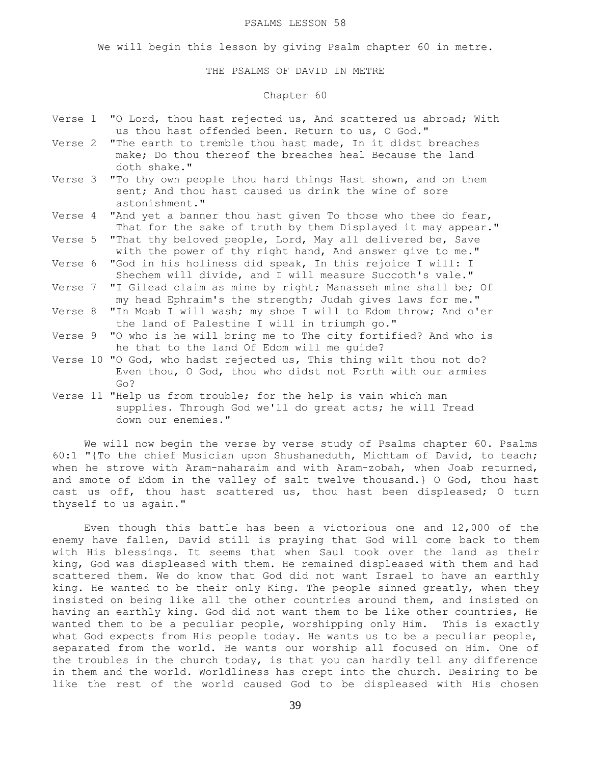# PSALMS LESSON 58

We will begin this lesson by giving Psalm chapter 60 in metre.

## THE PSALMS OF DAVID IN METRE

### Chapter 60

Verse 1 "O Lord, thou hast rejected us, And scattered us abroad; With us thou hast offended been. Return to us, O God."

Verse 2 "The earth to tremble thou hast made, In it didst breaches make; Do thou thereof the breaches heal Because the land doth shake."

Verse 3 "To thy own people thou hard things Hast shown, and on them sent; And thou hast caused us drink the wine of sore astonishment."

Verse 4 "And yet a banner thou hast given To those who thee do fear, That for the sake of truth by them Displayed it may appear."

Verse 5 "That thy beloved people, Lord, May all delivered be, Save with the power of thy right hand, And answer give to me."

Verse 6 "God in his holiness did speak, In this rejoice I will: I Shechem will divide, and I will measure Succoth's vale."

Verse 7 "I Gilead claim as mine by right; Manasseh mine shall be; Of my head Ephraim's the strength; Judah gives laws for me."

Verse 8 "In Moab I will wash; my shoe I will to Edom throw; And o'er the land of Palestine I will in triumph go."

Verse 9 "O who is he will bring me to The city fortified? And who is he that to the land Of Edom will me guide?

Verse 10 "O God, who hadst rejected us, This thing wilt thou not do? Even thou, O God, thou who didst not Forth with our armies Go?

Verse 11 "Help us from trouble; for the help is vain which man supplies. Through God we'll do great acts; he will Tread down our enemies."

We will now begin the verse by verse study of Psalms chapter 60. Psalms 60:1 "{To the chief Musician upon Shushaneduth, Michtam of David, to teach; when he strove with Aram-naharaim and with Aram-zobah, when Joab returned, and smote of Edom in the valley of salt twelve thousand.} O God, thou hast cast us off, thou hast scattered us, thou hast been displeased; O turn thyself to us again."

Even though this battle has been a victorious one and 12,000 of the enemy have fallen, David still is praying that God will come back to them with His blessings. It seems that when Saul took over the land as their king, God was displeased with them. He remained displeased with them and had scattered them. We do know that God did not want Israel to have an earthly king. He wanted to be their only King. The people sinned greatly, when they insisted on being like all the other countries around them, and insisted on having an earthly king. God did not want them to be like other countries, He wanted them to be a peculiar people, worshipping only Him. This is exactly what God expects from His people today. He wants us to be a peculiar people, separated from the world. He wants our worship all focused on Him. One of the troubles in the church today, is that you can hardly tell any difference in them and the world. Worldliness has crept into the church. Desiring to be like the rest of the world caused God to be displeased with His chosen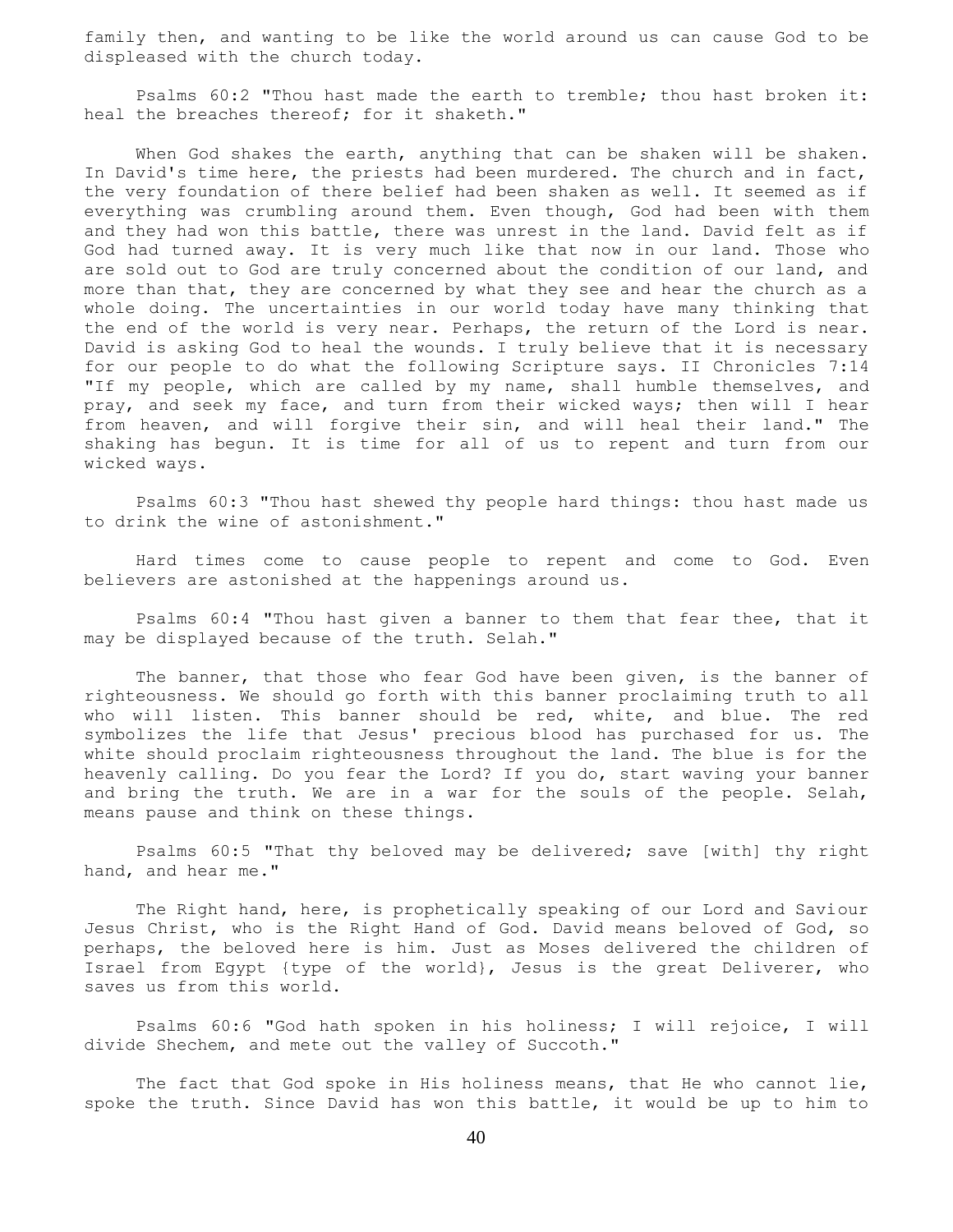family then, and wanting to be like the world around us can cause God to be displeased with the church today.

Psalms 60:2 "Thou hast made the earth to tremble; thou hast broken it: heal the breaches thereof; for it shaketh."

When God shakes the earth, anything that can be shaken will be shaken. In David's time here, the priests had been murdered. The church and in fact, the very foundation of there belief had been shaken as well. It seemed as if everything was crumbling around them. Even though, God had been with them and they had won this battle, there was unrest in the land. David felt as if God had turned away. It is very much like that now in our land. Those who are sold out to God are truly concerned about the condition of our land, and more than that, they are concerned by what they see and hear the church as a whole doing. The uncertainties in our world today have many thinking that the end of the world is very near. Perhaps, the return of the Lord is near. David is asking God to heal the wounds. I truly believe that it is necessary for our people to do what the following Scripture says. II Chronicles 7:14 "If my people, which are called by my name, shall humble themselves, and pray, and seek my face, and turn from their wicked ways; then will I hear from heaven, and will forgive their sin, and will heal their land." The shaking has begun. It is time for all of us to repent and turn from our wicked ways.

Psalms 60:3 "Thou hast shewed thy people hard things: thou hast made us to drink the wine of astonishment."

Hard times come to cause people to repent and come to God. Even believers are astonished at the happenings around us.

Psalms 60:4 "Thou hast given a banner to them that fear thee, that it may be displayed because of the truth. Selah."

The banner, that those who fear God have been given, is the banner of righteousness. We should go forth with this banner proclaiming truth to all who will listen. This banner should be red, white, and blue. The red symbolizes the life that Jesus' precious blood has purchased for us. The white should proclaim righteousness throughout the land. The blue is for the heavenly calling. Do you fear the Lord? If you do, start waving your banner and bring the truth. We are in a war for the souls of the people. Selah, means pause and think on these things.

Psalms 60:5 "That thy beloved may be delivered; save [with] thy right hand, and hear me."

The Right hand, here, is prophetically speaking of our Lord and Saviour Jesus Christ, who is the Right Hand of God. David means beloved of God, so perhaps, the beloved here is him. Just as Moses delivered the children of Israel from Egypt {type of the world}, Jesus is the great Deliverer, who saves us from this world.

Psalms 60:6 "God hath spoken in his holiness; I will rejoice, I will divide Shechem, and mete out the valley of Succoth."

The fact that God spoke in His holiness means, that He who cannot lie, spoke the truth. Since David has won this battle, it would be up to him to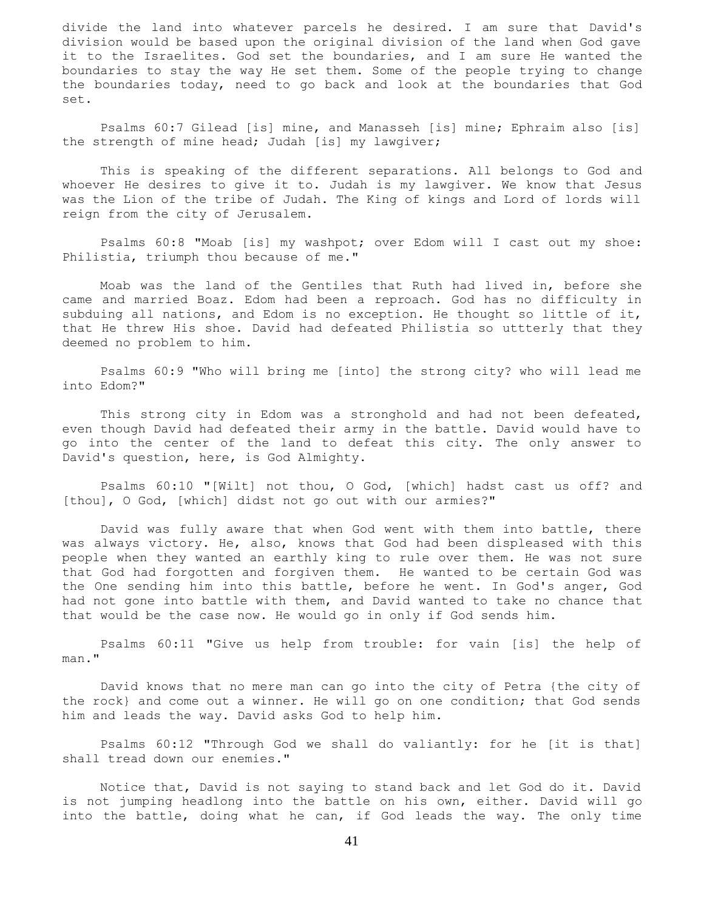divide the land into whatever parcels he desired. I am sure that David's division would be based upon the original division of the land when God gave it to the Israelites. God set the boundaries, and I am sure He wanted the boundaries to stay the way He set them. Some of the people trying to change the boundaries today, need to go back and look at the boundaries that God set.

Psalms 60:7 Gilead [is] mine, and Manasseh [is] mine; Ephraim also [is] the strength of mine head; Judah [is] my lawgiver;

This is speaking of the different separations. All belongs to God and whoever He desires to give it to. Judah is my lawgiver. We know that Jesus was the Lion of the tribe of Judah. The King of kings and Lord of lords will reign from the city of Jerusalem.

Psalms 60:8 "Moab [is] my washpot; over Edom will I cast out my shoe: Philistia, triumph thou because of me."

Moab was the land of the Gentiles that Ruth had lived in, before she came and married Boaz. Edom had been a reproach. God has no difficulty in subduing all nations, and Edom is no exception. He thought so little of it, that He threw His shoe. David had defeated Philistia so uttterly that they deemed no problem to him.

Psalms 60:9 "Who will bring me [into] the strong city? who will lead me into Edom?"

This strong city in Edom was a stronghold and had not been defeated, even though David had defeated their army in the battle. David would have to go into the center of the land to defeat this city. The only answer to David's question, here, is God Almighty.

Psalms 60:10 "[Wilt] not thou, O God, [which] hadst cast us off? and [thou], O God, [which] didst not go out with our armies?"

David was fully aware that when God went with them into battle, there was always victory. He, also, knows that God had been displeased with this people when they wanted an earthly king to rule over them. He was not sure that God had forgotten and forgiven them. He wanted to be certain God was the One sending him into this battle, before he went. In God's anger, God had not gone into battle with them, and David wanted to take no chance that that would be the case now. He would go in only if God sends him.

Psalms 60:11 "Give us help from trouble: for vain [is] the help of man."

David knows that no mere man can go into the city of Petra {the city of the rock} and come out a winner. He will go on one condition; that God sends him and leads the way. David asks God to help him.

Psalms 60:12 "Through God we shall do valiantly: for he [it is that] shall tread down our enemies."

Notice that, David is not saying to stand back and let God do it. David is not jumping headlong into the battle on his own, either. David will go into the battle, doing what he can, if God leads the way. The only time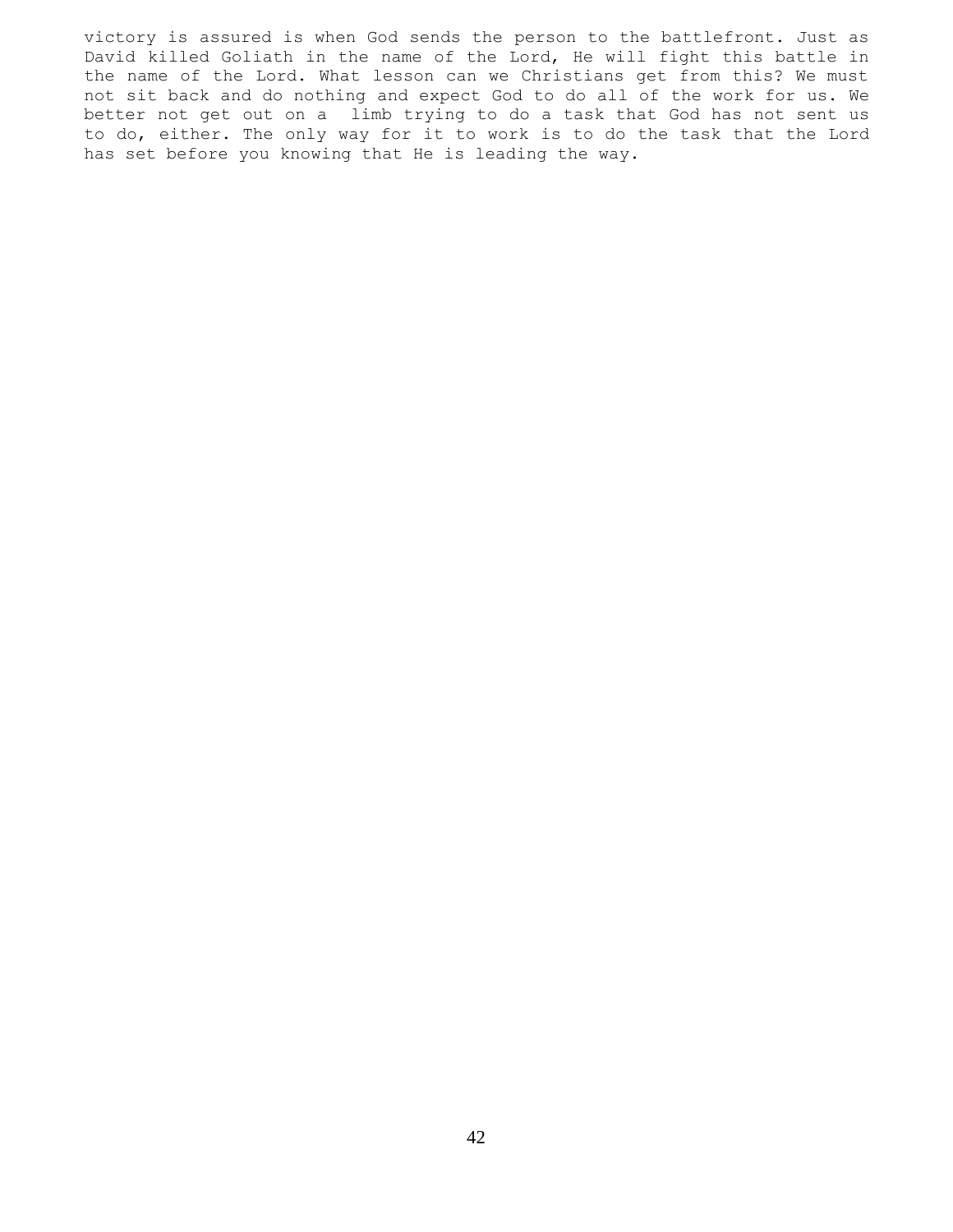victory is assured is when God sends the person to the battlefront. Just as David killed Goliath in the name of the Lord, He will fight this battle in the name of the Lord. What lesson can we Christians get from this? We must not sit back and do nothing and expect God to do all of the work for us. We better not get out on a limb trying to do a task that God has not sent us to do, either. The only way for it to work is to do the task that the Lord has set before you knowing that He is leading the way.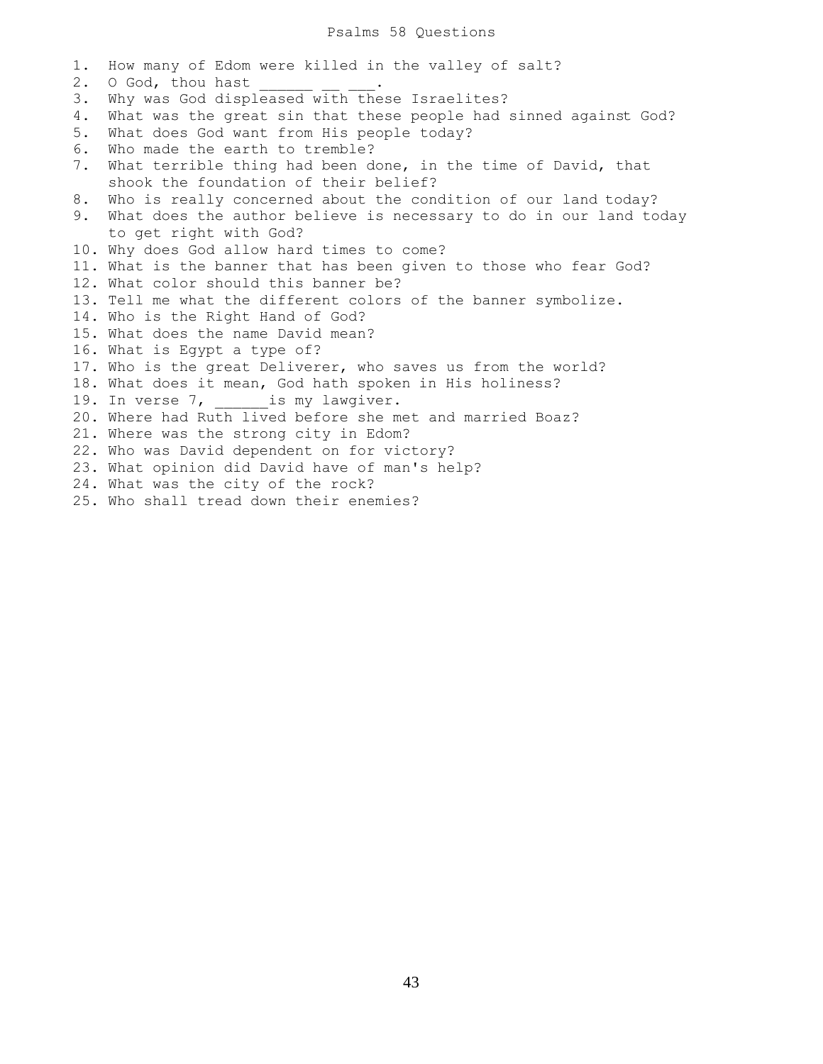# Psalms 58 Questions

1. How many of Edom were killed in the valley of salt?
2. O God, thou hast ______ __ ___.
3. Why was God displeased with these Israelites?
4. What was the great sin that these people had sinned against God?
5. What does God want from His people today?
6. Who made the earth to tremble?
7. What terrible thing had been done, in the time of David, that shook the foundation of their belief?
8. Who is really concerned about the condition of our land today?
9. What does the author believe is necessary to do in our land today to get right with God?
10. Why does God allow hard times to come?
11. What is the banner that has been given to those who fear God?
12. What color should this banner be?
13. Tell me what the different colors of the banner symbolize.
14. Who is the Right Hand of God?
15. What does the name David mean?
16. What is Egypt a type of?
17. Who is the great Deliverer, who saves us from the world?
18. What does it mean, God hath spoken in His holiness?
19. In verse 7, ______is my lawgiver.
20. Where had Ruth lived before she met and married Boaz?
21. Where was the strong city in Edom?
22. Who was David dependent on for victory?
23. What opinion did David have of man's help?
24. What was the city of the rock?
25. Who shall tread down their enemies?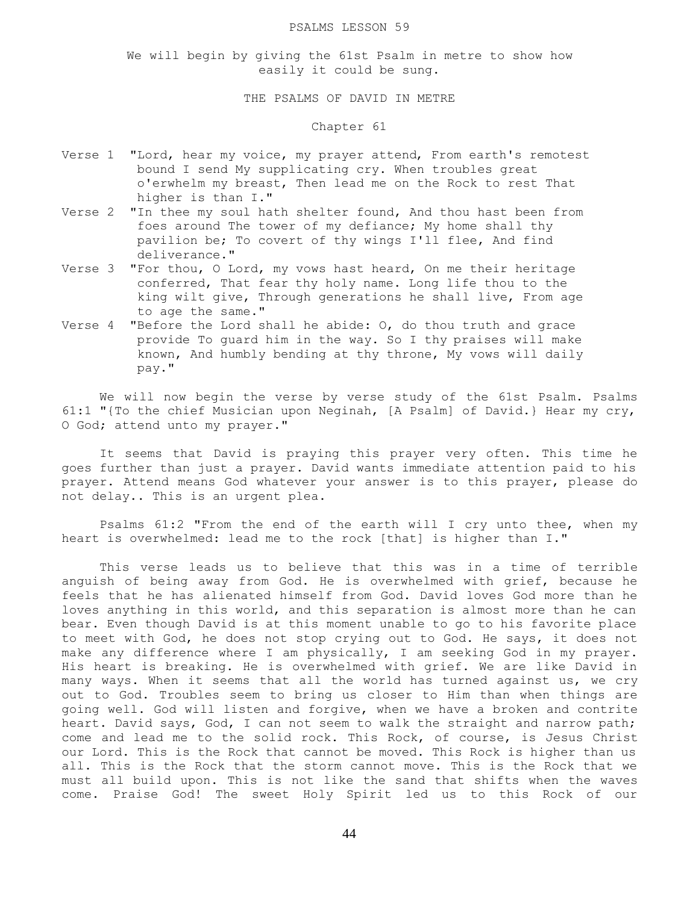# PSALMS LESSON 59

We will begin by giving the 61st Psalm in metre to show how easily it could be sung.

## THE PSALMS OF DAVID IN METRE

### Chapter 61

Verse 1 "Lord, hear my voice, my prayer attend, From earth's remotest bound I send My supplicating cry. When troubles great o'erwhelm my breast, Then lead me on the Rock to rest That higher is than I."

Verse 2 "In thee my soul hath shelter found, And thou hast been from foes around The tower of my defiance; My home shall thy pavilion be; To covert of thy wings I'll flee, And find deliverance."

Verse 3 "For thou, O Lord, my vows hast heard, On me their heritage conferred, That fear thy holy name. Long life thou to the king wilt give, Through generations he shall live, From age to age the same."

Verse 4 "Before the Lord shall he abide: O, do thou truth and grace provide To guard him in the way. So I thy praises will make known, And humbly bending at thy throne, My vows will daily pay."

We will now begin the verse by verse study of the 61st Psalm. Psalms 61:1 "{To the chief Musician upon Neginah, [A Psalm] of David.} Hear my cry, O God; attend unto my prayer."

It seems that David is praying this prayer very often. This time he goes further than just a prayer. David wants immediate attention paid to his prayer. Attend means God whatever your answer is to this prayer, please do not delay.. This is an urgent plea.

Psalms 61:2 "From the end of the earth will I cry unto thee, when my heart is overwhelmed: lead me to the rock [that] is higher than I."

This verse leads us to believe that this was in a time of terrible anguish of being away from God. He is overwhelmed with grief, because he feels that he has alienated himself from God. David loves God more than he loves anything in this world, and this separation is almost more than he can bear. Even though David is at this moment unable to go to his favorite place to meet with God, he does not stop crying out to God. He says, it does not make any difference where I am physically, I am seeking God in my prayer. His heart is breaking. He is overwhelmed with grief. We are like David in many ways. When it seems that all the world has turned against us, we cry out to God. Troubles seem to bring us closer to Him than when things are going well. God will listen and forgive, when we have a broken and contrite heart. David says, God, I can not seem to walk the straight and narrow path; come and lead me to the solid rock. This Rock, of course, is Jesus Christ our Lord. This is the Rock that cannot be moved. This Rock is higher than us all. This is the Rock that the storm cannot move. This is the Rock that we must all build upon. This is not like the sand that shifts when the waves come. Praise God! The sweet Holy Spirit led us to this Rock of our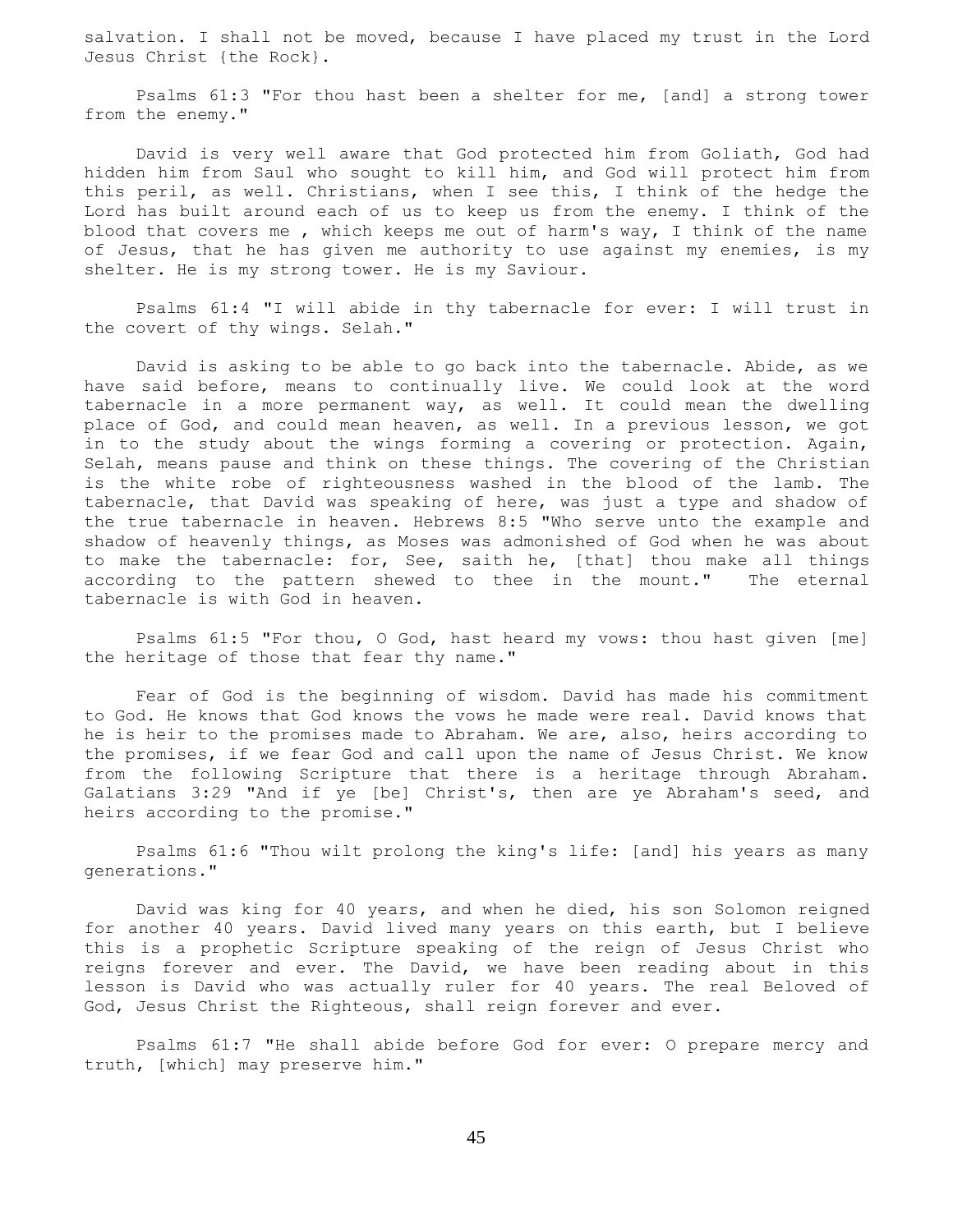salvation. I shall not be moved, because I have placed my trust in the Lord Jesus Christ {the Rock}.

Psalms 61:3 "For thou hast been a shelter for me, [and] a strong tower from the enemy."

David is very well aware that God protected him from Goliath, God had hidden him from Saul who sought to kill him, and God will protect him from this peril, as well. Christians, when I see this, I think of the hedge the Lord has built around each of us to keep us from the enemy. I think of the blood that covers me , which keeps me out of harm's way, I think of the name of Jesus, that he has given me authority to use against my enemies, is my shelter. He is my strong tower. He is my Saviour.

Psalms 61:4 "I will abide in thy tabernacle for ever: I will trust in the covert of thy wings. Selah."

David is asking to be able to go back into the tabernacle. Abide, as we have said before, means to continually live. We could look at the word tabernacle in a more permanent way, as well. It could mean the dwelling place of God, and could mean heaven, as well. In a previous lesson, we got in to the study about the wings forming a covering or protection. Again, Selah, means pause and think on these things. The covering of the Christian is the white robe of righteousness washed in the blood of the lamb. The tabernacle, that David was speaking of here, was just a type and shadow of the true tabernacle in heaven. Hebrews 8:5 "Who serve unto the example and shadow of heavenly things, as Moses was admonished of God when he was about to make the tabernacle: for, See, saith he, [that] thou make all things according to the pattern shewed to thee in the mount." The eternal tabernacle is with God in heaven.

Psalms 61:5 "For thou, O God, hast heard my vows: thou hast given [me] the heritage of those that fear thy name."

Fear of God is the beginning of wisdom. David has made his commitment to God. He knows that God knows the vows he made were real. David knows that he is heir to the promises made to Abraham. We are, also, heirs according to the promises, if we fear God and call upon the name of Jesus Christ. We know from the following Scripture that there is a heritage through Abraham. Galatians 3:29 "And if ye [be] Christ's, then are ye Abraham's seed, and heirs according to the promise."

Psalms 61:6 "Thou wilt prolong the king's life: [and] his years as many generations."

David was king for 40 years, and when he died, his son Solomon reigned for another 40 years. David lived many years on this earth, but I believe this is a prophetic Scripture speaking of the reign of Jesus Christ who reigns forever and ever. The David, we have been reading about in this lesson is David who was actually ruler for 40 years. The real Beloved of God, Jesus Christ the Righteous, shall reign forever and ever.

Psalms 61:7 "He shall abide before God for ever: O prepare mercy and truth, [which] may preserve him."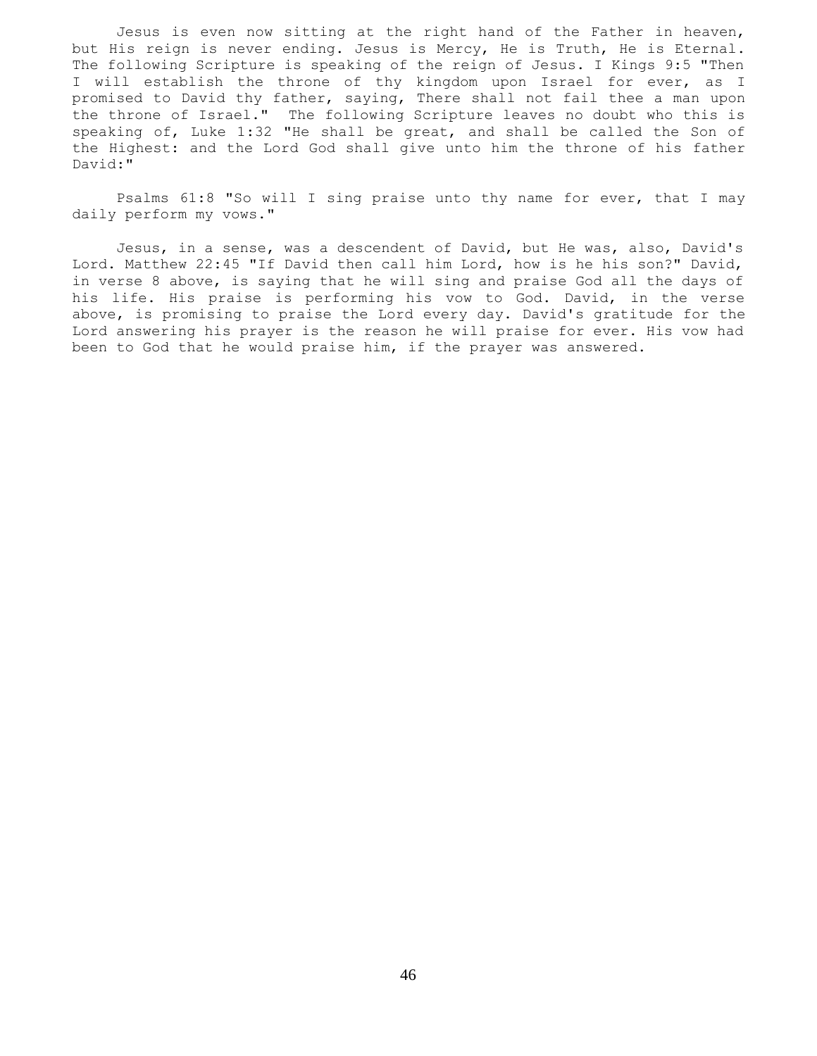Jesus is even now sitting at the right hand of the Father in heaven, but His reign is never ending. Jesus is Mercy, He is Truth, He is Eternal. The following Scripture is speaking of the reign of Jesus. I Kings 9:5 "Then I will establish the throne of thy kingdom upon Israel for ever, as I promised to David thy father, saying, There shall not fail thee a man upon the throne of Israel." The following Scripture leaves no doubt who this is speaking of, Luke 1:32 "He shall be great, and shall be called the Son of the Highest: and the Lord God shall give unto him the throne of his father David:"

Psalms 61:8 "So will I sing praise unto thy name for ever, that I may daily perform my vows."

Jesus, in a sense, was a descendent of David, but He was, also, David's Lord. Matthew 22:45 "If David then call him Lord, how is he his son?" David, in verse 8 above, is saying that he will sing and praise God all the days of his life. His praise is performing his vow to God. David, in the verse above, is promising to praise the Lord every day. David's gratitude for the Lord answering his prayer is the reason he will praise for ever. His vow had been to God that he would praise him, if the prayer was answered.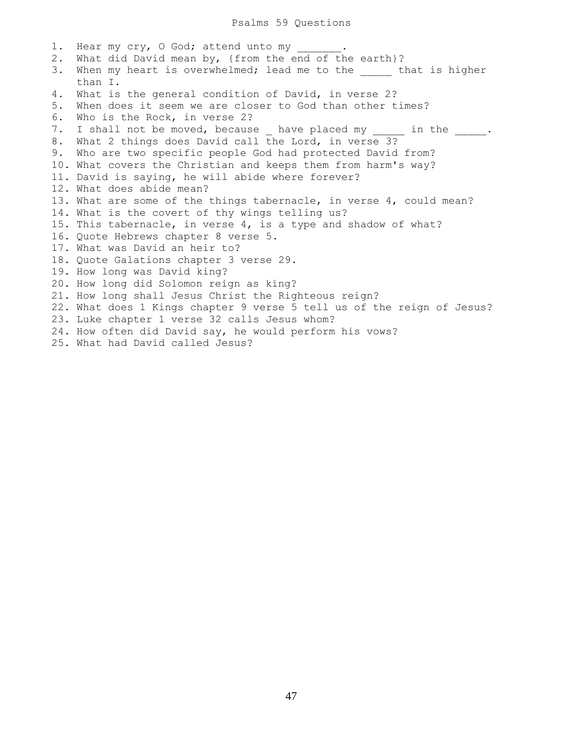# Psalms 59 Questions

1. Hear my cry, O God; attend unto my _______.
2. What did David mean by, {from the end of the earth}?
3. When my heart is overwhelmed; lead me to the _____ that is higher than I.
4. What is the general condition of David, in verse 2?
5. When does it seem we are closer to God than other times?
6. Who is the Rock, in verse 2?
7. I shall not be moved, because _ have placed my _____ in the _____.
8. What 2 things does David call the Lord, in verse 3?
9. Who are two specific people God had protected David from?
10. What covers the Christian and keeps them from harm's way?
11. David is saying, he will abide where forever?
12. What does abide mean?
13. What are some of the things tabernacle, in verse 4, could mean?
14. What is the covert of thy wings telling us?
15. This tabernacle, in verse 4, is a type and shadow of what?
16. Quote Hebrews chapter 8 verse 5.
17. What was David an heir to?
18. Quote Galations chapter 3 verse 29.
19. How long was David king?
20. How long did Solomon reign as king?
21. How long shall Jesus Christ the Righteous reign?
22. What does 1 Kings chapter 9 verse 5 tell us of the reign of Jesus?
23. Luke chapter 1 verse 32 calls Jesus whom?
24. How often did David say, he would perform his vows?
25. What had David called Jesus?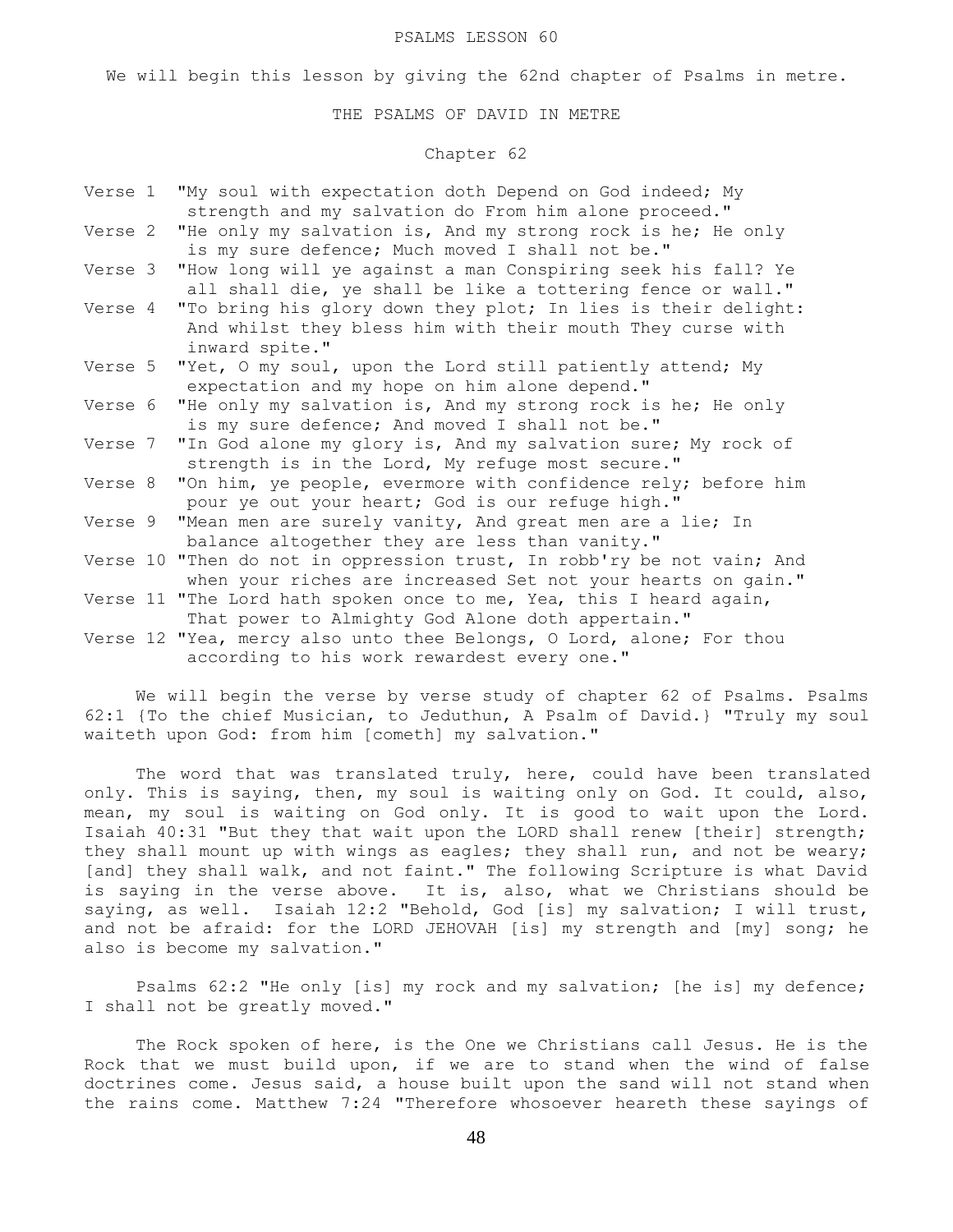# PSALMS LESSON 60

We will begin this lesson by giving the 62nd chapter of Psalms in metre.

## THE PSALMS OF DAVID IN METRE

### Chapter 62

Verse 1 "My soul with expectation doth Depend on God indeed; My strength and my salvation do From him alone proceed."

Verse 2 "He only my salvation is, And my strong rock is he; He only is my sure defence; Much moved I shall not be."

Verse 3 "How long will ye against a man Conspiring seek his fall? Ye all shall die, ye shall be like a tottering fence or wall."

Verse 4 "To bring his glory down they plot; In lies is their delight: And whilst they bless him with their mouth They curse with inward spite."

Verse 5 "Yet, O my soul, upon the Lord still patiently attend; My expectation and my hope on him alone depend."

Verse 6 "He only my salvation is, And my strong rock is he; He only is my sure defence; And moved I shall not be."

Verse 7 "In God alone my glory is, And my salvation sure; My rock of strength is in the Lord, My refuge most secure."

Verse 8 "On him, ye people, evermore with confidence rely; before him pour ye out your heart; God is our refuge high."

Verse 9 "Mean men are surely vanity, And great men are a lie; In balance altogether they are less than vanity."

Verse 10 "Then do not in oppression trust, In robb'ry be not vain; And when your riches are increased Set not your hearts on gain."

Verse 11 "The Lord hath spoken once to me, Yea, this I heard again, That power to Almighty God Alone doth appertain."

Verse 12 "Yea, mercy also unto thee Belongs, O Lord, alone; For thou according to his work rewardest every one."

We will begin the verse by verse study of chapter 62 of Psalms. Psalms 62:1 {To the chief Musician, to Jeduthun, A Psalm of David.} "Truly my soul waiteth upon God: from him [cometh] my salvation."

The word that was translated truly, here, could have been translated only. This is saying, then, my soul is waiting only on God. It could, also, mean, my soul is waiting on God only. It is good to wait upon the Lord. Isaiah 40:31 "But they that wait upon the LORD shall renew [their] strength; they shall mount up with wings as eagles; they shall run, and not be weary; [and] they shall walk, and not faint." The following Scripture is what David is saying in the verse above. It is, also, what we Christians should be saying, as well. Isaiah 12:2 "Behold, God [is] my salvation; I will trust, and not be afraid: for the LORD JEHOVAH [is] my strength and [my] song; he also is become my salvation."

Psalms 62:2 "He only [is] my rock and my salvation; [he is] my defence; I shall not be greatly moved."

The Rock spoken of here, is the One we Christians call Jesus. He is the Rock that we must build upon, if we are to stand when the wind of false doctrines come. Jesus said, a house built upon the sand will not stand when the rains come. Matthew 7:24 "Therefore whosoever heareth these sayings of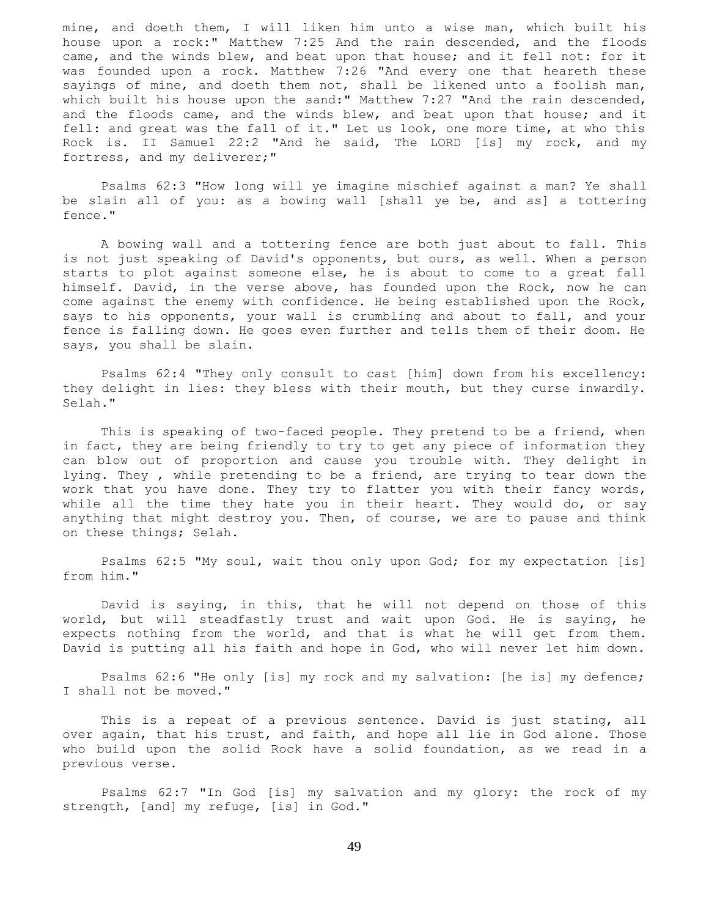mine, and doeth them, I will liken him unto a wise man, which built his house upon a rock:" Matthew 7:25 And the rain descended, and the floods came, and the winds blew, and beat upon that house; and it fell not: for it was founded upon a rock. Matthew 7:26 "And every one that heareth these sayings of mine, and doeth them not, shall be likened unto a foolish man, which built his house upon the sand:" Matthew 7:27 "And the rain descended, and the floods came, and the winds blew, and beat upon that house; and it fell: and great was the fall of it." Let us look, one more time, at who this Rock is. II Samuel 22:2 "And he said, The LORD [is] my rock, and my fortress, and my deliverer;"

Psalms 62:3 "How long will ye imagine mischief against a man? Ye shall be slain all of you: as a bowing wall [shall ye be, and as] a tottering fence."

A bowing wall and a tottering fence are both just about to fall. This is not just speaking of David's opponents, but ours, as well. When a person starts to plot against someone else, he is about to come to a great fall himself. David, in the verse above, has founded upon the Rock, now he can come against the enemy with confidence. He being established upon the Rock, says to his opponents, your wall is crumbling and about to fall, and your fence is falling down. He goes even further and tells them of their doom. He says, you shall be slain.

Psalms 62:4 "They only consult to cast [him] down from his excellency: they delight in lies: they bless with their mouth, but they curse inwardly. Selah."

This is speaking of two-faced people. They pretend to be a friend, when in fact, they are being friendly to try to get any piece of information they can blow out of proportion and cause you trouble with. They delight in lying. They , while pretending to be a friend, are trying to tear down the work that you have done. They try to flatter you with their fancy words, while all the time they hate you in their heart. They would do, or say anything that might destroy you. Then, of course, we are to pause and think on these things; Selah.

Psalms 62:5 "My soul, wait thou only upon God; for my expectation [is] from him."

David is saying, in this, that he will not depend on those of this world, but will steadfastly trust and wait upon God. He is saying, he expects nothing from the world, and that is what he will get from them. David is putting all his faith and hope in God, who will never let him down.

Psalms 62:6 "He only [is] my rock and my salvation: [he is] my defence; I shall not be moved."

This is a repeat of a previous sentence. David is just stating, all over again, that his trust, and faith, and hope all lie in God alone. Those who build upon the solid Rock have a solid foundation, as we read in a previous verse.

Psalms 62:7 "In God [is] my salvation and my glory: the rock of my strength, [and] my refuge, [is] in God."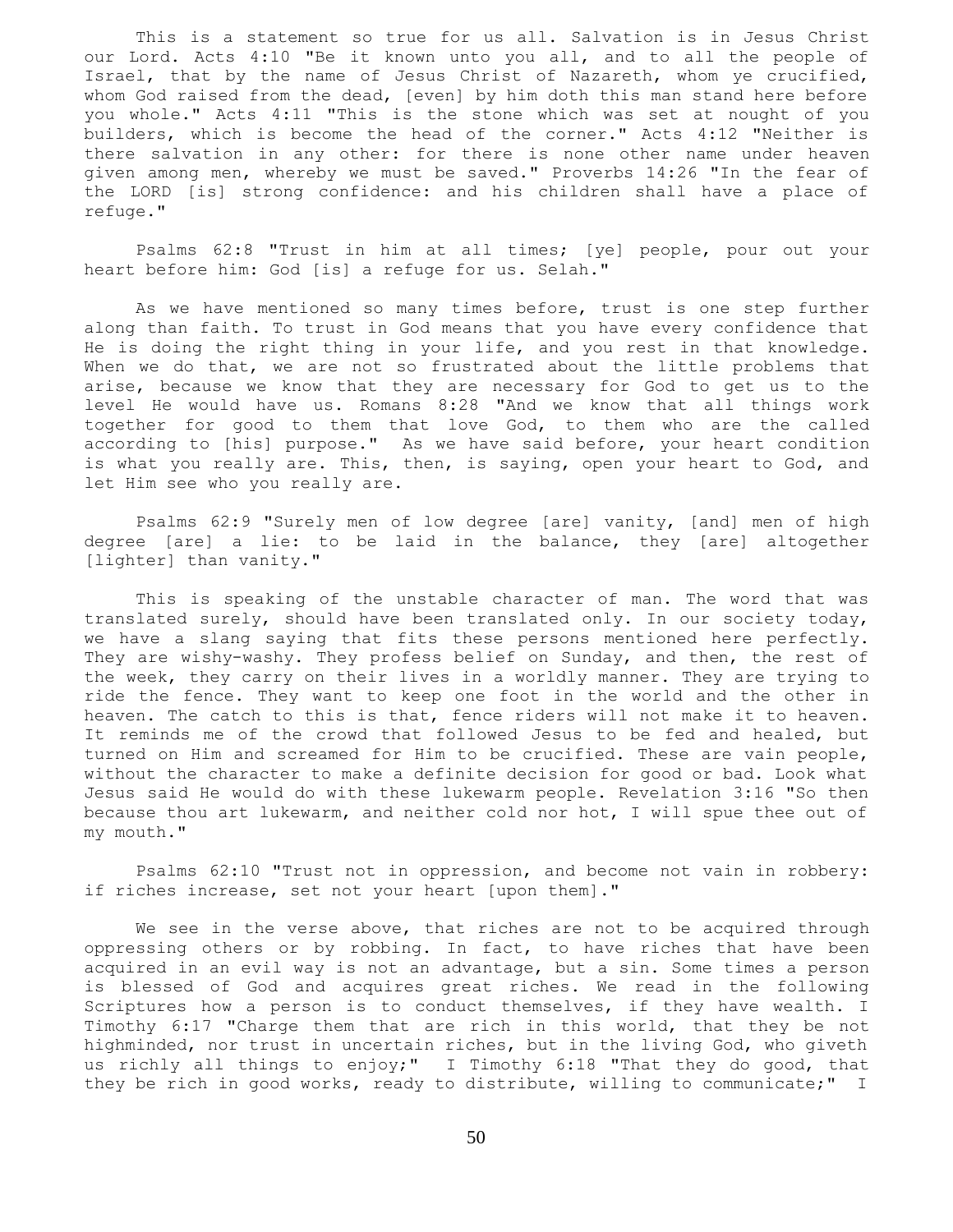This is a statement so true for us all. Salvation is in Jesus Christ our Lord. Acts 4:10 "Be it known unto you all, and to all the people of Israel, that by the name of Jesus Christ of Nazareth, whom ye crucified, whom God raised from the dead, [even] by him doth this man stand here before you whole." Acts 4:11 "This is the stone which was set at nought of you builders, which is become the head of the corner." Acts 4:12 "Neither is there salvation in any other: for there is none other name under heaven given among men, whereby we must be saved." Proverbs 14:26 "In the fear of the LORD [is] strong confidence: and his children shall have a place of refuge."

Psalms 62:8 "Trust in him at all times; [ye] people, pour out your heart before him: God [is] a refuge for us. Selah."

As we have mentioned so many times before, trust is one step further along than faith. To trust in God means that you have every confidence that He is doing the right thing in your life, and you rest in that knowledge. When we do that, we are not so frustrated about the little problems that arise, because we know that they are necessary for God to get us to the level He would have us. Romans 8:28 "And we know that all things work together for good to them that love God, to them who are the called according to [his] purpose." As we have said before, your heart condition is what you really are. This, then, is saying, open your heart to God, and let Him see who you really are.

Psalms 62:9 "Surely men of low degree [are] vanity, [and] men of high degree [are] a lie: to be laid in the balance, they [are] altogether [lighter] than vanity."

This is speaking of the unstable character of man. The word that was translated surely, should have been translated only. In our society today, we have a slang saying that fits these persons mentioned here perfectly. They are wishy-washy. They profess belief on Sunday, and then, the rest of the week, they carry on their lives in a worldly manner. They are trying to ride the fence. They want to keep one foot in the world and the other in heaven. The catch to this is that, fence riders will not make it to heaven. It reminds me of the crowd that followed Jesus to be fed and healed, but turned on Him and screamed for Him to be crucified. These are vain people, without the character to make a definite decision for good or bad. Look what Jesus said He would do with these lukewarm people. Revelation 3:16 "So then because thou art lukewarm, and neither cold nor hot, I will spue thee out of my mouth."

Psalms 62:10 "Trust not in oppression, and become not vain in robbery: if riches increase, set not your heart [upon them]."

We see in the verse above, that riches are not to be acquired through oppressing others or by robbing. In fact, to have riches that have been acquired in an evil way is not an advantage, but a sin. Some times a person is blessed of God and acquires great riches. We read in the following Scriptures how a person is to conduct themselves, if they have wealth. I Timothy 6:17 "Charge them that are rich in this world, that they be not highminded, nor trust in uncertain riches, but in the living God, who giveth us richly all things to enjoy;" I Timothy 6:18 "That they do good, that they be rich in good works, ready to distribute, willing to communicate;" I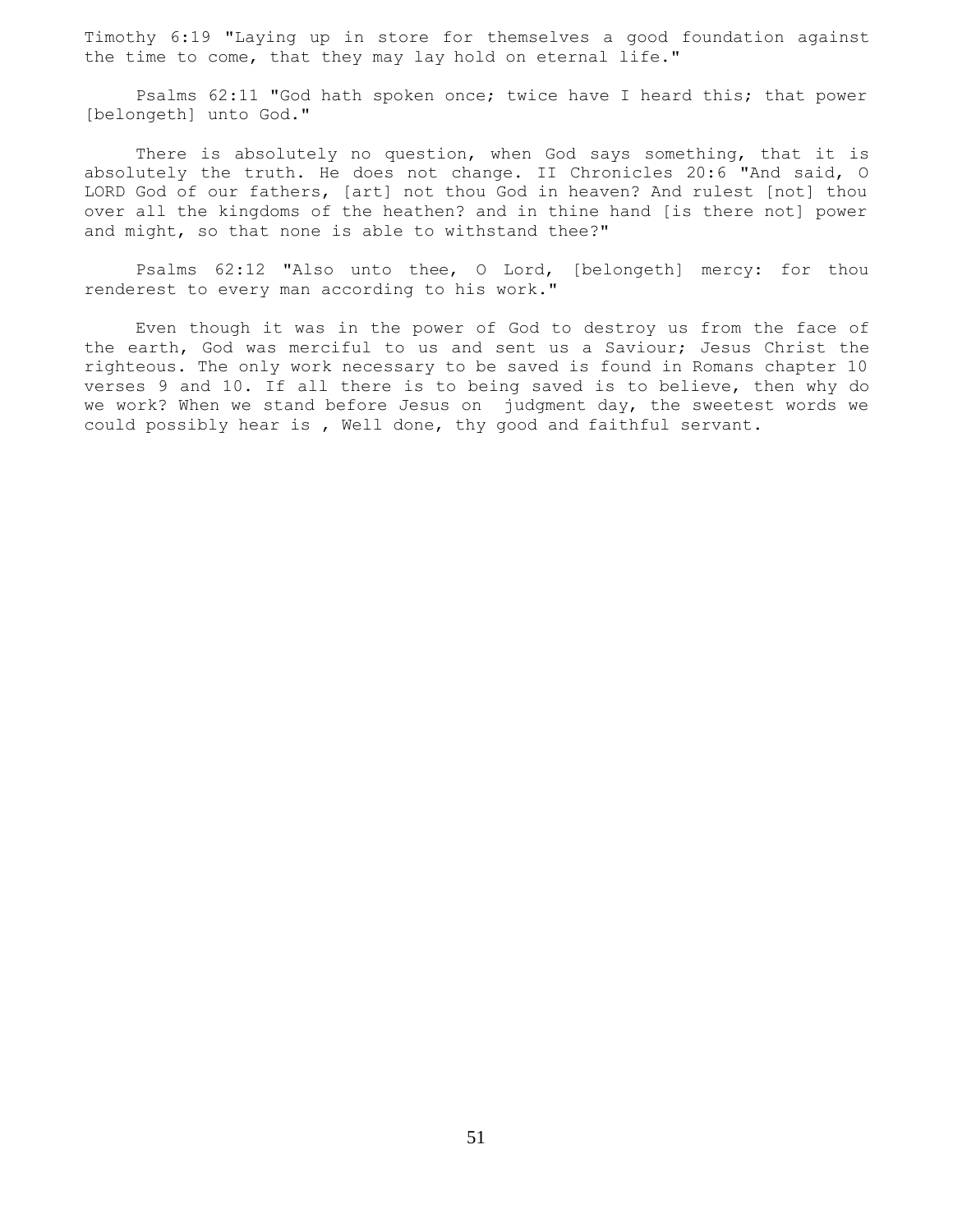Timothy 6:19 "Laying up in store for themselves a good foundation against the time to come, that they may lay hold on eternal life."

Psalms 62:11 "God hath spoken once; twice have I heard this; that power [belongeth] unto God."

There is absolutely no question, when God says something, that it is absolutely the truth. He does not change. II Chronicles 20:6 "And said, O LORD God of our fathers, [art] not thou God in heaven? And rulest [not] thou over all the kingdoms of the heathen? and in thine hand [is there not] power and might, so that none is able to withstand thee?"

Psalms 62:12 "Also unto thee, O Lord, [belongeth] mercy: for thou renderest to every man according to his work."

Even though it was in the power of God to destroy us from the face of the earth, God was merciful to us and sent us a Saviour; Jesus Christ the righteous. The only work necessary to be saved is found in Romans chapter 10 verses 9 and 10. If all there is to being saved is to believe, then why do we work? When we stand before Jesus on judgment day, the sweetest words we could possibly hear is , Well done, thy good and faithful servant.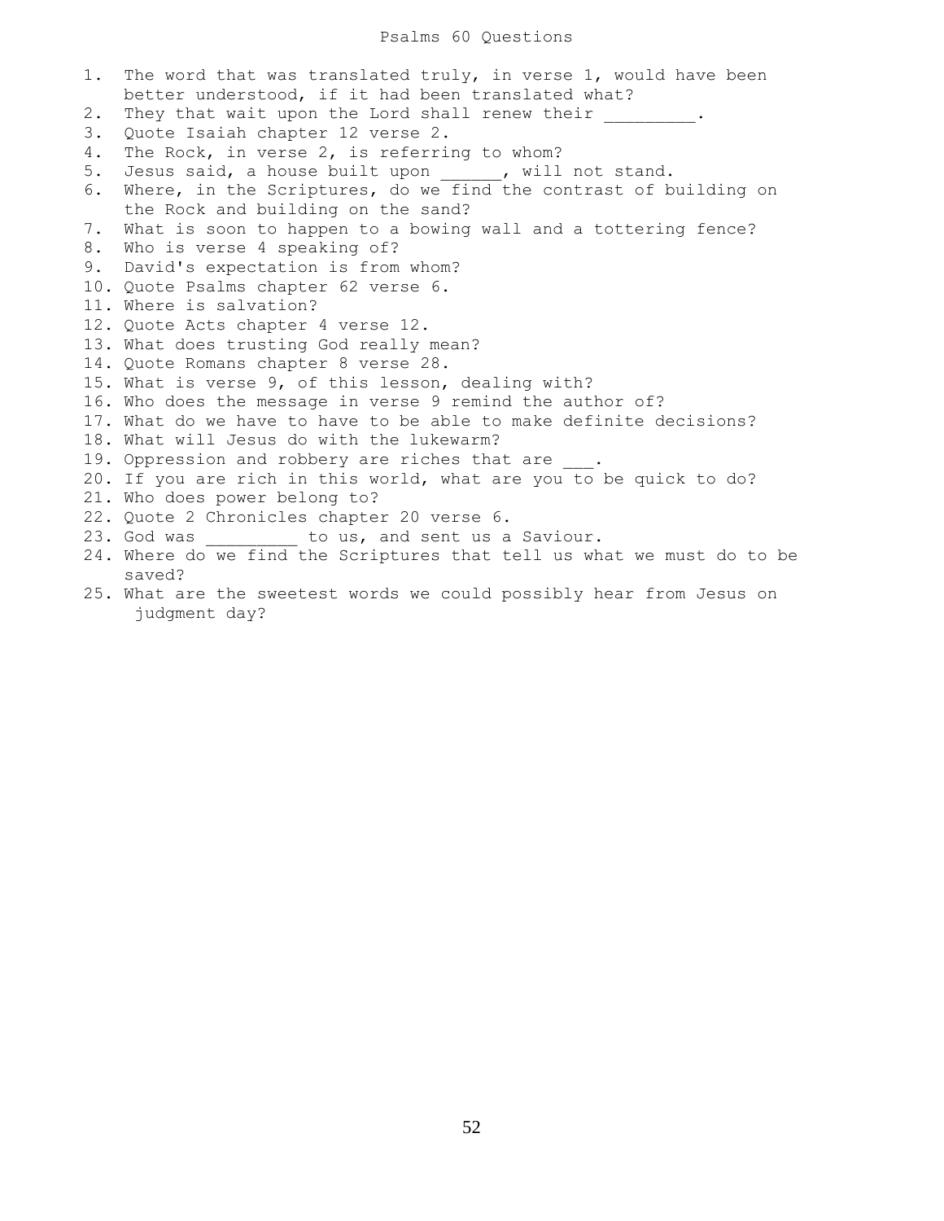# Psalms 60 Questions

1. The word that was translated truly, in verse 1, would have been better understood, if it had been translated what?
2. They that wait upon the Lord shall renew their _________.
3. Quote Isaiah chapter 12 verse 2.
4. The Rock, in verse 2, is referring to whom?
5. Jesus said, a house built upon ______, will not stand.
6. Where, in the Scriptures, do we find the contrast of building on the Rock and building on the sand?
7. What is soon to happen to a bowing wall and a tottering fence?
8. Who is verse 4 speaking of?
9. David's expectation is from whom?
10. Quote Psalms chapter 62 verse 6.
11. Where is salvation?
12. Quote Acts chapter 4 verse 12.
13. What does trusting God really mean?
14. Quote Romans chapter 8 verse 28.
15. What is verse 9, of this lesson, dealing with?
16. Who does the message in verse 9 remind the author of?
17. What do we have to have to be able to make definite decisions?
18. What will Jesus do with the lukewarm?
19. Oppression and robbery are riches that are ___.
20. If you are rich in this world, what are you to be quick to do?
21. Who does power belong to?
22. Quote 2 Chronicles chapter 20 verse 6.
23. God was _________ to us, and sent us a Saviour.
24. Where do we find the Scriptures that tell us what we must do to be saved?
25. What are the sweetest words we could possibly hear from Jesus on judgment day?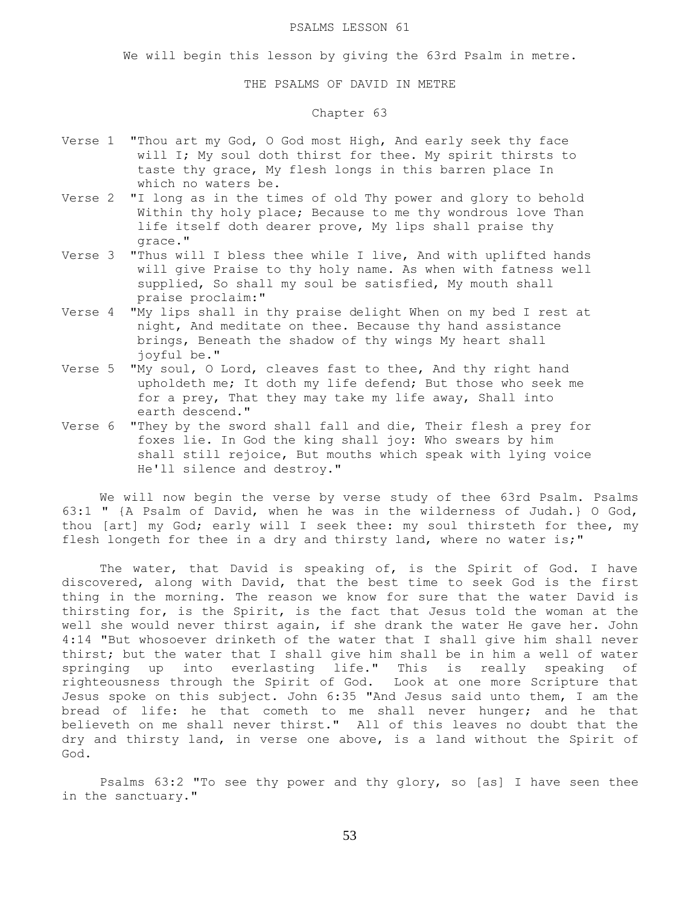# PSALMS LESSON 61

We will begin this lesson by giving the 63rd Psalm in metre.

## THE PSALMS OF DAVID IN METRE

### Chapter 63

Verse 1 "Thou art my God, O God most High, And early seek thy face will I; My soul doth thirst for thee. My spirit thirsts to taste thy grace, My flesh longs in this barren place In which no waters be.

Verse 2 "I long as in the times of old Thy power and glory to behold Within thy holy place; Because to me thy wondrous love Than life itself doth dearer prove, My lips shall praise thy grace."

Verse 3 "Thus will I bless thee while I live, And with uplifted hands will give Praise to thy holy name. As when with fatness well supplied, So shall my soul be satisfied, My mouth shall praise proclaim:"

Verse 4 "My lips shall in thy praise delight When on my bed I rest at night, And meditate on thee. Because thy hand assistance brings, Beneath the shadow of thy wings My heart shall joyful be."

Verse 5 "My soul, O Lord, cleaves fast to thee, And thy right hand upholdeth me; It doth my life defend; But those who seek me for a prey, That they may take my life away, Shall into earth descend."

Verse 6 "They by the sword shall fall and die, Their flesh a prey for foxes lie. In God the king shall joy: Who swears by him shall still rejoice, But mouths which speak with lying voice He'll silence and destroy."

We will now begin the verse by verse study of thee 63rd Psalm. Psalms 63:1 " {A Psalm of David, when he was in the wilderness of Judah.} O God, thou [art] my God; early will I seek thee: my soul thirsteth for thee, my flesh longeth for thee in a dry and thirsty land, where no water is;"

The water, that David is speaking of, is the Spirit of God. I have discovered, along with David, that the best time to seek God is the first thing in the morning. The reason we know for sure that the water David is thirsting for, is the Spirit, is the fact that Jesus told the woman at the well she would never thirst again, if she drank the water He gave her. John 4:14 "But whosoever drinketh of the water that I shall give him shall never thirst; but the water that I shall give him shall be in him a well of water springing up into everlasting life." This is really speaking of righteousness through the Spirit of God. Look at one more Scripture that Jesus spoke on this subject. John 6:35 "And Jesus said unto them, I am the bread of life: he that cometh to me shall never hunger; and he that believeth on me shall never thirst." All of this leaves no doubt that the dry and thirsty land, in verse one above, is a land without the Spirit of God.

Psalms 63:2 "To see thy power and thy glory, so [as] I have seen thee in the sanctuary."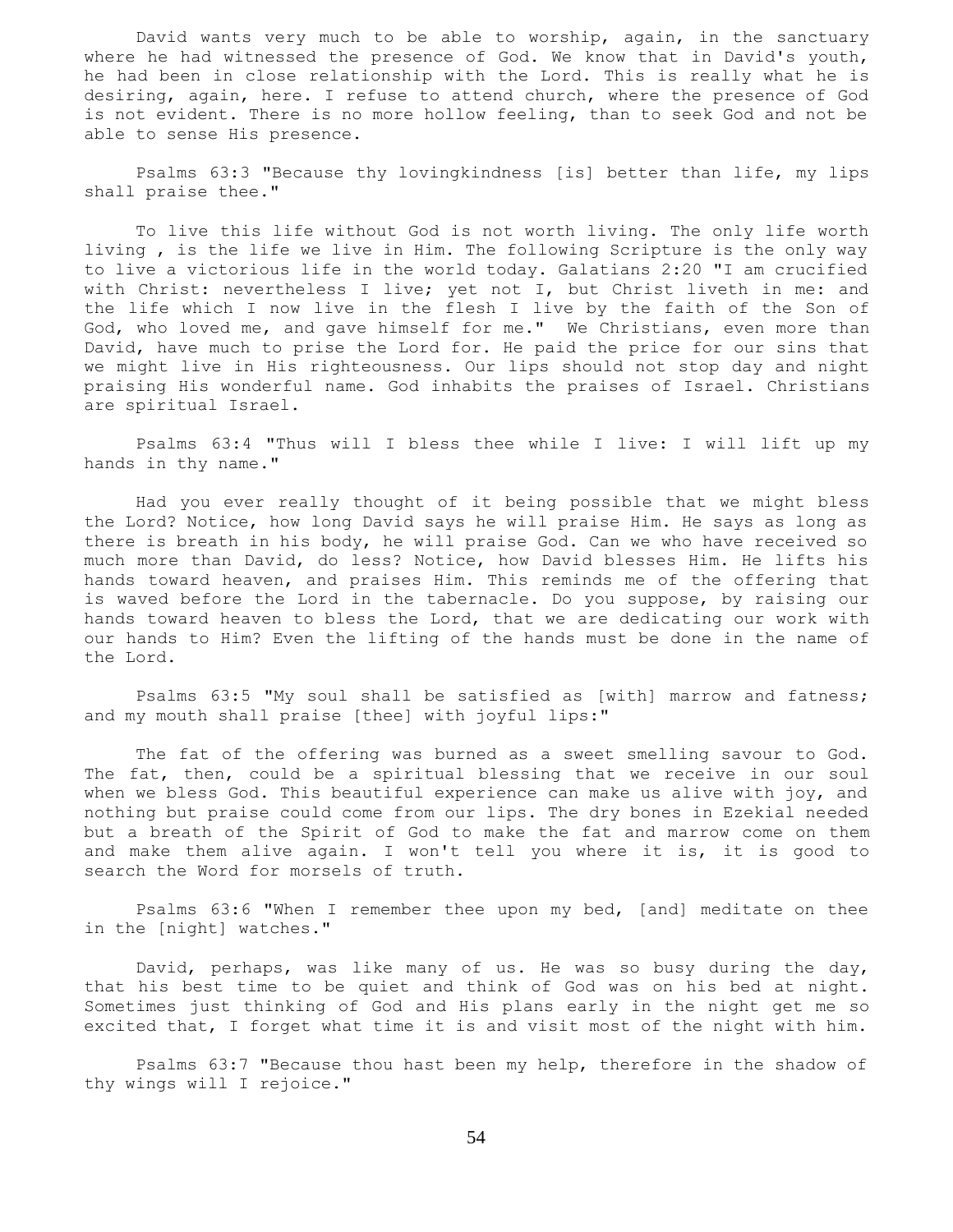David wants very much to be able to worship, again, in the sanctuary where he had witnessed the presence of God. We know that in David's youth, he had been in close relationship with the Lord. This is really what he is desiring, again, here. I refuse to attend church, where the presence of God is not evident. There is no more hollow feeling, than to seek God and not be able to sense His presence.

Psalms 63:3 "Because thy lovingkindness [is] better than life, my lips shall praise thee."

To live this life without God is not worth living. The only life worth living , is the life we live in Him. The following Scripture is the only way to live a victorious life in the world today. Galatians 2:20 "I am crucified with Christ: nevertheless I live; yet not I, but Christ liveth in me: and the life which I now live in the flesh I live by the faith of the Son of God, who loved me, and gave himself for me." We Christians, even more than David, have much to prise the Lord for. He paid the price for our sins that we might live in His righteousness. Our lips should not stop day and night praising His wonderful name. God inhabits the praises of Israel. Christians are spiritual Israel.

Psalms 63:4 "Thus will I bless thee while I live: I will lift up my hands in thy name."

Had you ever really thought of it being possible that we might bless the Lord? Notice, how long David says he will praise Him. He says as long as there is breath in his body, he will praise God. Can we who have received so much more than David, do less? Notice, how David blesses Him. He lifts his hands toward heaven, and praises Him. This reminds me of the offering that is waved before the Lord in the tabernacle. Do you suppose, by raising our hands toward heaven to bless the Lord, that we are dedicating our work with our hands to Him? Even the lifting of the hands must be done in the name of the Lord.

Psalms 63:5 "My soul shall be satisfied as [with] marrow and fatness; and my mouth shall praise [thee] with joyful lips:"

The fat of the offering was burned as a sweet smelling savour to God. The fat, then, could be a spiritual blessing that we receive in our soul when we bless God. This beautiful experience can make us alive with joy, and nothing but praise could come from our lips. The dry bones in Ezekial needed but a breath of the Spirit of God to make the fat and marrow come on them and make them alive again. I won't tell you where it is, it is good to search the Word for morsels of truth.

Psalms 63:6 "When I remember thee upon my bed, [and] meditate on thee in the [night] watches."

David, perhaps, was like many of us. He was so busy during the day, that his best time to be quiet and think of God was on his bed at night. Sometimes just thinking of God and His plans early in the night get me so excited that, I forget what time it is and visit most of the night with him.

Psalms 63:7 "Because thou hast been my help, therefore in the shadow of thy wings will I rejoice."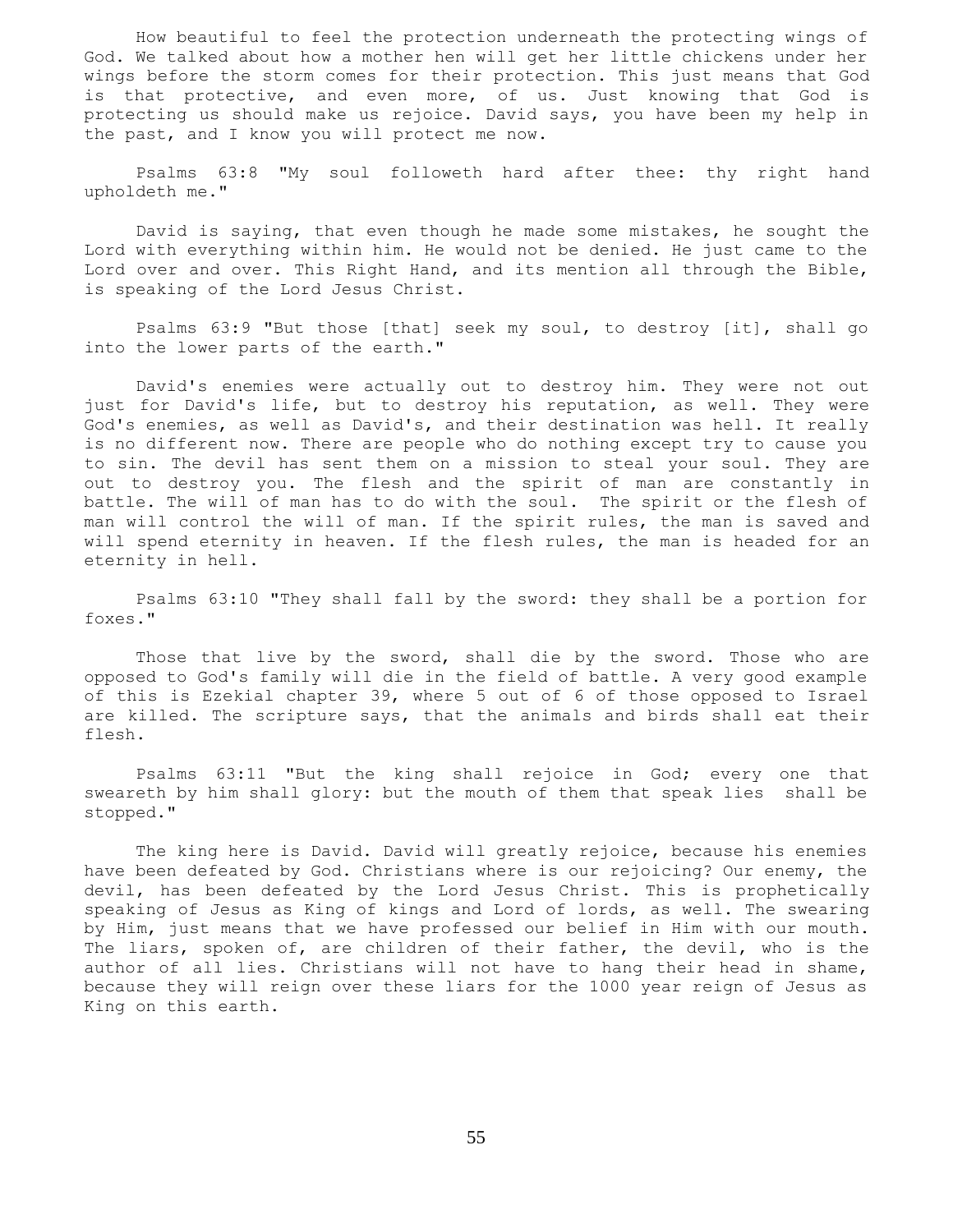How beautiful to feel the protection underneath the protecting wings of God. We talked about how a mother hen will get her little chickens under her wings before the storm comes for their protection. This just means that God is that protective, and even more, of us. Just knowing that God is protecting us should make us rejoice. David says, you have been my help in the past, and I know you will protect me now.

Psalms 63:8 "My soul followeth hard after thee: thy right hand upholdeth me."

David is saying, that even though he made some mistakes, he sought the Lord with everything within him. He would not be denied. He just came to the Lord over and over. This Right Hand, and its mention all through the Bible, is speaking of the Lord Jesus Christ.

Psalms 63:9 "But those [that] seek my soul, to destroy [it], shall go into the lower parts of the earth."

David's enemies were actually out to destroy him. They were not out just for David's life, but to destroy his reputation, as well. They were God's enemies, as well as David's, and their destination was hell. It really is no different now. There are people who do nothing except try to cause you to sin. The devil has sent them on a mission to steal your soul. They are out to destroy you. The flesh and the spirit of man are constantly in battle. The will of man has to do with the soul. The spirit or the flesh of man will control the will of man. If the spirit rules, the man is saved and will spend eternity in heaven. If the flesh rules, the man is headed for an eternity in hell.

Psalms 63:10 "They shall fall by the sword: they shall be a portion for foxes."

Those that live by the sword, shall die by the sword. Those who are opposed to God's family will die in the field of battle. A very good example of this is Ezekial chapter 39, where 5 out of 6 of those opposed to Israel are killed. The scripture says, that the animals and birds shall eat their flesh.

Psalms 63:11 "But the king shall rejoice in God; every one that sweareth by him shall glory: but the mouth of them that speak lies shall be stopped."

The king here is David. David will greatly rejoice, because his enemies have been defeated by God. Christians where is our rejoicing? Our enemy, the devil, has been defeated by the Lord Jesus Christ. This is prophetically speaking of Jesus as King of kings and Lord of lords, as well. The swearing by Him, just means that we have professed our belief in Him with our mouth. The liars, spoken of, are children of their father, the devil, who is the author of all lies. Christians will not have to hang their head in shame, because they will reign over these liars for the 1000 year reign of Jesus as King on this earth.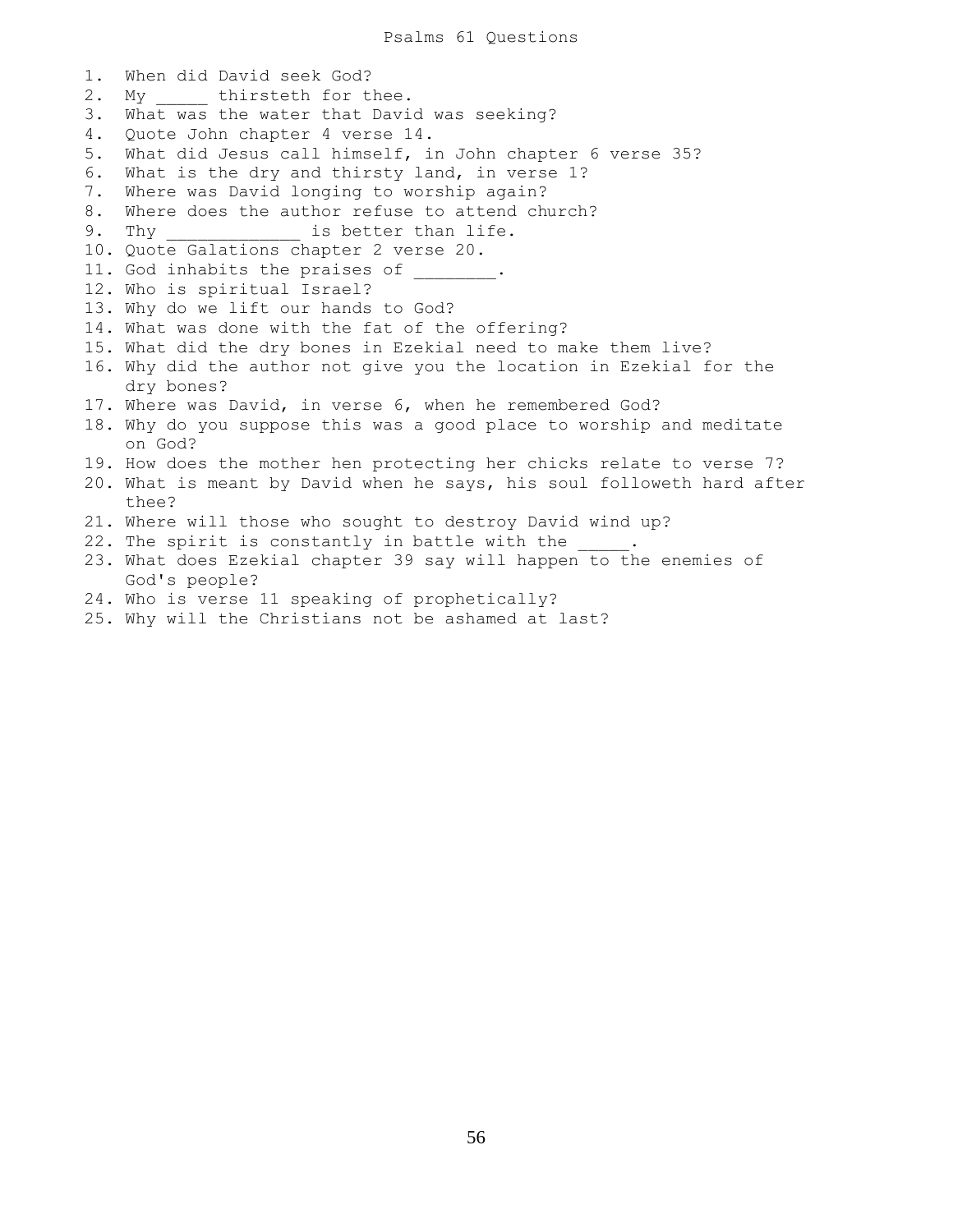# Psalms 61 Questions

1. When did David seek God?
2. My _____ thirsteth for thee.
3. What was the water that David was seeking?
4. Quote John chapter 4 verse 14.
5. What did Jesus call himself, in John chapter 6 verse 35?
6. What is the dry and thirsty land, in verse 1?
7. Where was David longing to worship again?
8. Where does the author refuse to attend church?
9. Thy _____________ is better than life.
10. Quote Galations chapter 2 verse 20.
11. God inhabits the praises of ________.
12. Who is spiritual Israel?
13. Why do we lift our hands to God?
14. What was done with the fat of the offering?
15. What did the dry bones in Ezekial need to make them live?
16. Why did the author not give you the location in Ezekial for the dry bones?
17. Where was David, in verse 6, when he remembered God?
18. Why do you suppose this was a good place to worship and meditate on God?
19. How does the mother hen protecting her chicks relate to verse 7?
20. What is meant by David when he says, his soul followeth hard after thee?
21. Where will those who sought to destroy David wind up?
22. The spirit is constantly in battle with the _____.
23. What does Ezekial chapter 39 say will happen to the enemies of God's people?
24. Who is verse 11 speaking of prophetically?
25. Why will the Christians not be ashamed at last?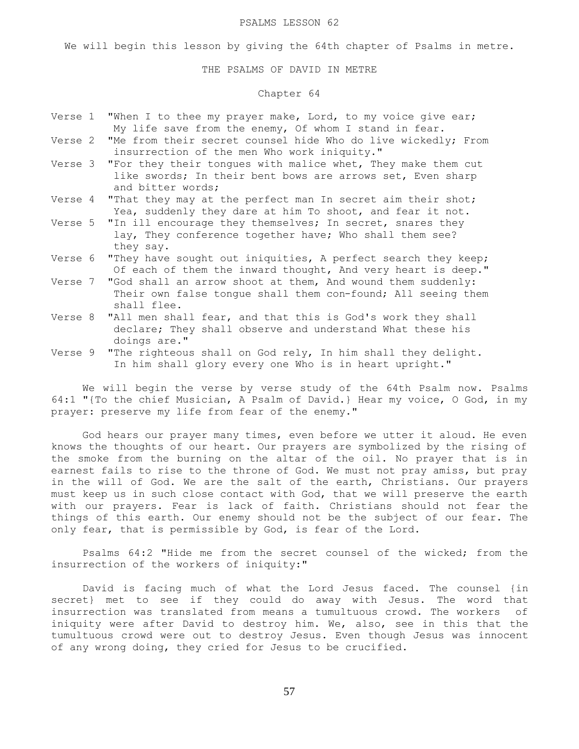# PSALMS LESSON 62

We will begin this lesson by giving the 64th chapter of Psalms in metre.

## THE PSALMS OF DAVID IN METRE

### Chapter 64

Verse 1 "When I to thee my prayer make, Lord, to my voice give ear; My life save from the enemy, Of whom I stand in fear.

Verse 2 "Me from their secret counsel hide Who do live wickedly; From insurrection of the men Who work iniquity."

Verse 3 "For they their tongues with malice whet, They make them cut like swords; In their bent bows are arrows set, Even sharp and bitter words;

Verse 4 "That they may at the perfect man In secret aim their shot; Yea, suddenly they dare at him To shoot, and fear it not.

Verse 5 "In ill encourage they themselves; In secret, snares they lay, They conference together have; Who shall them see? they say.

Verse 6 "They have sought out iniquities, A perfect search they keep; Of each of them the inward thought, And very heart is deep."

Verse 7 "God shall an arrow shoot at them, And wound them suddenly: Their own false tongue shall them con-found; All seeing them shall flee.

Verse 8 "All men shall fear, and that this is God's work they shall declare; They shall observe and understand What these his doings are."

Verse 9 "The righteous shall on God rely, In him shall they delight. In him shall glory every one Who is in heart upright."

We will begin the verse by verse study of the 64th Psalm now. Psalms 64:1 "{To the chief Musician, A Psalm of David.} Hear my voice, O God, in my prayer: preserve my life from fear of the enemy."

God hears our prayer many times, even before we utter it aloud. He even knows the thoughts of our heart. Our prayers are symbolized by the rising of the smoke from the burning on the altar of the oil. No prayer that is in earnest fails to rise to the throne of God. We must not pray amiss, but pray in the will of God. We are the salt of the earth, Christians. Our prayers must keep us in such close contact with God, that we will preserve the earth with our prayers. Fear is lack of faith. Christians should not fear the things of this earth. Our enemy should not be the subject of our fear. The only fear, that is permissible by God, is fear of the Lord.

Psalms 64:2 "Hide me from the secret counsel of the wicked; from the insurrection of the workers of iniquity:"

David is facing much of what the Lord Jesus faced. The counsel {in secret} met to see if they could do away with Jesus. The word that insurrection was translated from means a tumultuous crowd. The workers of iniquity were after David to destroy him. We, also, see in this that the tumultuous crowd were out to destroy Jesus. Even though Jesus was innocent of any wrong doing, they cried for Jesus to be crucified.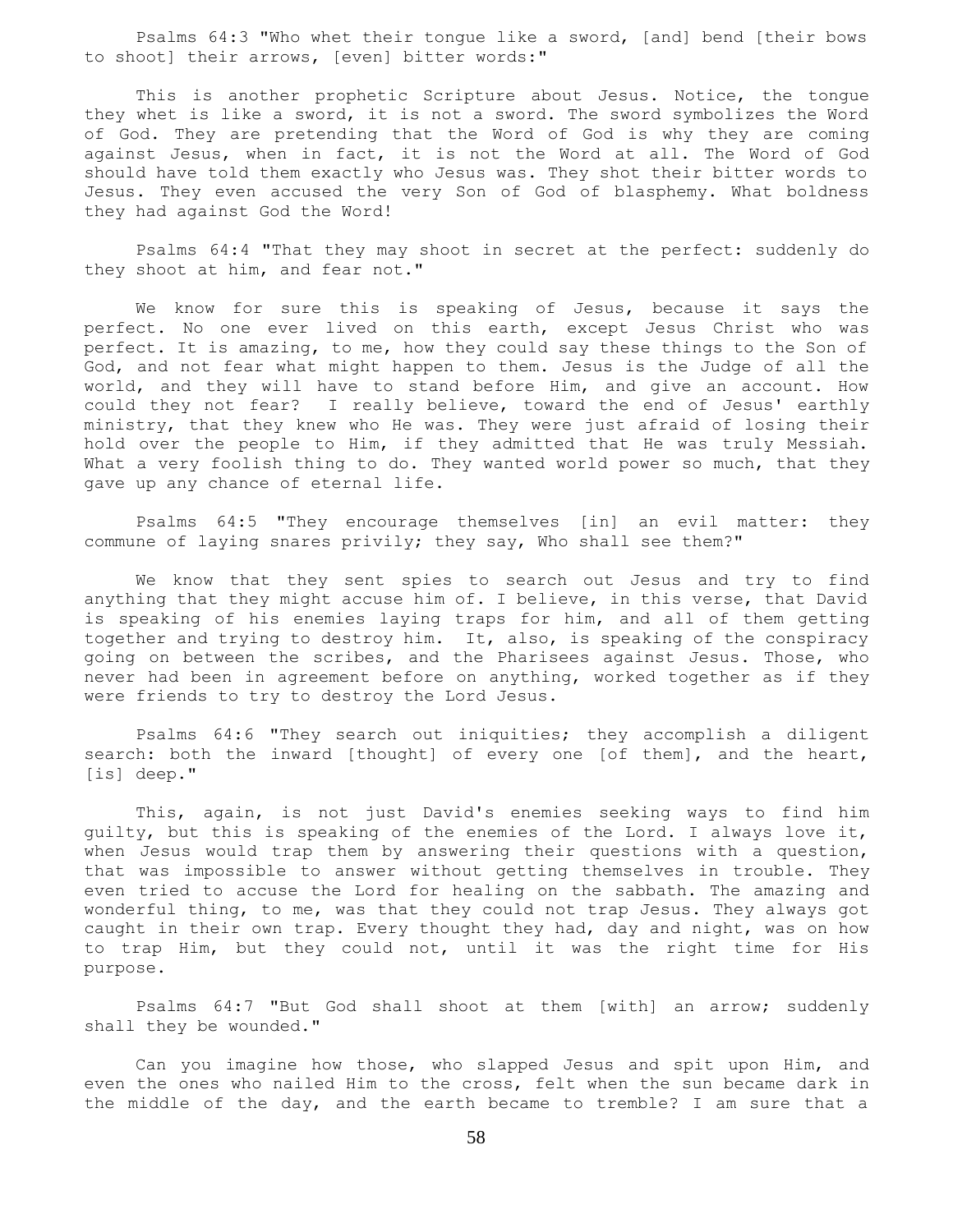Psalms 64:3 "Who whet their tongue like a sword, [and] bend [their bows to shoot] their arrows, [even] bitter words:"

This is another prophetic Scripture about Jesus. Notice, the tongue they whet is like a sword, it is not a sword. The sword symbolizes the Word of God. They are pretending that the Word of God is why they are coming against Jesus, when in fact, it is not the Word at all. The Word of God should have told them exactly who Jesus was. They shot their bitter words to Jesus. They even accused the very Son of God of blasphemy. What boldness they had against God the Word!

Psalms 64:4 "That they may shoot in secret at the perfect: suddenly do they shoot at him, and fear not."

We know for sure this is speaking of Jesus, because it says the perfect. No one ever lived on this earth, except Jesus Christ who was perfect. It is amazing, to me, how they could say these things to the Son of God, and not fear what might happen to them. Jesus is the Judge of all the world, and they will have to stand before Him, and give an account. How could they not fear? I really believe, toward the end of Jesus' earthly ministry, that they knew who He was. They were just afraid of losing their hold over the people to Him, if they admitted that He was truly Messiah. What a very foolish thing to do. They wanted world power so much, that they gave up any chance of eternal life.

Psalms 64:5 "They encourage themselves [in] an evil matter: they commune of laying snares privily; they say, Who shall see them?"

We know that they sent spies to search out Jesus and try to find anything that they might accuse him of. I believe, in this verse, that David is speaking of his enemies laying traps for him, and all of them getting together and trying to destroy him. It, also, is speaking of the conspiracy going on between the scribes, and the Pharisees against Jesus. Those, who never had been in agreement before on anything, worked together as if they were friends to try to destroy the Lord Jesus.

Psalms 64:6 "They search out iniquities; they accomplish a diligent search: both the inward [thought] of every one [of them], and the heart, [is] deep."

This, again, is not just David's enemies seeking ways to find him guilty, but this is speaking of the enemies of the Lord. I always love it, when Jesus would trap them by answering their questions with a question, that was impossible to answer without getting themselves in trouble. They even tried to accuse the Lord for healing on the sabbath. The amazing and wonderful thing, to me, was that they could not trap Jesus. They always got caught in their own trap. Every thought they had, day and night, was on how to trap Him, but they could not, until it was the right time for His purpose.

Psalms 64:7 "But God shall shoot at them [with] an arrow; suddenly shall they be wounded."

Can you imagine how those, who slapped Jesus and spit upon Him, and even the ones who nailed Him to the cross, felt when the sun became dark in the middle of the day, and the earth became to tremble? I am sure that a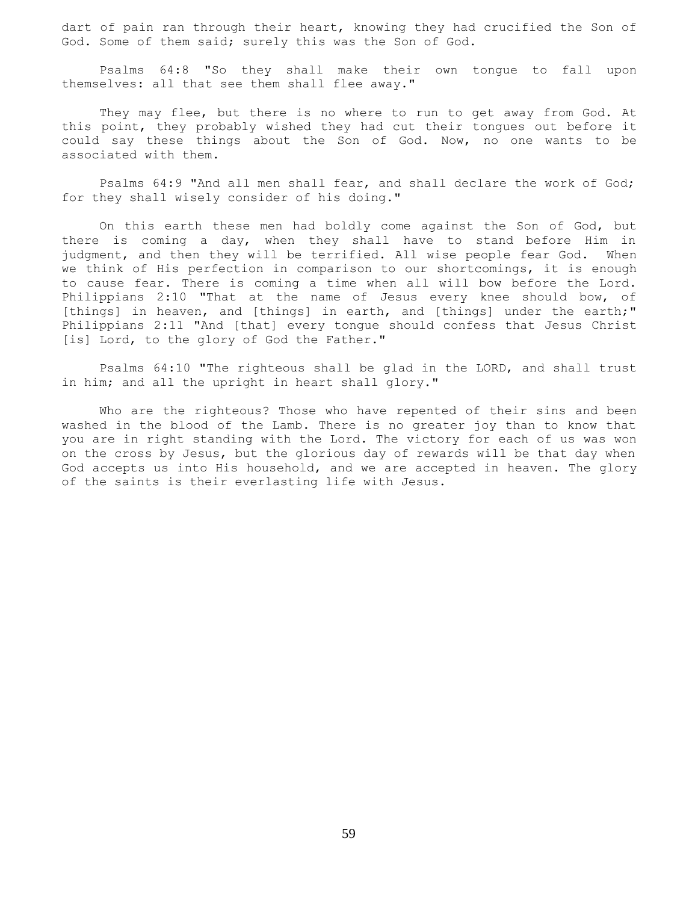dart of pain ran through their heart, knowing they had crucified the Son of God. Some of them said; surely this was the Son of God.

Psalms 64:8 "So they shall make their own tongue to fall upon themselves: all that see them shall flee away."

They may flee, but there is no where to run to get away from God. At this point, they probably wished they had cut their tongues out before it could say these things about the Son of God. Now, no one wants to be associated with them.

Psalms 64:9 "And all men shall fear, and shall declare the work of God; for they shall wisely consider of his doing."

On this earth these men had boldly come against the Son of God, but there is coming a day, when they shall have to stand before Him in judgment, and then they will be terrified. All wise people fear God. When we think of His perfection in comparison to our shortcomings, it is enough to cause fear. There is coming a time when all will bow before the Lord. Philippians 2:10 "That at the name of Jesus every knee should bow, of [things] in heaven, and [things] in earth, and [things] under the earth;" Philippians 2:11 "And [that] every tongue should confess that Jesus Christ [is] Lord, to the glory of God the Father."

Psalms 64:10 "The righteous shall be glad in the LORD, and shall trust in him; and all the upright in heart shall glory."

Who are the righteous? Those who have repented of their sins and been washed in the blood of the Lamb. There is no greater joy than to know that you are in right standing with the Lord. The victory for each of us was won on the cross by Jesus, but the glorious day of rewards will be that day when God accepts us into His household, and we are accepted in heaven. The glory of the saints is their everlasting life with Jesus.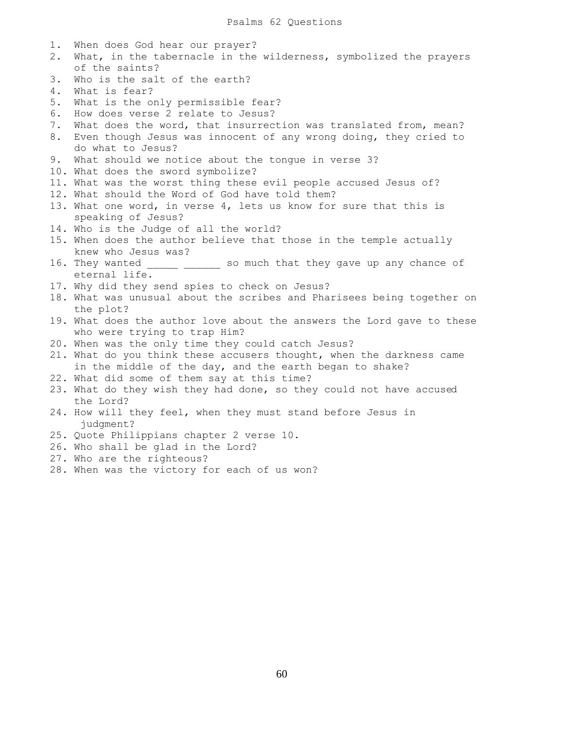# Psalms 62 Questions

1. When does God hear our prayer?
2. What, in the tabernacle in the wilderness, symbolized the prayers of the saints?
3. Who is the salt of the earth?
4. What is fear?
5. What is the only permissible fear?
6. How does verse 2 relate to Jesus?
7. What does the word, that insurrection was translated from, mean?
8. Even though Jesus was innocent of any wrong doing, they cried to do what to Jesus?
9. What should we notice about the tongue in verse 3?
10. What does the sword symbolize?
11. What was the worst thing these evil people accused Jesus of?
12. What should the Word of God have told them?
13. What one word, in verse 4, lets us know for sure that this is speaking of Jesus?
14. Who is the Judge of all the world?
15. When does the author believe that those in the temple actually knew who Jesus was?
16. They wanted _____ ______ so much that they gave up any chance of eternal life.
17. Why did they send spies to check on Jesus?
18. What was unusual about the scribes and Pharisees being together on the plot?
19. What does the author love about the answers the Lord gave to these who were trying to trap Him?
20. When was the only time they could catch Jesus?
21. What do you think these accusers thought, when the darkness came in the middle of the day, and the earth began to shake?
22. What did some of them say at this time?
23. What do they wish they had done, so they could not have accused the Lord?
24. How will they feel, when they must stand before Jesus in judgment?
25. Quote Philippians chapter 2 verse 10.
26. Who shall be glad in the Lord?
27. Who are the righteous?
28. When was the victory for each of us won?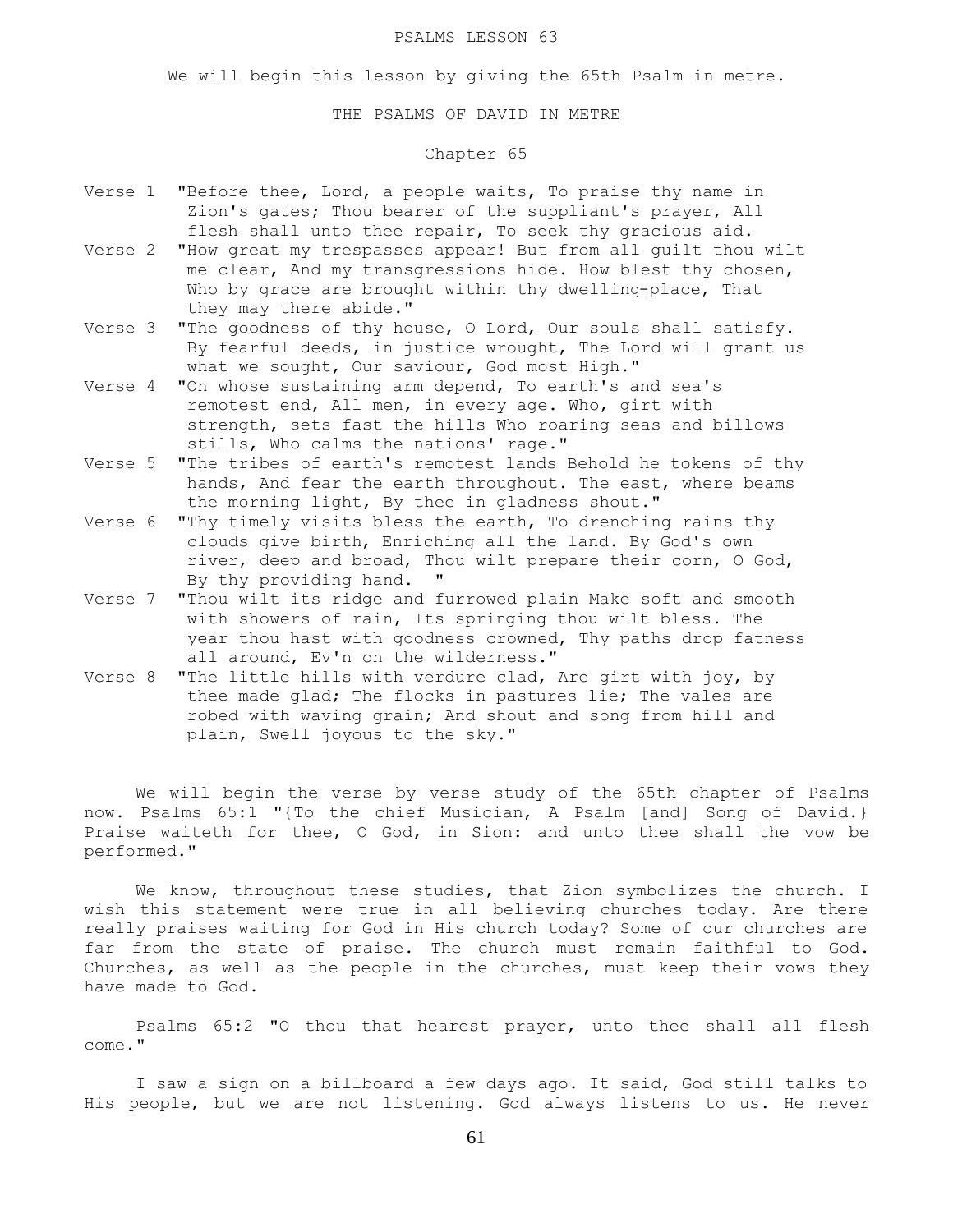# PSALMS LESSON 63

We will begin this lesson by giving the 65th Psalm in metre.

## THE PSALMS OF DAVID IN METRE

### Chapter 65

Verse 1 "Before thee, Lord, a people waits, To praise thy name in Zion's gates; Thou bearer of the suppliant's prayer, All flesh shall unto thee repair, To seek thy gracious aid.

Verse 2 "How great my trespasses appear! But from all guilt thou wilt me clear, And my transgressions hide. How blest thy chosen, Who by grace are brought within thy dwelling-place, That they may there abide."

Verse 3 "The goodness of thy house, O Lord, Our souls shall satisfy. By fearful deeds, in justice wrought, The Lord will grant us what we sought, Our saviour, God most High."

Verse 4 "On whose sustaining arm depend, To earth's and sea's remotest end, All men, in every age. Who, girt with strength, sets fast the hills Who roaring seas and billows stills, Who calms the nations' rage."

Verse 5 "The tribes of earth's remotest lands Behold he tokens of thy hands, And fear the earth throughout. The east, where beams the morning light, By thee in gladness shout."

Verse 6 "Thy timely visits bless the earth, To drenching rains thy clouds give birth, Enriching all the land. By God's own river, deep and broad, Thou wilt prepare their corn, O God, By thy providing hand. "

Verse 7 "Thou wilt its ridge and furrowed plain Make soft and smooth with showers of rain, Its springing thou wilt bless. The year thou hast with goodness crowned, Thy paths drop fatness all around, Ev'n on the wilderness."

Verse 8 "The little hills with verdure clad, Are girt with joy, by thee made glad; The flocks in pastures lie; The vales are robed with waving grain; And shout and song from hill and plain, Swell joyous to the sky."

We will begin the verse by verse study of the 65th chapter of Psalms now. Psalms 65:1 "{To the chief Musician, A Psalm [and] Song of David.} Praise waiteth for thee, O God, in Sion: and unto thee shall the vow be performed."

We know, throughout these studies, that Zion symbolizes the church. I wish this statement were true in all believing churches today. Are there really praises waiting for God in His church today? Some of our churches are far from the state of praise. The church must remain faithful to God. Churches, as well as the people in the churches, must keep their vows they have made to God.

Psalms 65:2 "O thou that hearest prayer, unto thee shall all flesh come."

I saw a sign on a billboard a few days ago. It said, God still talks to His people, but we are not listening. God always listens to us. He never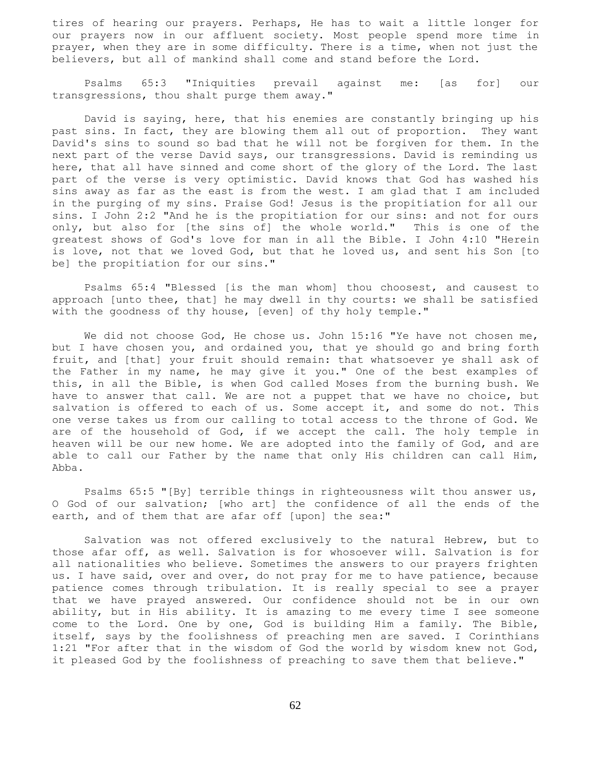tires of hearing our prayers. Perhaps, He has to wait a little longer for our prayers now in our affluent society. Most people spend more time in prayer, when they are in some difficulty. There is a time, when not just the believers, but all of mankind shall come and stand before the Lord.

Psalms 65:3 "Iniquities prevail against me: [as for] our transgressions, thou shalt purge them away."

David is saying, here, that his enemies are constantly bringing up his past sins. In fact, they are blowing them all out of proportion. They want David's sins to sound so bad that he will not be forgiven for them. In the next part of the verse David says, our transgressions. David is reminding us here, that all have sinned and come short of the glory of the Lord. The last part of the verse is very optimistic. David knows that God has washed his sins away as far as the east is from the west. I am glad that I am included in the purging of my sins. Praise God! Jesus is the propitiation for all our sins. I John 2:2 "And he is the propitiation for our sins: and not for ours only, but also for [the sins of] the whole world." This is one of the greatest shows of God's love for man in all the Bible. I John 4:10 "Herein is love, not that we loved God, but that he loved us, and sent his Son [to be] the propitiation for our sins."

Psalms 65:4 "Blessed [is the man whom] thou choosest, and causest to approach [unto thee, that] he may dwell in thy courts: we shall be satisfied with the goodness of thy house, [even] of thy holy temple."

We did not choose God, He chose us. John 15:16 "Ye have not chosen me, but I have chosen you, and ordained you, that ye should go and bring forth fruit, and [that] your fruit should remain: that whatsoever ye shall ask of the Father in my name, he may give it you." One of the best examples of this, in all the Bible, is when God called Moses from the burning bush. We have to answer that call. We are not a puppet that we have no choice, but salvation is offered to each of us. Some accept it, and some do not. This one verse takes us from our calling to total access to the throne of God. We are of the household of God, if we accept the call. The holy temple in heaven will be our new home. We are adopted into the family of God, and are able to call our Father by the name that only His children can call Him, Abba.

Psalms 65:5 "[By] terrible things in righteousness wilt thou answer us, O God of our salvation; [who art] the confidence of all the ends of the earth, and of them that are afar off [upon] the sea:"

Salvation was not offered exclusively to the natural Hebrew, but to those afar off, as well. Salvation is for whosoever will. Salvation is for all nationalities who believe. Sometimes the answers to our prayers frighten us. I have said, over and over, do not pray for me to have patience, because patience comes through tribulation. It is really special to see a prayer that we have prayed answered. Our confidence should not be in our own ability, but in His ability. It is amazing to me every time I see someone come to the Lord. One by one, God is building Him a family. The Bible, itself, says by the foolishness of preaching men are saved. I Corinthians 1:21 "For after that in the wisdom of God the world by wisdom knew not God, it pleased God by the foolishness of preaching to save them that believe."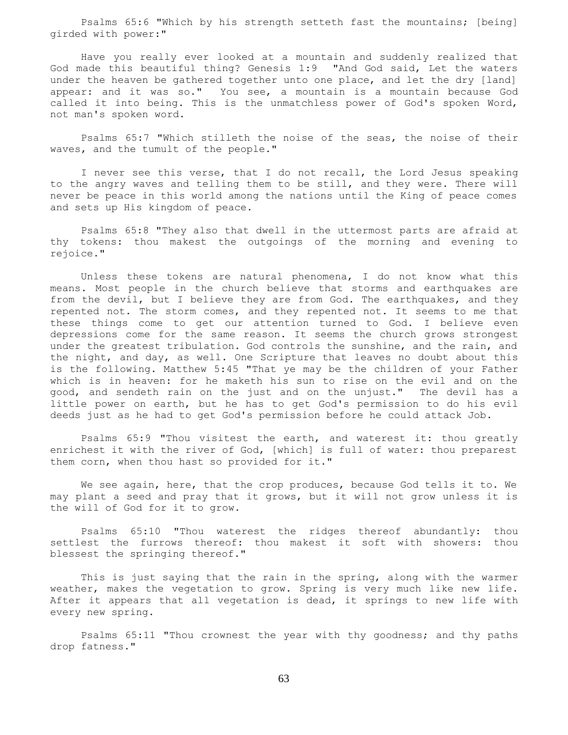Psalms 65:6 "Which by his strength setteth fast the mountains; [being] girded with power:"

Have you really ever looked at a mountain and suddenly realized that God made this beautiful thing? Genesis 1:9 "And God said, Let the waters under the heaven be gathered together unto one place, and let the dry [land] appear: and it was so." You see, a mountain is a mountain because God called it into being. This is the unmatchless power of God's spoken Word, not man's spoken word.

Psalms 65:7 "Which stilleth the noise of the seas, the noise of their waves, and the tumult of the people."

I never see this verse, that I do not recall, the Lord Jesus speaking to the angry waves and telling them to be still, and they were. There will never be peace in this world among the nations until the King of peace comes and sets up His kingdom of peace.

Psalms 65:8 "They also that dwell in the uttermost parts are afraid at thy tokens: thou makest the outgoings of the morning and evening to rejoice."

Unless these tokens are natural phenomena, I do not know what this means. Most people in the church believe that storms and earthquakes are from the devil, but I believe they are from God. The earthquakes, and they repented not. The storm comes, and they repented not. It seems to me that these things come to get our attention turned to God. I believe even depressions come for the same reason. It seems the church grows strongest under the greatest tribulation. God controls the sunshine, and the rain, and the night, and day, as well. One Scripture that leaves no doubt about this is the following. Matthew 5:45 "That ye may be the children of your Father which is in heaven: for he maketh his sun to rise on the evil and on the good, and sendeth rain on the just and on the unjust." The devil has a little power on earth, but he has to get God's permission to do his evil deeds just as he had to get God's permission before he could attack Job.

Psalms 65:9 "Thou visitest the earth, and waterest it: thou greatly enrichest it with the river of God, [which] is full of water: thou preparest them corn, when thou hast so provided for it."

We see again, here, that the crop produces, because God tells it to. We may plant a seed and pray that it grows, but it will not grow unless it is the will of God for it to grow.

Psalms 65:10 "Thou waterest the ridges thereof abundantly: thou settlest the furrows thereof: thou makest it soft with showers: thou blessest the springing thereof."

This is just saying that the rain in the spring, along with the warmer weather, makes the vegetation to grow. Spring is very much like new life. After it appears that all vegetation is dead, it springs to new life with every new spring.

Psalms 65:11 "Thou crownest the year with thy goodness; and thy paths drop fatness."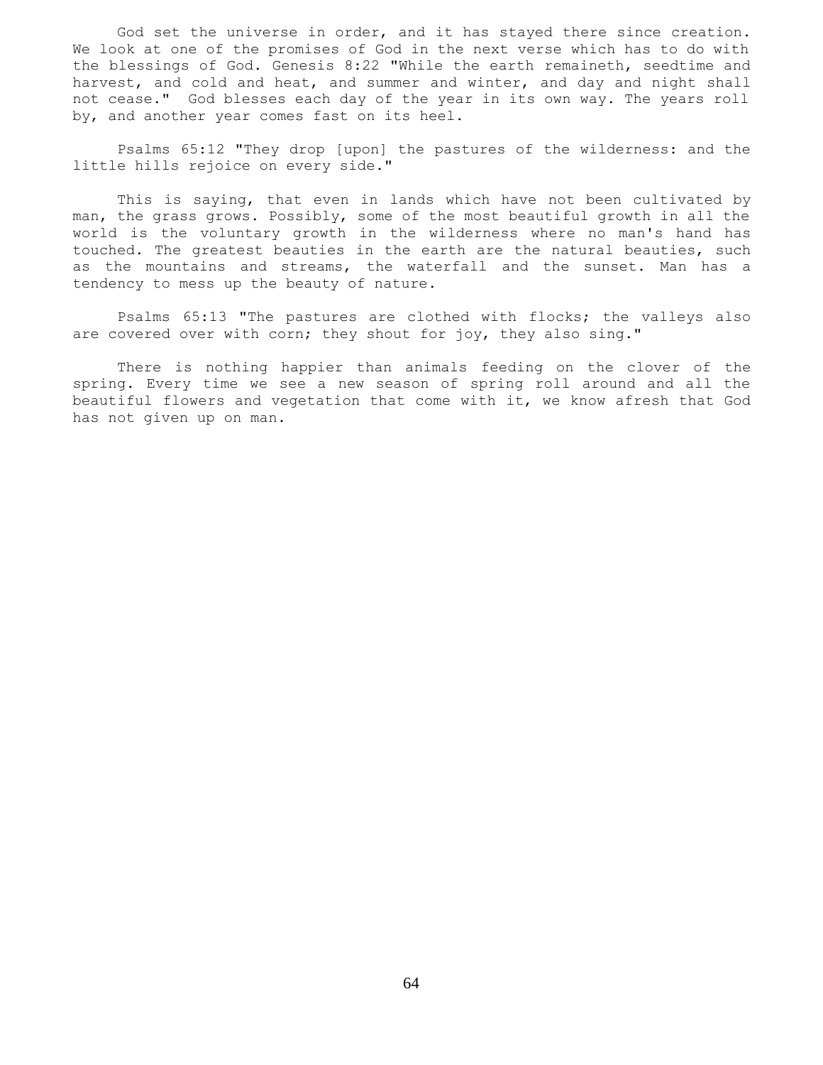God set the universe in order, and it has stayed there since creation. We look at one of the promises of God in the next verse which has to do with the blessings of God. Genesis 8:22 "While the earth remaineth, seedtime and harvest, and cold and heat, and summer and winter, and day and night shall not cease." God blesses each day of the year in its own way. The years roll by, and another year comes fast on its heel.

Psalms 65:12 "They drop [upon] the pastures of the wilderness: and the little hills rejoice on every side."

This is saying, that even in lands which have not been cultivated by man, the grass grows. Possibly, some of the most beautiful growth in all the world is the voluntary growth in the wilderness where no man's hand has touched. The greatest beauties in the earth are the natural beauties, such as the mountains and streams, the waterfall and the sunset. Man has a tendency to mess up the beauty of nature.

Psalms 65:13 "The pastures are clothed with flocks; the valleys also are covered over with corn; they shout for joy, they also sing."

There is nothing happier than animals feeding on the clover of the spring. Every time we see a new season of spring roll around and all the beautiful flowers and vegetation that come with it, we know afresh that God has not given up on man.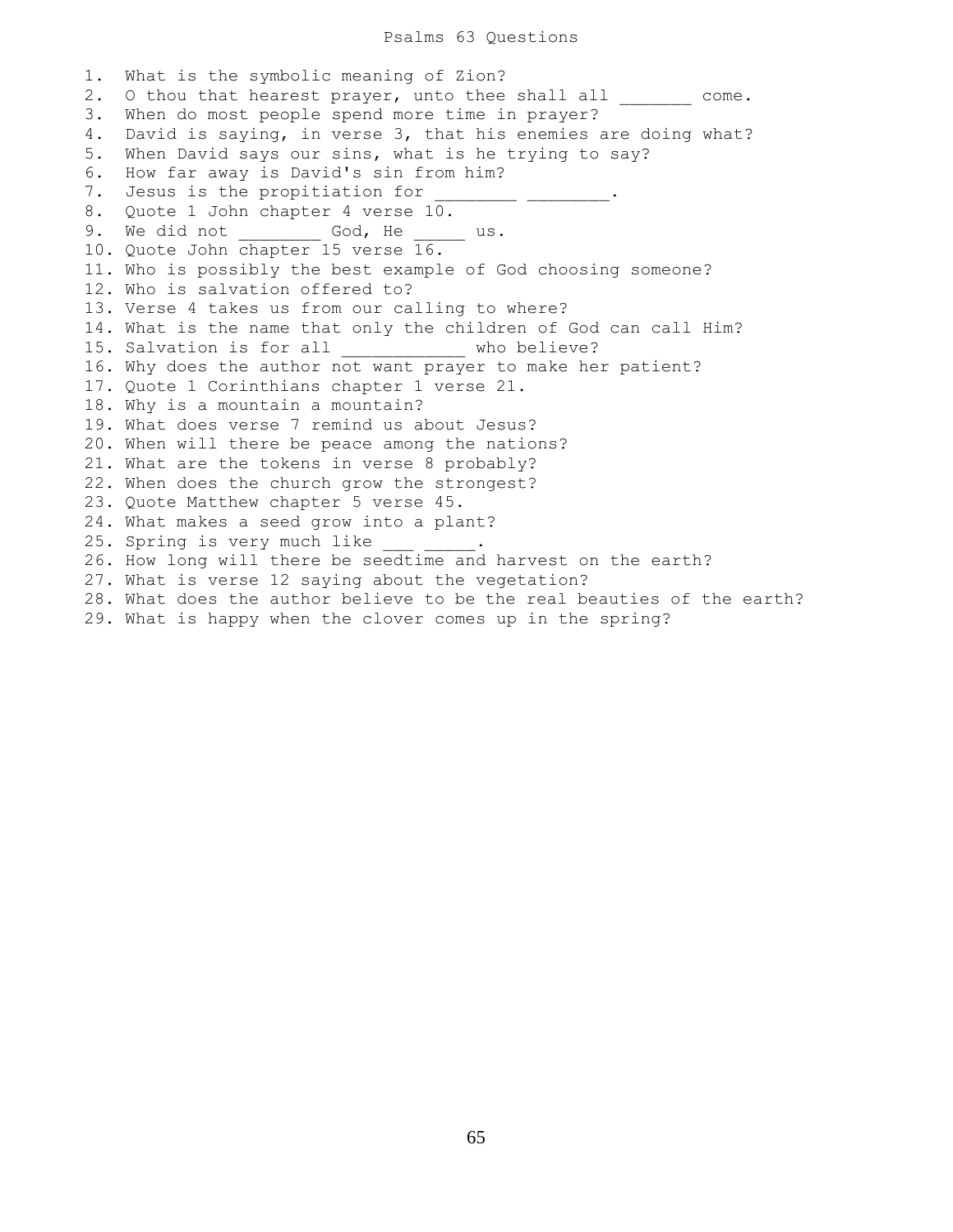# Psalms 63 Questions

1. What is the symbolic meaning of Zion?
2. O thou that hearest prayer, unto thee shall all _______ come.
3. When do most people spend more time in prayer?
4. David is saying, in verse 3, that his enemies are doing what?
5. When David says our sins, what is he trying to say?
6. How far away is David's sin from him?
7. Jesus is the propitiation for ________ ________.
8. Quote 1 John chapter 4 verse 10.
9. We did not ________ God, He _____ us.
10. Quote John chapter 15 verse 16.
11. Who is possibly the best example of God choosing someone?
12. Who is salvation offered to?
13. Verse 4 takes us from our calling to where?
14. What is the name that only the children of God can call Him?
15. Salvation is for all ____________ who believe?
16. Why does the author not want prayer to make her patient?
17. Quote 1 Corinthians chapter 1 verse 21.
18. Why is a mountain a mountain?
19. What does verse 7 remind us about Jesus?
20. When will there be peace among the nations?
21. What are the tokens in verse 8 probably?
22. When does the church grow the strongest?
23. Quote Matthew chapter 5 verse 45.
24. What makes a seed grow into a plant?
25. Spring is very much like ___ _____.
26. How long will there be seedtime and harvest on the earth?
27. What is verse 12 saying about the vegetation?
28. What does the author believe to be the real beauties of the earth?
29. What is happy when the clover comes up in the spring?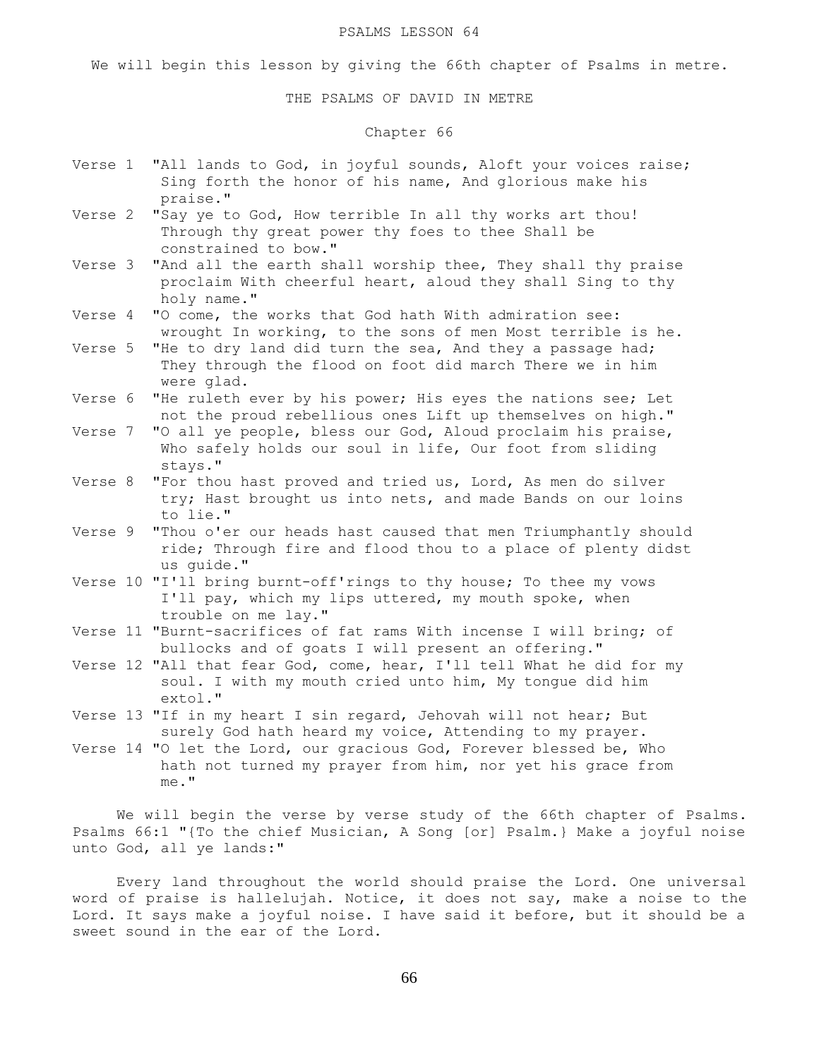# PSALMS LESSON 64

We will begin this lesson by giving the 66th chapter of Psalms in metre.

## THE PSALMS OF DAVID IN METRE

### Chapter 66

Verse 1 "All lands to God, in joyful sounds, Aloft your voices raise; Sing forth the honor of his name, And glorious make his praise."

Verse 2 "Say ye to God, How terrible In all thy works art thou! Through thy great power thy foes to thee Shall be constrained to bow."

Verse 3 "And all the earth shall worship thee, They shall thy praise proclaim With cheerful heart, aloud they shall Sing to thy holy name."

Verse 4 "O come, the works that God hath With admiration see: wrought In working, to the sons of men Most terrible is he.

Verse 5 "He to dry land did turn the sea, And they a passage had; They through the flood on foot did march There we in him were glad.

Verse 6 "He ruleth ever by his power; His eyes the nations see; Let not the proud rebellious ones Lift up themselves on high."

Verse 7 "O all ye people, bless our God, Aloud proclaim his praise, Who safely holds our soul in life, Our foot from sliding stays."

Verse 8 "For thou hast proved and tried us, Lord, As men do silver try; Hast brought us into nets, and made Bands on our loins to lie."

Verse 9 "Thou o'er our heads hast caused that men Triumphantly should ride; Through fire and flood thou to a place of plenty didst us guide."

Verse 10 "I'll bring burnt-off'rings to thy house; To thee my vows I'll pay, which my lips uttered, my mouth spoke, when trouble on me lay."

Verse 11 "Burnt-sacrifices of fat rams With incense I will bring; of bullocks and of goats I will present an offering."

Verse 12 "All that fear God, come, hear, I'll tell What he did for my soul. I with my mouth cried unto him, My tongue did him extol."

Verse 13 "If in my heart I sin regard, Jehovah will not hear; But surely God hath heard my voice, Attending to my prayer.

Verse 14 "O let the Lord, our gracious God, Forever blessed be, Who hath not turned my prayer from him, nor yet his grace from me."

We will begin the verse by verse study of the 66th chapter of Psalms. Psalms 66:1 "{To the chief Musician, A Song [or] Psalm.} Make a joyful noise unto God, all ye lands:"

Every land throughout the world should praise the Lord. One universal word of praise is hallelujah. Notice, it does not say, make a noise to the Lord. It says make a joyful noise. I have said it before, but it should be a sweet sound in the ear of the Lord.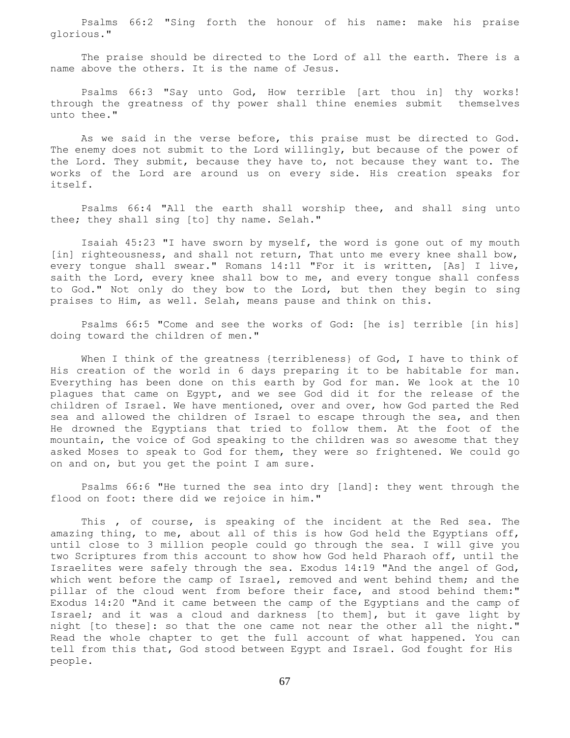Psalms 66:2 "Sing forth the honour of his name: make his praise glorious."

The praise should be directed to the Lord of all the earth. There is a name above the others. It is the name of Jesus.

Psalms 66:3 "Say unto God, How terrible [art thou in] thy works! through the greatness of thy power shall thine enemies submit themselves unto thee."

As we said in the verse before, this praise must be directed to God. The enemy does not submit to the Lord willingly, but because of the power of the Lord. They submit, because they have to, not because they want to. The works of the Lord are around us on every side. His creation speaks for itself.

Psalms 66:4 "All the earth shall worship thee, and shall sing unto thee; they shall sing [to] thy name. Selah."

Isaiah 45:23 "I have sworn by myself, the word is gone out of my mouth [in] righteousness, and shall not return, That unto me every knee shall bow, every tongue shall swear." Romans 14:11 "For it is written, [As] I live, saith the Lord, every knee shall bow to me, and every tongue shall confess to God." Not only do they bow to the Lord, but then they begin to sing praises to Him, as well. Selah, means pause and think on this.

Psalms 66:5 "Come and see the works of God: [he is] terrible [in his] doing toward the children of men."

When I think of the greatness {terribleness} of God, I have to think of His creation of the world in 6 days preparing it to be habitable for man. Everything has been done on this earth by God for man. We look at the 10 plagues that came on Egypt, and we see God did it for the release of the children of Israel. We have mentioned, over and over, how God parted the Red sea and allowed the children of Israel to escape through the sea, and then He drowned the Egyptians that tried to follow them. At the foot of the mountain, the voice of God speaking to the children was so awesome that they asked Moses to speak to God for them, they were so frightened. We could go on and on, but you get the point I am sure.

Psalms 66:6 "He turned the sea into dry [land]: they went through the flood on foot: there did we rejoice in him."

This , of course, is speaking of the incident at the Red sea. The amazing thing, to me, about all of this is how God held the Egyptians off, until close to 3 million people could go through the sea. I will give you two Scriptures from this account to show how God held Pharaoh off, until the Israelites were safely through the sea. Exodus 14:19 "And the angel of God, which went before the camp of Israel, removed and went behind them; and the pillar of the cloud went from before their face, and stood behind them:" Exodus 14:20 "And it came between the camp of the Egyptians and the camp of Israel; and it was a cloud and darkness [to them], but it gave light by night [to these]: so that the one came not near the other all the night." Read the whole chapter to get the full account of what happened. You can tell from this that, God stood between Egypt and Israel. God fought for His people.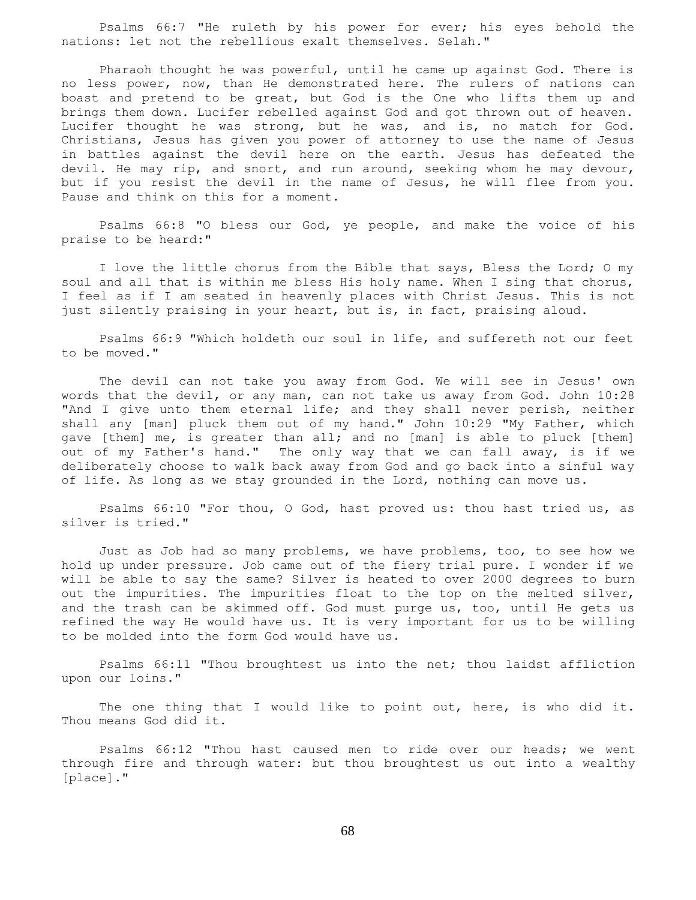Psalms 66:7 "He ruleth by his power for ever; his eyes behold the nations: let not the rebellious exalt themselves. Selah."

Pharaoh thought he was powerful, until he came up against God. There is no less power, now, than He demonstrated here. The rulers of nations can boast and pretend to be great, but God is the One who lifts them up and brings them down. Lucifer rebelled against God and got thrown out of heaven. Lucifer thought he was strong, but he was, and is, no match for God. Christians, Jesus has given you power of attorney to use the name of Jesus in battles against the devil here on the earth. Jesus has defeated the devil. He may rip, and snort, and run around, seeking whom he may devour, but if you resist the devil in the name of Jesus, he will flee from you. Pause and think on this for a moment.

Psalms 66:8 "O bless our God, ye people, and make the voice of his praise to be heard:"

I love the little chorus from the Bible that says, Bless the Lord; O my soul and all that is within me bless His holy name. When I sing that chorus, I feel as if I am seated in heavenly places with Christ Jesus. This is not just silently praising in your heart, but is, in fact, praising aloud.

Psalms 66:9 "Which holdeth our soul in life, and suffereth not our feet to be moved."

The devil can not take you away from God. We will see in Jesus' own words that the devil, or any man, can not take us away from God. John 10:28 "And I give unto them eternal life; and they shall never perish, neither shall any [man] pluck them out of my hand." John 10:29 "My Father, which gave [them] me, is greater than all; and no [man] is able to pluck [them] out of my Father's hand." The only way that we can fall away, is if we deliberately choose to walk back away from God and go back into a sinful way of life. As long as we stay grounded in the Lord, nothing can move us.

Psalms 66:10 "For thou, O God, hast proved us: thou hast tried us, as silver is tried."

Just as Job had so many problems, we have problems, too, to see how we hold up under pressure. Job came out of the fiery trial pure. I wonder if we will be able to say the same? Silver is heated to over 2000 degrees to burn out the impurities. The impurities float to the top on the melted silver, and the trash can be skimmed off. God must purge us, too, until He gets us refined the way He would have us. It is very important for us to be willing to be molded into the form God would have us.

Psalms 66:11 "Thou broughtest us into the net; thou laidst affliction upon our loins."

The one thing that I would like to point out, here, is who did it. Thou means God did it.

Psalms 66:12 "Thou hast caused men to ride over our heads; we went through fire and through water: but thou broughtest us out into a wealthy [place]."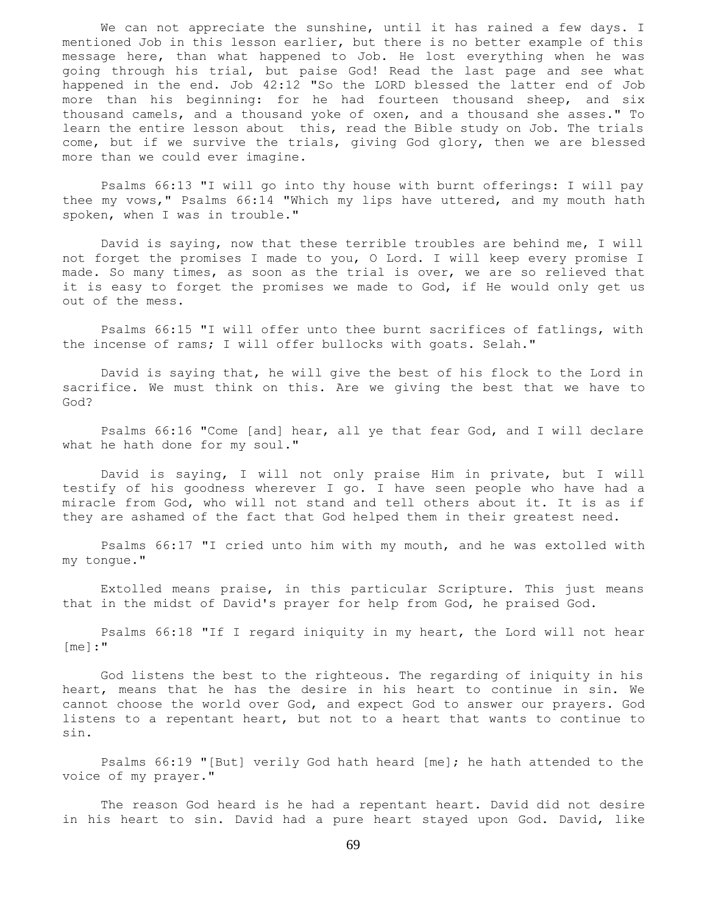We can not appreciate the sunshine, until it has rained a few days. I mentioned Job in this lesson earlier, but there is no better example of this message here, than what happened to Job. He lost everything when he was going through his trial, but paise God! Read the last page and see what happened in the end. Job 42:12 "So the LORD blessed the latter end of Job more than his beginning: for he had fourteen thousand sheep, and six thousand camels, and a thousand yoke of oxen, and a thousand she asses." To learn the entire lesson about this, read the Bible study on Job. The trials come, but if we survive the trials, giving God glory, then we are blessed more than we could ever imagine.

Psalms 66:13 "I will go into thy house with burnt offerings: I will pay thee my vows," Psalms 66:14 "Which my lips have uttered, and my mouth hath spoken, when I was in trouble."

David is saying, now that these terrible troubles are behind me, I will not forget the promises I made to you, O Lord. I will keep every promise I made. So many times, as soon as the trial is over, we are so relieved that it is easy to forget the promises we made to God, if He would only get us out of the mess.

Psalms 66:15 "I will offer unto thee burnt sacrifices of fatlings, with the incense of rams; I will offer bullocks with goats. Selah."

David is saying that, he will give the best of his flock to the Lord in sacrifice. We must think on this. Are we giving the best that we have to God?

Psalms 66:16 "Come [and] hear, all ye that fear God, and I will declare what he hath done for my soul."

David is saying, I will not only praise Him in private, but I will testify of his goodness wherever I go. I have seen people who have had a miracle from God, who will not stand and tell others about it. It is as if they are ashamed of the fact that God helped them in their greatest need.

Psalms 66:17 "I cried unto him with my mouth, and he was extolled with my tongue."

Extolled means praise, in this particular Scripture. This just means that in the midst of David's prayer for help from God, he praised God.

Psalms 66:18 "If I regard iniquity in my heart, the Lord will not hear [me]:"

God listens the best to the righteous. The regarding of iniquity in his heart, means that he has the desire in his heart to continue in sin. We cannot choose the world over God, and expect God to answer our prayers. God listens to a repentant heart, but not to a heart that wants to continue to sin.

Psalms 66:19 "[But] verily God hath heard [me]; he hath attended to the voice of my prayer."

The reason God heard is he had a repentant heart. David did not desire in his heart to sin. David had a pure heart stayed upon God. David, like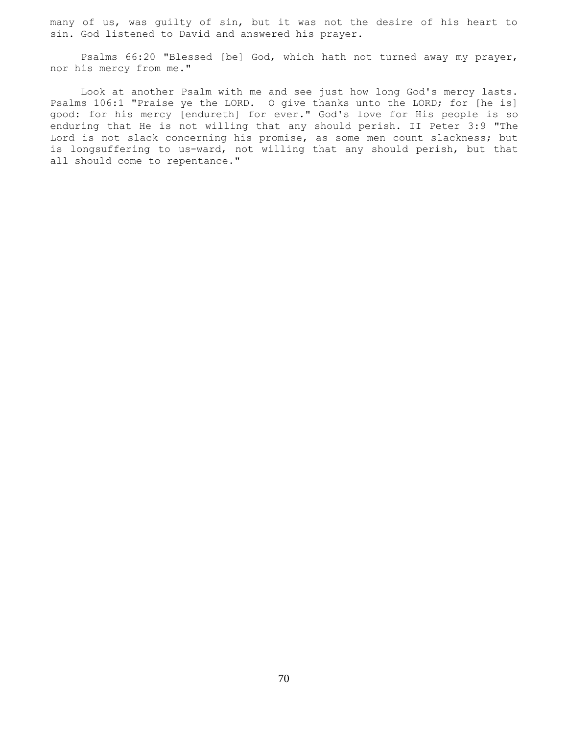many of us, was guilty of sin, but it was not the desire of his heart to sin. God listened to David and answered his prayer.

Psalms 66:20 "Blessed [be] God, which hath not turned away my prayer, nor his mercy from me."

Look at another Psalm with me and see just how long God's mercy lasts. Psalms 106:1 "Praise ye the LORD. O give thanks unto the LORD; for [he is] good: for his mercy [endureth] for ever." God's love for His people is so enduring that He is not willing that any should perish. II Peter 3:9 "The Lord is not slack concerning his promise, as some men count slackness; but is longsuffering to us-ward, not willing that any should perish, but that all should come to repentance."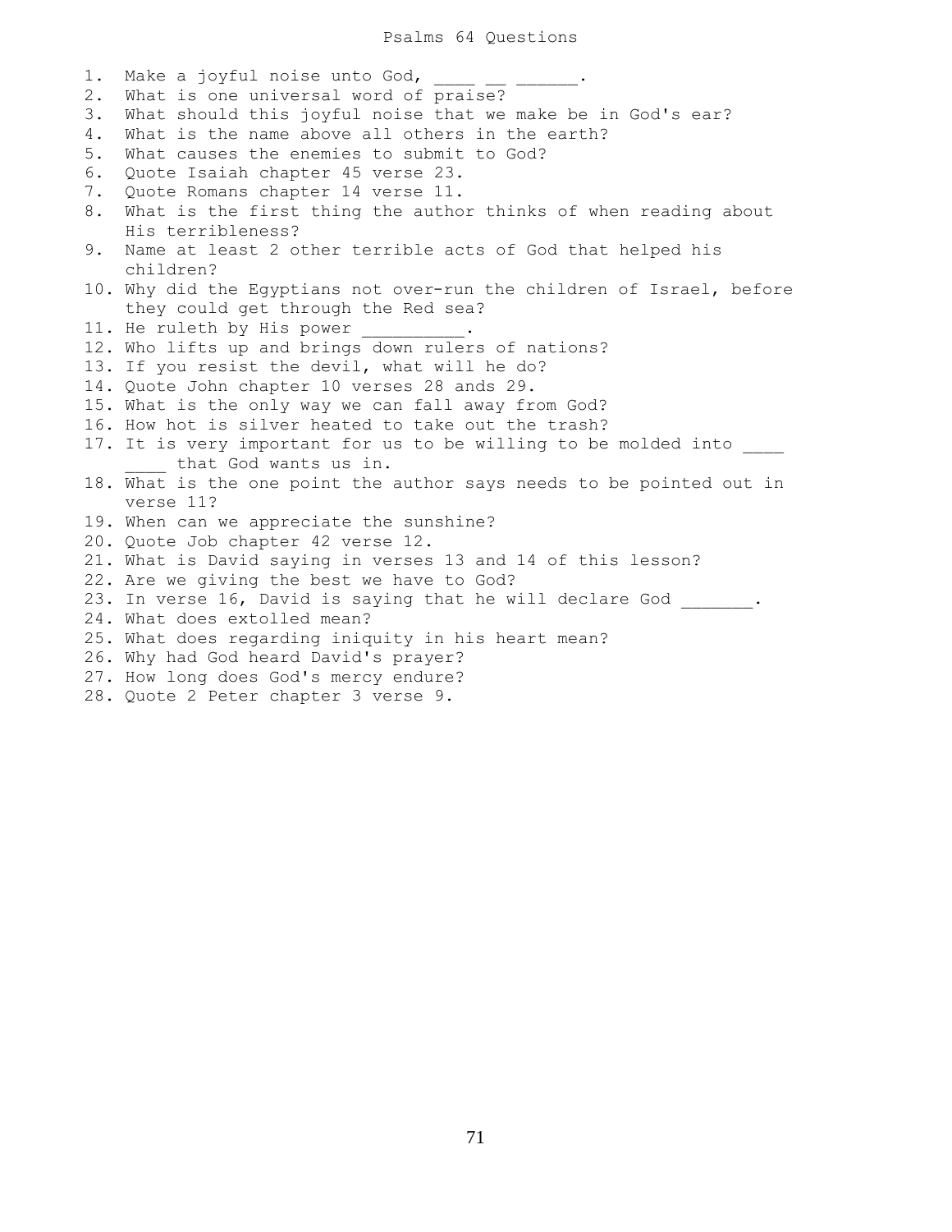# Psalms 64 Questions

1. Make a joyful noise unto God, ____ __ ______.
2. What is one universal word of praise?
3. What should this joyful noise that we make be in God's ear?
4. What is the name above all others in the earth?
5. What causes the enemies to submit to God?
6. Quote Isaiah chapter 45 verse 23.
7. Quote Romans chapter 14 verse 11.
8. What is the first thing the author thinks of when reading about His terribleness?
9. Name at least 2 other terrible acts of God that helped his children?
10. Why did the Egyptians not over-run the children of Israel, before they could get through the Red sea?
11. He ruleth by His power __________.
12. Who lifts up and brings down rulers of nations?
13. If you resist the devil, what will he do?
14. Quote John chapter 10 verses 28 ands 29.
15. What is the only way we can fall away from God?
16. How hot is silver heated to take out the trash?
17. It is very important for us to be willing to be molded into ____ ____ that God wants us in.
18. What is the one point the author says needs to be pointed out in verse 11?
19. When can we appreciate the sunshine?
20. Quote Job chapter 42 verse 12.
21. What is David saying in verses 13 and 14 of this lesson?
22. Are we giving the best we have to God?
23. In verse 16, David is saying that he will declare God _______.
24. What does extolled mean?
25. What does regarding iniquity in his heart mean?
26. Why had God heard David's prayer?
27. How long does God's mercy endure?
28. Quote 2 Peter chapter 3 verse 9.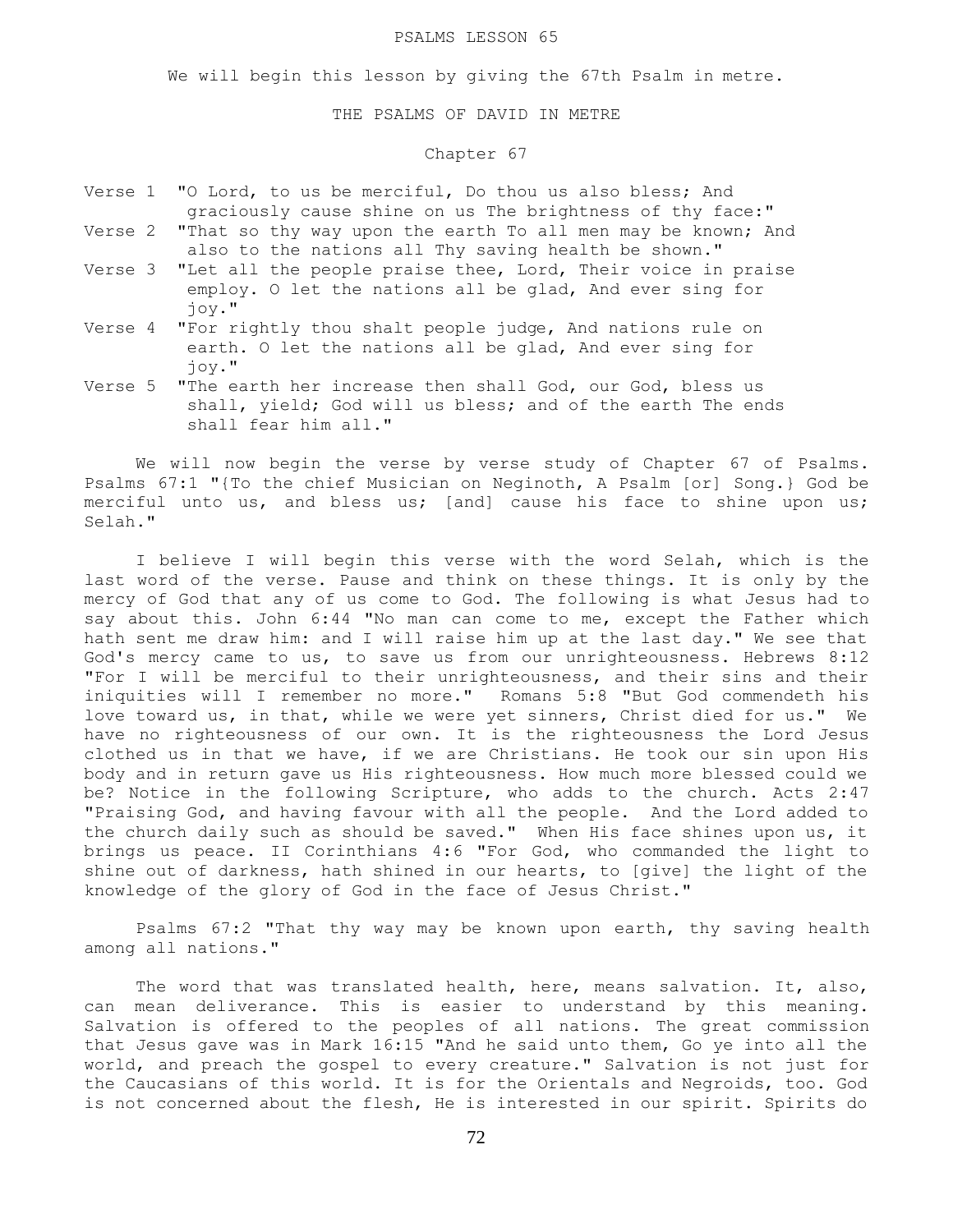# PSALMS LESSON 65

We will begin this lesson by giving the 67th Psalm in metre.

## THE PSALMS OF DAVID IN METRE

### Chapter 67

Verse 1 "O Lord, to us be merciful, Do thou us also bless; And graciously cause shine on us The brightness of thy face:"

Verse 2 "That so thy way upon the earth To all men may be known; And also to the nations all Thy saving health be shown."

Verse 3 "Let all the people praise thee, Lord, Their voice in praise employ. O let the nations all be glad, And ever sing for joy."

Verse 4 "For rightly thou shalt people judge, And nations rule on earth. O let the nations all be glad, And ever sing for joy."

Verse 5 "The earth her increase then shall God, our God, bless us shall, yield; God will us bless; and of the earth The ends shall fear him all."

We will now begin the verse by verse study of Chapter 67 of Psalms. Psalms 67:1 "{To the chief Musician on Neginoth, A Psalm [or] Song.} God be merciful unto us, and bless us; [and] cause his face to shine upon us; Selah."

I believe I will begin this verse with the word Selah, which is the last word of the verse. Pause and think on these things. It is only by the mercy of God that any of us come to God. The following is what Jesus had to say about this. John 6:44 "No man can come to me, except the Father which hath sent me draw him: and I will raise him up at the last day." We see that God's mercy came to us, to save us from our unrighteousness. Hebrews 8:12 "For I will be merciful to their unrighteousness, and their sins and their iniquities will I remember no more." Romans 5:8 "But God commendeth his love toward us, in that, while we were yet sinners, Christ died for us." We have no righteousness of our own. It is the righteousness the Lord Jesus clothed us in that we have, if we are Christians. He took our sin upon His body and in return gave us His righteousness. How much more blessed could we be? Notice in the following Scripture, who adds to the church. Acts 2:47 "Praising God, and having favour with all the people. And the Lord added to the church daily such as should be saved." When His face shines upon us, it brings us peace. II Corinthians 4:6 "For God, who commanded the light to shine out of darkness, hath shined in our hearts, to [give] the light of the knowledge of the glory of God in the face of Jesus Christ."

Psalms 67:2 "That thy way may be known upon earth, thy saving health among all nations."

The word that was translated health, here, means salvation. It, also, can mean deliverance. This is easier to understand by this meaning. Salvation is offered to the peoples of all nations. The great commission that Jesus gave was in Mark 16:15 "And he said unto them, Go ye into all the world, and preach the gospel to every creature." Salvation is not just for the Caucasians of this world. It is for the Orientals and Negroids, too. God is not concerned about the flesh, He is interested in our spirit. Spirits do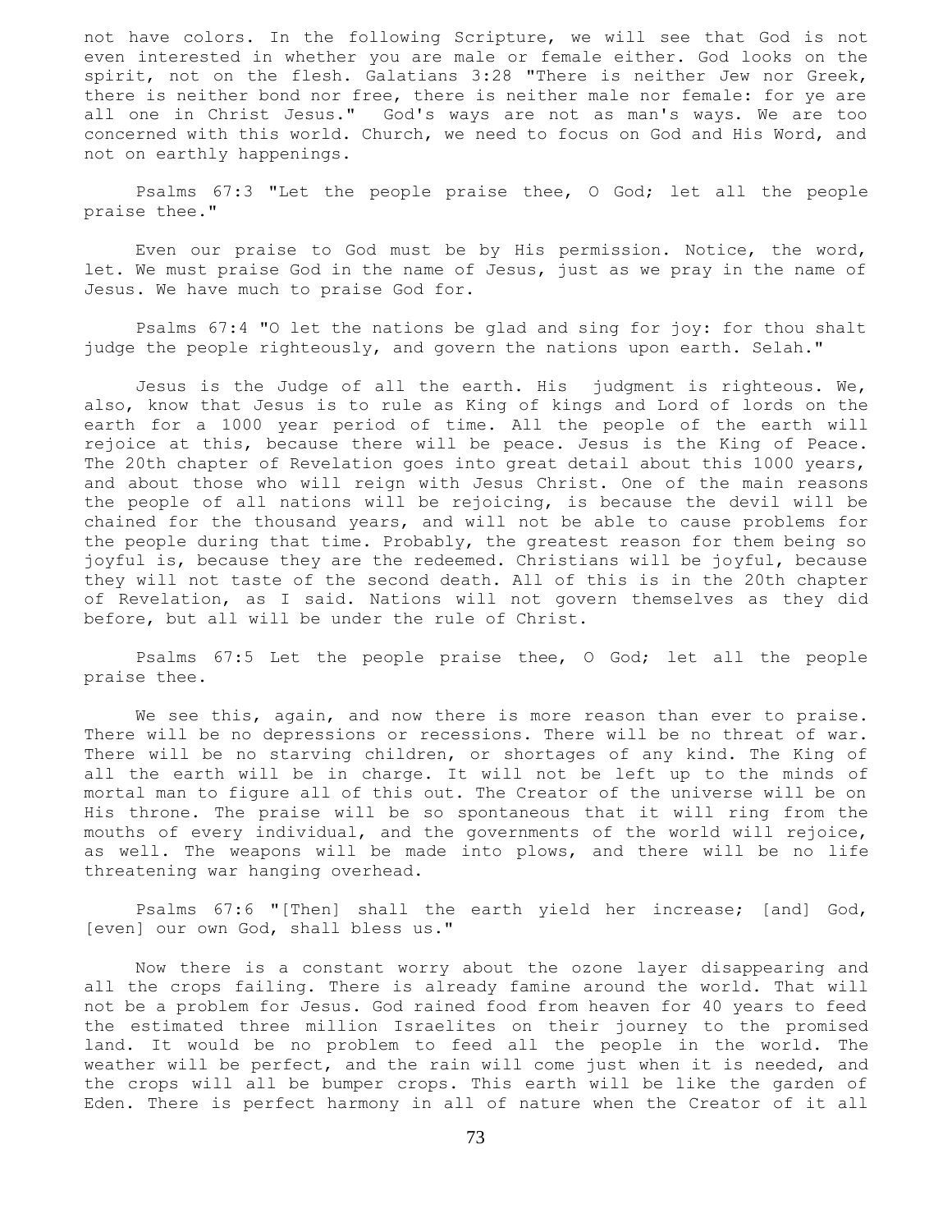not have colors. In the following Scripture, we will see that God is not even interested in whether you are male or female either. God looks on the spirit, not on the flesh. Galatians 3:28 "There is neither Jew nor Greek, there is neither bond nor free, there is neither male nor female: for ye are all one in Christ Jesus." God's ways are not as man's ways. We are too concerned with this world. Church, we need to focus on God and His Word, and not on earthly happenings.

Psalms 67:3 "Let the people praise thee, O God; let all the people praise thee."

Even our praise to God must be by His permission. Notice, the word, let. We must praise God in the name of Jesus, just as we pray in the name of Jesus. We have much to praise God for.

Psalms 67:4 "O let the nations be glad and sing for joy: for thou shalt judge the people righteously, and govern the nations upon earth. Selah."

Jesus is the Judge of all the earth. His judgment is righteous. We, also, know that Jesus is to rule as King of kings and Lord of lords on the earth for a 1000 year period of time. All the people of the earth will rejoice at this, because there will be peace. Jesus is the King of Peace. The 20th chapter of Revelation goes into great detail about this 1000 years, and about those who will reign with Jesus Christ. One of the main reasons the people of all nations will be rejoicing, is because the devil will be chained for the thousand years, and will not be able to cause problems for the people during that time. Probably, the greatest reason for them being so joyful is, because they are the redeemed. Christians will be joyful, because they will not taste of the second death. All of this is in the 20th chapter of Revelation, as I said. Nations will not govern themselves as they did before, but all will be under the rule of Christ.

Psalms 67:5 Let the people praise thee, O God; let all the people praise thee.

We see this, again, and now there is more reason than ever to praise. There will be no depressions or recessions. There will be no threat of war. There will be no starving children, or shortages of any kind. The King of all the earth will be in charge. It will not be left up to the minds of mortal man to figure all of this out. The Creator of the universe will be on His throne. The praise will be so spontaneous that it will ring from the mouths of every individual, and the governments of the world will rejoice, as well. The weapons will be made into plows, and there will be no life threatening war hanging overhead.

Psalms 67:6 "[Then] shall the earth yield her increase; [and] God, [even] our own God, shall bless us."

Now there is a constant worry about the ozone layer disappearing and all the crops failing. There is already famine around the world. That will not be a problem for Jesus. God rained food from heaven for 40 years to feed the estimated three million Israelites on their journey to the promised land. It would be no problem to feed all the people in the world. The weather will be perfect, and the rain will come just when it is needed, and the crops will all be bumper crops. This earth will be like the garden of Eden. There is perfect harmony in all of nature when the Creator of it all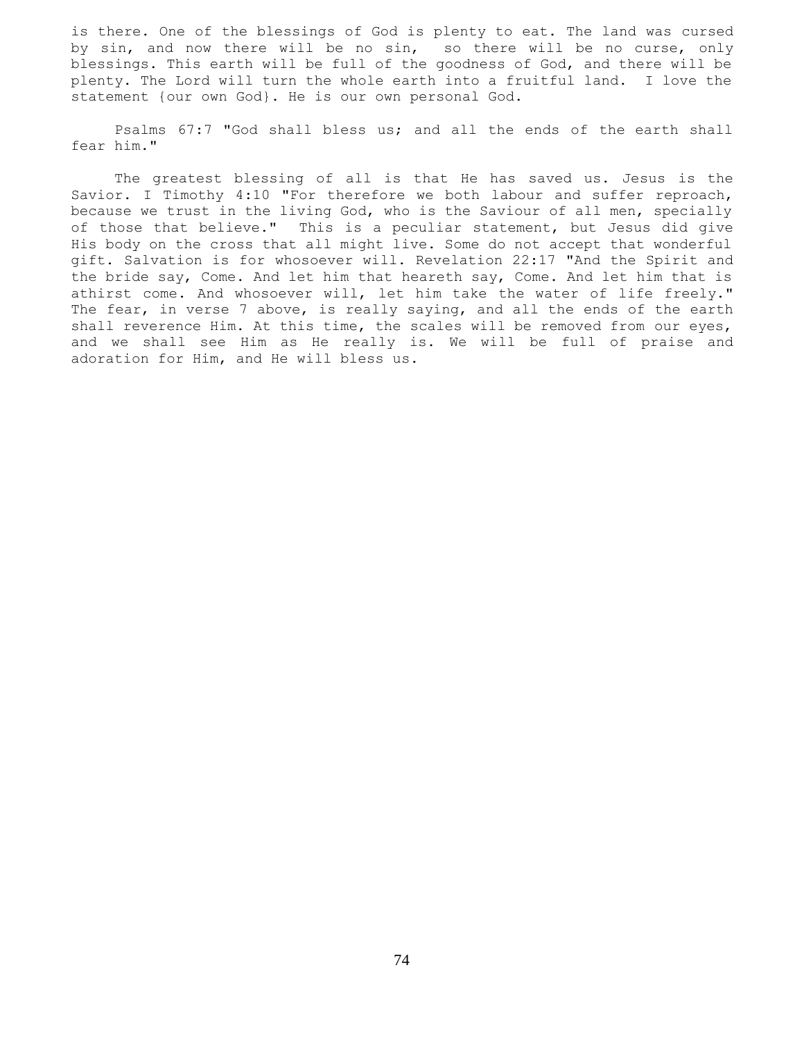is there. One of the blessings of God is plenty to eat. The land was cursed by sin, and now there will be no sin, so there will be no curse, only blessings. This earth will be full of the goodness of God, and there will be plenty. The Lord will turn the whole earth into a fruitful land. I love the statement {our own God}. He is our own personal God.

Psalms 67:7 "God shall bless us; and all the ends of the earth shall fear him."

The greatest blessing of all is that He has saved us. Jesus is the Savior. I Timothy 4:10 "For therefore we both labour and suffer reproach, because we trust in the living God, who is the Saviour of all men, specially of those that believe." This is a peculiar statement, but Jesus did give His body on the cross that all might live. Some do not accept that wonderful gift. Salvation is for whosoever will. Revelation 22:17 "And the Spirit and the bride say, Come. And let him that heareth say, Come. And let him that is athirst come. And whosoever will, let him take the water of life freely." The fear, in verse 7 above, is really saying, and all the ends of the earth shall reverence Him. At this time, the scales will be removed from our eyes, and we shall see Him as He really is. We will be full of praise and adoration for Him, and He will bless us.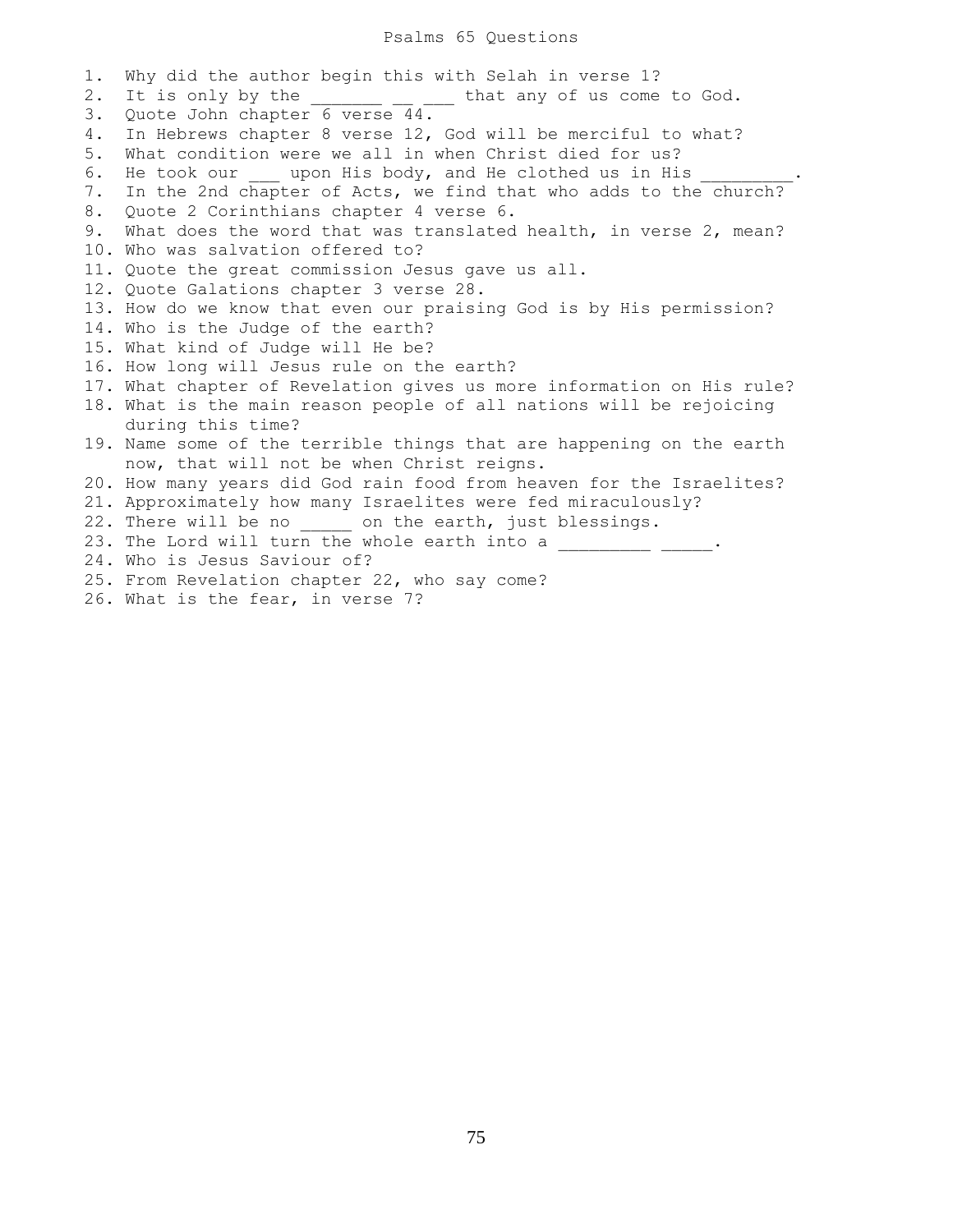# Psalms 65 Questions

1. Why did the author begin this with Selah in verse 1?
2. It is only by the _______ __ ___ that any of us come to God.
3. Quote John chapter 6 verse 44.
4. In Hebrews chapter 8 verse 12, God will be merciful to what?
5. What condition were we all in when Christ died for us?
6. He took our ___ upon His body, and He clothed us in His _________.
7. In the 2nd chapter of Acts, we find that who adds to the church?
8. Quote 2 Corinthians chapter 4 verse 6.
9. What does the word that was translated health, in verse 2, mean?
10. Who was salvation offered to?
11. Quote the great commission Jesus gave us all.
12. Quote Galations chapter 3 verse 28.
13. How do we know that even our praising God is by His permission?
14. Who is the Judge of the earth?
15. What kind of Judge will He be?
16. How long will Jesus rule on the earth?
17. What chapter of Revelation gives us more information on His rule?
18. What is the main reason people of all nations will be rejoicing during this time?
19. Name some of the terrible things that are happening on the earth now, that will not be when Christ reigns.
20. How many years did God rain food from heaven for the Israelites?
21. Approximately how many Israelites were fed miraculously?
22. There will be no _____ on the earth, just blessings.
23. The Lord will turn the whole earth into a _________ _____.
24. Who is Jesus Saviour of?
25. From Revelation chapter 22, who say come?
26. What is the fear, in verse 7?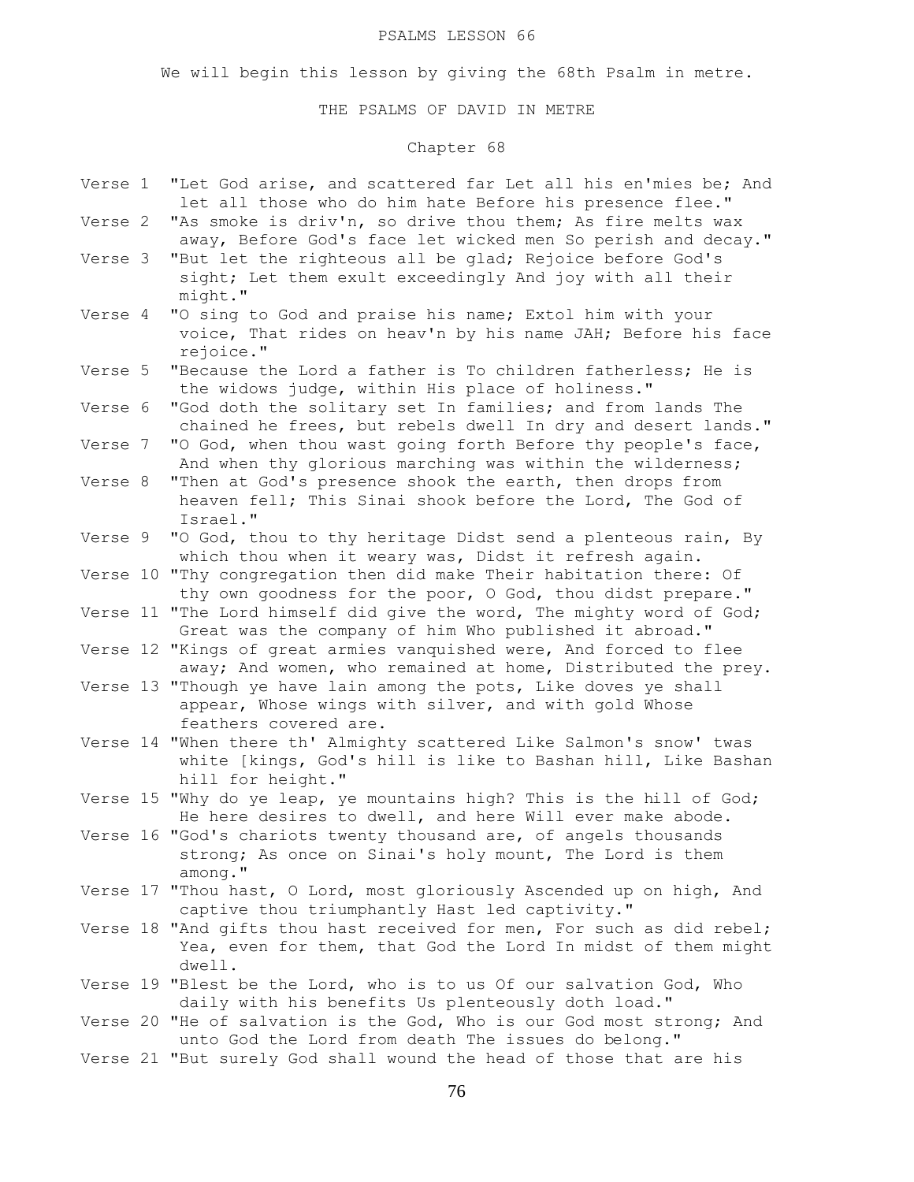# PSALMS LESSON 66

We will begin this lesson by giving the 68th Psalm in metre.

## THE PSALMS OF DAVID IN METRE

### Chapter 68

Verse 1 "Let God arise, and scattered far Let all his en'mies be; And let all those who do him hate Before his presence flee."

Verse 2 "As smoke is driv'n, so drive thou them; As fire melts wax away, Before God's face let wicked men So perish and decay."

Verse 3 "But let the righteous all be glad; Rejoice before God's sight; Let them exult exceedingly And joy with all their might."

Verse 4 "O sing to God and praise his name; Extol him with your voice, That rides on heav'n by his name JAH; Before his face rejoice."

Verse 5 "Because the Lord a father is To children fatherless; He is the widows judge, within His place of holiness."

Verse 6 "God doth the solitary set In families; and from lands The chained he frees, but rebels dwell In dry and desert lands."

Verse 7 "O God, when thou wast going forth Before thy people's face, And when thy glorious marching was within the wilderness;

Verse 8 "Then at God's presence shook the earth, then drops from heaven fell; This Sinai shook before the Lord, The God of Israel."

Verse 9 "O God, thou to thy heritage Didst send a plenteous rain, By which thou when it weary was, Didst it refresh again.

Verse 10 "Thy congregation then did make Their habitation there: Of thy own goodness for the poor, O God, thou didst prepare."

Verse 11 "The Lord himself did give the word, The mighty word of God; Great was the company of him Who published it abroad."

Verse 12 "Kings of great armies vanquished were, And forced to flee away; And women, who remained at home, Distributed the prey.

Verse 13 "Though ye have lain among the pots, Like doves ye shall appear, Whose wings with silver, and with gold Whose feathers covered are.

Verse 14 "When there th' Almighty scattered Like Salmon's snow' twas white [kings, God's hill is like to Bashan hill, Like Bashan hill for height."

Verse 15 "Why do ye leap, ye mountains high? This is the hill of God; He here desires to dwell, and here Will ever make abode.

Verse 16 "God's chariots twenty thousand are, of angels thousands strong; As once on Sinai's holy mount, The Lord is them among."

Verse 17 "Thou hast, O Lord, most gloriously Ascended up on high, And captive thou triumphantly Hast led captivity."

Verse 18 "And gifts thou hast received for men, For such as did rebel; Yea, even for them, that God the Lord In midst of them might dwell.

Verse 19 "Blest be the Lord, who is to us Of our salvation God, Who daily with his benefits Us plenteously doth load."

Verse 20 "He of salvation is the God, Who is our God most strong; And unto God the Lord from death The issues do belong."

Verse 21 "But surely God shall wound the head of those that are his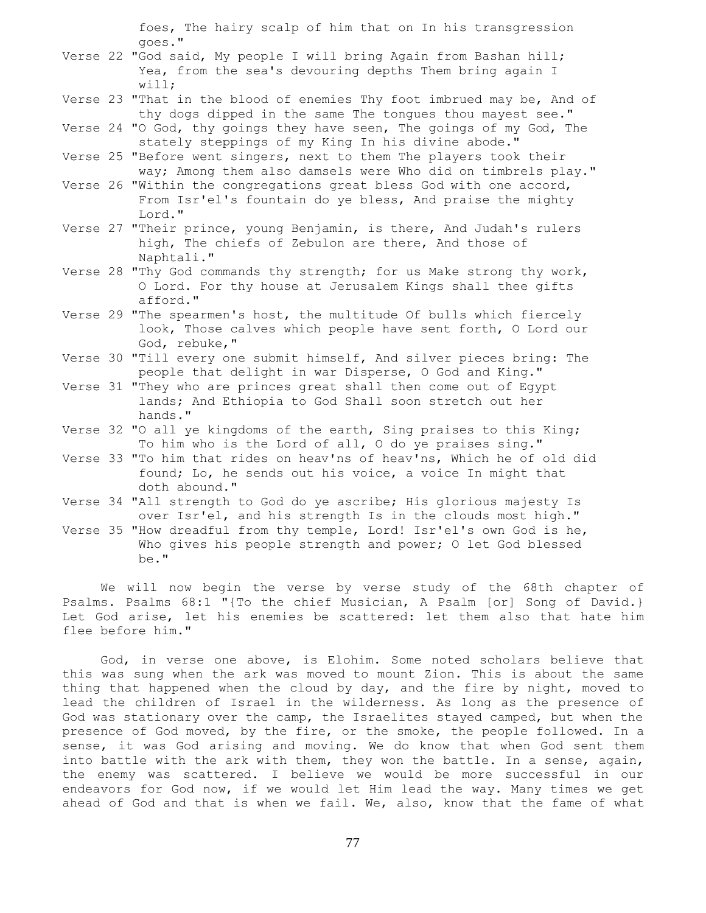foes, The hairy scalp of him that on In his transgression goes."

Verse 22 "God said, My people I will bring Again from Bashan hill; Yea, from the sea's devouring depths Them bring again I will;

Verse 23 "That in the blood of enemies Thy foot imbrued may be, And of thy dogs dipped in the same The tongues thou mayest see."

Verse 24 "O God, thy goings they have seen, The goings of my God, The stately steppings of my King In his divine abode."

Verse 25 "Before went singers, next to them The players took their way; Among them also damsels were Who did on timbrels play."

Verse 26 "Within the congregations great bless God with one accord, From Isr'el's fountain do ye bless, And praise the mighty Lord."

Verse 27 "Their prince, young Benjamin, is there, And Judah's rulers high, The chiefs of Zebulon are there, And those of Naphtali."

Verse 28 "Thy God commands thy strength; for us Make strong thy work, O Lord. For thy house at Jerusalem Kings shall thee gifts afford."

Verse 29 "The spearmen's host, the multitude Of bulls which fiercely look, Those calves which people have sent forth, O Lord our God, rebuke,"

Verse 30 "Till every one submit himself, And silver pieces bring: The people that delight in war Disperse, O God and King."

Verse 31 "They who are princes great shall then come out of Egypt lands; And Ethiopia to God Shall soon stretch out her hands."

Verse 32 "O all ye kingdoms of the earth, Sing praises to this King; To him who is the Lord of all, O do ye praises sing."

Verse 33 "To him that rides on heav'ns of heav'ns, Which he of old did found; Lo, he sends out his voice, a voice In might that doth abound."

Verse 34 "All strength to God do ye ascribe; His glorious majesty Is over Isr'el, and his strength Is in the clouds most high."

Verse 35 "How dreadful from thy temple, Lord! Isr'el's own God is he, Who gives his people strength and power; O let God blessed be."

We will now begin the verse by verse study of the 68th chapter of Psalms. Psalms 68:1 "{To the chief Musician, A Psalm [or] Song of David.} Let God arise, let his enemies be scattered: let them also that hate him flee before him."

God, in verse one above, is Elohim. Some noted scholars believe that this was sung when the ark was moved to mount Zion. This is about the same thing that happened when the cloud by day, and the fire by night, moved to lead the children of Israel in the wilderness. As long as the presence of God was stationary over the camp, the Israelites stayed camped, but when the presence of God moved, by the fire, or the smoke, the people followed. In a sense, it was God arising and moving. We do know that when God sent them into battle with the ark with them, they won the battle. In a sense, again, the enemy was scattered. I believe we would be more successful in our endeavors for God now, if we would let Him lead the way. Many times we get ahead of God and that is when we fail. We, also, know that the fame of what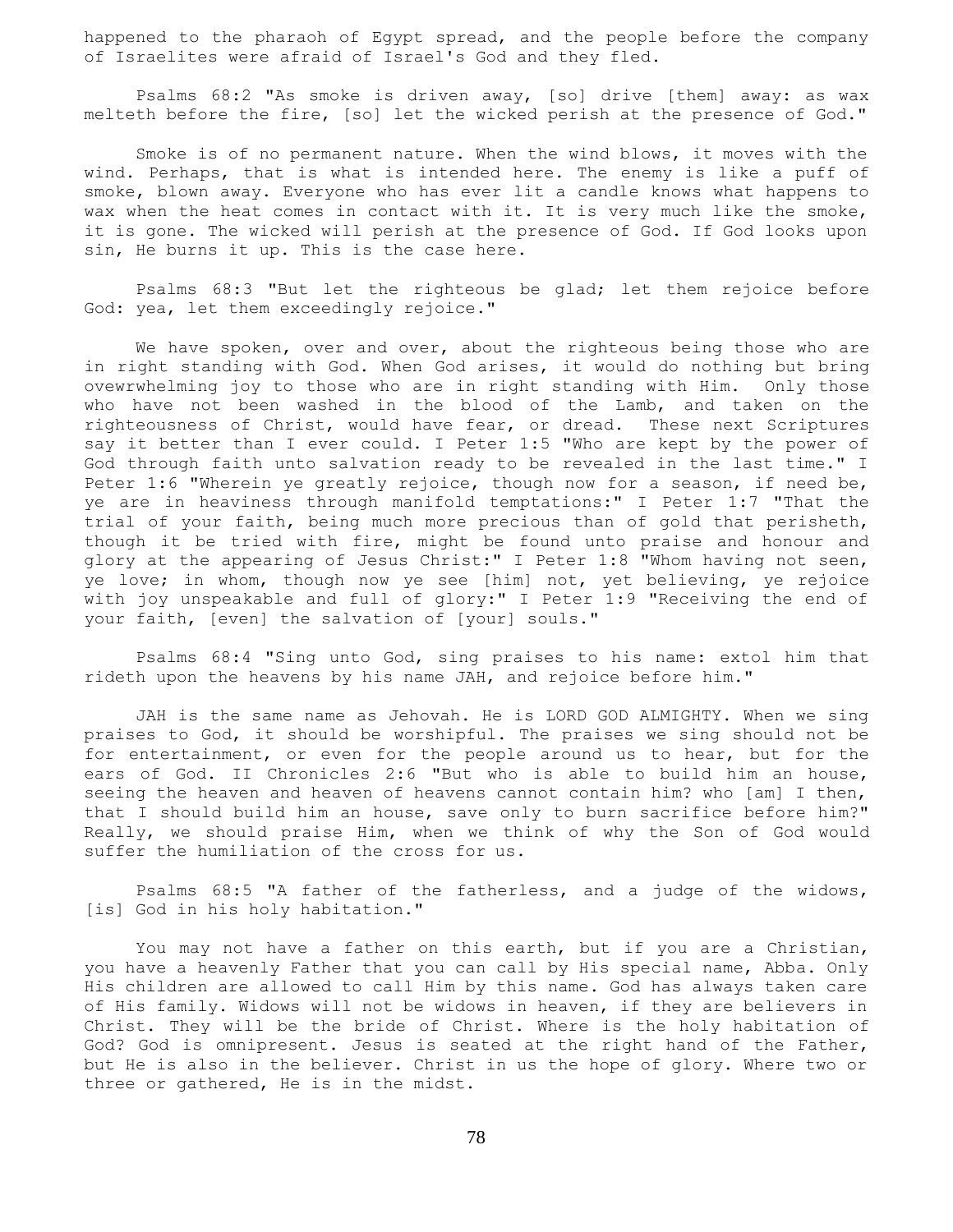happened to the pharaoh of Egypt spread, and the people before the company of Israelites were afraid of Israel's God and they fled.

Psalms 68:2 "As smoke is driven away, [so] drive [them] away: as wax melteth before the fire, [so] let the wicked perish at the presence of God."

Smoke is of no permanent nature. When the wind blows, it moves with the wind. Perhaps, that is what is intended here. The enemy is like a puff of smoke, blown away. Everyone who has ever lit a candle knows what happens to wax when the heat comes in contact with it. It is very much like the smoke, it is gone. The wicked will perish at the presence of God. If God looks upon sin, He burns it up. This is the case here.

Psalms 68:3 "But let the righteous be glad; let them rejoice before God: yea, let them exceedingly rejoice."

We have spoken, over and over, about the righteous being those who are in right standing with God. When God arises, it would do nothing but bring ovewrwhelming joy to those who are in right standing with Him. Only those who have not been washed in the blood of the Lamb, and taken on the righteousness of Christ, would have fear, or dread. These next Scriptures say it better than I ever could. I Peter 1:5 "Who are kept by the power of God through faith unto salvation ready to be revealed in the last time." I Peter 1:6 "Wherein ye greatly rejoice, though now for a season, if need be, ye are in heaviness through manifold temptations:" I Peter 1:7 "That the trial of your faith, being much more precious than of gold that perisheth, though it be tried with fire, might be found unto praise and honour and glory at the appearing of Jesus Christ:" I Peter 1:8 "Whom having not seen, ye love; in whom, though now ye see [him] not, yet believing, ye rejoice with joy unspeakable and full of glory:" I Peter 1:9 "Receiving the end of your faith, [even] the salvation of [your] souls."

Psalms 68:4 "Sing unto God, sing praises to his name: extol him that rideth upon the heavens by his name JAH, and rejoice before him."

JAH is the same name as Jehovah. He is LORD GOD ALMIGHTY. When we sing praises to God, it should be worshipful. The praises we sing should not be for entertainment, or even for the people around us to hear, but for the ears of God. II Chronicles 2:6 "But who is able to build him an house, seeing the heaven and heaven of heavens cannot contain him? who [am] I then, that I should build him an house, save only to burn sacrifice before him?" Really, we should praise Him, when we think of why the Son of God would suffer the humiliation of the cross for us.

Psalms 68:5 "A father of the fatherless, and a judge of the widows, [is] God in his holy habitation."

You may not have a father on this earth, but if you are a Christian, you have a heavenly Father that you can call by His special name, Abba. Only His children are allowed to call Him by this name. God has always taken care of His family. Widows will not be widows in heaven, if they are believers in Christ. They will be the bride of Christ. Where is the holy habitation of God? God is omnipresent. Jesus is seated at the right hand of the Father, but He is also in the believer. Christ in us the hope of glory. Where two or three or gathered, He is in the midst.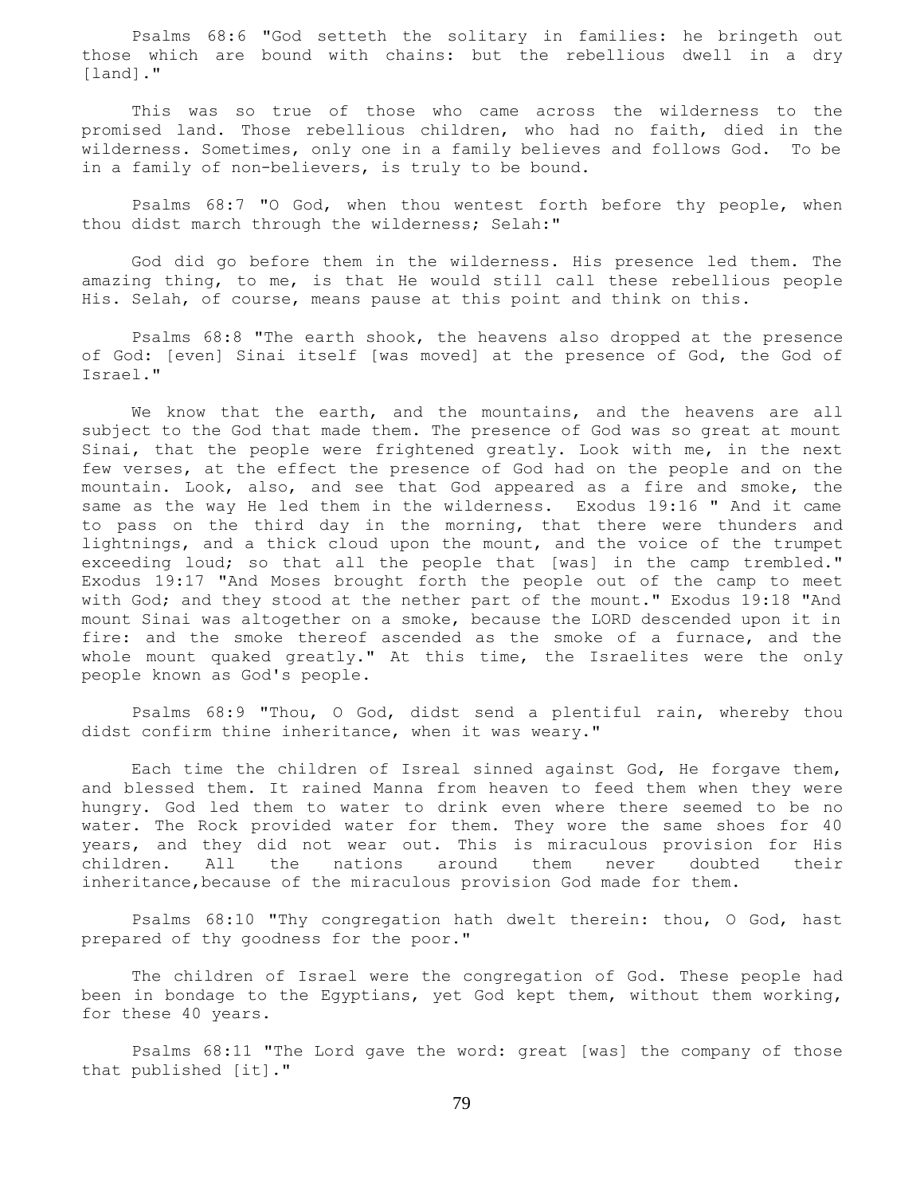Psalms 68:6 "God setteth the solitary in families: he bringeth out those which are bound with chains: but the rebellious dwell in a dry [land]."

This was so true of those who came across the wilderness to the promised land. Those rebellious children, who had no faith, died in the wilderness. Sometimes, only one in a family believes and follows God. To be in a family of non-believers, is truly to be bound.

Psalms 68:7 "O God, when thou wentest forth before thy people, when thou didst march through the wilderness; Selah:"

God did go before them in the wilderness. His presence led them. The amazing thing, to me, is that He would still call these rebellious people His. Selah, of course, means pause at this point and think on this.

Psalms 68:8 "The earth shook, the heavens also dropped at the presence of God: [even] Sinai itself [was moved] at the presence of God, the God of Israel."

We know that the earth, and the mountains, and the heavens are all subject to the God that made them. The presence of God was so great at mount Sinai, that the people were frightened greatly. Look with me, in the next few verses, at the effect the presence of God had on the people and on the mountain. Look, also, and see that God appeared as a fire and smoke, the same as the way He led them in the wilderness. Exodus 19:16 " And it came to pass on the third day in the morning, that there were thunders and lightnings, and a thick cloud upon the mount, and the voice of the trumpet exceeding loud; so that all the people that [was] in the camp trembled." Exodus 19:17 "And Moses brought forth the people out of the camp to meet with God; and they stood at the nether part of the mount." Exodus 19:18 "And mount Sinai was altogether on a smoke, because the LORD descended upon it in fire: and the smoke thereof ascended as the smoke of a furnace, and the whole mount quaked greatly." At this time, the Israelites were the only people known as God's people.

Psalms 68:9 "Thou, O God, didst send a plentiful rain, whereby thou didst confirm thine inheritance, when it was weary."

Each time the children of Isreal sinned against God, He forgave them, and blessed them. It rained Manna from heaven to feed them when they were hungry. God led them to water to drink even where there seemed to be no water. The Rock provided water for them. They wore the same shoes for 40 years, and they did not wear out. This is miraculous provision for His children. All the nations around them never doubted their inheritance,because of the miraculous provision God made for them.

Psalms 68:10 "Thy congregation hath dwelt therein: thou, O God, hast prepared of thy goodness for the poor."

The children of Israel were the congregation of God. These people had been in bondage to the Egyptians, yet God kept them, without them working, for these 40 years.

Psalms 68:11 "The Lord gave the word: great [was] the company of those that published [it]."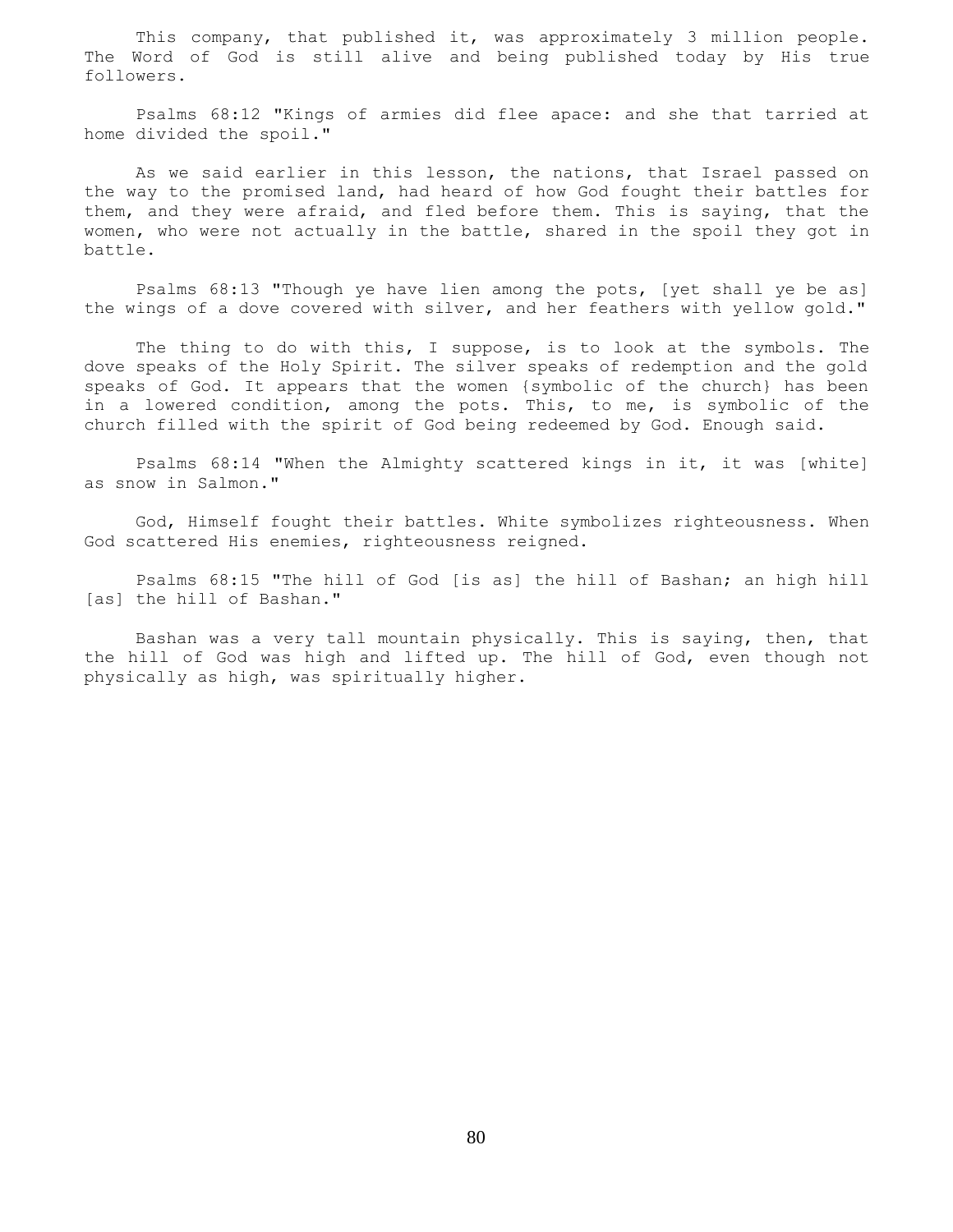This company, that published it, was approximately 3 million people. The Word of God is still alive and being published today by His true followers.

Psalms 68:12 "Kings of armies did flee apace: and she that tarried at home divided the spoil."

As we said earlier in this lesson, the nations, that Israel passed on the way to the promised land, had heard of how God fought their battles for them, and they were afraid, and fled before them. This is saying, that the women, who were not actually in the battle, shared in the spoil they got in battle.

Psalms 68:13 "Though ye have lien among the pots, [yet shall ye be as] the wings of a dove covered with silver, and her feathers with yellow gold."

The thing to do with this, I suppose, is to look at the symbols. The dove speaks of the Holy Spirit. The silver speaks of redemption and the gold speaks of God. It appears that the women {symbolic of the church} has been in a lowered condition, among the pots. This, to me, is symbolic of the church filled with the spirit of God being redeemed by God. Enough said.

Psalms 68:14 "When the Almighty scattered kings in it, it was [white] as snow in Salmon."

God, Himself fought their battles. White symbolizes righteousness. When God scattered His enemies, righteousness reigned.

Psalms 68:15 "The hill of God [is as] the hill of Bashan; an high hill [as] the hill of Bashan."

Bashan was a very tall mountain physically. This is saying, then, that the hill of God was high and lifted up. The hill of God, even though not physically as high, was spiritually higher.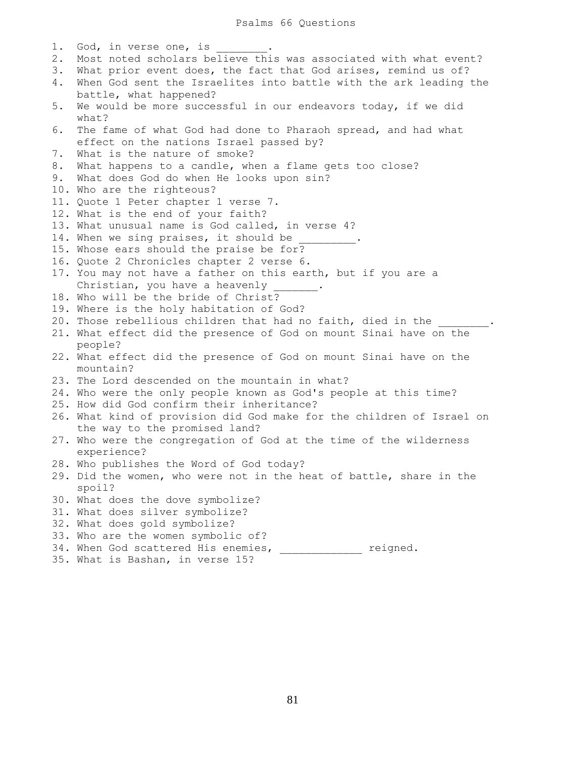# Psalms 66 Questions

1. God, in verse one, is ________.
2. Most noted scholars believe this was associated with what event?
3. What prior event does, the fact that God arises, remind us of?
4. When God sent the Israelites into battle with the ark leading the battle, what happened?
5. We would be more successful in our endeavors today, if we did what?
6. The fame of what God had done to Pharaoh spread, and had what effect on the nations Israel passed by?
7. What is the nature of smoke?
8. What happens to a candle, when a flame gets too close?
9. What does God do when He looks upon sin?
10. Who are the righteous?
11. Quote 1 Peter chapter 1 verse 7.
12. What is the end of your faith?
13. What unusual name is God called, in verse 4?
14. When we sing praises, it should be _________.
15. Whose ears should the praise be for?
16. Quote 2 Chronicles chapter 2 verse 6.
17. You may not have a father on this earth, but if you are a Christian, you have a heavenly _______.
18. Who will be the bride of Christ?
19. Where is the holy habitation of God?
20. Those rebellious children that had no faith, died in the ________.
21. What effect did the presence of God on mount Sinai have on the people?
22. What effect did the presence of God on mount Sinai have on the mountain?
23. The Lord descended on the mountain in what?
24. Who were the only people known as God's people at this time?
25. How did God confirm their inheritance?
26. What kind of provision did God make for the children of Israel on the way to the promised land?
27. Who were the congregation of God at the time of the wilderness experience?
28. Who publishes the Word of God today?
29. Did the women, who were not in the heat of battle, share in the spoil?
30. What does the dove symbolize?
31. What does silver symbolize?
32. What does gold symbolize?
33. Who are the women symbolic of?
34. When God scattered His enemies, _____________ reigned.
35. What is Bashan, in verse 15?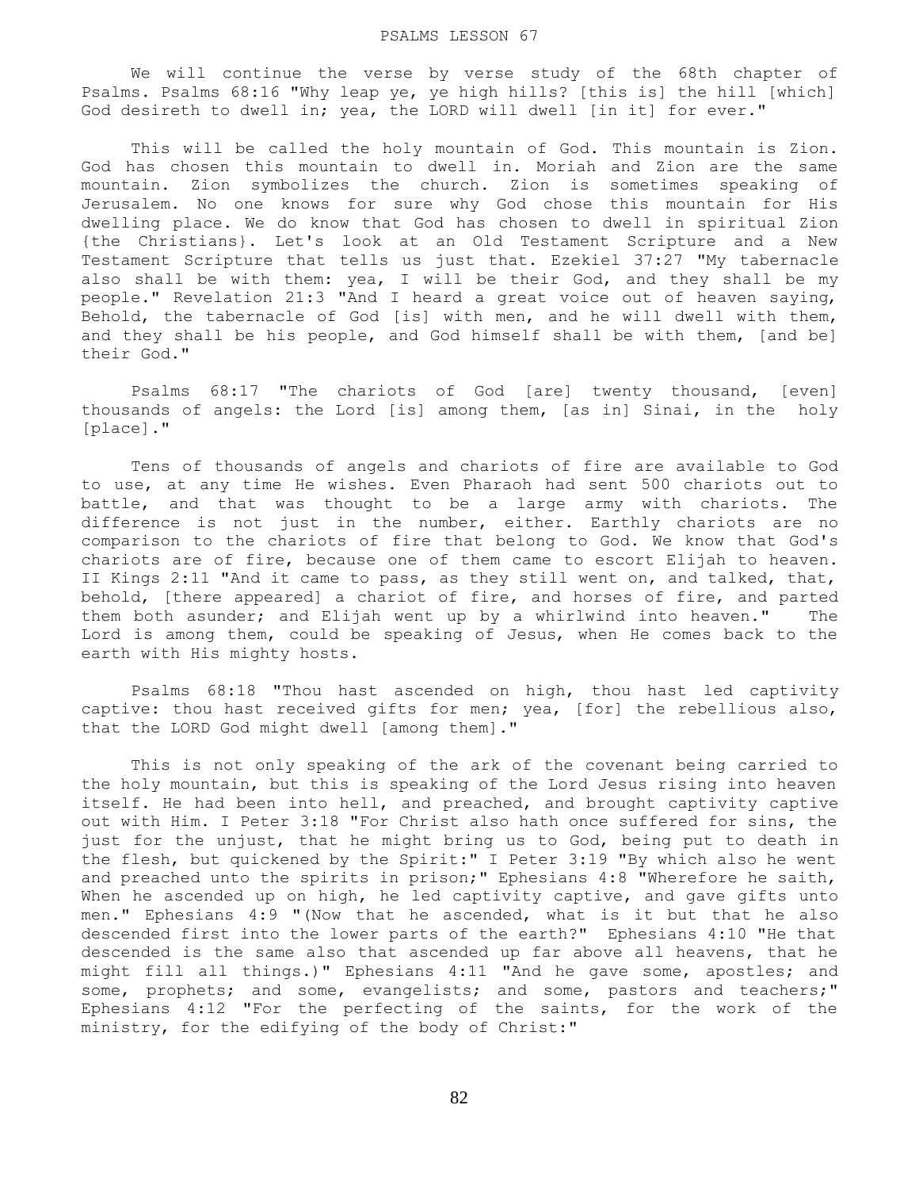# PSALMS LESSON 67

We will continue the verse by verse study of the 68th chapter of Psalms. Psalms 68:16 "Why leap ye, ye high hills? [this is] the hill [which] God desireth to dwell in; yea, the LORD will dwell [in it] for ever."

This will be called the holy mountain of God. This mountain is Zion. God has chosen this mountain to dwell in. Moriah and Zion are the same mountain. Zion symbolizes the church. Zion is sometimes speaking of Jerusalem. No one knows for sure why God chose this mountain for His dwelling place. We do know that God has chosen to dwell in spiritual Zion {the Christians}. Let's look at an Old Testament Scripture and a New Testament Scripture that tells us just that. Ezekiel 37:27 "My tabernacle also shall be with them: yea, I will be their God, and they shall be my people." Revelation 21:3 "And I heard a great voice out of heaven saying, Behold, the tabernacle of God [is] with men, and he will dwell with them, and they shall be his people, and God himself shall be with them, [and be] their God."

Psalms 68:17 "The chariots of God [are] twenty thousand, [even] thousands of angels: the Lord [is] among them, [as in] Sinai, in the holy [place]."

Tens of thousands of angels and chariots of fire are available to God to use, at any time He wishes. Even Pharaoh had sent 500 chariots out to battle, and that was thought to be a large army with chariots. The difference is not just in the number, either. Earthly chariots are no comparison to the chariots of fire that belong to God. We know that God's chariots are of fire, because one of them came to escort Elijah to heaven. II Kings 2:11 "And it came to pass, as they still went on, and talked, that, behold, [there appeared] a chariot of fire, and horses of fire, and parted them both asunder; and Elijah went up by a whirlwind into heaven." The Lord is among them, could be speaking of Jesus, when He comes back to the earth with His mighty hosts.

Psalms 68:18 "Thou hast ascended on high, thou hast led captivity captive: thou hast received gifts for men; yea, [for] the rebellious also, that the LORD God might dwell [among them]."

This is not only speaking of the ark of the covenant being carried to the holy mountain, but this is speaking of the Lord Jesus rising into heaven itself. He had been into hell, and preached, and brought captivity captive out with Him. I Peter 3:18 "For Christ also hath once suffered for sins, the just for the unjust, that he might bring us to God, being put to death in the flesh, but quickened by the Spirit:" I Peter 3:19 "By which also he went and preached unto the spirits in prison;" Ephesians 4:8 "Wherefore he saith, When he ascended up on high, he led captivity captive, and gave gifts unto men." Ephesians 4:9 "(Now that he ascended, what is it but that he also descended first into the lower parts of the earth?" Ephesians 4:10 "He that descended is the same also that ascended up far above all heavens, that he might fill all things.)" Ephesians 4:11 "And he gave some, apostles; and some, prophets; and some, evangelists; and some, pastors and teachers;" Ephesians 4:12 "For the perfecting of the saints, for the work of the ministry, for the edifying of the body of Christ:"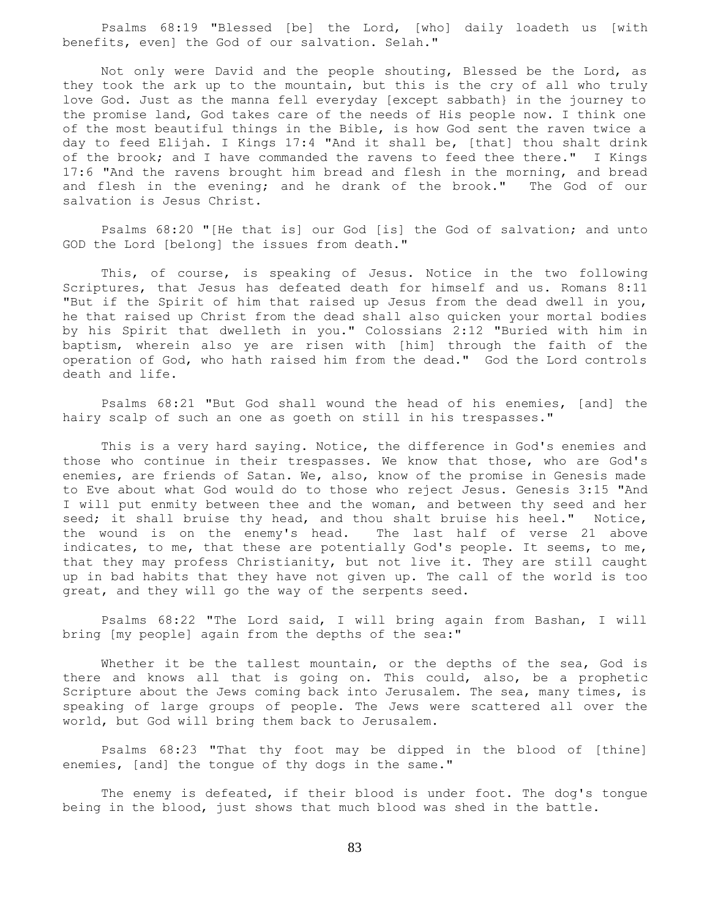Psalms 68:19 "Blessed [be] the Lord, [who] daily loadeth us [with benefits, even] the God of our salvation. Selah."

Not only were David and the people shouting, Blessed be the Lord, as they took the ark up to the mountain, but this is the cry of all who truly love God. Just as the manna fell everyday {except sabbath} in the journey to the promise land, God takes care of the needs of His people now. I think one of the most beautiful things in the Bible, is how God sent the raven twice a day to feed Elijah. I Kings 17:4 "And it shall be, [that] thou shalt drink of the brook; and I have commanded the ravens to feed thee there." I Kings 17:6 "And the ravens brought him bread and flesh in the morning, and bread and flesh in the evening; and he drank of the brook." The God of our salvation is Jesus Christ.

Psalms 68:20 "[He that is] our God [is] the God of salvation; and unto GOD the Lord [belong] the issues from death."

This, of course, is speaking of Jesus. Notice in the two following Scriptures, that Jesus has defeated death for himself and us. Romans 8:11 "But if the Spirit of him that raised up Jesus from the dead dwell in you, he that raised up Christ from the dead shall also quicken your mortal bodies by his Spirit that dwelleth in you." Colossians 2:12 "Buried with him in baptism, wherein also ye are risen with [him] through the faith of the operation of God, who hath raised him from the dead." God the Lord controls death and life.

Psalms 68:21 "But God shall wound the head of his enemies, [and] the hairy scalp of such an one as goeth on still in his trespasses."

This is a very hard saying. Notice, the difference in God's enemies and those who continue in their trespasses. We know that those, who are God's enemies, are friends of Satan. We, also, know of the promise in Genesis made to Eve about what God would do to those who reject Jesus. Genesis 3:15 "And I will put enmity between thee and the woman, and between thy seed and her seed; it shall bruise thy head, and thou shalt bruise his heel." Notice, the wound is on the enemy's head. The last half of verse 21 above indicates, to me, that these are potentially God's people. It seems, to me, that they may profess Christianity, but not live it. They are still caught up in bad habits that they have not given up. The call of the world is too great, and they will go the way of the serpents seed.

Psalms 68:22 "The Lord said, I will bring again from Bashan, I will bring [my people] again from the depths of the sea:"

Whether it be the tallest mountain, or the depths of the sea, God is there and knows all that is going on. This could, also, be a prophetic Scripture about the Jews coming back into Jerusalem. The sea, many times, is speaking of large groups of people. The Jews were scattered all over the world, but God will bring them back to Jerusalem.

Psalms 68:23 "That thy foot may be dipped in the blood of [thine] enemies, [and] the tongue of thy dogs in the same."

The enemy is defeated, if their blood is under foot. The dog's tongue being in the blood, just shows that much blood was shed in the battle.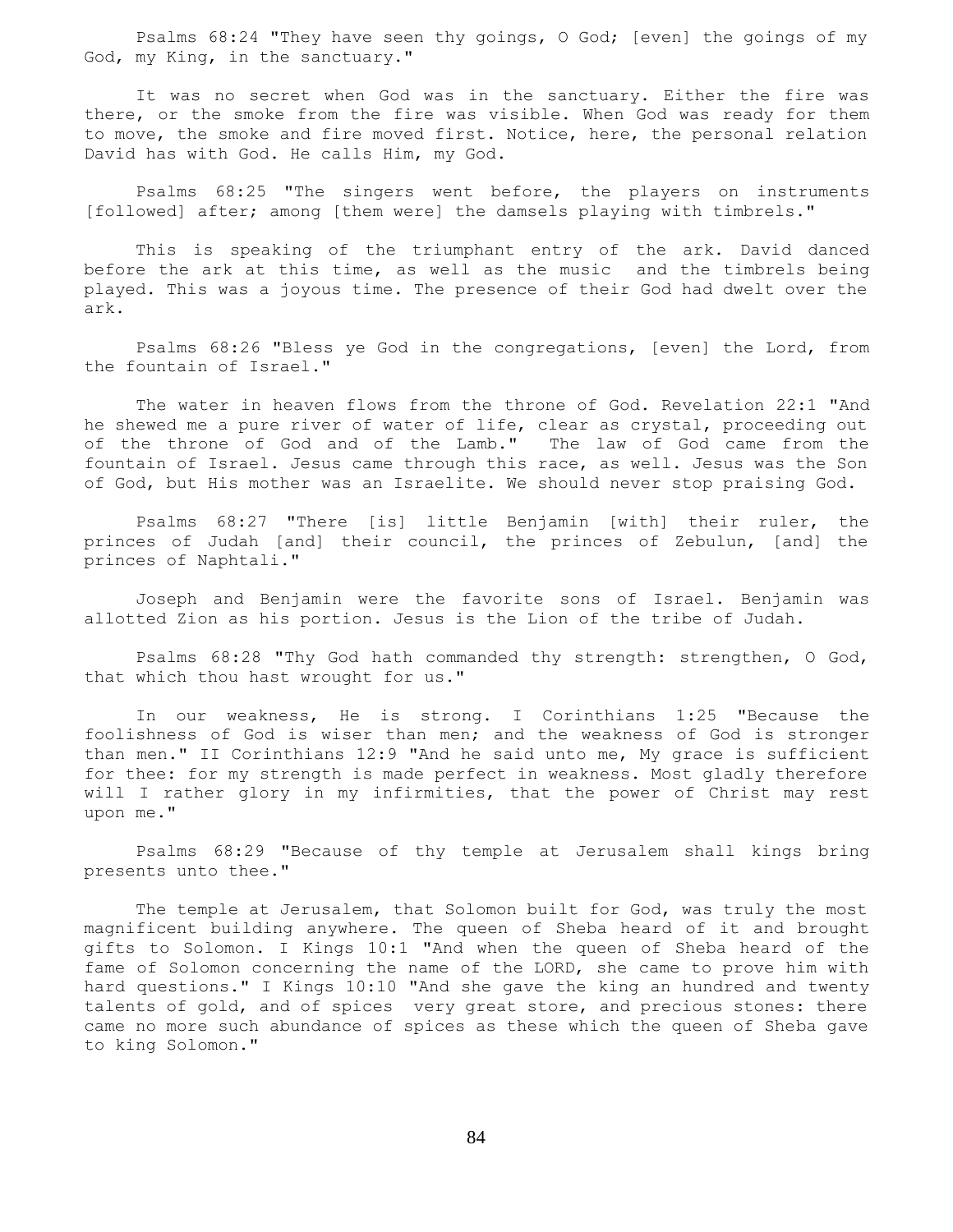Psalms 68:24 "They have seen thy goings, O God; [even] the goings of my God, my King, in the sanctuary."

It was no secret when God was in the sanctuary. Either the fire was there, or the smoke from the fire was visible. When God was ready for them to move, the smoke and fire moved first. Notice, here, the personal relation David has with God. He calls Him, my God.

Psalms 68:25 "The singers went before, the players on instruments [followed] after; among [them were] the damsels playing with timbrels."

This is speaking of the triumphant entry of the ark. David danced before the ark at this time, as well as the music and the timbrels being played. This was a joyous time. The presence of their God had dwelt over the ark.

Psalms 68:26 "Bless ye God in the congregations, [even] the Lord, from the fountain of Israel."

The water in heaven flows from the throne of God. Revelation 22:1 "And he shewed me a pure river of water of life, clear as crystal, proceeding out of the throne of God and of the Lamb." The law of God came from the fountain of Israel. Jesus came through this race, as well. Jesus was the Son of God, but His mother was an Israelite. We should never stop praising God.

Psalms 68:27 "There [is] little Benjamin [with] their ruler, the princes of Judah [and] their council, the princes of Zebulun, [and] the princes of Naphtali."

Joseph and Benjamin were the favorite sons of Israel. Benjamin was allotted Zion as his portion. Jesus is the Lion of the tribe of Judah.

Psalms 68:28 "Thy God hath commanded thy strength: strengthen, O God, that which thou hast wrought for us."

In our weakness, He is strong. I Corinthians 1:25 "Because the foolishness of God is wiser than men; and the weakness of God is stronger than men." II Corinthians 12:9 "And he said unto me, My grace is sufficient for thee: for my strength is made perfect in weakness. Most gladly therefore will I rather glory in my infirmities, that the power of Christ may rest upon me."

Psalms 68:29 "Because of thy temple at Jerusalem shall kings bring presents unto thee."

The temple at Jerusalem, that Solomon built for God, was truly the most magnificent building anywhere. The queen of Sheba heard of it and brought gifts to Solomon. I Kings 10:1 "And when the queen of Sheba heard of the fame of Solomon concerning the name of the LORD, she came to prove him with hard questions." I Kings 10:10 "And she gave the king an hundred and twenty talents of gold, and of spices very great store, and precious stones: there came no more such abundance of spices as these which the queen of Sheba gave to king Solomon."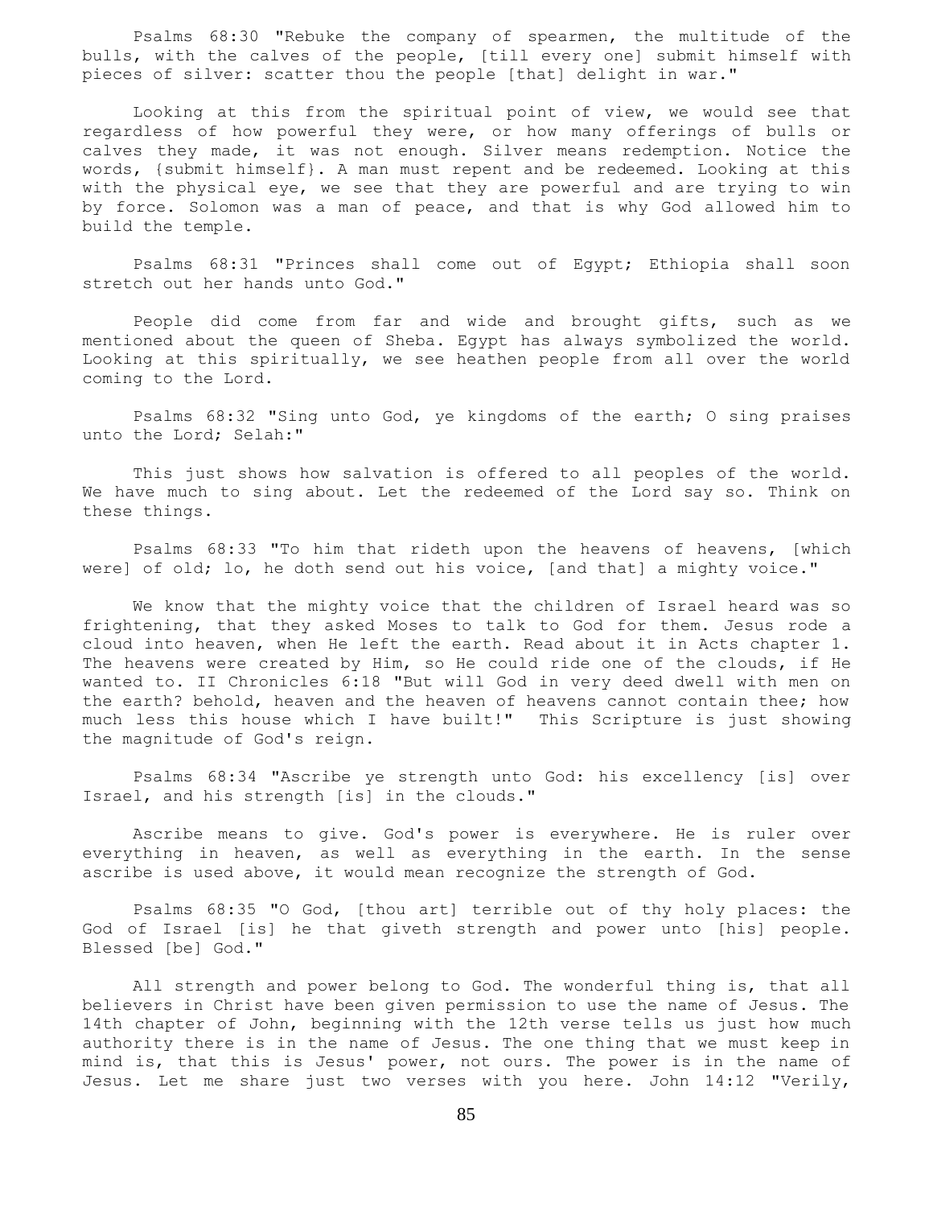Psalms 68:30 "Rebuke the company of spearmen, the multitude of the bulls, with the calves of the people, [till every one] submit himself with pieces of silver: scatter thou the people [that] delight in war."

Looking at this from the spiritual point of view, we would see that regardless of how powerful they were, or how many offerings of bulls or calves they made, it was not enough. Silver means redemption. Notice the words, {submit himself}. A man must repent and be redeemed. Looking at this with the physical eye, we see that they are powerful and are trying to win by force. Solomon was a man of peace, and that is why God allowed him to build the temple.

Psalms 68:31 "Princes shall come out of Egypt; Ethiopia shall soon stretch out her hands unto God."

People did come from far and wide and brought gifts, such as we mentioned about the queen of Sheba. Egypt has always symbolized the world. Looking at this spiritually, we see heathen people from all over the world coming to the Lord.

Psalms 68:32 "Sing unto God, ye kingdoms of the earth; O sing praises unto the Lord; Selah:"

This just shows how salvation is offered to all peoples of the world. We have much to sing about. Let the redeemed of the Lord say so. Think on these things.

Psalms 68:33 "To him that rideth upon the heavens of heavens, [which were] of old; lo, he doth send out his voice, [and that] a mighty voice."

We know that the mighty voice that the children of Israel heard was so frightening, that they asked Moses to talk to God for them. Jesus rode a cloud into heaven, when He left the earth. Read about it in Acts chapter 1. The heavens were created by Him, so He could ride one of the clouds, if He wanted to. II Chronicles 6:18 "But will God in very deed dwell with men on the earth? behold, heaven and the heaven of heavens cannot contain thee; how much less this house which I have built!" This Scripture is just showing the magnitude of God's reign.

Psalms 68:34 "Ascribe ye strength unto God: his excellency [is] over Israel, and his strength [is] in the clouds."

Ascribe means to give. God's power is everywhere. He is ruler over everything in heaven, as well as everything in the earth. In the sense ascribe is used above, it would mean recognize the strength of God.

Psalms 68:35 "O God, [thou art] terrible out of thy holy places: the God of Israel [is] he that giveth strength and power unto [his] people. Blessed [be] God."

All strength and power belong to God. The wonderful thing is, that all believers in Christ have been given permission to use the name of Jesus. The 14th chapter of John, beginning with the 12th verse tells us just how much authority there is in the name of Jesus. The one thing that we must keep in mind is, that this is Jesus' power, not ours. The power is in the name of Jesus. Let me share just two verses with you here. John 14:12 "Verily,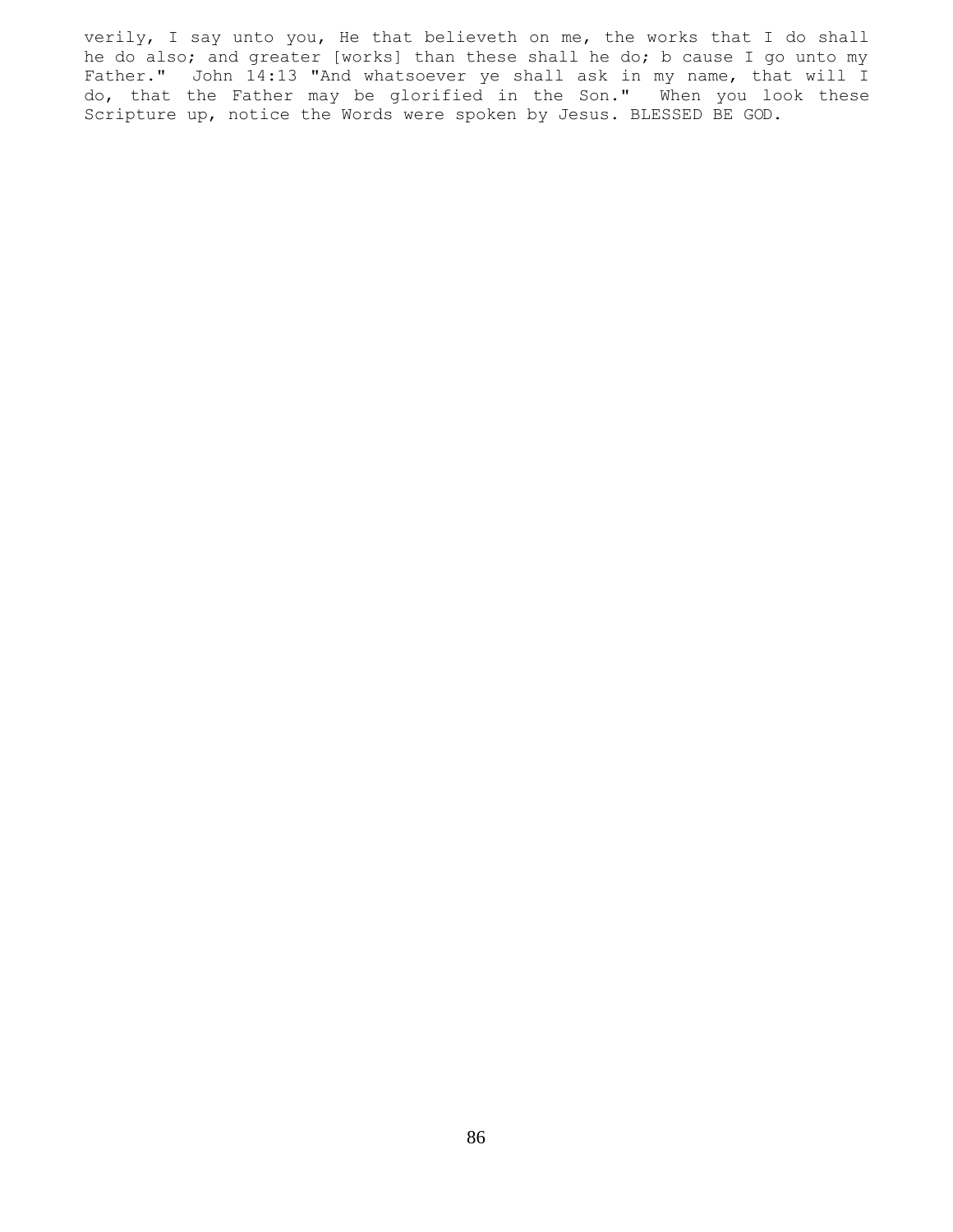verily, I say unto you, He that believeth on me, the works that I do shall he do also; and greater [works] than these shall he do; b cause I go unto my Father." John 14:13 "And whatsoever ye shall ask in my name, that will I do, that the Father may be glorified in the Son." When you look these Scripture up, notice the Words were spoken by Jesus. BLESSED BE GOD.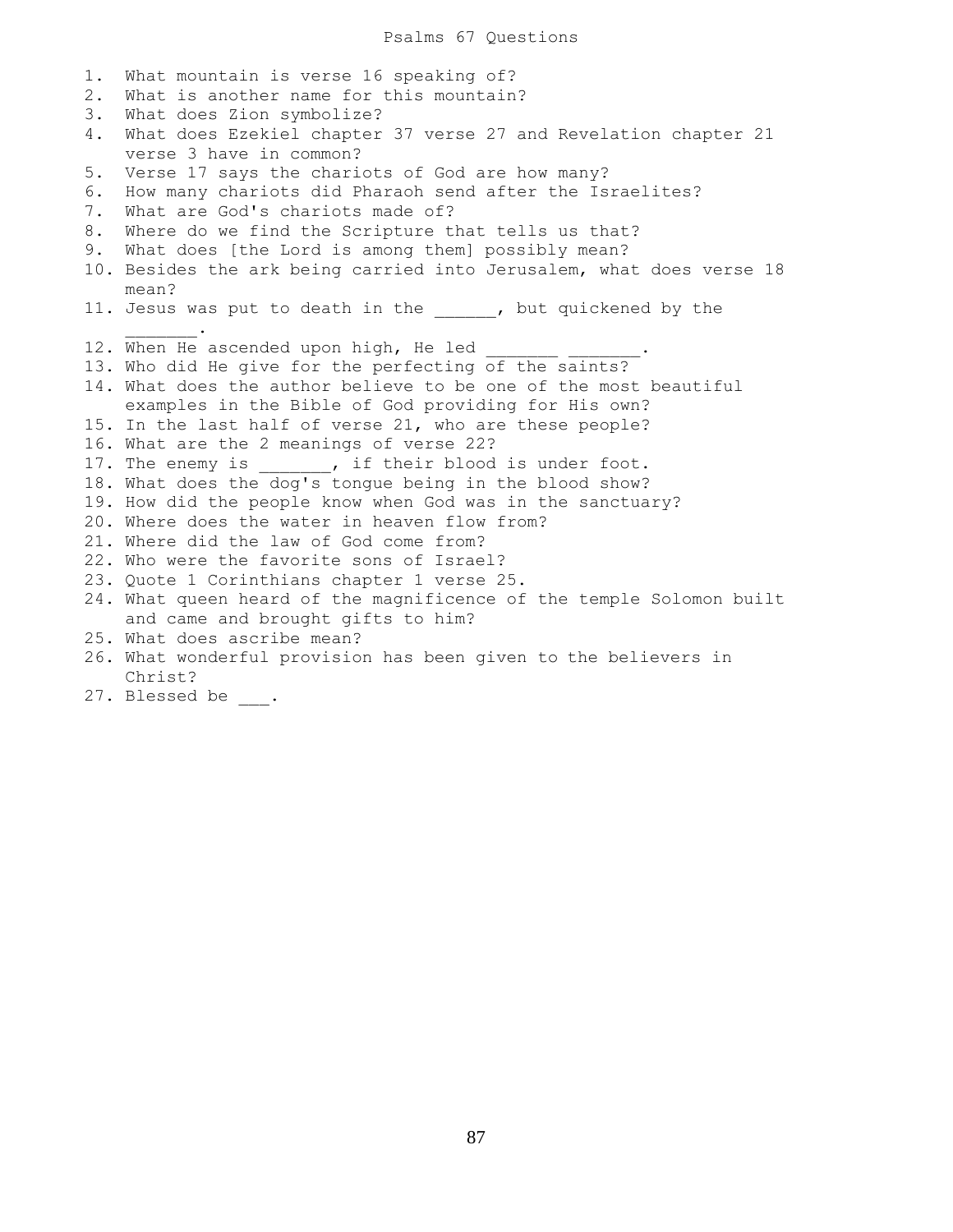# Psalms 67 Questions

1. What mountain is verse 16 speaking of?
2. What is another name for this mountain?
3. What does Zion symbolize?
4. What does Ezekiel chapter 37 verse 27 and Revelation chapter 21 verse 3 have in common?
5. Verse 17 says the chariots of God are how many?
6. How many chariots did Pharaoh send after the Israelites?
7. What are God's chariots made of?
8. Where do we find the Scripture that tells us that?
9. What does [the Lord is among them] possibly mean?
10. Besides the ark being carried into Jerusalem, what does verse 18 mean?
11. Jesus was put to death in the ______, but quickened by the _______.
12. When He ascended upon high, He led _______ _______.
13. Who did He give for the perfecting of the saints?
14. What does the author believe to be one of the most beautiful examples in the Bible of God providing for His own?
15. In the last half of verse 21, who are these people?
16. What are the 2 meanings of verse 22?
17. The enemy is _______, if their blood is under foot.
18. What does the dog's tongue being in the blood show?
19. How did the people know when God was in the sanctuary?
20. Where does the water in heaven flow from?
21. Where did the law of God come from?
22. Who were the favorite sons of Israel?
23. Quote 1 Corinthians chapter 1 verse 25.
24. What queen heard of the magnificence of the temple Solomon built and came and brought gifts to him?
25. What does ascribe mean?
26. What wonderful provision has been given to the believers in Christ?
27. Blessed be ___.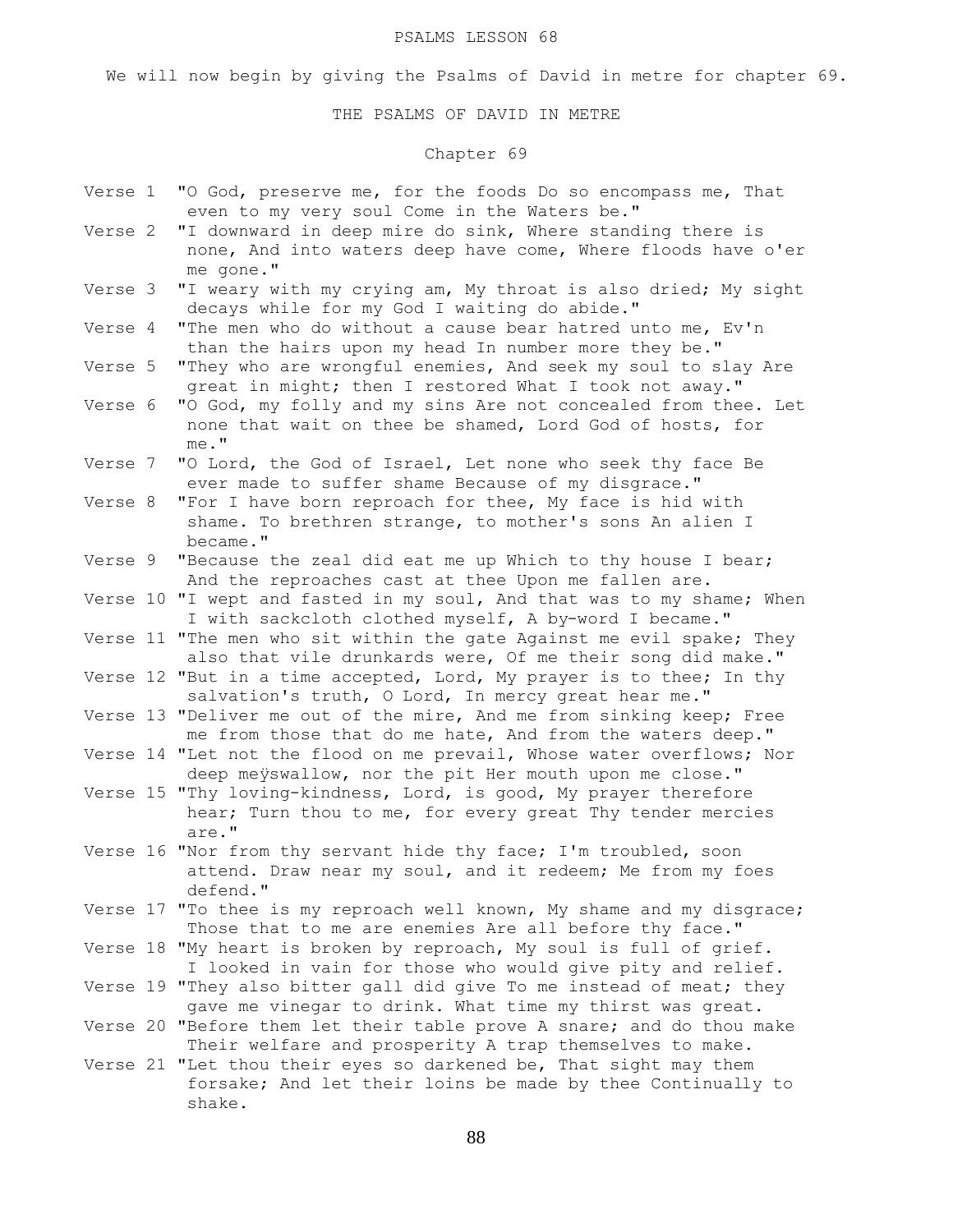PSALMS LESSON 68

We will now begin by giving the Psalms of David in metre for chapter 69.

THE PSALMS OF DAVID IN METRE

Chapter 69

Verse 1 "O God, preserve me, for the foods Do so encompass me, That even to my very soul Come in the Waters be."

Verse 2 "I downward in deep mire do sink, Where standing there is none, And into waters deep have come, Where floods have o'er me gone."

Verse 3 "I weary with my crying am, My throat is also dried; My sight decays while for my God I waiting do abide."

Verse 4 "The men who do without a cause bear hatred unto me, Ev'n than the hairs upon my head In number more they be."

Verse 5 "They who are wrongful enemies, And seek my soul to slay Are great in might; then I restored What I took not away."

Verse 6 "O God, my folly and my sins Are not concealed from thee. Let none that wait on thee be shamed, Lord God of hosts, for me."

Verse 7 "O Lord, the God of Israel, Let none who seek thy face Be ever made to suffer shame Because of my disgrace."

Verse 8 "For I have born reproach for thee, My face is hid with shame. To brethren strange, to mother's sons An alien I became."

Verse 9 "Because the zeal did eat me up Which to thy house I bear; And the reproaches cast at thee Upon me fallen are.

Verse 10 "I wept and fasted in my soul, And that was to my shame; When I with sackcloth clothed myself, A by-word I became."

Verse 11 "The men who sit within the gate Against me evil spake; They also that vile drunkards were, Of me their song did make."

Verse 12 "But in a time accepted, Lord, My prayer is to thee; In thy salvation's truth, O Lord, In mercy great hear me."

Verse 13 "Deliver me out of the mire, And me from sinking keep; Free me from those that do me hate, And from the waters deep."

Verse 14 "Let not the flood on me prevail, Whose water overflows; Nor deep meÿswallow, nor the pit Her mouth upon me close."

Verse 15 "Thy loving-kindness, Lord, is good, My prayer therefore hear; Turn thou to me, for every great Thy tender mercies are."

Verse 16 "Nor from thy servant hide thy face; I'm troubled, soon attend. Draw near my soul, and it redeem; Me from my foes defend."

Verse 17 "To thee is my reproach well known, My shame and my disgrace; Those that to me are enemies Are all before thy face."

Verse 18 "My heart is broken by reproach, My soul is full of grief. I looked in vain for those who would give pity and relief.

Verse 19 "They also bitter gall did give To me instead of meat; they gave me vinegar to drink. What time my thirst was great.

Verse 20 "Before them let their table prove A snare; and do thou make Their welfare and prosperity A trap themselves to make.

Verse 21 "Let thou their eyes so darkened be, That sight may them forsake; And let their loins be made by thee Continually to shake.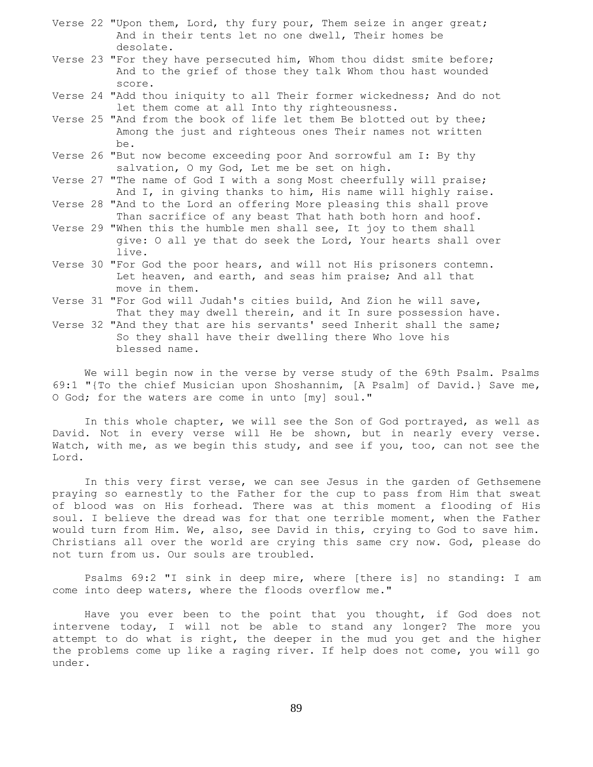Verse 22 "Upon them, Lord, thy fury pour, Them seize in anger great; And in their tents let no one dwell, Their homes be desolate.

Verse 23 "For they have persecuted him, Whom thou didst smite before; And to the grief of those they talk Whom thou hast wounded score.

Verse 24 "Add thou iniquity to all Their former wickedness; And do not let them come at all Into thy righteousness.

Verse 25 "And from the book of life let them Be blotted out by thee; Among the just and righteous ones Their names not written be.

Verse 26 "But now become exceeding poor And sorrowful am I: By thy salvation, O my God, Let me be set on high.

Verse 27 "The name of God I with a song Most cheerfully will praise; And I, in giving thanks to him, His name will highly raise.

Verse 28 "And to the Lord an offering More pleasing this shall prove Than sacrifice of any beast That hath both horn and hoof.

Verse 29 "When this the humble men shall see, It joy to them shall give: O all ye that do seek the Lord, Your hearts shall over live.

Verse 30 "For God the poor hears, and will not His prisoners contemn. Let heaven, and earth, and seas him praise; And all that move in them.

Verse 31 "For God will Judah's cities build, And Zion he will save, That they may dwell therein, and it In sure possession have.

Verse 32 "And they that are his servants' seed Inherit shall the same; So they shall have their dwelling there Who love his blessed name.

We will begin now in the verse by verse study of the 69th Psalm. Psalms 69:1 "{To the chief Musician upon Shoshannim, [A Psalm] of David.} Save me, O God; for the waters are come in unto [my] soul."

In this whole chapter, we will see the Son of God portrayed, as well as David. Not in every verse will He be shown, but in nearly every verse. Watch, with me, as we begin this study, and see if you, too, can not see the Lord.

In this very first verse, we can see Jesus in the garden of Gethsemene praying so earnestly to the Father for the cup to pass from Him that sweat of blood was on His forhead. There was at this moment a flooding of His soul. I believe the dread was for that one terrible moment, when the Father would turn from Him. We, also, see David in this, crying to God to save him. Christians all over the world are crying this same cry now. God, please do not turn from us. Our souls are troubled.

Psalms 69:2 "I sink in deep mire, where [there is] no standing: I am come into deep waters, where the floods overflow me."

Have you ever been to the point that you thought, if God does not intervene today, I will not be able to stand any longer? The more you attempt to do what is right, the deeper in the mud you get and the higher the problems come up like a raging river. If help does not come, you will go under.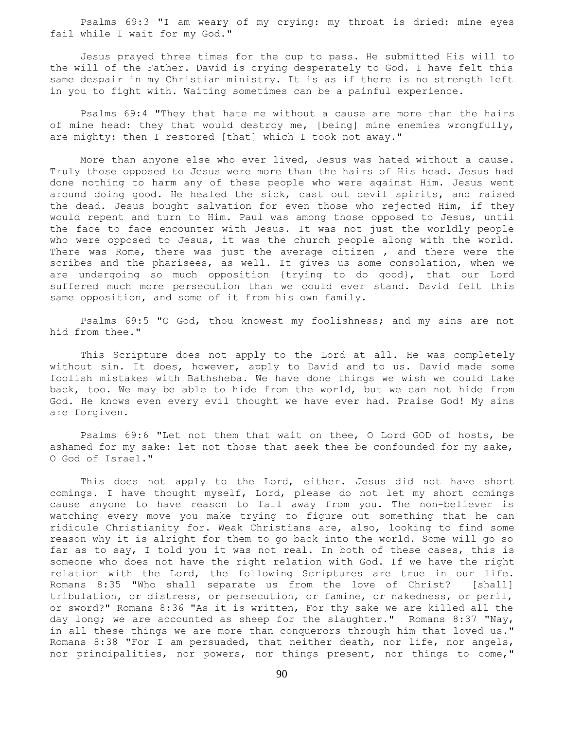Psalms 69:3 "I am weary of my crying: my throat is dried: mine eyes fail while I wait for my God."

Jesus prayed three times for the cup to pass. He submitted His will to the will of the Father. David is crying desperately to God. I have felt this same despair in my Christian ministry. It is as if there is no strength left in you to fight with. Waiting sometimes can be a painful experience.

Psalms 69:4 "They that hate me without a cause are more than the hairs of mine head: they that would destroy me, [being] mine enemies wrongfully, are mighty: then I restored [that] which I took not away."

More than anyone else who ever lived, Jesus was hated without a cause. Truly those opposed to Jesus were more than the hairs of His head. Jesus had done nothing to harm any of these people who were against Him. Jesus went around doing good. He healed the sick, cast out devil spirits, and raised the dead. Jesus bought salvation for even those who rejected Him, if they would repent and turn to Him. Paul was among those opposed to Jesus, until the face to face encounter with Jesus. It was not just the worldly people who were opposed to Jesus, it was the church people along with the world. There was Rome, there was just the average citizen , and there were the scribes and the pharisees, as well. It gives us some consolation, when we are undergoing so much opposition {trying to do good}, that our Lord suffered much more persecution than we could ever stand. David felt this same opposition, and some of it from his own family.

Psalms 69:5 "O God, thou knowest my foolishness; and my sins are not hid from thee."

This Scripture does not apply to the Lord at all. He was completely without sin. It does, however, apply to David and to us. David made some foolish mistakes with Bathsheba. We have done things we wish we could take back, too. We may be able to hide from the world, but we can not hide from God. He knows even every evil thought we have ever had. Praise God! My sins are forgiven.

Psalms 69:6 "Let not them that wait on thee, O Lord GOD of hosts, be ashamed for my sake: let not those that seek thee be confounded for my sake, O God of Israel."

This does not apply to the Lord, either. Jesus did not have short comings. I have thought myself, Lord, please do not let my short comings cause anyone to have reason to fall away from you. The non-believer is watching every move you make trying to figure out something that he can ridicule Christianity for. Weak Christians are, also, looking to find some reason why it is alright for them to go back into the world. Some will go so far as to say, I told you it was not real. In both of these cases, this is someone who does not have the right relation with God. If we have the right relation with the Lord, the following Scriptures are true in our life. Romans 8:35 "Who shall separate us from the love of Christ? [shall] tribulation, or distress, or persecution, or famine, or nakedness, or peril, or sword?" Romans 8:36 "As it is written, For thy sake we are killed all the day long; we are accounted as sheep for the slaughter." Romans 8:37 "Nay, in all these things we are more than conquerors through him that loved us." Romans 8:38 "For I am persuaded, that neither death, nor life, nor angels, nor principalities, nor powers, nor things present, nor things to come,"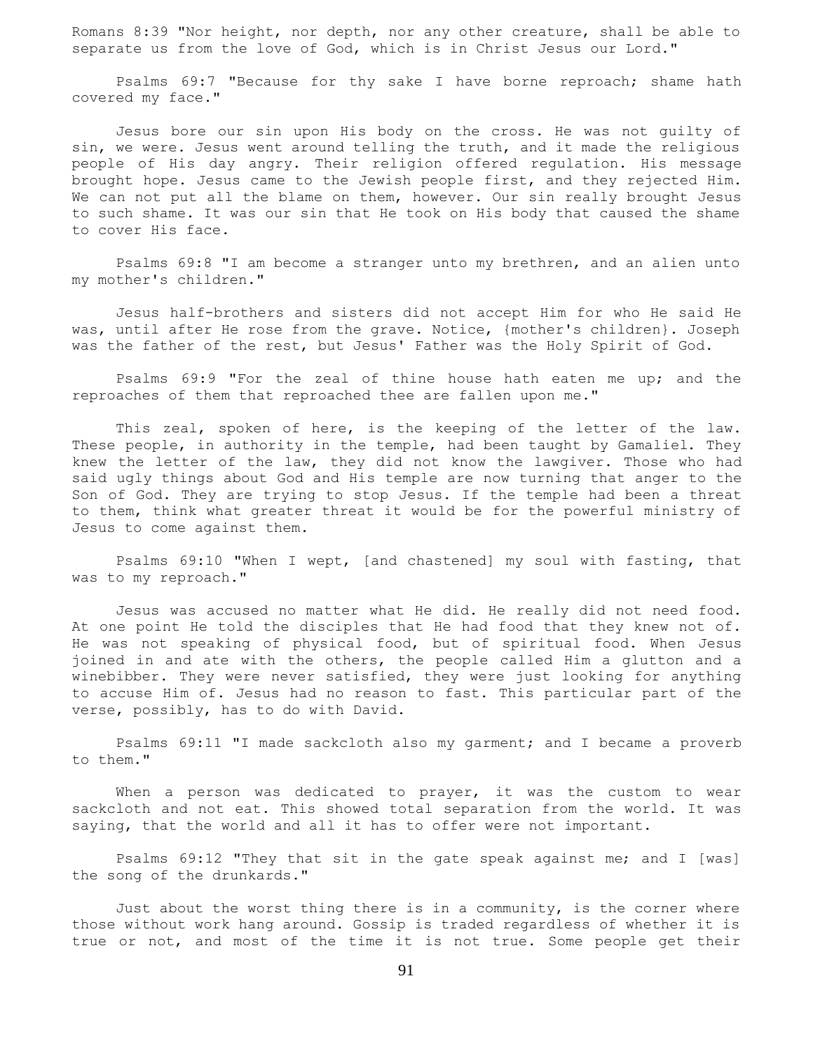Romans 8:39 "Nor height, nor depth, nor any other creature, shall be able to separate us from the love of God, which is in Christ Jesus our Lord."

Psalms 69:7 "Because for thy sake I have borne reproach; shame hath covered my face."

Jesus bore our sin upon His body on the cross. He was not guilty of sin, we were. Jesus went around telling the truth, and it made the religious people of His day angry. Their religion offered regulation. His message brought hope. Jesus came to the Jewish people first, and they rejected Him. We can not put all the blame on them, however. Our sin really brought Jesus to such shame. It was our sin that He took on His body that caused the shame to cover His face.

Psalms 69:8 "I am become a stranger unto my brethren, and an alien unto my mother's children."

Jesus half-brothers and sisters did not accept Him for who He said He was, until after He rose from the grave. Notice, {mother's children}. Joseph was the father of the rest, but Jesus' Father was the Holy Spirit of God.

Psalms 69:9 "For the zeal of thine house hath eaten me up; and the reproaches of them that reproached thee are fallen upon me."

This zeal, spoken of here, is the keeping of the letter of the law. These people, in authority in the temple, had been taught by Gamaliel. They knew the letter of the law, they did not know the lawgiver. Those who had said ugly things about God and His temple are now turning that anger to the Son of God. They are trying to stop Jesus. If the temple had been a threat to them, think what greater threat it would be for the powerful ministry of Jesus to come against them.

Psalms 69:10 "When I wept, [and chastened] my soul with fasting, that was to my reproach."

Jesus was accused no matter what He did. He really did not need food. At one point He told the disciples that He had food that they knew not of. He was not speaking of physical food, but of spiritual food. When Jesus joined in and ate with the others, the people called Him a glutton and a winebibber. They were never satisfied, they were just looking for anything to accuse Him of. Jesus had no reason to fast. This particular part of the verse, possibly, has to do with David.

Psalms 69:11 "I made sackcloth also my garment; and I became a proverb to them."

When a person was dedicated to prayer, it was the custom to wear sackcloth and not eat. This showed total separation from the world. It was saying, that the world and all it has to offer were not important.

Psalms 69:12 "They that sit in the gate speak against me; and I [was] the song of the drunkards."

Just about the worst thing there is in a community, is the corner where those without work hang around. Gossip is traded regardless of whether it is true or not, and most of the time it is not true. Some people get their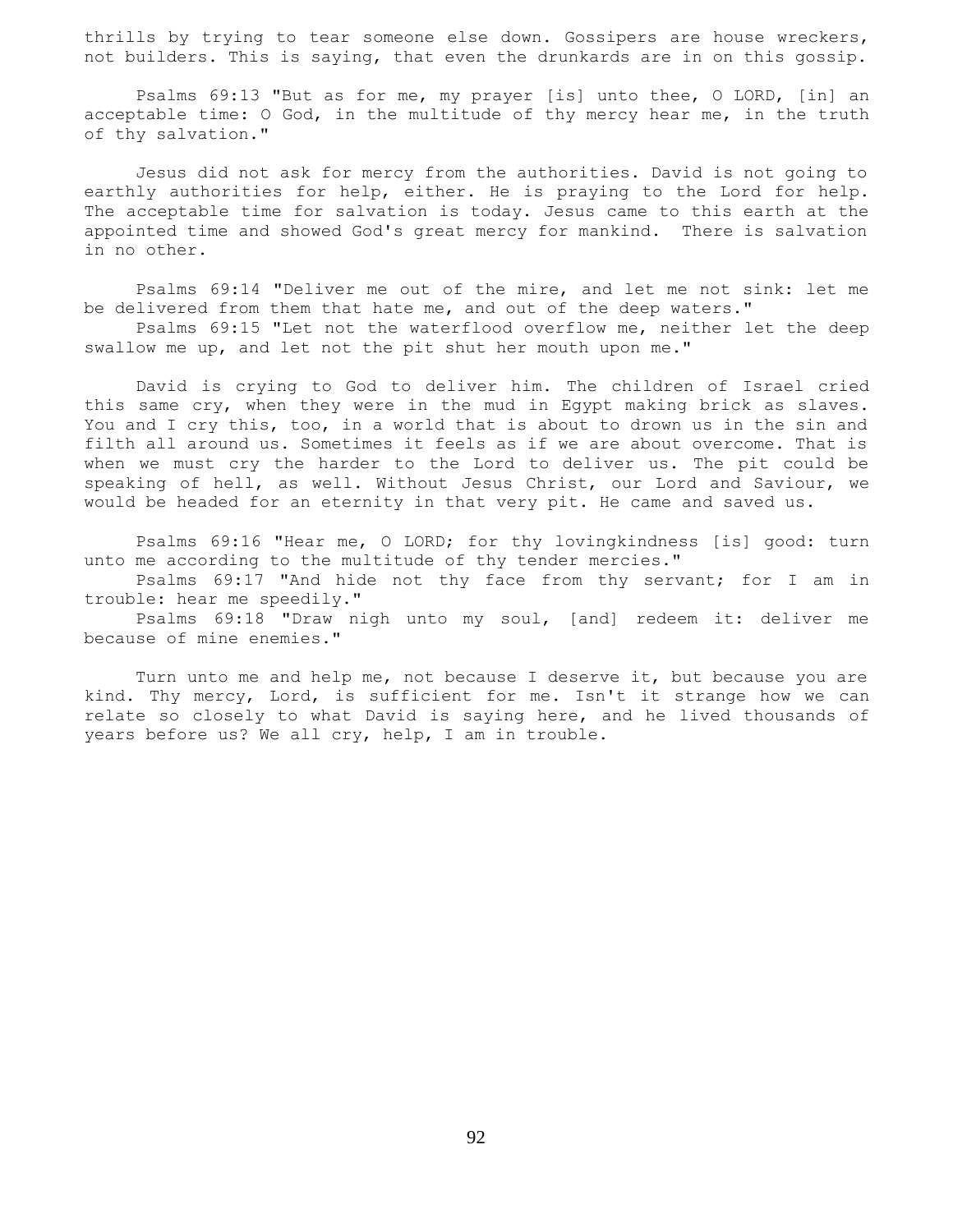thrills by trying to tear someone else down. Gossipers are house wreckers, not builders. This is saying, that even the drunkards are in on this gossip.

Psalms 69:13 "But as for me, my prayer [is] unto thee, O LORD, [in] an acceptable time: O God, in the multitude of thy mercy hear me, in the truth of thy salvation."

Jesus did not ask for mercy from the authorities. David is not going to earthly authorities for help, either. He is praying to the Lord for help. The acceptable time for salvation is today. Jesus came to this earth at the appointed time and showed God's great mercy for mankind. There is salvation in no other.

Psalms 69:14 "Deliver me out of the mire, and let me not sink: let me be delivered from them that hate me, and out of the deep waters."

Psalms 69:15 "Let not the waterflood overflow me, neither let the deep swallow me up, and let not the pit shut her mouth upon me."

David is crying to God to deliver him. The children of Israel cried this same cry, when they were in the mud in Egypt making brick as slaves. You and I cry this, too, in a world that is about to drown us in the sin and filth all around us. Sometimes it feels as if we are about overcome. That is when we must cry the harder to the Lord to deliver us. The pit could be speaking of hell, as well. Without Jesus Christ, our Lord and Saviour, we would be headed for an eternity in that very pit. He came and saved us.

Psalms 69:16 "Hear me, O LORD; for thy lovingkindness [is] good: turn unto me according to the multitude of thy tender mercies."

Psalms 69:17 "And hide not thy face from thy servant; for I am in trouble: hear me speedily."

Psalms 69:18 "Draw nigh unto my soul, [and] redeem it: deliver me because of mine enemies."

Turn unto me and help me, not because I deserve it, but because you are kind. Thy mercy, Lord, is sufficient for me. Isn't it strange how we can relate so closely to what David is saying here, and he lived thousands of years before us? We all cry, help, I am in trouble.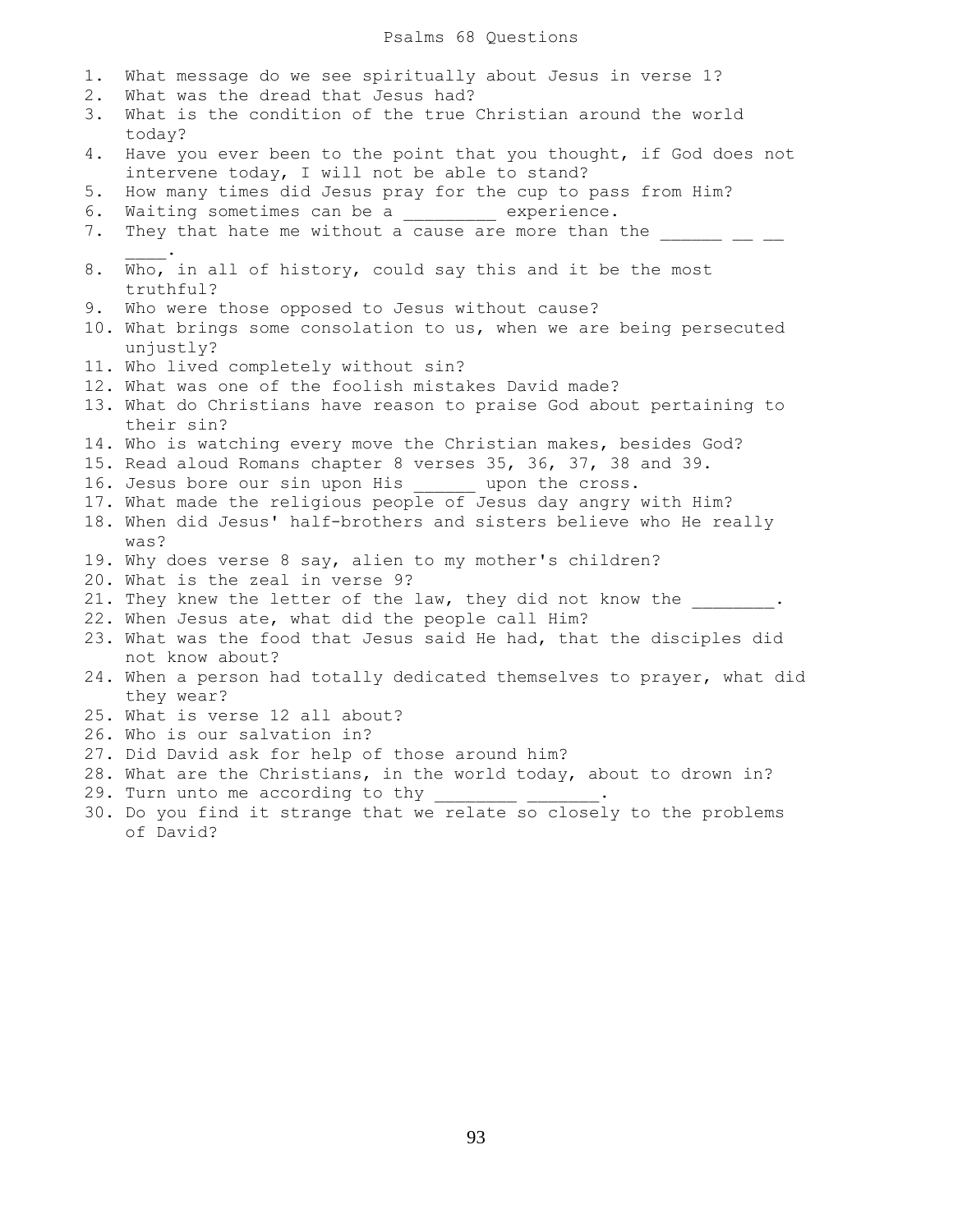# Psalms 68 Questions

1. What message do we see spiritually about Jesus in verse 1?
2. What was the dread that Jesus had?
3. What is the condition of the true Christian around the world today?
4. Have you ever been to the point that you thought, if God does not intervene today, I will not be able to stand?
5. How many times did Jesus pray for the cup to pass from Him?
6. Waiting sometimes can be a _________ experience.
7. They that hate me without a cause are more than the ______ __ __ ____.
8. Who, in all of history, could say this and it be the most truthful?
9. Who were those opposed to Jesus without cause?
10. What brings some consolation to us, when we are being persecuted unjustly?
11. Who lived completely without sin?
12. What was one of the foolish mistakes David made?
13. What do Christians have reason to praise God about pertaining to their sin?
14. Who is watching every move the Christian makes, besides God?
15. Read aloud Romans chapter 8 verses 35, 36, 37, 38 and 39.
16. Jesus bore our sin upon His ______ upon the cross.
17. What made the religious people of Jesus day angry with Him?
18. When did Jesus' half-brothers and sisters believe who He really was?
19. Why does verse 8 say, alien to my mother's children?
20. What is the zeal in verse 9?
21. They knew the letter of the law, they did not know the ________.
22. When Jesus ate, what did the people call Him?
23. What was the food that Jesus said He had, that the disciples did not know about?
24. When a person had totally dedicated themselves to prayer, what did they wear?
25. What is verse 12 all about?
26. Who is our salvation in?
27. Did David ask for help of those around him?
28. What are the Christians, in the world today, about to drown in?
29. Turn unto me according to thy ________ _______.
30. Do you find it strange that we relate so closely to the problems of David?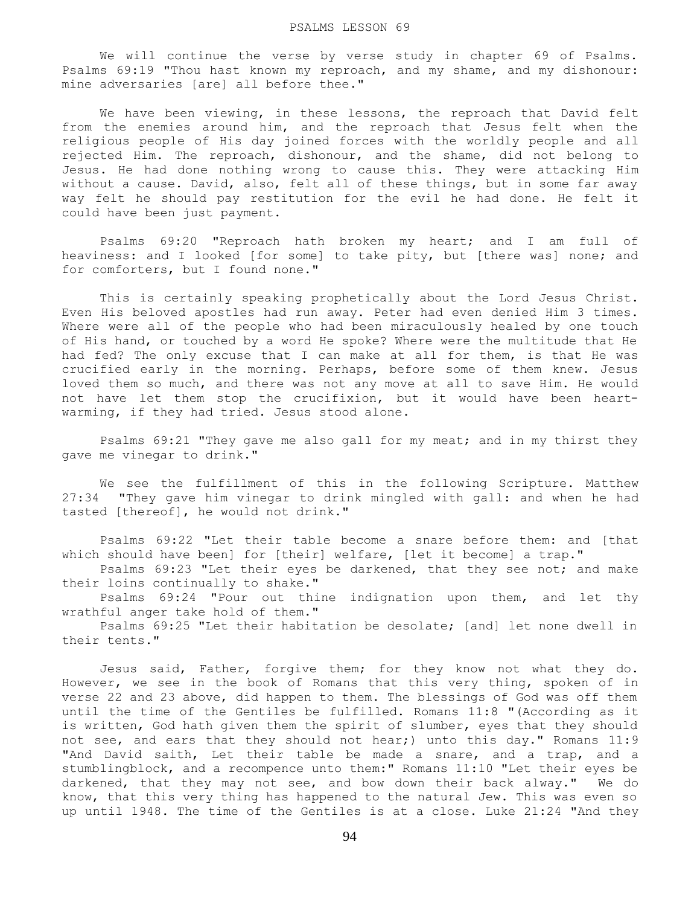# PSALMS LESSON 69

We will continue the verse by verse study in chapter 69 of Psalms. Psalms 69:19 "Thou hast known my reproach, and my shame, and my dishonour: mine adversaries [are] all before thee."

We have been viewing, in these lessons, the reproach that David felt from the enemies around him, and the reproach that Jesus felt when the religious people of His day joined forces with the worldly people and all rejected Him. The reproach, dishonour, and the shame, did not belong to Jesus. He had done nothing wrong to cause this. They were attacking Him without a cause. David, also, felt all of these things, but in some far away way felt he should pay restitution for the evil he had done. He felt it could have been just payment.

Psalms 69:20 "Reproach hath broken my heart; and I am full of heaviness: and I looked [for some] to take pity, but [there was] none; and for comforters, but I found none."

This is certainly speaking prophetically about the Lord Jesus Christ. Even His beloved apostles had run away. Peter had even denied Him 3 times. Where were all of the people who had been miraculously healed by one touch of His hand, or touched by a word He spoke? Where were the multitude that He had fed? The only excuse that I can make at all for them, is that He was crucified early in the morning. Perhaps, before some of them knew. Jesus loved them so much, and there was not any move at all to save Him. He would not have let them stop the crucifixion, but it would have been heart-warming, if they had tried. Jesus stood alone.

Psalms 69:21 "They gave me also gall for my meat; and in my thirst they gave me vinegar to drink."

We see the fulfillment of this in the following Scripture. Matthew 27:34 "They gave him vinegar to drink mingled with gall: and when he had tasted [thereof], he would not drink."

Psalms 69:22 "Let their table become a snare before them: and [that which should have been] for [their] welfare, [let it become] a trap."

Psalms 69:23 "Let their eyes be darkened, that they see not; and make their loins continually to shake."

Psalms 69:24 "Pour out thine indignation upon them, and let thy wrathful anger take hold of them."

Psalms 69:25 "Let their habitation be desolate; [and] let none dwell in their tents."

Jesus said, Father, forgive them; for they know not what they do. However, we see in the book of Romans that this very thing, spoken of in verse 22 and 23 above, did happen to them. The blessings of God was off them until the time of the Gentiles be fulfilled. Romans 11:8 "(According as it is written, God hath given them the spirit of slumber, eyes that they should not see, and ears that they should not hear;) unto this day." Romans 11:9 "And David saith, Let their table be made a snare, and a trap, and a stumblingblock, and a recompence unto them:" Romans 11:10 "Let their eyes be darkened, that they may not see, and bow down their back alway." We do know, that this very thing has happened to the natural Jew. This was even so up until 1948. The time of the Gentiles is at a close. Luke 21:24 "And they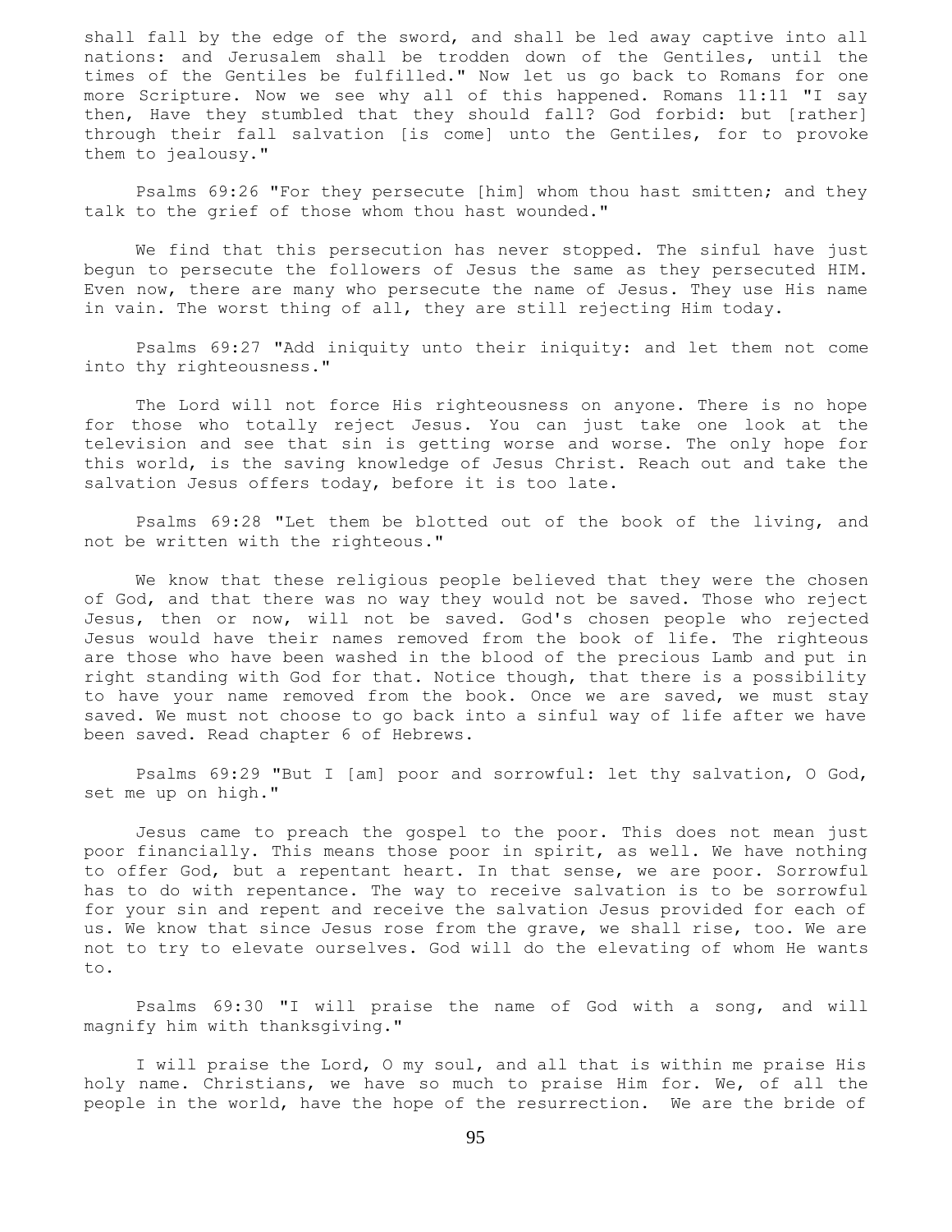shall fall by the edge of the sword, and shall be led away captive into all nations: and Jerusalem shall be trodden down of the Gentiles, until the times of the Gentiles be fulfilled." Now let us go back to Romans for one more Scripture. Now we see why all of this happened. Romans 11:11 "I say then, Have they stumbled that they should fall? God forbid: but [rather] through their fall salvation [is come] unto the Gentiles, for to provoke them to jealousy."

Psalms 69:26 "For they persecute [him] whom thou hast smitten; and they talk to the grief of those whom thou hast wounded."

We find that this persecution has never stopped. The sinful have just begun to persecute the followers of Jesus the same as they persecuted HIM. Even now, there are many who persecute the name of Jesus. They use His name in vain. The worst thing of all, they are still rejecting Him today.

Psalms 69:27 "Add iniquity unto their iniquity: and let them not come into thy righteousness."

The Lord will not force His righteousness on anyone. There is no hope for those who totally reject Jesus. You can just take one look at the television and see that sin is getting worse and worse. The only hope for this world, is the saving knowledge of Jesus Christ. Reach out and take the salvation Jesus offers today, before it is too late.

Psalms 69:28 "Let them be blotted out of the book of the living, and not be written with the righteous."

We know that these religious people believed that they were the chosen of God, and that there was no way they would not be saved. Those who reject Jesus, then or now, will not be saved. God's chosen people who rejected Jesus would have their names removed from the book of life. The righteous are those who have been washed in the blood of the precious Lamb and put in right standing with God for that. Notice though, that there is a possibility to have your name removed from the book. Once we are saved, we must stay saved. We must not choose to go back into a sinful way of life after we have been saved. Read chapter 6 of Hebrews.

Psalms 69:29 "But I [am] poor and sorrowful: let thy salvation, O God, set me up on high."

Jesus came to preach the gospel to the poor. This does not mean just poor financially. This means those poor in spirit, as well. We have nothing to offer God, but a repentant heart. In that sense, we are poor. Sorrowful has to do with repentance. The way to receive salvation is to be sorrowful for your sin and repent and receive the salvation Jesus provided for each of us. We know that since Jesus rose from the grave, we shall rise, too. We are not to try to elevate ourselves. God will do the elevating of whom He wants to.

Psalms 69:30 "I will praise the name of God with a song, and will magnify him with thanksgiving."

I will praise the Lord, O my soul, and all that is within me praise His holy name. Christians, we have so much to praise Him for. We, of all the people in the world, have the hope of the resurrection. We are the bride of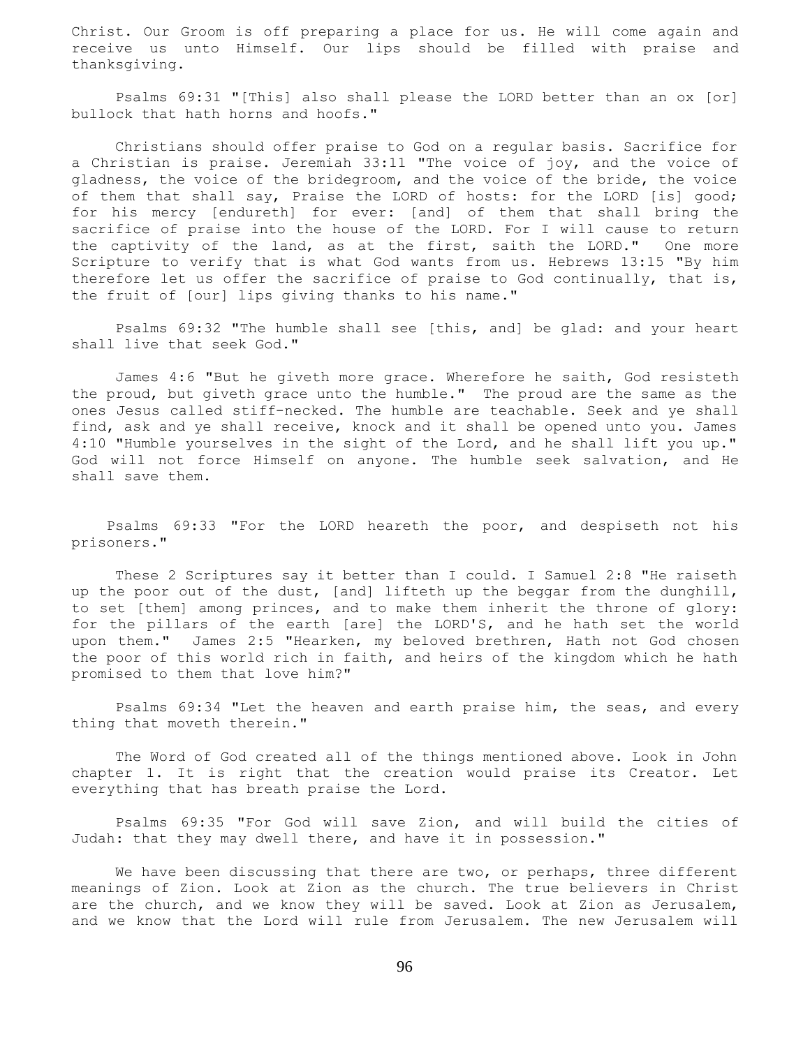Christ. Our Groom is off preparing a place for us. He will come again and receive us unto Himself. Our lips should be filled with praise and thanksgiving.

Psalms 69:31 "[This] also shall please the LORD better than an ox [or] bullock that hath horns and hoofs."

Christians should offer praise to God on a regular basis. Sacrifice for a Christian is praise. Jeremiah 33:11 "The voice of joy, and the voice of gladness, the voice of the bridegroom, and the voice of the bride, the voice of them that shall say, Praise the LORD of hosts: for the LORD [is] good; for his mercy [endureth] for ever: [and] of them that shall bring the sacrifice of praise into the house of the LORD. For I will cause to return the captivity of the land, as at the first, saith the LORD." One more Scripture to verify that is what God wants from us. Hebrews 13:15 "By him therefore let us offer the sacrifice of praise to God continually, that is, the fruit of [our] lips giving thanks to his name."

Psalms 69:32 "The humble shall see [this, and] be glad: and your heart shall live that seek God."

James 4:6 "But he giveth more grace. Wherefore he saith, God resisteth the proud, but giveth grace unto the humble." The proud are the same as the ones Jesus called stiff-necked. The humble are teachable. Seek and ye shall find, ask and ye shall receive, knock and it shall be opened unto you. James 4:10 "Humble yourselves in the sight of the Lord, and he shall lift you up." God will not force Himself on anyone. The humble seek salvation, and He shall save them.

Psalms 69:33 "For the LORD heareth the poor, and despiseth not his prisoners."

These 2 Scriptures say it better than I could. I Samuel 2:8 "He raiseth up the poor out of the dust, [and] lifteth up the beggar from the dunghill, to set [them] among princes, and to make them inherit the throne of glory: for the pillars of the earth [are] the LORD'S, and he hath set the world upon them." James 2:5 "Hearken, my beloved brethren, Hath not God chosen the poor of this world rich in faith, and heirs of the kingdom which he hath promised to them that love him?"

Psalms 69:34 "Let the heaven and earth praise him, the seas, and every thing that moveth therein."

The Word of God created all of the things mentioned above. Look in John chapter 1. It is right that the creation would praise its Creator. Let everything that has breath praise the Lord.

Psalms 69:35 "For God will save Zion, and will build the cities of Judah: that they may dwell there, and have it in possession."

We have been discussing that there are two, or perhaps, three different meanings of Zion. Look at Zion as the church. The true believers in Christ are the church, and we know they will be saved. Look at Zion as Jerusalem, and we know that the Lord will rule from Jerusalem. The new Jerusalem will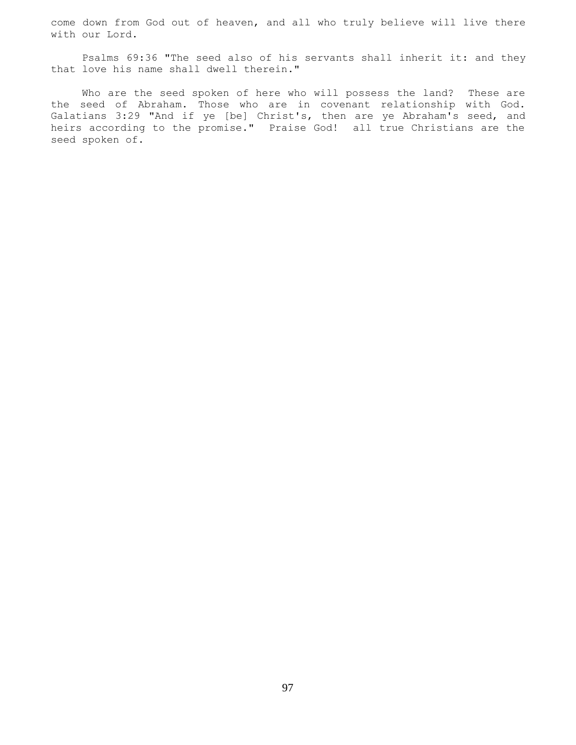come down from God out of heaven, and all who truly believe will live there with our Lord.

Psalms 69:36 "The seed also of his servants shall inherit it: and they that love his name shall dwell therein."

Who are the seed spoken of here who will possess the land? These are the seed of Abraham. Those who are in covenant relationship with God. Galatians 3:29 "And if ye [be] Christ's, then are ye Abraham's seed, and heirs according to the promise." Praise God! all true Christians are the seed spoken of.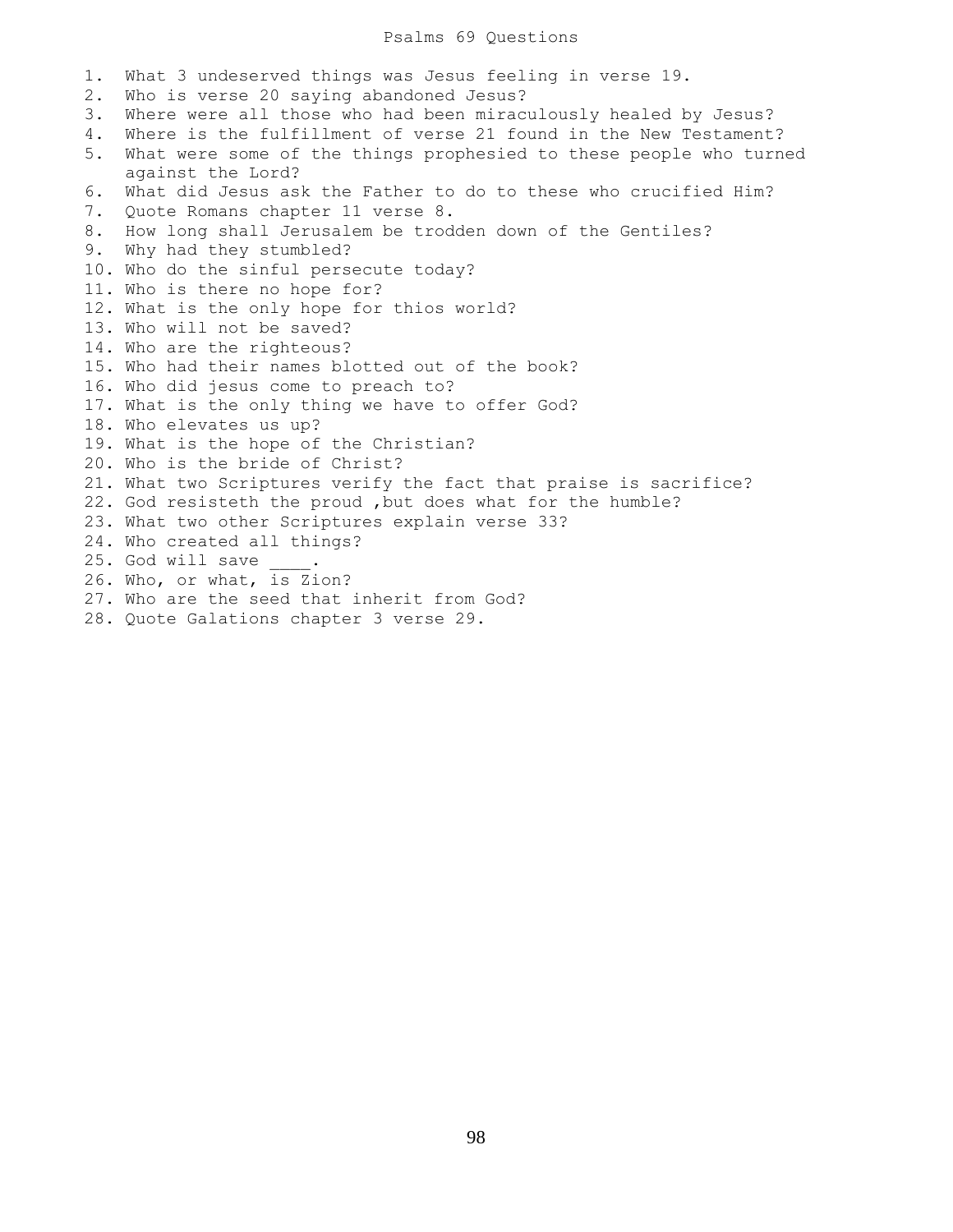# Psalms 69 Questions

1. What 3 undeserved things was Jesus feeling in verse 19.
2. Who is verse 20 saying abandoned Jesus?
3. Where were all those who had been miraculously healed by Jesus?
4. Where is the fulfillment of verse 21 found in the New Testament?
5. What were some of the things prophesied to these people who turned against the Lord?
6. What did Jesus ask the Father to do to these who crucified Him?
7. Quote Romans chapter 11 verse 8.
8. How long shall Jerusalem be trodden down of the Gentiles?
9. Why had they stumbled?
10. Who do the sinful persecute today?
11. Who is there no hope for?
12. What is the only hope for thios world?
13. Who will not be saved?
14. Who are the righteous?
15. Who had their names blotted out of the book?
16. Who did jesus come to preach to?
17. What is the only thing we have to offer God?
18. Who elevates us up?
19. What is the hope of the Christian?
20. Who is the bride of Christ?
21. What two Scriptures verify the fact that praise is sacrifice?
22. God resisteth the proud ,but does what for the humble?
23. What two other Scriptures explain verse 33?
24. Who created all things?
25. God will save ____.
26. Who, or what, is Zion?
27. Who are the seed that inherit from God?
28. Quote Galations chapter 3 verse 29.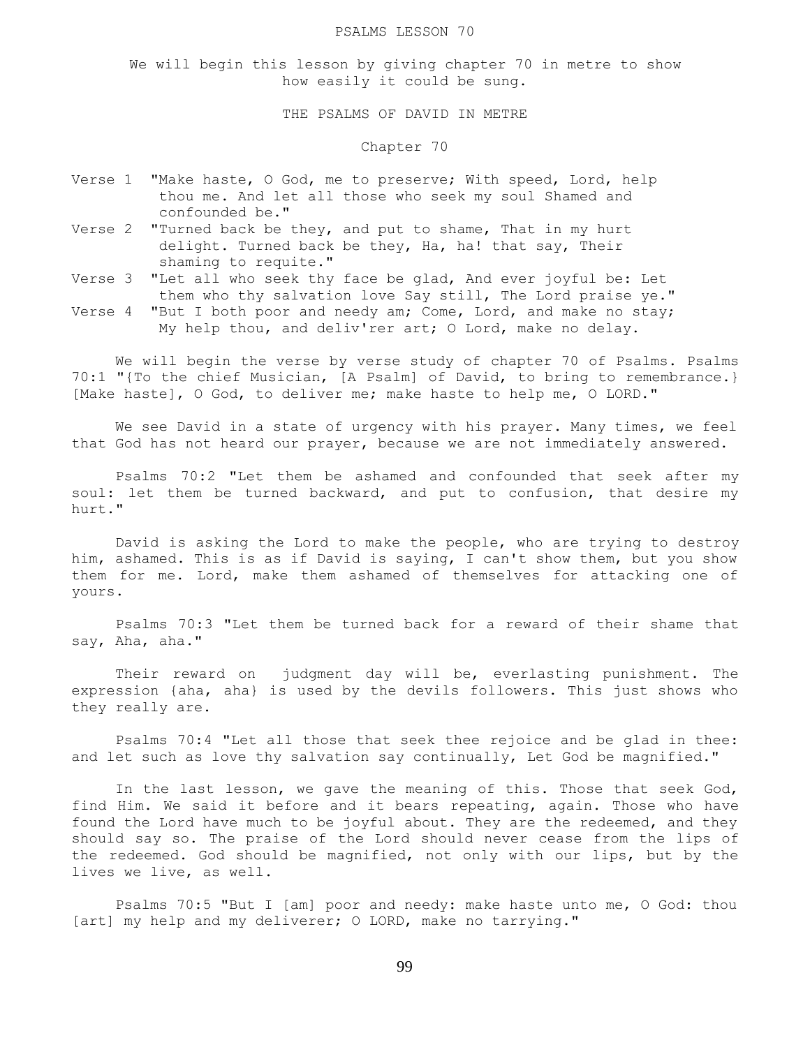# PSALMS LESSON 70

We will begin this lesson by giving chapter 70 in metre to show how easily it could be sung.

## THE PSALMS OF DAVID IN METRE

### Chapter 70

Verse 1 "Make haste, O God, me to preserve; With speed, Lord, help thou me. And let all those who seek my soul Shamed and confounded be."

Verse 2 "Turned back be they, and put to shame, That in my hurt delight. Turned back be they, Ha, ha! that say, Their shaming to requite."

Verse 3 "Let all who seek thy face be glad, And ever joyful be: Let them who thy salvation love Say still, The Lord praise ye."

Verse 4 "But I both poor and needy am; Come, Lord, and make no stay; My help thou, and deliv'rer art; O Lord, make no delay.

We will begin the verse by verse study of chapter 70 of Psalms. Psalms 70:1 "{To the chief Musician, [A Psalm] of David, to bring to remembrance.} [Make haste], O God, to deliver me; make haste to help me, O LORD."

We see David in a state of urgency with his prayer. Many times, we feel that God has not heard our prayer, because we are not immediately answered.

Psalms 70:2 "Let them be ashamed and confounded that seek after my soul: let them be turned backward, and put to confusion, that desire my hurt."

David is asking the Lord to make the people, who are trying to destroy him, ashamed. This is as if David is saying, I can't show them, but you show them for me. Lord, make them ashamed of themselves for attacking one of yours.

Psalms 70:3 "Let them be turned back for a reward of their shame that say, Aha, aha."

Their reward on judgment day will be, everlasting punishment. The expression {aha, aha} is used by the devils followers. This just shows who they really are.

Psalms 70:4 "Let all those that seek thee rejoice and be glad in thee: and let such as love thy salvation say continually, Let God be magnified."

In the last lesson, we gave the meaning of this. Those that seek God, find Him. We said it before and it bears repeating, again. Those who have found the Lord have much to be joyful about. They are the redeemed, and they should say so. The praise of the Lord should never cease from the lips of the redeemed. God should be magnified, not only with our lips, but by the lives we live, as well.

Psalms 70:5 "But I [am] poor and needy: make haste unto me, O God: thou [art] my help and my deliverer; O LORD, make no tarrying."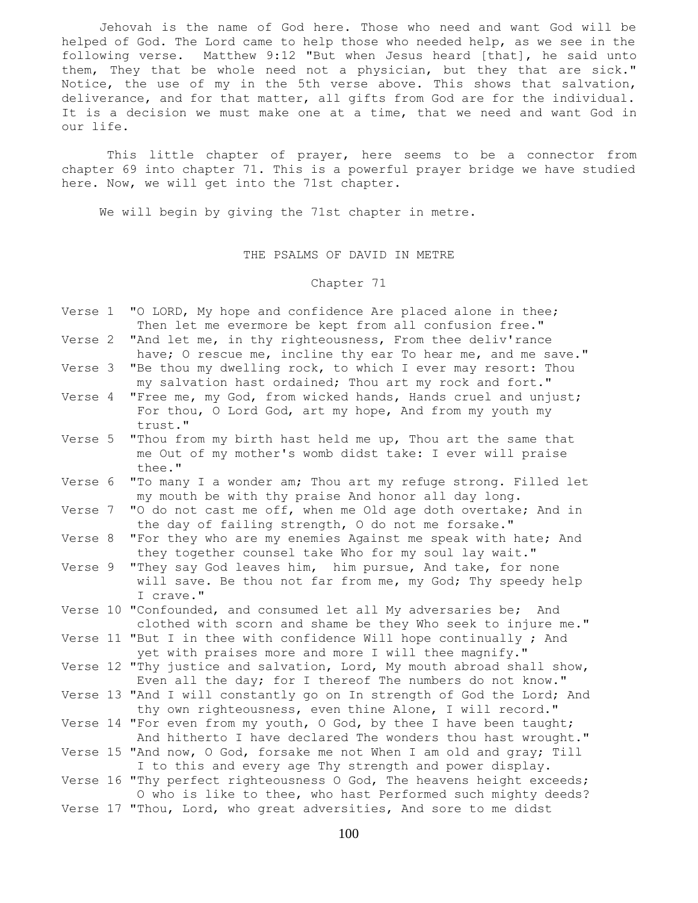Jehovah is the name of God here. Those who need and want God will be helped of God. The Lord came to help those who needed help, as we see in the following verse. Matthew 9:12 "But when Jesus heard [that], he said unto them, They that be whole need not a physician, but they that are sick." Notice, the use of my in the 5th verse above. This shows that salvation, deliverance, and for that matter, all gifts from God are for the individual. It is a decision we must make one at a time, that we need and want God in our life.

This little chapter of prayer, here seems to be a connector from chapter 69 into chapter 71. This is a powerful prayer bridge we have studied here. Now, we will get into the 71st chapter.

We will begin by giving the 71st chapter in metre.

## THE PSALMS OF DAVID IN METRE

### Chapter 71

Verse 1 "O LORD, My hope and confidence Are placed alone in thee; Then let me evermore be kept from all confusion free."

Verse 2 "And let me, in thy righteousness, From thee deliv'rance have; O rescue me, incline thy ear To hear me, and me save."

Verse 3 "Be thou my dwelling rock, to which I ever may resort: Thou my salvation hast ordained; Thou art my rock and fort."

Verse 4 "Free me, my God, from wicked hands, Hands cruel and unjust; For thou, O Lord God, art my hope, And from my youth my trust."

Verse 5 "Thou from my birth hast held me up, Thou art the same that me Out of my mother's womb didst take: I ever will praise thee."

Verse 6 "To many I a wonder am; Thou art my refuge strong. Filled let my mouth be with thy praise And honor all day long.

Verse 7 "O do not cast me off, when me Old age doth overtake; And in the day of failing strength, O do not me forsake."

Verse 8 "For they who are my enemies Against me speak with hate; And they together counsel take Who for my soul lay wait."

Verse 9 "They say God leaves him, him pursue, And take, for none will save. Be thou not far from me, my God; Thy speedy help I crave."

Verse 10 "Confounded, and consumed let all My adversaries be; And clothed with scorn and shame be they Who seek to injure me."

Verse 11 "But I in thee with confidence Will hope continually ; And yet with praises more and more I will thee magnify."

Verse 12 "Thy justice and salvation, Lord, My mouth abroad shall show, Even all the day; for I thereof The numbers do not know."

Verse 13 "And I will constantly go on In strength of God the Lord; And thy own righteousness, even thine Alone, I will record."

Verse 14 "For even from my youth, O God, by thee I have been taught; And hitherto I have declared The wonders thou hast wrought."

Verse 15 "And now, O God, forsake me not When I am old and gray; Till I to this and every age Thy strength and power display.

Verse 16 "Thy perfect righteousness O God, The heavens height exceeds; O who is like to thee, who hast Performed such mighty deeds?

Verse 17 "Thou, Lord, who great adversities, And sore to me didst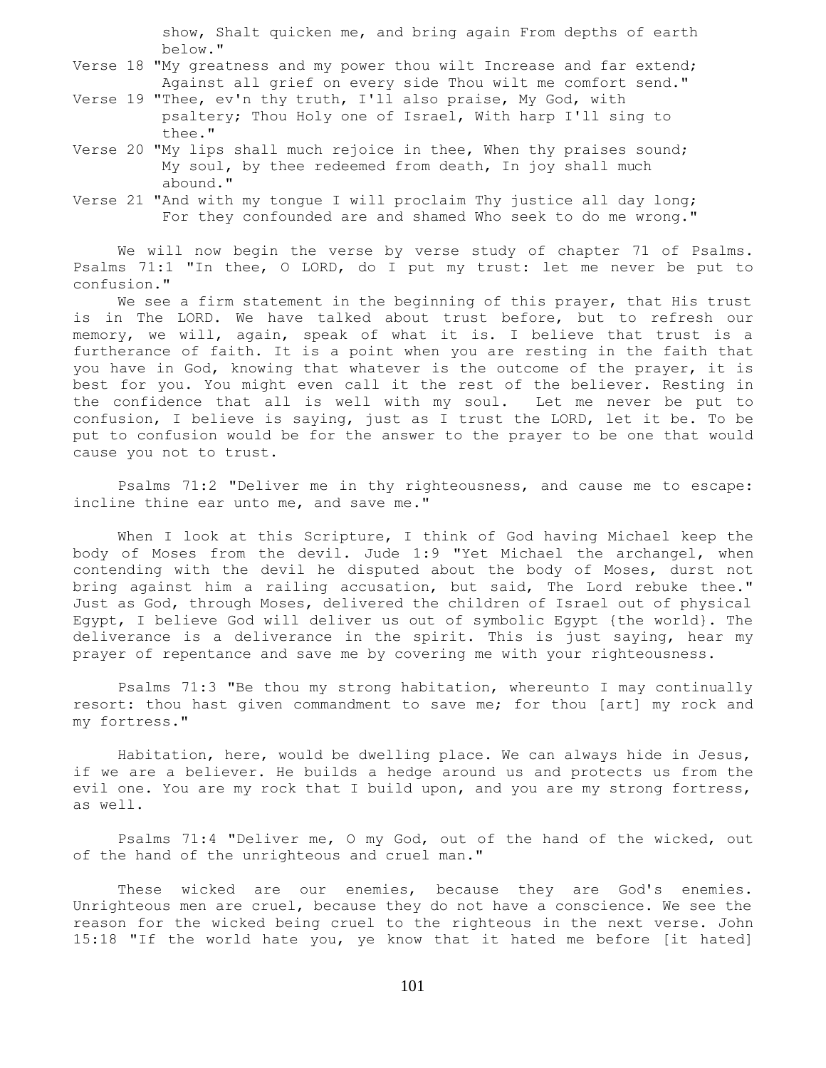show, Shalt quicken me, and bring again From depths of earth below."

Verse 18 "My greatness and my power thou wilt Increase and far extend; Against all grief on every side Thou wilt me comfort send."

Verse 19 "Thee, ev'n thy truth, I'll also praise, My God, with psaltery; Thou Holy one of Israel, With harp I'll sing to thee."

Verse 20 "My lips shall much rejoice in thee, When thy praises sound; My soul, by thee redeemed from death, In joy shall much abound."

Verse 21 "And with my tongue I will proclaim Thy justice all day long; For they confounded are and shamed Who seek to do me wrong."

We will now begin the verse by verse study of chapter 71 of Psalms. Psalms 71:1 "In thee, O LORD, do I put my trust: let me never be put to confusion."

We see a firm statement in the beginning of this prayer, that His trust is in The LORD. We have talked about trust before, but to refresh our memory, we will, again, speak of what it is. I believe that trust is a furtherance of faith. It is a point when you are resting in the faith that you have in God, knowing that whatever is the outcome of the prayer, it is best for you. You might even call it the rest of the believer. Resting in the confidence that all is well with my soul. Let me never be put to confusion, I believe is saying, just as I trust the LORD, let it be. To be put to confusion would be for the answer to the prayer to be one that would cause you not to trust.

Psalms 71:2 "Deliver me in thy righteousness, and cause me to escape: incline thine ear unto me, and save me."

When I look at this Scripture, I think of God having Michael keep the body of Moses from the devil. Jude 1:9 "Yet Michael the archangel, when contending with the devil he disputed about the body of Moses, durst not bring against him a railing accusation, but said, The Lord rebuke thee." Just as God, through Moses, delivered the children of Israel out of physical Egypt, I believe God will deliver us out of symbolic Egypt {the world}. The deliverance is a deliverance in the spirit. This is just saying, hear my prayer of repentance and save me by covering me with your righteousness.

Psalms 71:3 "Be thou my strong habitation, whereunto I may continually resort: thou hast given commandment to save me; for thou [art] my rock and my fortress."

Habitation, here, would be dwelling place. We can always hide in Jesus, if we are a believer. He builds a hedge around us and protects us from the evil one. You are my rock that I build upon, and you are my strong fortress, as well.

Psalms 71:4 "Deliver me, O my God, out of the hand of the wicked, out of the hand of the unrighteous and cruel man."

These wicked are our enemies, because they are God's enemies. Unrighteous men are cruel, because they do not have a conscience. We see the reason for the wicked being cruel to the righteous in the next verse. John 15:18 "If the world hate you, ye know that it hated me before [it hated]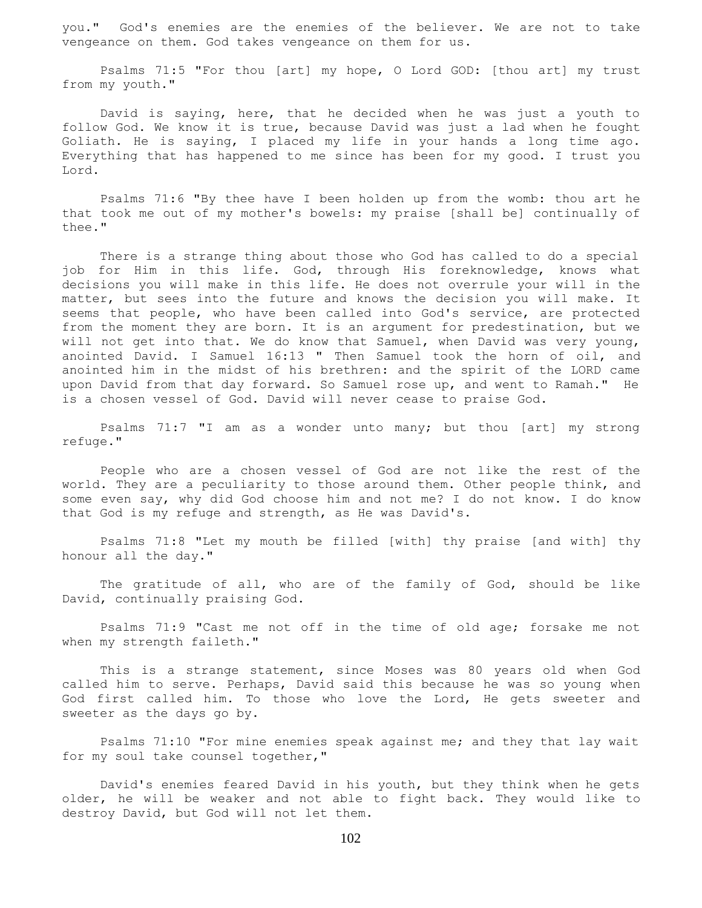you." God's enemies are the enemies of the believer. We are not to take vengeance on them. God takes vengeance on them for us.

Psalms 71:5 "For thou [art] my hope, O Lord GOD: [thou art] my trust from my youth."

David is saying, here, that he decided when he was just a youth to follow God. We know it is true, because David was just a lad when he fought Goliath. He is saying, I placed my life in your hands a long time ago. Everything that has happened to me since has been for my good. I trust you Lord.

Psalms 71:6 "By thee have I been holden up from the womb: thou art he that took me out of my mother's bowels: my praise [shall be] continually of thee."

There is a strange thing about those who God has called to do a special job for Him in this life. God, through His foreknowledge, knows what decisions you will make in this life. He does not overrule your will in the matter, but sees into the future and knows the decision you will make. It seems that people, who have been called into God's service, are protected from the moment they are born. It is an argument for predestination, but we will not get into that. We do know that Samuel, when David was very young, anointed David. I Samuel 16:13 " Then Samuel took the horn of oil, and anointed him in the midst of his brethren: and the spirit of the LORD came upon David from that day forward. So Samuel rose up, and went to Ramah." He is a chosen vessel of God. David will never cease to praise God.

Psalms 71:7 "I am as a wonder unto many; but thou [art] my strong refuge."

People who are a chosen vessel of God are not like the rest of the world. They are a peculiarity to those around them. Other people think, and some even say, why did God choose him and not me? I do not know. I do know that God is my refuge and strength, as He was David's.

Psalms 71:8 "Let my mouth be filled [with] thy praise [and with] thy honour all the day."

The gratitude of all, who are of the family of God, should be like David, continually praising God.

Psalms 71:9 "Cast me not off in the time of old age; forsake me not when my strength faileth."

This is a strange statement, since Moses was 80 years old when God called him to serve. Perhaps, David said this because he was so young when God first called him. To those who love the Lord, He gets sweeter and sweeter as the days go by.

Psalms 71:10 "For mine enemies speak against me; and they that lay wait for my soul take counsel together,"

David's enemies feared David in his youth, but they think when he gets older, he will be weaker and not able to fight back. They would like to destroy David, but God will not let them.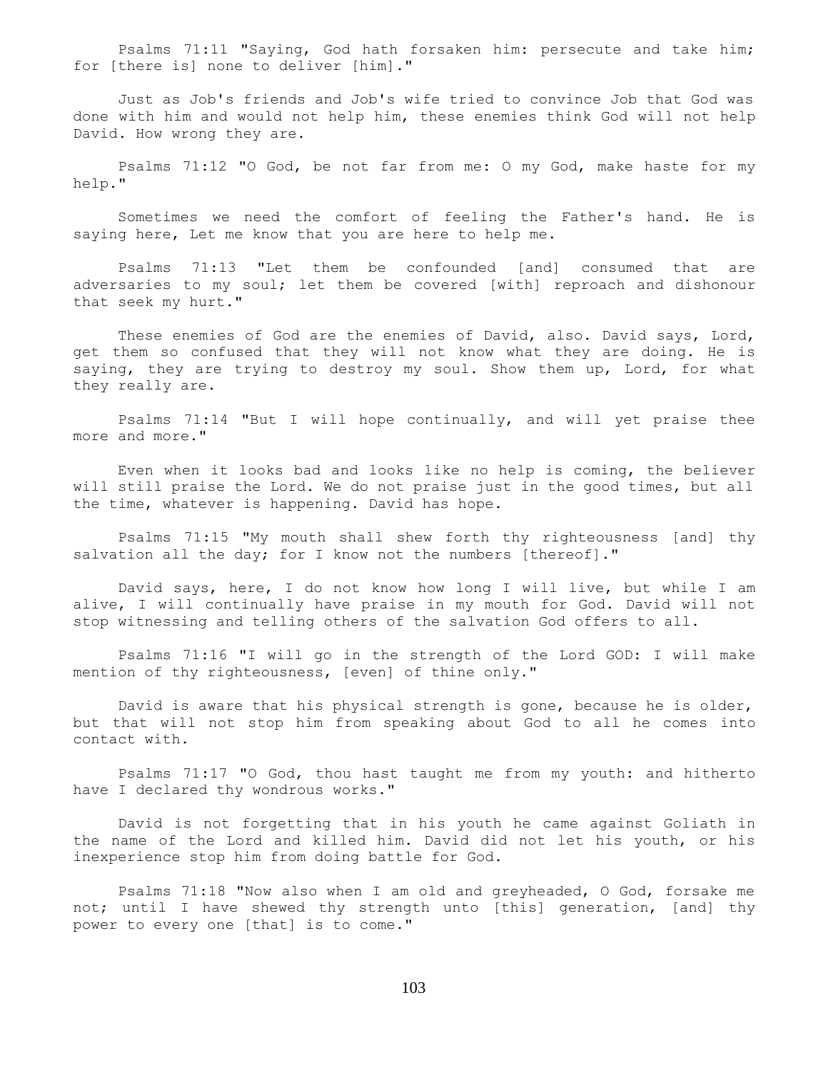Psalms 71:11 "Saying, God hath forsaken him: persecute and take him; for [there is] none to deliver [him]."

Just as Job's friends and Job's wife tried to convince Job that God was done with him and would not help him, these enemies think God will not help David. How wrong they are.

Psalms 71:12 "O God, be not far from me: O my God, make haste for my help."

Sometimes we need the comfort of feeling the Father's hand. He is saying here, Let me know that you are here to help me.

Psalms 71:13 "Let them be confounded [and] consumed that are adversaries to my soul; let them be covered [with] reproach and dishonour that seek my hurt."

These enemies of God are the enemies of David, also. David says, Lord, get them so confused that they will not know what they are doing. He is saying, they are trying to destroy my soul. Show them up, Lord, for what they really are.

Psalms 71:14 "But I will hope continually, and will yet praise thee more and more."

Even when it looks bad and looks like no help is coming, the believer will still praise the Lord. We do not praise just in the good times, but all the time, whatever is happening. David has hope.

Psalms 71:15 "My mouth shall shew forth thy righteousness [and] thy salvation all the day; for I know not the numbers [thereof]."

David says, here, I do not know how long I will live, but while I am alive, I will continually have praise in my mouth for God. David will not stop witnessing and telling others of the salvation God offers to all.

Psalms 71:16 "I will go in the strength of the Lord GOD: I will make mention of thy righteousness, [even] of thine only."

David is aware that his physical strength is gone, because he is older, but that will not stop him from speaking about God to all he comes into contact with.

Psalms 71:17 "O God, thou hast taught me from my youth: and hitherto have I declared thy wondrous works."

David is not forgetting that in his youth he came against Goliath in the name of the Lord and killed him. David did not let his youth, or his inexperience stop him from doing battle for God.

Psalms 71:18 "Now also when I am old and greyheaded, O God, forsake me not; until I have shewed thy strength unto [this] generation, [and] thy power to every one [that] is to come."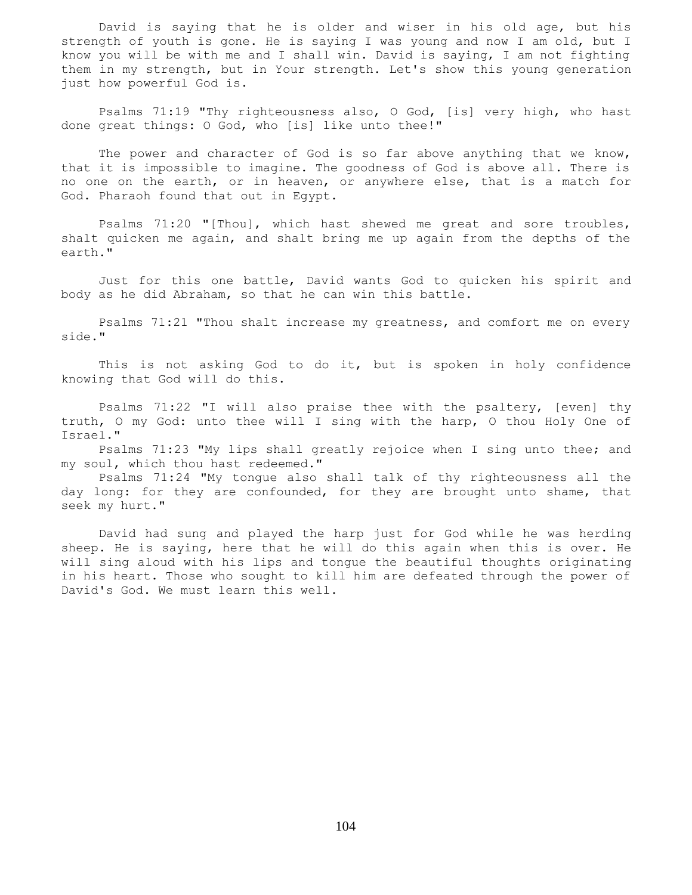David is saying that he is older and wiser in his old age, but his strength of youth is gone. He is saying I was young and now I am old, but I know you will be with me and I shall win. David is saying, I am not fighting them in my strength, but in Your strength. Let's show this young generation just how powerful God is.

Psalms 71:19 "Thy righteousness also, O God, [is] very high, who hast done great things: O God, who [is] like unto thee!"

The power and character of God is so far above anything that we know, that it is impossible to imagine. The goodness of God is above all. There is no one on the earth, or in heaven, or anywhere else, that is a match for God. Pharaoh found that out in Egypt.

Psalms 71:20 "[Thou], which hast shewed me great and sore troubles, shalt quicken me again, and shalt bring me up again from the depths of the earth."

Just for this one battle, David wants God to quicken his spirit and body as he did Abraham, so that he can win this battle.

Psalms 71:21 "Thou shalt increase my greatness, and comfort me on every side."

This is not asking God to do it, but is spoken in holy confidence knowing that God will do this.

Psalms 71:22 "I will also praise thee with the psaltery, [even] thy truth, O my God: unto thee will I sing with the harp, O thou Holy One of Israel."

Psalms 71:23 "My lips shall greatly rejoice when I sing unto thee; and my soul, which thou hast redeemed."

Psalms 71:24 "My tongue also shall talk of thy righteousness all the day long: for they are confounded, for they are brought unto shame, that seek my hurt."

David had sung and played the harp just for God while he was herding sheep. He is saying, here that he will do this again when this is over. He will sing aloud with his lips and tongue the beautiful thoughts originating in his heart. Those who sought to kill him are defeated through the power of David's God. We must learn this well.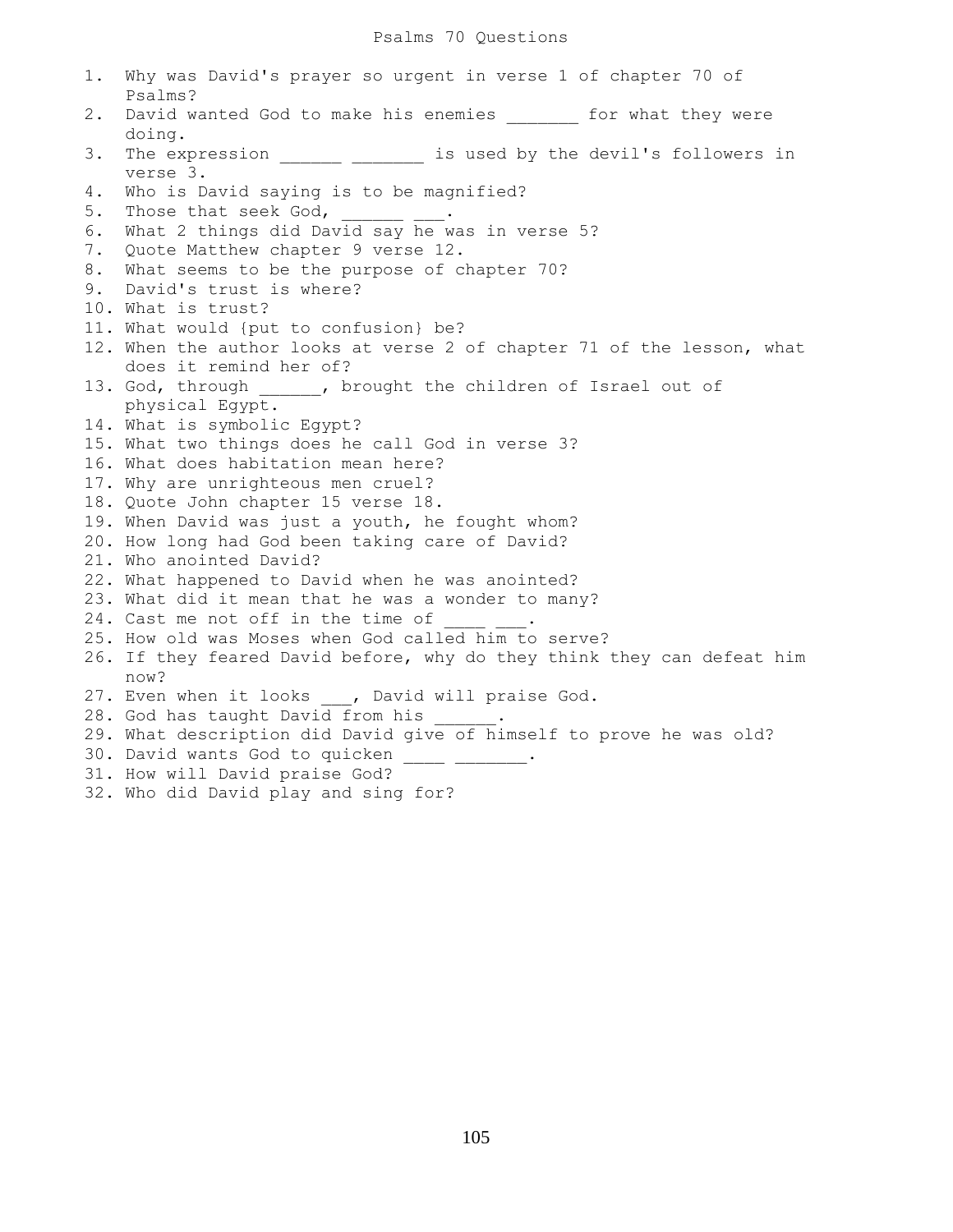# Psalms 70 Questions

1. Why was David's prayer so urgent in verse 1 of chapter 70 of Psalms?
2. David wanted God to make his enemies _______ for what they were doing.
3. The expression ______ _______ is used by the devil's followers in verse 3.
4. Who is David saying is to be magnified?
5. Those that seek God, ______ ___.
6. What 2 things did David say he was in verse 5?
7. Quote Matthew chapter 9 verse 12.
8. What seems to be the purpose of chapter 70?
9. David's trust is where?
10. What is trust?
11. What would {put to confusion} be?
12. When the author looks at verse 2 of chapter 71 of the lesson, what does it remind her of?
13. God, through ______, brought the children of Israel out of physical Egypt.
14. What is symbolic Egypt?
15. What two things does he call God in verse 3?
16. What does habitation mean here?
17. Why are unrighteous men cruel?
18. Quote John chapter 15 verse 18.
19. When David was just a youth, he fought whom?
20. How long had God been taking care of David?
21. Who anointed David?
22. What happened to David when he was anointed?
23. What did it mean that he was a wonder to many?
24. Cast me not off in the time of ____ ___.
25. How old was Moses when God called him to serve?
26. If they feared David before, why do they think they can defeat him now?
27. Even when it looks ___, David will praise God.
28. God has taught David from his ______.
29. What description did David give of himself to prove he was old?
30. David wants God to quicken ____ _______.
31. How will David praise God?
32. Who did David play and sing for?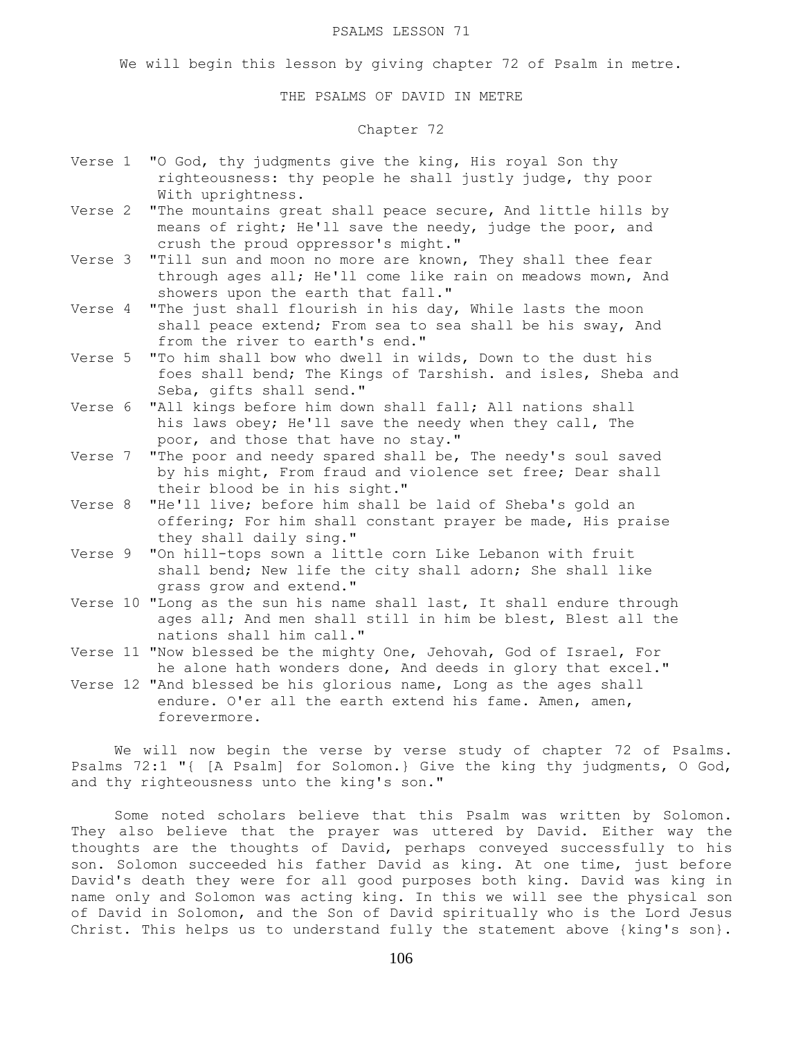PSALMS LESSON 71

We will begin this lesson by giving chapter 72 of Psalm in metre.

THE PSALMS OF DAVID IN METRE

Chapter 72

Verse 1 "O God, thy judgments give the king, His royal Son thy righteousness: thy people he shall justly judge, thy poor With uprightness.

Verse 2 "The mountains great shall peace secure, And little hills by means of right; He'll save the needy, judge the poor, and crush the proud oppressor's might."

Verse 3 "Till sun and moon no more are known, They shall thee fear through ages all; He'll come like rain on meadows mown, And showers upon the earth that fall."

Verse 4 "The just shall flourish in his day, While lasts the moon shall peace extend; From sea to sea shall be his sway, And from the river to earth's end."

Verse 5 "To him shall bow who dwell in wilds, Down to the dust his foes shall bend; The Kings of Tarshish. and isles, Sheba and Seba, gifts shall send."

Verse 6 "All kings before him down shall fall; All nations shall his laws obey; He'll save the needy when they call, The poor, and those that have no stay."

Verse 7 "The poor and needy spared shall be, The needy's soul saved by his might, From fraud and violence set free; Dear shall their blood be in his sight."

Verse 8 "He'll live; before him shall be laid of Sheba's gold an offering; For him shall constant prayer be made, His praise they shall daily sing."

Verse 9 "On hill-tops sown a little corn Like Lebanon with fruit shall bend; New life the city shall adorn; She shall like grass grow and extend."

Verse 10 "Long as the sun his name shall last, It shall endure through ages all; And men shall still in him be blest, Blest all the nations shall him call."

Verse 11 "Now blessed be the mighty One, Jehovah, God of Israel, For he alone hath wonders done, And deeds in glory that excel."

Verse 12 "And blessed be his glorious name, Long as the ages shall endure. O'er all the earth extend his fame. Amen, amen, forevermore.

We will now begin the verse by verse study of chapter 72 of Psalms. Psalms 72:1 "{ [A Psalm] for Solomon.} Give the king thy judgments, O God, and thy righteousness unto the king's son."

Some noted scholars believe that this Psalm was written by Solomon. They also believe that the prayer was uttered by David. Either way the thoughts are the thoughts of David, perhaps conveyed successfully to his son. Solomon succeeded his father David as king. At one time, just before David's death they were for all good purposes both king. David was king in name only and Solomon was acting king. In this we will see the physical son of David in Solomon, and the Son of David spiritually who is the Lord Jesus Christ. This helps us to understand fully the statement above {king's son}.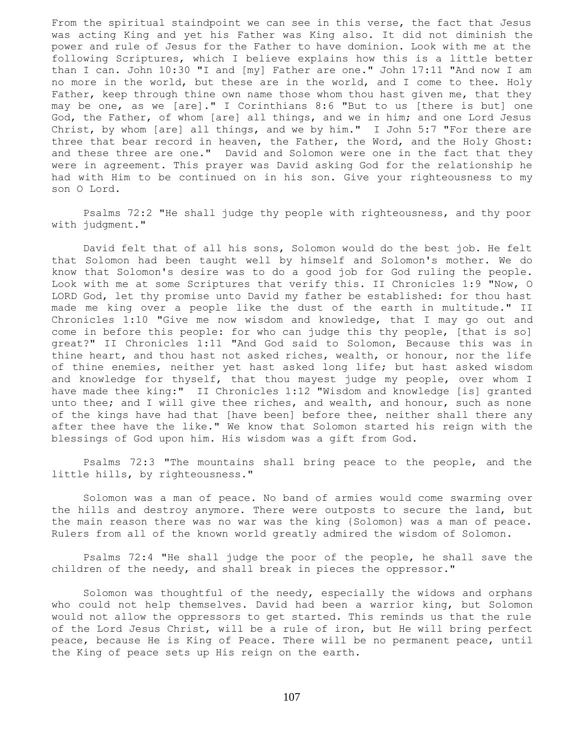From the spiritual staindpoint we can see in this verse, the fact that Jesus was acting King and yet his Father was King also. It did not diminish the power and rule of Jesus for the Father to have dominion. Look with me at the following Scriptures, which I believe explains how this is a little better than I can. John 10:30 "I and [my] Father are one." John 17:11 "And now I am no more in the world, but these are in the world, and I come to thee. Holy Father, keep through thine own name those whom thou hast given me, that they may be one, as we [are]." I Corinthians 8:6 "But to us [there is but] one God, the Father, of whom [are] all things, and we in him; and one Lord Jesus Christ, by whom [are] all things, and we by him." I John 5:7 "For there are three that bear record in heaven, the Father, the Word, and the Holy Ghost: and these three are one." David and Solomon were one in the fact that they were in agreement. This prayer was David asking God for the relationship he had with Him to be continued on in his son. Give your righteousness to my son O Lord.

Psalms 72:2 "He shall judge thy people with righteousness, and thy poor with judgment."

David felt that of all his sons, Solomon would do the best job. He felt that Solomon had been taught well by himself and Solomon's mother. We do know that Solomon's desire was to do a good job for God ruling the people. Look with me at some Scriptures that verify this. II Chronicles 1:9 "Now, O LORD God, let thy promise unto David my father be established: for thou hast made me king over a people like the dust of the earth in multitude." II Chronicles 1:10 "Give me now wisdom and knowledge, that I may go out and come in before this people: for who can judge this thy people, [that is so] great?" II Chronicles 1:11 "And God said to Solomon, Because this was in thine heart, and thou hast not asked riches, wealth, or honour, nor the life of thine enemies, neither yet hast asked long life; but hast asked wisdom and knowledge for thyself, that thou mayest judge my people, over whom I have made thee king:" II Chronicles 1:12 "Wisdom and knowledge [is] granted unto thee; and I will give thee riches, and wealth, and honour, such as none of the kings have had that [have been] before thee, neither shall there any after thee have the like." We know that Solomon started his reign with the blessings of God upon him. His wisdom was a gift from God.

Psalms 72:3 "The mountains shall bring peace to the people, and the little hills, by righteousness."

Solomon was a man of peace. No band of armies would come swarming over the hills and destroy anymore. There were outposts to secure the land, but the main reason there was no war was the king {Solomon} was a man of peace. Rulers from all of the known world greatly admired the wisdom of Solomon.

Psalms 72:4 "He shall judge the poor of the people, he shall save the children of the needy, and shall break in pieces the oppressor."

Solomon was thoughtful of the needy, especially the widows and orphans who could not help themselves. David had been a warrior king, but Solomon would not allow the oppressors to get started. This reminds us that the rule of the Lord Jesus Christ, will be a rule of iron, but He will bring perfect peace, because He is King of Peace. There will be no permanent peace, until the King of peace sets up His reign on the earth.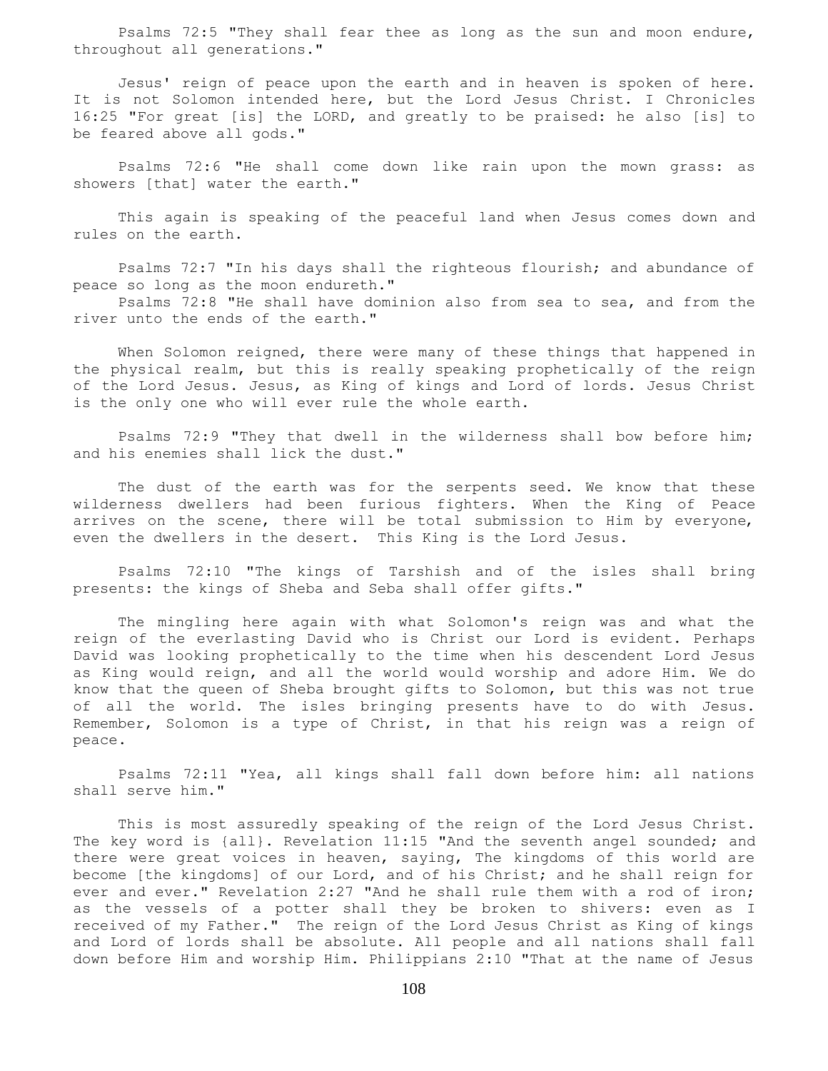Psalms 72:5 "They shall fear thee as long as the sun and moon endure, throughout all generations."

Jesus' reign of peace upon the earth and in heaven is spoken of here. It is not Solomon intended here, but the Lord Jesus Christ. I Chronicles 16:25 "For great [is] the LORD, and greatly to be praised: he also [is] to be feared above all gods."

Psalms 72:6 "He shall come down like rain upon the mown grass: as showers [that] water the earth."

This again is speaking of the peaceful land when Jesus comes down and rules on the earth.

Psalms 72:7 "In his days shall the righteous flourish; and abundance of peace so long as the moon endureth."
Psalms 72:8 "He shall have dominion also from sea to sea, and from the river unto the ends of the earth."

When Solomon reigned, there were many of these things that happened in the physical realm, but this is really speaking prophetically of the reign of the Lord Jesus. Jesus, as King of kings and Lord of lords. Jesus Christ is the only one who will ever rule the whole earth.

Psalms 72:9 "They that dwell in the wilderness shall bow before him; and his enemies shall lick the dust."

The dust of the earth was for the serpents seed. We know that these wilderness dwellers had been furious fighters. When the King of Peace arrives on the scene, there will be total submission to Him by everyone, even the dwellers in the desert. This King is the Lord Jesus.

Psalms 72:10 "The kings of Tarshish and of the isles shall bring presents: the kings of Sheba and Seba shall offer gifts."

The mingling here again with what Solomon's reign was and what the reign of the everlasting David who is Christ our Lord is evident. Perhaps David was looking prophetically to the time when his descendent Lord Jesus as King would reign, and all the world would worship and adore Him. We do know that the queen of Sheba brought gifts to Solomon, but this was not true of all the world. The isles bringing presents have to do with Jesus. Remember, Solomon is a type of Christ, in that his reign was a reign of peace.

Psalms 72:11 "Yea, all kings shall fall down before him: all nations shall serve him."

This is most assuredly speaking of the reign of the Lord Jesus Christ. The key word is {all}. Revelation 11:15 "And the seventh angel sounded; and there were great voices in heaven, saying, The kingdoms of this world are become [the kingdoms] of our Lord, and of his Christ; and he shall reign for ever and ever." Revelation 2:27 "And he shall rule them with a rod of iron; as the vessels of a potter shall they be broken to shivers: even as I received of my Father." The reign of the Lord Jesus Christ as King of kings and Lord of lords shall be absolute. All people and all nations shall fall down before Him and worship Him. Philippians 2:10 "That at the name of Jesus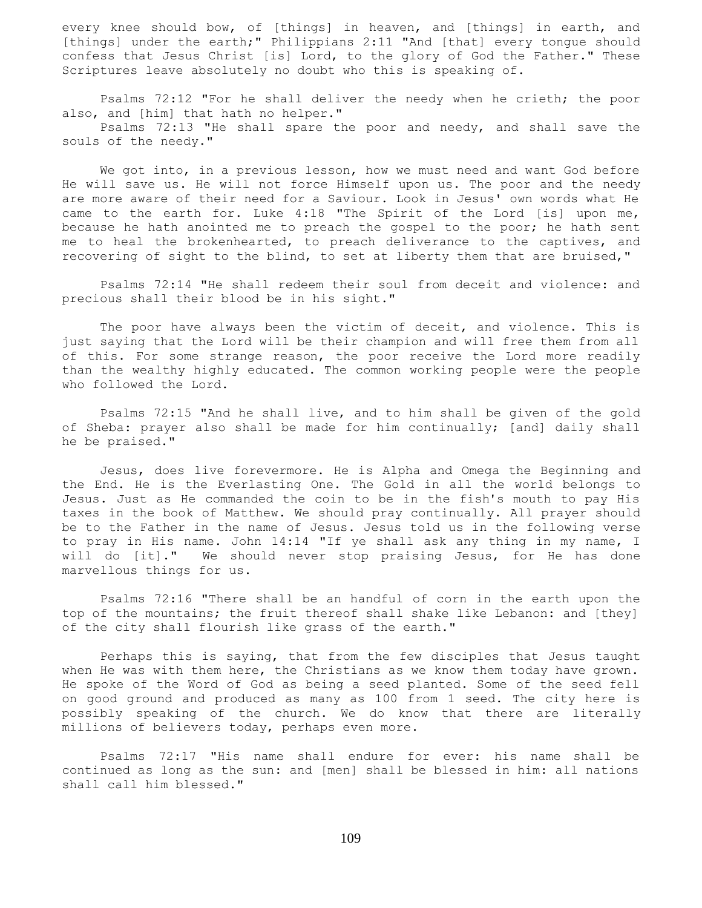every knee should bow, of [things] in heaven, and [things] in earth, and [things] under the earth;" Philippians 2:11 "And [that] every tongue should confess that Jesus Christ [is] Lord, to the glory of God the Father." These Scriptures leave absolutely no doubt who this is speaking of.

Psalms 72:12 "For he shall deliver the needy when he crieth; the poor also, and [him] that hath no helper."
Psalms 72:13 "He shall spare the poor and needy, and shall save the souls of the needy."

We got into, in a previous lesson, how we must need and want God before He will save us. He will not force Himself upon us. The poor and the needy are more aware of their need for a Saviour. Look in Jesus' own words what He came to the earth for. Luke 4:18 "The Spirit of the Lord [is] upon me, because he hath anointed me to preach the gospel to the poor; he hath sent me to heal the brokenhearted, to preach deliverance to the captives, and recovering of sight to the blind, to set at liberty them that are bruised,"

Psalms 72:14 "He shall redeem their soul from deceit and violence: and precious shall their blood be in his sight."

The poor have always been the victim of deceit, and violence. This is just saying that the Lord will be their champion and will free them from all of this. For some strange reason, the poor receive the Lord more readily than the wealthy highly educated. The common working people were the people who followed the Lord.

Psalms 72:15 "And he shall live, and to him shall be given of the gold of Sheba: prayer also shall be made for him continually; [and] daily shall he be praised."

Jesus, does live forevermore. He is Alpha and Omega the Beginning and the End. He is the Everlasting One. The Gold in all the world belongs to Jesus. Just as He commanded the coin to be in the fish's mouth to pay His taxes in the book of Matthew. We should pray continually. All prayer should be to the Father in the name of Jesus. Jesus told us in the following verse to pray in His name. John 14:14 "If ye shall ask any thing in my name, I will do [it]." We should never stop praising Jesus, for He has done marvellous things for us.

Psalms 72:16 "There shall be an handful of corn in the earth upon the top of the mountains; the fruit thereof shall shake like Lebanon: and [they] of the city shall flourish like grass of the earth."

Perhaps this is saying, that from the few disciples that Jesus taught when He was with them here, the Christians as we know them today have grown. He spoke of the Word of God as being a seed planted. Some of the seed fell on good ground and produced as many as 100 from 1 seed. The city here is possibly speaking of the church. We do know that there are literally millions of believers today, perhaps even more.

Psalms 72:17 "His name shall endure for ever: his name shall be continued as long as the sun: and [men] shall be blessed in him: all nations shall call him blessed."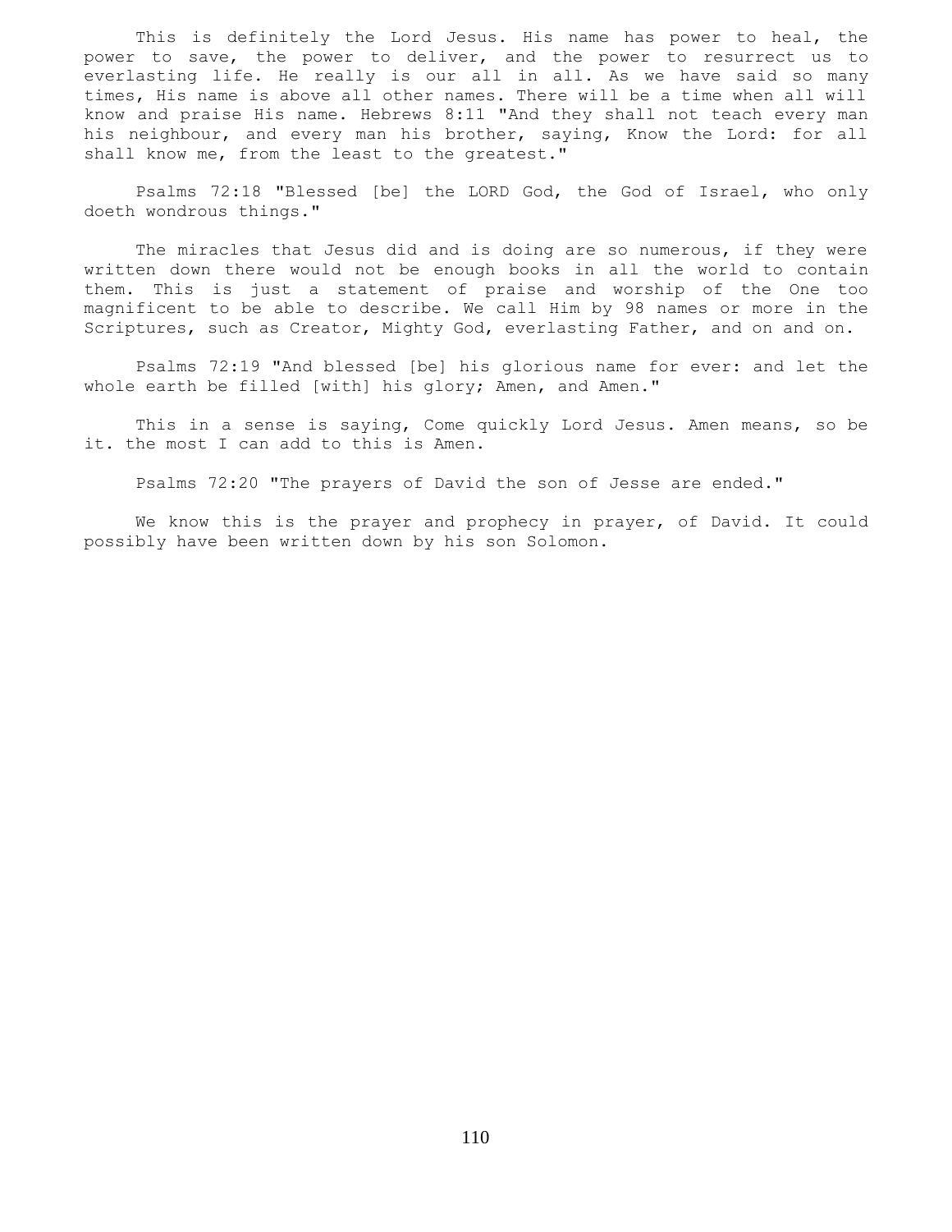This is definitely the Lord Jesus. His name has power to heal, the power to save, the power to deliver, and the power to resurrect us to everlasting life. He really is our all in all. As we have said so many times, His name is above all other names. There will be a time when all will know and praise His name. Hebrews 8:11 "And they shall not teach every man his neighbour, and every man his brother, saying, Know the Lord: for all shall know me, from the least to the greatest."

Psalms 72:18 "Blessed [be] the LORD God, the God of Israel, who only doeth wondrous things."

The miracles that Jesus did and is doing are so numerous, if they were written down there would not be enough books in all the world to contain them. This is just a statement of praise and worship of the One too magnificent to be able to describe. We call Him by 98 names or more in the Scriptures, such as Creator, Mighty God, everlasting Father, and on and on.

Psalms 72:19 "And blessed [be] his glorious name for ever: and let the whole earth be filled [with] his glory; Amen, and Amen."

This in a sense is saying, Come quickly Lord Jesus. Amen means, so be it. the most I can add to this is Amen.

Psalms 72:20 "The prayers of David the son of Jesse are ended."

We know this is the prayer and prophecy in prayer, of David. It could possibly have been written down by his son Solomon.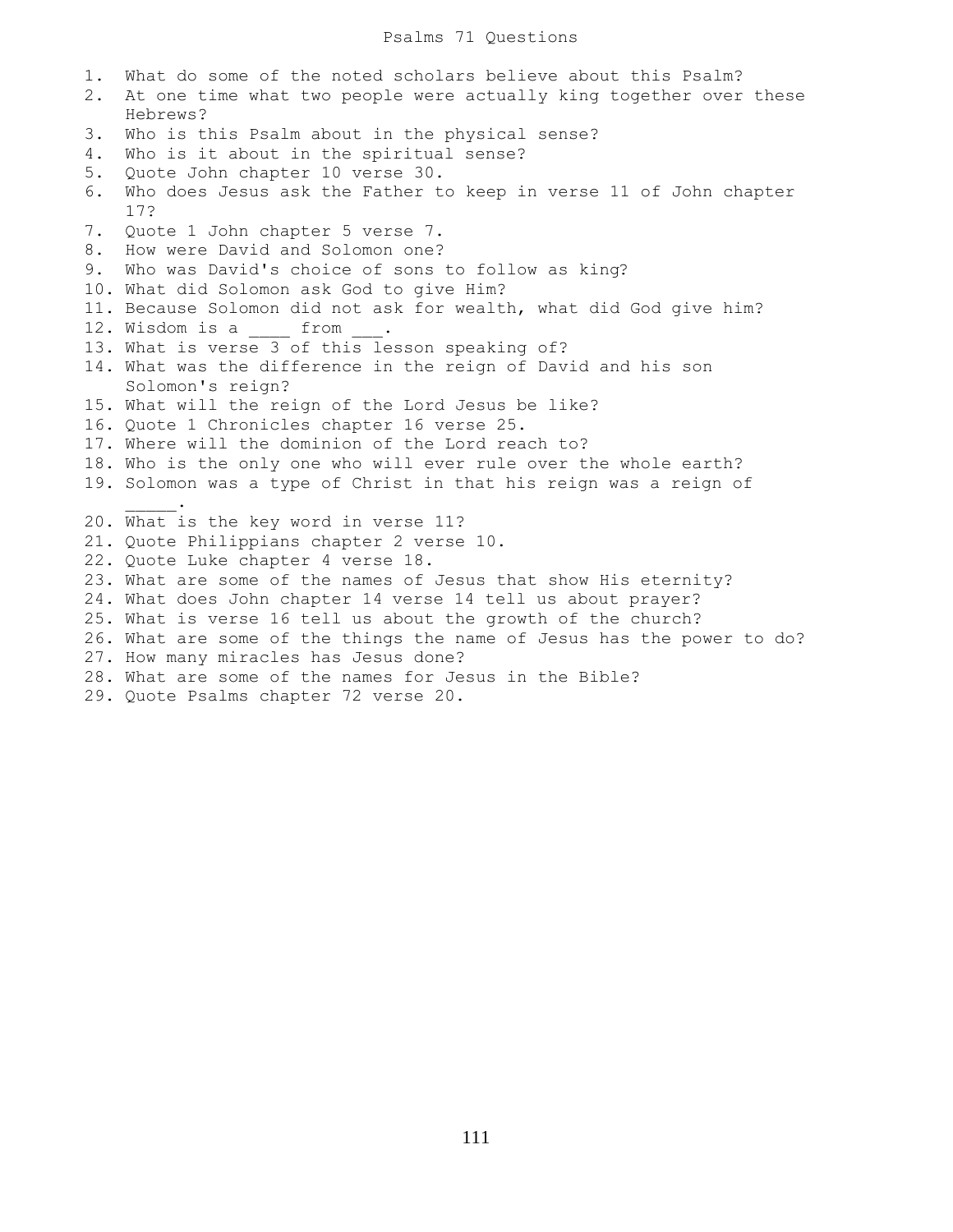# Psalms 71 Questions

1. What do some of the noted scholars believe about this Psalm?
2. At one time what two people were actually king together over these Hebrews?
3. Who is this Psalm about in the physical sense?
4. Who is it about in the spiritual sense?
5. Quote John chapter 10 verse 30.
6. Who does Jesus ask the Father to keep in verse 11 of John chapter 17?
7. Quote 1 John chapter 5 verse 7.
8. How were David and Solomon one?
9. Who was David's choice of sons to follow as king?
10. What did Solomon ask God to give Him?
11. Because Solomon did not ask for wealth, what did God give him?
12. Wisdom is a ____ from ___.
13. What is verse 3 of this lesson speaking of?
14. What was the difference in the reign of David and his son Solomon's reign?
15. What will the reign of the Lord Jesus be like?
16. Quote 1 Chronicles chapter 16 verse 25.
17. Where will the dominion of the Lord reach to?
18. Who is the only one who will ever rule over the whole earth?
19. Solomon was a type of Christ in that his reign was a reign of _____.
20. What is the key word in verse 11?
21. Quote Philippians chapter 2 verse 10.
22. Quote Luke chapter 4 verse 18.
23. What are some of the names of Jesus that show His eternity?
24. What does John chapter 14 verse 14 tell us about prayer?
25. What is verse 16 tell us about the growth of the church?
26. What are some of the things the name of Jesus has the power to do?
27. How many miracles has Jesus done?
28. What are some of the names for Jesus in the Bible?
29. Quote Psalms chapter 72 verse 20.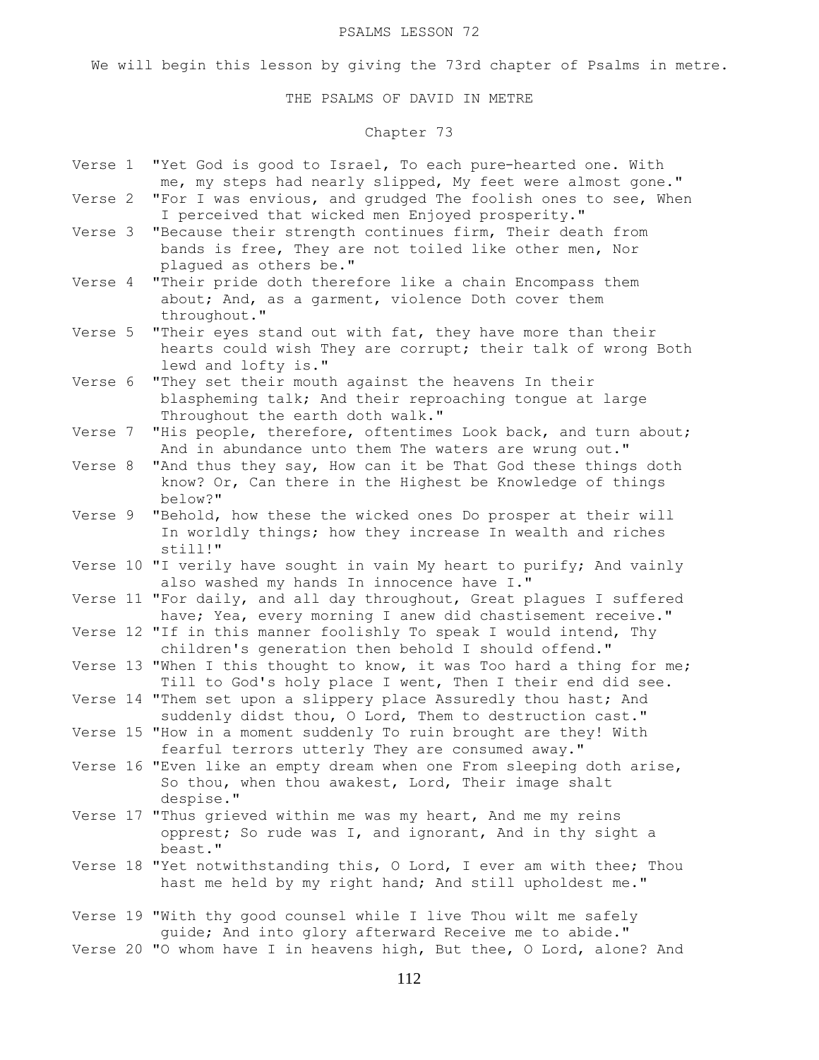# PSALMS LESSON 72

We will begin this lesson by giving the 73rd chapter of Psalms in metre.

## THE PSALMS OF DAVID IN METRE

### Chapter 73

Verse 1 "Yet God is good to Israel, To each pure-hearted one. With me, my steps had nearly slipped, My feet were almost gone."

Verse 2 "For I was envious, and grudged The foolish ones to see, When I perceived that wicked men Enjoyed prosperity."

Verse 3 "Because their strength continues firm, Their death from bands is free, They are not toiled like other men, Nor plagued as others be."

Verse 4 "Their pride doth therefore like a chain Encompass them about; And, as a garment, violence Doth cover them throughout."

Verse 5 "Their eyes stand out with fat, they have more than their hearts could wish They are corrupt; their talk of wrong Both lewd and lofty is."

Verse 6 "They set their mouth against the heavens In their blaspheming talk; And their reproaching tongue at large Throughout the earth doth walk."

Verse 7 "His people, therefore, oftentimes Look back, and turn about; And in abundance unto them The waters are wrung out."

Verse 8 "And thus they say, How can it be That God these things doth know? Or, Can there in the Highest be Knowledge of things below?"

Verse 9 "Behold, how these the wicked ones Do prosper at their will In worldly things; how they increase In wealth and riches still!"

Verse 10 "I verily have sought in vain My heart to purify; And vainly also washed my hands In innocence have I."

Verse 11 "For daily, and all day throughout, Great plagues I suffered have; Yea, every morning I anew did chastisement receive."

Verse 12 "If in this manner foolishly To speak I would intend, Thy children's generation then behold I should offend."

Verse 13 "When I this thought to know, it was Too hard a thing for me; Till to God's holy place I went, Then I their end did see.

Verse 14 "Them set upon a slippery place Assuredly thou hast; And suddenly didst thou, O Lord, Them to destruction cast."

Verse 15 "How in a moment suddenly To ruin brought are they! With fearful terrors utterly They are consumed away."

Verse 16 "Even like an empty dream when one From sleeping doth arise, So thou, when thou awakest, Lord, Their image shalt despise."

Verse 17 "Thus grieved within me was my heart, And me my reins opprest; So rude was I, and ignorant, And in thy sight a beast."

Verse 18 "Yet notwithstanding this, O Lord, I ever am with thee; Thou hast me held by my right hand; And still upholdest me."

Verse 19 "With thy good counsel while I live Thou wilt me safely guide; And into glory afterward Receive me to abide."

Verse 20 "O whom have I in heavens high, But thee, O Lord, alone? And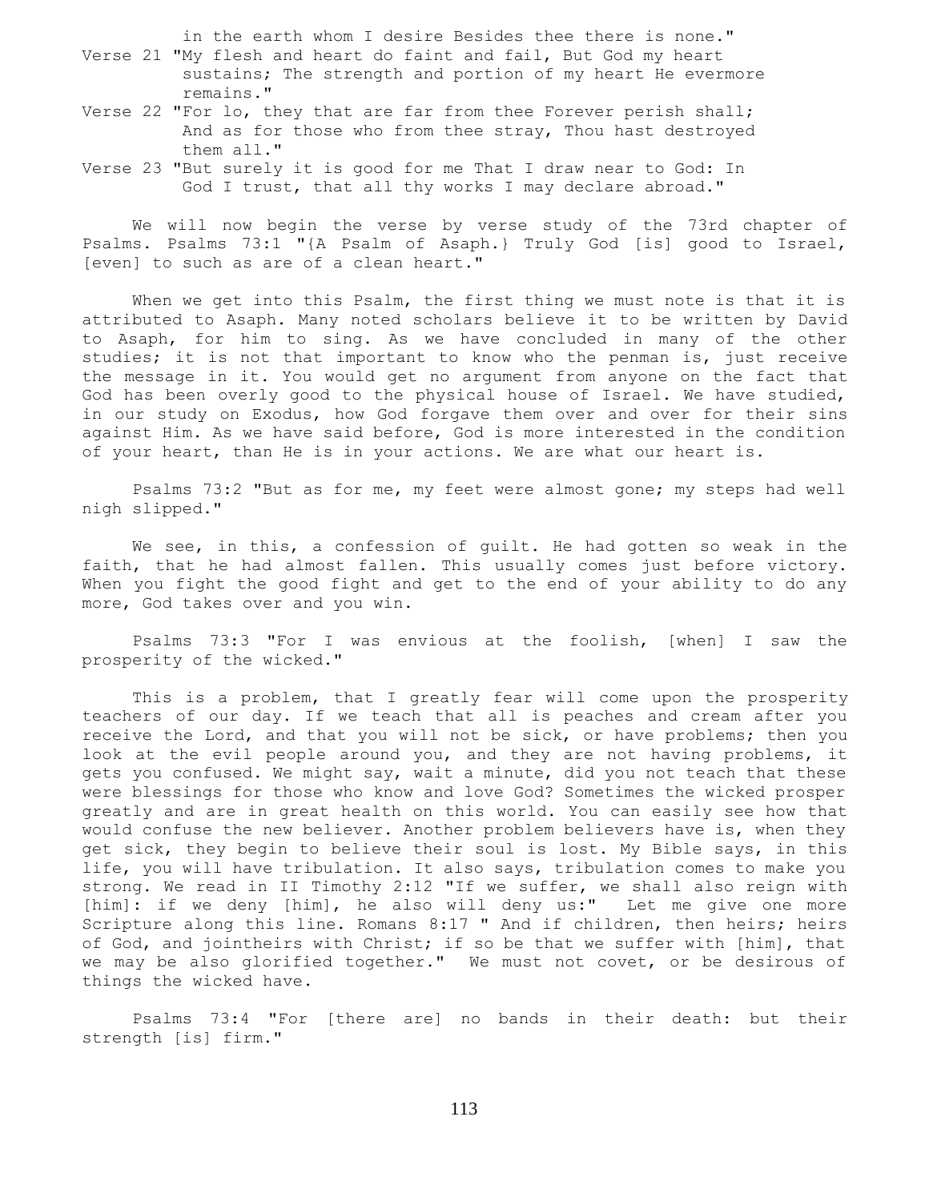in the earth whom I desire Besides thee there is none."

Verse 21 "My flesh and heart do faint and fail, But God my heart sustains; The strength and portion of my heart He evermore remains."

Verse 22 "For lo, they that are far from thee Forever perish shall; And as for those who from thee stray, Thou hast destroyed them all."

Verse 23 "But surely it is good for me That I draw near to God: In God I trust, that all thy works I may declare abroad."

We will now begin the verse by verse study of the 73rd chapter of Psalms. Psalms 73:1 "{A Psalm of Asaph.} Truly God [is] good to Israel, [even] to such as are of a clean heart."

When we get into this Psalm, the first thing we must note is that it is attributed to Asaph. Many noted scholars believe it to be written by David to Asaph, for him to sing. As we have concluded in many of the other studies; it is not that important to know who the penman is, just receive the message in it. You would get no argument from anyone on the fact that God has been overly good to the physical house of Israel. We have studied, in our study on Exodus, how God forgave them over and over for their sins against Him. As we have said before, God is more interested in the condition of your heart, than He is in your actions. We are what our heart is.

Psalms 73:2 "But as for me, my feet were almost gone; my steps had well nigh slipped."

We see, in this, a confession of guilt. He had gotten so weak in the faith, that he had almost fallen. This usually comes just before victory. When you fight the good fight and get to the end of your ability to do any more, God takes over and you win.

Psalms 73:3 "For I was envious at the foolish, [when] I saw the prosperity of the wicked."

This is a problem, that I greatly fear will come upon the prosperity teachers of our day. If we teach that all is peaches and cream after you receive the Lord, and that you will not be sick, or have problems; then you look at the evil people around you, and they are not having problems, it gets you confused. We might say, wait a minute, did you not teach that these were blessings for those who know and love God? Sometimes the wicked prosper greatly and are in great health on this world. You can easily see how that would confuse the new believer. Another problem believers have is, when they get sick, they begin to believe their soul is lost. My Bible says, in this life, you will have tribulation. It also says, tribulation comes to make you strong. We read in II Timothy 2:12 "If we suffer, we shall also reign with [him]: if we deny [him], he also will deny us:" Let me give one more Scripture along this line. Romans 8:17 " And if children, then heirs; heirs of God, and jointheirs with Christ; if so be that we suffer with [him], that we may be also glorified together." We must not covet, or be desirous of things the wicked have.

Psalms 73:4 "For [there are] no bands in their death: but their strength [is] firm."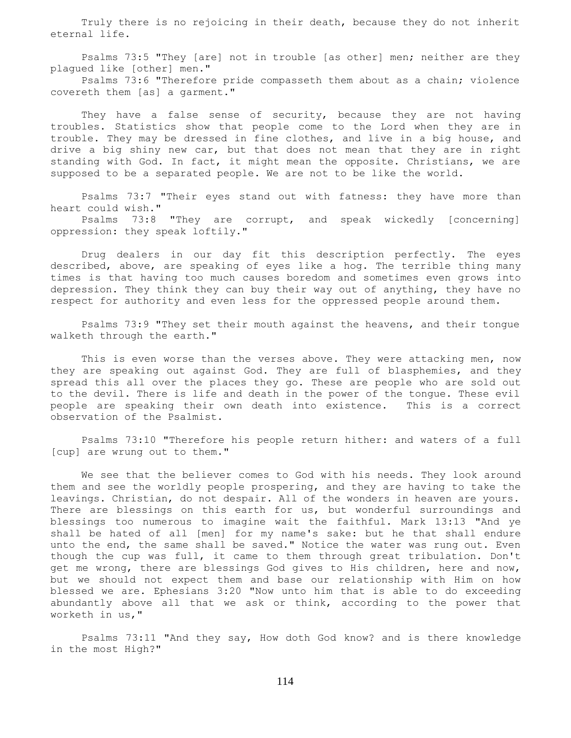Truly there is no rejoicing in their death, because they do not inherit eternal life.

Psalms 73:5 "They [are] not in trouble [as other] men; neither are they plagued like [other] men."
Psalms 73:6 "Therefore pride compasseth them about as a chain; violence covereth them [as] a garment."

They have a false sense of security, because they are not having troubles. Statistics show that people come to the Lord when they are in trouble. They may be dressed in fine clothes, and live in a big house, and drive a big shiny new car, but that does not mean that they are in right standing with God. In fact, it might mean the opposite. Christians, we are supposed to be a separated people. We are not to be like the world.

Psalms 73:7 "Their eyes stand out with fatness: they have more than heart could wish."
Psalms 73:8 "They are corrupt, and speak wickedly [concerning] oppression: they speak loftily."

Drug dealers in our day fit this description perfectly. The eyes described, above, are speaking of eyes like a hog. The terrible thing many times is that having too much causes boredom and sometimes even grows into depression. They think they can buy their way out of anything, they have no respect for authority and even less for the oppressed people around them.

Psalms 73:9 "They set their mouth against the heavens, and their tongue walketh through the earth."

This is even worse than the verses above. They were attacking men, now they are speaking out against God. They are full of blasphemies, and they spread this all over the places they go. These are people who are sold out to the devil. There is life and death in the power of the tongue. These evil people are speaking their own death into existence. This is a correct observation of the Psalmist.

Psalms 73:10 "Therefore his people return hither: and waters of a full [cup] are wrung out to them."

We see that the believer comes to God with his needs. They look around them and see the worldly people prospering, and they are having to take the leavings. Christian, do not despair. All of the wonders in heaven are yours. There are blessings on this earth for us, but wonderful surroundings and blessings too numerous to imagine wait the faithful. Mark 13:13 "And ye shall be hated of all [men] for my name's sake: but he that shall endure unto the end, the same shall be saved." Notice the water was rung out. Even though the cup was full, it came to them through great tribulation. Don't get me wrong, there are blessings God gives to His children, here and now, but we should not expect them and base our relationship with Him on how blessed we are. Ephesians 3:20 "Now unto him that is able to do exceeding abundantly above all that we ask or think, according to the power that worketh in us,"

Psalms 73:11 "And they say, How doth God know? and is there knowledge in the most High?"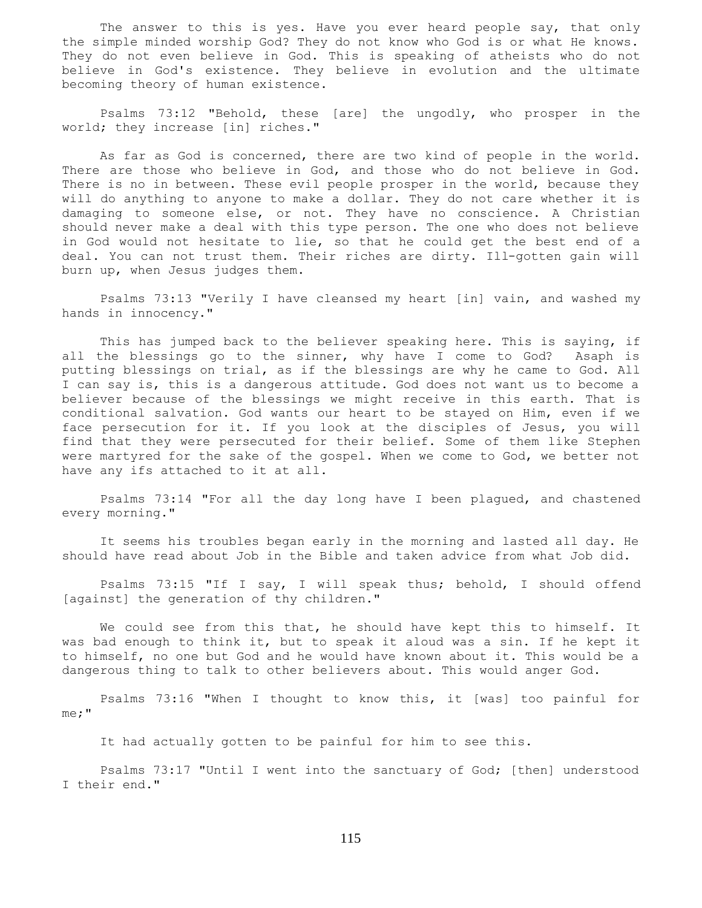The answer to this is yes. Have you ever heard people say, that only the simple minded worship God? They do not know who God is or what He knows. They do not even believe in God. This is speaking of atheists who do not believe in God's existence. They believe in evolution and the ultimate becoming theory of human existence.

Psalms 73:12 "Behold, these [are] the ungodly, who prosper in the world; they increase [in] riches."

As far as God is concerned, there are two kind of people in the world. There are those who believe in God, and those who do not believe in God. There is no in between. These evil people prosper in the world, because they will do anything to anyone to make a dollar. They do not care whether it is damaging to someone else, or not. They have no conscience. A Christian should never make a deal with this type person. The one who does not believe in God would not hesitate to lie, so that he could get the best end of a deal. You can not trust them. Their riches are dirty. Ill-gotten gain will burn up, when Jesus judges them.

Psalms 73:13 "Verily I have cleansed my heart [in] vain, and washed my hands in innocency."

This has jumped back to the believer speaking here. This is saying, if all the blessings go to the sinner, why have I come to God? Asaph is putting blessings on trial, as if the blessings are why he came to God. All I can say is, this is a dangerous attitude. God does not want us to become a believer because of the blessings we might receive in this earth. That is conditional salvation. God wants our heart to be stayed on Him, even if we face persecution for it. If you look at the disciples of Jesus, you will find that they were persecuted for their belief. Some of them like Stephen were martyred for the sake of the gospel. When we come to God, we better not have any ifs attached to it at all.

Psalms 73:14 "For all the day long have I been plagued, and chastened every morning."

It seems his troubles began early in the morning and lasted all day. He should have read about Job in the Bible and taken advice from what Job did.

Psalms 73:15 "If I say, I will speak thus; behold, I should offend [against] the generation of thy children."

We could see from this that, he should have kept this to himself. It was bad enough to think it, but to speak it aloud was a sin. If he kept it to himself, no one but God and he would have known about it. This would be a dangerous thing to talk to other believers about. This would anger God.

Psalms 73:16 "When I thought to know this, it [was] too painful for me;"

It had actually gotten to be painful for him to see this.

Psalms 73:17 "Until I went into the sanctuary of God; [then] understood I their end."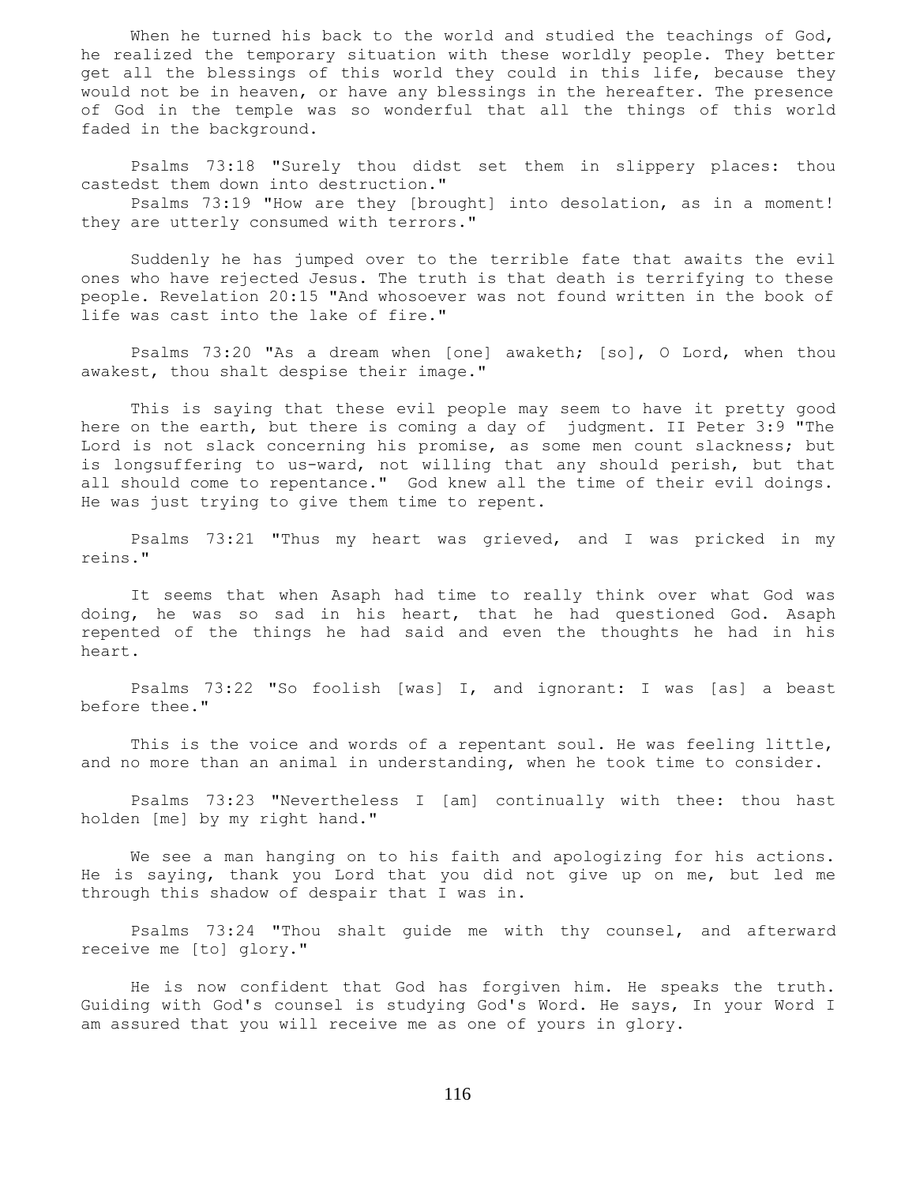When he turned his back to the world and studied the teachings of God, he realized the temporary situation with these worldly people. They better get all the blessings of this world they could in this life, because they would not be in heaven, or have any blessings in the hereafter. The presence of God in the temple was so wonderful that all the things of this world faded in the background.

Psalms 73:18 "Surely thou didst set them in slippery places: thou castedst them down into destruction."
Psalms 73:19 "How are they [brought] into desolation, as in a moment! they are utterly consumed with terrors."

Suddenly he has jumped over to the terrible fate that awaits the evil ones who have rejected Jesus. The truth is that death is terrifying to these people. Revelation 20:15 "And whosoever was not found written in the book of life was cast into the lake of fire."

Psalms 73:20 "As a dream when [one] awaketh; [so], O Lord, when thou awakest, thou shalt despise their image."

This is saying that these evil people may seem to have it pretty good here on the earth, but there is coming a day of judgment. II Peter 3:9 "The Lord is not slack concerning his promise, as some men count slackness; but is longsuffering to us-ward, not willing that any should perish, but that all should come to repentance." God knew all the time of their evil doings. He was just trying to give them time to repent.

Psalms 73:21 "Thus my heart was grieved, and I was pricked in my reins."

It seems that when Asaph had time to really think over what God was doing, he was so sad in his heart, that he had questioned God. Asaph repented of the things he had said and even the thoughts he had in his heart.

Psalms 73:22 "So foolish [was] I, and ignorant: I was [as] a beast before thee."

This is the voice and words of a repentant soul. He was feeling little, and no more than an animal in understanding, when he took time to consider.

Psalms 73:23 "Nevertheless I [am] continually with thee: thou hast holden [me] by my right hand."

We see a man hanging on to his faith and apologizing for his actions. He is saying, thank you Lord that you did not give up on me, but led me through this shadow of despair that I was in.

Psalms 73:24 "Thou shalt guide me with thy counsel, and afterward receive me [to] glory."

He is now confident that God has forgiven him. He speaks the truth. Guiding with God's counsel is studying God's Word. He says, In your Word I am assured that you will receive me as one of yours in glory.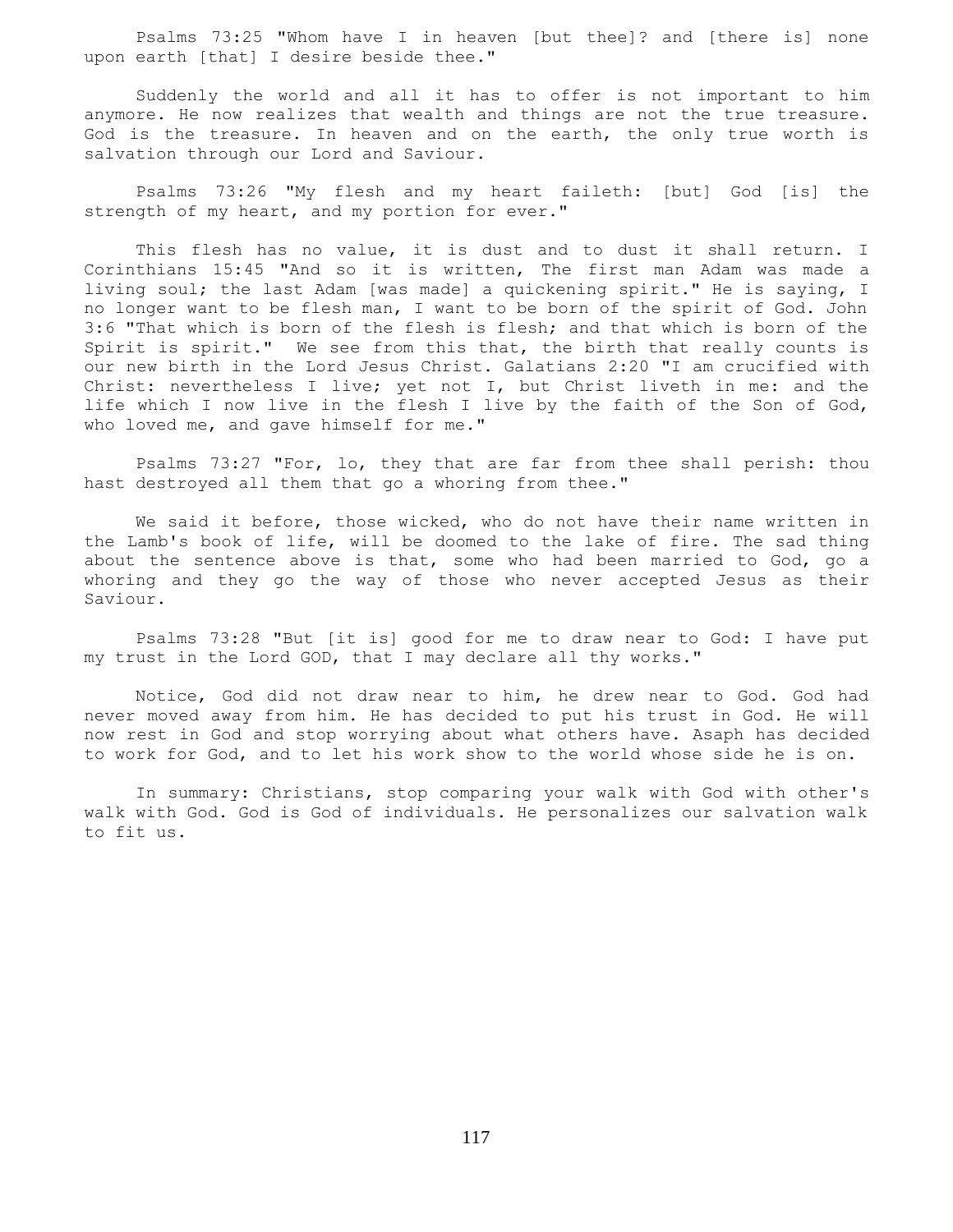Psalms 73:25 "Whom have I in heaven [but thee]? and [there is] none upon earth [that] I desire beside thee."

Suddenly the world and all it has to offer is not important to him anymore. He now realizes that wealth and things are not the true treasure. God is the treasure. In heaven and on the earth, the only true worth is salvation through our Lord and Saviour.

Psalms 73:26 "My flesh and my heart faileth: [but] God [is] the strength of my heart, and my portion for ever."

This flesh has no value, it is dust and to dust it shall return. I Corinthians 15:45 "And so it is written, The first man Adam was made a living soul; the last Adam [was made] a quickening spirit." He is saying, I no longer want to be flesh man, I want to be born of the spirit of God. John 3:6 "That which is born of the flesh is flesh; and that which is born of the Spirit is spirit." We see from this that, the birth that really counts is our new birth in the Lord Jesus Christ. Galatians 2:20 "I am crucified with Christ: nevertheless I live; yet not I, but Christ liveth in me: and the life which I now live in the flesh I live by the faith of the Son of God, who loved me, and gave himself for me."

Psalms 73:27 "For, lo, they that are far from thee shall perish: thou hast destroyed all them that go a whoring from thee."

We said it before, those wicked, who do not have their name written in the Lamb's book of life, will be doomed to the lake of fire. The sad thing about the sentence above is that, some who had been married to God, go a whoring and they go the way of those who never accepted Jesus as their Saviour.

Psalms 73:28 "But [it is] good for me to draw near to God: I have put my trust in the Lord GOD, that I may declare all thy works."

Notice, God did not draw near to him, he drew near to God. God had never moved away from him. He has decided to put his trust in God. He will now rest in God and stop worrying about what others have. Asaph has decided to work for God, and to let his work show to the world whose side he is on.

In summary: Christians, stop comparing your walk with God with other's walk with God. God is God of individuals. He personalizes our salvation walk to fit us.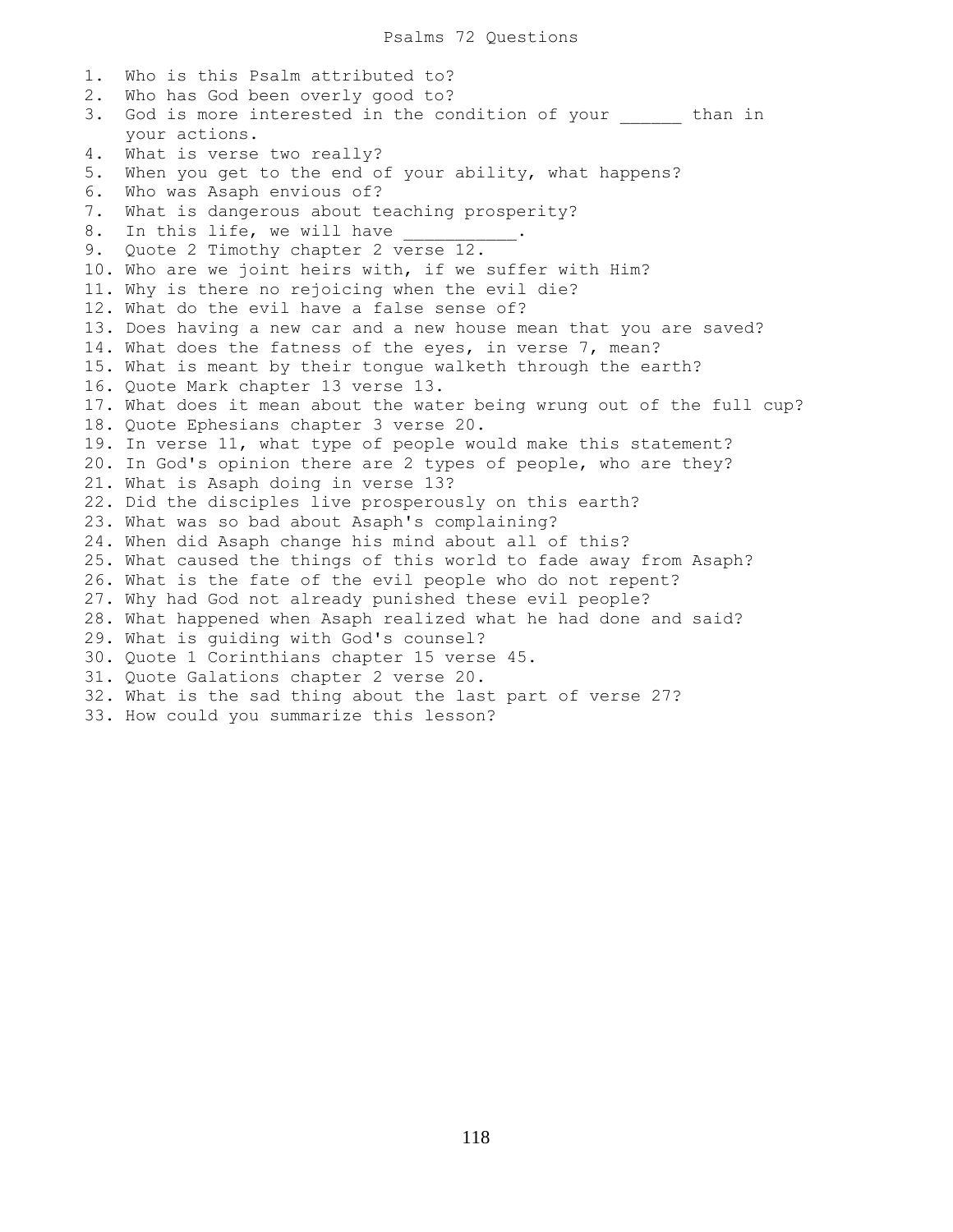# Psalms 72 Questions

1. Who is this Psalm attributed to?
2. Who has God been overly good to?
3. God is more interested in the condition of your ______ than in your actions.
4. What is verse two really?
5. When you get to the end of your ability, what happens?
6. Who was Asaph envious of?
7. What is dangerous about teaching prosperity?
8. In this life, we will have ___________.
9. Quote 2 Timothy chapter 2 verse 12.
10. Who are we joint heirs with, if we suffer with Him?
11. Why is there no rejoicing when the evil die?
12. What do the evil have a false sense of?
13. Does having a new car and a new house mean that you are saved?
14. What does the fatness of the eyes, in verse 7, mean?
15. What is meant by their tongue walketh through the earth?
16. Quote Mark chapter 13 verse 13.
17. What does it mean about the water being wrung out of the full cup?
18. Quote Ephesians chapter 3 verse 20.
19. In verse 11, what type of people would make this statement?
20. In God's opinion there are 2 types of people, who are they?
21. What is Asaph doing in verse 13?
22. Did the disciples live prosperously on this earth?
23. What was so bad about Asaph's complaining?
24. When did Asaph change his mind about all of this?
25. What caused the things of this world to fade away from Asaph?
26. What is the fate of the evil people who do not repent?
27. Why had God not already punished these evil people?
28. What happened when Asaph realized what he had done and said?
29. What is guiding with God's counsel?
30. Quote 1 Corinthians chapter 15 verse 45.
31. Quote Galations chapter 2 verse 20.
32. What is the sad thing about the last part of verse 27?
33. How could you summarize this lesson?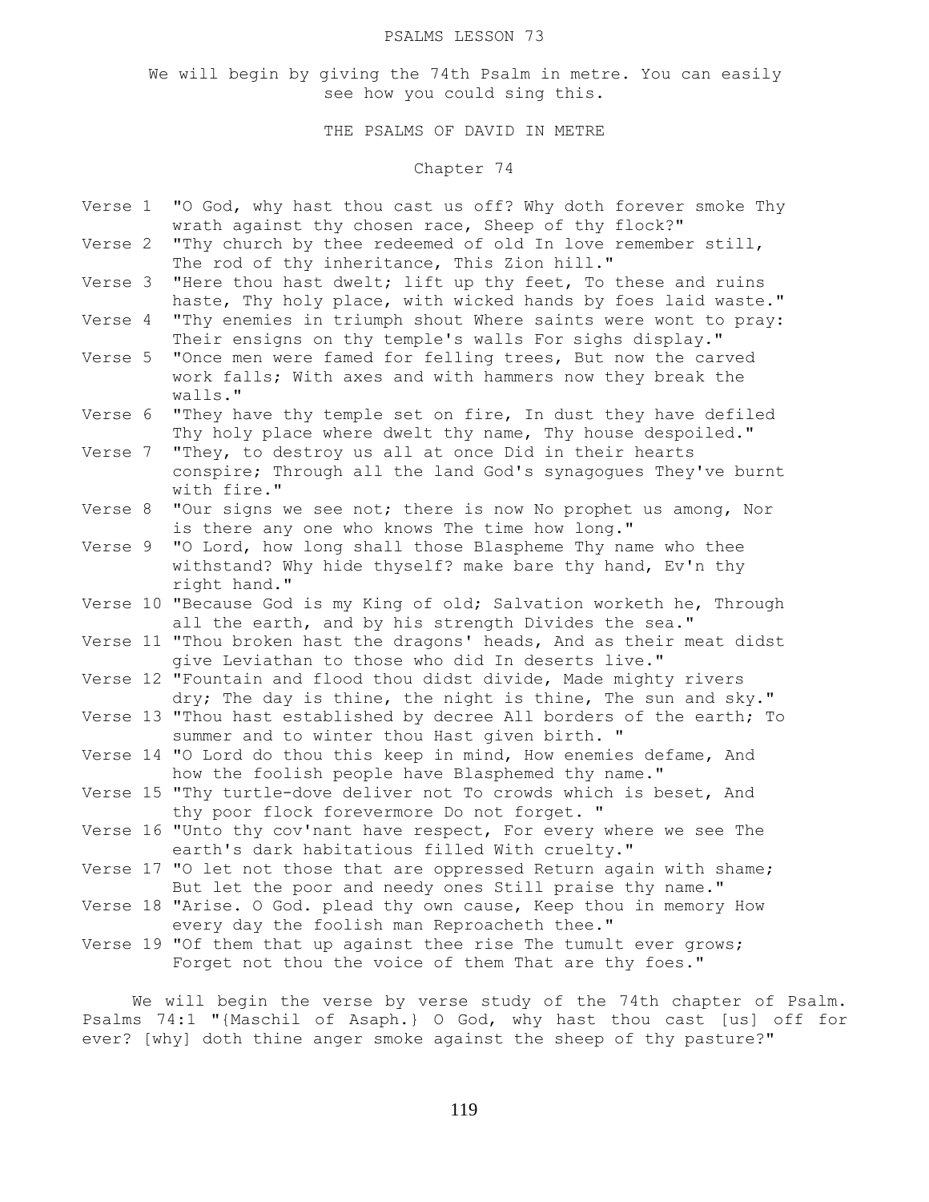PSALMS LESSON 73

We will begin by giving the 74th Psalm in metre. You can easily see how you could sing this.

THE PSALMS OF DAVID IN METRE

Chapter 74

Verse 1 "O God, why hast thou cast us off? Why doth forever smoke Thy wrath against thy chosen race, Sheep of thy flock?"

Verse 2 "Thy church by thee redeemed of old In love remember still, The rod of thy inheritance, This Zion hill."

Verse 3 "Here thou hast dwelt; lift up thy feet, To these and ruins haste, Thy holy place, with wicked hands by foes laid waste."

Verse 4 "Thy enemies in triumph shout Where saints were wont to pray: Their ensigns on thy temple's walls For sighs display."

Verse 5 "Once men were famed for felling trees, But now the carved work falls; With axes and with hammers now they break the walls."

Verse 6 "They have thy temple set on fire, In dust they have defiled Thy holy place where dwelt thy name, Thy house despoiled."

Verse 7 "They, to destroy us all at once Did in their hearts conspire; Through all the land God's synagogues They've burnt with fire."

Verse 8 "Our signs we see not; there is now No prophet us among, Nor is there any one who knows The time how long."

Verse 9 "O Lord, how long shall those Blaspheme Thy name who thee withstand? Why hide thyself? make bare thy hand, Ev'n thy right hand."

Verse 10 "Because God is my King of old; Salvation worketh he, Through all the earth, and by his strength Divides the sea."

Verse 11 "Thou broken hast the dragons' heads, And as their meat didst give Leviathan to those who did In deserts live."

Verse 12 "Fountain and flood thou didst divide, Made mighty rivers dry; The day is thine, the night is thine, The sun and sky."

Verse 13 "Thou hast established by decree All borders of the earth; To summer and to winter thou Hast given birth. "

Verse 14 "O Lord do thou this keep in mind, How enemies defame, And how the foolish people have Blasphemed thy name."

Verse 15 "Thy turtle-dove deliver not To crowds which is beset, And thy poor flock forevermore Do not forget. "

Verse 16 "Unto thy cov'nant have respect, For every where we see The earth's dark habitatious filled With cruelty."

Verse 17 "O let not those that are oppressed Return again with shame; But let the poor and needy ones Still praise thy name."

Verse 18 "Arise. O God. plead thy own cause, Keep thou in memory How every day the foolish man Reproacheth thee."

Verse 19 "Of them that up against thee rise The tumult ever grows; Forget not thou the voice of them That are thy foes."

We will begin the verse by verse study of the 74th chapter of Psalm. Psalms 74:1 "{Maschil of Asaph.} O God, why hast thou cast [us] off for ever? [why] doth thine anger smoke against the sheep of thy pasture?"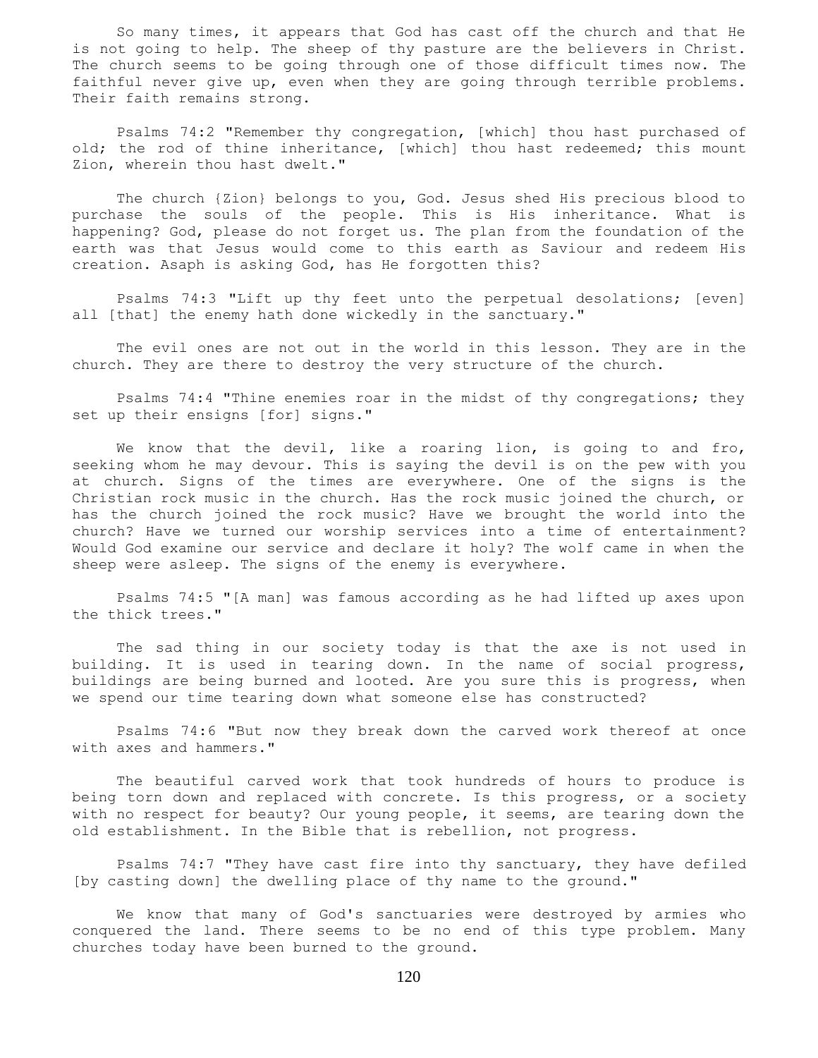So many times, it appears that God has cast off the church and that He is not going to help. The sheep of thy pasture are the believers in Christ. The church seems to be going through one of those difficult times now. The faithful never give up, even when they are going through terrible problems. Their faith remains strong.

Psalms 74:2 "Remember thy congregation, [which] thou hast purchased of old; the rod of thine inheritance, [which] thou hast redeemed; this mount Zion, wherein thou hast dwelt."

The church {Zion} belongs to you, God. Jesus shed His precious blood to purchase the souls of the people. This is His inheritance. What is happening? God, please do not forget us. The plan from the foundation of the earth was that Jesus would come to this earth as Saviour and redeem His creation. Asaph is asking God, has He forgotten this?

Psalms 74:3 "Lift up thy feet unto the perpetual desolations; [even] all [that] the enemy hath done wickedly in the sanctuary."

The evil ones are not out in the world in this lesson. They are in the church. They are there to destroy the very structure of the church.

Psalms 74:4 "Thine enemies roar in the midst of thy congregations; they set up their ensigns [for] signs."

We know that the devil, like a roaring lion, is going to and fro, seeking whom he may devour. This is saying the devil is on the pew with you at church. Signs of the times are everywhere. One of the signs is the Christian rock music in the church. Has the rock music joined the church, or has the church joined the rock music? Have we brought the world into the church? Have we turned our worship services into a time of entertainment? Would God examine our service and declare it holy? The wolf came in when the sheep were asleep. The signs of the enemy is everywhere.

Psalms 74:5 "[A man] was famous according as he had lifted up axes upon the thick trees."

The sad thing in our society today is that the axe is not used in building. It is used in tearing down. In the name of social progress, buildings are being burned and looted. Are you sure this is progress, when we spend our time tearing down what someone else has constructed?

Psalms 74:6 "But now they break down the carved work thereof at once with axes and hammers."

The beautiful carved work that took hundreds of hours to produce is being torn down and replaced with concrete. Is this progress, or a society with no respect for beauty? Our young people, it seems, are tearing down the old establishment. In the Bible that is rebellion, not progress.

Psalms 74:7 "They have cast fire into thy sanctuary, they have defiled [by casting down] the dwelling place of thy name to the ground."

We know that many of God's sanctuaries were destroyed by armies who conquered the land. There seems to be no end of this type problem. Many churches today have been burned to the ground.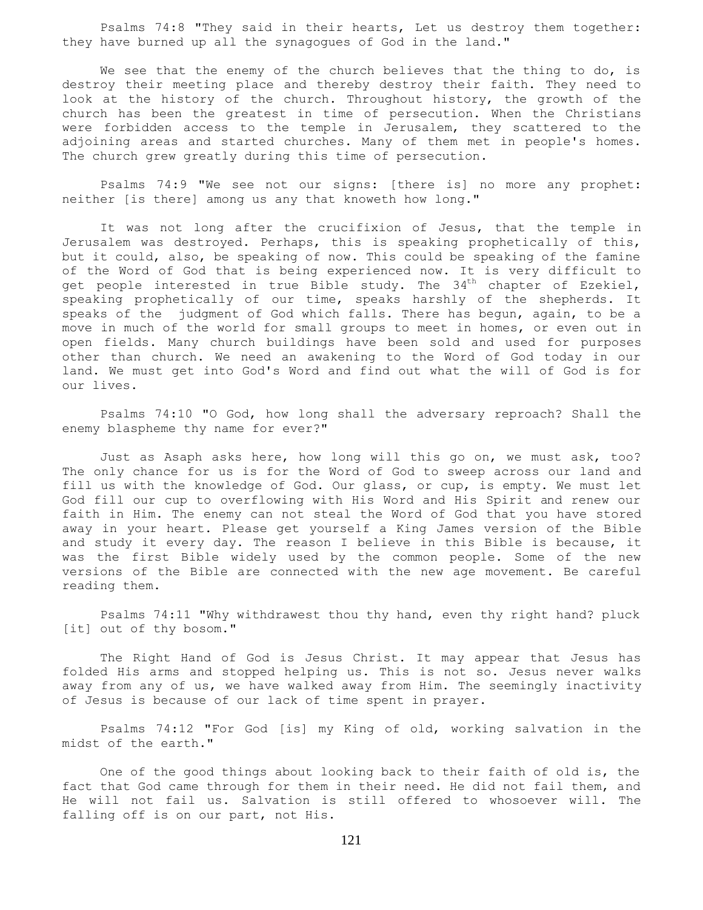Psalms 74:8 "They said in their hearts, Let us destroy them together: they have burned up all the synagogues of God in the land."

We see that the enemy of the church believes that the thing to do, is destroy their meeting place and thereby destroy their faith. They need to look at the history of the church. Throughout history, the growth of the church has been the greatest in time of persecution. When the Christians were forbidden access to the temple in Jerusalem, they scattered to the adjoining areas and started churches. Many of them met in people's homes. The church grew greatly during this time of persecution.

Psalms 74:9 "We see not our signs: [there is] no more any prophet: neither [is there] among us any that knoweth how long."

It was not long after the crucifixion of Jesus, that the temple in Jerusalem was destroyed. Perhaps, this is speaking prophetically of this, but it could, also, be speaking of now. This could be speaking of the famine of the Word of God that is being experienced now. It is very difficult to get people interested in true Bible study. The 34th chapter of Ezekiel, speaking prophetically of our time, speaks harshly of the shepherds. It speaks of the judgment of God which falls. There has begun, again, to be a move in much of the world for small groups to meet in homes, or even out in open fields. Many church buildings have been sold and used for purposes other than church. We need an awakening to the Word of God today in our land. We must get into God's Word and find out what the will of God is for our lives.

Psalms 74:10 "O God, how long shall the adversary reproach? Shall the enemy blaspheme thy name for ever?"

Just as Asaph asks here, how long will this go on, we must ask, too? The only chance for us is for the Word of God to sweep across our land and fill us with the knowledge of God. Our glass, or cup, is empty. We must let God fill our cup to overflowing with His Word and His Spirit and renew our faith in Him. The enemy can not steal the Word of God that you have stored away in your heart. Please get yourself a King James version of the Bible and study it every day. The reason I believe in this Bible is because, it was the first Bible widely used by the common people. Some of the new versions of the Bible are connected with the new age movement. Be careful reading them.

Psalms 74:11 "Why withdrawest thou thy hand, even thy right hand? pluck [it] out of thy bosom."

The Right Hand of God is Jesus Christ. It may appear that Jesus has folded His arms and stopped helping us. This is not so. Jesus never walks away from any of us, we have walked away from Him. The seemingly inactivity of Jesus is because of our lack of time spent in prayer.

Psalms 74:12 "For God [is] my King of old, working salvation in the midst of the earth."

One of the good things about looking back to their faith of old is, the fact that God came through for them in their need. He did not fail them, and He will not fail us. Salvation is still offered to whosoever will. The falling off is on our part, not His.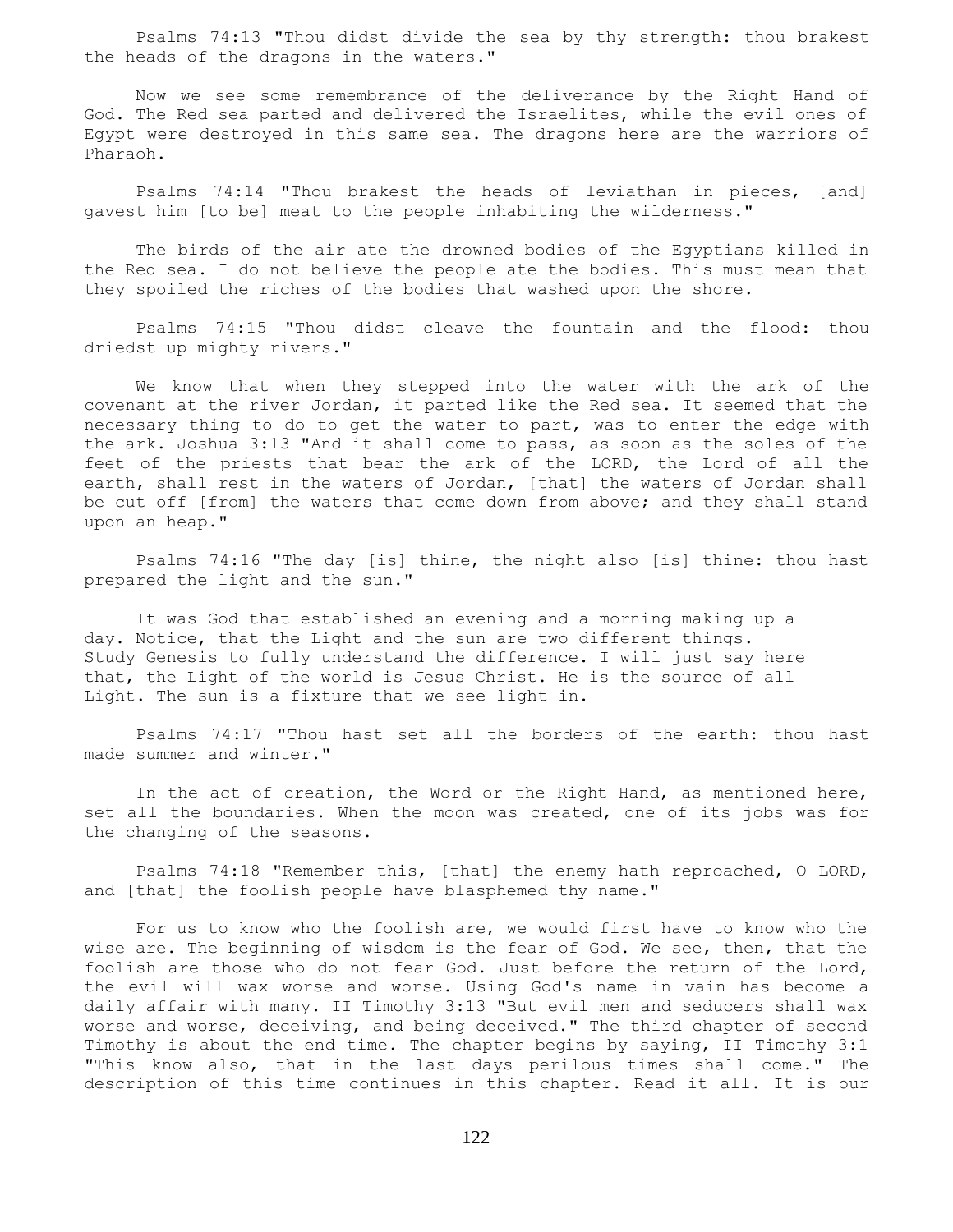Psalms 74:13 "Thou didst divide the sea by thy strength: thou brakest the heads of the dragons in the waters."

Now we see some remembrance of the deliverance by the Right Hand of God. The Red sea parted and delivered the Israelites, while the evil ones of Egypt were destroyed in this same sea. The dragons here are the warriors of Pharaoh.

Psalms 74:14 "Thou brakest the heads of leviathan in pieces, [and] gavest him [to be] meat to the people inhabiting the wilderness."

The birds of the air ate the drowned bodies of the Egyptians killed in the Red sea. I do not believe the people ate the bodies. This must mean that they spoiled the riches of the bodies that washed upon the shore.

Psalms 74:15 "Thou didst cleave the fountain and the flood: thou driedst up mighty rivers."

We know that when they stepped into the water with the ark of the covenant at the river Jordan, it parted like the Red sea. It seemed that the necessary thing to do to get the water to part, was to enter the edge with the ark. Joshua 3:13 "And it shall come to pass, as soon as the soles of the feet of the priests that bear the ark of the LORD, the Lord of all the earth, shall rest in the waters of Jordan, [that] the waters of Jordan shall be cut off [from] the waters that come down from above; and they shall stand upon an heap."

Psalms 74:16 "The day [is] thine, the night also [is] thine: thou hast prepared the light and the sun."

It was God that established an evening and a morning making up a day. Notice, that the Light and the sun are two different things. Study Genesis to fully understand the difference. I will just say here that, the Light of the world is Jesus Christ. He is the source of all Light. The sun is a fixture that we see light in.

Psalms 74:17 "Thou hast set all the borders of the earth: thou hast made summer and winter."

In the act of creation, the Word or the Right Hand, as mentioned here, set all the boundaries. When the moon was created, one of its jobs was for the changing of the seasons.

Psalms 74:18 "Remember this, [that] the enemy hath reproached, O LORD, and [that] the foolish people have blasphemed thy name."

For us to know who the foolish are, we would first have to know who the wise are. The beginning of wisdom is the fear of God. We see, then, that the foolish are those who do not fear God. Just before the return of the Lord, the evil will wax worse and worse. Using God's name in vain has become a daily affair with many. II Timothy 3:13 "But evil men and seducers shall wax worse and worse, deceiving, and being deceived." The third chapter of second Timothy is about the end time. The chapter begins by saying, II Timothy 3:1 "This know also, that in the last days perilous times shall come." The description of this time continues in this chapter. Read it all. It is our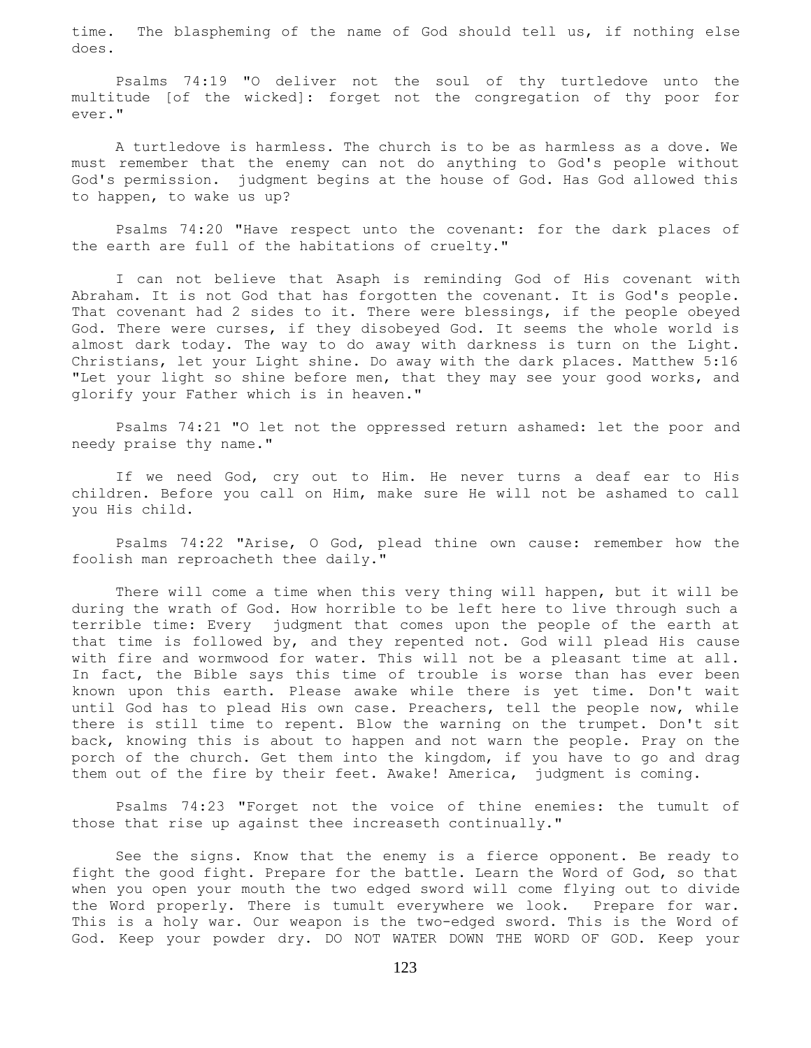time. The blaspheming of the name of God should tell us, if nothing else does.

Psalms 74:19 "O deliver not the soul of thy turtledove unto the multitude [of the wicked]: forget not the congregation of thy poor for ever."

A turtledove is harmless. The church is to be as harmless as a dove. We must remember that the enemy can not do anything to God's people without God's permission. judgment begins at the house of God. Has God allowed this to happen, to wake us up?

Psalms 74:20 "Have respect unto the covenant: for the dark places of the earth are full of the habitations of cruelty."

I can not believe that Asaph is reminding God of His covenant with Abraham. It is not God that has forgotten the covenant. It is God's people. That covenant had 2 sides to it. There were blessings, if the people obeyed God. There were curses, if they disobeyed God. It seems the whole world is almost dark today. The way to do away with darkness is turn on the Light. Christians, let your Light shine. Do away with the dark places. Matthew 5:16 "Let your light so shine before men, that they may see your good works, and glorify your Father which is in heaven."

Psalms 74:21 "O let not the oppressed return ashamed: let the poor and needy praise thy name."

If we need God, cry out to Him. He never turns a deaf ear to His children. Before you call on Him, make sure He will not be ashamed to call you His child.

Psalms 74:22 "Arise, O God, plead thine own cause: remember how the foolish man reproacheth thee daily."

There will come a time when this very thing will happen, but it will be during the wrath of God. How horrible to be left here to live through such a terrible time: Every judgment that comes upon the people of the earth at that time is followed by, and they repented not. God will plead His cause with fire and wormwood for water. This will not be a pleasant time at all. In fact, the Bible says this time of trouble is worse than has ever been known upon this earth. Please awake while there is yet time. Don't wait until God has to plead His own case. Preachers, tell the people now, while there is still time to repent. Blow the warning on the trumpet. Don't sit back, knowing this is about to happen and not warn the people. Pray on the porch of the church. Get them into the kingdom, if you have to go and drag them out of the fire by their feet. Awake! America, judgment is coming.

Psalms 74:23 "Forget not the voice of thine enemies: the tumult of those that rise up against thee increaseth continually."

See the signs. Know that the enemy is a fierce opponent. Be ready to fight the good fight. Prepare for the battle. Learn the Word of God, so that when you open your mouth the two edged sword will come flying out to divide the Word properly. There is tumult everywhere we look. Prepare for war. This is a holy war. Our weapon is the two-edged sword. This is the Word of God. Keep your powder dry. DO NOT WATER DOWN THE WORD OF GOD. Keep your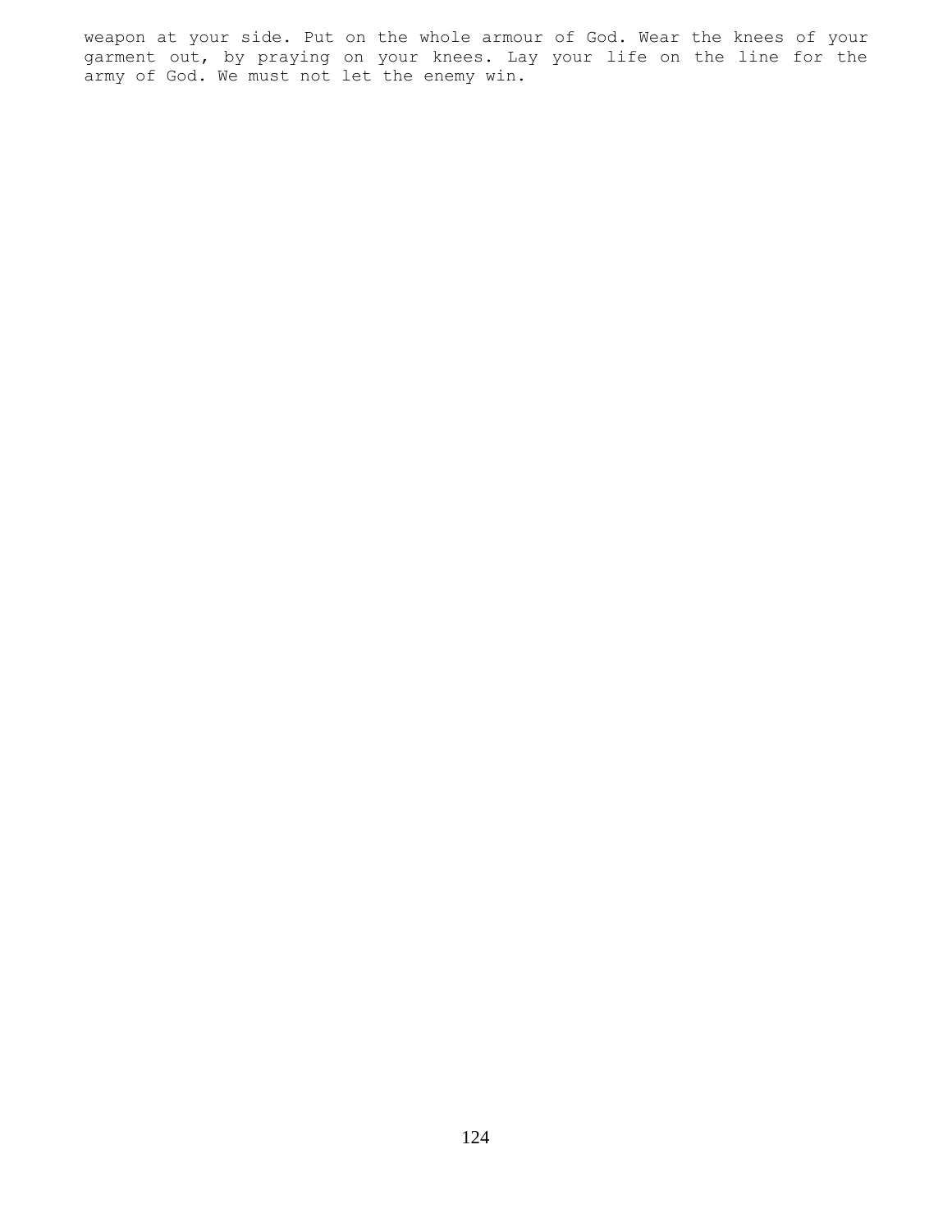weapon at your side. Put on the whole armour of God. Wear the knees of your garment out, by praying on your knees. Lay your life on the line for the army of God. We must not let the enemy win.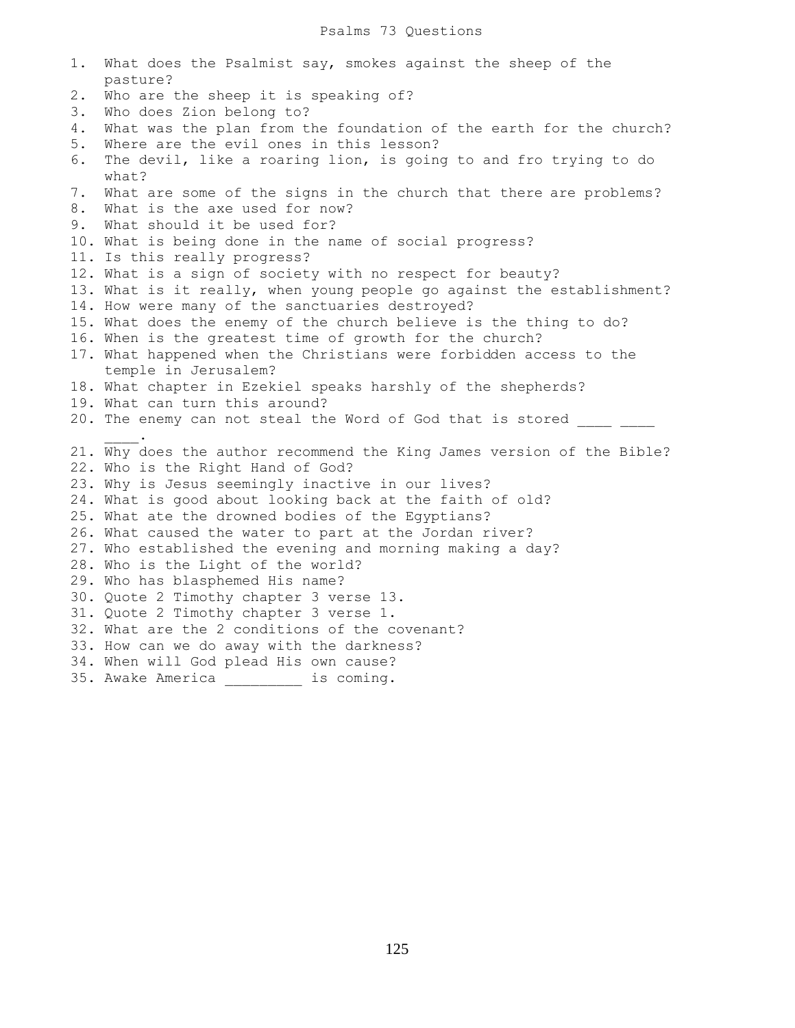# Psalms 73 Questions

1. What does the Psalmist say, smokes against the sheep of the pasture?
2. Who are the sheep it is speaking of?
3. Who does Zion belong to?
4. What was the plan from the foundation of the earth for the church?
5. Where are the evil ones in this lesson?
6. The devil, like a roaring lion, is going to and fro trying to do what?
7. What are some of the signs in the church that there are problems?
8. What is the axe used for now?
9. What should it be used for?
10. What is being done in the name of social progress?
11. Is this really progress?
12. What is a sign of society with no respect for beauty?
13. What is it really, when young people go against the establishment?
14. How were many of the sanctuaries destroyed?
15. What does the enemy of the church believe is the thing to do?
16. When is the greatest time of growth for the church?
17. What happened when the Christians were forbidden access to the temple in Jerusalem?
18. What chapter in Ezekiel speaks harshly of the shepherds?
19. What can turn this around?
20. The enemy can not steal the Word of God that is stored ____ ____ ____.
21. Why does the author recommend the King James version of the Bible?
22. Who is the Right Hand of God?
23. Why is Jesus seemingly inactive in our lives?
24. What is good about looking back at the faith of old?
25. What ate the drowned bodies of the Egyptians?
26. What caused the water to part at the Jordan river?
27. Who established the evening and morning making a day?
28. Who is the Light of the world?
29. Who has blasphemed His name?
30. Quote 2 Timothy chapter 3 verse 13.
31. Quote 2 Timothy chapter 3 verse 1.
32. What are the 2 conditions of the covenant?
33. How can we do away with the darkness?
34. When will God plead His own cause?
35. Awake America _________ is coming.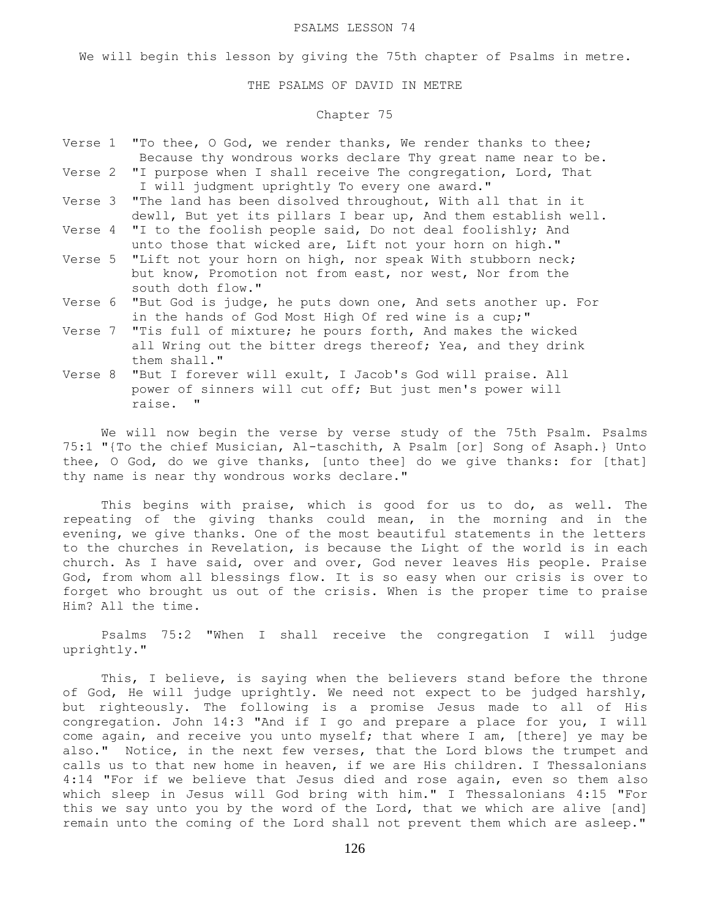PSALMS LESSON 74

We will begin this lesson by giving the 75th chapter of Psalms in metre.

THE PSALMS OF DAVID IN METRE

Chapter 75

Verse 1 "To thee, O God, we render thanks, We render thanks to thee; Because thy wondrous works declare Thy great name near to be.

Verse 2 "I purpose when I shall receive The congregation, Lord, That I will judgment uprightly To every one award."

Verse 3 "The land has been disolved throughout, With all that in it dewll, But yet its pillars I bear up, And them establish well.

Verse 4 "I to the foolish people said, Do not deal foolishly; And unto those that wicked are, Lift not your horn on high."

Verse 5 "Lift not your horn on high, nor speak With stubborn neck; but know, Promotion not from east, nor west, Nor from the south doth flow."

Verse 6 "But God is judge, he puts down one, And sets another up. For in the hands of God Most High Of red wine is a cup;"

Verse 7 "Tis full of mixture; he pours forth, And makes the wicked all Wring out the bitter dregs thereof; Yea, and they drink them shall."

Verse 8 "But I forever will exult, I Jacob's God will praise. All power of sinners will cut off; But just men's power will raise. "

We will now begin the verse by verse study of the 75th Psalm. Psalms 75:1 "{To the chief Musician, Al-taschith, A Psalm [or] Song of Asaph.} Unto thee, O God, do we give thanks, [unto thee] do we give thanks: for [that] thy name is near thy wondrous works declare."

This begins with praise, which is good for us to do, as well. The repeating of the giving thanks could mean, in the morning and in the evening, we give thanks. One of the most beautiful statements in the letters to the churches in Revelation, is because the Light of the world is in each church. As I have said, over and over, God never leaves His people. Praise God, from whom all blessings flow. It is so easy when our crisis is over to forget who brought us out of the crisis. When is the proper time to praise Him? All the time.

Psalms 75:2 "When I shall receive the congregation I will judge uprightly."

This, I believe, is saying when the believers stand before the throne of God, He will judge uprightly. We need not expect to be judged harshly, but righteously. The following is a promise Jesus made to all of His congregation. John 14:3 "And if I go and prepare a place for you, I will come again, and receive you unto myself; that where I am, [there] ye may be also." Notice, in the next few verses, that the Lord blows the trumpet and calls us to that new home in heaven, if we are His children. I Thessalonians 4:14 "For if we believe that Jesus died and rose again, even so them also which sleep in Jesus will God bring with him." I Thessalonians 4:15 "For this we say unto you by the word of the Lord, that we which are alive [and] remain unto the coming of the Lord shall not prevent them which are asleep."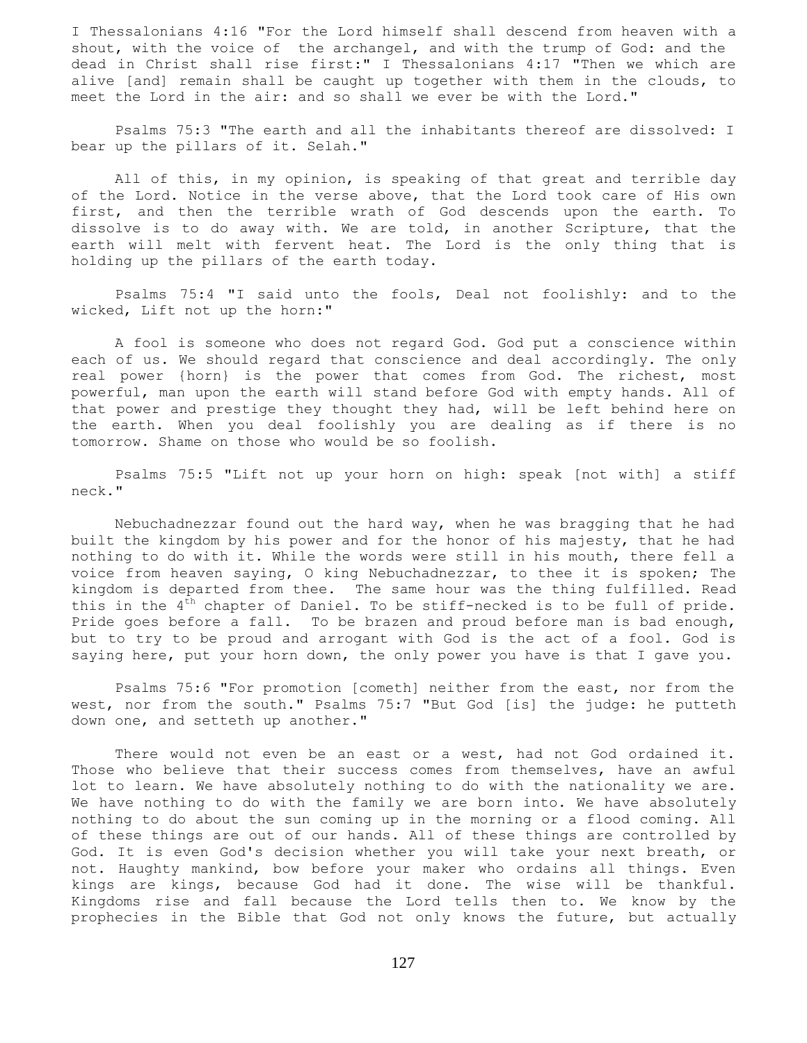I Thessalonians 4:16 "For the Lord himself shall descend from heaven with a shout, with the voice of the archangel, and with the trump of God: and the dead in Christ shall rise first:" I Thessalonians 4:17 "Then we which are alive [and] remain shall be caught up together with them in the clouds, to meet the Lord in the air: and so shall we ever be with the Lord."

Psalms 75:3 "The earth and all the inhabitants thereof are dissolved: I bear up the pillars of it. Selah."

All of this, in my opinion, is speaking of that great and terrible day of the Lord. Notice in the verse above, that the Lord took care of His own first, and then the terrible wrath of God descends upon the earth. To dissolve is to do away with. We are told, in another Scripture, that the earth will melt with fervent heat. The Lord is the only thing that is holding up the pillars of the earth today.

Psalms 75:4 "I said unto the fools, Deal not foolishly: and to the wicked, Lift not up the horn:"

A fool is someone who does not regard God. God put a conscience within each of us. We should regard that conscience and deal accordingly. The only real power {horn} is the power that comes from God. The richest, most powerful, man upon the earth will stand before God with empty hands. All of that power and prestige they thought they had, will be left behind here on the earth. When you deal foolishly you are dealing as if there is no tomorrow. Shame on those who would be so foolish.

Psalms 75:5 "Lift not up your horn on high: speak [not with] a stiff neck."

Nebuchadnezzar found out the hard way, when he was bragging that he had built the kingdom by his power and for the honor of his majesty, that he had nothing to do with it. While the words were still in his mouth, there fell a voice from heaven saying, O king Nebuchadnezzar, to thee it is spoken; The kingdom is departed from thee. The same hour was the thing fulfilled. Read this in the 4th chapter of Daniel. To be stiff-necked is to be full of pride. Pride goes before a fall. To be brazen and proud before man is bad enough, but to try to be proud and arrogant with God is the act of a fool. God is saying here, put your horn down, the only power you have is that I gave you.

Psalms 75:6 "For promotion [cometh] neither from the east, nor from the west, nor from the south." Psalms 75:7 "But God [is] the judge: he putteth down one, and setteth up another."

There would not even be an east or a west, had not God ordained it. Those who believe that their success comes from themselves, have an awful lot to learn. We have absolutely nothing to do with the nationality we are. We have nothing to do with the family we are born into. We have absolutely nothing to do about the sun coming up in the morning or a flood coming. All of these things are out of our hands. All of these things are controlled by God. It is even God's decision whether you will take your next breath, or not. Haughty mankind, bow before your maker who ordains all things. Even kings are kings, because God had it done. The wise will be thankful. Kingdoms rise and fall because the Lord tells then to. We know by the prophecies in the Bible that God not only knows the future, but actually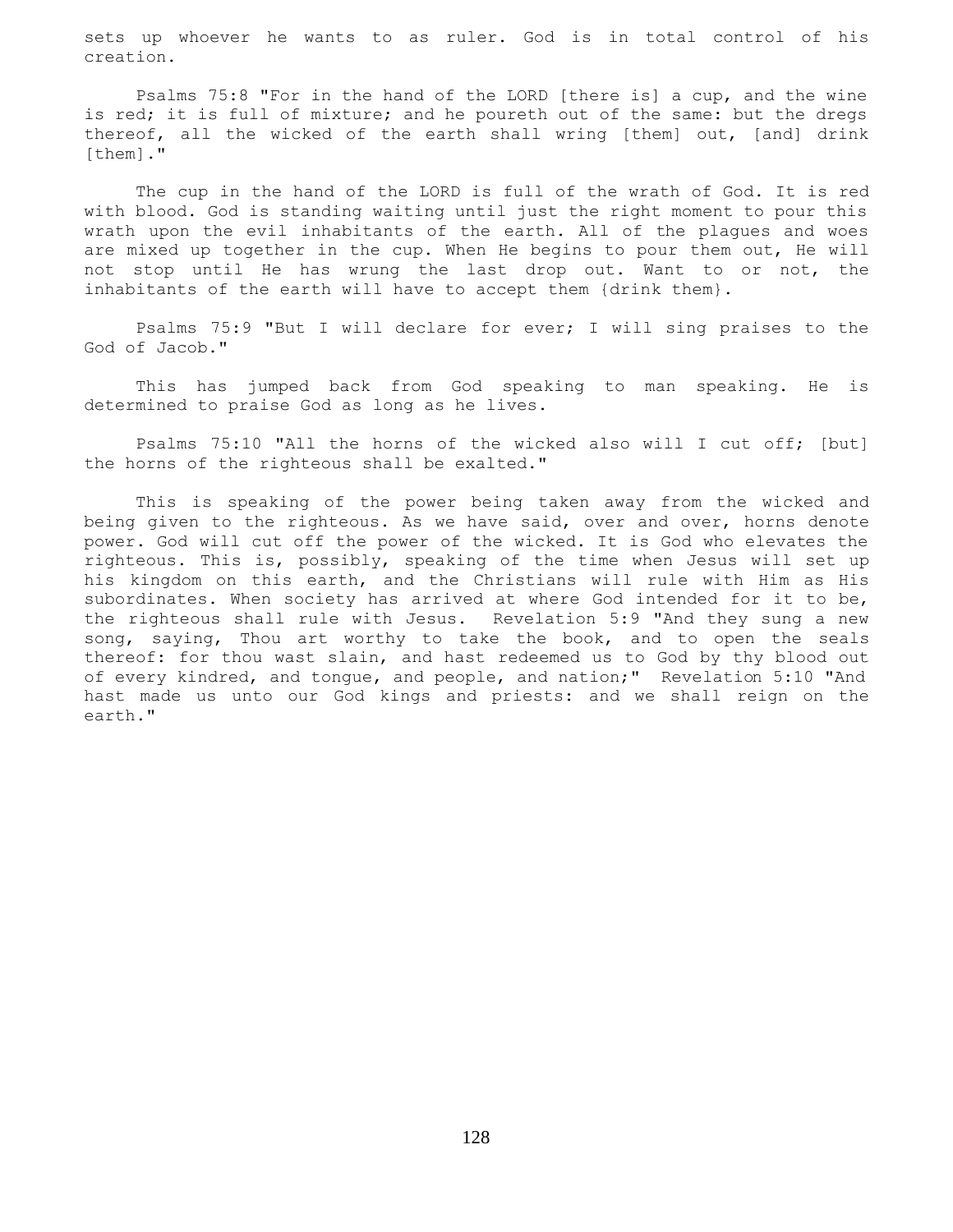sets up whoever he wants to as ruler. God is in total control of his creation.

Psalms 75:8 "For in the hand of the LORD [there is] a cup, and the wine is red; it is full of mixture; and he poureth out of the same: but the dregs thereof, all the wicked of the earth shall wring [them] out, [and] drink [them]."

The cup in the hand of the LORD is full of the wrath of God. It is red with blood. God is standing waiting until just the right moment to pour this wrath upon the evil inhabitants of the earth. All of the plagues and woes are mixed up together in the cup. When He begins to pour them out, He will not stop until He has wrung the last drop out. Want to or not, the inhabitants of the earth will have to accept them {drink them}.

Psalms 75:9 "But I will declare for ever; I will sing praises to the God of Jacob."

This has jumped back from God speaking to man speaking. He is determined to praise God as long as he lives.

Psalms 75:10 "All the horns of the wicked also will I cut off; [but] the horns of the righteous shall be exalted."

This is speaking of the power being taken away from the wicked and being given to the righteous. As we have said, over and over, horns denote power. God will cut off the power of the wicked. It is God who elevates the righteous. This is, possibly, speaking of the time when Jesus will set up his kingdom on this earth, and the Christians will rule with Him as His subordinates. When society has arrived at where God intended for it to be, the righteous shall rule with Jesus. Revelation 5:9 "And they sung a new song, saying, Thou art worthy to take the book, and to open the seals thereof: for thou wast slain, and hast redeemed us to God by thy blood out of every kindred, and tongue, and people, and nation;" Revelation 5:10 "And hast made us unto our God kings and priests: and we shall reign on the earth."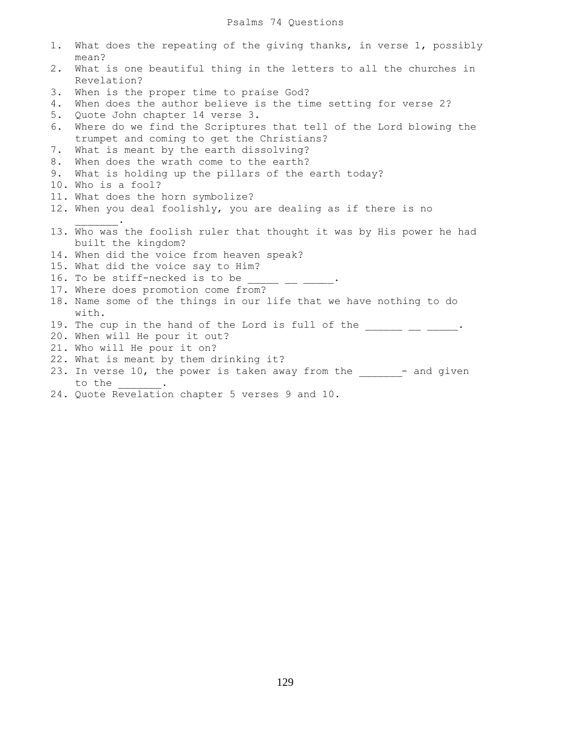# Psalms 74 Questions

1. What does the repeating of the giving thanks, in verse 1, possibly mean?
2. What is one beautiful thing in the letters to all the churches in Revelation?
3. When is the proper time to praise God?
4. When does the author believe is the time setting for verse 2?
5. Quote John chapter 14 verse 3.
6. Where do we find the Scriptures that tell of the Lord blowing the trumpet and coming to get the Christians?
7. What is meant by the earth dissolving?
8. When does the wrath come to the earth?
9. What is holding up the pillars of the earth today?
10. Who is a fool?
11. What does the horn symbolize?
12. When you deal foolishly, you are dealing as if there is no _______.
13. Who was the foolish ruler that thought it was by His power he had built the kingdom?
14. When did the voice from heaven speak?
15. What did the voice say to Him?
16. To be stiff-necked is to be _____ __ _____.
17. Where does promotion come from?
18. Name some of the things in our life that we have nothing to do with.
19. The cup in the hand of the Lord is full of the ______ __ _____.
20. When will He pour it out?
21. Who will He pour it on?
22. What is meant by them drinking it?
23. In verse 10, the power is taken away from the _______- and given to the _______.
24. Quote Revelation chapter 5 verses 9 and 10.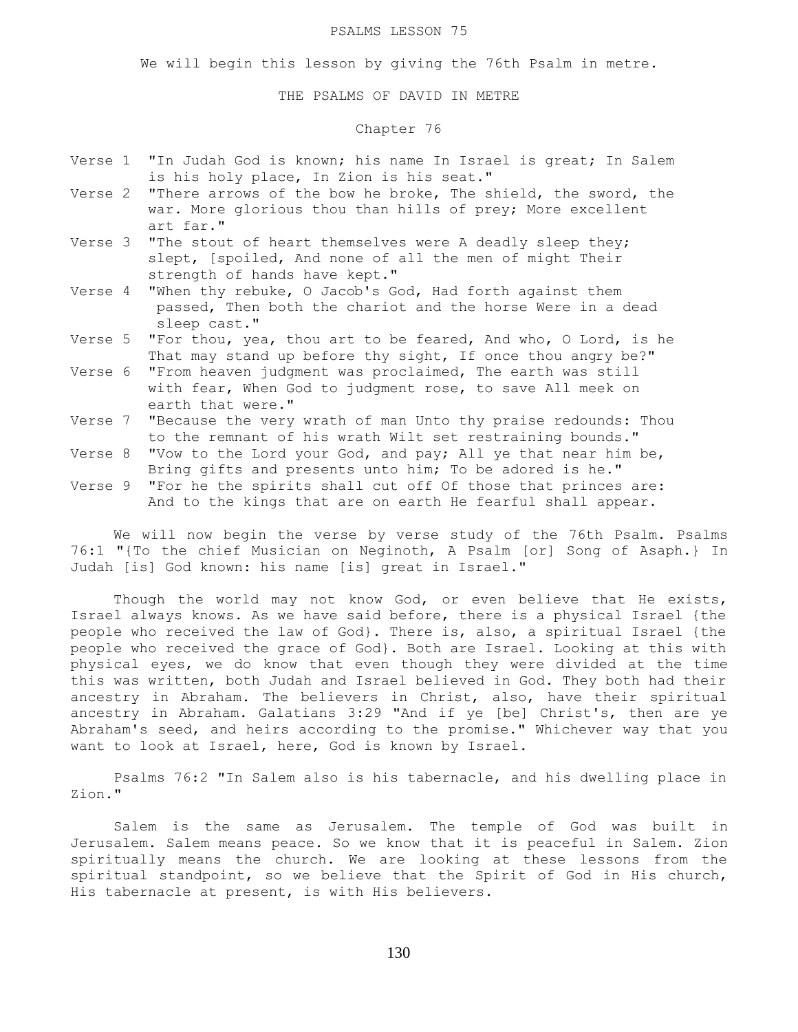PSALMS LESSON 75

We will begin this lesson by giving the 76th Psalm in metre.

THE PSALMS OF DAVID IN METRE

Chapter 76

Verse 1 "In Judah God is known; his name In Israel is great; In Salem is his holy place, In Zion is his seat."

Verse 2 "There arrows of the bow he broke, The shield, the sword, the war. More glorious thou than hills of prey; More excellent art far."

Verse 3 "The stout of heart themselves were A deadly sleep they; slept, [spoiled, And none of all the men of might Their strength of hands have kept."

Verse 4 "When thy rebuke, O Jacob's God, Had forth against them passed, Then both the chariot and the horse Were in a dead sleep cast."

Verse 5 "For thou, yea, thou art to be feared, And who, O Lord, is he That may stand up before thy sight, If once thou angry be?"

Verse 6 "From heaven judgment was proclaimed, The earth was still with fear, When God to judgment rose, to save All meek on earth that were."

Verse 7 "Because the very wrath of man Unto thy praise redounds: Thou to the remnant of his wrath Wilt set restraining bounds."

Verse 8 "Vow to the Lord your God, and pay; All ye that near him be, Bring gifts and presents unto him; To be adored is he."

Verse 9 "For he the spirits shall cut off Of those that princes are: And to the kings that are on earth He fearful shall appear.

We will now begin the verse by verse study of the 76th Psalm. Psalms 76:1 "{To the chief Musician on Neginoth, A Psalm [or] Song of Asaph.} In Judah [is] God known: his name [is] great in Israel."

Though the world may not know God, or even believe that He exists, Israel always knows. As we have said before, there is a physical Israel {the people who received the law of God}. There is, also, a spiritual Israel {the people who received the grace of God}. Both are Israel. Looking at this with physical eyes, we do know that even though they were divided at the time this was written, both Judah and Israel believed in God. They both had their ancestry in Abraham. The believers in Christ, also, have their spiritual ancestry in Abraham. Galatians 3:29 "And if ye [be] Christ's, then are ye Abraham's seed, and heirs according to the promise." Whichever way that you want to look at Israel, here, God is known by Israel.

Psalms 76:2 "In Salem also is his tabernacle, and his dwelling place in Zion."

Salem is the same as Jerusalem. The temple of God was built in Jerusalem. Salem means peace. So we know that it is peaceful in Salem. Zion spiritually means the church. We are looking at these lessons from the spiritual standpoint, so we believe that the Spirit of God in His church, His tabernacle at present, is with His believers.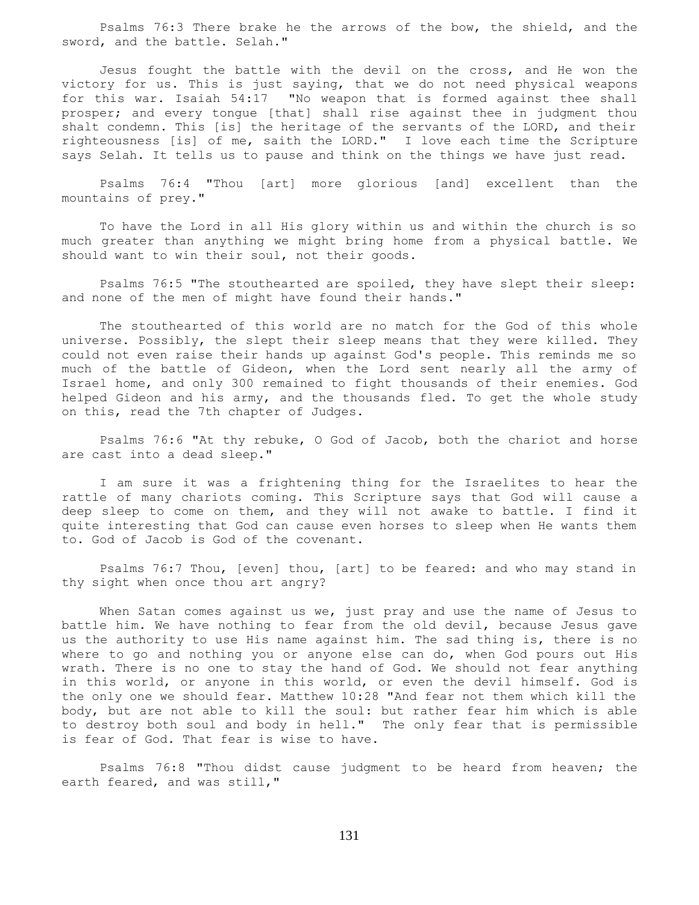Psalms 76:3 There brake he the arrows of the bow, the shield, and the sword, and the battle. Selah."

Jesus fought the battle with the devil on the cross, and He won the victory for us. This is just saying, that we do not need physical weapons for this war. Isaiah 54:17 "No weapon that is formed against thee shall prosper; and every tongue [that] shall rise against thee in judgment thou shalt condemn. This [is] the heritage of the servants of the LORD, and their righteousness [is] of me, saith the LORD." I love each time the Scripture says Selah. It tells us to pause and think on the things we have just read.

Psalms 76:4 "Thou [art] more glorious [and] excellent than the mountains of prey."

To have the Lord in all His glory within us and within the church is so much greater than anything we might bring home from a physical battle. We should want to win their soul, not their goods.

Psalms 76:5 "The stouthearted are spoiled, they have slept their sleep: and none of the men of might have found their hands."

The stouthearted of this world are no match for the God of this whole universe. Possibly, the slept their sleep means that they were killed. They could not even raise their hands up against God's people. This reminds me so much of the battle of Gideon, when the Lord sent nearly all the army of Israel home, and only 300 remained to fight thousands of their enemies. God helped Gideon and his army, and the thousands fled. To get the whole study on this, read the 7th chapter of Judges.

Psalms 76:6 "At thy rebuke, O God of Jacob, both the chariot and horse are cast into a dead sleep."

I am sure it was a frightening thing for the Israelites to hear the rattle of many chariots coming. This Scripture says that God will cause a deep sleep to come on them, and they will not awake to battle. I find it quite interesting that God can cause even horses to sleep when He wants them to. God of Jacob is God of the covenant.

Psalms 76:7 Thou, [even] thou, [art] to be feared: and who may stand in thy sight when once thou art angry?

When Satan comes against us we, just pray and use the name of Jesus to battle him. We have nothing to fear from the old devil, because Jesus gave us the authority to use His name against him. The sad thing is, there is no where to go and nothing you or anyone else can do, when God pours out His wrath. There is no one to stay the hand of God. We should not fear anything in this world, or anyone in this world, or even the devil himself. God is the only one we should fear. Matthew 10:28 "And fear not them which kill the body, but are not able to kill the soul: but rather fear him which is able to destroy both soul and body in hell." The only fear that is permissible is fear of God. That fear is wise to have.

Psalms 76:8 "Thou didst cause judgment to be heard from heaven; the earth feared, and was still,"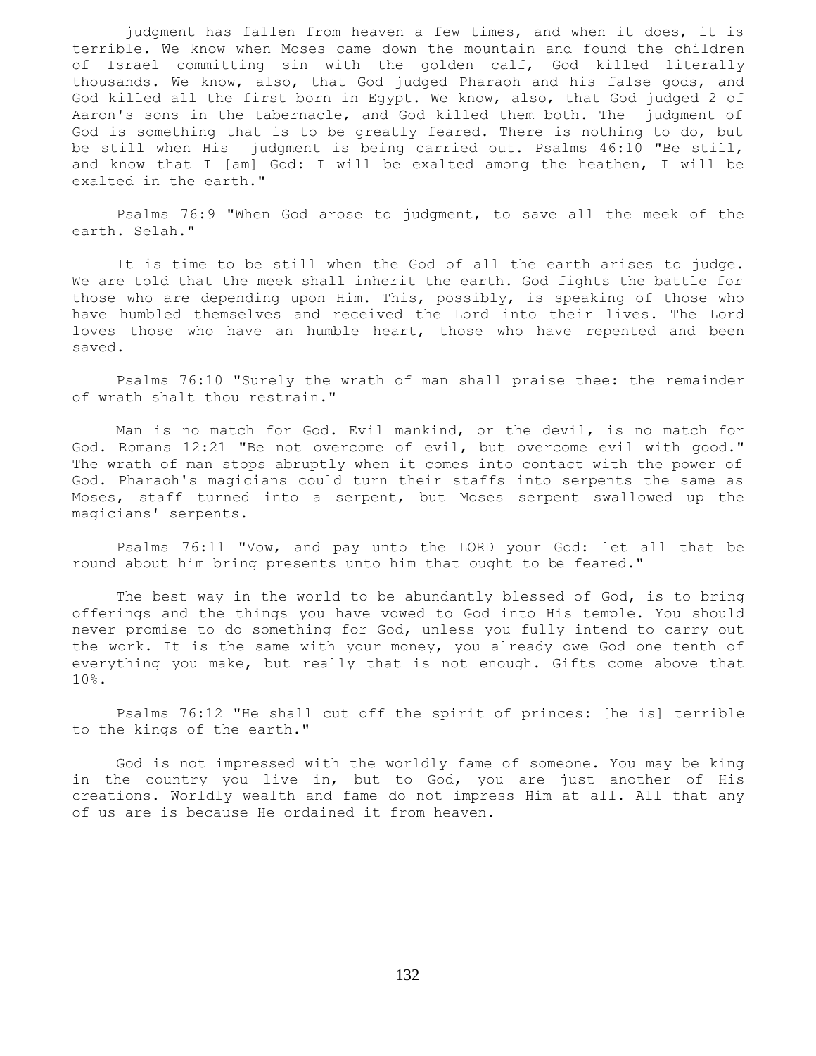judgment has fallen from heaven a few times, and when it does, it is terrible. We know when Moses came down the mountain and found the children of Israel committing sin with the golden calf, God killed literally thousands. We know, also, that God judged Pharaoh and his false gods, and God killed all the first born in Egypt. We know, also, that God judged 2 of Aaron's sons in the tabernacle, and God killed them both. The judgment of God is something that is to be greatly feared. There is nothing to do, but be still when His judgment is being carried out. Psalms 46:10 "Be still, and know that I [am] God: I will be exalted among the heathen, I will be exalted in the earth."

Psalms 76:9 "When God arose to judgment, to save all the meek of the earth. Selah."

It is time to be still when the God of all the earth arises to judge. We are told that the meek shall inherit the earth. God fights the battle for those who are depending upon Him. This, possibly, is speaking of those who have humbled themselves and received the Lord into their lives. The Lord loves those who have an humble heart, those who have repented and been saved.

Psalms 76:10 "Surely the wrath of man shall praise thee: the remainder of wrath shalt thou restrain."

Man is no match for God. Evil mankind, or the devil, is no match for God. Romans 12:21 "Be not overcome of evil, but overcome evil with good." The wrath of man stops abruptly when it comes into contact with the power of God. Pharaoh's magicians could turn their staffs into serpents the same as Moses, staff turned into a serpent, but Moses serpent swallowed up the magicians' serpents.

Psalms 76:11 "Vow, and pay unto the LORD your God: let all that be round about him bring presents unto him that ought to be feared."

The best way in the world to be abundantly blessed of God, is to bring offerings and the things you have vowed to God into His temple. You should never promise to do something for God, unless you fully intend to carry out the work. It is the same with your money, you already owe God one tenth of everything you make, but really that is not enough. Gifts come above that 10%.

Psalms 76:12 "He shall cut off the spirit of princes: [he is] terrible to the kings of the earth."

God is not impressed with the worldly fame of someone. You may be king in the country you live in, but to God, you are just another of His creations. Worldly wealth and fame do not impress Him at all. All that any of us are is because He ordained it from heaven.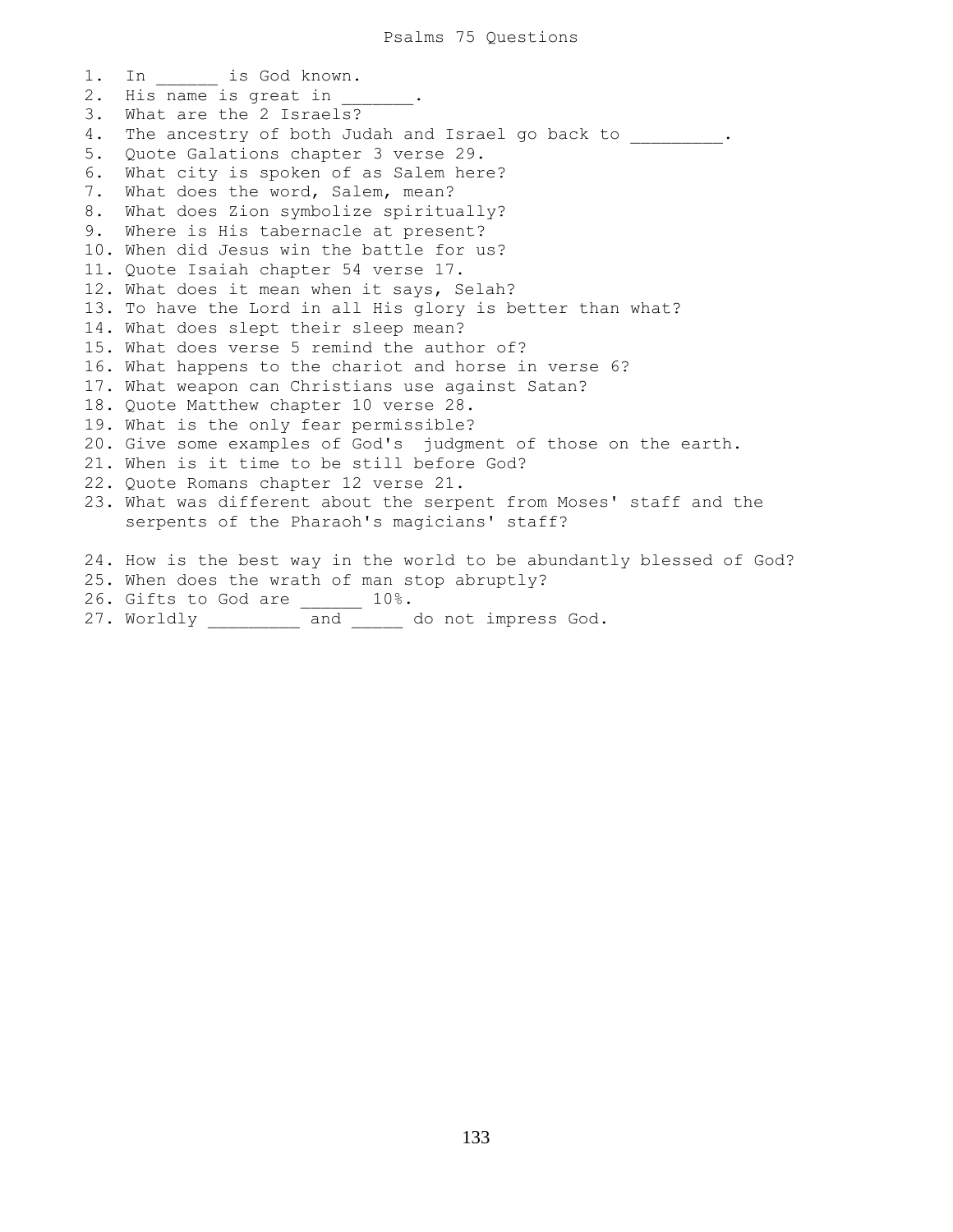# Psalms 75 Questions

1. In ______ is God known.
2. His name is great in _______.
3. What are the 2 Israels?
4. The ancestry of both Judah and Israel go back to _________.
5. Quote Galations chapter 3 verse 29.
6. What city is spoken of as Salem here?
7. What does the word, Salem, mean?
8. What does Zion symbolize spiritually?
9. Where is His tabernacle at present?
10. When did Jesus win the battle for us?
11. Quote Isaiah chapter 54 verse 17.
12. What does it mean when it says, Selah?
13. To have the Lord in all His glory is better than what?
14. What does slept their sleep mean?
15. What does verse 5 remind the author of?
16. What happens to the chariot and horse in verse 6?
17. What weapon can Christians use against Satan?
18. Quote Matthew chapter 10 verse 28.
19. What is the only fear permissible?
20. Give some examples of God's judgment of those on the earth.
21. When is it time to be still before God?
22. Quote Romans chapter 12 verse 21.
23. What was different about the serpent from Moses' staff and the serpents of the Pharaoh's magicians' staff?
24. How is the best way in the world to be abundantly blessed of God?
25. When does the wrath of man stop abruptly?
26. Gifts to God are ______ 10%.
27. Worldly _________ and _____ do not impress God.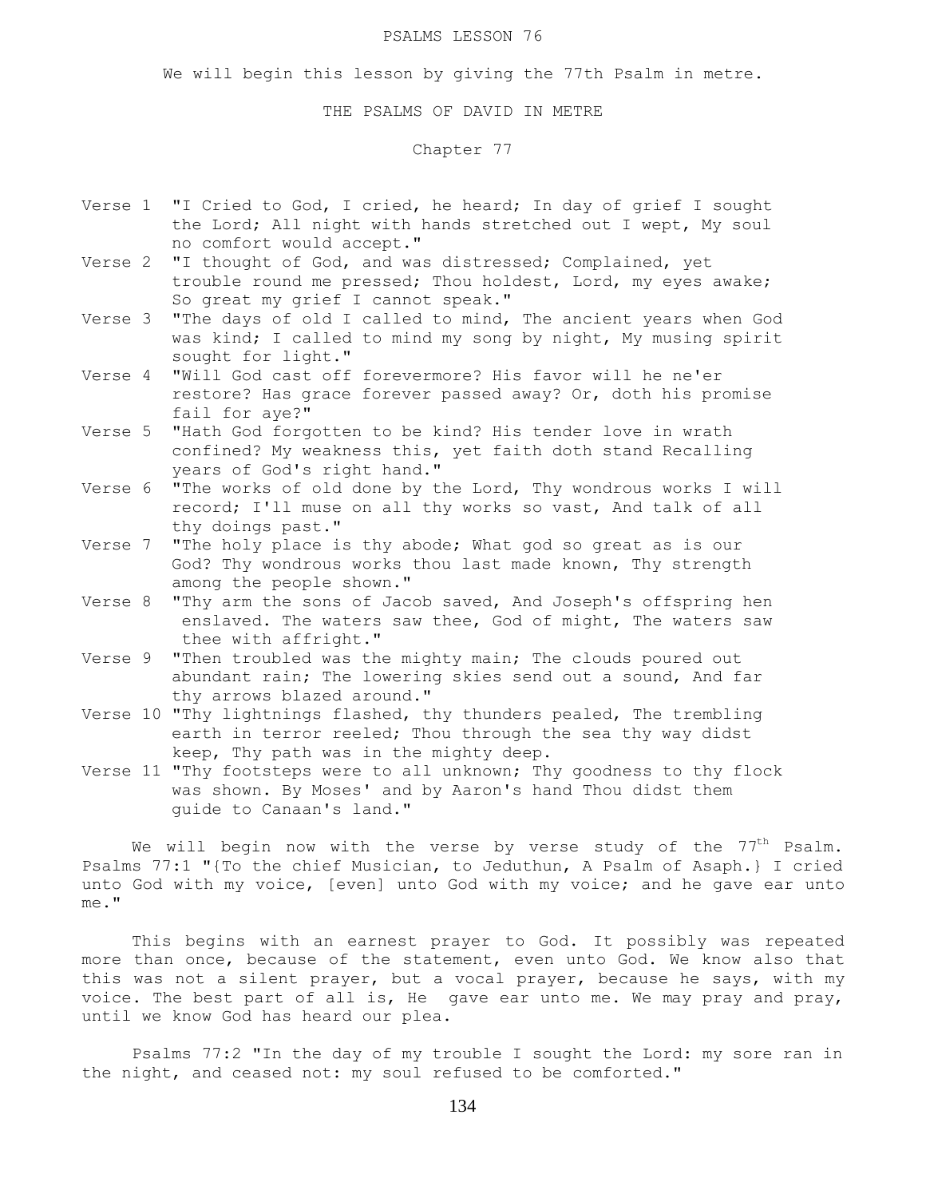# PSALMS LESSON 76

We will begin this lesson by giving the 77th Psalm in metre.

## THE PSALMS OF DAVID IN METRE

### Chapter 77

Verse 1 "I Cried to God, I cried, he heard; In day of grief I sought the Lord; All night with hands stretched out I wept, My soul no comfort would accept."

Verse 2 "I thought of God, and was distressed; Complained, yet trouble round me pressed; Thou holdest, Lord, my eyes awake; So great my grief I cannot speak."

Verse 3 "The days of old I called to mind, The ancient years when God was kind; I called to mind my song by night, My musing spirit sought for light."

Verse 4 "Will God cast off forevermore? His favor will he ne'er restore? Has grace forever passed away? Or, doth his promise fail for aye?"

Verse 5 "Hath God forgotten to be kind? His tender love in wrath confined? My weakness this, yet faith doth stand Recalling years of God's right hand."

Verse 6 "The works of old done by the Lord, Thy wondrous works I will record; I'll muse on all thy works so vast, And talk of all thy doings past."

Verse 7 "The holy place is thy abode; What god so great as is our God? Thy wondrous works thou last made known, Thy strength among the people shown."

Verse 8 "Thy arm the sons of Jacob saved, And Joseph's offspring hen enslaved. The waters saw thee, God of might, The waters saw thee with affright."

Verse 9 "Then troubled was the mighty main; The clouds poured out abundant rain; The lowering skies send out a sound, And far thy arrows blazed around."

Verse 10 "Thy lightnings flashed, thy thunders pealed, The trembling earth in terror reeled; Thou through the sea thy way didst keep, Thy path was in the mighty deep.

Verse 11 "Thy footsteps were to all unknown; Thy goodness to thy flock was shown. By Moses' and by Aaron's hand Thou didst them guide to Canaan's land."

We will begin now with the verse by verse study of the 77th Psalm. Psalms 77:1 "{To the chief Musician, to Jeduthun, A Psalm of Asaph.} I cried unto God with my voice, [even] unto God with my voice; and he gave ear unto me."

This begins with an earnest prayer to God. It possibly was repeated more than once, because of the statement, even unto God. We know also that this was not a silent prayer, but a vocal prayer, because he says, with my voice. The best part of all is, He gave ear unto me. We may pray and pray, until we know God has heard our plea.

Psalms 77:2 "In the day of my trouble I sought the Lord: my sore ran in the night, and ceased not: my soul refused to be comforted."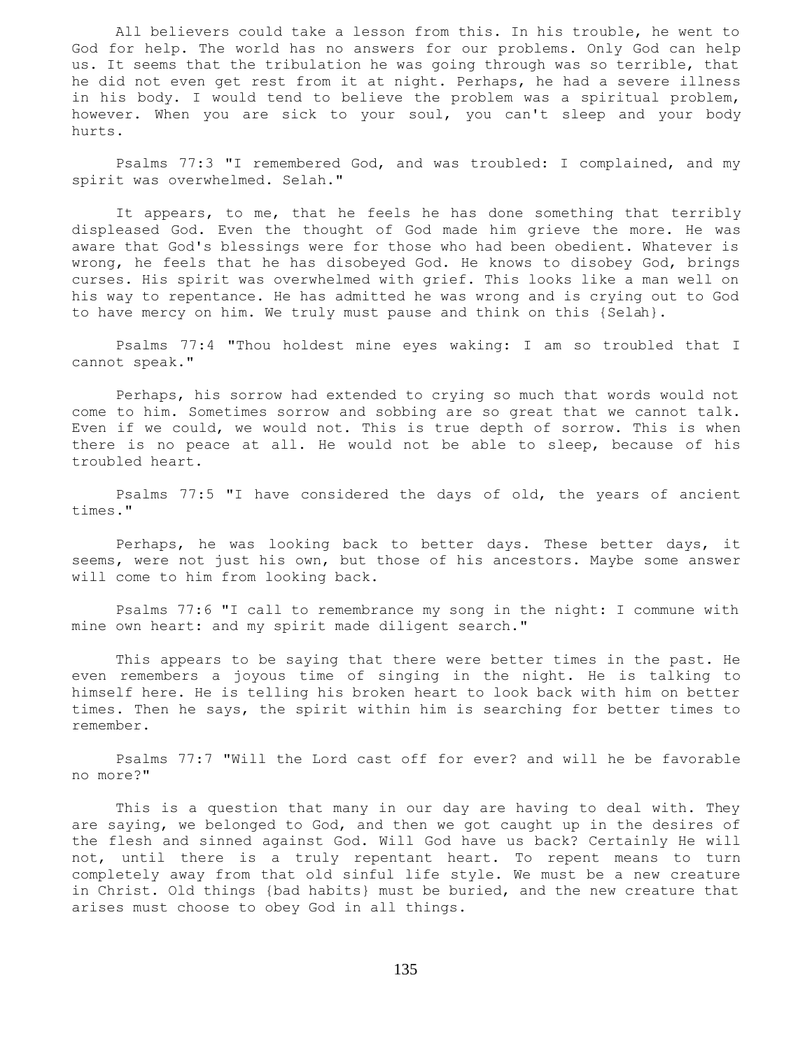All believers could take a lesson from this. In his trouble, he went to God for help. The world has no answers for our problems. Only God can help us. It seems that the tribulation he was going through was so terrible, that he did not even get rest from it at night. Perhaps, he had a severe illness in his body. I would tend to believe the problem was a spiritual problem, however. When you are sick to your soul, you can't sleep and your body hurts.

Psalms 77:3 "I remembered God, and was troubled: I complained, and my spirit was overwhelmed. Selah."

It appears, to me, that he feels he has done something that terribly displeased God. Even the thought of God made him grieve the more. He was aware that God's blessings were for those who had been obedient. Whatever is wrong, he feels that he has disobeyed God. He knows to disobey God, brings curses. His spirit was overwhelmed with grief. This looks like a man well on his way to repentance. He has admitted he was wrong and is crying out to God to have mercy on him. We truly must pause and think on this {Selah}.

Psalms 77:4 "Thou holdest mine eyes waking: I am so troubled that I cannot speak."

Perhaps, his sorrow had extended to crying so much that words would not come to him. Sometimes sorrow and sobbing are so great that we cannot talk. Even if we could, we would not. This is true depth of sorrow. This is when there is no peace at all. He would not be able to sleep, because of his troubled heart.

Psalms 77:5 "I have considered the days of old, the years of ancient times."

Perhaps, he was looking back to better days. These better days, it seems, were not just his own, but those of his ancestors. Maybe some answer will come to him from looking back.

Psalms 77:6 "I call to remembrance my song in the night: I commune with mine own heart: and my spirit made diligent search."

This appears to be saying that there were better times in the past. He even remembers a joyous time of singing in the night. He is talking to himself here. He is telling his broken heart to look back with him on better times. Then he says, the spirit within him is searching for better times to remember.

Psalms 77:7 "Will the Lord cast off for ever? and will he be favorable no more?"

This is a question that many in our day are having to deal with. They are saying, we belonged to God, and then we got caught up in the desires of the flesh and sinned against God. Will God have us back? Certainly He will not, until there is a truly repentant heart. To repent means to turn completely away from that old sinful life style. We must be a new creature in Christ. Old things {bad habits} must be buried, and the new creature that arises must choose to obey God in all things.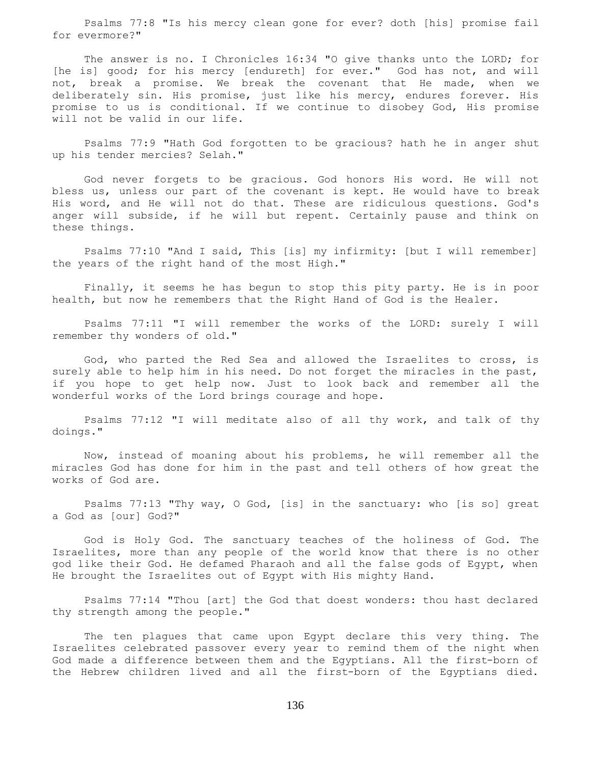Psalms 77:8 "Is his mercy clean gone for ever? doth [his] promise fail for evermore?"

The answer is no. I Chronicles 16:34 "O give thanks unto the LORD; for [he is] good; for his mercy [endureth] for ever." God has not, and will not, break a promise. We break the covenant that He made, when we deliberately sin. His promise, just like his mercy, endures forever. His promise to us is conditional. If we continue to disobey God, His promise will not be valid in our life.

Psalms 77:9 "Hath God forgotten to be gracious? hath he in anger shut up his tender mercies? Selah."

God never forgets to be gracious. God honors His word. He will not bless us, unless our part of the covenant is kept. He would have to break His word, and He will not do that. These are ridiculous questions. God's anger will subside, if he will but repent. Certainly pause and think on these things.

Psalms 77:10 "And I said, This [is] my infirmity: [but I will remember] the years of the right hand of the most High."

Finally, it seems he has begun to stop this pity party. He is in poor health, but now he remembers that the Right Hand of God is the Healer.

Psalms 77:11 "I will remember the works of the LORD: surely I will remember thy wonders of old."

God, who parted the Red Sea and allowed the Israelites to cross, is surely able to help him in his need. Do not forget the miracles in the past, if you hope to get help now. Just to look back and remember all the wonderful works of the Lord brings courage and hope.

Psalms 77:12 "I will meditate also of all thy work, and talk of thy doings."

Now, instead of moaning about his problems, he will remember all the miracles God has done for him in the past and tell others of how great the works of God are.

Psalms 77:13 "Thy way, O God, [is] in the sanctuary: who [is so] great a God as [our] God?"

God is Holy God. The sanctuary teaches of the holiness of God. The Israelites, more than any people of the world know that there is no other god like their God. He defamed Pharaoh and all the false gods of Egypt, when He brought the Israelites out of Egypt with His mighty Hand.

Psalms 77:14 "Thou [art] the God that doest wonders: thou hast declared thy strength among the people."

The ten plagues that came upon Egypt declare this very thing. The Israelites celebrated passover every year to remind them of the night when God made a difference between them and the Egyptians. All the first-born of the Hebrew children lived and all the first-born of the Egyptians died.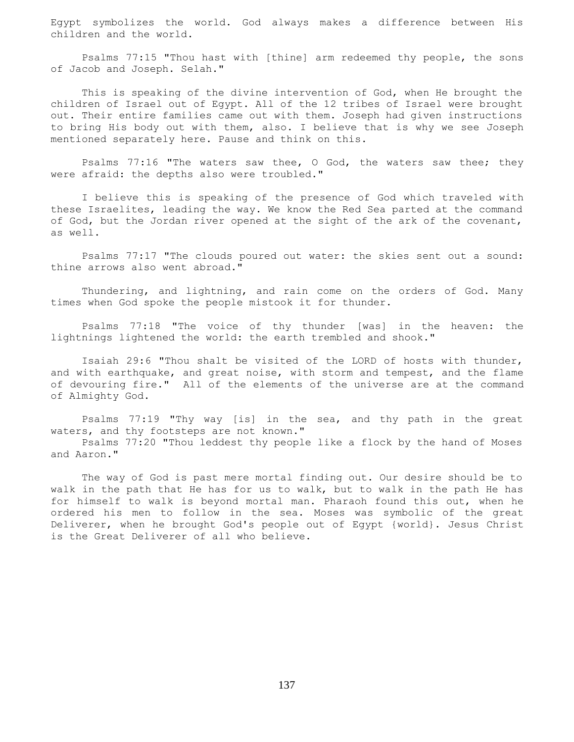Egypt symbolizes the world. God always makes a difference between His children and the world.

Psalms 77:15 "Thou hast with [thine] arm redeemed thy people, the sons of Jacob and Joseph. Selah."

This is speaking of the divine intervention of God, when He brought the children of Israel out of Egypt. All of the 12 tribes of Israel were brought out. Their entire families came out with them. Joseph had given instructions to bring His body out with them, also. I believe that is why we see Joseph mentioned separately here. Pause and think on this.

Psalms 77:16 "The waters saw thee, O God, the waters saw thee; they were afraid: the depths also were troubled."

I believe this is speaking of the presence of God which traveled with these Israelites, leading the way. We know the Red Sea parted at the command of God, but the Jordan river opened at the sight of the ark of the covenant, as well.

Psalms 77:17 "The clouds poured out water: the skies sent out a sound: thine arrows also went abroad."

Thundering, and lightning, and rain come on the orders of God. Many times when God spoke the people mistook it for thunder.

Psalms 77:18 "The voice of thy thunder [was] in the heaven: the lightnings lightened the world: the earth trembled and shook."

Isaiah 29:6 "Thou shalt be visited of the LORD of hosts with thunder, and with earthquake, and great noise, with storm and tempest, and the flame of devouring fire." All of the elements of the universe are at the command of Almighty God.

Psalms 77:19 "Thy way [is] in the sea, and thy path in the great waters, and thy footsteps are not known."
Psalms 77:20 "Thou leddest thy people like a flock by the hand of Moses and Aaron."

The way of God is past mere mortal finding out. Our desire should be to walk in the path that He has for us to walk, but to walk in the path He has for himself to walk is beyond mortal man. Pharaoh found this out, when he ordered his men to follow in the sea. Moses was symbolic of the great Deliverer, when he brought God's people out of Egypt {world}. Jesus Christ is the Great Deliverer of all who believe.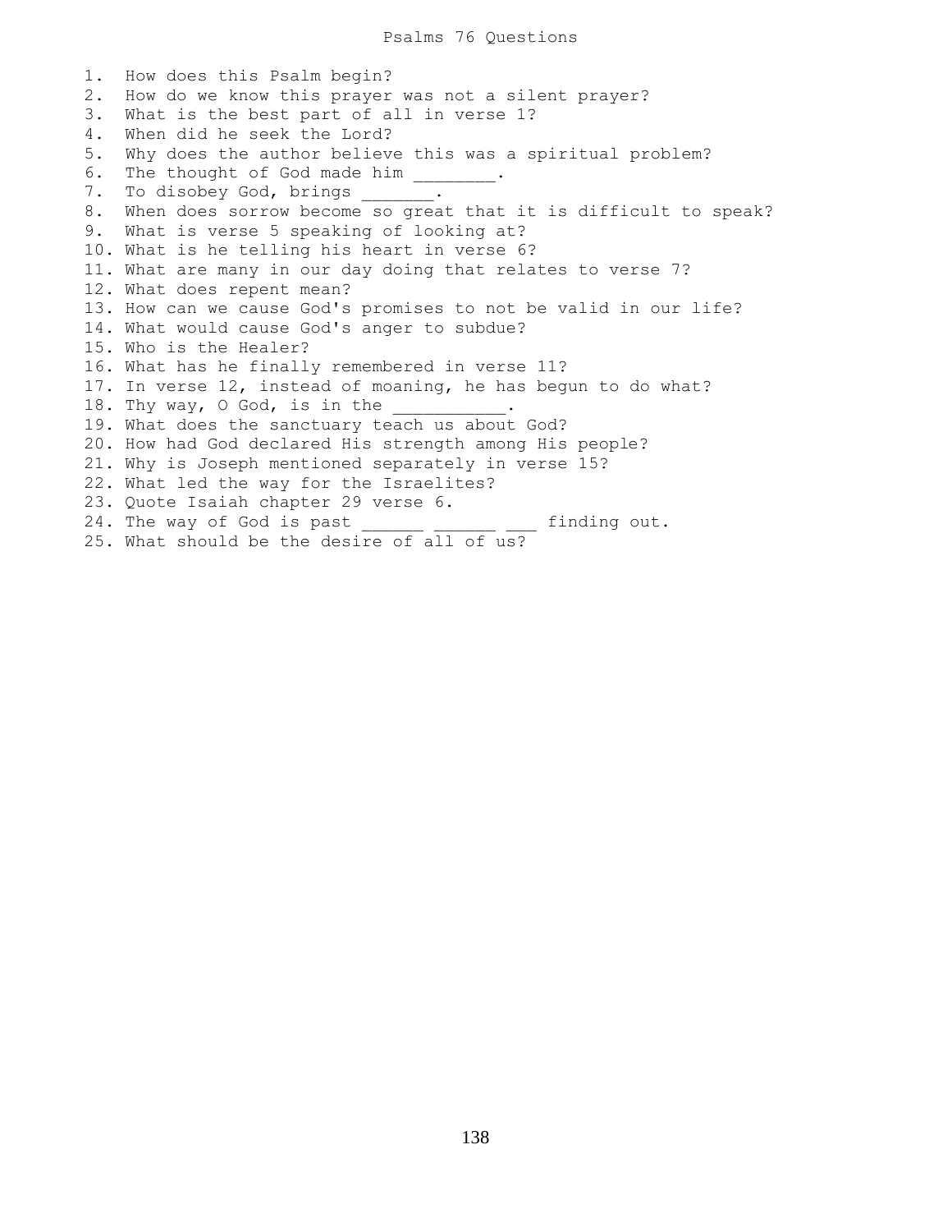# Psalms 76 Questions

1. How does this Psalm begin?
2. How do we know this prayer was not a silent prayer?
3. What is the best part of all in verse 1?
4. When did he seek the Lord?
5. Why does the author believe this was a spiritual problem?
6. The thought of God made him ________.
7. To disobey God, brings _______.
8. When does sorrow become so great that it is difficult to speak?
9. What is verse 5 speaking of looking at?
10. What is he telling his heart in verse 6?
11. What are many in our day doing that relates to verse 7?
12. What does repent mean?
13. How can we cause God's promises to not be valid in our life?
14. What would cause God's anger to subdue?
15. Who is the Healer?
16. What has he finally remembered in verse 11?
17. In verse 12, instead of moaning, he has begun to do what?
18. Thy way, O God, is in the ___________.
19. What does the sanctuary teach us about God?
20. How had God declared His strength among His people?
21. Why is Joseph mentioned separately in verse 15?
22. What led the way for the Israelites?
23. Quote Isaiah chapter 29 verse 6.
24. The way of God is past ______ ______ ___ finding out.
25. What should be the desire of all of us?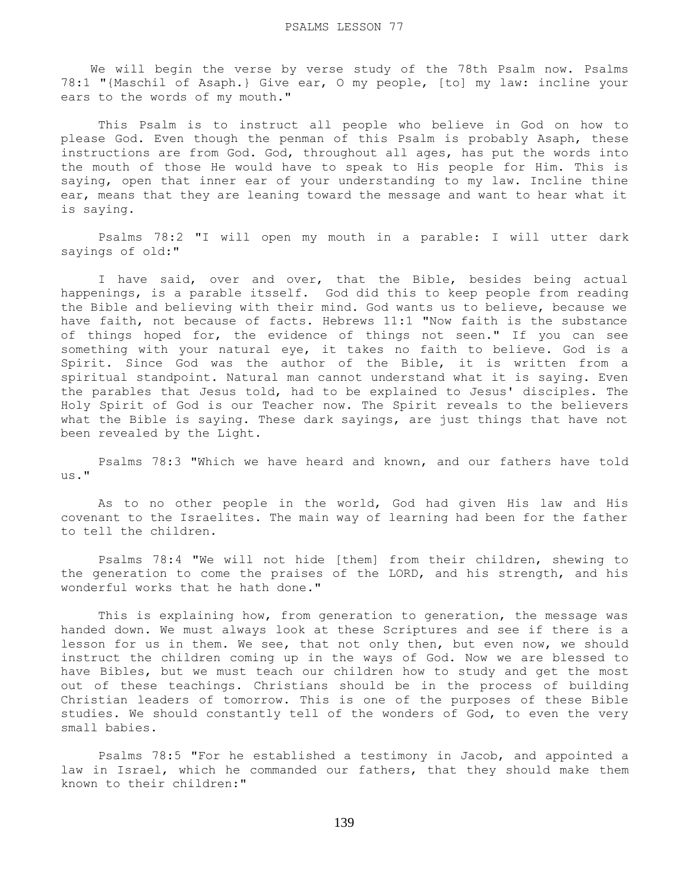We will begin the verse by verse study of the 78th Psalm now. Psalms 78:1 "{Maschil of Asaph.} Give ear, O my people, [to] my law: incline your ears to the words of my mouth."

This Psalm is to instruct all people who believe in God on how to please God. Even though the penman of this Psalm is probably Asaph, these instructions are from God. God, throughout all ages, has put the words into the mouth of those He would have to speak to His people for Him. This is saying, open that inner ear of your understanding to my law. Incline thine ear, means that they are leaning toward the message and want to hear what it is saying.

Psalms 78:2 "I will open my mouth in a parable: I will utter dark sayings of old:"

I have said, over and over, that the Bible, besides being actual happenings, is a parable itsself. God did this to keep people from reading the Bible and believing with their mind. God wants us to believe, because we have faith, not because of facts. Hebrews 11:1 "Now faith is the substance of things hoped for, the evidence of things not seen." If you can see something with your natural eye, it takes no faith to believe. God is a Spirit. Since God was the author of the Bible, it is written from a spiritual standpoint. Natural man cannot understand what it is saying. Even the parables that Jesus told, had to be explained to Jesus' disciples. The Holy Spirit of God is our Teacher now. The Spirit reveals to the believers what the Bible is saying. These dark sayings, are just things that have not been revealed by the Light.

Psalms 78:3 "Which we have heard and known, and our fathers have told us."

As to no other people in the world, God had given His law and His covenant to the Israelites. The main way of learning had been for the father to tell the children.

Psalms 78:4 "We will not hide [them] from their children, shewing to the generation to come the praises of the LORD, and his strength, and his wonderful works that he hath done."

This is explaining how, from generation to generation, the message was handed down. We must always look at these Scriptures and see if there is a lesson for us in them. We see, that not only then, but even now, we should instruct the children coming up in the ways of God. Now we are blessed to have Bibles, but we must teach our children how to study and get the most out of these teachings. Christians should be in the process of building Christian leaders of tomorrow. This is one of the purposes of these Bible studies. We should constantly tell of the wonders of God, to even the very small babies.

Psalms 78:5 "For he established a testimony in Jacob, and appointed a law in Israel, which he commanded our fathers, that they should make them known to their children:"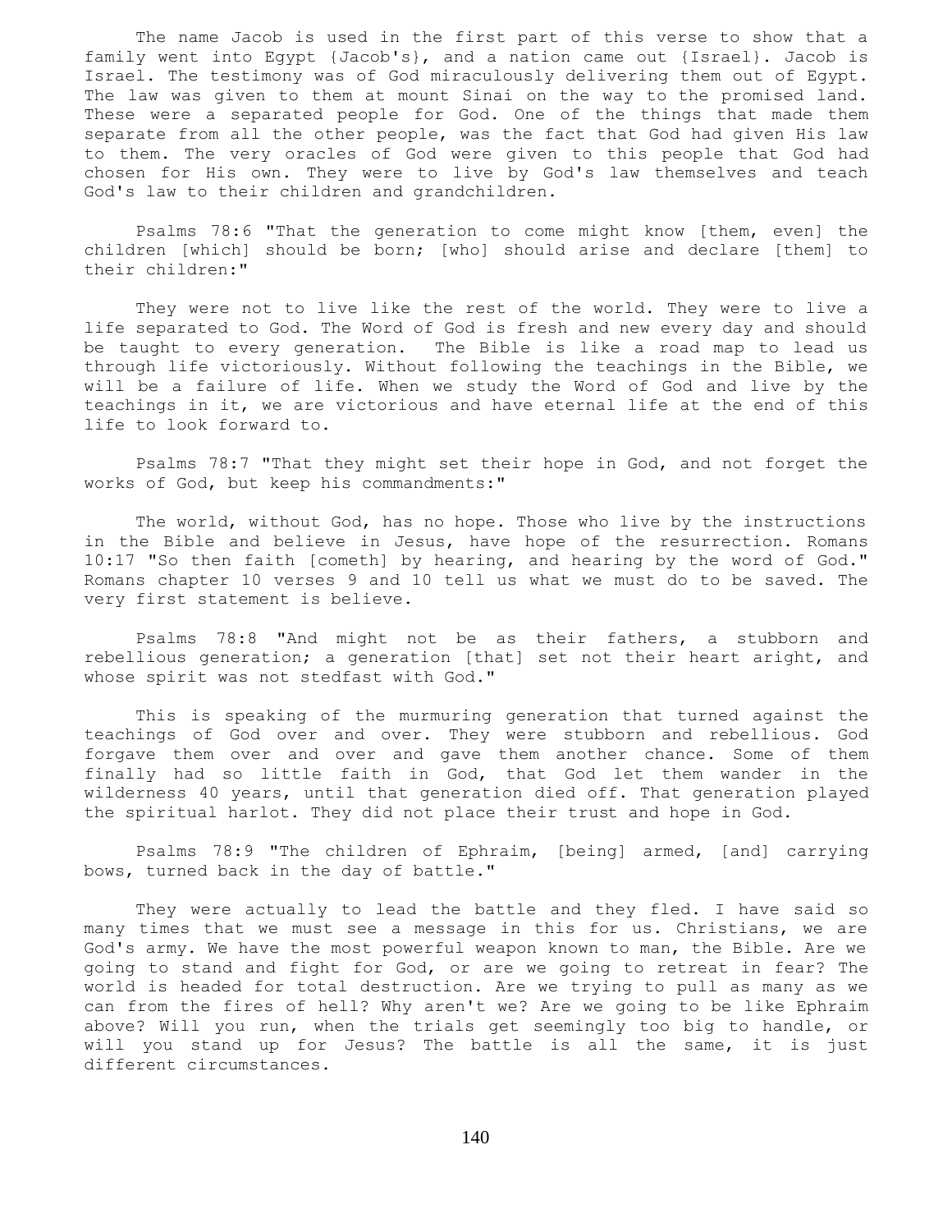The name Jacob is used in the first part of this verse to show that a family went into Egypt {Jacob's}, and a nation came out {Israel}. Jacob is Israel. The testimony was of God miraculously delivering them out of Egypt. The law was given to them at mount Sinai on the way to the promised land. These were a separated people for God. One of the things that made them separate from all the other people, was the fact that God had given His law to them. The very oracles of God were given to this people that God had chosen for His own. They were to live by God's law themselves and teach God's law to their children and grandchildren.

Psalms 78:6 "That the generation to come might know [them, even] the children [which] should be born; [who] should arise and declare [them] to their children:"

They were not to live like the rest of the world. They were to live a life separated to God. The Word of God is fresh and new every day and should be taught to every generation. The Bible is like a road map to lead us through life victoriously. Without following the teachings in the Bible, we will be a failure of life. When we study the Word of God and live by the teachings in it, we are victorious and have eternal life at the end of this life to look forward to.

Psalms 78:7 "That they might set their hope in God, and not forget the works of God, but keep his commandments:"

The world, without God, has no hope. Those who live by the instructions in the Bible and believe in Jesus, have hope of the resurrection. Romans 10:17 "So then faith [cometh] by hearing, and hearing by the word of God." Romans chapter 10 verses 9 and 10 tell us what we must do to be saved. The very first statement is believe.

Psalms 78:8 "And might not be as their fathers, a stubborn and rebellious generation; a generation [that] set not their heart aright, and whose spirit was not stedfast with God."

This is speaking of the murmuring generation that turned against the teachings of God over and over. They were stubborn and rebellious. God forgave them over and over and gave them another chance. Some of them finally had so little faith in God, that God let them wander in the wilderness 40 years, until that generation died off. That generation played the spiritual harlot. They did not place their trust and hope in God.

Psalms 78:9 "The children of Ephraim, [being] armed, [and] carrying bows, turned back in the day of battle."

They were actually to lead the battle and they fled. I have said so many times that we must see a message in this for us. Christians, we are God's army. We have the most powerful weapon known to man, the Bible. Are we going to stand and fight for God, or are we going to retreat in fear? The world is headed for total destruction. Are we trying to pull as many as we can from the fires of hell? Why aren't we? Are we going to be like Ephraim above? Will you run, when the trials get seemingly too big to handle, or will you stand up for Jesus? The battle is all the same, it is just different circumstances.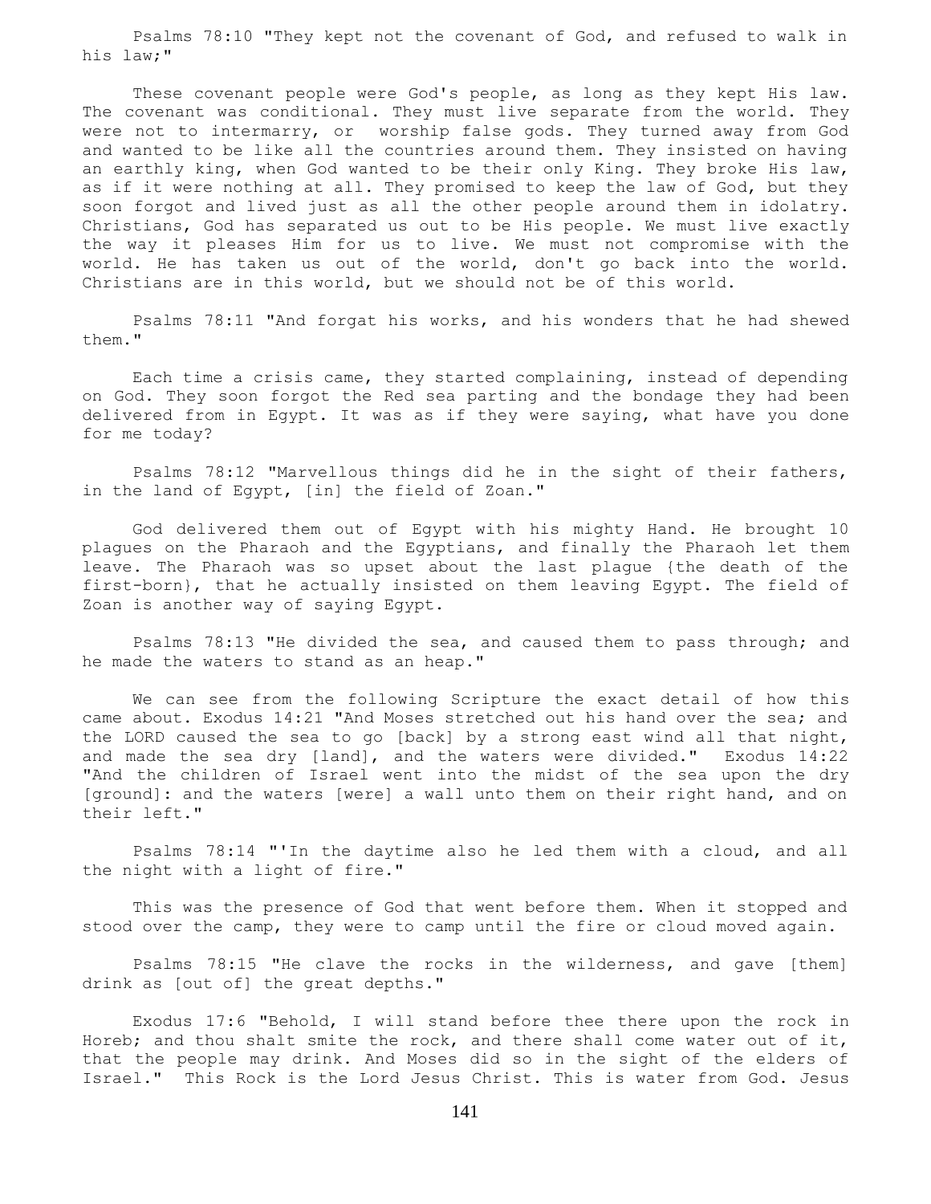Psalms 78:10 "They kept not the covenant of God, and refused to walk in his law;"

These covenant people were God's people, as long as they kept His law. The covenant was conditional. They must live separate from the world. They were not to intermarry, or worship false gods. They turned away from God and wanted to be like all the countries around them. They insisted on having an earthly king, when God wanted to be their only King. They broke His law, as if it were nothing at all. They promised to keep the law of God, but they soon forgot and lived just as all the other people around them in idolatry. Christians, God has separated us out to be His people. We must live exactly the way it pleases Him for us to live. We must not compromise with the world. He has taken us out of the world, don't go back into the world. Christians are in this world, but we should not be of this world.

Psalms 78:11 "And forgat his works, and his wonders that he had shewed them."

Each time a crisis came, they started complaining, instead of depending on God. They soon forgot the Red sea parting and the bondage they had been delivered from in Egypt. It was as if they were saying, what have you done for me today?

Psalms 78:12 "Marvellous things did he in the sight of their fathers, in the land of Egypt, [in] the field of Zoan."

God delivered them out of Egypt with his mighty Hand. He brought 10 plagues on the Pharaoh and the Egyptians, and finally the Pharaoh let them leave. The Pharaoh was so upset about the last plague {the death of the first-born}, that he actually insisted on them leaving Egypt. The field of Zoan is another way of saying Egypt.

Psalms 78:13 "He divided the sea, and caused them to pass through; and he made the waters to stand as an heap."

We can see from the following Scripture the exact detail of how this came about. Exodus 14:21 "And Moses stretched out his hand over the sea; and the LORD caused the sea to go [back] by a strong east wind all that night, and made the sea dry [land], and the waters were divided." Exodus 14:22 "And the children of Israel went into the midst of the sea upon the dry [ground]: and the waters [were] a wall unto them on their right hand, and on their left."

Psalms 78:14 "'In the daytime also he led them with a cloud, and all the night with a light of fire."

This was the presence of God that went before them. When it stopped and stood over the camp, they were to camp until the fire or cloud moved again.

Psalms 78:15 "He clave the rocks in the wilderness, and gave [them] drink as [out of] the great depths."

Exodus 17:6 "Behold, I will stand before thee there upon the rock in Horeb; and thou shalt smite the rock, and there shall come water out of it, that the people may drink. And Moses did so in the sight of the elders of Israel." This Rock is the Lord Jesus Christ. This is water from God. Jesus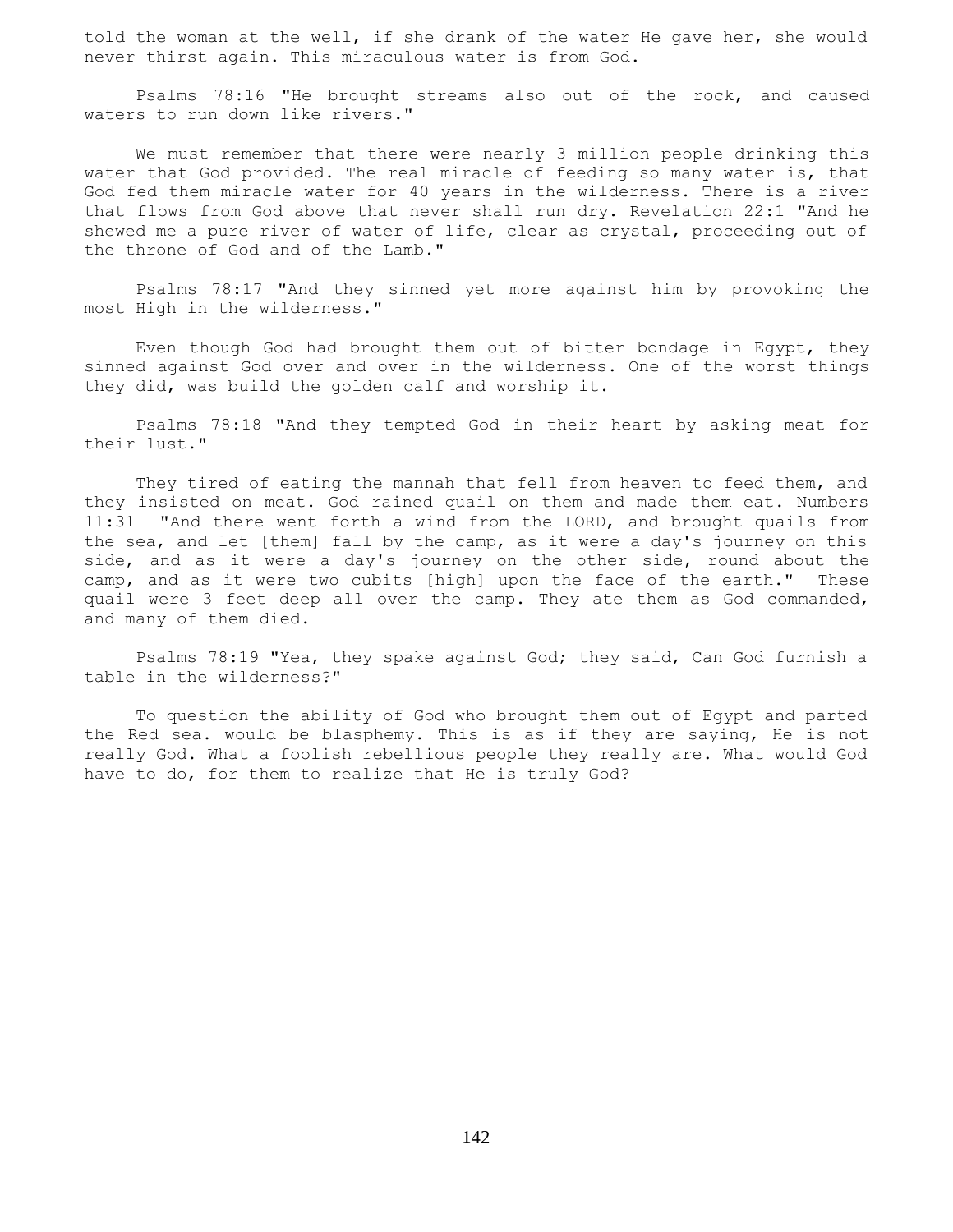told the woman at the well, if she drank of the water He gave her, she would never thirst again. This miraculous water is from God.

Psalms 78:16 "He brought streams also out of the rock, and caused waters to run down like rivers."

We must remember that there were nearly 3 million people drinking this water that God provided. The real miracle of feeding so many water is, that God fed them miracle water for 40 years in the wilderness. There is a river that flows from God above that never shall run dry. Revelation 22:1 "And he shewed me a pure river of water of life, clear as crystal, proceeding out of the throne of God and of the Lamb."

Psalms 78:17 "And they sinned yet more against him by provoking the most High in the wilderness."

Even though God had brought them out of bitter bondage in Egypt, they sinned against God over and over in the wilderness. One of the worst things they did, was build the golden calf and worship it.

Psalms 78:18 "And they tempted God in their heart by asking meat for their lust."

They tired of eating the mannah that fell from heaven to feed them, and they insisted on meat. God rained quail on them and made them eat. Numbers 11:31 "And there went forth a wind from the LORD, and brought quails from the sea, and let [them] fall by the camp, as it were a day's journey on this side, and as it were a day's journey on the other side, round about the camp, and as it were two cubits [high] upon the face of the earth." These quail were 3 feet deep all over the camp. They ate them as God commanded, and many of them died.

Psalms 78:19 "Yea, they spake against God; they said, Can God furnish a table in the wilderness?"

To question the ability of God who brought them out of Egypt and parted the Red sea. would be blasphemy. This is as if they are saying, He is not really God. What a foolish rebellious people they really are. What would God have to do, for them to realize that He is truly God?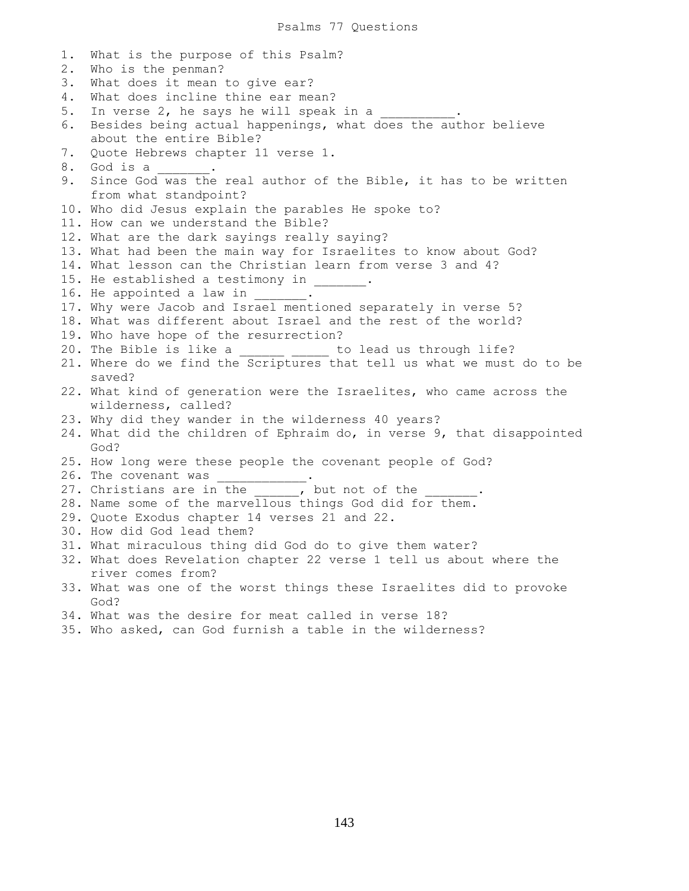# Psalms 77 Questions

1. What is the purpose of this Psalm?
2. Who is the penman?
3. What does it mean to give ear?
4. What does incline thine ear mean?
5. In verse 2, he says he will speak in a __________.
6. Besides being actual happenings, what does the author believe about the entire Bible?
7. Quote Hebrews chapter 11 verse 1.
8. God is a _______.
9. Since God was the real author of the Bible, it has to be written from what standpoint?
10. Who did Jesus explain the parables He spoke to?
11. How can we understand the Bible?
12. What are the dark sayings really saying?
13. What had been the main way for Israelites to know about God?
14. What lesson can the Christian learn from verse 3 and 4?
15. He established a testimony in _______.
16. He appointed a law in _______.
17. Why were Jacob and Israel mentioned separately in verse 5?
18. What was different about Israel and the rest of the world?
19. Who have hope of the resurrection?
20. The Bible is like a ______ _____ to lead us through life?
21. Where do we find the Scriptures that tell us what we must do to be saved?
22. What kind of generation were the Israelites, who came across the wilderness, called?
23. Why did they wander in the wilderness 40 years?
24. What did the children of Ephraim do, in verse 9, that disappointed God?
25. How long were these people the covenant people of God?
26. The covenant was ____________.
27. Christians are in the ______, but not of the _______.
28. Name some of the marvellous things God did for them.
29. Quote Exodus chapter 14 verses 21 and 22.
30. How did God lead them?
31. What miraculous thing did God do to give them water?
32. What does Revelation chapter 22 verse 1 tell us about where the river comes from?
33. What was one of the worst things these Israelites did to provoke God?
34. What was the desire for meat called in verse 18?
35. Who asked, can God furnish a table in the wilderness?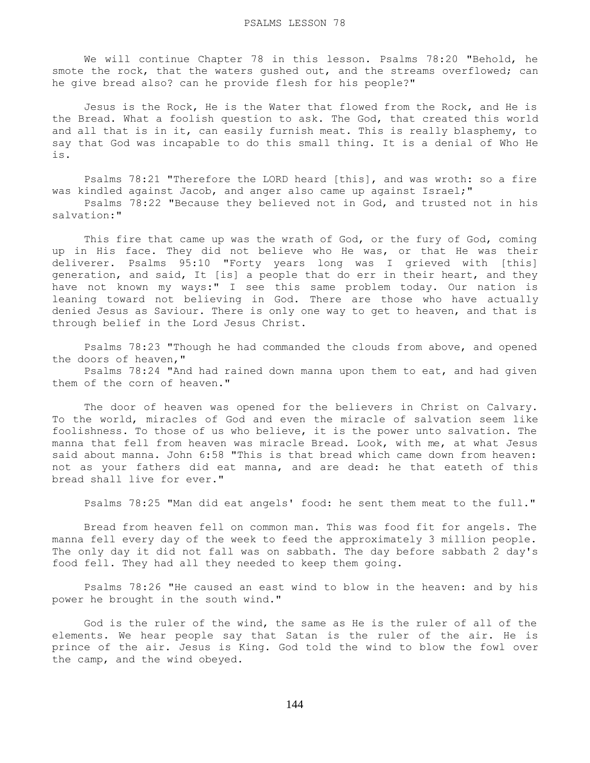We will continue Chapter 78 in this lesson. Psalms 78:20 "Behold, he smote the rock, that the waters gushed out, and the streams overflowed; can he give bread also? can he provide flesh for his people?"

Jesus is the Rock, He is the Water that flowed from the Rock, and He is the Bread. What a foolish question to ask. The God, that created this world and all that is in it, can easily furnish meat. This is really blasphemy, to say that God was incapable to do this small thing. It is a denial of Who He is.

Psalms 78:21 "Therefore the LORD heard [this], and was wroth: so a fire was kindled against Jacob, and anger also came up against Israel;"
Psalms 78:22 "Because they believed not in God, and trusted not in his salvation:"

This fire that came up was the wrath of God, or the fury of God, coming up in His face. They did not believe who He was, or that He was their deliverer. Psalms 95:10 "Forty years long was I grieved with [this] generation, and said, It [is] a people that do err in their heart, and they have not known my ways:" I see this same problem today. Our nation is leaning toward not believing in God. There are those who have actually denied Jesus as Saviour. There is only one way to get to heaven, and that is through belief in the Lord Jesus Christ.

Psalms 78:23 "Though he had commanded the clouds from above, and opened the doors of heaven,"
Psalms 78:24 "And had rained down manna upon them to eat, and had given them of the corn of heaven."

The door of heaven was opened for the believers in Christ on Calvary. To the world, miracles of God and even the miracle of salvation seem like foolishness. To those of us who believe, it is the power unto salvation. The manna that fell from heaven was miracle Bread. Look, with me, at what Jesus said about manna. John 6:58 "This is that bread which came down from heaven: not as your fathers did eat manna, and are dead: he that eateth of this bread shall live for ever."

Psalms 78:25 "Man did eat angels' food: he sent them meat to the full."

Bread from heaven fell on common man. This was food fit for angels. The manna fell every day of the week to feed the approximately 3 million people. The only day it did not fall was on sabbath. The day before sabbath 2 day's food fell. They had all they needed to keep them going.

Psalms 78:26 "He caused an east wind to blow in the heaven: and by his power he brought in the south wind."

God is the ruler of the wind, the same as He is the ruler of all of the elements. We hear people say that Satan is the ruler of the air. He is prince of the air. Jesus is King. God told the wind to blow the fowl over the camp, and the wind obeyed.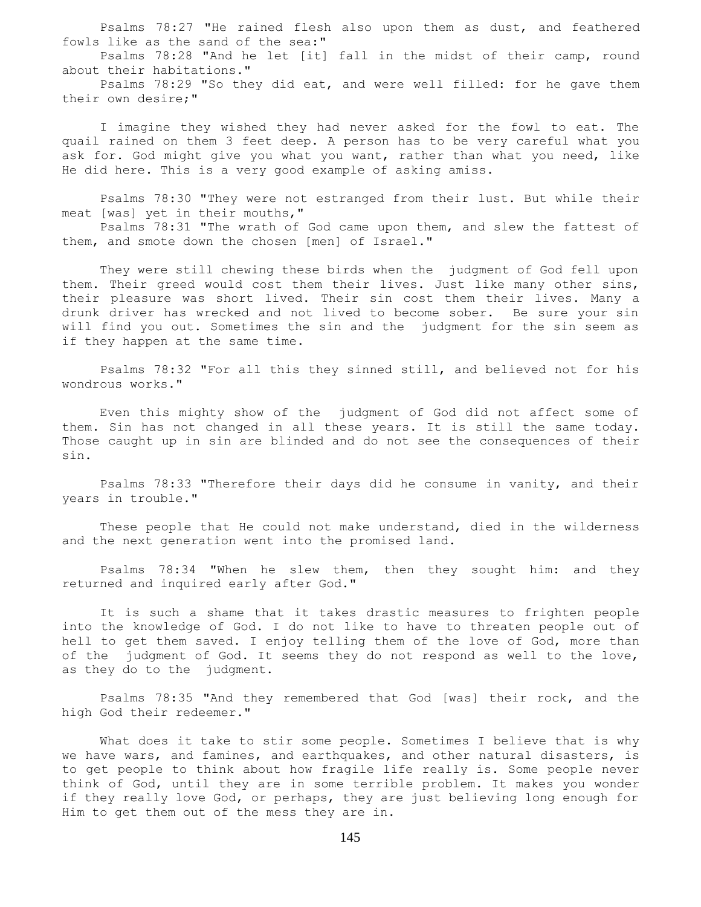Psalms 78:27 "He rained flesh also upon them as dust, and feathered fowls like as the sand of the sea:"

Psalms 78:28 "And he let [it] fall in the midst of their camp, round about their habitations."

Psalms 78:29 "So they did eat, and were well filled: for he gave them their own desire;"

I imagine they wished they had never asked for the fowl to eat. The quail rained on them 3 feet deep. A person has to be very careful what you ask for. God might give you what you want, rather than what you need, like He did here. This is a very good example of asking amiss.

Psalms 78:30 "They were not estranged from their lust. But while their meat [was] yet in their mouths,"

Psalms 78:31 "The wrath of God came upon them, and slew the fattest of them, and smote down the chosen [men] of Israel."

They were still chewing these birds when the judgment of God fell upon them. Their greed would cost them their lives. Just like many other sins, their pleasure was short lived. Their sin cost them their lives. Many a drunk driver has wrecked and not lived to become sober. Be sure your sin will find you out. Sometimes the sin and the judgment for the sin seem as if they happen at the same time.

Psalms 78:32 "For all this they sinned still, and believed not for his wondrous works."

Even this mighty show of the judgment of God did not affect some of them. Sin has not changed in all these years. It is still the same today. Those caught up in sin are blinded and do not see the consequences of their sin.

Psalms 78:33 "Therefore their days did he consume in vanity, and their years in trouble."

These people that He could not make understand, died in the wilderness and the next generation went into the promised land.

Psalms 78:34 "When he slew them, then they sought him: and they returned and inquired early after God."

It is such a shame that it takes drastic measures to frighten people into the knowledge of God. I do not like to have to threaten people out of hell to get them saved. I enjoy telling them of the love of God, more than of the judgment of God. It seems they do not respond as well to the love, as they do to the judgment.

Psalms 78:35 "And they remembered that God [was] their rock, and the high God their redeemer."

What does it take to stir some people. Sometimes I believe that is why we have wars, and famines, and earthquakes, and other natural disasters, is to get people to think about how fragile life really is. Some people never think of God, until they are in some terrible problem. It makes you wonder if they really love God, or perhaps, they are just believing long enough for Him to get them out of the mess they are in.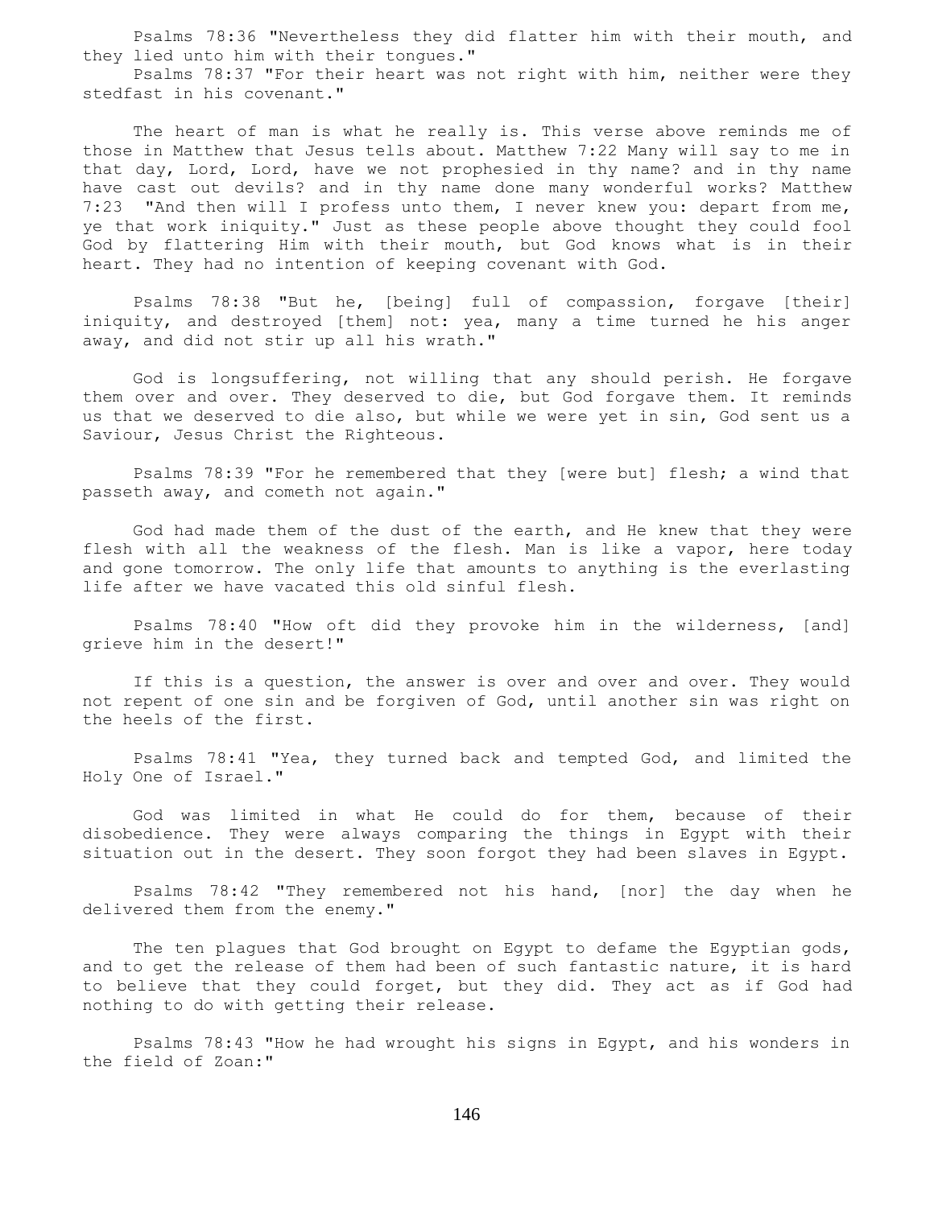Psalms 78:36 "Nevertheless they did flatter him with their mouth, and they lied unto him with their tongues."

Psalms 78:37 "For their heart was not right with him, neither were they stedfast in his covenant."

The heart of man is what he really is. This verse above reminds me of those in Matthew that Jesus tells about. Matthew 7:22 Many will say to me in that day, Lord, Lord, have we not prophesied in thy name? and in thy name have cast out devils? and in thy name done many wonderful works? Matthew 7:23 "And then will I profess unto them, I never knew you: depart from me, ye that work iniquity." Just as these people above thought they could fool God by flattering Him with their mouth, but God knows what is in their heart. They had no intention of keeping covenant with God.

Psalms 78:38 "But he, [being] full of compassion, forgave [their] iniquity, and destroyed [them] not: yea, many a time turned he his anger away, and did not stir up all his wrath."

God is longsuffering, not willing that any should perish. He forgave them over and over. They deserved to die, but God forgave them. It reminds us that we deserved to die also, but while we were yet in sin, God sent us a Saviour, Jesus Christ the Righteous.

Psalms 78:39 "For he remembered that they [were but] flesh; a wind that passeth away, and cometh not again."

God had made them of the dust of the earth, and He knew that they were flesh with all the weakness of the flesh. Man is like a vapor, here today and gone tomorrow. The only life that amounts to anything is the everlasting life after we have vacated this old sinful flesh.

Psalms 78:40 "How oft did they provoke him in the wilderness, [and] grieve him in the desert!"

If this is a question, the answer is over and over and over. They would not repent of one sin and be forgiven of God, until another sin was right on the heels of the first.

Psalms 78:41 "Yea, they turned back and tempted God, and limited the Holy One of Israel."

God was limited in what He could do for them, because of their disobedience. They were always comparing the things in Egypt with their situation out in the desert. They soon forgot they had been slaves in Egypt.

Psalms 78:42 "They remembered not his hand, [nor] the day when he delivered them from the enemy."

The ten plagues that God brought on Egypt to defame the Egyptian gods, and to get the release of them had been of such fantastic nature, it is hard to believe that they could forget, but they did. They act as if God had nothing to do with getting their release.

Psalms 78:43 "How he had wrought his signs in Egypt, and his wonders in the field of Zoan:"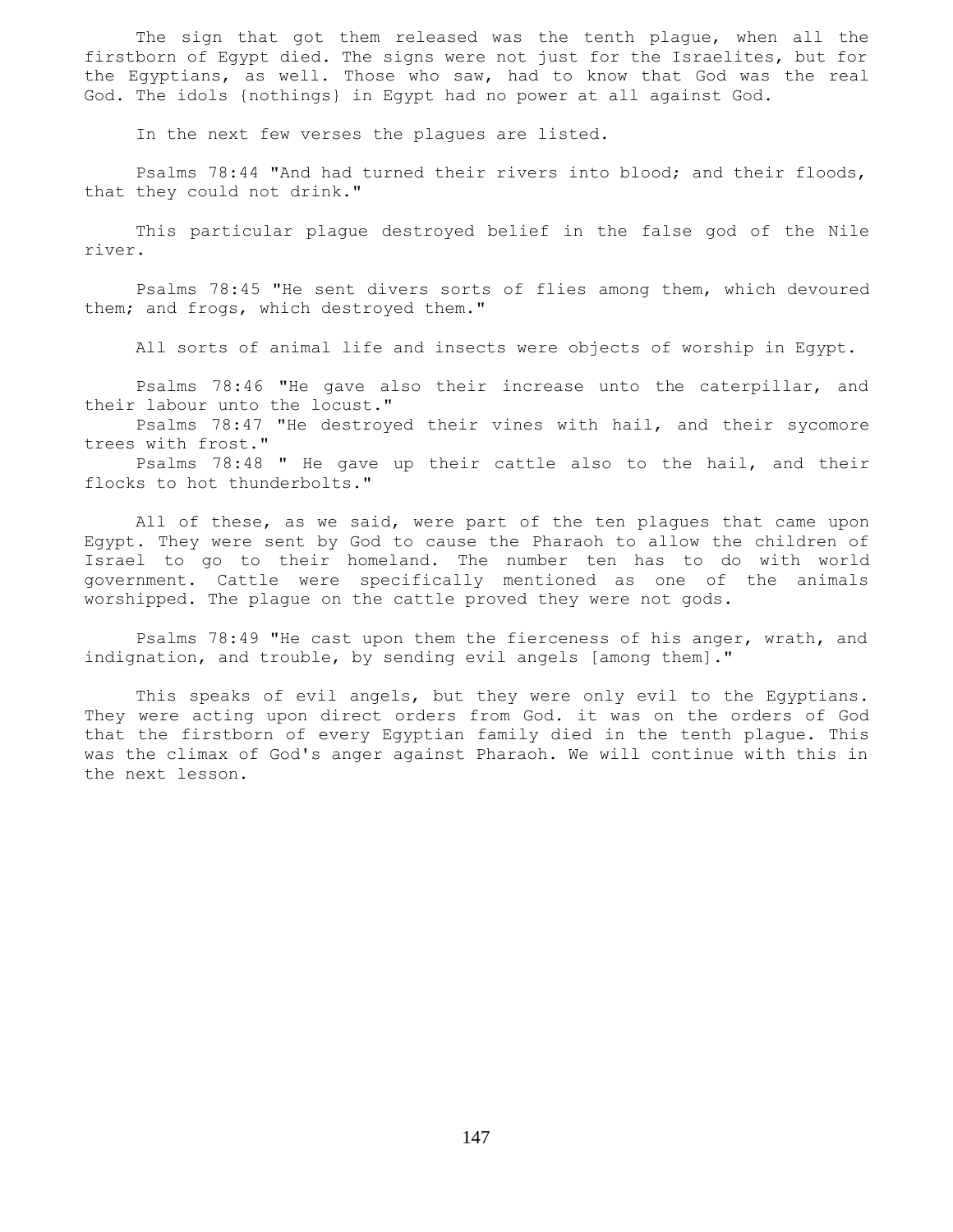The sign that got them released was the tenth plague, when all the firstborn of Egypt died. The signs were not just for the Israelites, but for the Egyptians, as well. Those who saw, had to know that God was the real God. The idols {nothings} in Egypt had no power at all against God.

In the next few verses the plagues are listed.

Psalms 78:44 "And had turned their rivers into blood; and their floods, that they could not drink."

This particular plague destroyed belief in the false god of the Nile river.

Psalms 78:45 "He sent divers sorts of flies among them, which devoured them; and frogs, which destroyed them."

All sorts of animal life and insects were objects of worship in Egypt.

Psalms 78:46 "He gave also their increase unto the caterpillar, and their labour unto the locust."
Psalms 78:47 "He destroyed their vines with hail, and their sycomore trees with frost."
Psalms 78:48 " He gave up their cattle also to the hail, and their flocks to hot thunderbolts."

All of these, as we said, were part of the ten plagues that came upon Egypt. They were sent by God to cause the Pharaoh to allow the children of Israel to go to their homeland. The number ten has to do with world government. Cattle were specifically mentioned as one of the animals worshipped. The plague on the cattle proved they were not gods.

Psalms 78:49 "He cast upon them the fierceness of his anger, wrath, and indignation, and trouble, by sending evil angels [among them]."

This speaks of evil angels, but they were only evil to the Egyptians. They were acting upon direct orders from God. it was on the orders of God that the firstborn of every Egyptian family died in the tenth plague. This was the climax of God's anger against Pharaoh. We will continue with this in the next lesson.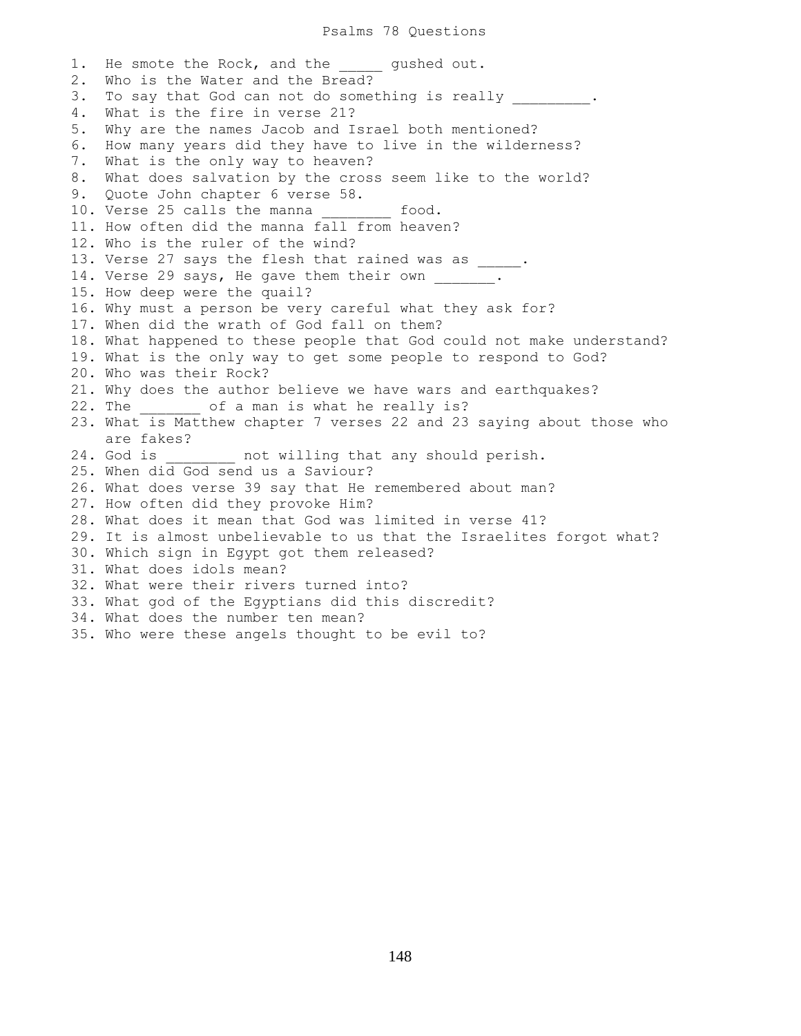# Psalms 78 Questions

1. He smote the Rock, and the _____ gushed out.
2. Who is the Water and the Bread?
3. To say that God can not do something is really _________.
4. What is the fire in verse 21?
5. Why are the names Jacob and Israel both mentioned?
6. How many years did they have to live in the wilderness?
7. What is the only way to heaven?
8. What does salvation by the cross seem like to the world?
9. Quote John chapter 6 verse 58.
10. Verse 25 calls the manna ________ food.
11. How often did the manna fall from heaven?
12. Who is the ruler of the wind?
13. Verse 27 says the flesh that rained was as _____.
14. Verse 29 says, He gave them their own _______.
15. How deep were the quail?
16. Why must a person be very careful what they ask for?
17. When did the wrath of God fall on them?
18. What happened to these people that God could not make understand?
19. What is the only way to get some people to respond to God?
20. Who was their Rock?
21. Why does the author believe we have wars and earthquakes?
22. The _______ of a man is what he really is?
23. What is Matthew chapter 7 verses 22 and 23 saying about those who are fakes?
24. God is ________ not willing that any should perish.
25. When did God send us a Saviour?
26. What does verse 39 say that He remembered about man?
27. How often did they provoke Him?
28. What does it mean that God was limited in verse 41?
29. It is almost unbelievable to us that the Israelites forgot what?
30. Which sign in Egypt got them released?
31. What does idols mean?
32. What were their rivers turned into?
33. What god of the Egyptians did this discredit?
34. What does the number ten mean?
35. Who were these angels thought to be evil to?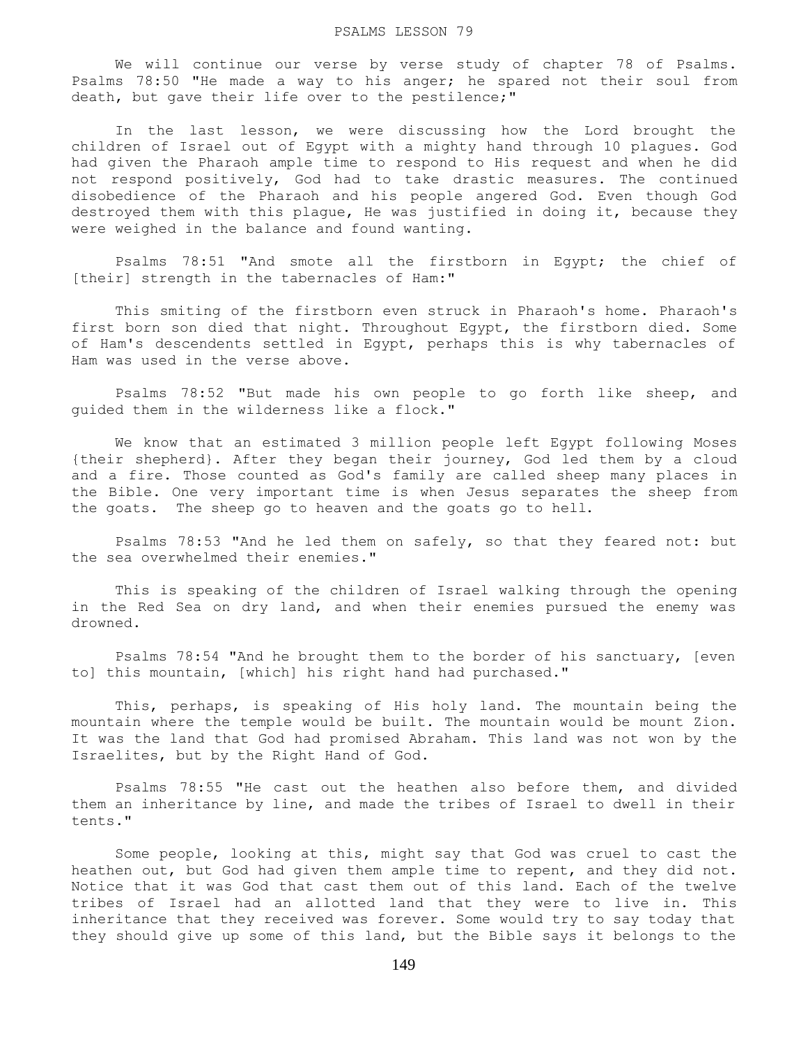# PSALMS LESSON 79

We will continue our verse by verse study of chapter 78 of Psalms. Psalms 78:50 "He made a way to his anger; he spared not their soul from death, but gave their life over to the pestilence;"

In the last lesson, we were discussing how the Lord brought the children of Israel out of Egypt with a mighty hand through 10 plagues. God had given the Pharaoh ample time to respond to His request and when he did not respond positively, God had to take drastic measures. The continued disobedience of the Pharaoh and his people angered God. Even though God destroyed them with this plague, He was justified in doing it, because they were weighed in the balance and found wanting.

Psalms 78:51 "And smote all the firstborn in Egypt; the chief of [their] strength in the tabernacles of Ham:"

This smiting of the firstborn even struck in Pharaoh's home. Pharaoh's first born son died that night. Throughout Egypt, the firstborn died. Some of Ham's descendents settled in Egypt, perhaps this is why tabernacles of Ham was used in the verse above.

Psalms 78:52 "But made his own people to go forth like sheep, and guided them in the wilderness like a flock."

We know that an estimated 3 million people left Egypt following Moses {their shepherd}. After they began their journey, God led them by a cloud and a fire. Those counted as God's family are called sheep many places in the Bible. One very important time is when Jesus separates the sheep from the goats. The sheep go to heaven and the goats go to hell.

Psalms 78:53 "And he led them on safely, so that they feared not: but the sea overwhelmed their enemies."

This is speaking of the children of Israel walking through the opening in the Red Sea on dry land, and when their enemies pursued the enemy was drowned.

Psalms 78:54 "And he brought them to the border of his sanctuary, [even to] this mountain, [which] his right hand had purchased."

This, perhaps, is speaking of His holy land. The mountain being the mountain where the temple would be built. The mountain would be mount Zion. It was the land that God had promised Abraham. This land was not won by the Israelites, but by the Right Hand of God.

Psalms 78:55 "He cast out the heathen also before them, and divided them an inheritance by line, and made the tribes of Israel to dwell in their tents."

Some people, looking at this, might say that God was cruel to cast the heathen out, but God had given them ample time to repent, and they did not. Notice that it was God that cast them out of this land. Each of the twelve tribes of Israel had an allotted land that they were to live in. This inheritance that they received was forever. Some would try to say today that they should give up some of this land, but the Bible says it belongs to the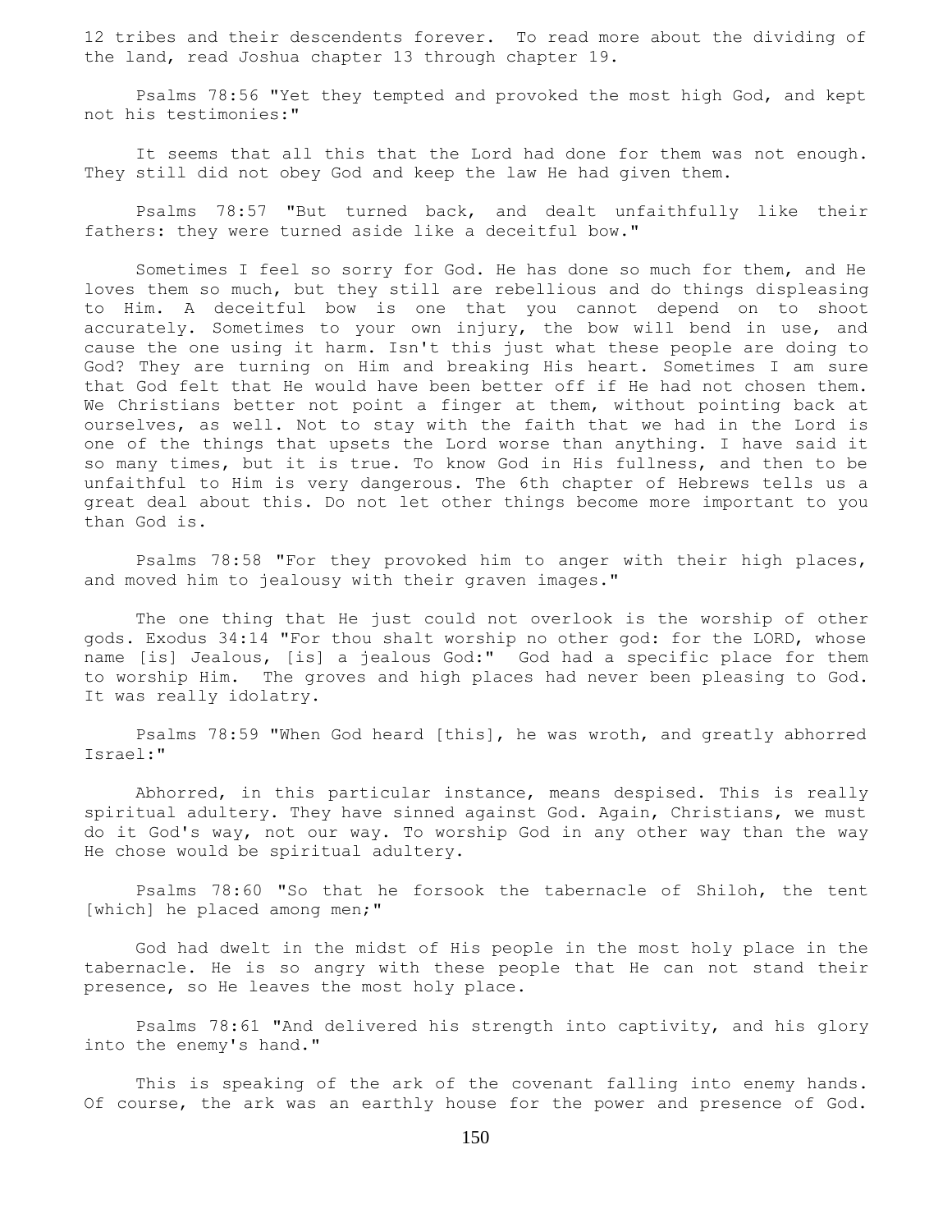12 tribes and their descendents forever. To read more about the dividing of the land, read Joshua chapter 13 through chapter 19.

Psalms 78:56 "Yet they tempted and provoked the most high God, and kept not his testimonies:"

It seems that all this that the Lord had done for them was not enough. They still did not obey God and keep the law He had given them.

Psalms 78:57 "But turned back, and dealt unfaithfully like their fathers: they were turned aside like a deceitful bow."

Sometimes I feel so sorry for God. He has done so much for them, and He loves them so much, but they still are rebellious and do things displeasing to Him. A deceitful bow is one that you cannot depend on to shoot accurately. Sometimes to your own injury, the bow will bend in use, and cause the one using it harm. Isn't this just what these people are doing to God? They are turning on Him and breaking His heart. Sometimes I am sure that God felt that He would have been better off if He had not chosen them. We Christians better not point a finger at them, without pointing back at ourselves, as well. Not to stay with the faith that we had in the Lord is one of the things that upsets the Lord worse than anything. I have said it so many times, but it is true. To know God in His fullness, and then to be unfaithful to Him is very dangerous. The 6th chapter of Hebrews tells us a great deal about this. Do not let other things become more important to you than God is.

Psalms 78:58 "For they provoked him to anger with their high places, and moved him to jealousy with their graven images."

The one thing that He just could not overlook is the worship of other gods. Exodus 34:14 "For thou shalt worship no other god: for the LORD, whose name [is] Jealous, [is] a jealous God:" God had a specific place for them to worship Him. The groves and high places had never been pleasing to God. It was really idolatry.

Psalms 78:59 "When God heard [this], he was wroth, and greatly abhorred Israel:"

Abhorred, in this particular instance, means despised. This is really spiritual adultery. They have sinned against God. Again, Christians, we must do it God's way, not our way. To worship God in any other way than the way He chose would be spiritual adultery.

Psalms 78:60 "So that he forsook the tabernacle of Shiloh, the tent [which] he placed among men;"

God had dwelt in the midst of His people in the most holy place in the tabernacle. He is so angry with these people that He can not stand their presence, so He leaves the most holy place.

Psalms 78:61 "And delivered his strength into captivity, and his glory into the enemy's hand."

This is speaking of the ark of the covenant falling into enemy hands. Of course, the ark was an earthly house for the power and presence of God.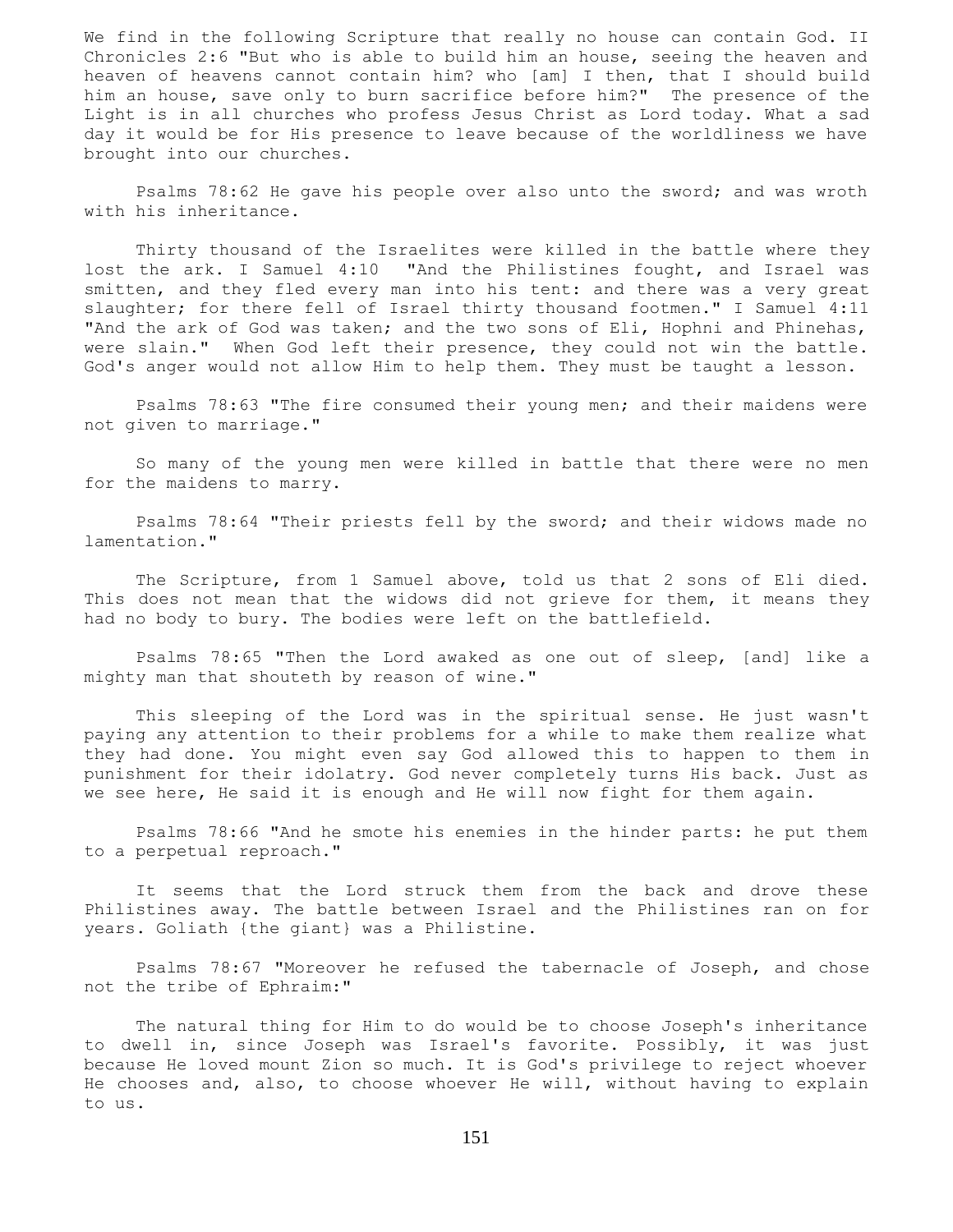We find in the following Scripture that really no house can contain God. II Chronicles 2:6 "But who is able to build him an house, seeing the heaven and heaven of heavens cannot contain him? who [am] I then, that I should build him an house, save only to burn sacrifice before him?" The presence of the Light is in all churches who profess Jesus Christ as Lord today. What a sad day it would be for His presence to leave because of the worldliness we have brought into our churches.

Psalms 78:62 He gave his people over also unto the sword; and was wroth with his inheritance.

Thirty thousand of the Israelites were killed in the battle where they lost the ark. I Samuel 4:10 "And the Philistines fought, and Israel was smitten, and they fled every man into his tent: and there was a very great slaughter; for there fell of Israel thirty thousand footmen." I Samuel 4:11 "And the ark of God was taken; and the two sons of Eli, Hophni and Phinehas, were slain." When God left their presence, they could not win the battle. God's anger would not allow Him to help them. They must be taught a lesson.

Psalms 78:63 "The fire consumed their young men; and their maidens were not given to marriage."

So many of the young men were killed in battle that there were no men for the maidens to marry.

Psalms 78:64 "Their priests fell by the sword; and their widows made no lamentation."

The Scripture, from 1 Samuel above, told us that 2 sons of Eli died. This does not mean that the widows did not grieve for them, it means they had no body to bury. The bodies were left on the battlefield.

Psalms 78:65 "Then the Lord awaked as one out of sleep, [and] like a mighty man that shouteth by reason of wine."

This sleeping of the Lord was in the spiritual sense. He just wasn't paying any attention to their problems for a while to make them realize what they had done. You might even say God allowed this to happen to them in punishment for their idolatry. God never completely turns His back. Just as we see here, He said it is enough and He will now fight for them again.

Psalms 78:66 "And he smote his enemies in the hinder parts: he put them to a perpetual reproach."

It seems that the Lord struck them from the back and drove these Philistines away. The battle between Israel and the Philistines ran on for years. Goliath {the giant} was a Philistine.

Psalms 78:67 "Moreover he refused the tabernacle of Joseph, and chose not the tribe of Ephraim:"

The natural thing for Him to do would be to choose Joseph's inheritance to dwell in, since Joseph was Israel's favorite. Possibly, it was just because He loved mount Zion so much. It is God's privilege to reject whoever He chooses and, also, to choose whoever He will, without having to explain to us.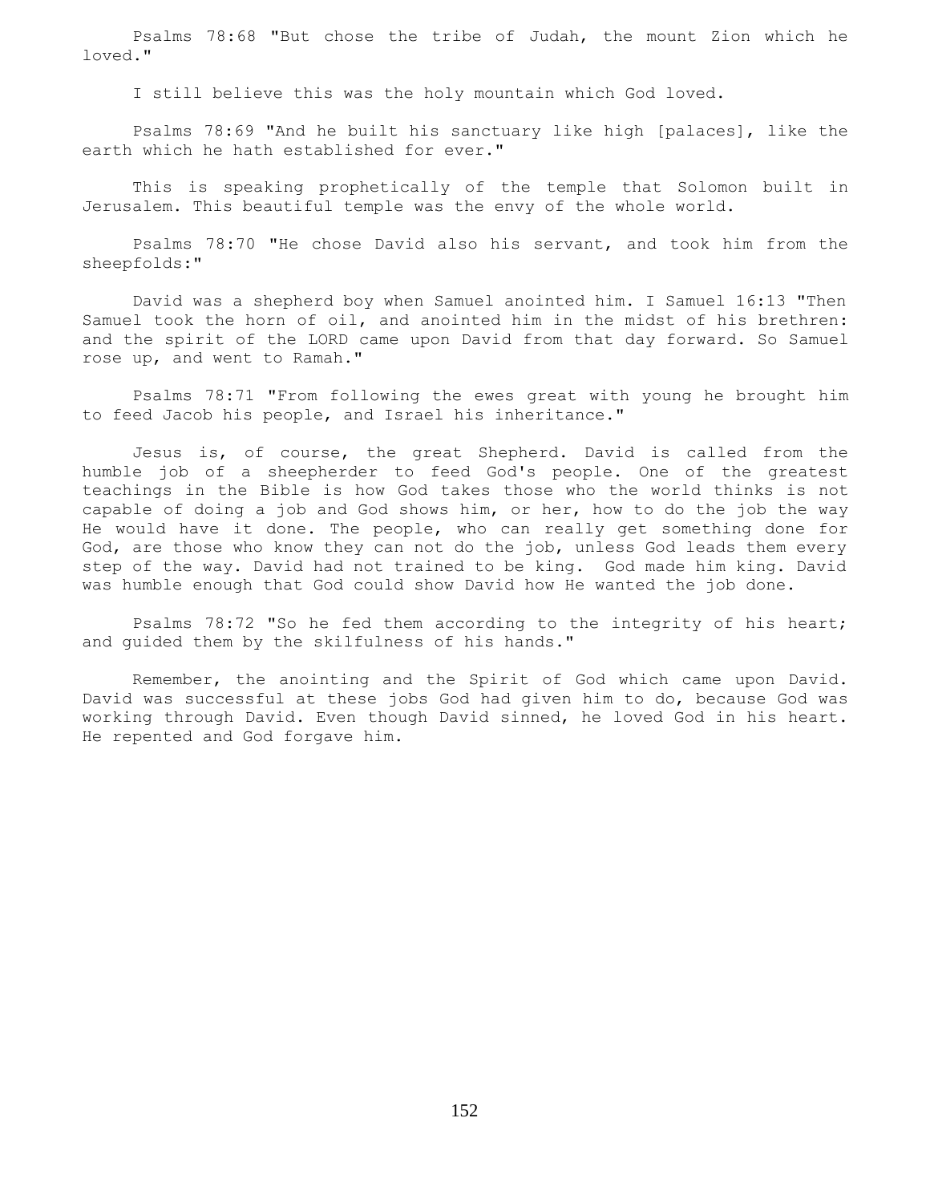Psalms 78:68 "But chose the tribe of Judah, the mount Zion which he loved."

I still believe this was the holy mountain which God loved.

Psalms 78:69 "And he built his sanctuary like high [palaces], like the earth which he hath established for ever."

This is speaking prophetically of the temple that Solomon built in Jerusalem. This beautiful temple was the envy of the whole world.

Psalms 78:70 "He chose David also his servant, and took him from the sheepfolds:"

David was a shepherd boy when Samuel anointed him. I Samuel 16:13 "Then Samuel took the horn of oil, and anointed him in the midst of his brethren: and the spirit of the LORD came upon David from that day forward. So Samuel rose up, and went to Ramah."

Psalms 78:71 "From following the ewes great with young he brought him to feed Jacob his people, and Israel his inheritance."

Jesus is, of course, the great Shepherd. David is called from the humble job of a sheepherder to feed God's people. One of the greatest teachings in the Bible is how God takes those who the world thinks is not capable of doing a job and God shows him, or her, how to do the job the way He would have it done. The people, who can really get something done for God, are those who know they can not do the job, unless God leads them every step of the way. David had not trained to be king. God made him king. David was humble enough that God could show David how He wanted the job done.

Psalms 78:72 "So he fed them according to the integrity of his heart; and guided them by the skilfulness of his hands."

Remember, the anointing and the Spirit of God which came upon David. David was successful at these jobs God had given him to do, because God was working through David. Even though David sinned, he loved God in his heart. He repented and God forgave him.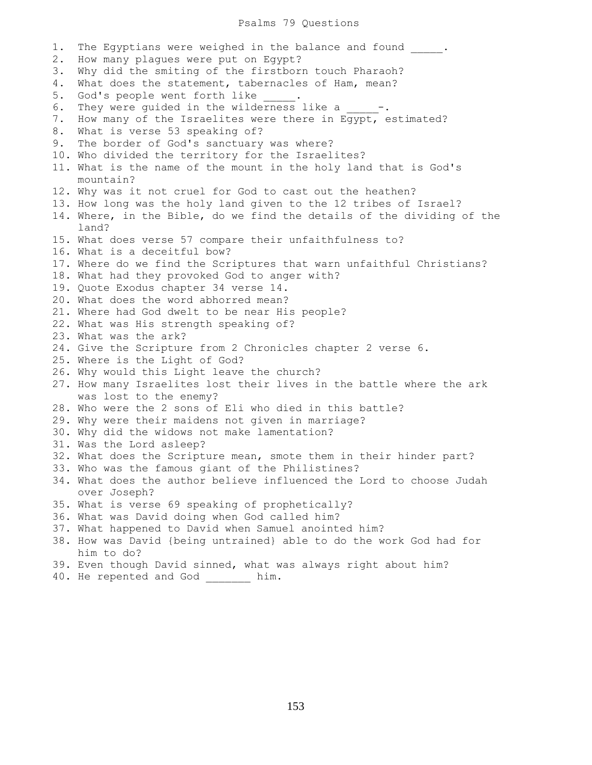# Psalms 79 Questions

1. The Egyptians were weighed in the balance and found _____.
2. How many plagues were put on Egypt?
3. Why did the smiting of the firstborn touch Pharaoh?
4. What does the statement, tabernacles of Ham, mean?
5. God's people went forth like _____.
6. They were guided in the wilderness like a _____-.
7. How many of the Israelites were there in Egypt, estimated?
8. What is verse 53 speaking of?
9. The border of God's sanctuary was where?
10. Who divided the territory for the Israelites?
11. What is the name of the mount in the holy land that is God's mountain?
12. Why was it not cruel for God to cast out the heathen?
13. How long was the holy land given to the 12 tribes of Israel?
14. Where, in the Bible, do we find the details of the dividing of the land?
15. What does verse 57 compare their unfaithfulness to?
16. What is a deceitful bow?
17. Where do we find the Scriptures that warn unfaithful Christians?
18. What had they provoked God to anger with?
19. Quote Exodus chapter 34 verse 14.
20. What does the word abhorred mean?
21. Where had God dwelt to be near His people?
22. What was His strength speaking of?
23. What was the ark?
24. Give the Scripture from 2 Chronicles chapter 2 verse 6.
25. Where is the Light of God?
26. Why would this Light leave the church?
27. How many Israelites lost their lives in the battle where the ark was lost to the enemy?
28. Who were the 2 sons of Eli who died in this battle?
29. Why were their maidens not given in marriage?
30. Why did the widows not make lamentation?
31. Was the Lord asleep?
32. What does the Scripture mean, smote them in their hinder part?
33. Who was the famous giant of the Philistines?
34. What does the author believe influenced the Lord to choose Judah over Joseph?
35. What is verse 69 speaking of prophetically?
36. What was David doing when God called him?
37. What happened to David when Samuel anointed him?
38. How was David {being untrained} able to do the work God had for him to do?
39. Even though David sinned, what was always right about him?
40. He repented and God _______ him.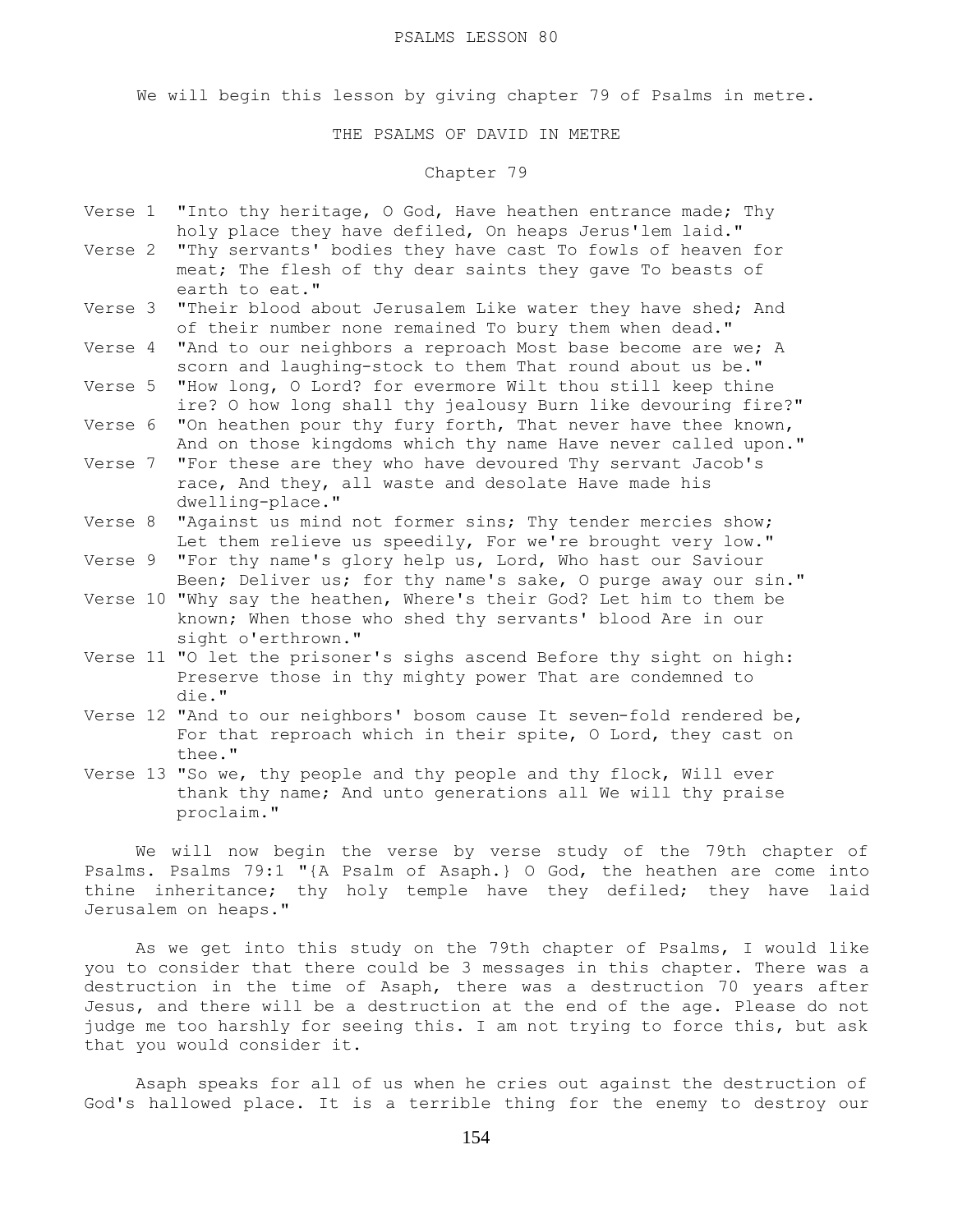# PSALMS LESSON 80

We will begin this lesson by giving chapter 79 of Psalms in metre.

## THE PSALMS OF DAVID IN METRE

### Chapter 79

Verse 1 "Into thy heritage, O God, Have heathen entrance made; Thy holy place they have defiled, On heaps Jerus'lem laid."

Verse 2 "Thy servants' bodies they have cast To fowls of heaven for meat; The flesh of thy dear saints they gave To beasts of earth to eat."

Verse 3 "Their blood about Jerusalem Like water they have shed; And of their number none remained To bury them when dead."

Verse 4 "And to our neighbors a reproach Most base become are we; A scorn and laughing-stock to them That round about us be."

Verse 5 "How long, O Lord? for evermore Wilt thou still keep thine ire? O how long shall thy jealousy Burn like devouring fire?"

Verse 6 "On heathen pour thy fury forth, That never have thee known, And on those kingdoms which thy name Have never called upon."

Verse 7 "For these are they who have devoured Thy servant Jacob's race, And they, all waste and desolate Have made his dwelling-place."

Verse 8 "Against us mind not former sins; Thy tender mercies show; Let them relieve us speedily, For we're brought very low."

Verse 9 "For thy name's glory help us, Lord, Who hast our Saviour Been; Deliver us; for thy name's sake, O purge away our sin."

Verse 10 "Why say the heathen, Where's their God? Let him to them be known; When those who shed thy servants' blood Are in our sight o'erthrown."

Verse 11 "O let the prisoner's sighs ascend Before thy sight on high: Preserve those in thy mighty power That are condemned to die."

Verse 12 "And to our neighbors' bosom cause It seven-fold rendered be, For that reproach which in their spite, O Lord, they cast on thee."

Verse 13 "So we, thy people and thy people and thy flock, Will ever thank thy name; And unto generations all We will thy praise proclaim."

We will now begin the verse by verse study of the 79th chapter of Psalms. Psalms 79:1 "{A Psalm of Asaph.} O God, the heathen are come into thine inheritance; thy holy temple have they defiled; they have laid Jerusalem on heaps."

As we get into this study on the 79th chapter of Psalms, I would like you to consider that there could be 3 messages in this chapter. There was a destruction in the time of Asaph, there was a destruction 70 years after Jesus, and there will be a destruction at the end of the age. Please do not judge me too harshly for seeing this. I am not trying to force this, but ask that you would consider it.

Asaph speaks for all of us when he cries out against the destruction of God's hallowed place. It is a terrible thing for the enemy to destroy our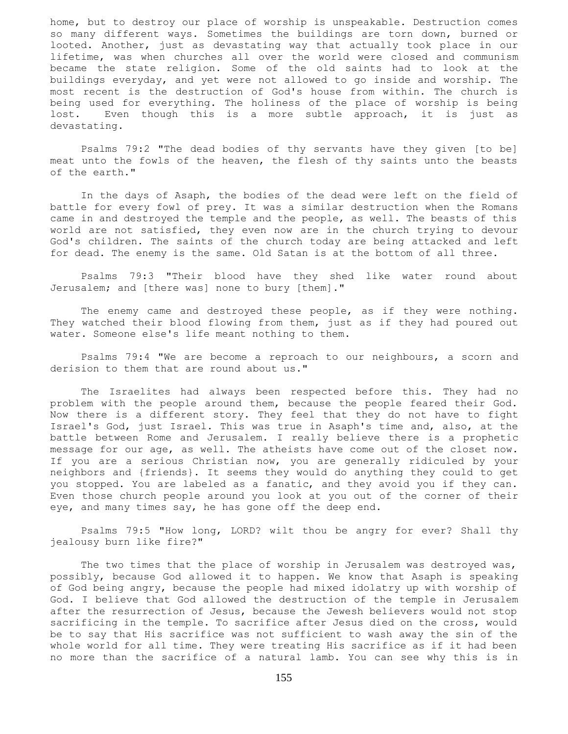home, but to destroy our place of worship is unspeakable. Destruction comes so many different ways. Sometimes the buildings are torn down, burned or looted. Another, just as devastating way that actually took place in our lifetime, was when churches all over the world were closed and communism became the state religion. Some of the old saints had to look at the buildings everyday, and yet were not allowed to go inside and worship. The most recent is the destruction of God's house from within. The church is being used for everything. The holiness of the place of worship is being lost. Even though this is a more subtle approach, it is just as devastating.

Psalms 79:2 "The dead bodies of thy servants have they given [to be] meat unto the fowls of the heaven, the flesh of thy saints unto the beasts of the earth."

In the days of Asaph, the bodies of the dead were left on the field of battle for every fowl of prey. It was a similar destruction when the Romans came in and destroyed the temple and the people, as well. The beasts of this world are not satisfied, they even now are in the church trying to devour God's children. The saints of the church today are being attacked and left for dead. The enemy is the same. Old Satan is at the bottom of all three.

Psalms 79:3 "Their blood have they shed like water round about Jerusalem; and [there was] none to bury [them]."

The enemy came and destroyed these people, as if they were nothing. They watched their blood flowing from them, just as if they had poured out water. Someone else's life meant nothing to them.

Psalms 79:4 "We are become a reproach to our neighbours, a scorn and derision to them that are round about us."

The Israelites had always been respected before this. They had no problem with the people around them, because the people feared their God. Now there is a different story. They feel that they do not have to fight Israel's God, just Israel. This was true in Asaph's time and, also, at the battle between Rome and Jerusalem. I really believe there is a prophetic message for our age, as well. The atheists have come out of the closet now. If you are a serious Christian now, you are generally ridiculed by your neighbors and {friends}. It seems they would do anything they could to get you stopped. You are labeled as a fanatic, and they avoid you if they can. Even those church people around you look at you out of the corner of their eye, and many times say, he has gone off the deep end.

Psalms 79:5 "How long, LORD? wilt thou be angry for ever? Shall thy jealousy burn like fire?"

The two times that the place of worship in Jerusalem was destroyed was, possibly, because God allowed it to happen. We know that Asaph is speaking of God being angry, because the people had mixed idolatry up with worship of God. I believe that God allowed the destruction of the temple in Jerusalem after the resurrection of Jesus, because the Jewesh believers would not stop sacrificing in the temple. To sacrifice after Jesus died on the cross, would be to say that His sacrifice was not sufficient to wash away the sin of the whole world for all time. They were treating His sacrifice as if it had been no more than the sacrifice of a natural lamb. You can see why this is in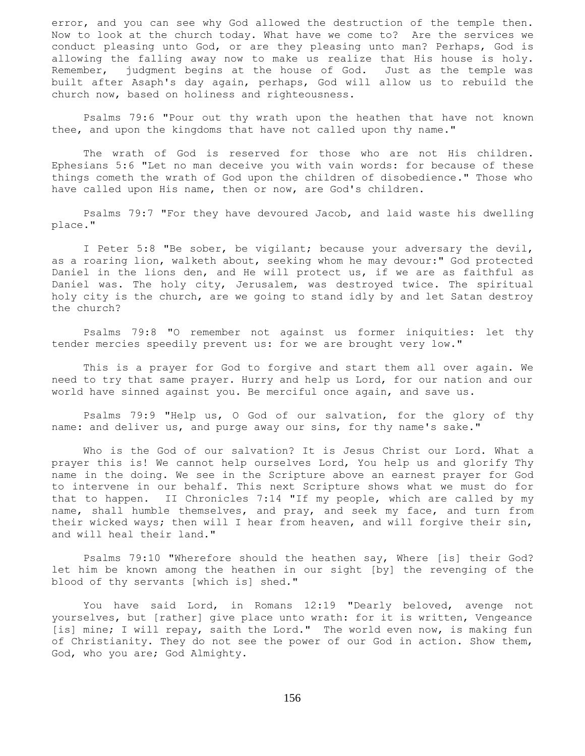error, and you can see why God allowed the destruction of the temple then. Now to look at the church today. What have we come to? Are the services we conduct pleasing unto God, or are they pleasing unto man? Perhaps, God is allowing the falling away now to make us realize that His house is holy. Remember, judgment begins at the house of God. Just as the temple was built after Asaph's day again, perhaps, God will allow us to rebuild the church now, based on holiness and righteousness.

Psalms 79:6 "Pour out thy wrath upon the heathen that have not known thee, and upon the kingdoms that have not called upon thy name."

The wrath of God is reserved for those who are not His children. Ephesians 5:6 "Let no man deceive you with vain words: for because of these things cometh the wrath of God upon the children of disobedience." Those who have called upon His name, then or now, are God's children.

Psalms 79:7 "For they have devoured Jacob, and laid waste his dwelling place."

I Peter 5:8 "Be sober, be vigilant; because your adversary the devil, as a roaring lion, walketh about, seeking whom he may devour:" God protected Daniel in the lions den, and He will protect us, if we are as faithful as Daniel was. The holy city, Jerusalem, was destroyed twice. The spiritual holy city is the church, are we going to stand idly by and let Satan destroy the church?

Psalms 79:8 "O remember not against us former iniquities: let thy tender mercies speedily prevent us: for we are brought very low."

This is a prayer for God to forgive and start them all over again. We need to try that same prayer. Hurry and help us Lord, for our nation and our world have sinned against you. Be merciful once again, and save us.

Psalms 79:9 "Help us, O God of our salvation, for the glory of thy name: and deliver us, and purge away our sins, for thy name's sake."

Who is the God of our salvation? It is Jesus Christ our Lord. What a prayer this is! We cannot help ourselves Lord, You help us and glorify Thy name in the doing. We see in the Scripture above an earnest prayer for God to intervene in our behalf. This next Scripture shows what we must do for that to happen. II Chronicles 7:14 "If my people, which are called by my name, shall humble themselves, and pray, and seek my face, and turn from their wicked ways; then will I hear from heaven, and will forgive their sin, and will heal their land."

Psalms 79:10 "Wherefore should the heathen say, Where [is] their God? let him be known among the heathen in our sight [by] the revenging of the blood of thy servants [which is] shed."

You have said Lord, in Romans 12:19 "Dearly beloved, avenge not yourselves, but [rather] give place unto wrath: for it is written, Vengeance [is] mine; I will repay, saith the Lord." The world even now, is making fun of Christianity. They do not see the power of our God in action. Show them, God, who you are; God Almighty.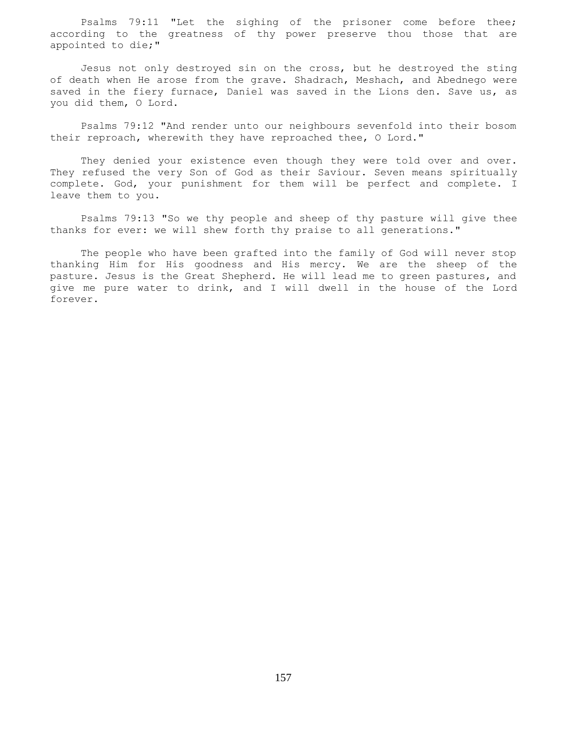Psalms 79:11 "Let the sighing of the prisoner come before thee; according to the greatness of thy power preserve thou those that are appointed to die;"

Jesus not only destroyed sin on the cross, but he destroyed the sting of death when He arose from the grave. Shadrach, Meshach, and Abednego were saved in the fiery furnace, Daniel was saved in the Lions den. Save us, as you did them, O Lord.

Psalms 79:12 "And render unto our neighbours sevenfold into their bosom their reproach, wherewith they have reproached thee, O Lord."

They denied your existence even though they were told over and over. They refused the very Son of God as their Saviour. Seven means spiritually complete. God, your punishment for them will be perfect and complete. I leave them to you.

Psalms 79:13 "So we thy people and sheep of thy pasture will give thee thanks for ever: we will shew forth thy praise to all generations."

The people who have been grafted into the family of God will never stop thanking Him for His goodness and His mercy. We are the sheep of the pasture. Jesus is the Great Shepherd. He will lead me to green pastures, and give me pure water to drink, and I will dwell in the house of the Lord forever.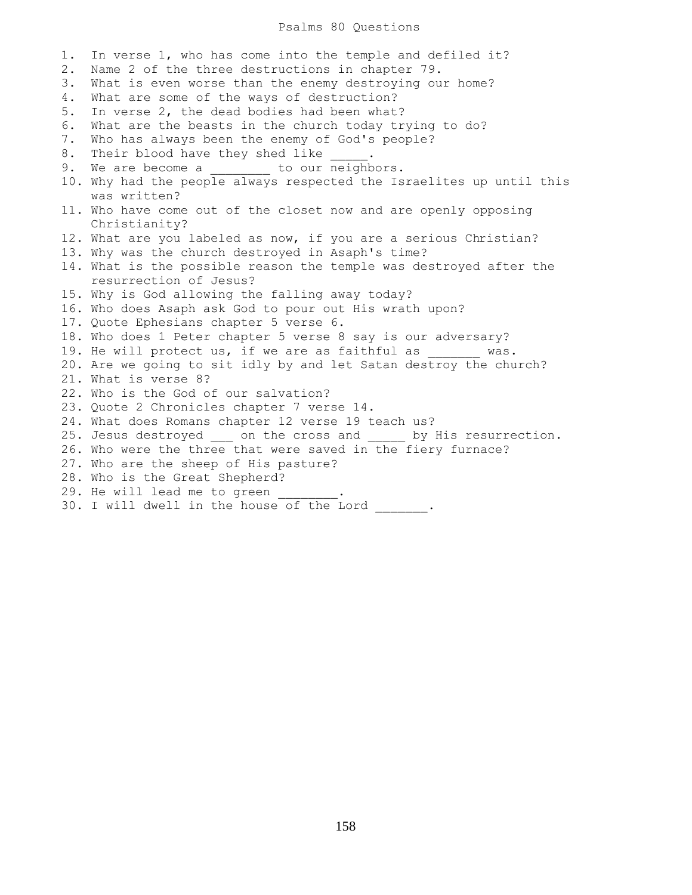# Psalms 80 Questions

1. In verse 1, who has come into the temple and defiled it?
2. Name 2 of the three destructions in chapter 79.
3. What is even worse than the enemy destroying our home?
4. What are some of the ways of destruction?
5. In verse 2, the dead bodies had been what?
6. What are the beasts in the church today trying to do?
7. Who has always been the enemy of God's people?
8. Their blood have they shed like _____.
9. We are become a ________ to our neighbors.
10. Why had the people always respected the Israelites up until this was written?
11. Who have come out of the closet now and are openly opposing Christianity?
12. What are you labeled as now, if you are a serious Christian?
13. Why was the church destroyed in Asaph's time?
14. What is the possible reason the temple was destroyed after the resurrection of Jesus?
15. Why is God allowing the falling away today?
16. Who does Asaph ask God to pour out His wrath upon?
17. Quote Ephesians chapter 5 verse 6.
18. Who does 1 Peter chapter 5 verse 8 say is our adversary?
19. He will protect us, if we are as faithful as _______ was.
20. Are we going to sit idly by and let Satan destroy the church?
21. What is verse 8?
22. Who is the God of our salvation?
23. Quote 2 Chronicles chapter 7 verse 14.
24. What does Romans chapter 12 verse 19 teach us?
25. Jesus destroyed ___ on the cross and _____ by His resurrection.
26. Who were the three that were saved in the fiery furnace?
27. Who are the sheep of His pasture?
28. Who is the Great Shepherd?
29. He will lead me to green ________.
30. I will dwell in the house of the Lord _______.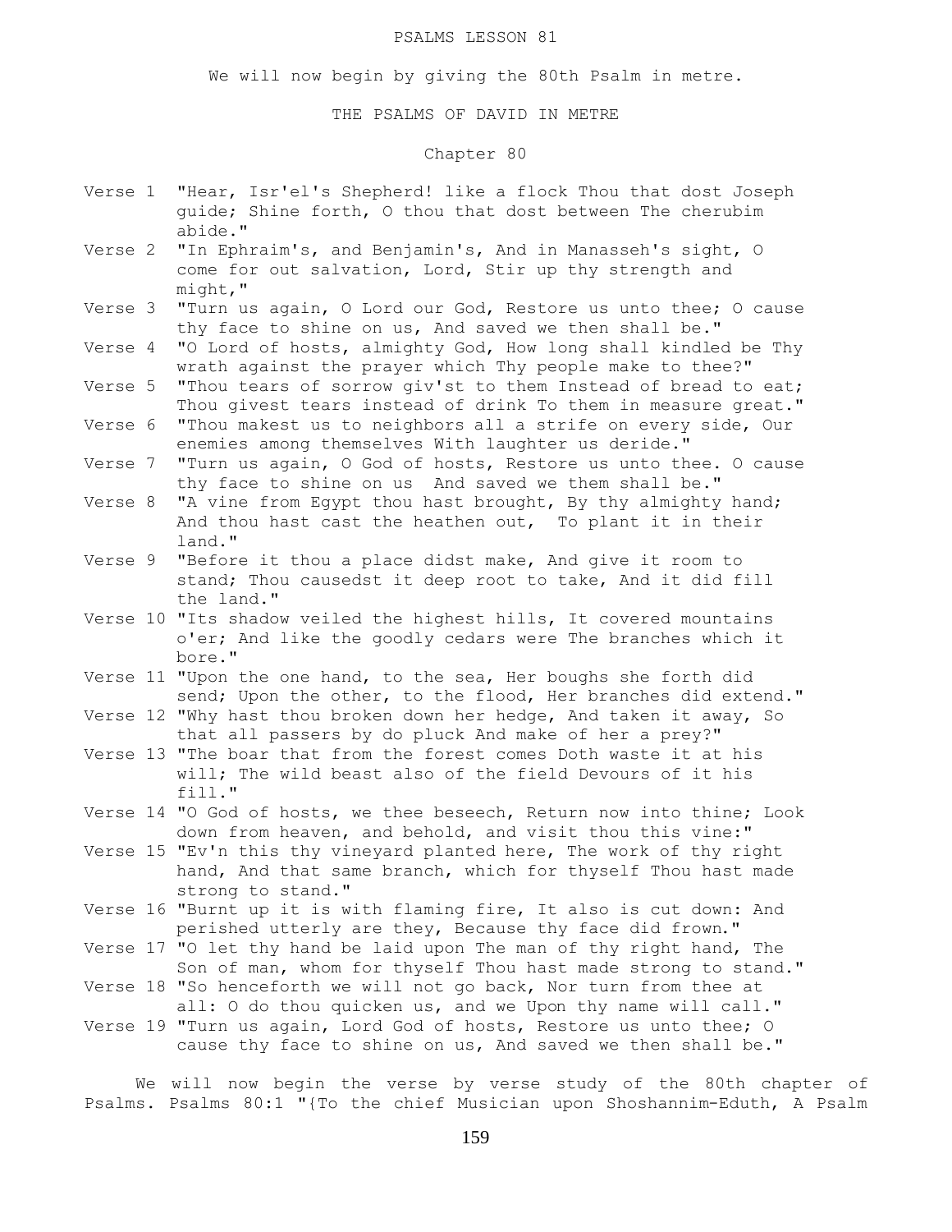PSALMS LESSON 81

We will now begin by giving the 80th Psalm in metre.

THE PSALMS OF DAVID IN METRE

Chapter 80

Verse 1 "Hear, Isr'el's Shepherd! like a flock Thou that dost Joseph guide; Shine forth, O thou that dost between The cherubim abide."

Verse 2 "In Ephraim's, and Benjamin's, And in Manasseh's sight, O come for out salvation, Lord, Stir up thy strength and might,"

Verse 3 "Turn us again, O Lord our God, Restore us unto thee; O cause thy face to shine on us, And saved we then shall be."

Verse 4 "O Lord of hosts, almighty God, How long shall kindled be Thy wrath against the prayer which Thy people make to thee?"

Verse 5 "Thou tears of sorrow giv'st to them Instead of bread to eat; Thou givest tears instead of drink To them in measure great."

Verse 6 "Thou makest us to neighbors all a strife on every side, Our enemies among themselves With laughter us deride."

Verse 7 "Turn us again, O God of hosts, Restore us unto thee. O cause thy face to shine on us And saved we them shall be."

Verse 8 "A vine from Egypt thou hast brought, By thy almighty hand; And thou hast cast the heathen out, To plant it in their land."

Verse 9 "Before it thou a place didst make, And give it room to stand; Thou causedst it deep root to take, And it did fill the land."

Verse 10 "Its shadow veiled the highest hills, It covered mountains o'er; And like the goodly cedars were The branches which it bore."

Verse 11 "Upon the one hand, to the sea, Her boughs she forth did send; Upon the other, to the flood, Her branches did extend."

Verse 12 "Why hast thou broken down her hedge, And taken it away, So that all passers by do pluck And make of her a prey?"

Verse 13 "The boar that from the forest comes Doth waste it at his will; The wild beast also of the field Devours of it his fill."

Verse 14 "O God of hosts, we thee beseech, Return now into thine; Look down from heaven, and behold, and visit thou this vine:"

Verse 15 "Ev'n this thy vineyard planted here, The work of thy right hand, And that same branch, which for thyself Thou hast made strong to stand."

Verse 16 "Burnt up it is with flaming fire, It also is cut down: And perished utterly are they, Because thy face did frown."

Verse 17 "O let thy hand be laid upon The man of thy right hand, The Son of man, whom for thyself Thou hast made strong to stand."

Verse 18 "So henceforth we will not go back, Nor turn from thee at all: O do thou quicken us, and we Upon thy name will call."

Verse 19 "Turn us again, Lord God of hosts, Restore us unto thee; O cause thy face to shine on us, And saved we then shall be."

We will now begin the verse by verse study of the 80th chapter of Psalms. Psalms 80:1 "{To the chief Musician upon Shoshannim-Eduth, A Psalm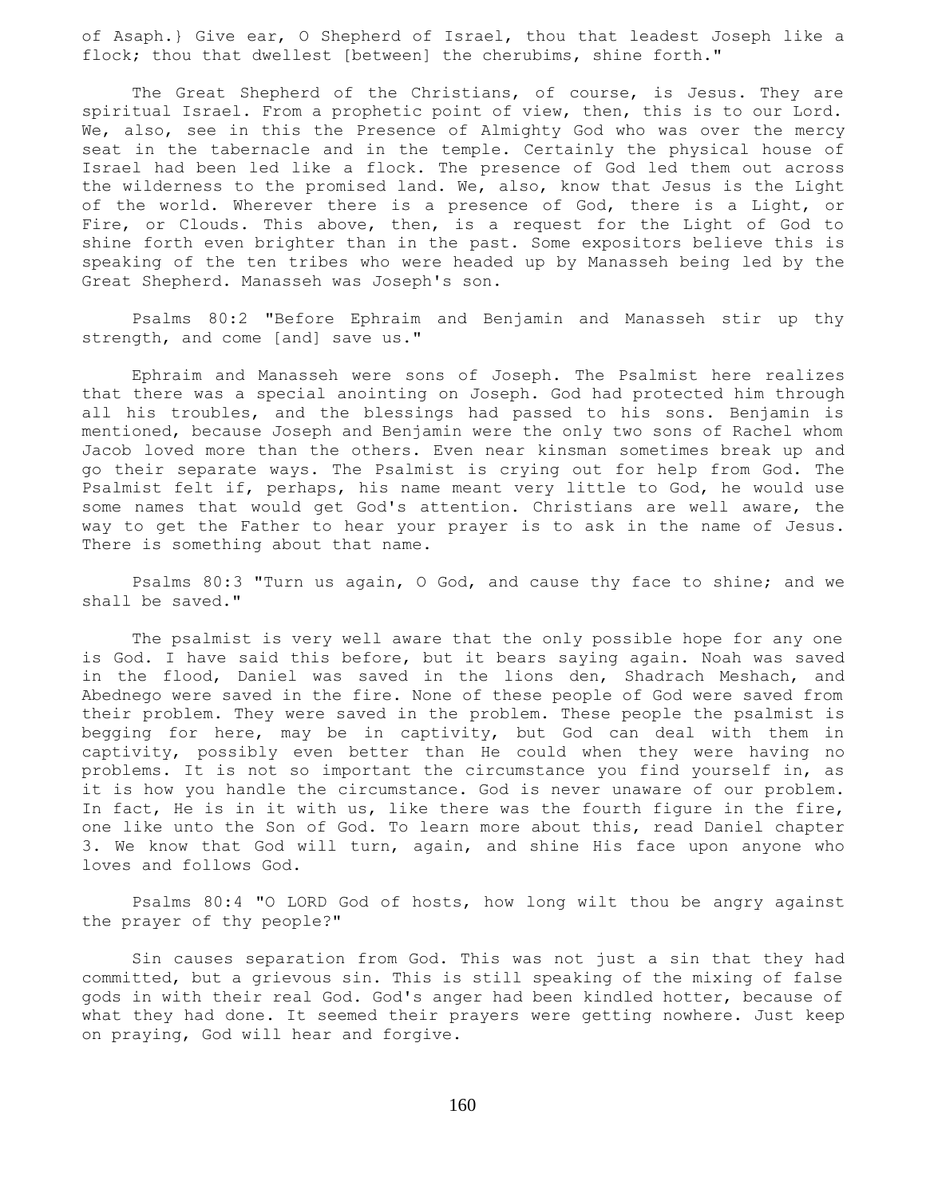of Asaph.} Give ear, O Shepherd of Israel, thou that leadest Joseph like a flock; thou that dwellest [between] the cherubims, shine forth."

The Great Shepherd of the Christians, of course, is Jesus. They are spiritual Israel. From a prophetic point of view, then, this is to our Lord. We, also, see in this the Presence of Almighty God who was over the mercy seat in the tabernacle and in the temple. Certainly the physical house of Israel had been led like a flock. The presence of God led them out across the wilderness to the promised land. We, also, know that Jesus is the Light of the world. Wherever there is a presence of God, there is a Light, or Fire, or Clouds. This above, then, is a request for the Light of God to shine forth even brighter than in the past. Some expositors believe this is speaking of the ten tribes who were headed up by Manasseh being led by the Great Shepherd. Manasseh was Joseph's son.

Psalms 80:2 "Before Ephraim and Benjamin and Manasseh stir up thy strength, and come [and] save us."

Ephraim and Manasseh were sons of Joseph. The Psalmist here realizes that there was a special anointing on Joseph. God had protected him through all his troubles, and the blessings had passed to his sons. Benjamin is mentioned, because Joseph and Benjamin were the only two sons of Rachel whom Jacob loved more than the others. Even near kinsman sometimes break up and go their separate ways. The Psalmist is crying out for help from God. The Psalmist felt if, perhaps, his name meant very little to God, he would use some names that would get God's attention. Christians are well aware, the way to get the Father to hear your prayer is to ask in the name of Jesus. There is something about that name.

Psalms 80:3 "Turn us again, O God, and cause thy face to shine; and we shall be saved."

The psalmist is very well aware that the only possible hope for any one is God. I have said this before, but it bears saying again. Noah was saved in the flood, Daniel was saved in the lions den, Shadrach Meshach, and Abednego were saved in the fire. None of these people of God were saved from their problem. They were saved in the problem. These people the psalmist is begging for here, may be in captivity, but God can deal with them in captivity, possibly even better than He could when they were having no problems. It is not so important the circumstance you find yourself in, as it is how you handle the circumstance. God is never unaware of our problem. In fact, He is in it with us, like there was the fourth figure in the fire, one like unto the Son of God. To learn more about this, read Daniel chapter 3. We know that God will turn, again, and shine His face upon anyone who loves and follows God.

Psalms 80:4 "O LORD God of hosts, how long wilt thou be angry against the prayer of thy people?"

Sin causes separation from God. This was not just a sin that they had committed, but a grievous sin. This is still speaking of the mixing of false gods in with their real God. God's anger had been kindled hotter, because of what they had done. It seemed their prayers were getting nowhere. Just keep on praying, God will hear and forgive.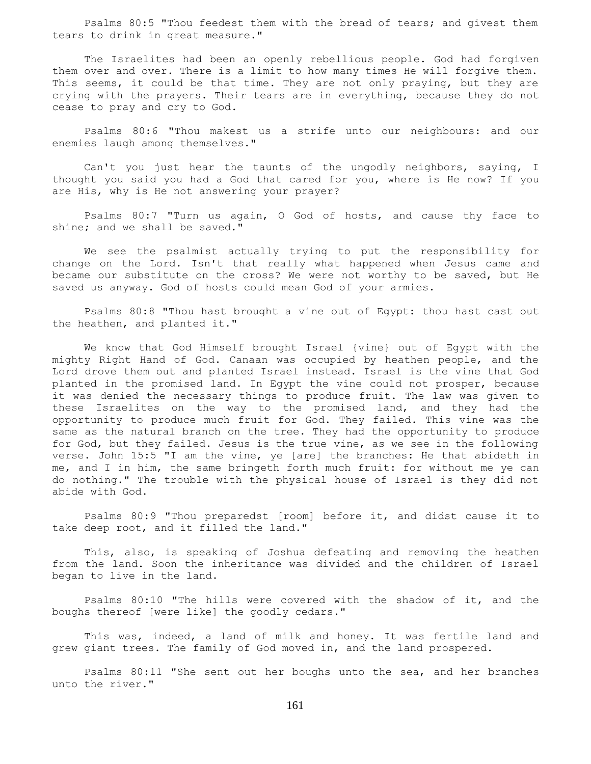Psalms 80:5 "Thou feedest them with the bread of tears; and givest them tears to drink in great measure."

The Israelites had been an openly rebellious people. God had forgiven them over and over. There is a limit to how many times He will forgive them. This seems, it could be that time. They are not only praying, but they are crying with the prayers. Their tears are in everything, because they do not cease to pray and cry to God.

Psalms 80:6 "Thou makest us a strife unto our neighbours: and our enemies laugh among themselves."

Can't you just hear the taunts of the ungodly neighbors, saying, I thought you said you had a God that cared for you, where is He now? If you are His, why is He not answering your prayer?

Psalms 80:7 "Turn us again, O God of hosts, and cause thy face to shine; and we shall be saved."

We see the psalmist actually trying to put the responsibility for change on the Lord. Isn't that really what happened when Jesus came and became our substitute on the cross? We were not worthy to be saved, but He saved us anyway. God of hosts could mean God of your armies.

Psalms 80:8 "Thou hast brought a vine out of Egypt: thou hast cast out the heathen, and planted it."

We know that God Himself brought Israel {vine} out of Egypt with the mighty Right Hand of God. Canaan was occupied by heathen people, and the Lord drove them out and planted Israel instead. Israel is the vine that God planted in the promised land. In Egypt the vine could not prosper, because it was denied the necessary things to produce fruit. The law was given to these Israelites on the way to the promised land, and they had the opportunity to produce much fruit for God. They failed. This vine was the same as the natural branch on the tree. They had the opportunity to produce for God, but they failed. Jesus is the true vine, as we see in the following verse. John 15:5 "I am the vine, ye [are] the branches: He that abideth in me, and I in him, the same bringeth forth much fruit: for without me ye can do nothing." The trouble with the physical house of Israel is they did not abide with God.

Psalms 80:9 "Thou preparedst [room] before it, and didst cause it to take deep root, and it filled the land."

This, also, is speaking of Joshua defeating and removing the heathen from the land. Soon the inheritance was divided and the children of Israel began to live in the land.

Psalms 80:10 "The hills were covered with the shadow of it, and the boughs thereof [were like] the goodly cedars."

This was, indeed, a land of milk and honey. It was fertile land and grew giant trees. The family of God moved in, and the land prospered.

Psalms 80:11 "She sent out her boughs unto the sea, and her branches unto the river."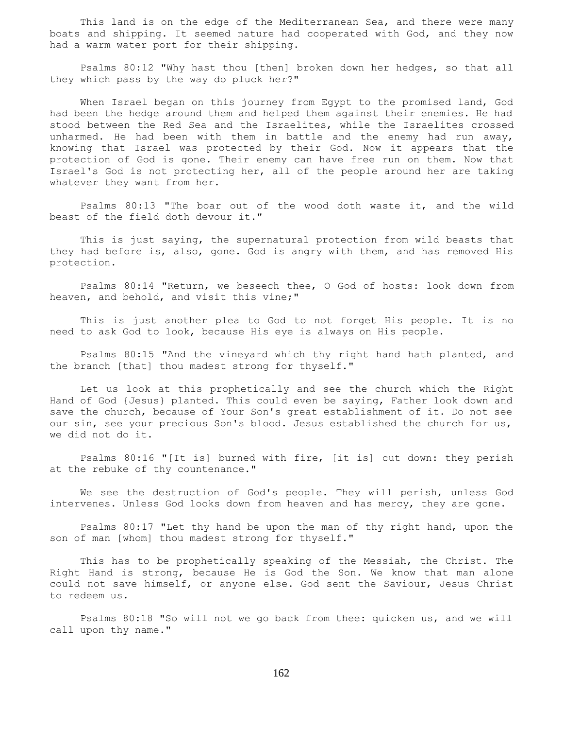This land is on the edge of the Mediterranean Sea, and there were many boats and shipping. It seemed nature had cooperated with God, and they now had a warm water port for their shipping.

Psalms 80:12 "Why hast thou [then] broken down her hedges, so that all they which pass by the way do pluck her?"

When Israel began on this journey from Egypt to the promised land, God had been the hedge around them and helped them against their enemies. He had stood between the Red Sea and the Israelites, while the Israelites crossed unharmed. He had been with them in battle and the enemy had run away, knowing that Israel was protected by their God. Now it appears that the protection of God is gone. Their enemy can have free run on them. Now that Israel's God is not protecting her, all of the people around her are taking whatever they want from her.

Psalms 80:13 "The boar out of the wood doth waste it, and the wild beast of the field doth devour it."

This is just saying, the supernatural protection from wild beasts that they had before is, also, gone. God is angry with them, and has removed His protection.

Psalms 80:14 "Return, we beseech thee, O God of hosts: look down from heaven, and behold, and visit this vine;"

This is just another plea to God to not forget His people. It is no need to ask God to look, because His eye is always on His people.

Psalms 80:15 "And the vineyard which thy right hand hath planted, and the branch [that] thou madest strong for thyself."

Let us look at this prophetically and see the church which the Right Hand of God {Jesus} planted. This could even be saying, Father look down and save the church, because of Your Son's great establishment of it. Do not see our sin, see your precious Son's blood. Jesus established the church for us, we did not do it.

Psalms 80:16 "[It is] burned with fire, [it is] cut down: they perish at the rebuke of thy countenance."

We see the destruction of God's people. They will perish, unless God intervenes. Unless God looks down from heaven and has mercy, they are gone.

Psalms 80:17 "Let thy hand be upon the man of thy right hand, upon the son of man [whom] thou madest strong for thyself."

This has to be prophetically speaking of the Messiah, the Christ. The Right Hand is strong, because He is God the Son. We know that man alone could not save himself, or anyone else. God sent the Saviour, Jesus Christ to redeem us.

Psalms 80:18 "So will not we go back from thee: quicken us, and we will call upon thy name."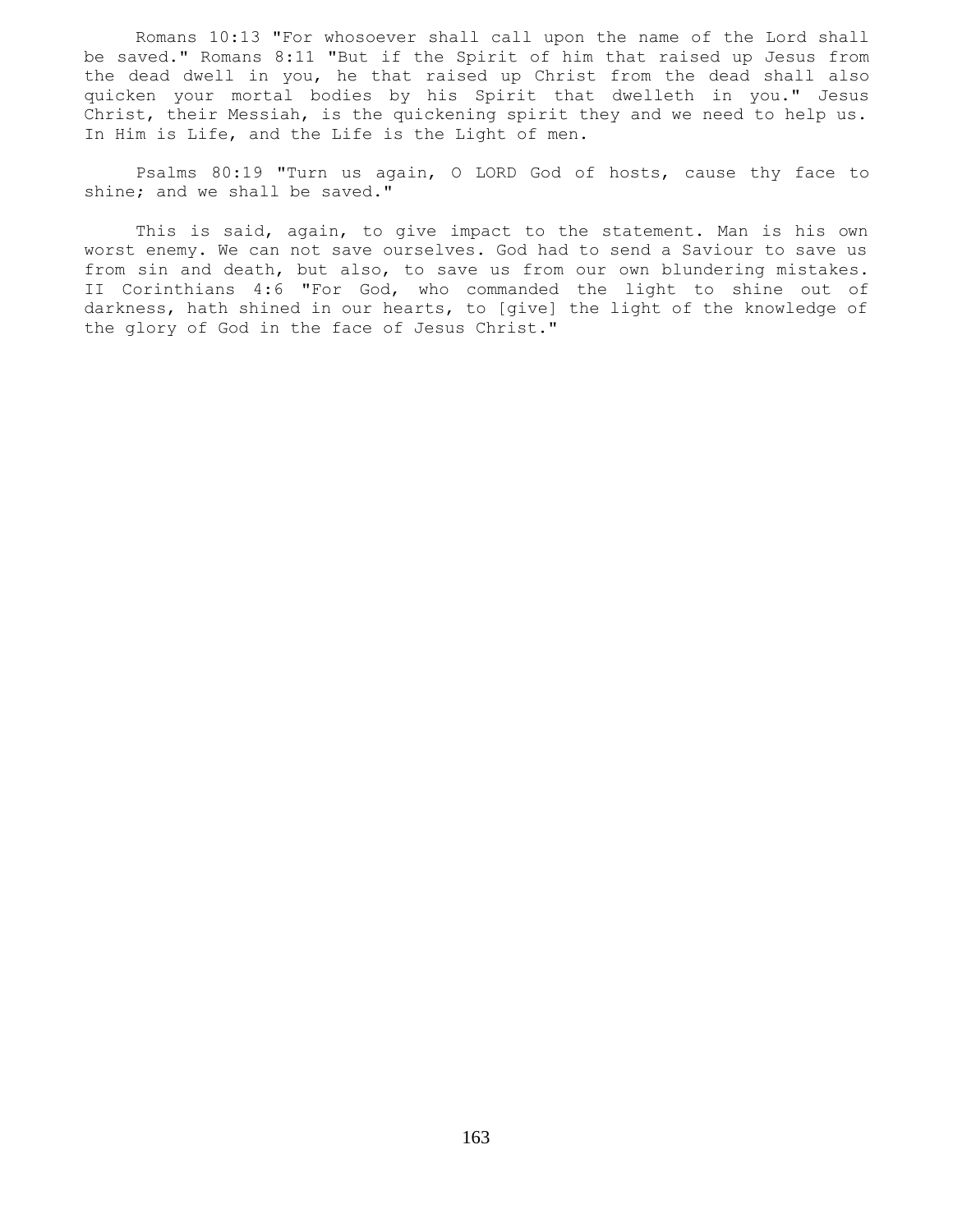Romans 10:13 "For whosoever shall call upon the name of the Lord shall be saved." Romans 8:11 "But if the Spirit of him that raised up Jesus from the dead dwell in you, he that raised up Christ from the dead shall also quicken your mortal bodies by his Spirit that dwelleth in you." Jesus Christ, their Messiah, is the quickening spirit they and we need to help us. In Him is Life, and the Life is the Light of men.

Psalms 80:19 "Turn us again, O LORD God of hosts, cause thy face to shine; and we shall be saved."

This is said, again, to give impact to the statement. Man is his own worst enemy. We can not save ourselves. God had to send a Saviour to save us from sin and death, but also, to save us from our own blundering mistakes. II Corinthians 4:6 "For God, who commanded the light to shine out of darkness, hath shined in our hearts, to [give] the light of the knowledge of the glory of God in the face of Jesus Christ."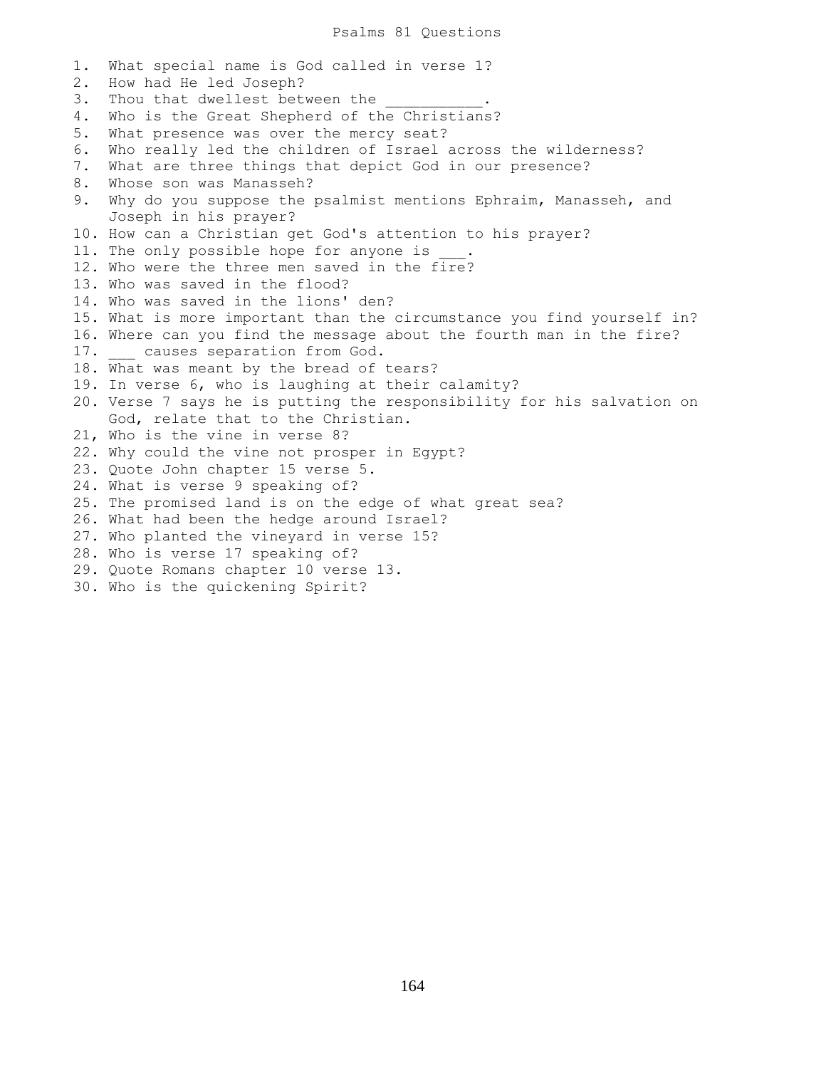# Psalms 81 Questions

1. What special name is God called in verse 1?
2. How had He led Joseph?
3. Thou that dwellest between the ___________.
4. Who is the Great Shepherd of the Christians?
5. What presence was over the mercy seat?
6. Who really led the children of Israel across the wilderness?
7. What are three things that depict God in our presence?
8. Whose son was Manasseh?
9. Why do you suppose the psalmist mentions Ephraim, Manasseh, and Joseph in his prayer?
10. How can a Christian get God's attention to his prayer?
11. The only possible hope for anyone is ___.
12. Who were the three men saved in the fire?
13. Who was saved in the flood?
14. Who was saved in the lions' den?
15. What is more important than the circumstance you find yourself in?
16. Where can you find the message about the fourth man in the fire?
17. ___ causes separation from God.
18. What was meant by the bread of tears?
19. In verse 6, who is laughing at their calamity?
20. Verse 7 says he is putting the responsibility for his salvation on God, relate that to the Christian.
21, Who is the vine in verse 8?
22. Why could the vine not prosper in Egypt?
23. Quote John chapter 15 verse 5.
24. What is verse 9 speaking of?
25. The promised land is on the edge of what great sea?
26. What had been the hedge around Israel?
27. Who planted the vineyard in verse 15?
28. Who is verse 17 speaking of?
29. Quote Romans chapter 10 verse 13.
30. Who is the quickening Spirit?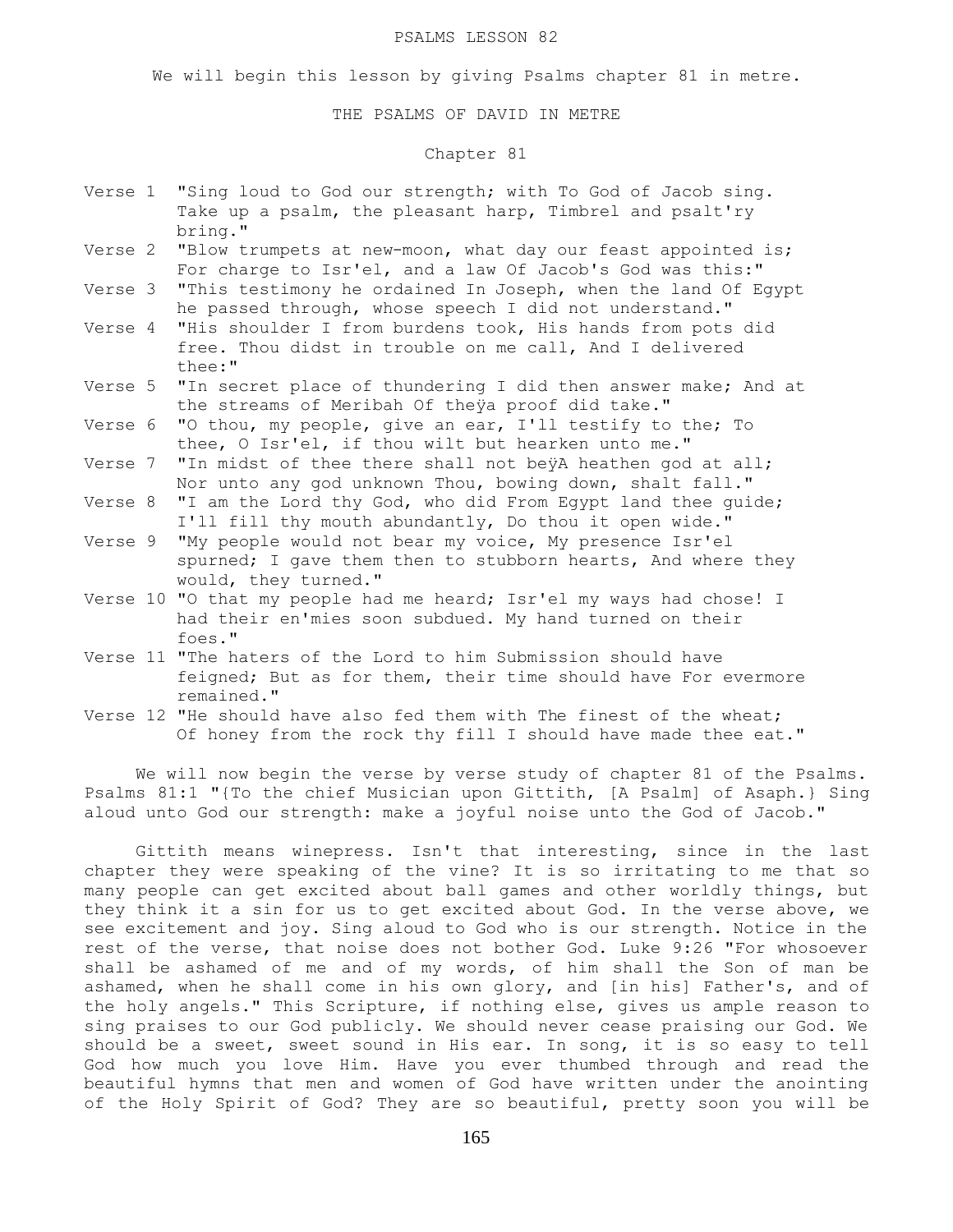PSALMS LESSON 82

We will begin this lesson by giving Psalms chapter 81 in metre.

THE PSALMS OF DAVID IN METRE

Chapter 81

Verse 1 "Sing loud to God our strength; with To God of Jacob sing. Take up a psalm, the pleasant harp, Timbrel and psalt'ry bring."

Verse 2 "Blow trumpets at new-moon, what day our feast appointed is; For charge to Isr'el, and a law Of Jacob's God was this:"

Verse 3 "This testimony he ordained In Joseph, when the land Of Egypt he passed through, whose speech I did not understand."

Verse 4 "His shoulder I from burdens took, His hands from pots did free. Thou didst in trouble on me call, And I delivered thee:"

Verse 5 "In secret place of thundering I did then answer make; And at the streams of Meribah Of theÿa proof did take."

Verse 6 "O thou, my people, give an ear, I'll testify to the; To thee, O Isr'el, if thou wilt but hearken unto me."

Verse 7 "In midst of thee there shall not beÿA heathen god at all; Nor unto any god unknown Thou, bowing down, shalt fall."

Verse 8 "I am the Lord thy God, who did From Egypt land thee guide; I'll fill thy mouth abundantly, Do thou it open wide."

Verse 9 "My people would not bear my voice, My presence Isr'el spurned; I gave them then to stubborn hearts, And where they would, they turned."

Verse 10 "O that my people had me heard; Isr'el my ways had chose! I had their en'mies soon subdued. My hand turned on their foes."

Verse 11 "The haters of the Lord to him Submission should have feigned; But as for them, their time should have For evermore remained."

Verse 12 "He should have also fed them with The finest of the wheat; Of honey from the rock thy fill I should have made thee eat."

We will now begin the verse by verse study of chapter 81 of the Psalms. Psalms 81:1 "{To the chief Musician upon Gittith, [A Psalm] of Asaph.} Sing aloud unto God our strength: make a joyful noise unto the God of Jacob."

Gittith means winepress. Isn't that interesting, since in the last chapter they were speaking of the vine? It is so irritating to me that so many people can get excited about ball games and other worldly things, but they think it a sin for us to get excited about God. In the verse above, we see excitement and joy. Sing aloud to God who is our strength. Notice in the rest of the verse, that noise does not bother God. Luke 9:26 "For whosoever shall be ashamed of me and of my words, of him shall the Son of man be ashamed, when he shall come in his own glory, and [in his] Father's, and of the holy angels." This Scripture, if nothing else, gives us ample reason to sing praises to our God publicly. We should never cease praising our God. We should be a sweet, sweet sound in His ear. In song, it is so easy to tell God how much you love Him. Have you ever thumbed through and read the beautiful hymns that men and women of God have written under the anointing of the Holy Spirit of God? They are so beautiful, pretty soon you will be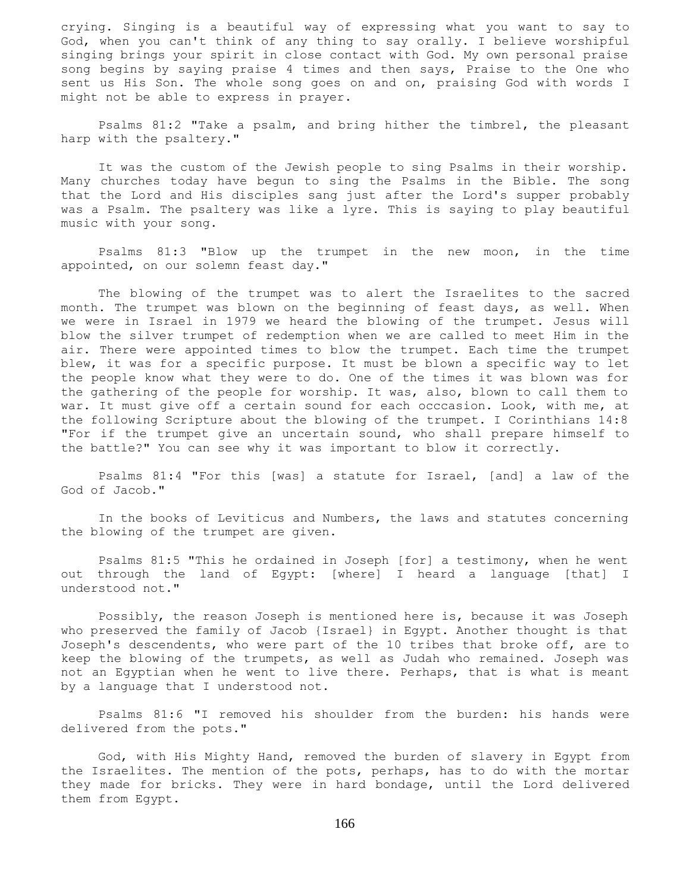crying. Singing is a beautiful way of expressing what you want to say to God, when you can't think of any thing to say orally. I believe worshipful singing brings your spirit in close contact with God. My own personal praise song begins by saying praise 4 times and then says, Praise to the One who sent us His Son. The whole song goes on and on, praising God with words I might not be able to express in prayer.

Psalms 81:2 "Take a psalm, and bring hither the timbrel, the pleasant harp with the psaltery."

It was the custom of the Jewish people to sing Psalms in their worship. Many churches today have begun to sing the Psalms in the Bible. The song that the Lord and His disciples sang just after the Lord's supper probably was a Psalm. The psaltery was like a lyre. This is saying to play beautiful music with your song.

Psalms 81:3 "Blow up the trumpet in the new moon, in the time appointed, on our solemn feast day."

The blowing of the trumpet was to alert the Israelites to the sacred month. The trumpet was blown on the beginning of feast days, as well. When we were in Israel in 1979 we heard the blowing of the trumpet. Jesus will blow the silver trumpet of redemption when we are called to meet Him in the air. There were appointed times to blow the trumpet. Each time the trumpet blew, it was for a specific purpose. It must be blown a specific way to let the people know what they were to do. One of the times it was blown was for the gathering of the people for worship. It was, also, blown to call them to war. It must give off a certain sound for each occcasion. Look, with me, at the following Scripture about the blowing of the trumpet. I Corinthians 14:8 "For if the trumpet give an uncertain sound, who shall prepare himself to the battle?" You can see why it was important to blow it correctly.

Psalms 81:4 "For this [was] a statute for Israel, [and] a law of the God of Jacob."

In the books of Leviticus and Numbers, the laws and statutes concerning the blowing of the trumpet are given.

Psalms 81:5 "This he ordained in Joseph [for] a testimony, when he went out through the land of Egypt: [where] I heard a language [that] I understood not."

Possibly, the reason Joseph is mentioned here is, because it was Joseph who preserved the family of Jacob {Israel} in Egypt. Another thought is that Joseph's descendents, who were part of the 10 tribes that broke off, are to keep the blowing of the trumpets, as well as Judah who remained. Joseph was not an Egyptian when he went to live there. Perhaps, that is what is meant by a language that I understood not.

Psalms 81:6 "I removed his shoulder from the burden: his hands were delivered from the pots."

God, with His Mighty Hand, removed the burden of slavery in Egypt from the Israelites. The mention of the pots, perhaps, has to do with the mortar they made for bricks. They were in hard bondage, until the Lord delivered them from Egypt.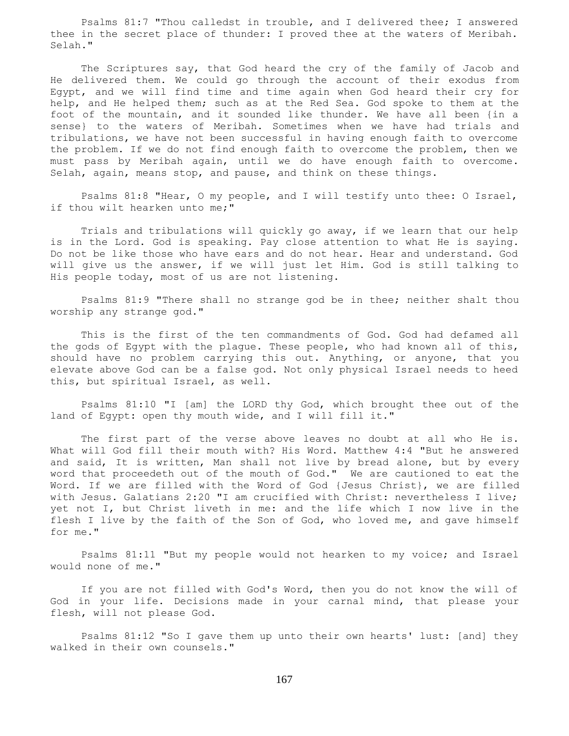Psalms 81:7 "Thou calledst in trouble, and I delivered thee; I answered thee in the secret place of thunder: I proved thee at the waters of Meribah. Selah."

The Scriptures say, that God heard the cry of the family of Jacob and He delivered them. We could go through the account of their exodus from Egypt, and we will find time and time again when God heard their cry for help, and He helped them; such as at the Red Sea. God spoke to them at the foot of the mountain, and it sounded like thunder. We have all been {in a sense} to the waters of Meribah. Sometimes when we have had trials and tribulations, we have not been successful in having enough faith to overcome the problem. If we do not find enough faith to overcome the problem, then we must pass by Meribah again, until we do have enough faith to overcome. Selah, again, means stop, and pause, and think on these things.

Psalms 81:8 "Hear, O my people, and I will testify unto thee: O Israel, if thou wilt hearken unto me;"

Trials and tribulations will quickly go away, if we learn that our help is in the Lord. God is speaking. Pay close attention to what He is saying. Do not be like those who have ears and do not hear. Hear and understand. God will give us the answer, if we will just let Him. God is still talking to His people today, most of us are not listening.

Psalms 81:9 "There shall no strange god be in thee; neither shalt thou worship any strange god."

This is the first of the ten commandments of God. God had defamed all the gods of Egypt with the plague. These people, who had known all of this, should have no problem carrying this out. Anything, or anyone, that you elevate above God can be a false god. Not only physical Israel needs to heed this, but spiritual Israel, as well.

Psalms 81:10 "I [am] the LORD thy God, which brought thee out of the land of Egypt: open thy mouth wide, and I will fill it."

The first part of the verse above leaves no doubt at all who He is. What will God fill their mouth with? His Word. Matthew 4:4 "But he answered and said, It is written, Man shall not live by bread alone, but by every word that proceedeth out of the mouth of God." We are cautioned to eat the Word. If we are filled with the Word of God {Jesus Christ}, we are filled with Jesus. Galatians 2:20 "I am crucified with Christ: nevertheless I live; yet not I, but Christ liveth in me: and the life which I now live in the flesh I live by the faith of the Son of God, who loved me, and gave himself for me."

Psalms 81:11 "But my people would not hearken to my voice; and Israel would none of me."

If you are not filled with God's Word, then you do not know the will of God in your life. Decisions made in your carnal mind, that please your flesh, will not please God.

Psalms 81:12 "So I gave them up unto their own hearts' lust: [and] they walked in their own counsels."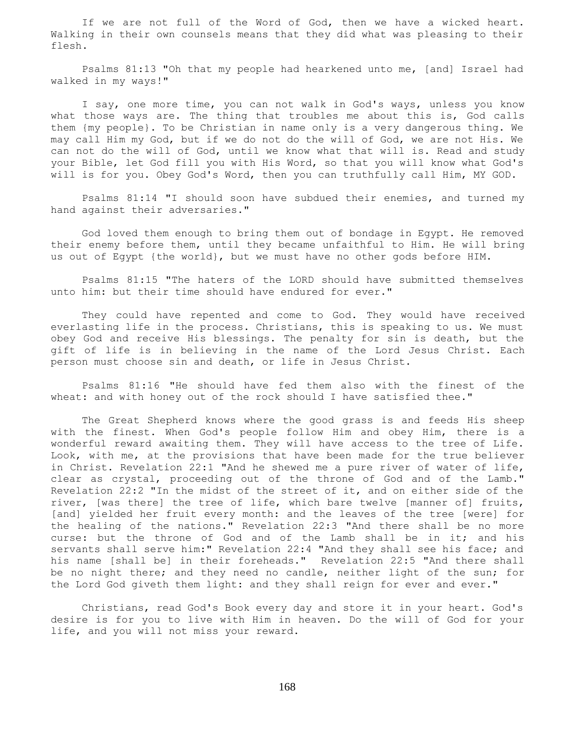If we are not full of the Word of God, then we have a wicked heart. Walking in their own counsels means that they did what was pleasing to their flesh.

Psalms 81:13 "Oh that my people had hearkened unto me, [and] Israel had walked in my ways!"

I say, one more time, you can not walk in God's ways, unless you know what those ways are. The thing that troubles me about this is, God calls them {my people}. To be Christian in name only is a very dangerous thing. We may call Him my God, but if we do not do the will of God, we are not His. We can not do the will of God, until we know what that will is. Read and study your Bible, let God fill you with His Word, so that you will know what God's will is for you. Obey God's Word, then you can truthfully call Him, MY GOD.

Psalms 81:14 "I should soon have subdued their enemies, and turned my hand against their adversaries."

God loved them enough to bring them out of bondage in Egypt. He removed their enemy before them, until they became unfaithful to Him. He will bring us out of Egypt {the world}, but we must have no other gods before HIM.

Psalms 81:15 "The haters of the LORD should have submitted themselves unto him: but their time should have endured for ever."

They could have repented and come to God. They would have received everlasting life in the process. Christians, this is speaking to us. We must obey God and receive His blessings. The penalty for sin is death, but the gift of life is in believing in the name of the Lord Jesus Christ. Each person must choose sin and death, or life in Jesus Christ.

Psalms 81:16 "He should have fed them also with the finest of the wheat: and with honey out of the rock should I have satisfied thee."

The Great Shepherd knows where the good grass is and feeds His sheep with the finest. When God's people follow Him and obey Him, there is a wonderful reward awaiting them. They will have access to the tree of Life. Look, with me, at the provisions that have been made for the true believer in Christ. Revelation 22:1 "And he shewed me a pure river of water of life, clear as crystal, proceeding out of the throne of God and of the Lamb." Revelation 22:2 "In the midst of the street of it, and on either side of the river, [was there] the tree of life, which bare twelve [manner of] fruits, [and] yielded her fruit every month: and the leaves of the tree [were] for the healing of the nations." Revelation 22:3 "And there shall be no more curse: but the throne of God and of the Lamb shall be in it; and his servants shall serve him:" Revelation 22:4 "And they shall see his face; and his name [shall be] in their foreheads." Revelation 22:5 "And there shall be no night there; and they need no candle, neither light of the sun; for the Lord God giveth them light: and they shall reign for ever and ever."

Christians, read God's Book every day and store it in your heart. God's desire is for you to live with Him in heaven. Do the will of God for your life, and you will not miss your reward.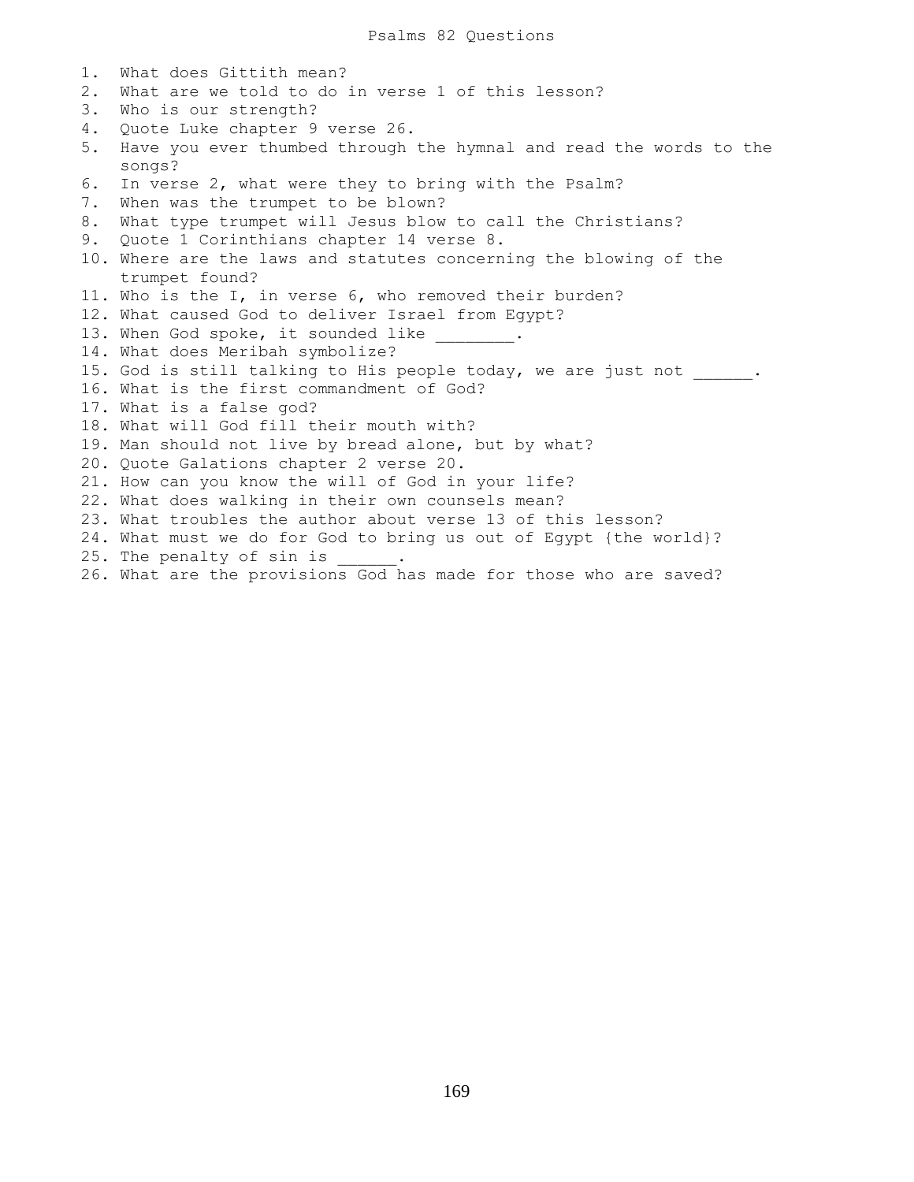# Psalms 82 Questions

1. What does Gittith mean?
2. What are we told to do in verse 1 of this lesson?
3. Who is our strength?
4. Quote Luke chapter 9 verse 26.
5. Have you ever thumbed through the hymnal and read the words to the songs?
6. In verse 2, what were they to bring with the Psalm?
7. When was the trumpet to be blown?
8. What type trumpet will Jesus blow to call the Christians?
9. Quote 1 Corinthians chapter 14 verse 8.
10. Where are the laws and statutes concerning the blowing of the trumpet found?
11. Who is the I, in verse 6, who removed their burden?
12. What caused God to deliver Israel from Egypt?
13. When God spoke, it sounded like ________.
14. What does Meribah symbolize?
15. God is still talking to His people today, we are just not ______.
16. What is the first commandment of God?
17. What is a false god?
18. What will God fill their mouth with?
19. Man should not live by bread alone, but by what?
20. Quote Galations chapter 2 verse 20.
21. How can you know the will of God in your life?
22. What does walking in their own counsels mean?
23. What troubles the author about verse 13 of this lesson?
24. What must we do for God to bring us out of Egypt {the world}?
25. The penalty of sin is ______.
26. What are the provisions God has made for those who are saved?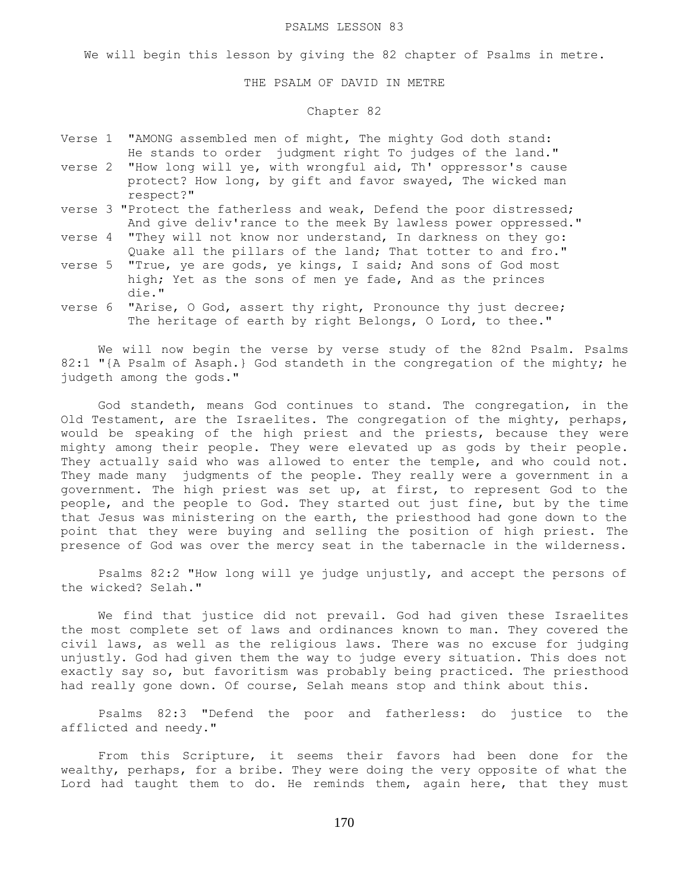# PSALMS LESSON 83

We will begin this lesson by giving the 82 chapter of Psalms in metre.

## THE PSALM OF DAVID IN METRE

### Chapter 82

Verse 1 "AMONG assembled men of might, The mighty God doth stand: He stands to order judgment right To judges of the land."

verse 2 "How long will ye, with wrongful aid, Th' oppressor's cause protect? How long, by gift and favor swayed, The wicked man respect?"

verse 3 "Protect the fatherless and weak, Defend the poor distressed; And give deliv'rance to the meek By lawless power oppressed."

verse 4 "They will not know nor understand, In darkness on they go: Quake all the pillars of the land; That totter to and fro."

verse 5 "True, ye are gods, ye kings, I said; And sons of God most high; Yet as the sons of men ye fade, And as the princes die."

verse 6 "Arise, O God, assert thy right, Pronounce thy just decree; The heritage of earth by right Belongs, O Lord, to thee."

We will now begin the verse by verse study of the 82nd Psalm. Psalms 82:1 "{A Psalm of Asaph.} God standeth in the congregation of the mighty; he judgeth among the gods."

God standeth, means God continues to stand. The congregation, in the Old Testament, are the Israelites. The congregation of the mighty, perhaps, would be speaking of the high priest and the priests, because they were mighty among their people. They were elevated up as gods by their people. They actually said who was allowed to enter the temple, and who could not. They made many judgments of the people. They really were a government in a government. The high priest was set up, at first, to represent God to the people, and the people to God. They started out just fine, but by the time that Jesus was ministering on the earth, the priesthood had gone down to the point that they were buying and selling the position of high priest. The presence of God was over the mercy seat in the tabernacle in the wilderness.

Psalms 82:2 "How long will ye judge unjustly, and accept the persons of the wicked? Selah."

We find that justice did not prevail. God had given these Israelites the most complete set of laws and ordinances known to man. They covered the civil laws, as well as the religious laws. There was no excuse for judging unjustly. God had given them the way to judge every situation. This does not exactly say so, but favoritism was probably being practiced. The priesthood had really gone down. Of course, Selah means stop and think about this.

Psalms 82:3 "Defend the poor and fatherless: do justice to the afflicted and needy."

From this Scripture, it seems their favors had been done for the wealthy, perhaps, for a bribe. They were doing the very opposite of what the Lord had taught them to do. He reminds them, again here, that they must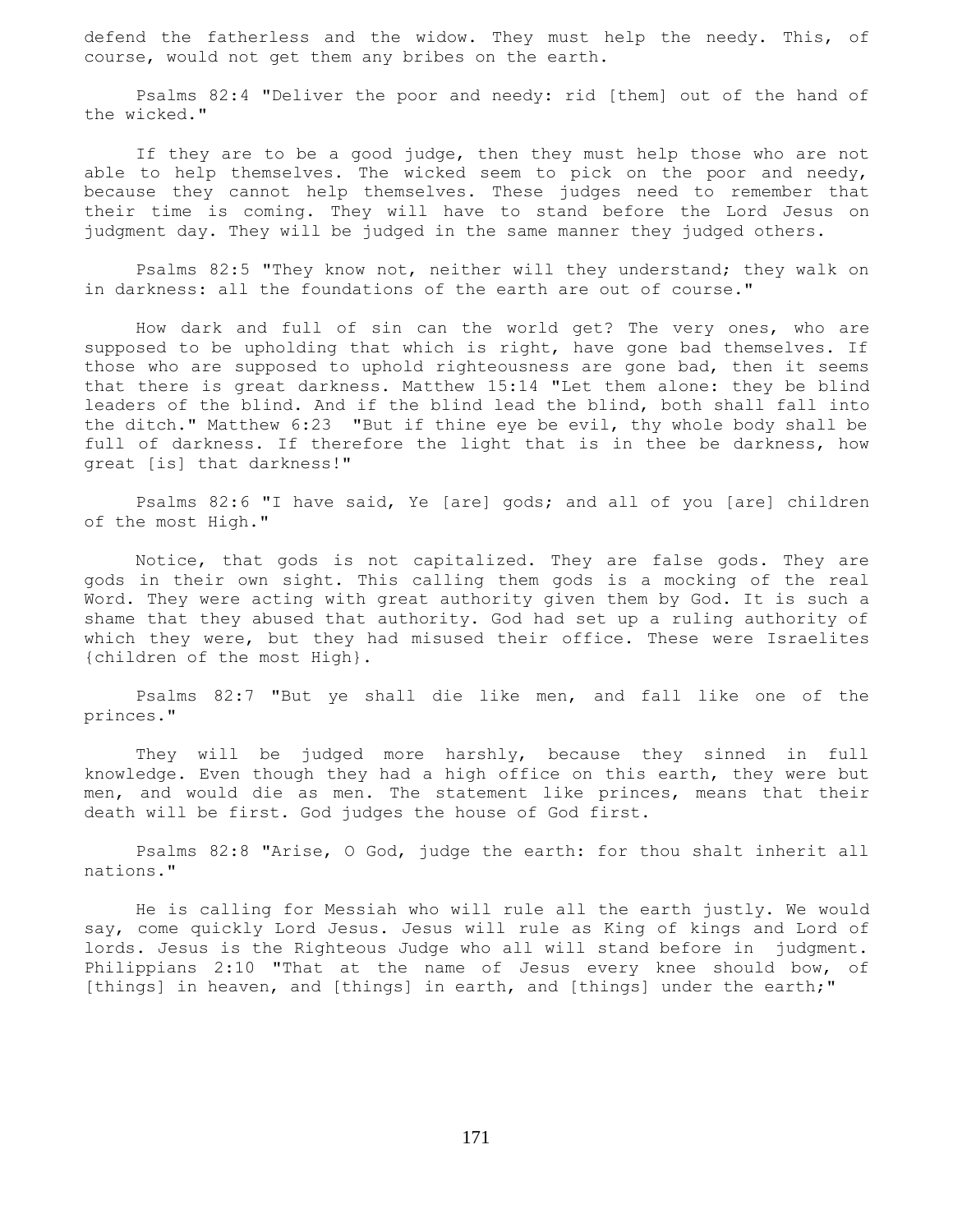defend the fatherless and the widow. They must help the needy. This, of course, would not get them any bribes on the earth.

Psalms 82:4 "Deliver the poor and needy: rid [them] out of the hand of the wicked."

If they are to be a good judge, then they must help those who are not able to help themselves. The wicked seem to pick on the poor and needy, because they cannot help themselves. These judges need to remember that their time is coming. They will have to stand before the Lord Jesus on judgment day. They will be judged in the same manner they judged others.

Psalms 82:5 "They know not, neither will they understand; they walk on in darkness: all the foundations of the earth are out of course."

How dark and full of sin can the world get? The very ones, who are supposed to be upholding that which is right, have gone bad themselves. If those who are supposed to uphold righteousness are gone bad, then it seems that there is great darkness. Matthew 15:14 "Let them alone: they be blind leaders of the blind. And if the blind lead the blind, both shall fall into the ditch." Matthew 6:23 "But if thine eye be evil, thy whole body shall be full of darkness. If therefore the light that is in thee be darkness, how great [is] that darkness!"

Psalms 82:6 "I have said, Ye [are] gods; and all of you [are] children of the most High."

Notice, that gods is not capitalized. They are false gods. They are gods in their own sight. This calling them gods is a mocking of the real Word. They were acting with great authority given them by God. It is such a shame that they abused that authority. God had set up a ruling authority of which they were, but they had misused their office. These were Israelites {children of the most High}.

Psalms 82:7 "But ye shall die like men, and fall like one of the princes."

They will be judged more harshly, because they sinned in full knowledge. Even though they had a high office on this earth, they were but men, and would die as men. The statement like princes, means that their death will be first. God judges the house of God first.

Psalms 82:8 "Arise, O God, judge the earth: for thou shalt inherit all nations."

He is calling for Messiah who will rule all the earth justly. We would say, come quickly Lord Jesus. Jesus will rule as King of kings and Lord of lords. Jesus is the Righteous Judge who all will stand before in judgment. Philippians 2:10 "That at the name of Jesus every knee should bow, of [things] in heaven, and [things] in earth, and [things] under the earth;"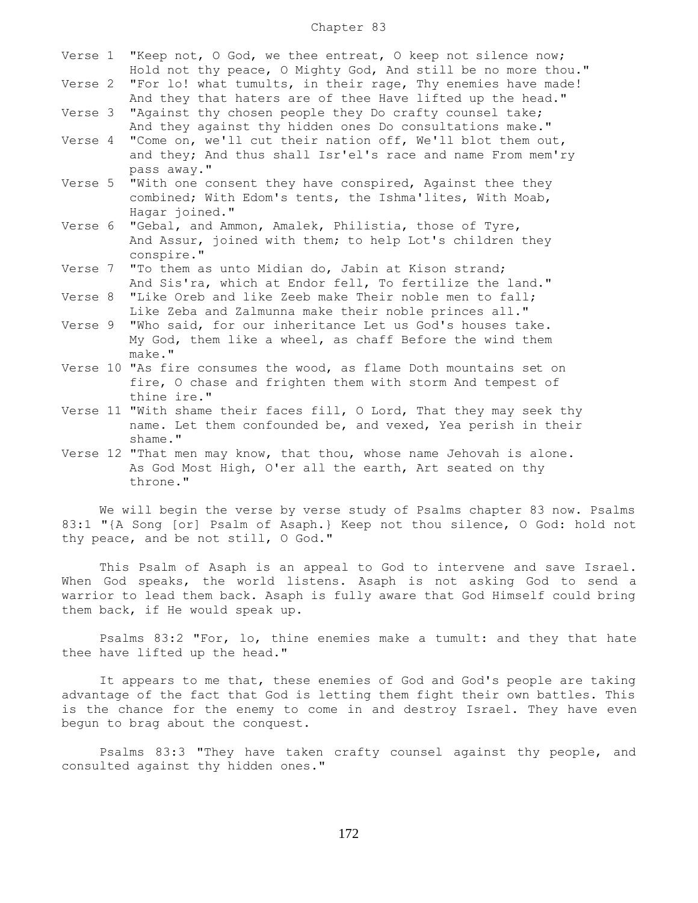# Chapter 83

Verse 1 "Keep not, O God, we thee entreat, O keep not silence now; Hold not thy peace, O Mighty God, And still be no more thou."

Verse 2 "For lo! what tumults, in their rage, Thy enemies have made! And they that haters are of thee Have lifted up the head."

Verse 3 "Against thy chosen people they Do crafty counsel take; And they against thy hidden ones Do consultations make."

Verse 4 "Come on, we'll cut their nation off, We'll blot them out, and they; And thus shall Isr'el's race and name From mem'ry pass away."

Verse 5 "With one consent they have conspired, Against thee they combined; With Edom's tents, the Ishma'lites, With Moab, Hagar joined."

Verse 6 "Gebal, and Ammon, Amalek, Philistia, those of Tyre, And Assur, joined with them; to help Lot's children they conspire."

Verse 7 "To them as unto Midian do, Jabin at Kison strand; And Sis'ra, which at Endor fell, To fertilize the land."

Verse 8 "Like Oreb and like Zeeb make Their noble men to fall; Like Zeba and Zalmunna make their noble princes all."

Verse 9 "Who said, for our inheritance Let us God's houses take. My God, them like a wheel, as chaff Before the wind them make."

Verse 10 "As fire consumes the wood, as flame Doth mountains set on fire, O chase and frighten them with storm And tempest of thine ire."

Verse 11 "With shame their faces fill, O Lord, That they may seek thy name. Let them confounded be, and vexed, Yea perish in their shame."

Verse 12 "That men may know, that thou, whose name Jehovah is alone. As God Most High, O'er all the earth, Art seated on thy throne."

We will begin the verse by verse study of Psalms chapter 83 now. Psalms 83:1 "{A Song [or] Psalm of Asaph.} Keep not thou silence, O God: hold not thy peace, and be not still, O God."

This Psalm of Asaph is an appeal to God to intervene and save Israel. When God speaks, the world listens. Asaph is not asking God to send a warrior to lead them back. Asaph is fully aware that God Himself could bring them back, if He would speak up.

Psalms 83:2 "For, lo, thine enemies make a tumult: and they that hate thee have lifted up the head."

It appears to me that, these enemies of God and God's people are taking advantage of the fact that God is letting them fight their own battles. This is the chance for the enemy to come in and destroy Israel. They have even begun to brag about the conquest.

Psalms 83:3 "They have taken crafty counsel against thy people, and consulted against thy hidden ones."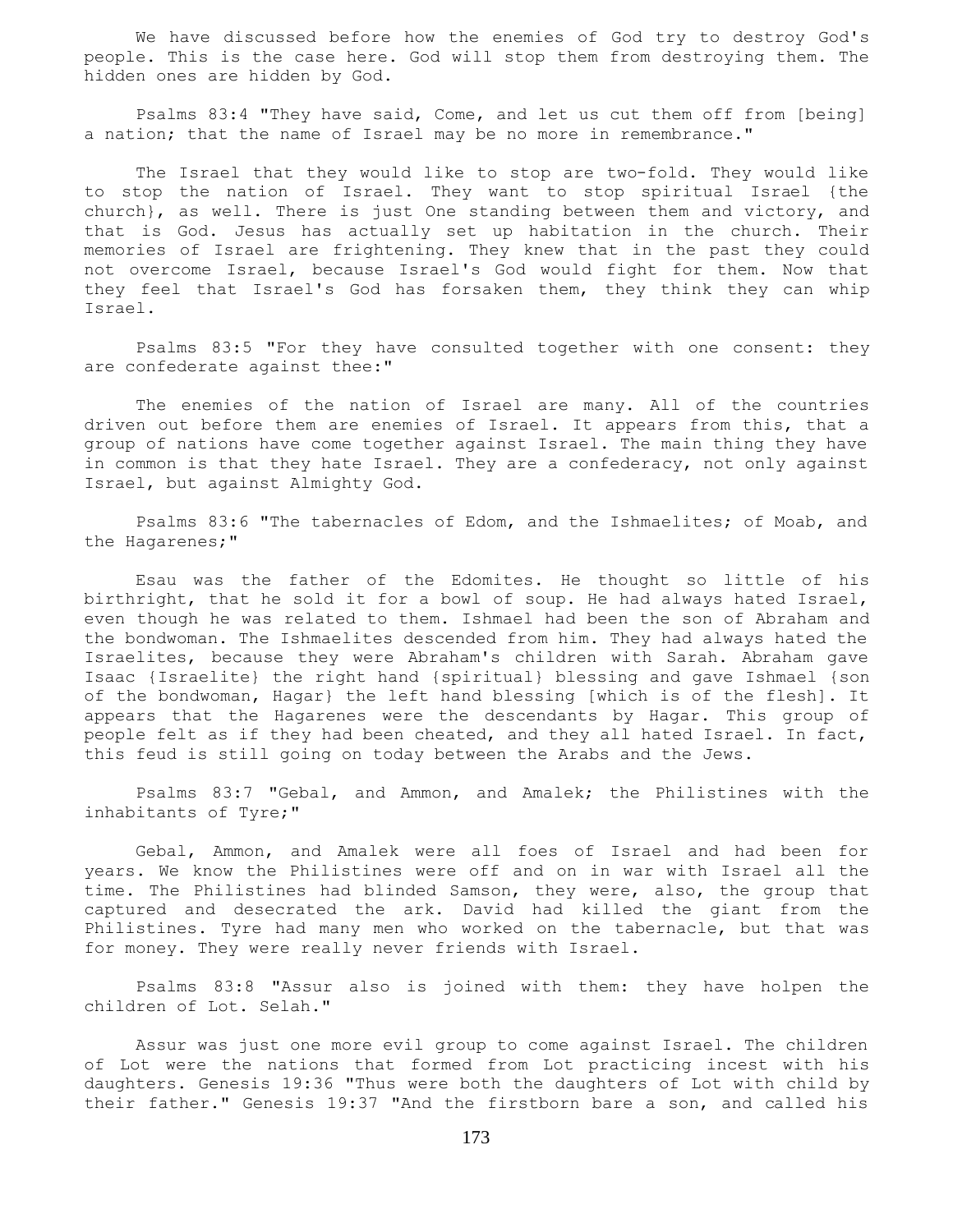We have discussed before how the enemies of God try to destroy God's people. This is the case here. God will stop them from destroying them. The hidden ones are hidden by God.

Psalms 83:4 "They have said, Come, and let us cut them off from [being] a nation; that the name of Israel may be no more in remembrance."

The Israel that they would like to stop are two-fold. They would like to stop the nation of Israel. They want to stop spiritual Israel {the church}, as well. There is just One standing between them and victory, and that is God. Jesus has actually set up habitation in the church. Their memories of Israel are frightening. They knew that in the past they could not overcome Israel, because Israel's God would fight for them. Now that they feel that Israel's God has forsaken them, they think they can whip Israel.

Psalms 83:5 "For they have consulted together with one consent: they are confederate against thee:"

The enemies of the nation of Israel are many. All of the countries driven out before them are enemies of Israel. It appears from this, that a group of nations have come together against Israel. The main thing they have in common is that they hate Israel. They are a confederacy, not only against Israel, but against Almighty God.

Psalms 83:6 "The tabernacles of Edom, and the Ishmaelites; of Moab, and the Hagarenes;"

Esau was the father of the Edomites. He thought so little of his birthright, that he sold it for a bowl of soup. He had always hated Israel, even though he was related to them. Ishmael had been the son of Abraham and the bondwoman. The Ishmaelites descended from him. They had always hated the Israelites, because they were Abraham's children with Sarah. Abraham gave Isaac {Israelite} the right hand {spiritual} blessing and gave Ishmael {son of the bondwoman, Hagar} the left hand blessing [which is of the flesh]. It appears that the Hagarenes were the descendants by Hagar. This group of people felt as if they had been cheated, and they all hated Israel. In fact, this feud is still going on today between the Arabs and the Jews.

Psalms 83:7 "Gebal, and Ammon, and Amalek; the Philistines with the inhabitants of Tyre;"

Gebal, Ammon, and Amalek were all foes of Israel and had been for years. We know the Philistines were off and on in war with Israel all the time. The Philistines had blinded Samson, they were, also, the group that captured and desecrated the ark. David had killed the giant from the Philistines. Tyre had many men who worked on the tabernacle, but that was for money. They were really never friends with Israel.

Psalms 83:8 "Assur also is joined with them: they have holpen the children of Lot. Selah."

Assur was just one more evil group to come against Israel. The children of Lot were the nations that formed from Lot practicing incest with his daughters. Genesis 19:36 "Thus were both the daughters of Lot with child by their father." Genesis 19:37 "And the firstborn bare a son, and called his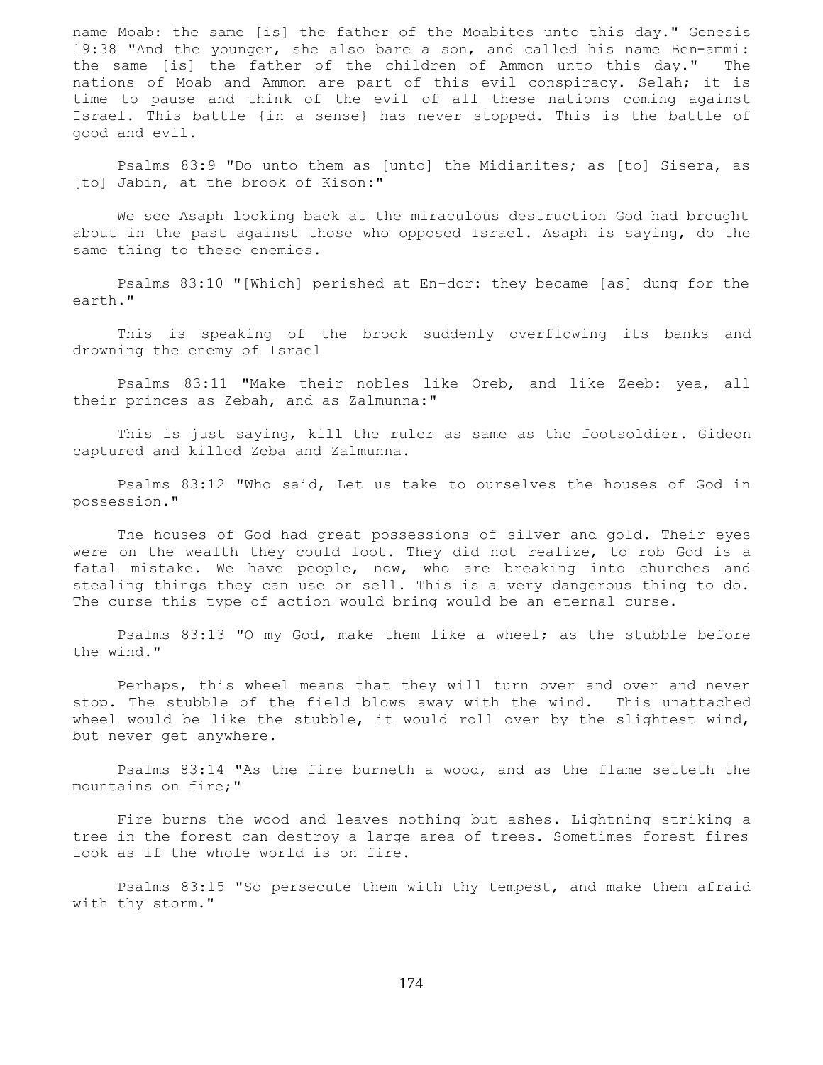name Moab: the same [is] the father of the Moabites unto this day." Genesis 19:38 "And the younger, she also bare a son, and called his name Ben-ammi: the same [is] the father of the children of Ammon unto this day." The nations of Moab and Ammon are part of this evil conspiracy. Selah; it is time to pause and think of the evil of all these nations coming against Israel. This battle {in a sense} has never stopped. This is the battle of good and evil.

Psalms 83:9 "Do unto them as [unto] the Midianites; as [to] Sisera, as [to] Jabin, at the brook of Kison:"

We see Asaph looking back at the miraculous destruction God had brought about in the past against those who opposed Israel. Asaph is saying, do the same thing to these enemies.

Psalms 83:10 "[Which] perished at En-dor: they became [as] dung for the earth."

This is speaking of the brook suddenly overflowing its banks and drowning the enemy of Israel

Psalms 83:11 "Make their nobles like Oreb, and like Zeeb: yea, all their princes as Zebah, and as Zalmunna:"

This is just saying, kill the ruler as same as the footsoldier. Gideon captured and killed Zeba and Zalmunna.

Psalms 83:12 "Who said, Let us take to ourselves the houses of God in possession."

The houses of God had great possessions of silver and gold. Their eyes were on the wealth they could loot. They did not realize, to rob God is a fatal mistake. We have people, now, who are breaking into churches and stealing things they can use or sell. This is a very dangerous thing to do. The curse this type of action would bring would be an eternal curse.

Psalms 83:13 "O my God, make them like a wheel; as the stubble before the wind."

Perhaps, this wheel means that they will turn over and over and never stop. The stubble of the field blows away with the wind. This unattached wheel would be like the stubble, it would roll over by the slightest wind, but never get anywhere.

Psalms 83:14 "As the fire burneth a wood, and as the flame setteth the mountains on fire;"

Fire burns the wood and leaves nothing but ashes. Lightning striking a tree in the forest can destroy a large area of trees. Sometimes forest fires look as if the whole world is on fire.

Psalms 83:15 "So persecute them with thy tempest, and make them afraid with thy storm."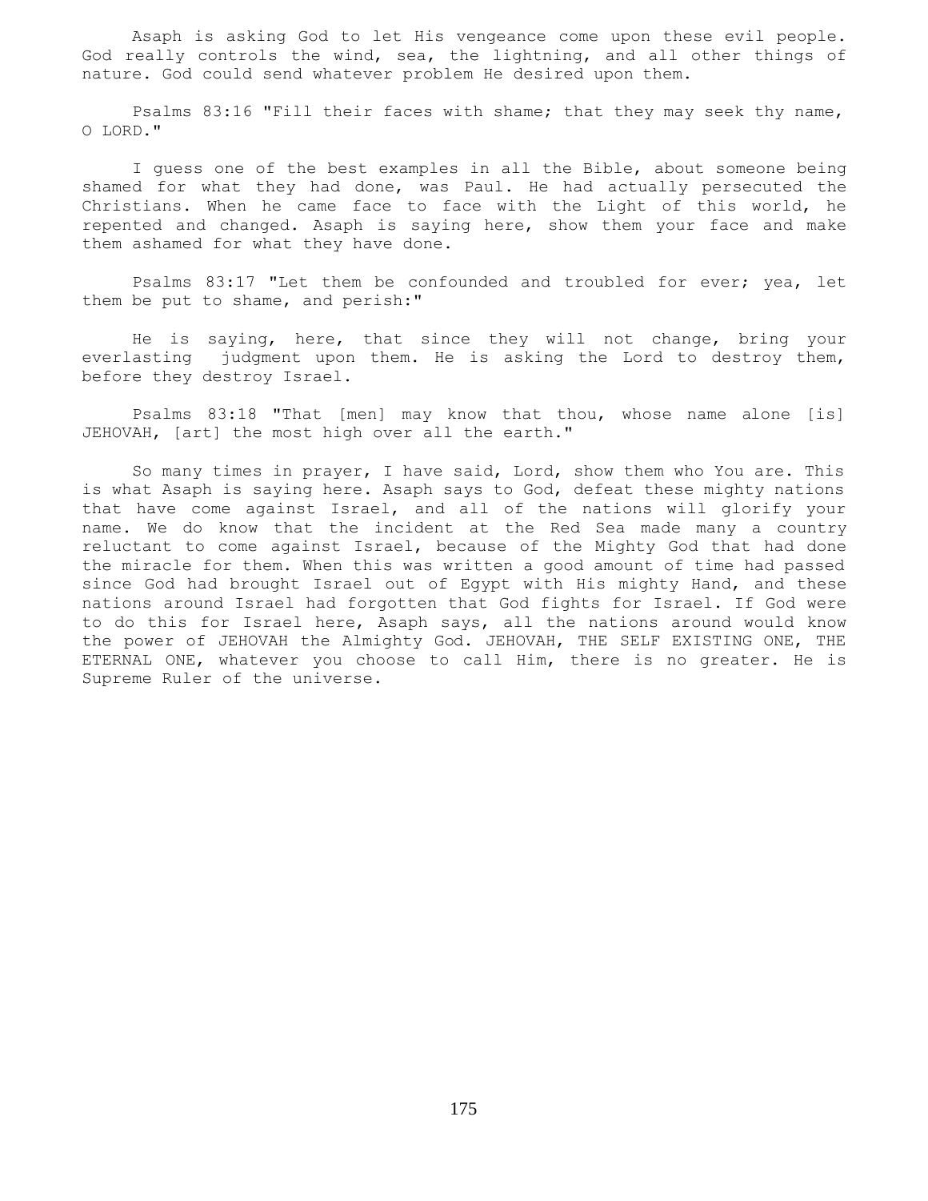Asaph is asking God to let His vengeance come upon these evil people. God really controls the wind, sea, the lightning, and all other things of nature. God could send whatever problem He desired upon them.

Psalms 83:16 "Fill their faces with shame; that they may seek thy name, O LORD."

I guess one of the best examples in all the Bible, about someone being shamed for what they had done, was Paul. He had actually persecuted the Christians. When he came face to face with the Light of this world, he repented and changed. Asaph is saying here, show them your face and make them ashamed for what they have done.

Psalms 83:17 "Let them be confounded and troubled for ever; yea, let them be put to shame, and perish:"

He is saying, here, that since they will not change, bring your everlasting judgment upon them. He is asking the Lord to destroy them, before they destroy Israel.

Psalms 83:18 "That [men] may know that thou, whose name alone [is] JEHOVAH, [art] the most high over all the earth."

So many times in prayer, I have said, Lord, show them who You are. This is what Asaph is saying here. Asaph says to God, defeat these mighty nations that have come against Israel, and all of the nations will glorify your name. We do know that the incident at the Red Sea made many a country reluctant to come against Israel, because of the Mighty God that had done the miracle for them. When this was written a good amount of time had passed since God had brought Israel out of Egypt with His mighty Hand, and these nations around Israel had forgotten that God fights for Israel. If God were to do this for Israel here, Asaph says, all the nations around would know the power of JEHOVAH the Almighty God. JEHOVAH, THE SELF EXISTING ONE, THE ETERNAL ONE, whatever you choose to call Him, there is no greater. He is Supreme Ruler of the universe.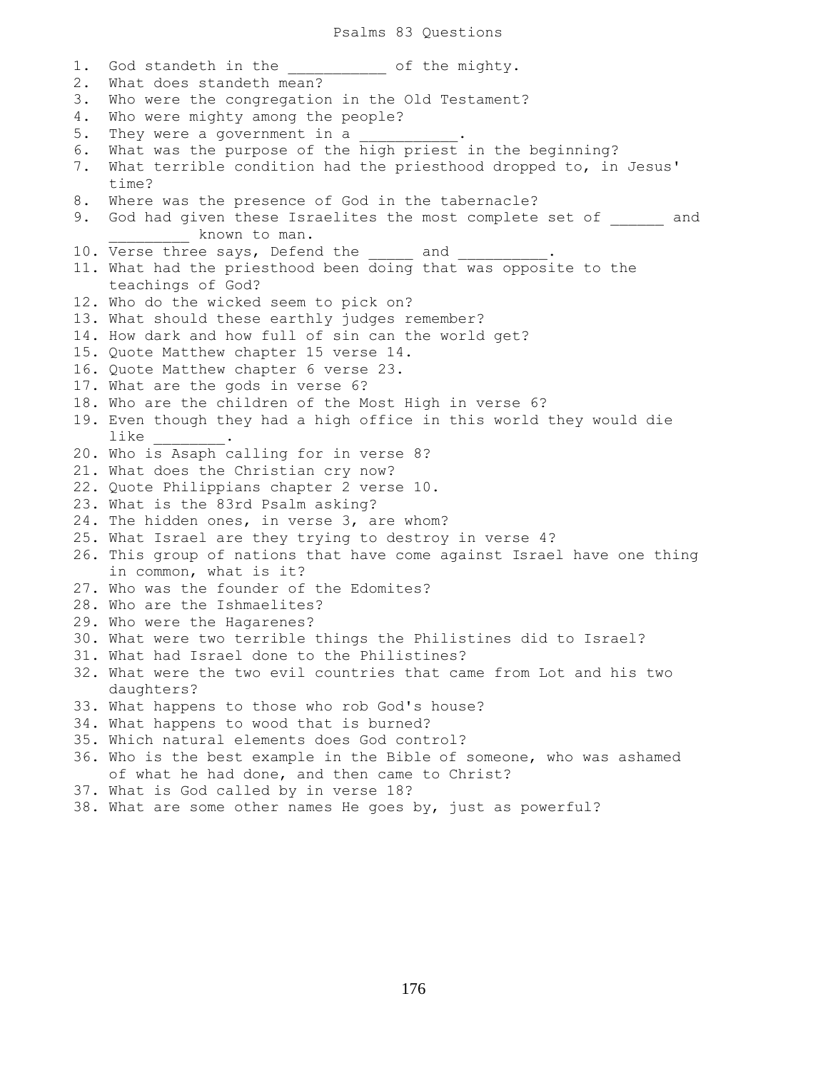# Psalms 83 Questions

1. God standeth in the ___________ of the mighty.
2. What does standeth mean?
3. Who were the congregation in the Old Testament?
4. Who were mighty among the people?
5. They were a government in a ___________.
6. What was the purpose of the high priest in the beginning?
7. What terrible condition had the priesthood dropped to, in Jesus' time?
8. Where was the presence of God in the tabernacle?
9. God had given these Israelites the most complete set of ______ and _________ known to man.
10. Verse three says, Defend the _____ and __________.
11. What had the priesthood been doing that was opposite to the teachings of God?
12. Who do the wicked seem to pick on?
13. What should these earthly judges remember?
14. How dark and how full of sin can the world get?
15. Quote Matthew chapter 15 verse 14.
16. Quote Matthew chapter 6 verse 23.
17. What are the gods in verse 6?
18. Who are the children of the Most High in verse 6?
19. Even though they had a high office in this world they would die like ________.
20. Who is Asaph calling for in verse 8?
21. What does the Christian cry now?
22. Quote Philippians chapter 2 verse 10.
23. What is the 83rd Psalm asking?
24. The hidden ones, in verse 3, are whom?
25. What Israel are they trying to destroy in verse 4?
26. This group of nations that have come against Israel have one thing in common, what is it?
27. Who was the founder of the Edomites?
28. Who are the Ishmaelites?
29. Who were the Hagarenes?
30. What were two terrible things the Philistines did to Israel?
31. What had Israel done to the Philistines?
32. What were the two evil countries that came from Lot and his two daughters?
33. What happens to those who rob God's house?
34. What happens to wood that is burned?
35. Which natural elements does God control?
36. Who is the best example in the Bible of someone, who was ashamed of what he had done, and then came to Christ?
37. What is God called by in verse 18?
38. What are some other names He goes by, just as powerful?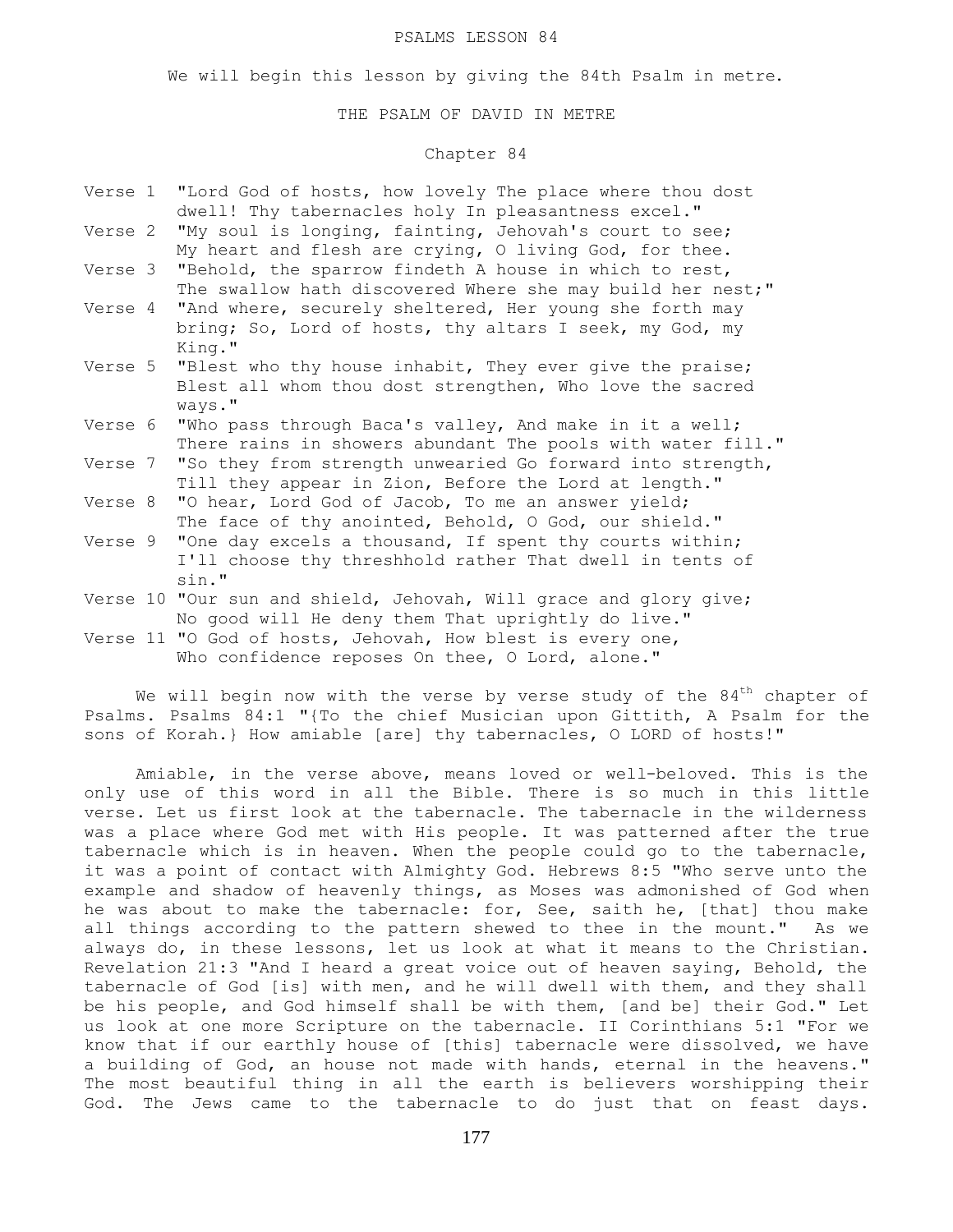# PSALMS LESSON 84

We will begin this lesson by giving the 84th Psalm in metre.

## THE PSALM OF DAVID IN METRE

### Chapter 84

Verse 1 "Lord God of hosts, how lovely The place where thou dost dwell! Thy tabernacles holy In pleasantness excel."

Verse 2 "My soul is longing, fainting, Jehovah's court to see; My heart and flesh are crying, O living God, for thee.

Verse 3 "Behold, the sparrow findeth A house in which to rest, The swallow hath discovered Where she may build her nest;"

Verse 4 "And where, securely sheltered, Her young she forth may bring; So, Lord of hosts, thy altars I seek, my God, my King."

Verse 5 "Blest who thy house inhabit, They ever give the praise; Blest all whom thou dost strengthen, Who love the sacred ways."

Verse 6 "Who pass through Baca's valley, And make in it a well; There rains in showers abundant The pools with water fill."

Verse 7 "So they from strength unwearied Go forward into strength, Till they appear in Zion, Before the Lord at length."

Verse 8 "O hear, Lord God of Jacob, To me an answer yield; The face of thy anointed, Behold, O God, our shield."

Verse 9 "One day excels a thousand, If spent thy courts within; I'll choose thy threshhold rather That dwell in tents of sin."

Verse 10 "Our sun and shield, Jehovah, Will grace and glory give; No good will He deny them That uprightly do live."

Verse 11 "O God of hosts, Jehovah, How blest is every one, Who confidence reposes On thee, O Lord, alone."

We will begin now with the verse by verse study of the 84th chapter of Psalms. Psalms 84:1 "{To the chief Musician upon Gittith, A Psalm for the sons of Korah.} How amiable [are] thy tabernacles, O LORD of hosts!"

Amiable, in the verse above, means loved or well-beloved. This is the only use of this word in all the Bible. There is so much in this little verse. Let us first look at the tabernacle. The tabernacle in the wilderness was a place where God met with His people. It was patterned after the true tabernacle which is in heaven. When the people could go to the tabernacle, it was a point of contact with Almighty God. Hebrews 8:5 "Who serve unto the example and shadow of heavenly things, as Moses was admonished of God when he was about to make the tabernacle: for, See, saith he, [that] thou make all things according to the pattern shewed to thee in the mount." As we always do, in these lessons, let us look at what it means to the Christian. Revelation 21:3 "And I heard a great voice out of heaven saying, Behold, the tabernacle of God [is] with men, and he will dwell with them, and they shall be his people, and God himself shall be with them, [and be] their God." Let us look at one more Scripture on the tabernacle. II Corinthians 5:1 "For we know that if our earthly house of [this] tabernacle were dissolved, we have a building of God, an house not made with hands, eternal in the heavens." The most beautiful thing in all the earth is believers worshipping their God. The Jews came to the tabernacle to do just that on feast days.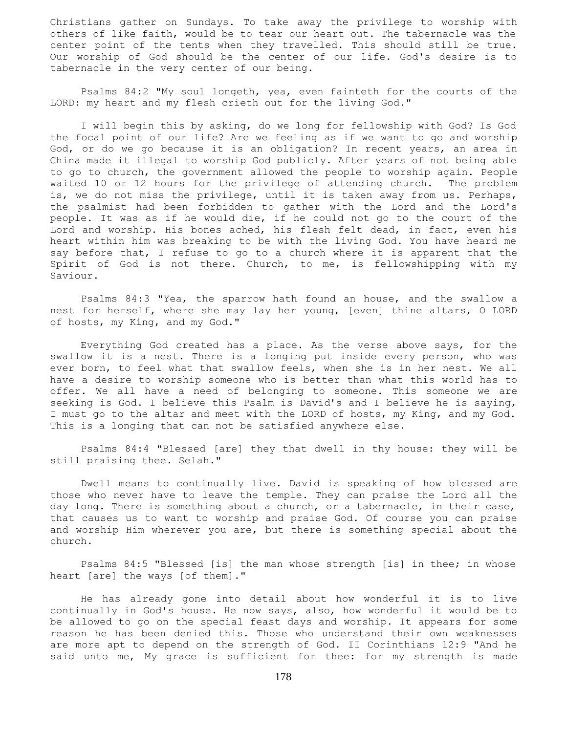Christians gather on Sundays. To take away the privilege to worship with others of like faith, would be to tear our heart out. The tabernacle was the center point of the tents when they travelled. This should still be true. Our worship of God should be the center of our life. God's desire is to tabernacle in the very center of our being.

Psalms 84:2 "My soul longeth, yea, even fainteth for the courts of the LORD: my heart and my flesh crieth out for the living God."

I will begin this by asking, do we long for fellowship with God? Is God the focal point of our life? Are we feeling as if we want to go and worship God, or do we go because it is an obligation? In recent years, an area in China made it illegal to worship God publicly. After years of not being able to go to church, the government allowed the people to worship again. People waited 10 or 12 hours for the privilege of attending church. The problem is, we do not miss the privilege, until it is taken away from us. Perhaps, the psalmist had been forbidden to gather with the Lord and the Lord's people. It was as if he would die, if he could not go to the court of the Lord and worship. His bones ached, his flesh felt dead, in fact, even his heart within him was breaking to be with the living God. You have heard me say before that, I refuse to go to a church where it is apparent that the Spirit of God is not there. Church, to me, is fellowshipping with my Saviour.

Psalms 84:3 "Yea, the sparrow hath found an house, and the swallow a nest for herself, where she may lay her young, [even] thine altars, O LORD of hosts, my King, and my God."

Everything God created has a place. As the verse above says, for the swallow it is a nest. There is a longing put inside every person, who was ever born, to feel what that swallow feels, when she is in her nest. We all have a desire to worship someone who is better than what this world has to offer. We all have a need of belonging to someone. This someone we are seeking is God. I believe this Psalm is David's and I believe he is saying, I must go to the altar and meet with the LORD of hosts, my King, and my God. This is a longing that can not be satisfied anywhere else.

Psalms 84:4 "Blessed [are] they that dwell in thy house: they will be still praising thee. Selah."

Dwell means to continually live. David is speaking of how blessed are those who never have to leave the temple. They can praise the Lord all the day long. There is something about a church, or a tabernacle, in their case, that causes us to want to worship and praise God. Of course you can praise and worship Him wherever you are, but there is something special about the church.

Psalms 84:5 "Blessed [is] the man whose strength [is] in thee; in whose heart [are] the ways [of them]."

He has already gone into detail about how wonderful it is to live continually in God's house. He now says, also, how wonderful it would be to be allowed to go on the special feast days and worship. It appears for some reason he has been denied this. Those who understand their own weaknesses are more apt to depend on the strength of God. II Corinthians 12:9 "And he said unto me, My grace is sufficient for thee: for my strength is made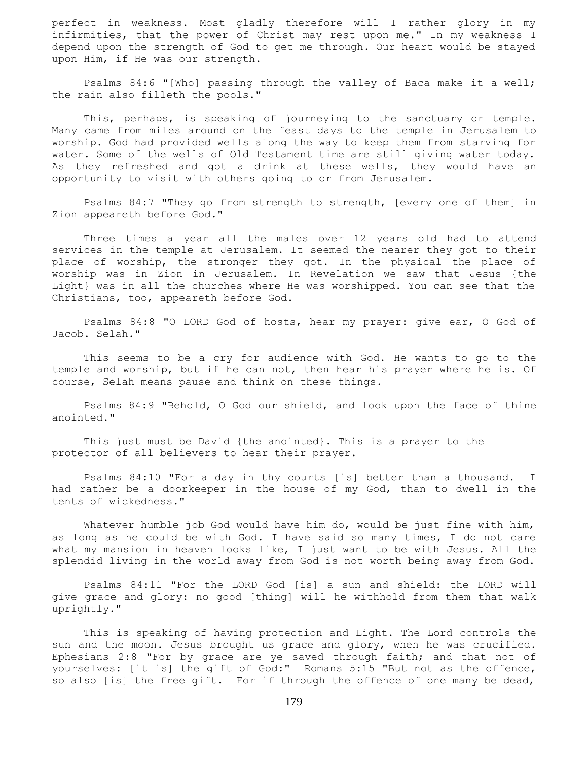perfect in weakness. Most gladly therefore will I rather glory in my infirmities, that the power of Christ may rest upon me." In my weakness I depend upon the strength of God to get me through. Our heart would be stayed upon Him, if He was our strength.

Psalms 84:6 "[Who] passing through the valley of Baca make it a well; the rain also filleth the pools."

This, perhaps, is speaking of journeying to the sanctuary or temple. Many came from miles around on the feast days to the temple in Jerusalem to worship. God had provided wells along the way to keep them from starving for water. Some of the wells of Old Testament time are still giving water today. As they refreshed and got a drink at these wells, they would have an opportunity to visit with others going to or from Jerusalem.

Psalms 84:7 "They go from strength to strength, [every one of them] in Zion appeareth before God."

Three times a year all the males over 12 years old had to attend services in the temple at Jerusalem. It seemed the nearer they got to their place of worship, the stronger they got. In the physical the place of worship was in Zion in Jerusalem. In Revelation we saw that Jesus {the Light} was in all the churches where He was worshipped. You can see that the Christians, too, appeareth before God.

Psalms 84:8 "O LORD God of hosts, hear my prayer: give ear, O God of Jacob. Selah."

This seems to be a cry for audience with God. He wants to go to the temple and worship, but if he can not, then hear his prayer where he is. Of course, Selah means pause and think on these things.

Psalms 84:9 "Behold, O God our shield, and look upon the face of thine anointed."

This just must be David {the anointed}. This is a prayer to the protector of all believers to hear their prayer.

Psalms 84:10 "For a day in thy courts [is] better than a thousand. I had rather be a doorkeeper in the house of my God, than to dwell in the tents of wickedness."

Whatever humble job God would have him do, would be just fine with him, as long as he could be with God. I have said so many times, I do not care what my mansion in heaven looks like, I just want to be with Jesus. All the splendid living in the world away from God is not worth being away from God.

Psalms 84:11 "For the LORD God [is] a sun and shield: the LORD will give grace and glory: no good [thing] will he withhold from them that walk uprightly."

This is speaking of having protection and Light. The Lord controls the sun and the moon. Jesus brought us grace and glory, when he was crucified. Ephesians 2:8 "For by grace are ye saved through faith; and that not of yourselves: [it is] the gift of God:" Romans 5:15 "But not as the offence, so also [is] the free gift. For if through the offence of one many be dead,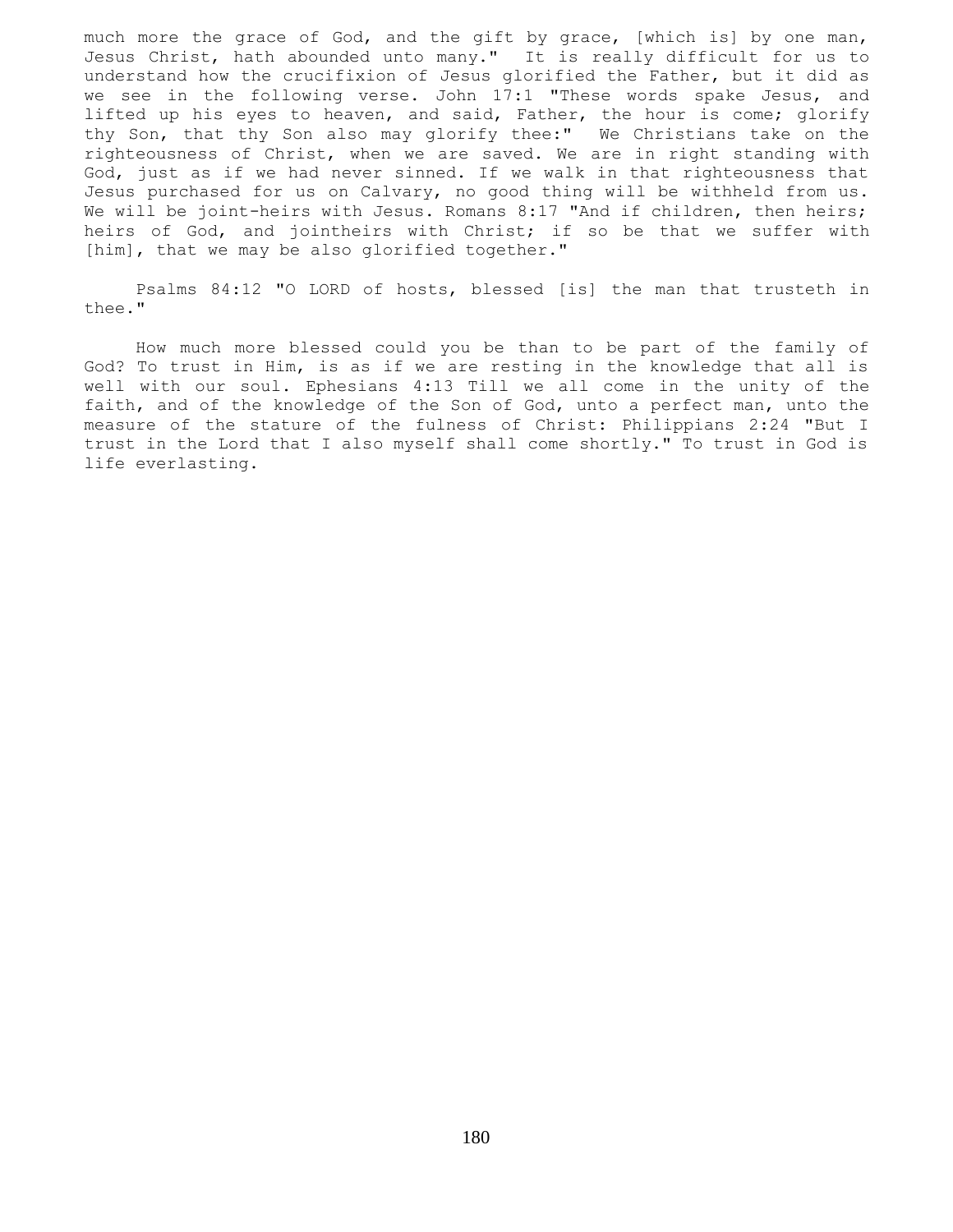much more the grace of God, and the gift by grace, [which is] by one man, Jesus Christ, hath abounded unto many." It is really difficult for us to understand how the crucifixion of Jesus glorified the Father, but it did as we see in the following verse. John 17:1 "These words spake Jesus, and lifted up his eyes to heaven, and said, Father, the hour is come; glorify thy Son, that thy Son also may glorify thee:" We Christians take on the righteousness of Christ, when we are saved. We are in right standing with God, just as if we had never sinned. If we walk in that righteousness that Jesus purchased for us on Calvary, no good thing will be withheld from us. We will be joint-heirs with Jesus. Romans 8:17 "And if children, then heirs; heirs of God, and jointheirs with Christ; if so be that we suffer with [him], that we may be also glorified together."

Psalms 84:12 "O LORD of hosts, blessed [is] the man that trusteth in thee."

How much more blessed could you be than to be part of the family of God? To trust in Him, is as if we are resting in the knowledge that all is well with our soul. Ephesians 4:13 Till we all come in the unity of the faith, and of the knowledge of the Son of God, unto a perfect man, unto the measure of the stature of the fulness of Christ: Philippians 2:24 "But I trust in the Lord that I also myself shall come shortly." To trust in God is life everlasting.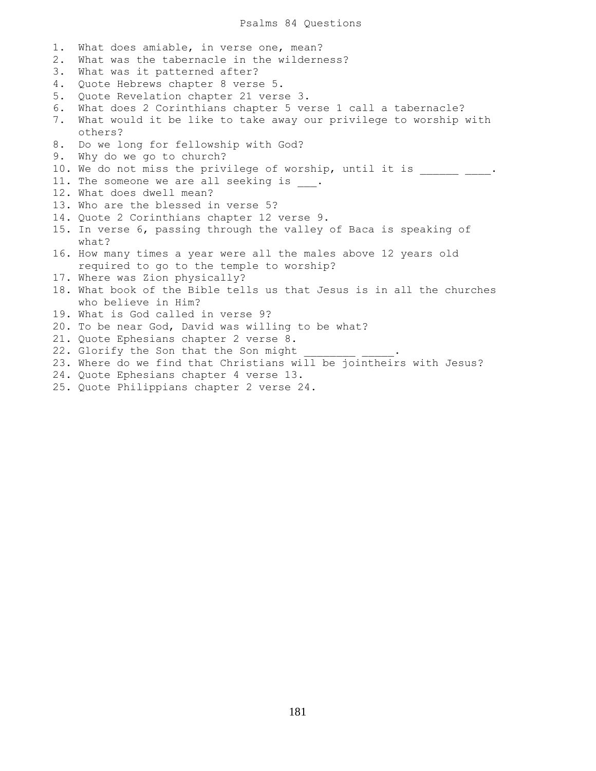# Psalms 84 Questions

1. What does amiable, in verse one, mean?
2. What was the tabernacle in the wilderness?
3. What was it patterned after?
4. Quote Hebrews chapter 8 verse 5.
5. Quote Revelation chapter 21 verse 3.
6. What does 2 Corinthians chapter 5 verse 1 call a tabernacle?
7. What would it be like to take away our privilege to worship with others?
8. Do we long for fellowship with God?
9. Why do we go to church?
10. We do not miss the privilege of worship, until it is ______ ____.
11. The someone we are all seeking is ___.
12. What does dwell mean?
13. Who are the blessed in verse 5?
14. Quote 2 Corinthians chapter 12 verse 9.
15. In verse 6, passing through the valley of Baca is speaking of what?
16. How many times a year were all the males above 12 years old required to go to the temple to worship?
17. Where was Zion physically?
18. What book of the Bible tells us that Jesus is in all the churches who believe in Him?
19. What is God called in verse 9?
20. To be near God, David was willing to be what?
21. Quote Ephesians chapter 2 verse 8.
22. Glorify the Son that the Son might ________ _____.
23. Where do we find that Christians will be jointheirs with Jesus?
24. Quote Ephesians chapter 4 verse 13.
25. Quote Philippians chapter 2 verse 24.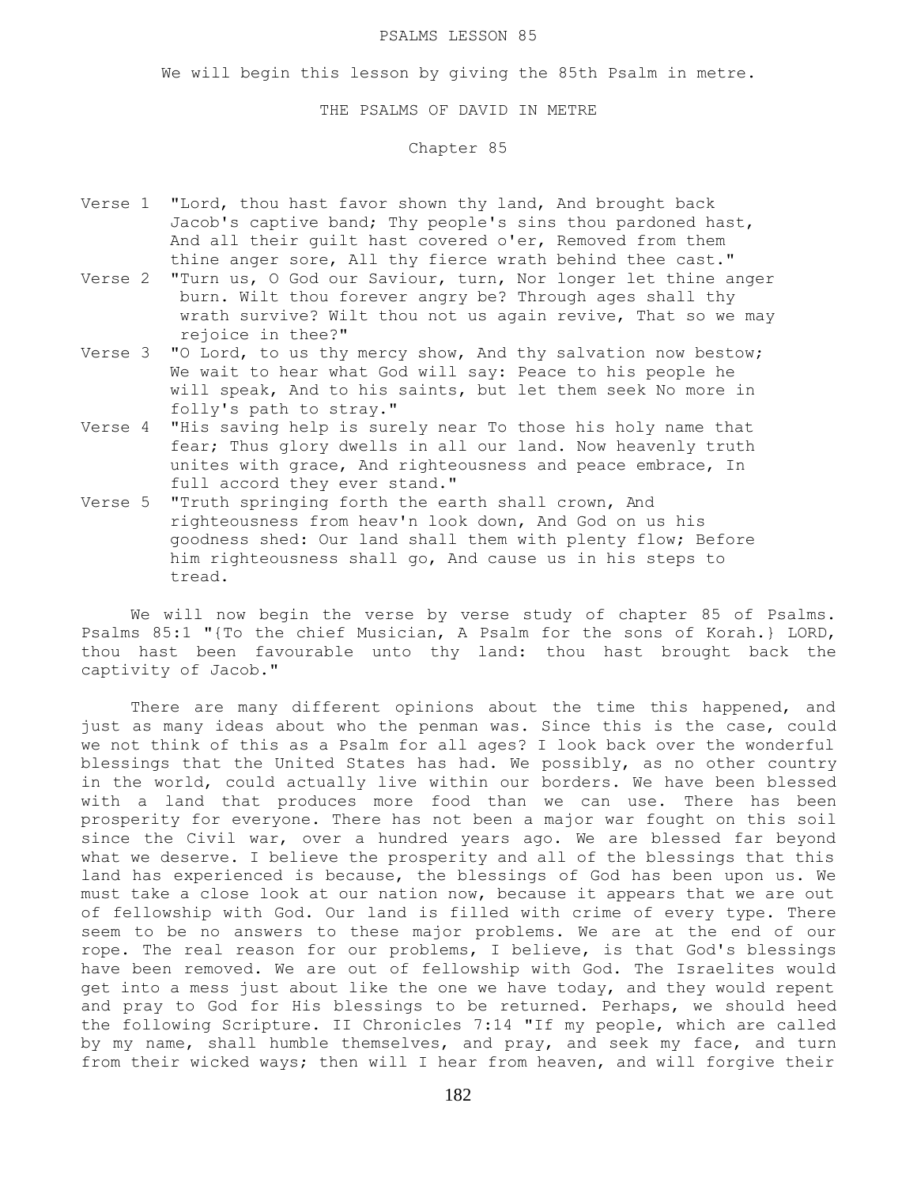# PSALMS LESSON 85

We will begin this lesson by giving the 85th Psalm in metre.

## THE PSALMS OF DAVID IN METRE

### Chapter 85

Verse 1 "Lord, thou hast favor shown thy land, And brought back Jacob's captive band; Thy people's sins thou pardoned hast, And all their guilt hast covered o'er, Removed from them thine anger sore, All thy fierce wrath behind thee cast."

Verse 2 "Turn us, O God our Saviour, turn, Nor longer let thine anger burn. Wilt thou forever angry be? Through ages shall thy wrath survive? Wilt thou not us again revive, That so we may rejoice in thee?"

Verse 3 "O Lord, to us thy mercy show, And thy salvation now bestow; We wait to hear what God will say: Peace to his people he will speak, And to his saints, but let them seek No more in folly's path to stray."

Verse 4 "His saving help is surely near To those his holy name that fear; Thus glory dwells in all our land. Now heavenly truth unites with grace, And righteousness and peace embrace, In full accord they ever stand."

Verse 5 "Truth springing forth the earth shall crown, And righteousness from heav'n look down, And God on us his goodness shed: Our land shall them with plenty flow; Before him righteousness shall go, And cause us in his steps to tread.

We will now begin the verse by verse study of chapter 85 of Psalms. Psalms 85:1 "{To the chief Musician, A Psalm for the sons of Korah.} LORD, thou hast been favourable unto thy land: thou hast brought back the captivity of Jacob."

There are many different opinions about the time this happened, and just as many ideas about who the penman was. Since this is the case, could we not think of this as a Psalm for all ages? I look back over the wonderful blessings that the United States has had. We possibly, as no other country in the world, could actually live within our borders. We have been blessed with a land that produces more food than we can use. There has been prosperity for everyone. There has not been a major war fought on this soil since the Civil war, over a hundred years ago. We are blessed far beyond what we deserve. I believe the prosperity and all of the blessings that this land has experienced is because, the blessings of God has been upon us. We must take a close look at our nation now, because it appears that we are out of fellowship with God. Our land is filled with crime of every type. There seem to be no answers to these major problems. We are at the end of our rope. The real reason for our problems, I believe, is that God's blessings have been removed. We are out of fellowship with God. The Israelites would get into a mess just about like the one we have today, and they would repent and pray to God for His blessings to be returned. Perhaps, we should heed the following Scripture. II Chronicles 7:14 "If my people, which are called by my name, shall humble themselves, and pray, and seek my face, and turn from their wicked ways; then will I hear from heaven, and will forgive their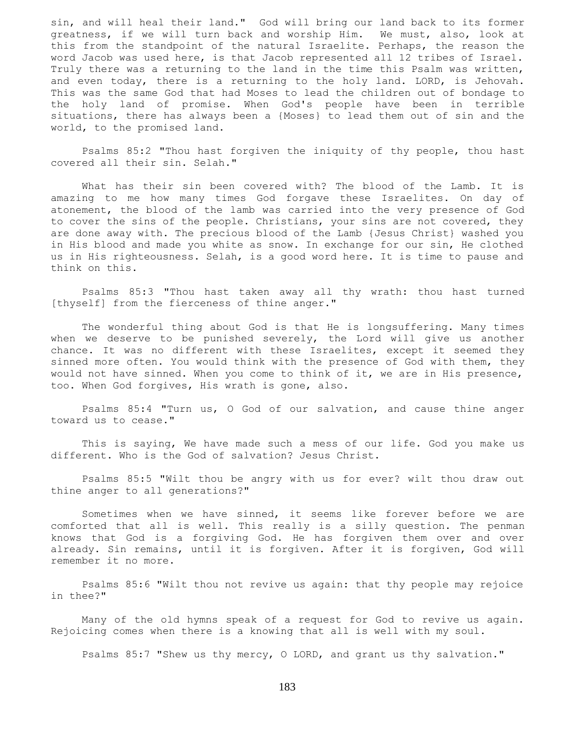sin, and will heal their land." God will bring our land back to its former greatness, if we will turn back and worship Him. We must, also, look at this from the standpoint of the natural Israelite. Perhaps, the reason the word Jacob was used here, is that Jacob represented all 12 tribes of Israel. Truly there was a returning to the land in the time this Psalm was written, and even today, there is a returning to the holy land. LORD, is Jehovah. This was the same God that had Moses to lead the children out of bondage to the holy land of promise. When God's people have been in terrible situations, there has always been a {Moses} to lead them out of sin and the world, to the promised land.

Psalms 85:2 "Thou hast forgiven the iniquity of thy people, thou hast covered all their sin. Selah."

What has their sin been covered with? The blood of the Lamb. It is amazing to me how many times God forgave these Israelites. On day of atonement, the blood of the lamb was carried into the very presence of God to cover the sins of the people. Christians, your sins are not covered, they are done away with. The precious blood of the Lamb {Jesus Christ} washed you in His blood and made you white as snow. In exchange for our sin, He clothed us in His righteousness. Selah, is a good word here. It is time to pause and think on this.

Psalms 85:3 "Thou hast taken away all thy wrath: thou hast turned [thyself] from the fierceness of thine anger."

The wonderful thing about God is that He is longsuffering. Many times when we deserve to be punished severely, the Lord will give us another chance. It was no different with these Israelites, except it seemed they sinned more often. You would think with the presence of God with them, they would not have sinned. When you come to think of it, we are in His presence, too. When God forgives, His wrath is gone, also.

Psalms 85:4 "Turn us, O God of our salvation, and cause thine anger toward us to cease."

This is saying, We have made such a mess of our life. God you make us different. Who is the God of salvation? Jesus Christ.

Psalms 85:5 "Wilt thou be angry with us for ever? wilt thou draw out thine anger to all generations?"

Sometimes when we have sinned, it seems like forever before we are comforted that all is well. This really is a silly question. The penman knows that God is a forgiving God. He has forgiven them over and over already. Sin remains, until it is forgiven. After it is forgiven, God will remember it no more.

Psalms 85:6 "Wilt thou not revive us again: that thy people may rejoice in thee?"

Many of the old hymns speak of a request for God to revive us again. Rejoicing comes when there is a knowing that all is well with my soul.

Psalms 85:7 "Shew us thy mercy, O LORD, and grant us thy salvation."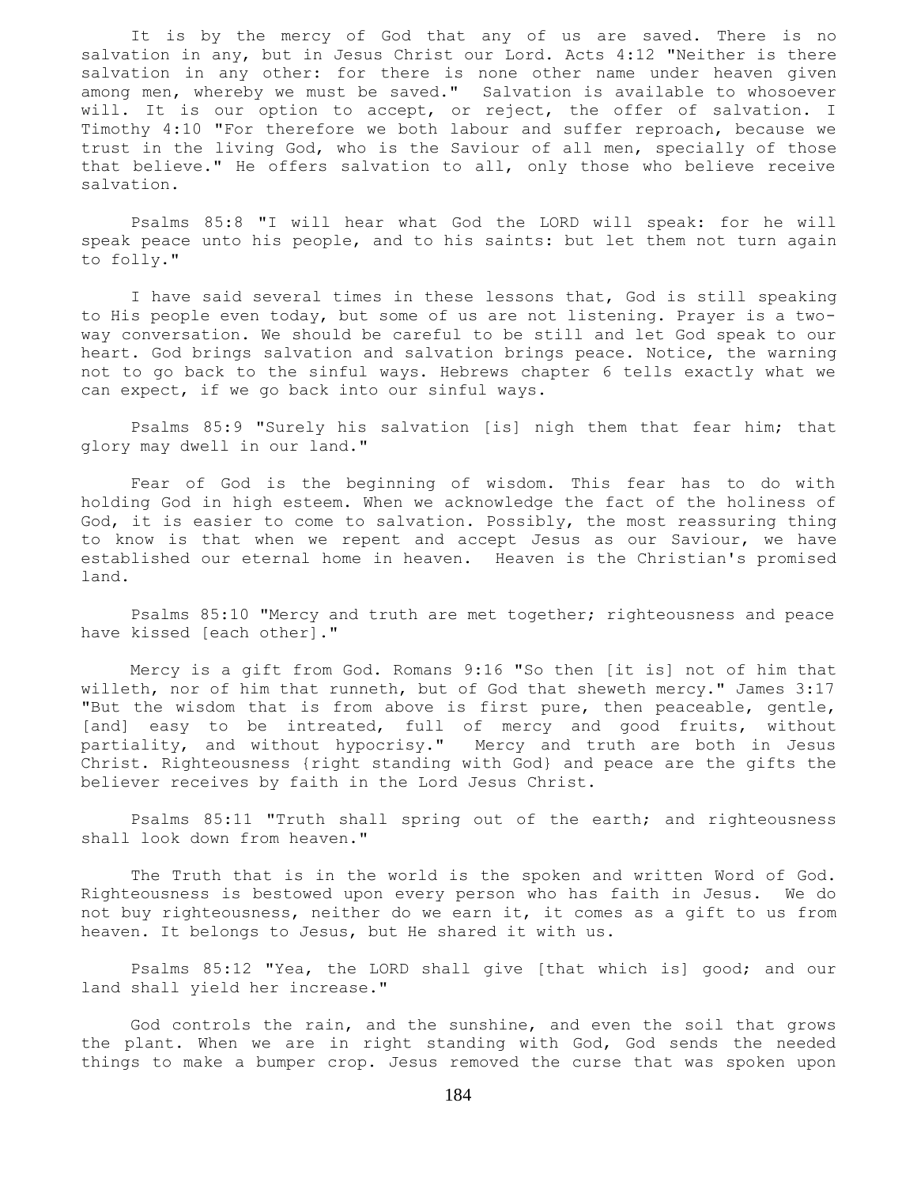It is by the mercy of God that any of us are saved. There is no salvation in any, but in Jesus Christ our Lord. Acts 4:12 "Neither is there salvation in any other: for there is none other name under heaven given among men, whereby we must be saved." Salvation is available to whosoever will. It is our option to accept, or reject, the offer of salvation. I Timothy 4:10 "For therefore we both labour and suffer reproach, because we trust in the living God, who is the Saviour of all men, specially of those that believe." He offers salvation to all, only those who believe receive salvation.

Psalms 85:8 "I will hear what God the LORD will speak: for he will speak peace unto his people, and to his saints: but let them not turn again to folly."

I have said several times in these lessons that, God is still speaking to His people even today, but some of us are not listening. Prayer is a two-way conversation. We should be careful to be still and let God speak to our heart. God brings salvation and salvation brings peace. Notice, the warning not to go back to the sinful ways. Hebrews chapter 6 tells exactly what we can expect, if we go back into our sinful ways.

Psalms 85:9 "Surely his salvation [is] nigh them that fear him; that glory may dwell in our land."

Fear of God is the beginning of wisdom. This fear has to do with holding God in high esteem. When we acknowledge the fact of the holiness of God, it is easier to come to salvation. Possibly, the most reassuring thing to know is that when we repent and accept Jesus as our Saviour, we have established our eternal home in heaven. Heaven is the Christian's promised land.

Psalms 85:10 "Mercy and truth are met together; righteousness and peace have kissed [each other]."

Mercy is a gift from God. Romans 9:16 "So then [it is] not of him that willeth, nor of him that runneth, but of God that sheweth mercy." James 3:17 "But the wisdom that is from above is first pure, then peaceable, gentle, [and] easy to be intreated, full of mercy and good fruits, without partiality, and without hypocrisy." Mercy and truth are both in Jesus Christ. Righteousness {right standing with God} and peace are the gifts the believer receives by faith in the Lord Jesus Christ.

Psalms 85:11 "Truth shall spring out of the earth; and righteousness shall look down from heaven."

The Truth that is in the world is the spoken and written Word of God. Righteousness is bestowed upon every person who has faith in Jesus. We do not buy righteousness, neither do we earn it, it comes as a gift to us from heaven. It belongs to Jesus, but He shared it with us.

Psalms 85:12 "Yea, the LORD shall give [that which is] good; and our land shall yield her increase."

God controls the rain, and the sunshine, and even the soil that grows the plant. When we are in right standing with God, God sends the needed things to make a bumper crop. Jesus removed the curse that was spoken upon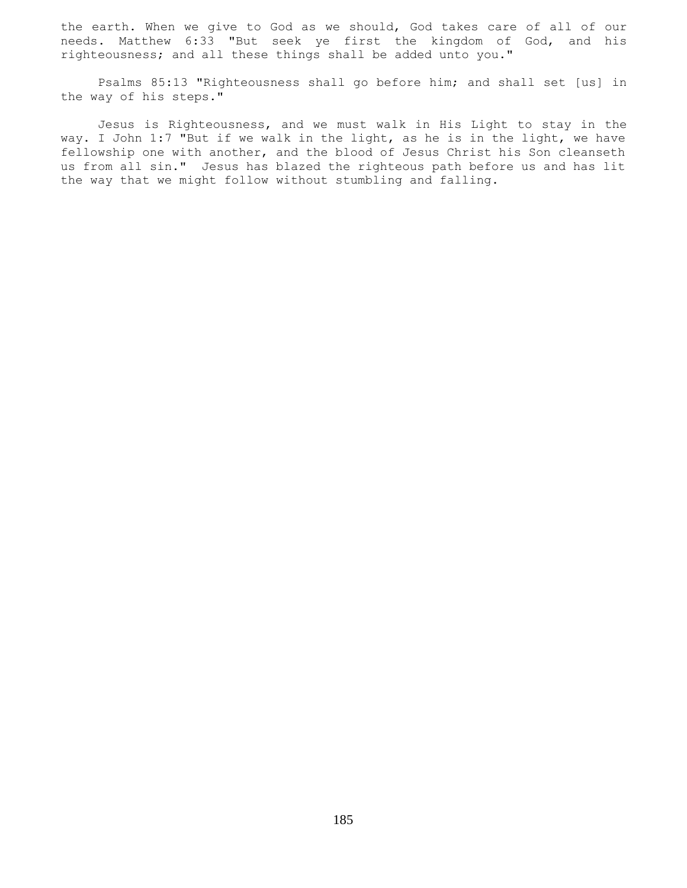the earth. When we give to God as we should, God takes care of all of our needs. Matthew 6:33 "But seek ye first the kingdom of God, and his righteousness; and all these things shall be added unto you."

Psalms 85:13 "Righteousness shall go before him; and shall set [us] in the way of his steps."

Jesus is Righteousness, and we must walk in His Light to stay in the way. I John 1:7 "But if we walk in the light, as he is in the light, we have fellowship one with another, and the blood of Jesus Christ his Son cleanseth us from all sin." Jesus has blazed the righteous path before us and has lit the way that we might follow without stumbling and falling.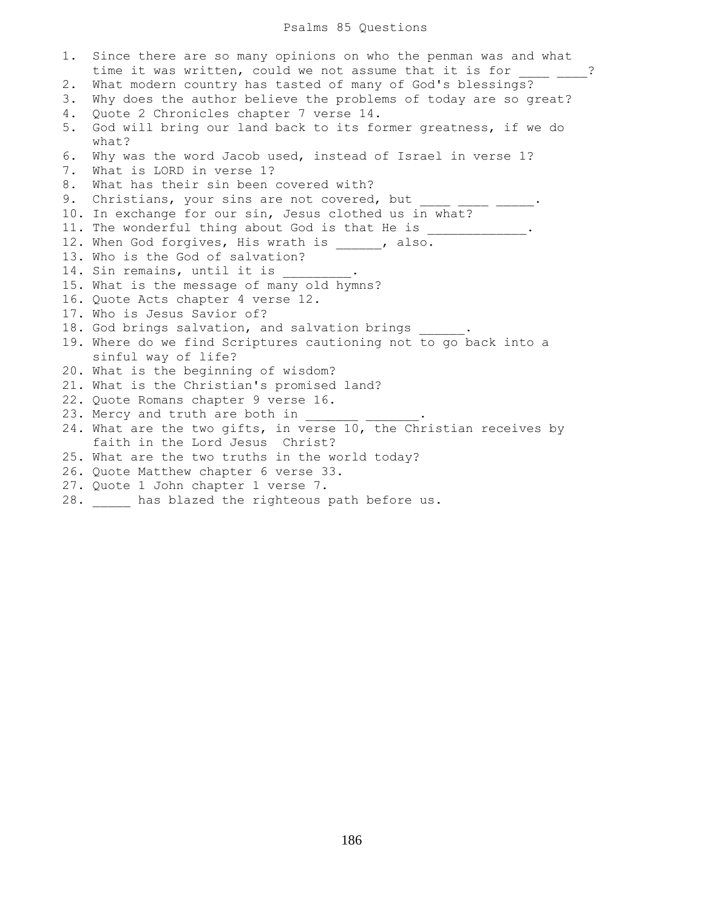# Psalms 85 Questions

1. Since there are so many opinions on who the penman was and what time it was written, could we not assume that it is for ____ ____?
2. What modern country has tasted of many of God's blessings?
3. Why does the author believe the problems of today are so great?
4. Quote 2 Chronicles chapter 7 verse 14.
5. God will bring our land back to its former greatness, if we do what?
6. Why was the word Jacob used, instead of Israel in verse 1?
7. What is LORD in verse 1?
8. What has their sin been covered with?
9. Christians, your sins are not covered, but ____ ____ _____.
10. In exchange for our sin, Jesus clothed us in what?
11. The wonderful thing about God is that He is _____________.
12. When God forgives, His wrath is ______, also.
13. Who is the God of salvation?
14. Sin remains, until it is _________.
15. What is the message of many old hymns?
16. Quote Acts chapter 4 verse 12.
17. Who is Jesus Savior of?
18. God brings salvation, and salvation brings ______.
19. Where do we find Scriptures cautioning not to go back into a sinful way of life?
20. What is the beginning of wisdom?
21. What is the Christian's promised land?
22. Quote Romans chapter 9 verse 16.
23. Mercy and truth are both in _______ _______.
24. What are the two gifts, in verse 10, the Christian receives by faith in the Lord Jesus Christ?
25. What are the two truths in the world today?
26. Quote Matthew chapter 6 verse 33.
27. Quote 1 John chapter 1 verse 7.
28. _____ has blazed the righteous path before us.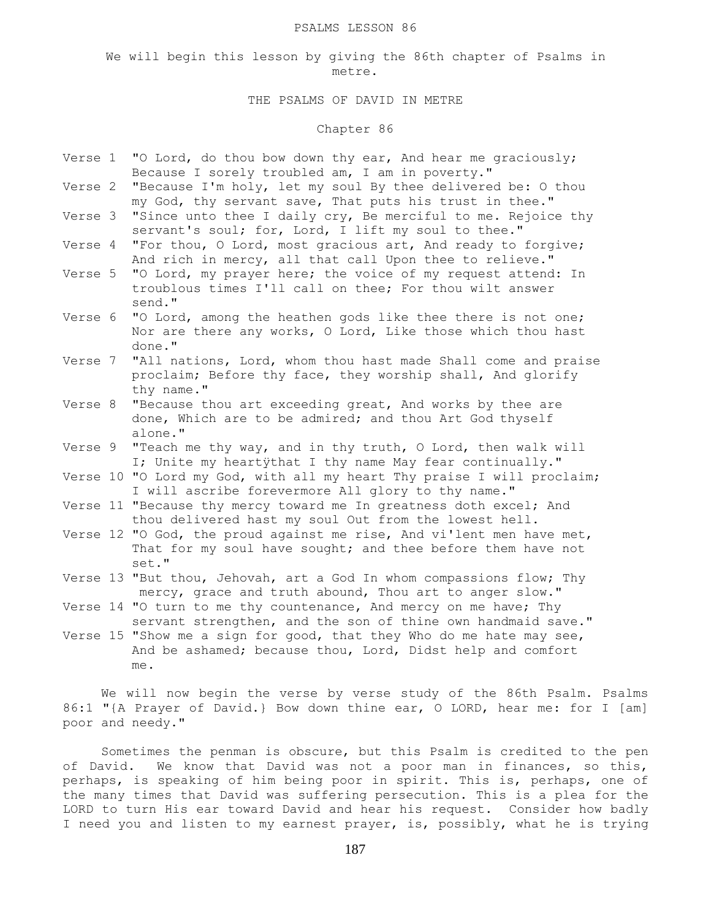# PSALMS LESSON 86

We will begin this lesson by giving the 86th chapter of Psalms in metre.

## THE PSALMS OF DAVID IN METRE

### Chapter 86

Verse 1 "O Lord, do thou bow down thy ear, And hear me graciously; Because I sorely troubled am, I am in poverty."

Verse 2 "Because I'm holy, let my soul By thee delivered be: O thou my God, thy servant save, That puts his trust in thee."

Verse 3 "Since unto thee I daily cry, Be merciful to me. Rejoice thy servant's soul; for, Lord, I lift my soul to thee."

Verse 4 "For thou, O Lord, most gracious art, And ready to forgive; And rich in mercy, all that call Upon thee to relieve."

Verse 5 "O Lord, my prayer here; the voice of my request attend: In troublous times I'll call on thee; For thou wilt answer send."

Verse 6 "O Lord, among the heathen gods like thee there is not one; Nor are there any works, O Lord, Like those which thou hast done."

Verse 7 "All nations, Lord, whom thou hast made Shall come and praise proclaim; Before thy face, they worship shall, And glorify thy name."

Verse 8 "Because thou art exceeding great, And works by thee are done, Which are to be admired; and thou Art God thyself alone."

Verse 9 "Teach me thy way, and in thy truth, O Lord, then walk will I; Unite my heartÿthat I thy name May fear continually."

Verse 10 "O Lord my God, with all my heart Thy praise I will proclaim; I will ascribe forevermore All glory to thy name."

Verse 11 "Because thy mercy toward me In greatness doth excel; And thou delivered hast my soul Out from the lowest hell.

Verse 12 "O God, the proud against me rise, And vi'lent men have met, That for my soul have sought; and thee before them have not set."

Verse 13 "But thou, Jehovah, art a God In whom compassions flow; Thy mercy, grace and truth abound, Thou art to anger slow."

Verse 14 "O turn to me thy countenance, And mercy on me have; Thy servant strengthen, and the son of thine own handmaid save."

Verse 15 "Show me a sign for good, that they Who do me hate may see, And be ashamed; because thou, Lord, Didst help and comfort me.

We will now begin the verse by verse study of the 86th Psalm. Psalms 86:1 "{A Prayer of David.} Bow down thine ear, O LORD, hear me: for I [am] poor and needy."

Sometimes the penman is obscure, but this Psalm is credited to the pen of David. We know that David was not a poor man in finances, so this, perhaps, is speaking of him being poor in spirit. This is, perhaps, one of the many times that David was suffering persecution. This is a plea for the LORD to turn His ear toward David and hear his request. Consider how badly I need you and listen to my earnest prayer, is, possibly, what he is trying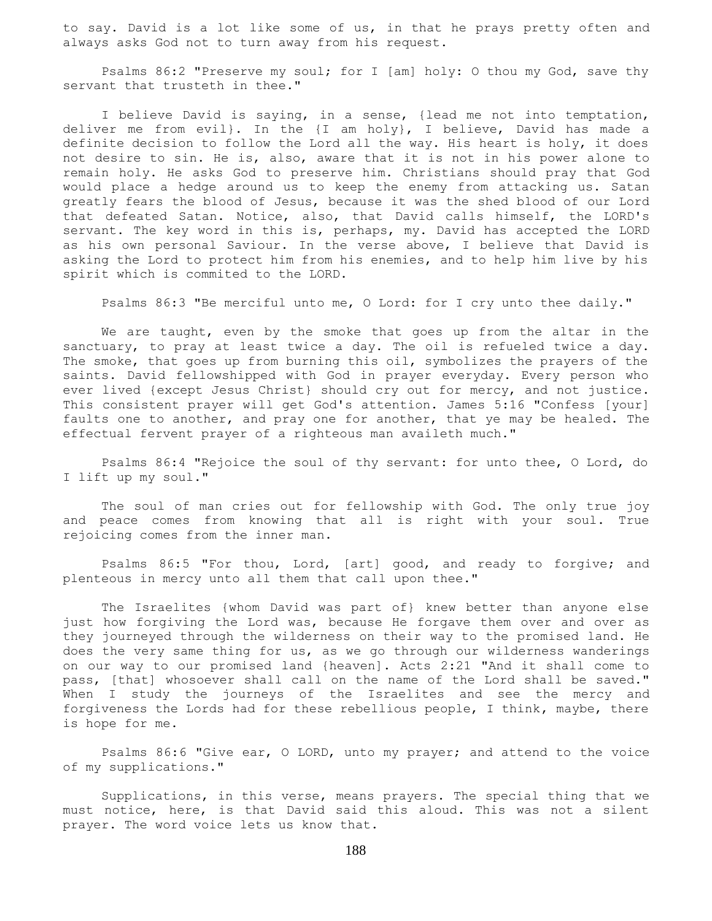to say. David is a lot like some of us, in that he prays pretty often and always asks God not to turn away from his request.

Psalms 86:2 "Preserve my soul; for I [am] holy: O thou my God, save thy servant that trusteth in thee."

I believe David is saying, in a sense, {lead me not into temptation, deliver me from evil}. In the {I am holy}, I believe, David has made a definite decision to follow the Lord all the way. His heart is holy, it does not desire to sin. He is, also, aware that it is not in his power alone to remain holy. He asks God to preserve him. Christians should pray that God would place a hedge around us to keep the enemy from attacking us. Satan greatly fears the blood of Jesus, because it was the shed blood of our Lord that defeated Satan. Notice, also, that David calls himself, the LORD's servant. The key word in this is, perhaps, my. David has accepted the LORD as his own personal Saviour. In the verse above, I believe that David is asking the Lord to protect him from his enemies, and to help him live by his spirit which is commited to the LORD.

Psalms 86:3 "Be merciful unto me, O Lord: for I cry unto thee daily."

We are taught, even by the smoke that goes up from the altar in the sanctuary, to pray at least twice a day. The oil is refueled twice a day. The smoke, that goes up from burning this oil, symbolizes the prayers of the saints. David fellowshipped with God in prayer everyday. Every person who ever lived {except Jesus Christ} should cry out for mercy, and not justice. This consistent prayer will get God's attention. James 5:16 "Confess [your] faults one to another, and pray one for another, that ye may be healed. The effectual fervent prayer of a righteous man availeth much."

Psalms 86:4 "Rejoice the soul of thy servant: for unto thee, O Lord, do I lift up my soul."

The soul of man cries out for fellowship with God. The only true joy and peace comes from knowing that all is right with your soul. True rejoicing comes from the inner man.

Psalms 86:5 "For thou, Lord, [art] good, and ready to forgive; and plenteous in mercy unto all them that call upon thee."

The Israelites {whom David was part of} knew better than anyone else just how forgiving the Lord was, because He forgave them over and over as they journeyed through the wilderness on their way to the promised land. He does the very same thing for us, as we go through our wilderness wanderings on our way to our promised land {heaven]. Acts 2:21 "And it shall come to pass, [that] whosoever shall call on the name of the Lord shall be saved." When I study the journeys of the Israelites and see the mercy and forgiveness the Lords had for these rebellious people, I think, maybe, there is hope for me.

Psalms 86:6 "Give ear, O LORD, unto my prayer; and attend to the voice of my supplications."

Supplications, in this verse, means prayers. The special thing that we must notice, here, is that David said this aloud. This was not a silent prayer. The word voice lets us know that.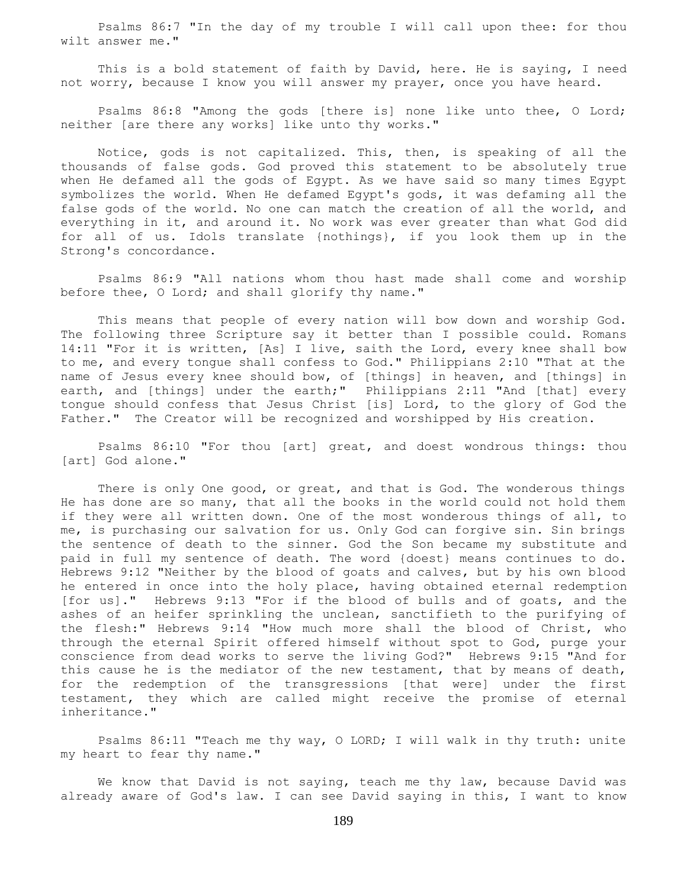Psalms 86:7 "In the day of my trouble I will call upon thee: for thou wilt answer me."

This is a bold statement of faith by David, here. He is saying, I need not worry, because I know you will answer my prayer, once you have heard.

Psalms 86:8 "Among the gods [there is] none like unto thee, O Lord; neither [are there any works] like unto thy works."

Notice, gods is not capitalized. This, then, is speaking of all the thousands of false gods. God proved this statement to be absolutely true when He defamed all the gods of Egypt. As we have said so many times Egypt symbolizes the world. When He defamed Egypt's gods, it was defaming all the false gods of the world. No one can match the creation of all the world, and everything in it, and around it. No work was ever greater than what God did for all of us. Idols translate {nothings}, if you look them up in the Strong's concordance.

Psalms 86:9 "All nations whom thou hast made shall come and worship before thee, O Lord; and shall glorify thy name."

This means that people of every nation will bow down and worship God. The following three Scripture say it better than I possible could. Romans 14:11 "For it is written, [As] I live, saith the Lord, every knee shall bow to me, and every tongue shall confess to God." Philippians 2:10 "That at the name of Jesus every knee should bow, of [things] in heaven, and [things] in earth, and [things] under the earth;" Philippians 2:11 "And [that] every tongue should confess that Jesus Christ [is] Lord, to the glory of God the Father." The Creator will be recognized and worshipped by His creation.

Psalms 86:10 "For thou [art] great, and doest wondrous things: thou [art] God alone."

There is only One good, or great, and that is God. The wonderous things He has done are so many, that all the books in the world could not hold them if they were all written down. One of the most wonderous things of all, to me, is purchasing our salvation for us. Only God can forgive sin. Sin brings the sentence of death to the sinner. God the Son became my substitute and paid in full my sentence of death. The word {doest} means continues to do. Hebrews 9:12 "Neither by the blood of goats and calves, but by his own blood he entered in once into the holy place, having obtained eternal redemption [for us]." Hebrews 9:13 "For if the blood of bulls and of goats, and the ashes of an heifer sprinkling the unclean, sanctifieth to the purifying of the flesh:" Hebrews 9:14 "How much more shall the blood of Christ, who through the eternal Spirit offered himself without spot to God, purge your conscience from dead works to serve the living God?" Hebrews 9:15 "And for this cause he is the mediator of the new testament, that by means of death, for the redemption of the transgressions [that were] under the first testament, they which are called might receive the promise of eternal inheritance."

Psalms 86:11 "Teach me thy way, O LORD; I will walk in thy truth: unite my heart to fear thy name."

We know that David is not saying, teach me thy law, because David was already aware of God's law. I can see David saying in this, I want to know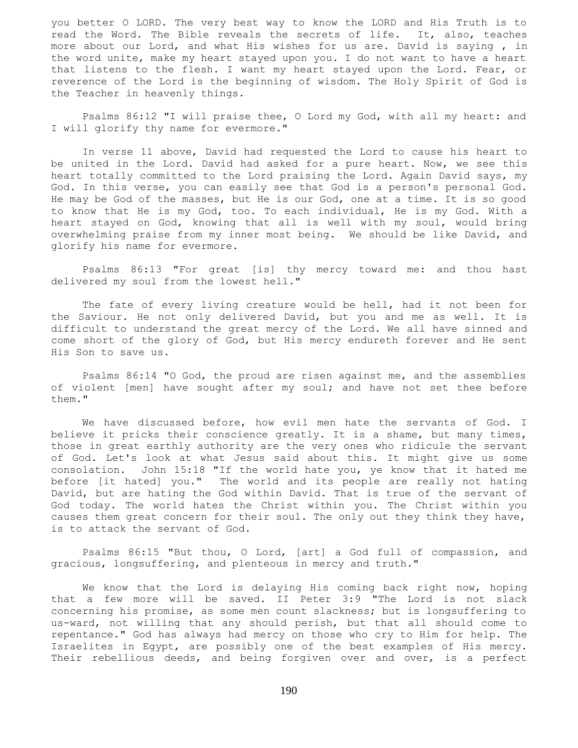you better O LORD. The very best way to know the LORD and His Truth is to read the Word. The Bible reveals the secrets of life. It, also, teaches more about our Lord, and what His wishes for us are. David is saying , in the word unite, make my heart stayed upon you. I do not want to have a heart that listens to the flesh. I want my heart stayed upon the Lord. Fear, or reverence of the Lord is the beginning of wisdom. The Holy Spirit of God is the Teacher in heavenly things.

Psalms 86:12 "I will praise thee, O Lord my God, with all my heart: and I will glorify thy name for evermore."

In verse 11 above, David had requested the Lord to cause his heart to be united in the Lord. David had asked for a pure heart. Now, we see this heart totally committed to the Lord praising the Lord. Again David says, my God. In this verse, you can easily see that God is a person's personal God. He may be God of the masses, but He is our God, one at a time. It is so good to know that He is my God, too. To each individual, He is my God. With a heart stayed on God, knowing that all is well with my soul, would bring overwhelming praise from my inner most being. We should be like David, and glorify his name for evermore.

Psalms 86:13 "For great [is] thy mercy toward me: and thou hast delivered my soul from the lowest hell."

The fate of every living creature would be hell, had it not been for the Saviour. He not only delivered David, but you and me as well. It is difficult to understand the great mercy of the Lord. We all have sinned and come short of the glory of God, but His mercy endureth forever and He sent His Son to save us.

Psalms 86:14 "O God, the proud are risen against me, and the assemblies of violent [men] have sought after my soul; and have not set thee before them."

We have discussed before, how evil men hate the servants of God. I believe it pricks their conscience greatly. It is a shame, but many times, those in great earthly authority are the very ones who ridicule the servant of God. Let's look at what Jesus said about this. It might give us some consolation. John 15:18 "If the world hate you, ye know that it hated me before [it hated] you." The world and its people are really not hating David, but are hating the God within David. That is true of the servant of God today. The world hates the Christ within you. The Christ within you causes them great concern for their soul. The only out they think they have, is to attack the servant of God.

Psalms 86:15 "But thou, O Lord, [art] a God full of compassion, and gracious, longsuffering, and plenteous in mercy and truth."

We know that the Lord is delaying His coming back right now, hoping that a few more will be saved. II Peter 3:9 "The Lord is not slack concerning his promise, as some men count slackness; but is longsuffering to us-ward, not willing that any should perish, but that all should come to repentance." God has always had mercy on those who cry to Him for help. The Israelites in Egypt, are possibly one of the best examples of His mercy. Their rebellious deeds, and being forgiven over and over, is a perfect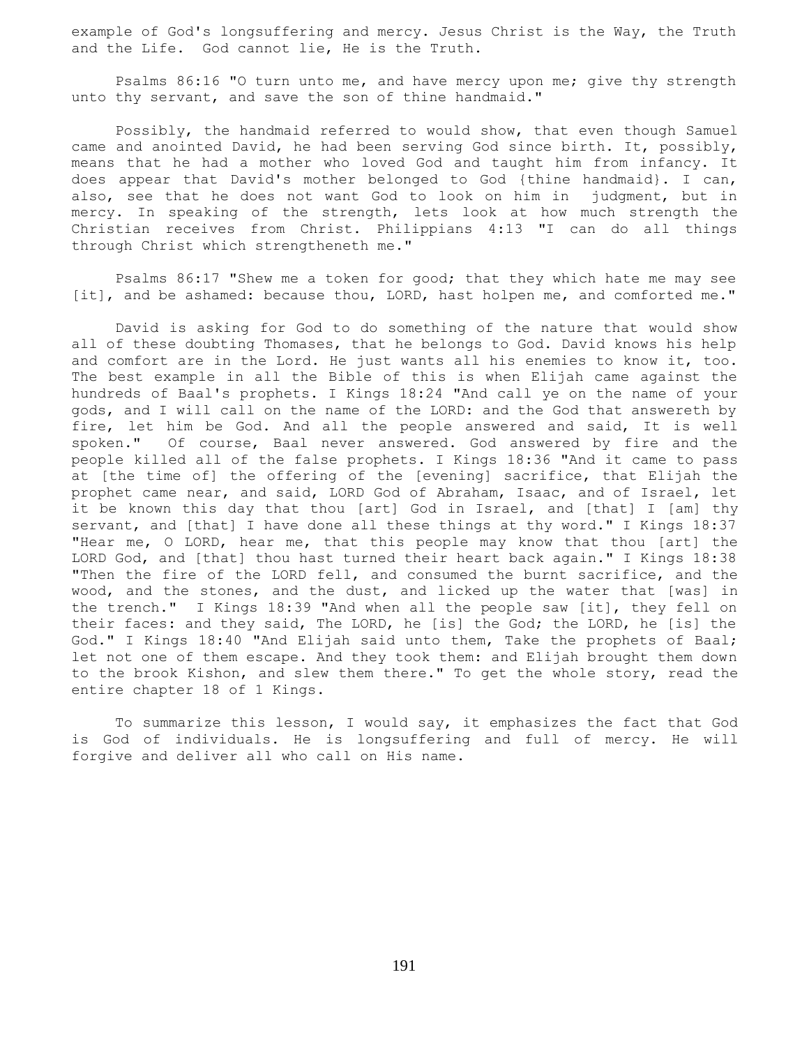example of God's longsuffering and mercy. Jesus Christ is the Way, the Truth and the Life. God cannot lie, He is the Truth.

Psalms 86:16 "O turn unto me, and have mercy upon me; give thy strength unto thy servant, and save the son of thine handmaid."

Possibly, the handmaid referred to would show, that even though Samuel came and anointed David, he had been serving God since birth. It, possibly, means that he had a mother who loved God and taught him from infancy. It does appear that David's mother belonged to God {thine handmaid}. I can, also, see that he does not want God to look on him in judgment, but in mercy. In speaking of the strength, lets look at how much strength the Christian receives from Christ. Philippians 4:13 "I can do all things through Christ which strengtheneth me."

Psalms 86:17 "Shew me a token for good; that they which hate me may see [it], and be ashamed: because thou, LORD, hast holpen me, and comforted me."

David is asking for God to do something of the nature that would show all of these doubting Thomases, that he belongs to God. David knows his help and comfort are in the Lord. He just wants all his enemies to know it, too. The best example in all the Bible of this is when Elijah came against the hundreds of Baal's prophets. I Kings 18:24 "And call ye on the name of your gods, and I will call on the name of the LORD: and the God that answereth by fire, let him be God. And all the people answered and said, It is well spoken." Of course, Baal never answered. God answered by fire and the people killed all of the false prophets. I Kings 18:36 "And it came to pass at [the time of] the offering of the [evening] sacrifice, that Elijah the prophet came near, and said, LORD God of Abraham, Isaac, and of Israel, let it be known this day that thou [art] God in Israel, and [that] I [am] thy servant, and [that] I have done all these things at thy word." I Kings 18:37 "Hear me, O LORD, hear me, that this people may know that thou [art] the LORD God, and [that] thou hast turned their heart back again." I Kings 18:38 "Then the fire of the LORD fell, and consumed the burnt sacrifice, and the wood, and the stones, and the dust, and licked up the water that [was] in the trench." I Kings 18:39 "And when all the people saw [it], they fell on their faces: and they said, The LORD, he [is] the God; the LORD, he [is] the God." I Kings 18:40 "And Elijah said unto them, Take the prophets of Baal; let not one of them escape. And they took them: and Elijah brought them down to the brook Kishon, and slew them there." To get the whole story, read the entire chapter 18 of 1 Kings.

To summarize this lesson, I would say, it emphasizes the fact that God is God of individuals. He is longsuffering and full of mercy. He will forgive and deliver all who call on His name.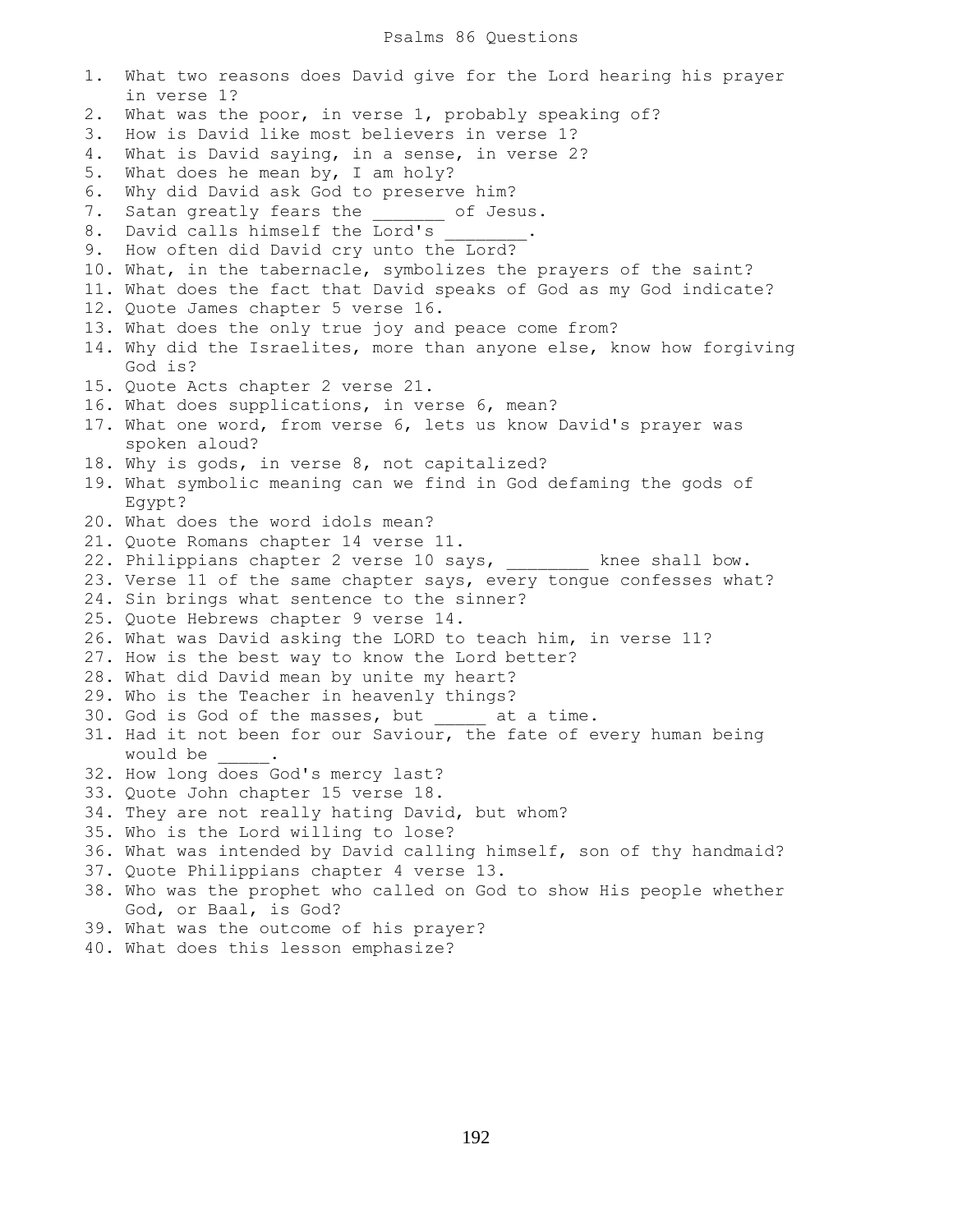# Psalms 86 Questions

1. What two reasons does David give for the Lord hearing his prayer in verse 1?
2. What was the poor, in verse 1, probably speaking of?
3. How is David like most believers in verse 1?
4. What is David saying, in a sense, in verse 2?
5. What does he mean by, I am holy?
6. Why did David ask God to preserve him?
7. Satan greatly fears the _______ of Jesus.
8. David calls himself the Lord's ________.
9. How often did David cry unto the Lord?
10. What, in the tabernacle, symbolizes the prayers of the saint?
11. What does the fact that David speaks of God as my God indicate?
12. Quote James chapter 5 verse 16.
13. What does the only true joy and peace come from?
14. Why did the Israelites, more than anyone else, know how forgiving God is?
15. Quote Acts chapter 2 verse 21.
16. What does supplications, in verse 6, mean?
17. What one word, from verse 6, lets us know David's prayer was spoken aloud?
18. Why is gods, in verse 8, not capitalized?
19. What symbolic meaning can we find in God defaming the gods of Egypt?
20. What does the word idols mean?
21. Quote Romans chapter 14 verse 11.
22. Philippians chapter 2 verse 10 says, ________ knee shall bow.
23. Verse 11 of the same chapter says, every tongue confesses what?
24. Sin brings what sentence to the sinner?
25. Quote Hebrews chapter 9 verse 14.
26. What was David asking the LORD to teach him, in verse 11?
27. How is the best way to know the Lord better?
28. What did David mean by unite my heart?
29. Who is the Teacher in heavenly things?
30. God is God of the masses, but _____ at a time.
31. Had it not been for our Saviour, the fate of every human being would be _____.
32. How long does God's mercy last?
33. Quote John chapter 15 verse 18.
34. They are not really hating David, but whom?
35. Who is the Lord willing to lose?
36. What was intended by David calling himself, son of thy handmaid?
37. Quote Philippians chapter 4 verse 13.
38. Who was the prophet who called on God to show His people whether God, or Baal, is God?
39. What was the outcome of his prayer?
40. What does this lesson emphasize?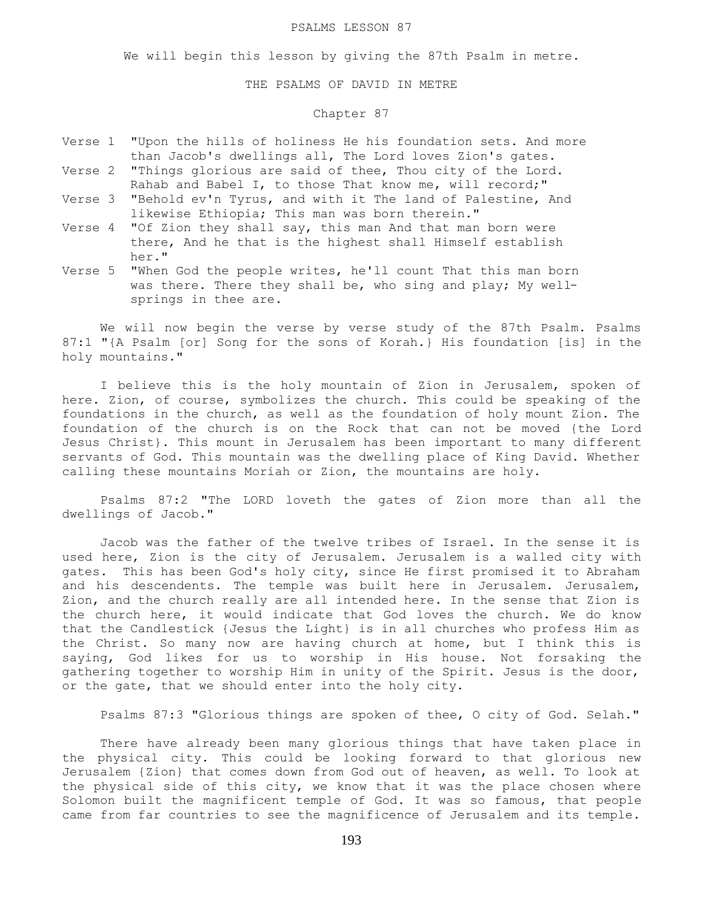PSALMS LESSON 87

We will begin this lesson by giving the 87th Psalm in metre.

THE PSALMS OF DAVID IN METRE

Chapter 87

Verse 1 "Upon the hills of holiness He his foundation sets. And more than Jacob's dwellings all, The Lord loves Zion's gates.

Verse 2 "Things glorious are said of thee, Thou city of the Lord. Rahab and Babel I, to those That know me, will record;"

Verse 3 "Behold ev'n Tyrus, and with it The land of Palestine, And likewise Ethiopia; This man was born therein."

Verse 4 "Of Zion they shall say, this man And that man born were there, And he that is the highest shall Himself establish her."

Verse 5 "When God the people writes, he'll count That this man born was there. There they shall be, who sing and play; My well-springs in thee are.

We will now begin the verse by verse study of the 87th Psalm. Psalms 87:1 "{A Psalm [or] Song for the sons of Korah.} His foundation [is] in the holy mountains."

I believe this is the holy mountain of Zion in Jerusalem, spoken of here. Zion, of course, symbolizes the church. This could be speaking of the foundations in the church, as well as the foundation of holy mount Zion. The foundation of the church is on the Rock that can not be moved {the Lord Jesus Christ}. This mount in Jerusalem has been important to many different servants of God. This mountain was the dwelling place of King David. Whether calling these mountains Moriah or Zion, the mountains are holy.

Psalms 87:2 "The LORD loveth the gates of Zion more than all the dwellings of Jacob."

Jacob was the father of the twelve tribes of Israel. In the sense it is used here, Zion is the city of Jerusalem. Jerusalem is a walled city with gates. This has been God's holy city, since He first promised it to Abraham and his descendents. The temple was built here in Jerusalem. Jerusalem, Zion, and the church really are all intended here. In the sense that Zion is the church here, it would indicate that God loves the church. We do know that the Candlestick {Jesus the Light} is in all churches who profess Him as the Christ. So many now are having church at home, but I think this is saying, God likes for us to worship in His house. Not forsaking the gathering together to worship Him in unity of the Spirit. Jesus is the door, or the gate, that we should enter into the holy city.

Psalms 87:3 "Glorious things are spoken of thee, O city of God. Selah."

There have already been many glorious things that have taken place in the physical city. This could be looking forward to that glorious new Jerusalem {Zion} that comes down from God out of heaven, as well. To look at the physical side of this city, we know that it was the place chosen where Solomon built the magnificent temple of God. It was so famous, that people came from far countries to see the magnificence of Jerusalem and its temple.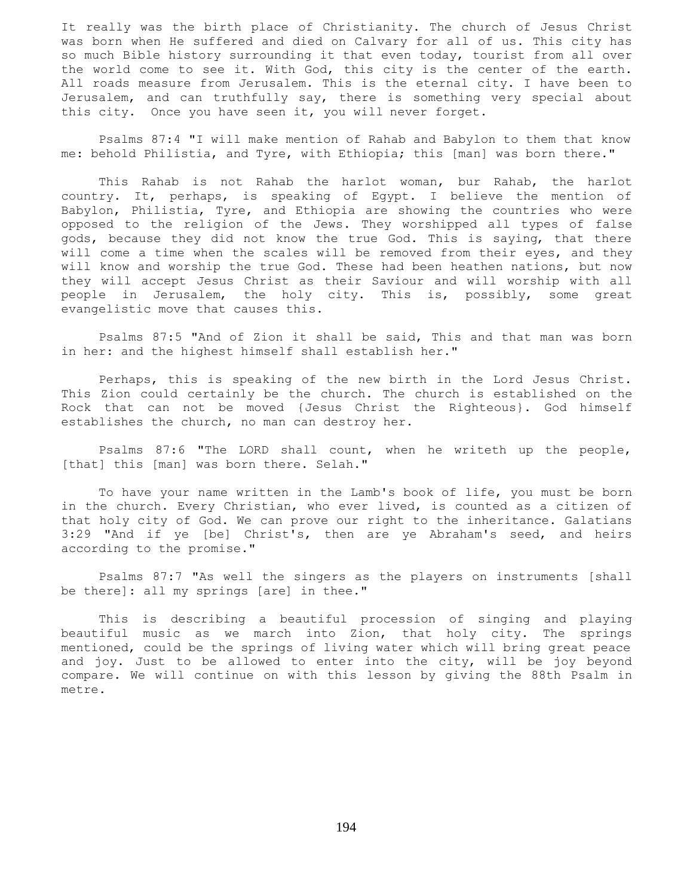It really was the birth place of Christianity. The church of Jesus Christ was born when He suffered and died on Calvary for all of us. This city has so much Bible history surrounding it that even today, tourist from all over the world come to see it. With God, this city is the center of the earth. All roads measure from Jerusalem. This is the eternal city. I have been to Jerusalem, and can truthfully say, there is something very special about this city. Once you have seen it, you will never forget.

Psalms 87:4 "I will make mention of Rahab and Babylon to them that know me: behold Philistia, and Tyre, with Ethiopia; this [man] was born there."

This Rahab is not Rahab the harlot woman, bur Rahab, the harlot country. It, perhaps, is speaking of Egypt. I believe the mention of Babylon, Philistia, Tyre, and Ethiopia are showing the countries who were opposed to the religion of the Jews. They worshipped all types of false gods, because they did not know the true God. This is saying, that there will come a time when the scales will be removed from their eyes, and they will know and worship the true God. These had been heathen nations, but now they will accept Jesus Christ as their Saviour and will worship with all people in Jerusalem, the holy city. This is, possibly, some great evangelistic move that causes this.

Psalms 87:5 "And of Zion it shall be said, This and that man was born in her: and the highest himself shall establish her."

Perhaps, this is speaking of the new birth in the Lord Jesus Christ. This Zion could certainly be the church. The church is established on the Rock that can not be moved {Jesus Christ the Righteous}. God himself establishes the church, no man can destroy her.

Psalms 87:6 "The LORD shall count, when he writeth up the people, [that] this [man] was born there. Selah."

To have your name written in the Lamb's book of life, you must be born in the church. Every Christian, who ever lived, is counted as a citizen of that holy city of God. We can prove our right to the inheritance. Galatians 3:29 "And if ye [be] Christ's, then are ye Abraham's seed, and heirs according to the promise."

Psalms 87:7 "As well the singers as the players on instruments [shall be there]: all my springs [are] in thee."

This is describing a beautiful procession of singing and playing beautiful music as we march into Zion, that holy city. The springs mentioned, could be the springs of living water which will bring great peace and joy. Just to be allowed to enter into the city, will be joy beyond compare. We will continue on with this lesson by giving the 88th Psalm in metre.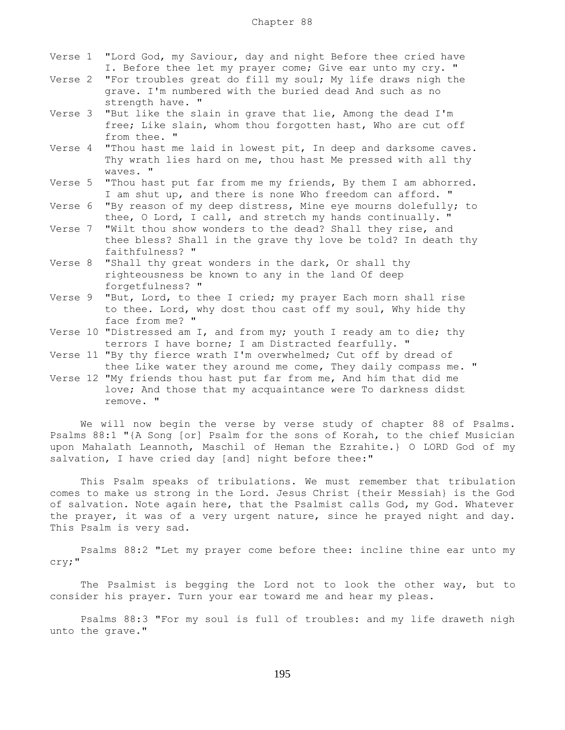Chapter 88

Verse 1 "Lord God, my Saviour, day and night Before thee cried have I. Before thee let my prayer come; Give ear unto my cry. "

Verse 2 "For troubles great do fill my soul; My life draws nigh the grave. I'm numbered with the buried dead And such as no strength have. "

Verse 3 "But like the slain in grave that lie, Among the dead I'm free; Like slain, whom thou forgotten hast, Who are cut off from thee. "

Verse 4 "Thou hast me laid in lowest pit, In deep and darksome caves. Thy wrath lies hard on me, thou hast Me pressed with all thy waves. "

Verse 5 "Thou hast put far from me my friends, By them I am abhorred. I am shut up, and there is none Who freedom can afford. "

Verse 6 "By reason of my deep distress, Mine eye mourns dolefully; to thee, O Lord, I call, and stretch my hands continually. "

Verse 7 "Wilt thou show wonders to the dead? Shall they rise, and thee bless? Shall in the grave thy love be told? In death thy faithfulness? "

Verse 8 "Shall thy great wonders in the dark, Or shall thy righteousness be known to any in the land Of deep forgetfulness? "

Verse 9 "But, Lord, to thee I cried; my prayer Each morn shall rise to thee. Lord, why dost thou cast off my soul, Why hide thy face from me? "

Verse 10 "Distressed am I, and from my; youth I ready am to die; thy terrors I have borne; I am Distracted fearfully. "

Verse 11 "By thy fierce wrath I'm overwhelmed; Cut off by dread of thee Like water they around me come, They daily compass me. "

Verse 12 "My friends thou hast put far from me, And him that did me love; And those that my acquaintance were To darkness didst remove. "

We will now begin the verse by verse study of chapter 88 of Psalms. Psalms 88:1 "{A Song [or] Psalm for the sons of Korah, to the chief Musician upon Mahalath Leannoth, Maschil of Heman the Ezrahite.} O LORD God of my salvation, I have cried day [and] night before thee:"

This Psalm speaks of tribulations. We must remember that tribulation comes to make us strong in the Lord. Jesus Christ {their Messiah} is the God of salvation. Note again here, that the Psalmist calls God, my God. Whatever the prayer, it was of a very urgent nature, since he prayed night and day. This Psalm is very sad.

Psalms 88:2 "Let my prayer come before thee: incline thine ear unto my cry;"

The Psalmist is begging the Lord not to look the other way, but to consider his prayer. Turn your ear toward me and hear my pleas.

Psalms 88:3 "For my soul is full of troubles: and my life draweth nigh unto the grave."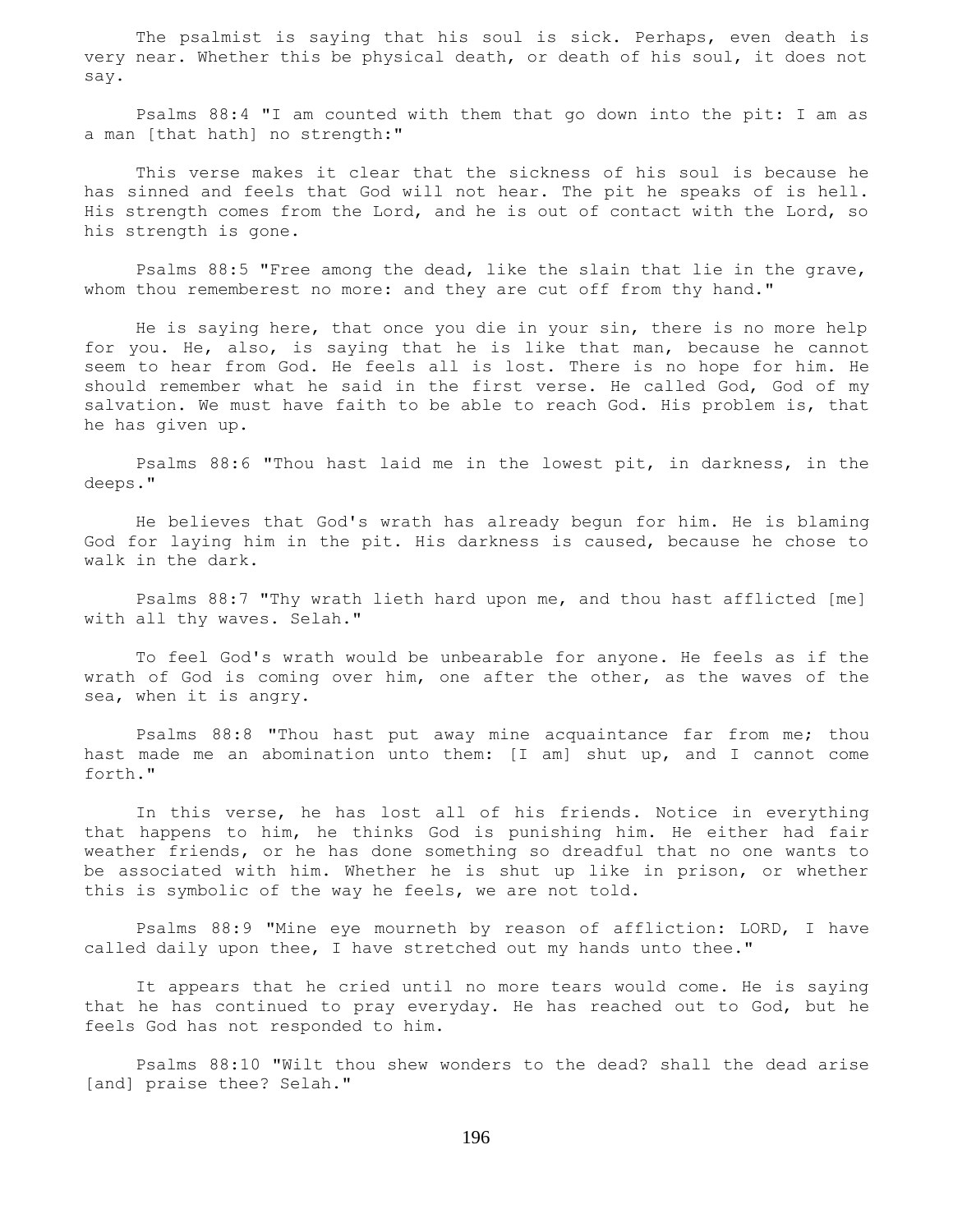The psalmist is saying that his soul is sick. Perhaps, even death is very near. Whether this be physical death, or death of his soul, it does not say.

Psalms 88:4 "I am counted with them that go down into the pit: I am as a man [that hath] no strength:"

This verse makes it clear that the sickness of his soul is because he has sinned and feels that God will not hear. The pit he speaks of is hell. His strength comes from the Lord, and he is out of contact with the Lord, so his strength is gone.

Psalms 88:5 "Free among the dead, like the slain that lie in the grave, whom thou rememberest no more: and they are cut off from thy hand."

He is saying here, that once you die in your sin, there is no more help for you. He, also, is saying that he is like that man, because he cannot seem to hear from God. He feels all is lost. There is no hope for him. He should remember what he said in the first verse. He called God, God of my salvation. We must have faith to be able to reach God. His problem is, that he has given up.

Psalms 88:6 "Thou hast laid me in the lowest pit, in darkness, in the deeps."

He believes that God's wrath has already begun for him. He is blaming God for laying him in the pit. His darkness is caused, because he chose to walk in the dark.

Psalms 88:7 "Thy wrath lieth hard upon me, and thou hast afflicted [me] with all thy waves. Selah."

To feel God's wrath would be unbearable for anyone. He feels as if the wrath of God is coming over him, one after the other, as the waves of the sea, when it is angry.

Psalms 88:8 "Thou hast put away mine acquaintance far from me; thou hast made me an abomination unto them: [I am] shut up, and I cannot come forth."

In this verse, he has lost all of his friends. Notice in everything that happens to him, he thinks God is punishing him. He either had fair weather friends, or he has done something so dreadful that no one wants to be associated with him. Whether he is shut up like in prison, or whether this is symbolic of the way he feels, we are not told.

Psalms 88:9 "Mine eye mourneth by reason of affliction: LORD, I have called daily upon thee, I have stretched out my hands unto thee."

It appears that he cried until no more tears would come. He is saying that he has continued to pray everyday. He has reached out to God, but he feels God has not responded to him.

Psalms 88:10 "Wilt thou shew wonders to the dead? shall the dead arise [and] praise thee? Selah."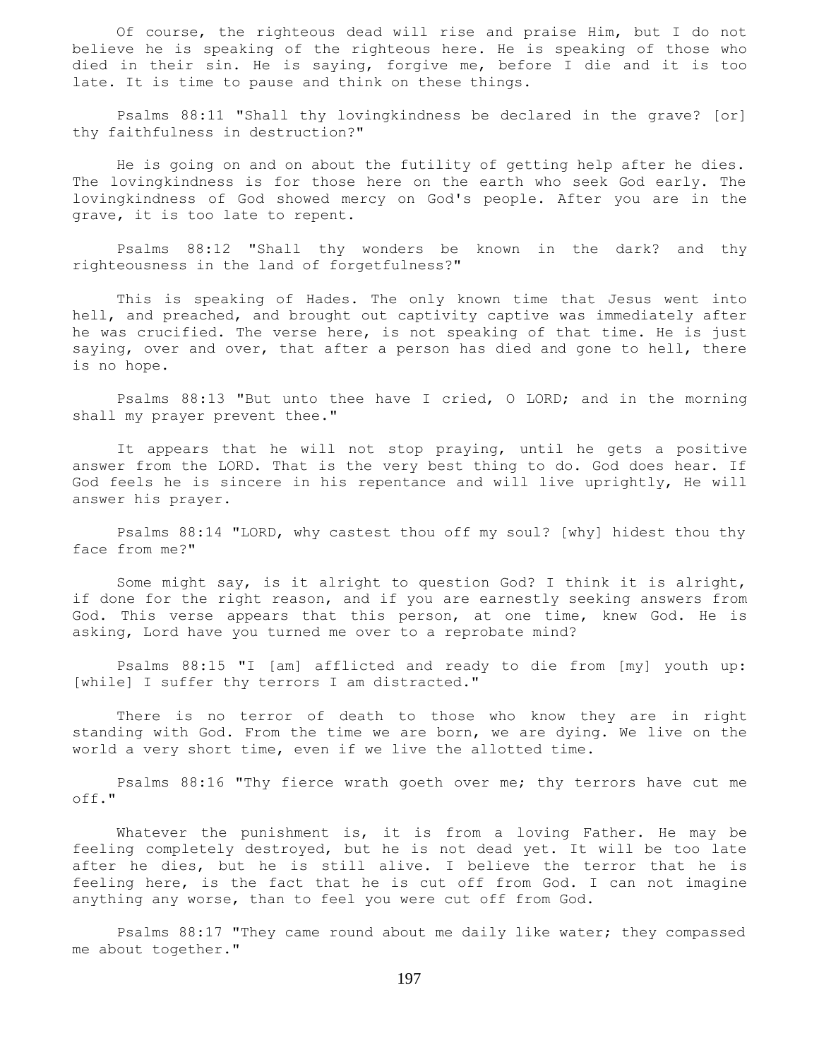Of course, the righteous dead will rise and praise Him, but I do not believe he is speaking of the righteous here. He is speaking of those who died in their sin. He is saying, forgive me, before I die and it is too late. It is time to pause and think on these things.

Psalms 88:11 "Shall thy lovingkindness be declared in the grave? [or] thy faithfulness in destruction?"

He is going on and on about the futility of getting help after he dies. The lovingkindness is for those here on the earth who seek God early. The lovingkindness of God showed mercy on God's people. After you are in the grave, it is too late to repent.

Psalms 88:12 "Shall thy wonders be known in the dark? and thy righteousness in the land of forgetfulness?"

This is speaking of Hades. The only known time that Jesus went into hell, and preached, and brought out captivity captive was immediately after he was crucified. The verse here, is not speaking of that time. He is just saying, over and over, that after a person has died and gone to hell, there is no hope.

Psalms 88:13 "But unto thee have I cried, O LORD; and in the morning shall my prayer prevent thee."

It appears that he will not stop praying, until he gets a positive answer from the LORD. That is the very best thing to do. God does hear. If God feels he is sincere in his repentance and will live uprightly, He will answer his prayer.

Psalms 88:14 "LORD, why castest thou off my soul? [why] hidest thou thy face from me?"

Some might say, is it alright to question God? I think it is alright, if done for the right reason, and if you are earnestly seeking answers from God. This verse appears that this person, at one time, knew God. He is asking, Lord have you turned me over to a reprobate mind?

Psalms 88:15 "I [am] afflicted and ready to die from [my] youth up: [while] I suffer thy terrors I am distracted."

There is no terror of death to those who know they are in right standing with God. From the time we are born, we are dying. We live on the world a very short time, even if we live the allotted time.

Psalms 88:16 "Thy fierce wrath goeth over me; thy terrors have cut me off."

Whatever the punishment is, it is from a loving Father. He may be feeling completely destroyed, but he is not dead yet. It will be too late after he dies, but he is still alive. I believe the terror that he is feeling here, is the fact that he is cut off from God. I can not imagine anything any worse, than to feel you were cut off from God.

Psalms 88:17 "They came round about me daily like water; they compassed me about together."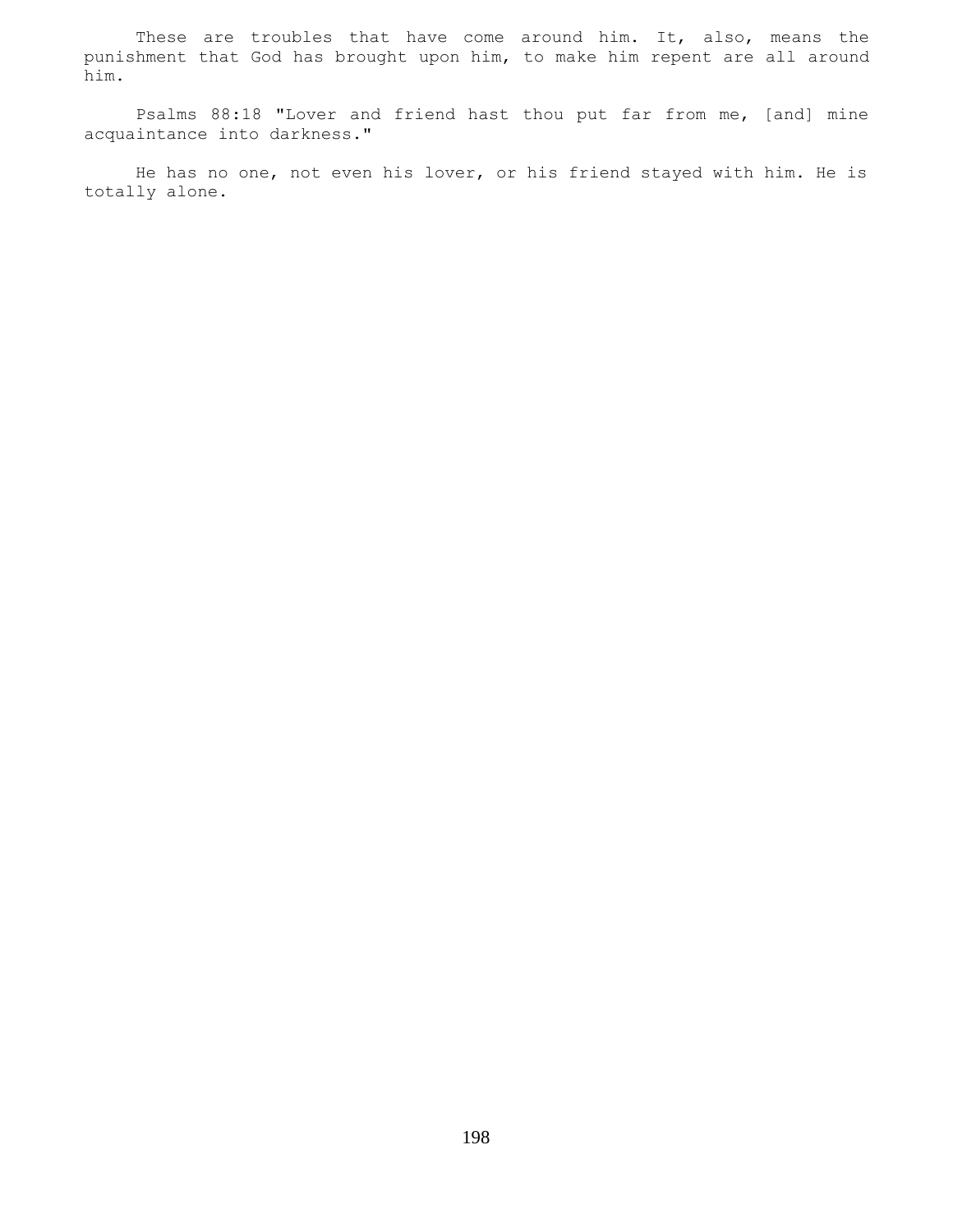These are troubles that have come around him. It, also, means the punishment that God has brought upon him, to make him repent are all around him.

Psalms 88:18 "Lover and friend hast thou put far from me, [and] mine acquaintance into darkness."

He has no one, not even his lover, or his friend stayed with him. He is totally alone.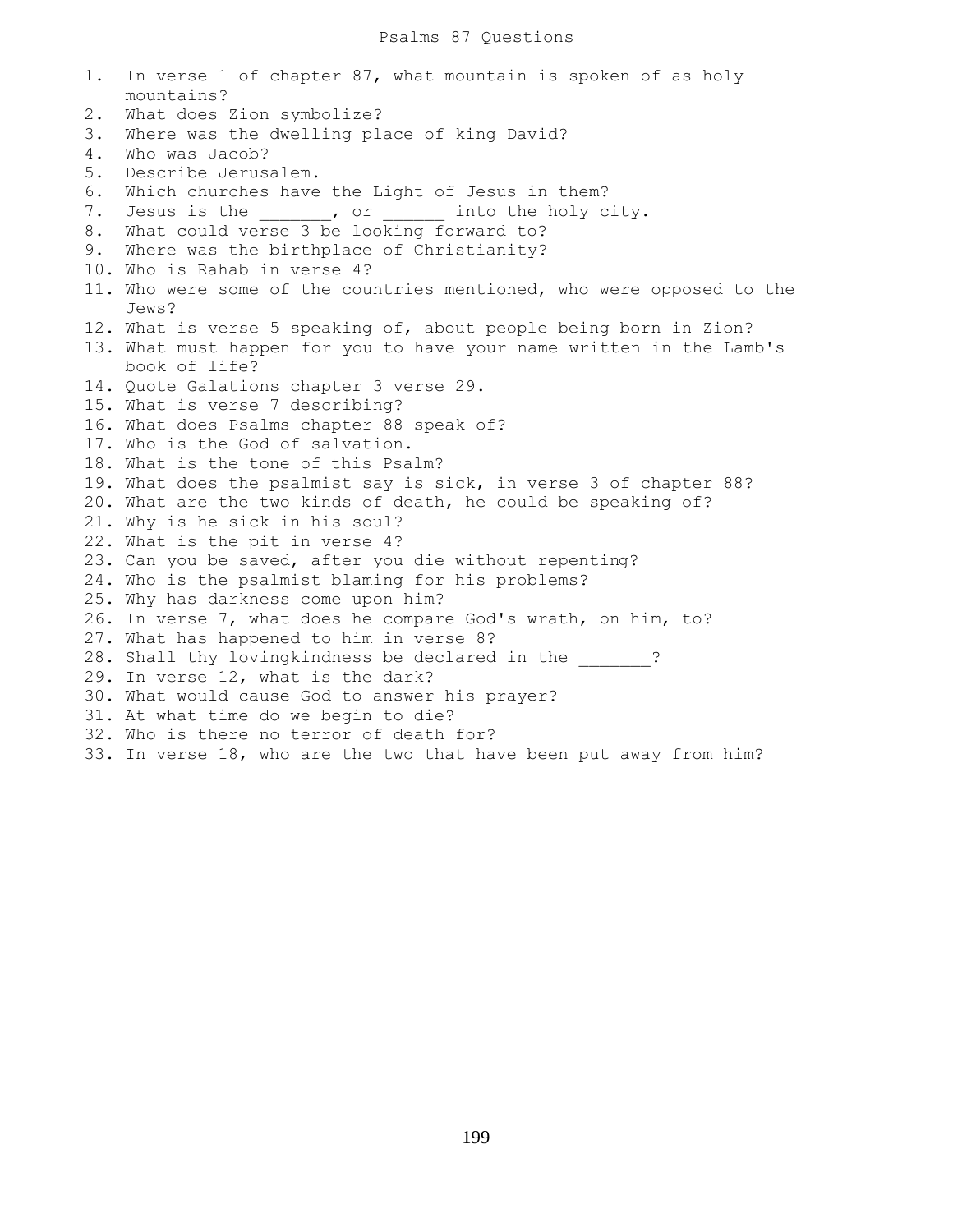# Psalms 87 Questions

1. In verse 1 of chapter 87, what mountain is spoken of as holy mountains?
2. What does Zion symbolize?
3. Where was the dwelling place of king David?
4. Who was Jacob?
5. Describe Jerusalem.
6. Which churches have the Light of Jesus in them?
7. Jesus is the _______, or ______ into the holy city.
8. What could verse 3 be looking forward to?
9. Where was the birthplace of Christianity?
10. Who is Rahab in verse 4?
11. Who were some of the countries mentioned, who were opposed to the Jews?
12. What is verse 5 speaking of, about people being born in Zion?
13. What must happen for you to have your name written in the Lamb's book of life?
14. Quote Galations chapter 3 verse 29.
15. What is verse 7 describing?
16. What does Psalms chapter 88 speak of?
17. Who is the God of salvation.
18. What is the tone of this Psalm?
19. What does the psalmist say is sick, in verse 3 of chapter 88?
20. What are the two kinds of death, he could be speaking of?
21. Why is he sick in his soul?
22. What is the pit in verse 4?
23. Can you be saved, after you die without repenting?
24. Who is the psalmist blaming for his problems?
25. Why has darkness come upon him?
26. In verse 7, what does he compare God's wrath, on him, to?
27. What has happened to him in verse 8?
28. Shall thy lovingkindness be declared in the _______?
29. In verse 12, what is the dark?
30. What would cause God to answer his prayer?
31. At what time do we begin to die?
32. Who is there no terror of death for?
33. In verse 18, who are the two that have been put away from him?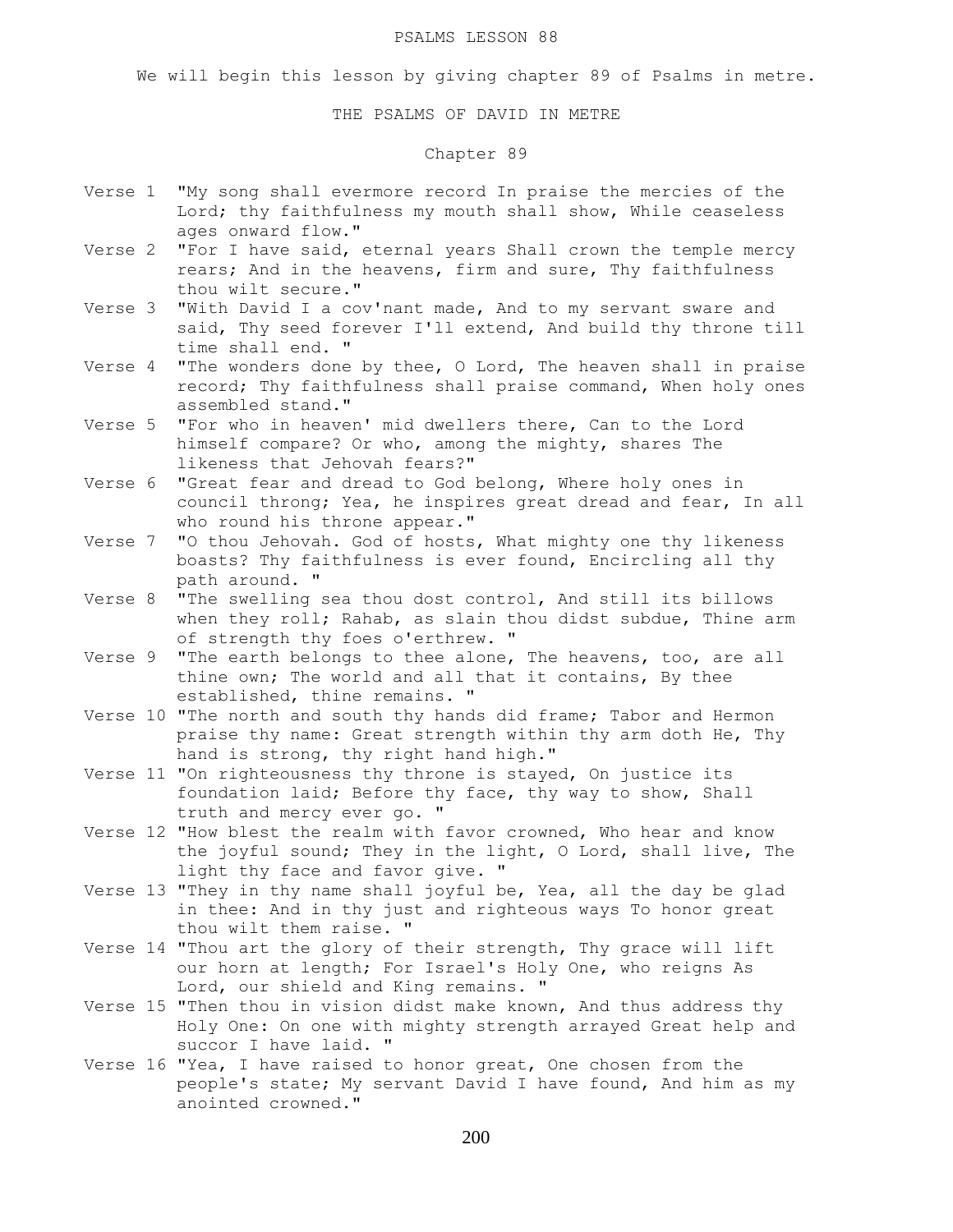# PSALMS LESSON 88

We will begin this lesson by giving chapter 89 of Psalms in metre.

## THE PSALMS OF DAVID IN METRE

### Chapter 89

Verse 1 "My song shall evermore record In praise the mercies of the Lord; thy faithfulness my mouth shall show, While ceaseless ages onward flow."

Verse 2 "For I have said, eternal years Shall crown the temple mercy rears; And in the heavens, firm and sure, Thy faithfulness thou wilt secure."

Verse 3 "With David I a cov'nant made, And to my servant sware and said, Thy seed forever I'll extend, And build thy throne till time shall end. "

Verse 4 "The wonders done by thee, O Lord, The heaven shall in praise record; Thy faithfulness shall praise command, When holy ones assembled stand."

Verse 5 "For who in heaven' mid dwellers there, Can to the Lord himself compare? Or who, among the mighty, shares The likeness that Jehovah fears?"

Verse 6 "Great fear and dread to God belong, Where holy ones in council throng; Yea, he inspires great dread and fear, In all who round his throne appear."

Verse 7 "O thou Jehovah. God of hosts, What mighty one thy likeness boasts? Thy faithfulness is ever found, Encircling all thy path around. "

Verse 8 "The swelling sea thou dost control, And still its billows when they roll; Rahab, as slain thou didst subdue, Thine arm of strength thy foes o'erthrew. "

Verse 9 "The earth belongs to thee alone, The heavens, too, are all thine own; The world and all that it contains, By thee established, thine remains. "

Verse 10 "The north and south thy hands did frame; Tabor and Hermon praise thy name: Great strength within thy arm doth He, Thy hand is strong, thy right hand high."

Verse 11 "On righteousness thy throne is stayed, On justice its foundation laid; Before thy face, thy way to show, Shall truth and mercy ever go. "

Verse 12 "How blest the realm with favor crowned, Who hear and know the joyful sound; They in the light, O Lord, shall live, The light thy face and favor give. "

Verse 13 "They in thy name shall joyful be, Yea, all the day be glad in thee: And in thy just and righteous ways To honor great thou wilt them raise. "

Verse 14 "Thou art the glory of their strength, Thy grace will lift our horn at length; For Israel's Holy One, who reigns As Lord, our shield and King remains. "

Verse 15 "Then thou in vision didst make known, And thus address thy Holy One: On one with mighty strength arrayed Great help and succor I have laid. "

Verse 16 "Yea, I have raised to honor great, One chosen from the people's state; My servant David I have found, And him as my anointed crowned."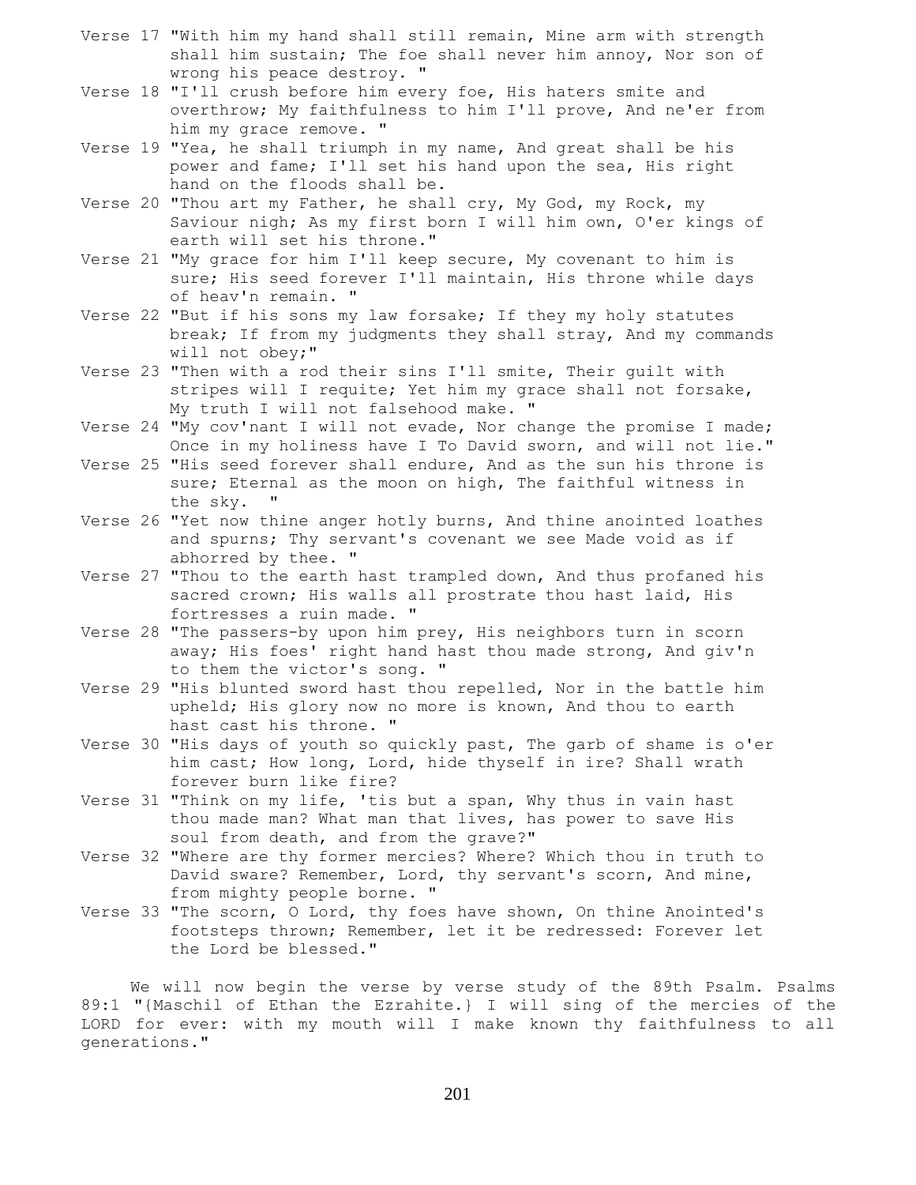Verse 17 "With him my hand shall still remain, Mine arm with strength shall him sustain; The foe shall never him annoy, Nor son of wrong his peace destroy. "

Verse 18 "I'll crush before him every foe, His haters smite and overthrow; My faithfulness to him I'll prove, And ne'er from him my grace remove. "

Verse 19 "Yea, he shall triumph in my name, And great shall be his power and fame; I'll set his hand upon the sea, His right hand on the floods shall be.

Verse 20 "Thou art my Father, he shall cry, My God, my Rock, my Saviour nigh; As my first born I will him own, O'er kings of earth will set his throne."

Verse 21 "My grace for him I'll keep secure, My covenant to him is sure; His seed forever I'll maintain, His throne while days of heav'n remain. "

Verse 22 "But if his sons my law forsake; If they my holy statutes break; If from my judgments they shall stray, And my commands will not obey;"

Verse 23 "Then with a rod their sins I'll smite, Their guilt with stripes will I requite; Yet him my grace shall not forsake, My truth I will not falsehood make. "

Verse 24 "My cov'nant I will not evade, Nor change the promise I made; Once in my holiness have I To David sworn, and will not lie."

Verse 25 "His seed forever shall endure, And as the sun his throne is sure; Eternal as the moon on high, The faithful witness in the sky. "

Verse 26 "Yet now thine anger hotly burns, And thine anointed loathes and spurns; Thy servant's covenant we see Made void as if abhorred by thee. "

Verse 27 "Thou to the earth hast trampled down, And thus profaned his sacred crown; His walls all prostrate thou hast laid, His fortresses a ruin made. "

Verse 28 "The passers-by upon him prey, His neighbors turn in scorn away; His foes' right hand hast thou made strong, And giv'n to them the victor's song. "

Verse 29 "His blunted sword hast thou repelled, Nor in the battle him upheld; His glory now no more is known, And thou to earth hast cast his throne. "

Verse 30 "His days of youth so quickly past, The garb of shame is o'er him cast; How long, Lord, hide thyself in ire? Shall wrath forever burn like fire?

Verse 31 "Think on my life, 'tis but a span, Why thus in vain hast thou made man? What man that lives, has power to save His soul from death, and from the grave?"

Verse 32 "Where are thy former mercies? Where? Which thou in truth to David sware? Remember, Lord, thy servant's scorn, And mine, from mighty people borne. "

Verse 33 "The scorn, O Lord, thy foes have shown, On thine Anointed's footsteps thrown; Remember, let it be redressed: Forever let the Lord be blessed."

We will now begin the verse by verse study of the 89th Psalm. Psalms 89:1 "{Maschil of Ethan the Ezrahite.} I will sing of the mercies of the LORD for ever: with my mouth will I make known thy faithfulness to all generations."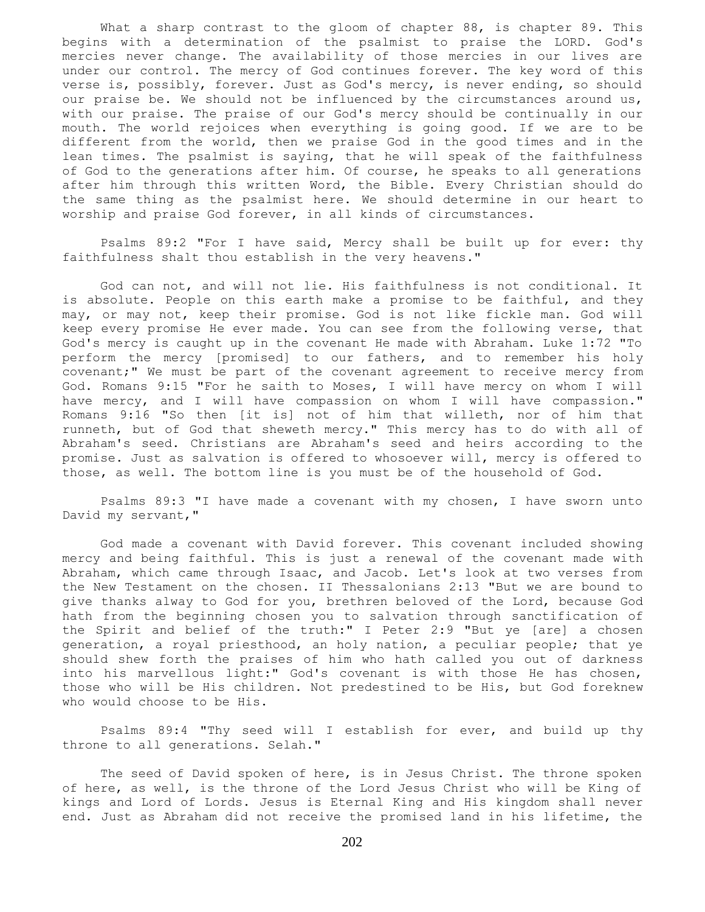What a sharp contrast to the gloom of chapter 88, is chapter 89. This begins with a determination of the psalmist to praise the LORD. God's mercies never change. The availability of those mercies in our lives are under our control. The mercy of God continues forever. The key word of this verse is, possibly, forever. Just as God's mercy, is never ending, so should our praise be. We should not be influenced by the circumstances around us, with our praise. The praise of our God's mercy should be continually in our mouth. The world rejoices when everything is going good. If we are to be different from the world, then we praise God in the good times and in the lean times. The psalmist is saying, that he will speak of the faithfulness of God to the generations after him. Of course, he speaks to all generations after him through this written Word, the Bible. Every Christian should do the same thing as the psalmist here. We should determine in our heart to worship and praise God forever, in all kinds of circumstances.

Psalms 89:2 "For I have said, Mercy shall be built up for ever: thy faithfulness shalt thou establish in the very heavens."

God can not, and will not lie. His faithfulness is not conditional. It is absolute. People on this earth make a promise to be faithful, and they may, or may not, keep their promise. God is not like fickle man. God will keep every promise He ever made. You can see from the following verse, that God's mercy is caught up in the covenant He made with Abraham. Luke 1:72 "To perform the mercy [promised] to our fathers, and to remember his holy covenant;" We must be part of the covenant agreement to receive mercy from God. Romans 9:15 "For he saith to Moses, I will have mercy on whom I will have mercy, and I will have compassion on whom I will have compassion." Romans 9:16 "So then [it is] not of him that willeth, nor of him that runneth, but of God that sheweth mercy." This mercy has to do with all of Abraham's seed. Christians are Abraham's seed and heirs according to the promise. Just as salvation is offered to whosoever will, mercy is offered to those, as well. The bottom line is you must be of the household of God.

Psalms 89:3 "I have made a covenant with my chosen, I have sworn unto David my servant,"

God made a covenant with David forever. This covenant included showing mercy and being faithful. This is just a renewal of the covenant made with Abraham, which came through Isaac, and Jacob. Let's look at two verses from the New Testament on the chosen. II Thessalonians 2:13 "But we are bound to give thanks alway to God for you, brethren beloved of the Lord, because God hath from the beginning chosen you to salvation through sanctification of the Spirit and belief of the truth:" I Peter 2:9 "But ye [are] a chosen generation, a royal priesthood, an holy nation, a peculiar people; that ye should shew forth the praises of him who hath called you out of darkness into his marvellous light:" God's covenant is with those He has chosen, those who will be His children. Not predestined to be His, but God foreknew who would choose to be His.

Psalms 89:4 "Thy seed will I establish for ever, and build up thy throne to all generations. Selah."

The seed of David spoken of here, is in Jesus Christ. The throne spoken of here, as well, is the throne of the Lord Jesus Christ who will be King of kings and Lord of Lords. Jesus is Eternal King and His kingdom shall never end. Just as Abraham did not receive the promised land in his lifetime, the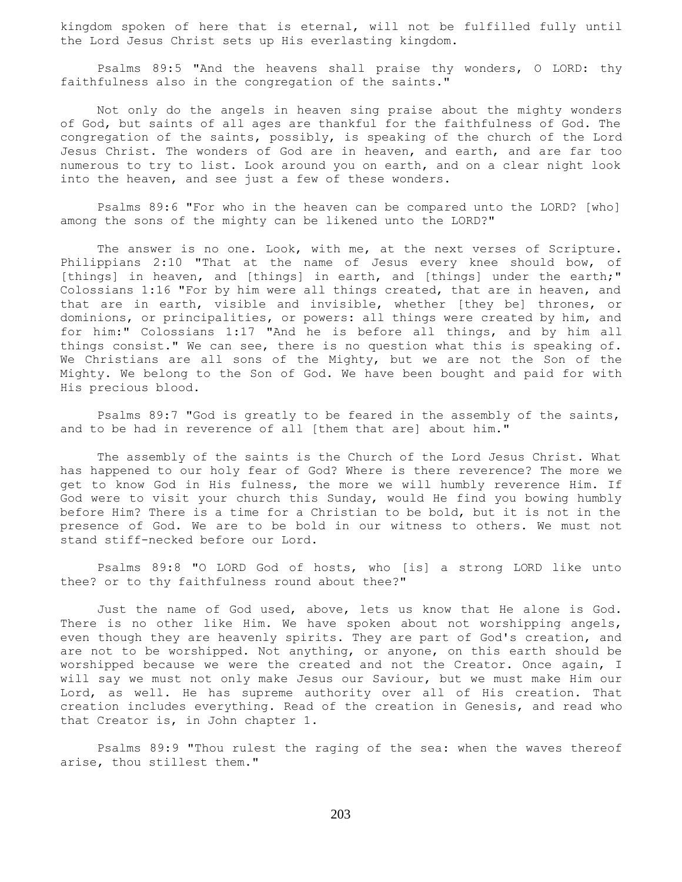kingdom spoken of here that is eternal, will not be fulfilled fully until the Lord Jesus Christ sets up His everlasting kingdom.

Psalms 89:5 "And the heavens shall praise thy wonders, O LORD: thy faithfulness also in the congregation of the saints."

Not only do the angels in heaven sing praise about the mighty wonders of God, but saints of all ages are thankful for the faithfulness of God. The congregation of the saints, possibly, is speaking of the church of the Lord Jesus Christ. The wonders of God are in heaven, and earth, and are far too numerous to try to list. Look around you on earth, and on a clear night look into the heaven, and see just a few of these wonders.

Psalms 89:6 "For who in the heaven can be compared unto the LORD? [who] among the sons of the mighty can be likened unto the LORD?"

The answer is no one. Look, with me, at the next verses of Scripture. Philippians 2:10 "That at the name of Jesus every knee should bow, of [things] in heaven, and [things] in earth, and [things] under the earth;" Colossians 1:16 "For by him were all things created, that are in heaven, and that are in earth, visible and invisible, whether [they be] thrones, or dominions, or principalities, or powers: all things were created by him, and for him:" Colossians 1:17 "And he is before all things, and by him all things consist." We can see, there is no question what this is speaking of. We Christians are all sons of the Mighty, but we are not the Son of the Mighty. We belong to the Son of God. We have been bought and paid for with His precious blood.

Psalms 89:7 "God is greatly to be feared in the assembly of the saints, and to be had in reverence of all [them that are] about him."

The assembly of the saints is the Church of the Lord Jesus Christ. What has happened to our holy fear of God? Where is there reverence? The more we get to know God in His fulness, the more we will humbly reverence Him. If God were to visit your church this Sunday, would He find you bowing humbly before Him? There is a time for a Christian to be bold, but it is not in the presence of God. We are to be bold in our witness to others. We must not stand stiff-necked before our Lord.

Psalms 89:8 "O LORD God of hosts, who [is] a strong LORD like unto thee? or to thy faithfulness round about thee?"

Just the name of God used, above, lets us know that He alone is God. There is no other like Him. We have spoken about not worshipping angels, even though they are heavenly spirits. They are part of God's creation, and are not to be worshipped. Not anything, or anyone, on this earth should be worshipped because we were the created and not the Creator. Once again, I will say we must not only make Jesus our Saviour, but we must make Him our Lord, as well. He has supreme authority over all of His creation. That creation includes everything. Read of the creation in Genesis, and read who that Creator is, in John chapter 1.

Psalms 89:9 "Thou rulest the raging of the sea: when the waves thereof arise, thou stillest them."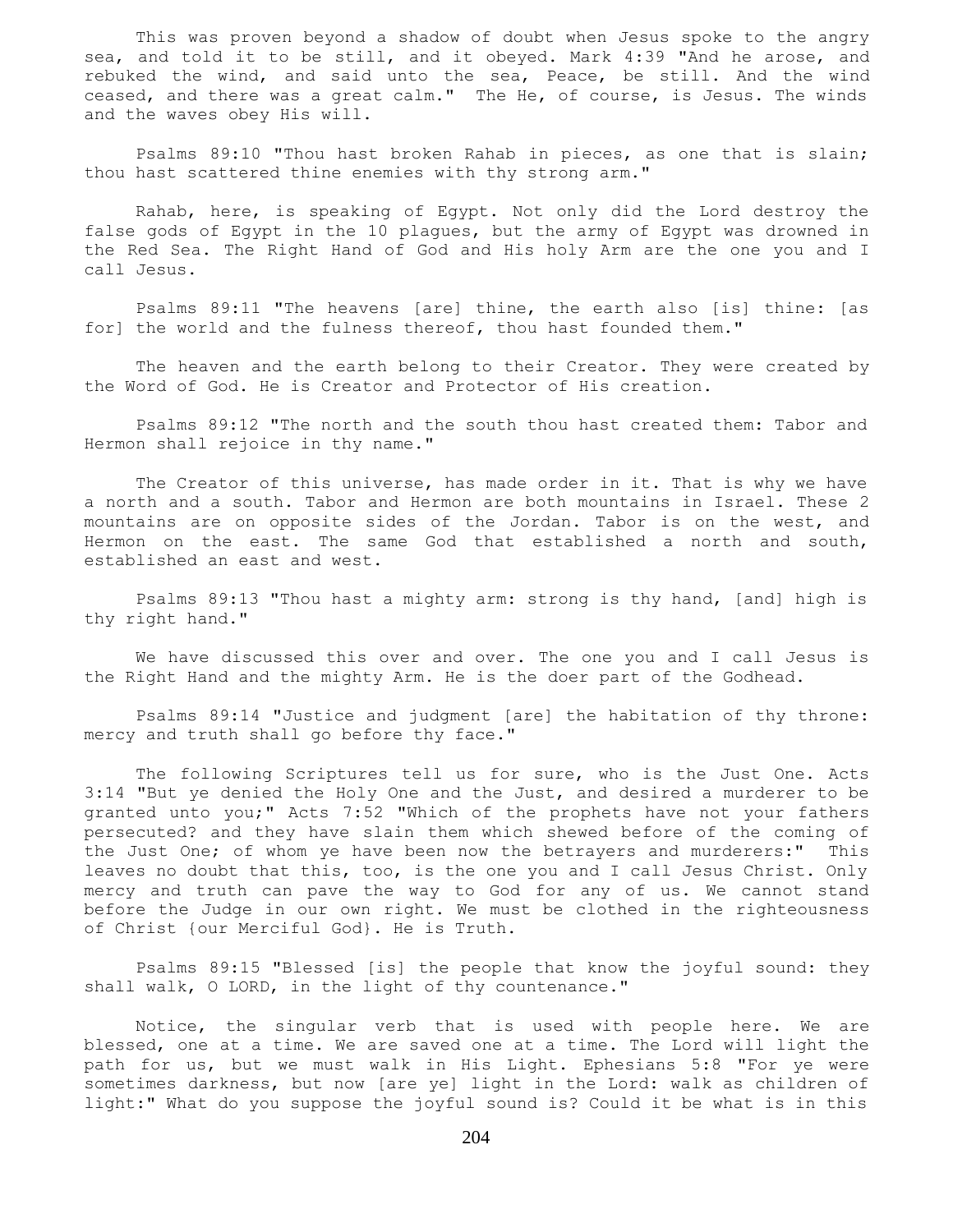This was proven beyond a shadow of doubt when Jesus spoke to the angry sea, and told it to be still, and it obeyed. Mark 4:39 "And he arose, and rebuked the wind, and said unto the sea, Peace, be still. And the wind ceased, and there was a great calm." The He, of course, is Jesus. The winds and the waves obey His will.

Psalms 89:10 "Thou hast broken Rahab in pieces, as one that is slain; thou hast scattered thine enemies with thy strong arm."

Rahab, here, is speaking of Egypt. Not only did the Lord destroy the false gods of Egypt in the 10 plagues, but the army of Egypt was drowned in the Red Sea. The Right Hand of God and His holy Arm are the one you and I call Jesus.

Psalms 89:11 "The heavens [are] thine, the earth also [is] thine: [as for] the world and the fulness thereof, thou hast founded them."

The heaven and the earth belong to their Creator. They were created by the Word of God. He is Creator and Protector of His creation.

Psalms 89:12 "The north and the south thou hast created them: Tabor and Hermon shall rejoice in thy name."

The Creator of this universe, has made order in it. That is why we have a north and a south. Tabor and Hermon are both mountains in Israel. These 2 mountains are on opposite sides of the Jordan. Tabor is on the west, and Hermon on the east. The same God that established a north and south, established an east and west.

Psalms 89:13 "Thou hast a mighty arm: strong is thy hand, [and] high is thy right hand."

We have discussed this over and over. The one you and I call Jesus is the Right Hand and the mighty Arm. He is the doer part of the Godhead.

Psalms 89:14 "Justice and judgment [are] the habitation of thy throne: mercy and truth shall go before thy face."

The following Scriptures tell us for sure, who is the Just One. Acts 3:14 "But ye denied the Holy One and the Just, and desired a murderer to be granted unto you;" Acts 7:52 "Which of the prophets have not your fathers persecuted? and they have slain them which shewed before of the coming of the Just One; of whom ye have been now the betrayers and murderers:" This leaves no doubt that this, too, is the one you and I call Jesus Christ. Only mercy and truth can pave the way to God for any of us. We cannot stand before the Judge in our own right. We must be clothed in the righteousness of Christ {our Merciful God}. He is Truth.

Psalms 89:15 "Blessed [is] the people that know the joyful sound: they shall walk, O LORD, in the light of thy countenance."

Notice, the singular verb that is used with people here. We are blessed, one at a time. We are saved one at a time. The Lord will light the path for us, but we must walk in His Light. Ephesians 5:8 "For ye were sometimes darkness, but now [are ye] light in the Lord: walk as children of light:" What do you suppose the joyful sound is? Could it be what is in this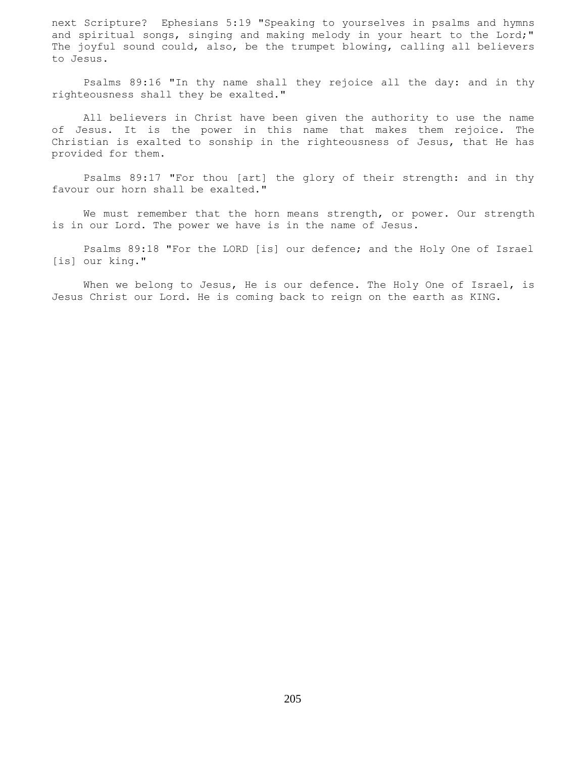next Scripture? Ephesians 5:19 "Speaking to yourselves in psalms and hymns and spiritual songs, singing and making melody in your heart to the Lord;" The joyful sound could, also, be the trumpet blowing, calling all believers to Jesus.

Psalms 89:16 "In thy name shall they rejoice all the day: and in thy righteousness shall they be exalted."

All believers in Christ have been given the authority to use the name of Jesus. It is the power in this name that makes them rejoice. The Christian is exalted to sonship in the righteousness of Jesus, that He has provided for them.

Psalms 89:17 "For thou [art] the glory of their strength: and in thy favour our horn shall be exalted."

We must remember that the horn means strength, or power. Our strength is in our Lord. The power we have is in the name of Jesus.

Psalms 89:18 "For the LORD [is] our defence; and the Holy One of Israel [is] our king."

When we belong to Jesus, He is our defence. The Holy One of Israel, is Jesus Christ our Lord. He is coming back to reign on the earth as KING.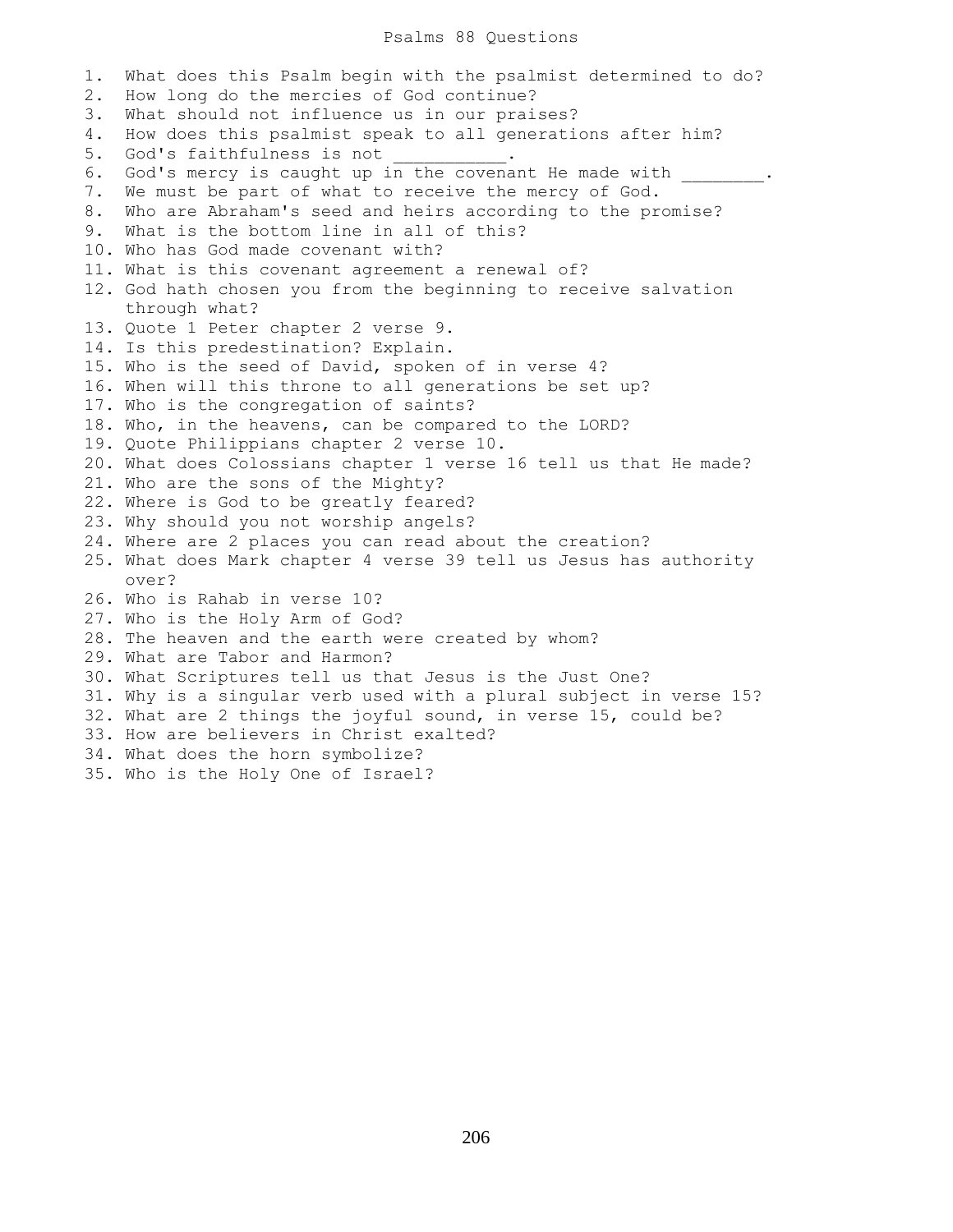# Psalms 88 Questions

1. What does this Psalm begin with the psalmist determined to do?
2. How long do the mercies of God continue?
3. What should not influence us in our praises?
4. How does this psalmist speak to all generations after him?
5. God's faithfulness is not ___________.
6. God's mercy is caught up in the covenant He made with ________.
7. We must be part of what to receive the mercy of God.
8. Who are Abraham's seed and heirs according to the promise?
9. What is the bottom line in all of this?
10. Who has God made covenant with?
11. What is this covenant agreement a renewal of?
12. God hath chosen you from the beginning to receive salvation through what?
13. Quote 1 Peter chapter 2 verse 9.
14. Is this predestination? Explain.
15. Who is the seed of David, spoken of in verse 4?
16. When will this throne to all generations be set up?
17. Who is the congregation of saints?
18. Who, in the heavens, can be compared to the LORD?
19. Quote Philippians chapter 2 verse 10.
20. What does Colossians chapter 1 verse 16 tell us that He made?
21. Who are the sons of the Mighty?
22. Where is God to be greatly feared?
23. Why should you not worship angels?
24. Where are 2 places you can read about the creation?
25. What does Mark chapter 4 verse 39 tell us Jesus has authority over?
26. Who is Rahab in verse 10?
27. Who is the Holy Arm of God?
28. The heaven and the earth were created by whom?
29. What are Tabor and Harmon?
30. What Scriptures tell us that Jesus is the Just One?
31. Why is a singular verb used with a plural subject in verse 15?
32. What are 2 things the joyful sound, in verse 15, could be?
33. How are believers in Christ exalted?
34. What does the horn symbolize?
35. Who is the Holy One of Israel?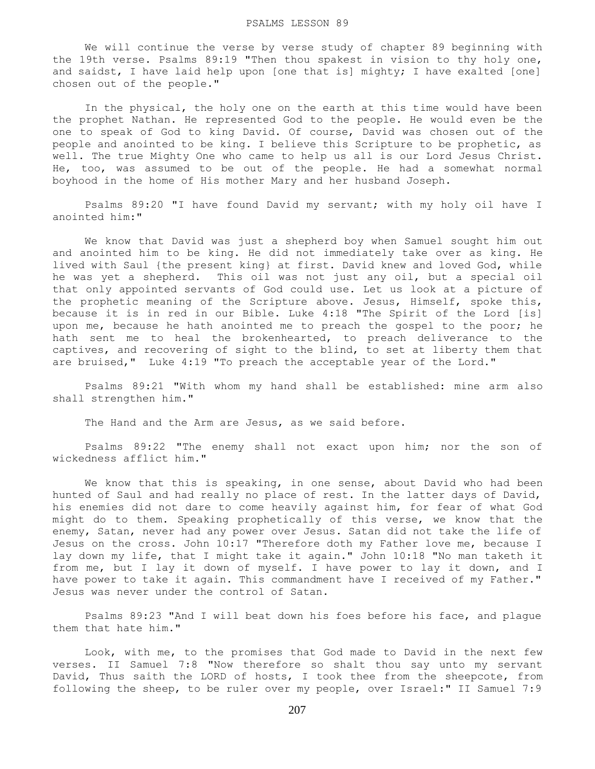# PSALMS LESSON 89

We will continue the verse by verse study of chapter 89 beginning with the 19th verse. Psalms 89:19 "Then thou spakest in vision to thy holy one, and saidst, I have laid help upon [one that is] mighty; I have exalted [one] chosen out of the people."

In the physical, the holy one on the earth at this time would have been the prophet Nathan. He represented God to the people. He would even be the one to speak of God to king David. Of course, David was chosen out of the people and anointed to be king. I believe this Scripture to be prophetic, as well. The true Mighty One who came to help us all is our Lord Jesus Christ. He, too, was assumed to be out of the people. He had a somewhat normal boyhood in the home of His mother Mary and her husband Joseph.

Psalms 89:20 "I have found David my servant; with my holy oil have I anointed him:"

We know that David was just a shepherd boy when Samuel sought him out and anointed him to be king. He did not immediately take over as king. He lived with Saul {the present king} at first. David knew and loved God, while he was yet a shepherd. This oil was not just any oil, but a special oil that only appointed servants of God could use. Let us look at a picture of the prophetic meaning of the Scripture above. Jesus, Himself, spoke this, because it is in red in our Bible. Luke 4:18 "The Spirit of the Lord [is] upon me, because he hath anointed me to preach the gospel to the poor; he hath sent me to heal the brokenhearted, to preach deliverance to the captives, and recovering of sight to the blind, to set at liberty them that are bruised," Luke 4:19 "To preach the acceptable year of the Lord."

Psalms 89:21 "With whom my hand shall be established: mine arm also shall strengthen him."

The Hand and the Arm are Jesus, as we said before.

Psalms 89:22 "The enemy shall not exact upon him; nor the son of wickedness afflict him."

We know that this is speaking, in one sense, about David who had been hunted of Saul and had really no place of rest. In the latter days of David, his enemies did not dare to come heavily against him, for fear of what God might do to them. Speaking prophetically of this verse, we know that the enemy, Satan, never had any power over Jesus. Satan did not take the life of Jesus on the cross. John 10:17 "Therefore doth my Father love me, because I lay down my life, that I might take it again." John 10:18 "No man taketh it from me, but I lay it down of myself. I have power to lay it down, and I have power to take it again. This commandment have I received of my Father." Jesus was never under the control of Satan.

Psalms 89:23 "And I will beat down his foes before his face, and plague them that hate him."

Look, with me, to the promises that God made to David in the next few verses. II Samuel 7:8 "Now therefore so shalt thou say unto my servant David, Thus saith the LORD of hosts, I took thee from the sheepcote, from following the sheep, to be ruler over my people, over Israel:" II Samuel 7:9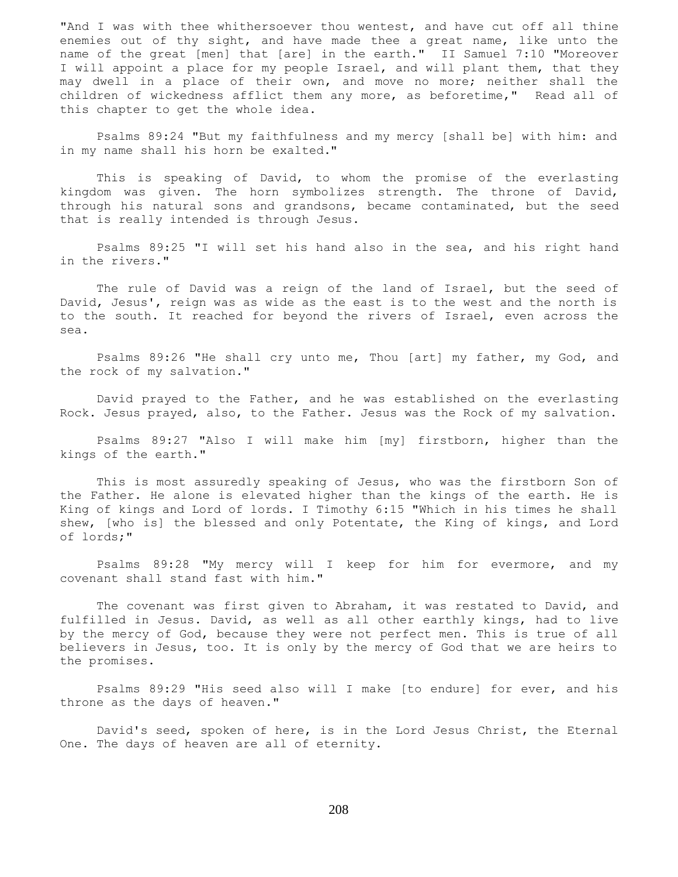"And I was with thee whithersoever thou wentest, and have cut off all thine enemies out of thy sight, and have made thee a great name, like unto the name of the great [men] that [are] in the earth." II Samuel 7:10 "Moreover I will appoint a place for my people Israel, and will plant them, that they may dwell in a place of their own, and move no more; neither shall the children of wickedness afflict them any more, as beforetime," Read all of this chapter to get the whole idea.

Psalms 89:24 "But my faithfulness and my mercy [shall be] with him: and in my name shall his horn be exalted."

This is speaking of David, to whom the promise of the everlasting kingdom was given. The horn symbolizes strength. The throne of David, through his natural sons and grandsons, became contaminated, but the seed that is really intended is through Jesus.

Psalms 89:25 "I will set his hand also in the sea, and his right hand in the rivers."

The rule of David was a reign of the land of Israel, but the seed of David, Jesus', reign was as wide as the east is to the west and the north is to the south. It reached for beyond the rivers of Israel, even across the sea.

Psalms 89:26 "He shall cry unto me, Thou [art] my father, my God, and the rock of my salvation."

David prayed to the Father, and he was established on the everlasting Rock. Jesus prayed, also, to the Father. Jesus was the Rock of my salvation.

Psalms 89:27 "Also I will make him [my] firstborn, higher than the kings of the earth."

This is most assuredly speaking of Jesus, who was the firstborn Son of the Father. He alone is elevated higher than the kings of the earth. He is King of kings and Lord of lords. I Timothy 6:15 "Which in his times he shall shew, [who is] the blessed and only Potentate, the King of kings, and Lord of lords;"

Psalms 89:28 "My mercy will I keep for him for evermore, and my covenant shall stand fast with him."

The covenant was first given to Abraham, it was restated to David, and fulfilled in Jesus. David, as well as all other earthly kings, had to live by the mercy of God, because they were not perfect men. This is true of all believers in Jesus, too. It is only by the mercy of God that we are heirs to the promises.

Psalms 89:29 "His seed also will I make [to endure] for ever, and his throne as the days of heaven."

David's seed, spoken of here, is in the Lord Jesus Christ, the Eternal One. The days of heaven are all of eternity.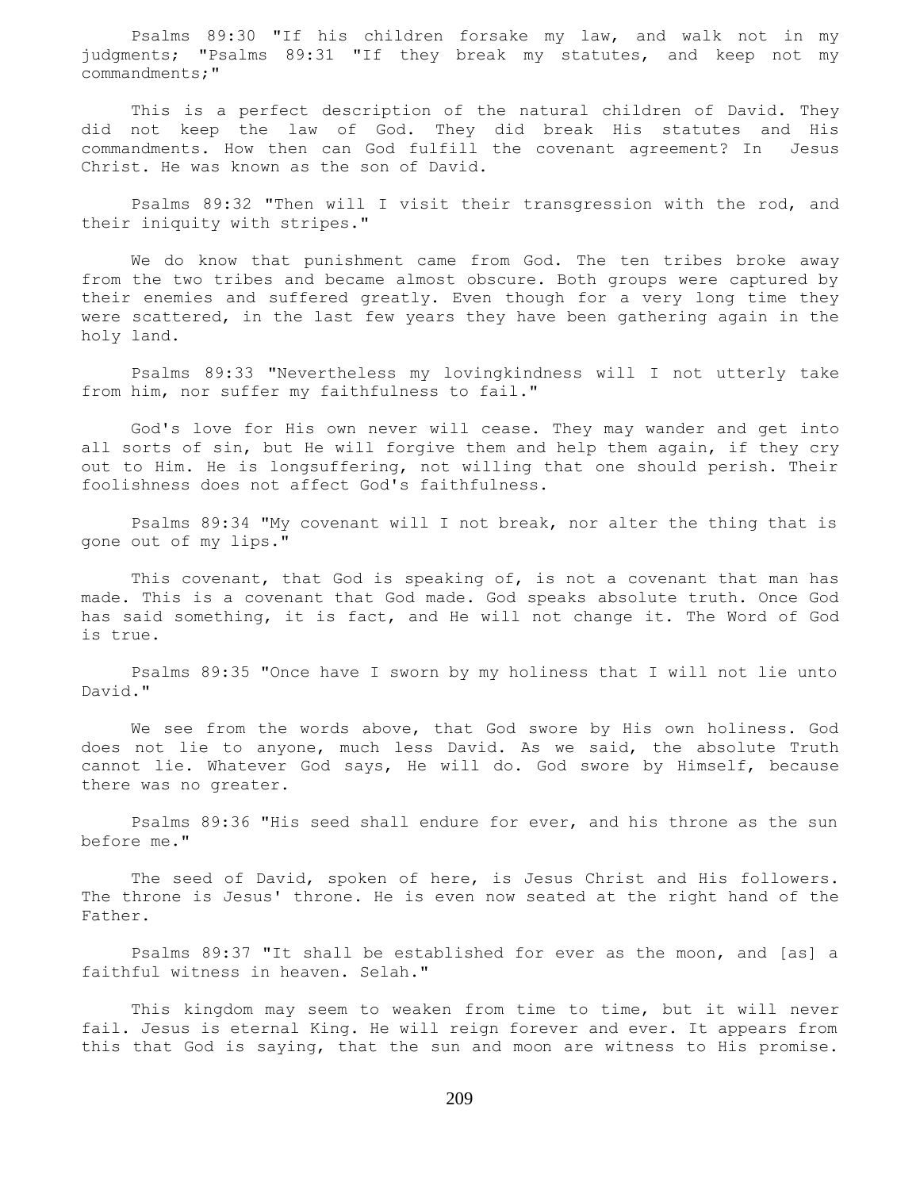Psalms 89:30 "If his children forsake my law, and walk not in my judgments; "Psalms 89:31 "If they break my statutes, and keep not my commandments;"

This is a perfect description of the natural children of David. They did not keep the law of God. They did break His statutes and His commandments. How then can God fulfill the covenant agreement? In Jesus Christ. He was known as the son of David.

Psalms 89:32 "Then will I visit their transgression with the rod, and their iniquity with stripes."

We do know that punishment came from God. The ten tribes broke away from the two tribes and became almost obscure. Both groups were captured by their enemies and suffered greatly. Even though for a very long time they were scattered, in the last few years they have been gathering again in the holy land.

Psalms 89:33 "Nevertheless my lovingkindness will I not utterly take from him, nor suffer my faithfulness to fail."

God's love for His own never will cease. They may wander and get into all sorts of sin, but He will forgive them and help them again, if they cry out to Him. He is longsuffering, not willing that one should perish. Their foolishness does not affect God's faithfulness.

Psalms 89:34 "My covenant will I not break, nor alter the thing that is gone out of my lips."

This covenant, that God is speaking of, is not a covenant that man has made. This is a covenant that God made. God speaks absolute truth. Once God has said something, it is fact, and He will not change it. The Word of God is true.

Psalms 89:35 "Once have I sworn by my holiness that I will not lie unto David."

We see from the words above, that God swore by His own holiness. God does not lie to anyone, much less David. As we said, the absolute Truth cannot lie. Whatever God says, He will do. God swore by Himself, because there was no greater.

Psalms 89:36 "His seed shall endure for ever, and his throne as the sun before me."

The seed of David, spoken of here, is Jesus Christ and His followers. The throne is Jesus' throne. He is even now seated at the right hand of the Father.

Psalms 89:37 "It shall be established for ever as the moon, and [as] a faithful witness in heaven. Selah."

This kingdom may seem to weaken from time to time, but it will never fail. Jesus is eternal King. He will reign forever and ever. It appears from this that God is saying, that the sun and moon are witness to His promise.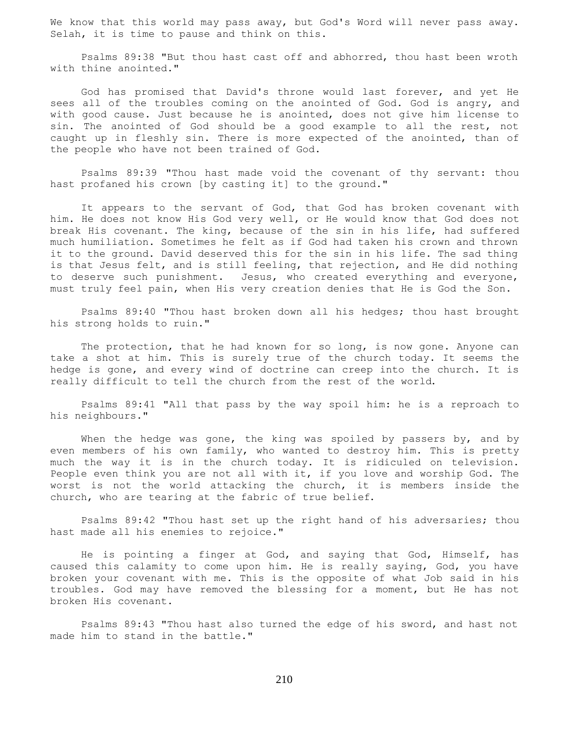We know that this world may pass away, but God's Word will never pass away. Selah, it is time to pause and think on this.

Psalms 89:38 "But thou hast cast off and abhorred, thou hast been wroth with thine anointed."

God has promised that David's throne would last forever, and yet He sees all of the troubles coming on the anointed of God. God is angry, and with good cause. Just because he is anointed, does not give him license to sin. The anointed of God should be a good example to all the rest, not caught up in fleshly sin. There is more expected of the anointed, than of the people who have not been trained of God.

Psalms 89:39 "Thou hast made void the covenant of thy servant: thou hast profaned his crown [by casting it] to the ground."

It appears to the servant of God, that God has broken covenant with him. He does not know His God very well, or He would know that God does not break His covenant. The king, because of the sin in his life, had suffered much humiliation. Sometimes he felt as if God had taken his crown and thrown it to the ground. David deserved this for the sin in his life. The sad thing is that Jesus felt, and is still feeling, that rejection, and He did nothing to deserve such punishment. Jesus, who created everything and everyone, must truly feel pain, when His very creation denies that He is God the Son.

Psalms 89:40 "Thou hast broken down all his hedges; thou hast brought his strong holds to ruin."

The protection, that he had known for so long, is now gone. Anyone can take a shot at him. This is surely true of the church today. It seems the hedge is gone, and every wind of doctrine can creep into the church. It is really difficult to tell the church from the rest of the world.

Psalms 89:41 "All that pass by the way spoil him: he is a reproach to his neighbours."

When the hedge was gone, the king was spoiled by passers by, and by even members of his own family, who wanted to destroy him. This is pretty much the way it is in the church today. It is ridiculed on television. People even think you are not all with it, if you love and worship God. The worst is not the world attacking the church, it is members inside the church, who are tearing at the fabric of true belief.

Psalms 89:42 "Thou hast set up the right hand of his adversaries; thou hast made all his enemies to rejoice."

He is pointing a finger at God, and saying that God, Himself, has caused this calamity to come upon him. He is really saying, God, you have broken your covenant with me. This is the opposite of what Job said in his troubles. God may have removed the blessing for a moment, but He has not broken His covenant.

Psalms 89:43 "Thou hast also turned the edge of his sword, and hast not made him to stand in the battle."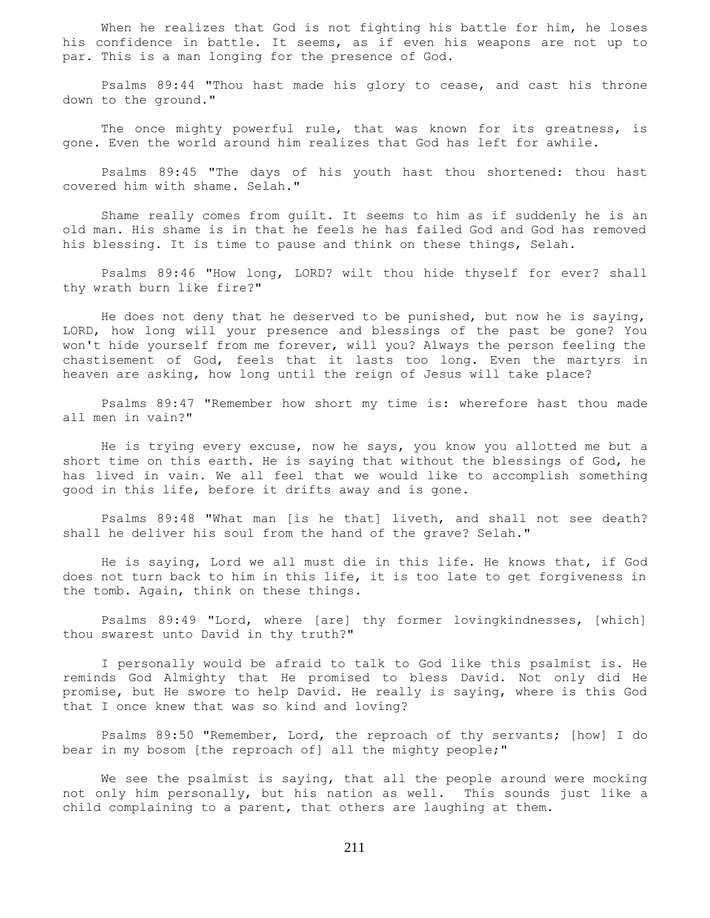When he realizes that God is not fighting his battle for him, he loses his confidence in battle. It seems, as if even his weapons are not up to par. This is a man longing for the presence of God.

Psalms 89:44 "Thou hast made his glory to cease, and cast his throne down to the ground."

The once mighty powerful rule, that was known for its greatness, is gone. Even the world around him realizes that God has left for awhile.

Psalms 89:45 "The days of his youth hast thou shortened: thou hast covered him with shame. Selah."

Shame really comes from guilt. It seems to him as if suddenly he is an old man. His shame is in that he feels he has failed God and God has removed his blessing. It is time to pause and think on these things, Selah.

Psalms 89:46 "How long, LORD? wilt thou hide thyself for ever? shall thy wrath burn like fire?"

He does not deny that he deserved to be punished, but now he is saying, LORD, how long will your presence and blessings of the past be gone? You won't hide yourself from me forever, will you? Always the person feeling the chastisement of God, feels that it lasts too long. Even the martyrs in heaven are asking, how long until the reign of Jesus will take place?

Psalms 89:47 "Remember how short my time is: wherefore hast thou made all men in vain?"

He is trying every excuse, now he says, you know you allotted me but a short time on this earth. He is saying that without the blessings of God, he has lived in vain. We all feel that we would like to accomplish something good in this life, before it drifts away and is gone.

Psalms 89:48 "What man [is he that] liveth, and shall not see death? shall he deliver his soul from the hand of the grave? Selah."

He is saying, Lord we all must die in this life. He knows that, if God does not turn back to him in this life, it is too late to get forgiveness in the tomb. Again, think on these things.

Psalms 89:49 "Lord, where [are] thy former lovingkindnesses, [which] thou swarest unto David in thy truth?"

I personally would be afraid to talk to God like this psalmist is. He reminds God Almighty that He promised to bless David. Not only did He promise, but He swore to help David. He really is saying, where is this God that I once knew that was so kind and loving?

Psalms 89:50 "Remember, Lord, the reproach of thy servants; [how] I do bear in my bosom [the reproach of] all the mighty people;"

We see the psalmist is saying, that all the people around were mocking not only him personally, but his nation as well. This sounds just like a child complaining to a parent, that others are laughing at them.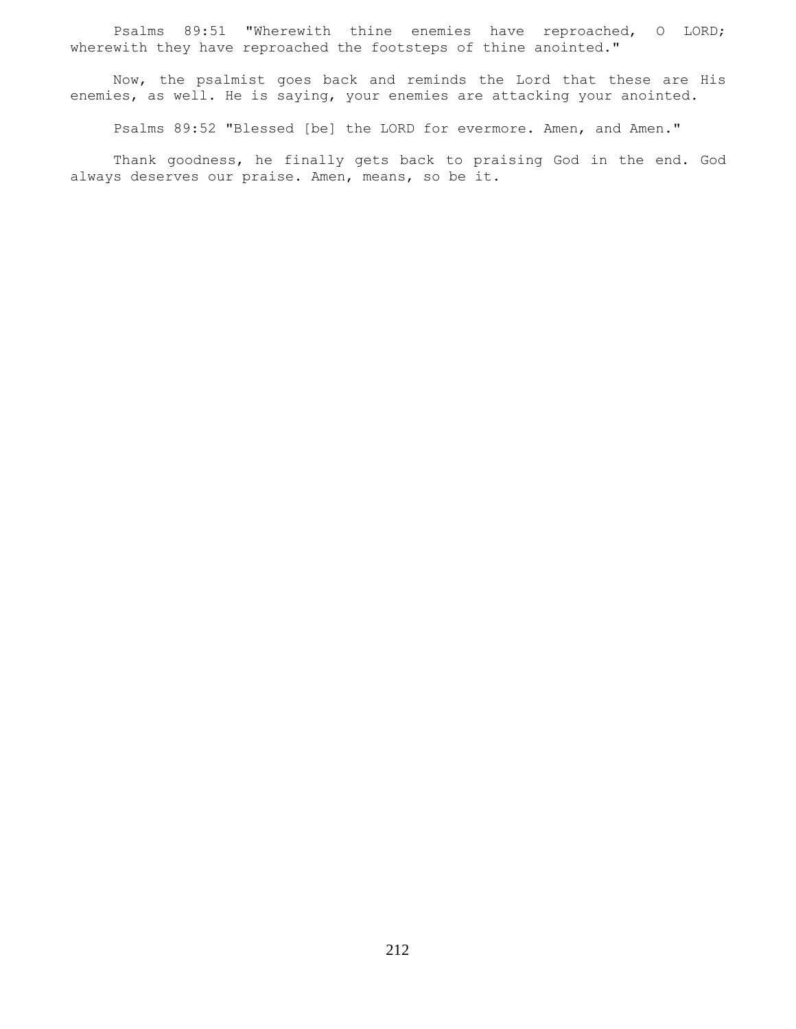Psalms 89:51 "Wherewith thine enemies have reproached, O LORD; wherewith they have reproached the footsteps of thine anointed."

Now, the psalmist goes back and reminds the Lord that these are His enemies, as well. He is saying, your enemies are attacking your anointed.

Psalms 89:52 "Blessed [be] the LORD for evermore. Amen, and Amen."

Thank goodness, he finally gets back to praising God in the end. God always deserves our praise. Amen, means, so be it.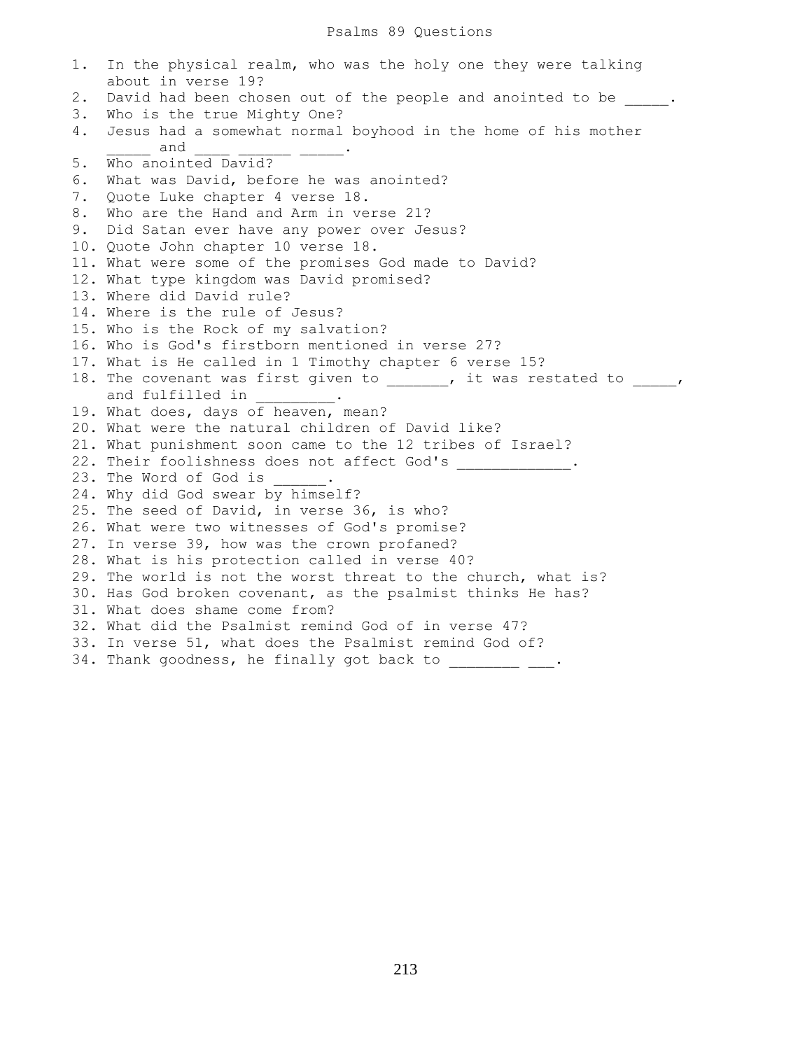# Psalms 89 Questions

1. In the physical realm, who was the holy one they were talking about in verse 19?
2. David had been chosen out of the people and anointed to be _____.
3. Who is the true Mighty One?
4. Jesus had a somewhat normal boyhood in the home of his mother _____ and ____ ______ _____.
5. Who anointed David?
6. What was David, before he was anointed?
7. Quote Luke chapter 4 verse 18.
8. Who are the Hand and Arm in verse 21?
9. Did Satan ever have any power over Jesus?
10. Quote John chapter 10 verse 18.
11. What were some of the promises God made to David?
12. What type kingdom was David promised?
13. Where did David rule?
14. Where is the rule of Jesus?
15. Who is the Rock of my salvation?
16. Who is God's firstborn mentioned in verse 27?
17. What is He called in 1 Timothy chapter 6 verse 15?
18. The covenant was first given to _______, it was restated to _____, and fulfilled in _________.
19. What does, days of heaven, mean?
20. What were the natural children of David like?
21. What punishment soon came to the 12 tribes of Israel?
22. Their foolishness does not affect God's _____________.
23. The Word of God is ______.
24. Why did God swear by himself?
25. The seed of David, in verse 36, is who?
26. What were two witnesses of God's promise?
27. In verse 39, how was the crown profaned?
28. What is his protection called in verse 40?
29. The world is not the worst threat to the church, what is?
30. Has God broken covenant, as the psalmist thinks He has?
31. What does shame come from?
32. What did the Psalmist remind God of in verse 47?
33. In verse 51, what does the Psalmist remind God of?
34. Thank goodness, he finally got back to ________ ___.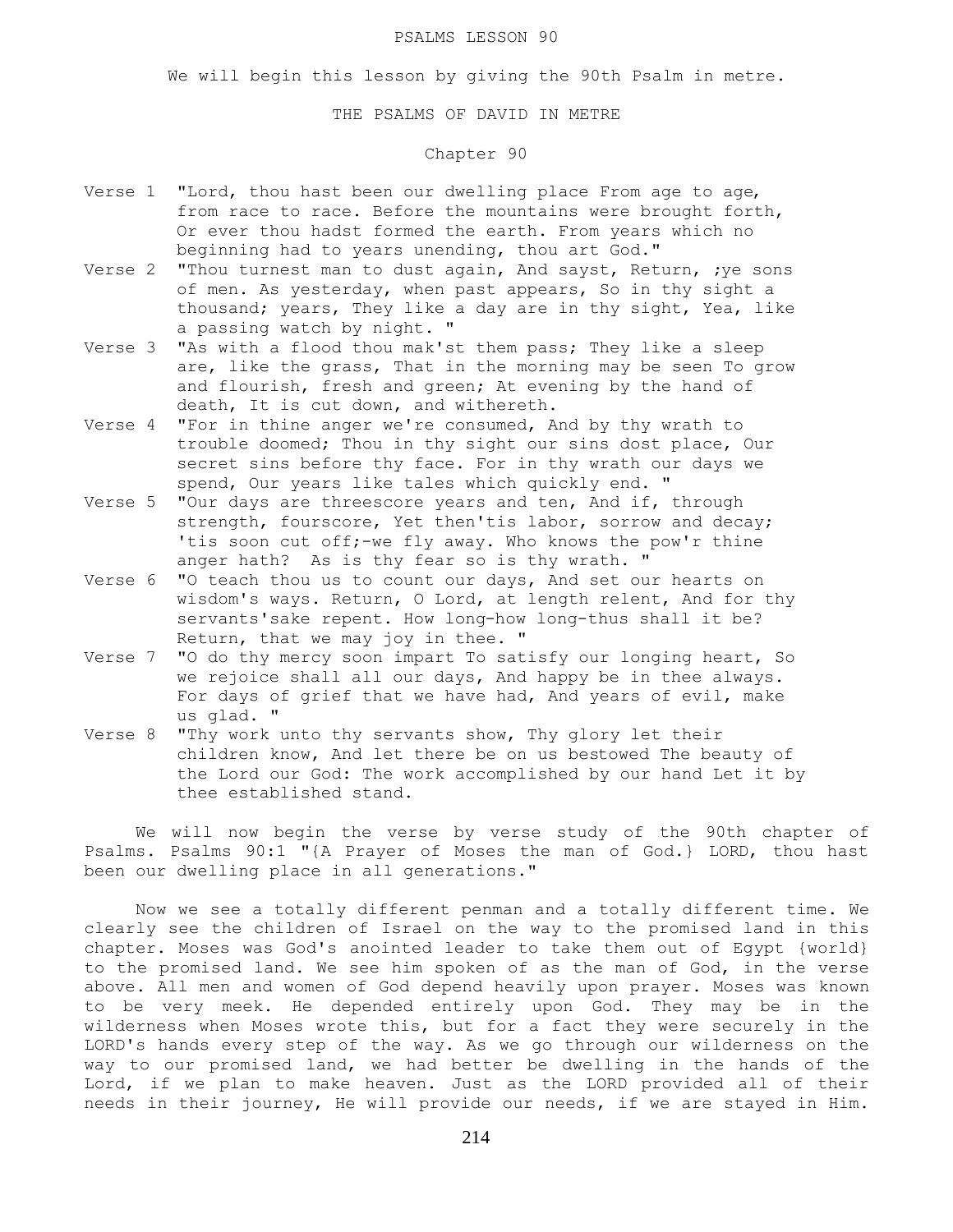PSALMS LESSON 90

We will begin this lesson by giving the 90th Psalm in metre.

THE PSALMS OF DAVID IN METRE

Chapter 90

Verse 1 "Lord, thou hast been our dwelling place From age to age, from race to race. Before the mountains were brought forth, Or ever thou hadst formed the earth. From years which no beginning had to years unending, thou art God."

Verse 2 "Thou turnest man to dust again, And sayst, Return, ;ye sons of men. As yesterday, when past appears, So in thy sight a thousand; years, They like a day are in thy sight, Yea, like a passing watch by night. "

Verse 3 "As with a flood thou mak'st them pass; They like a sleep are, like the grass, That in the morning may be seen To grow and flourish, fresh and green; At evening by the hand of death, It is cut down, and withereth.

Verse 4 "For in thine anger we're consumed, And by thy wrath to trouble doomed; Thou in thy sight our sins dost place, Our secret sins before thy face. For in thy wrath our days we spend, Our years like tales which quickly end. "

Verse 5 "Our days are threescore years and ten, And if, through strength, fourscore, Yet then'tis labor, sorrow and decay; 'tis soon cut off;-we fly away. Who knows the pow'r thine anger hath? As is thy fear so is thy wrath. "

Verse 6 "O teach thou us to count our days, And set our hearts on wisdom's ways. Return, O Lord, at length relent, And for thy servants'sake repent. How long-how long-thus shall it be? Return, that we may joy in thee. "

Verse 7 "O do thy mercy soon impart To satisfy our longing heart, So we rejoice shall all our days, And happy be in thee always. For days of grief that we have had, And years of evil, make us glad. "

Verse 8 "Thy work unto thy servants show, Thy glory let their children know, And let there be on us bestowed The beauty of the Lord our God: The work accomplished by our hand Let it by thee established stand.

We will now begin the verse by verse study of the 90th chapter of Psalms. Psalms 90:1 "{A Prayer of Moses the man of God.} LORD, thou hast been our dwelling place in all generations."

Now we see a totally different penman and a totally different time. We clearly see the children of Israel on the way to the promised land in this chapter. Moses was God's anointed leader to take them out of Egypt {world} to the promised land. We see him spoken of as the man of God, in the verse above. All men and women of God depend heavily upon prayer. Moses was known to be very meek. He depended entirely upon God. They may be in the wilderness when Moses wrote this, but for a fact they were securely in the LORD's hands every step of the way. As we go through our wilderness on the way to our promised land, we had better be dwelling in the hands of the Lord, if we plan to make heaven. Just as the LORD provided all of their needs in their journey, He will provide our needs, if we are stayed in Him.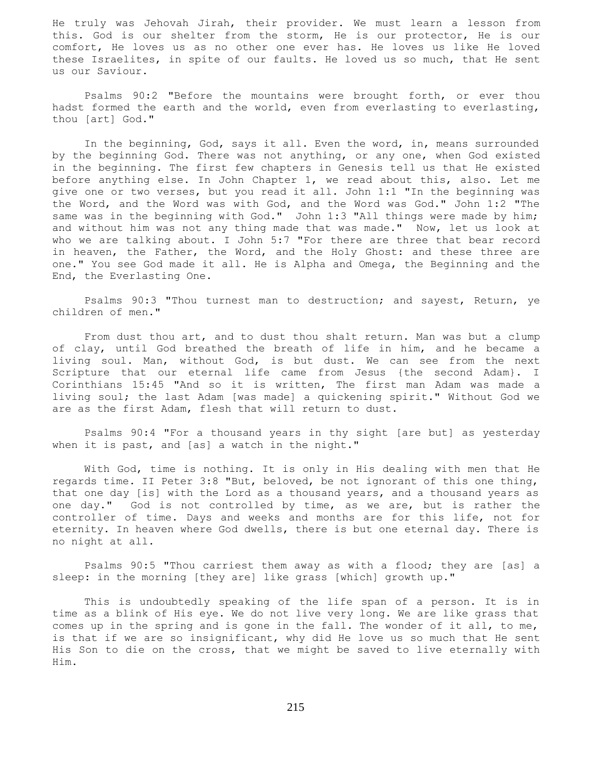He truly was Jehovah Jirah, their provider. We must learn a lesson from this. God is our shelter from the storm, He is our protector, He is our comfort, He loves us as no other one ever has. He loves us like He loved these Israelites, in spite of our faults. He loved us so much, that He sent us our Saviour.

Psalms 90:2 "Before the mountains were brought forth, or ever thou hadst formed the earth and the world, even from everlasting to everlasting, thou [art] God."

In the beginning, God, says it all. Even the word, in, means surrounded by the beginning God. There was not anything, or any one, when God existed in the beginning. The first few chapters in Genesis tell us that He existed before anything else. In John Chapter 1, we read about this, also. Let me give one or two verses, but you read it all. John 1:1 "In the beginning was the Word, and the Word was with God, and the Word was God." John 1:2 "The same was in the beginning with God." John 1:3 "All things were made by him; and without him was not any thing made that was made." Now, let us look at who we are talking about. I John 5:7 "For there are three that bear record in heaven, the Father, the Word, and the Holy Ghost: and these three are one." You see God made it all. He is Alpha and Omega, the Beginning and the End, the Everlasting One.

Psalms 90:3 "Thou turnest man to destruction; and sayest, Return, ye children of men."

From dust thou art, and to dust thou shalt return. Man was but a clump of clay, until God breathed the breath of life in him, and he became a living soul. Man, without God, is but dust. We can see from the next Scripture that our eternal life came from Jesus {the second Adam}. I Corinthians 15:45 "And so it is written, The first man Adam was made a living soul; the last Adam [was made] a quickening spirit." Without God we are as the first Adam, flesh that will return to dust.

Psalms 90:4 "For a thousand years in thy sight [are but] as yesterday when it is past, and [as] a watch in the night."

With God, time is nothing. It is only in His dealing with men that He regards time. II Peter 3:8 "But, beloved, be not ignorant of this one thing, that one day [is] with the Lord as a thousand years, and a thousand years as one day." God is not controlled by time, as we are, but is rather the controller of time. Days and weeks and months are for this life, not for eternity. In heaven where God dwells, there is but one eternal day. There is no night at all.

Psalms 90:5 "Thou carriest them away as with a flood; they are [as] a sleep: in the morning [they are] like grass [which] groweth up."

This is undoubtedly speaking of the life span of a person. It is in time as a blink of His eye. We do not live very long. We are like grass that comes up in the spring and is gone in the fall. The wonder of it all, to me, is that if we are so insignificant, why did He love us so much that He sent His Son to die on the cross, that we might be saved to live eternally with Him.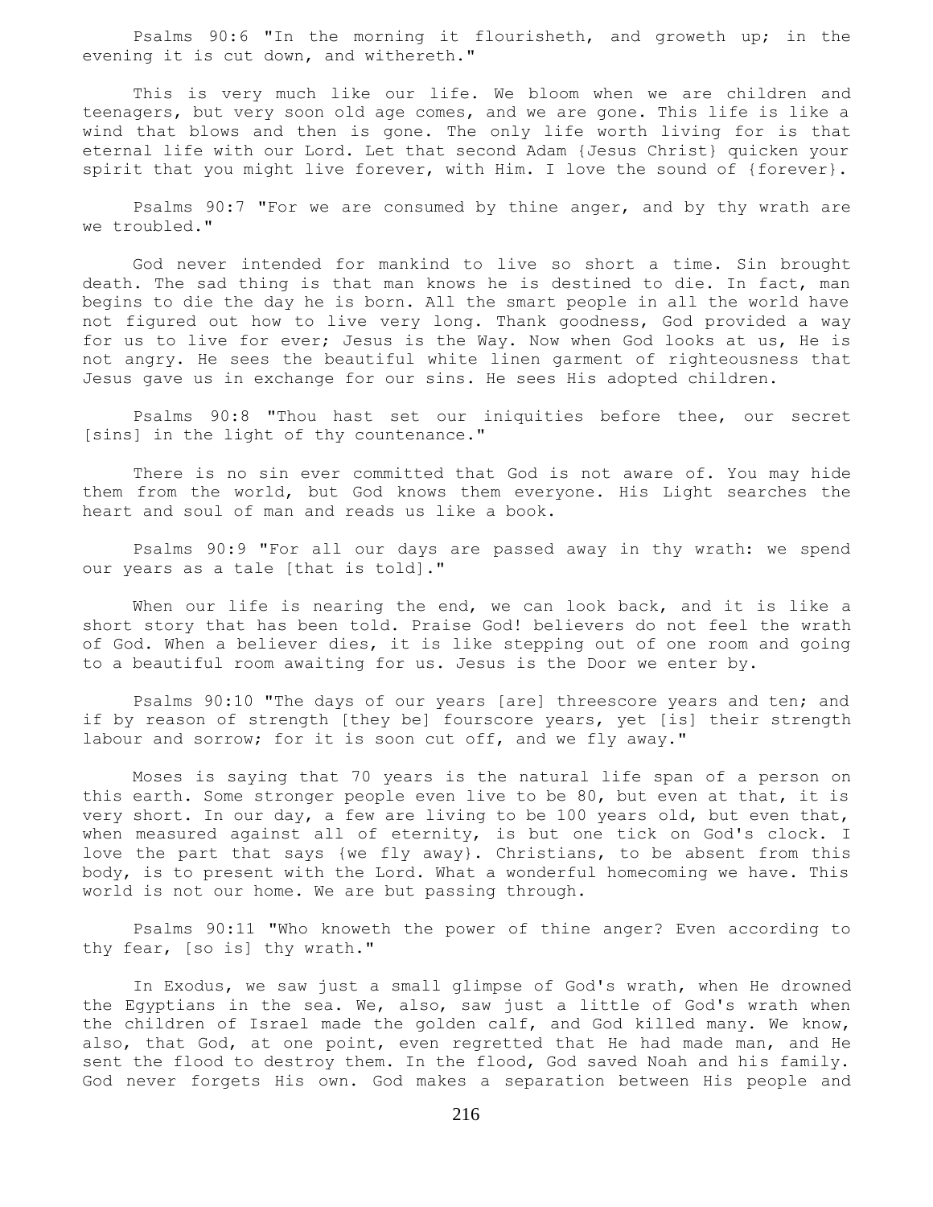Psalms 90:6 "In the morning it flourisheth, and groweth up; in the evening it is cut down, and withereth."

This is very much like our life. We bloom when we are children and teenagers, but very soon old age comes, and we are gone. This life is like a wind that blows and then is gone. The only life worth living for is that eternal life with our Lord. Let that second Adam {Jesus Christ} quicken your spirit that you might live forever, with Him. I love the sound of {forever}.

Psalms 90:7 "For we are consumed by thine anger, and by thy wrath are we troubled."

God never intended for mankind to live so short a time. Sin brought death. The sad thing is that man knows he is destined to die. In fact, man begins to die the day he is born. All the smart people in all the world have not figured out how to live very long. Thank goodness, God provided a way for us to live for ever; Jesus is the Way. Now when God looks at us, He is not angry. He sees the beautiful white linen garment of righteousness that Jesus gave us in exchange for our sins. He sees His adopted children.

Psalms 90:8 "Thou hast set our iniquities before thee, our secret [sins] in the light of thy countenance."

There is no sin ever committed that God is not aware of. You may hide them from the world, but God knows them everyone. His Light searches the heart and soul of man and reads us like a book.

Psalms 90:9 "For all our days are passed away in thy wrath: we spend our years as a tale [that is told]."

When our life is nearing the end, we can look back, and it is like a short story that has been told. Praise God! believers do not feel the wrath of God. When a believer dies, it is like stepping out of one room and going to a beautiful room awaiting for us. Jesus is the Door we enter by.

Psalms 90:10 "The days of our years [are] threescore years and ten; and if by reason of strength [they be] fourscore years, yet [is] their strength labour and sorrow; for it is soon cut off, and we fly away."

Moses is saying that 70 years is the natural life span of a person on this earth. Some stronger people even live to be 80, but even at that, it is very short. In our day, a few are living to be 100 years old, but even that, when measured against all of eternity, is but one tick on God's clock. I love the part that says {we fly away}. Christians, to be absent from this body, is to present with the Lord. What a wonderful homecoming we have. This world is not our home. We are but passing through.

Psalms 90:11 "Who knoweth the power of thine anger? Even according to thy fear, [so is] thy wrath."

In Exodus, we saw just a small glimpse of God's wrath, when He drowned the Egyptians in the sea. We, also, saw just a little of God's wrath when the children of Israel made the golden calf, and God killed many. We know, also, that God, at one point, even regretted that He had made man, and He sent the flood to destroy them. In the flood, God saved Noah and his family. God never forgets His own. God makes a separation between His people and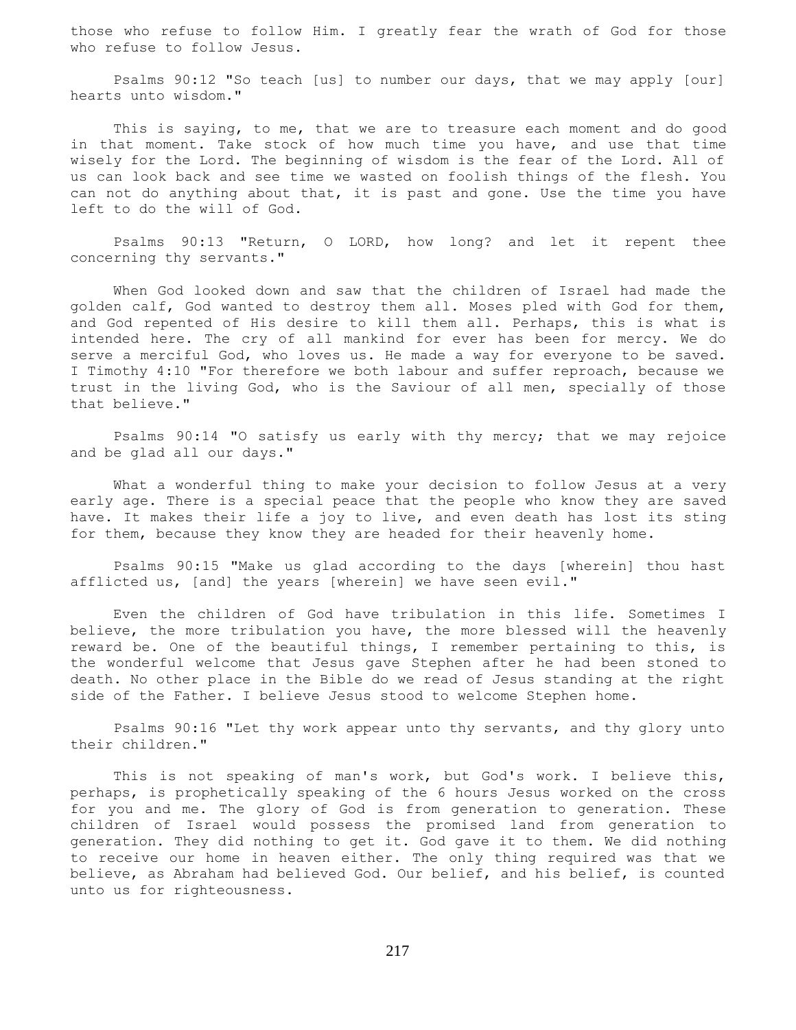those who refuse to follow Him. I greatly fear the wrath of God for those who refuse to follow Jesus.

Psalms 90:12 "So teach [us] to number our days, that we may apply [our] hearts unto wisdom."

This is saying, to me, that we are to treasure each moment and do good in that moment. Take stock of how much time you have, and use that time wisely for the Lord. The beginning of wisdom is the fear of the Lord. All of us can look back and see time we wasted on foolish things of the flesh. You can not do anything about that, it is past and gone. Use the time you have left to do the will of God.

Psalms 90:13 "Return, O LORD, how long? and let it repent thee concerning thy servants."

When God looked down and saw that the children of Israel had made the golden calf, God wanted to destroy them all. Moses pled with God for them, and God repented of His desire to kill them all. Perhaps, this is what is intended here. The cry of all mankind for ever has been for mercy. We do serve a merciful God, who loves us. He made a way for everyone to be saved. I Timothy 4:10 "For therefore we both labour and suffer reproach, because we trust in the living God, who is the Saviour of all men, specially of those that believe."

Psalms 90:14 "O satisfy us early with thy mercy; that we may rejoice and be glad all our days."

What a wonderful thing to make your decision to follow Jesus at a very early age. There is a special peace that the people who know they are saved have. It makes their life a joy to live, and even death has lost its sting for them, because they know they are headed for their heavenly home.

Psalms 90:15 "Make us glad according to the days [wherein] thou hast afflicted us, [and] the years [wherein] we have seen evil."

Even the children of God have tribulation in this life. Sometimes I believe, the more tribulation you have, the more blessed will the heavenly reward be. One of the beautiful things, I remember pertaining to this, is the wonderful welcome that Jesus gave Stephen after he had been stoned to death. No other place in the Bible do we read of Jesus standing at the right side of the Father. I believe Jesus stood to welcome Stephen home.

Psalms 90:16 "Let thy work appear unto thy servants, and thy glory unto their children."

This is not speaking of man's work, but God's work. I believe this, perhaps, is prophetically speaking of the 6 hours Jesus worked on the cross for you and me. The glory of God is from generation to generation. These children of Israel would possess the promised land from generation to generation. They did nothing to get it. God gave it to them. We did nothing to receive our home in heaven either. The only thing required was that we believe, as Abraham had believed God. Our belief, and his belief, is counted unto us for righteousness.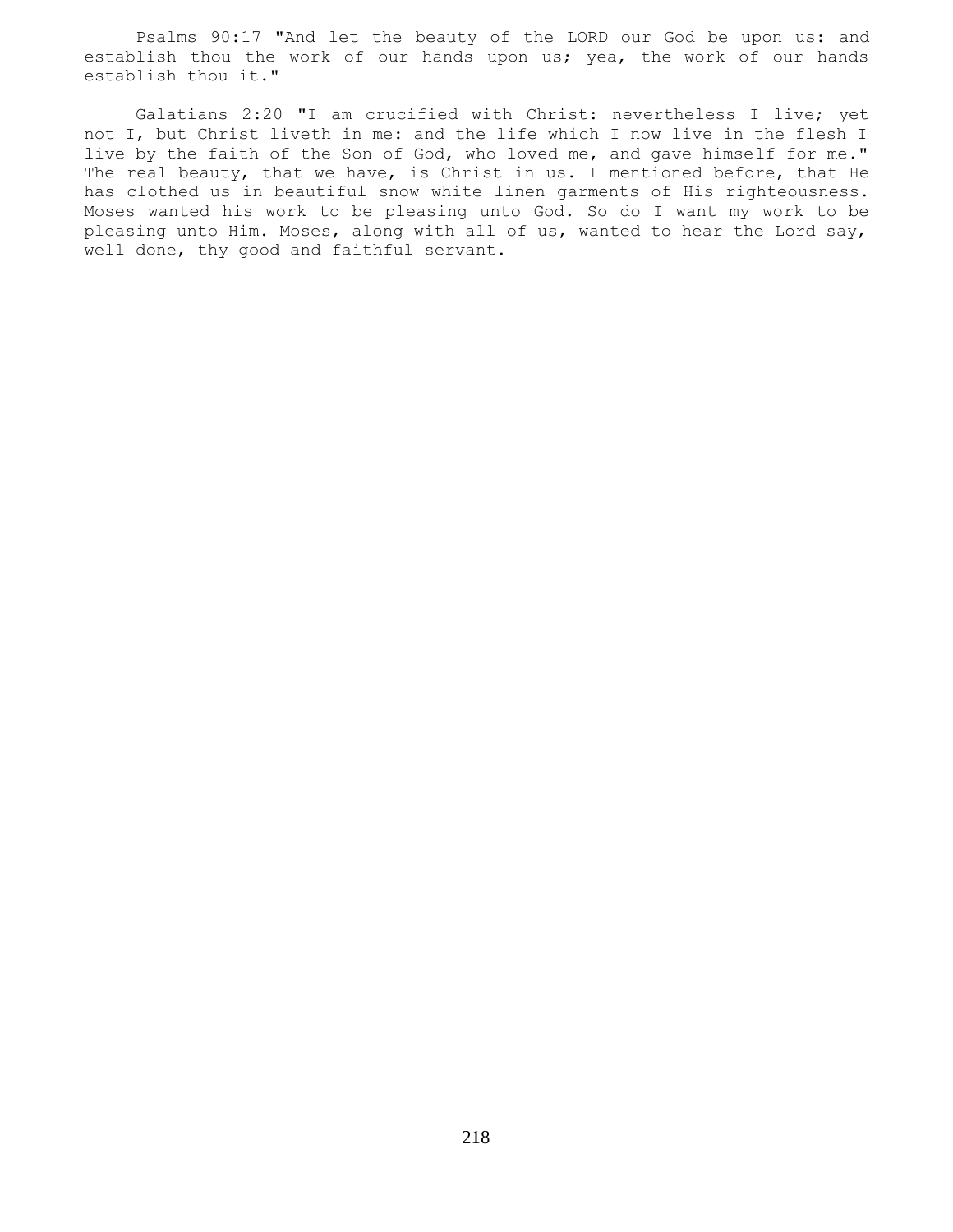Psalms 90:17 "And let the beauty of the LORD our God be upon us: and establish thou the work of our hands upon us; yea, the work of our hands establish thou it."

Galatians 2:20 "I am crucified with Christ: nevertheless I live; yet not I, but Christ liveth in me: and the life which I now live in the flesh I live by the faith of the Son of God, who loved me, and gave himself for me." The real beauty, that we have, is Christ in us. I mentioned before, that He has clothed us in beautiful snow white linen garments of His righteousness. Moses wanted his work to be pleasing unto God. So do I want my work to be pleasing unto Him. Moses, along with all of us, wanted to hear the Lord say, well done, thy good and faithful servant.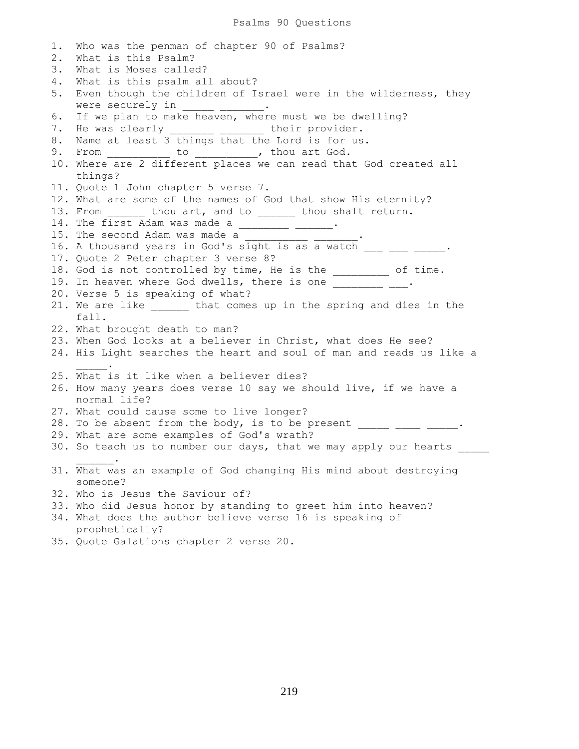# Psalms 90 Questions

1. Who was the penman of chapter 90 of Psalms?
2. What is this Psalm?
3. What is Moses called?
4. What is this psalm all about?
5. Even though the children of Israel were in the wilderness, they were securely in _____ _______.
6. If we plan to make heaven, where must we be dwelling?
7. He was clearly _______ _______ their provider.
8. Name at least 3 things that the Lord is for us.
9. From __________ to __________, thou art God.
10. Where are 2 different places we can read that God created all things?
11. Quote 1 John chapter 5 verse 7.
12. What are some of the names of God that show His eternity?
13. From ______ thou art, and to ______ thou shalt return.
14. The first Adam was made a ________ ______.
15. The second Adam was made a __________ _______.
16. A thousand years in God's sight is as a watch ___ ___ _____.
17. Quote 2 Peter chapter 3 verse 8?
18. God is not controlled by time, He is the _________ of time.
19. In heaven where God dwells, there is one ________ ___.
20. Verse 5 is speaking of what?
21. We are like ______ that comes up in the spring and dies in the fall.
22. What brought death to man?
23. When God looks at a believer in Christ, what does He see?
24. His Light searches the heart and soul of man and reads us like a _____.
25. What is it like when a believer dies?
26. How many years does verse 10 say we should live, if we have a normal life?
27. What could cause some to live longer?
28. To be absent from the body, is to be present _____ ____ _____.
29. What are some examples of God's wrath?
30. So teach us to number our days, that we may apply our hearts _____ ______.
31. What was an example of God changing His mind about destroying someone?
32. Who is Jesus the Saviour of?
33. Who did Jesus honor by standing to greet him into heaven?
34. What does the author believe verse 16 is speaking of prophetically?
35. Quote Galations chapter 2 verse 20.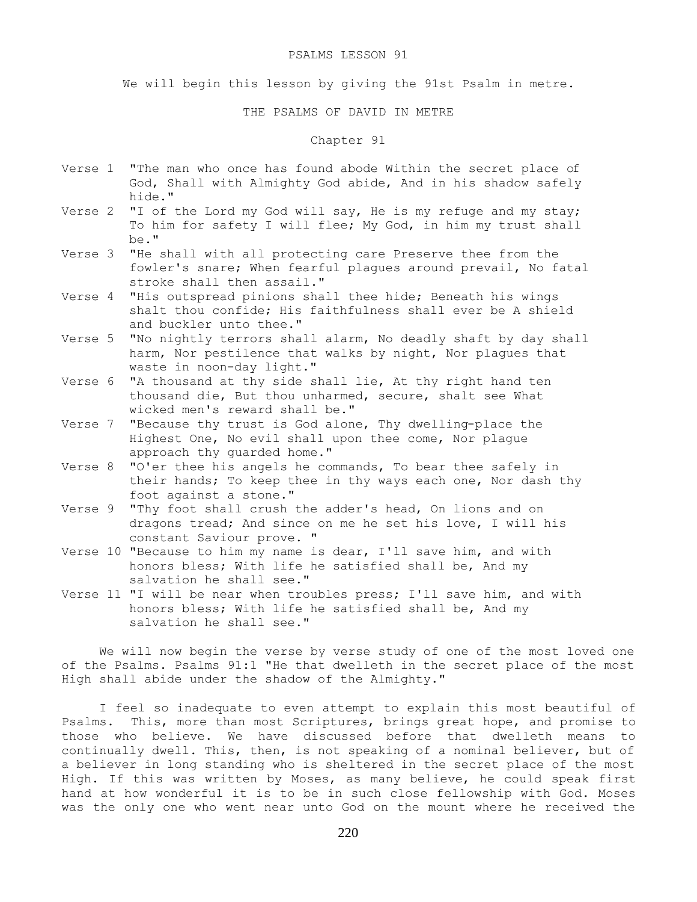# PSALMS LESSON 91

We will begin this lesson by giving the 91st Psalm in metre.

## THE PSALMS OF DAVID IN METRE

### Chapter 91

Verse 1 "The man who once has found abode Within the secret place of God, Shall with Almighty God abide, And in his shadow safely hide."

Verse 2 "I of the Lord my God will say, He is my refuge and my stay; To him for safety I will flee; My God, in him my trust shall be."

Verse 3 "He shall with all protecting care Preserve thee from the fowler's snare; When fearful plagues around prevail, No fatal stroke shall then assail."

Verse 4 "His outspread pinions shall thee hide; Beneath his wings shalt thou confide; His faithfulness shall ever be A shield and buckler unto thee."

Verse 5 "No nightly terrors shall alarm, No deadly shaft by day shall harm, Nor pestilence that walks by night, Nor plagues that waste in noon-day light."

Verse 6 "A thousand at thy side shall lie, At thy right hand ten thousand die, But thou unharmed, secure, shalt see What wicked men's reward shall be."

Verse 7 "Because thy trust is God alone, Thy dwelling-place the Highest One, No evil shall upon thee come, Nor plague approach thy guarded home."

Verse 8 "O'er thee his angels he commands, To bear thee safely in their hands; To keep thee in thy ways each one, Nor dash thy foot against a stone."

Verse 9 "Thy foot shall crush the adder's head, On lions and on dragons tread; And since on me he set his love, I will his constant Saviour prove. "

Verse 10 "Because to him my name is dear, I'll save him, and with honors bless; With life he satisfied shall be, And my salvation he shall see."

Verse 11 "I will be near when troubles press; I'll save him, and with honors bless; With life he satisfied shall be, And my salvation he shall see."

We will now begin the verse by verse study of one of the most loved one of the Psalms. Psalms 91:1 "He that dwelleth in the secret place of the most High shall abide under the shadow of the Almighty."

I feel so inadequate to even attempt to explain this most beautiful of Psalms. This, more than most Scriptures, brings great hope, and promise to those who believe. We have discussed before that dwelleth means to continually dwell. This, then, is not speaking of a nominal believer, but of a believer in long standing who is sheltered in the secret place of the most High. If this was written by Moses, as many believe, he could speak first hand at how wonderful it is to be in such close fellowship with God. Moses was the only one who went near unto God on the mount where he received the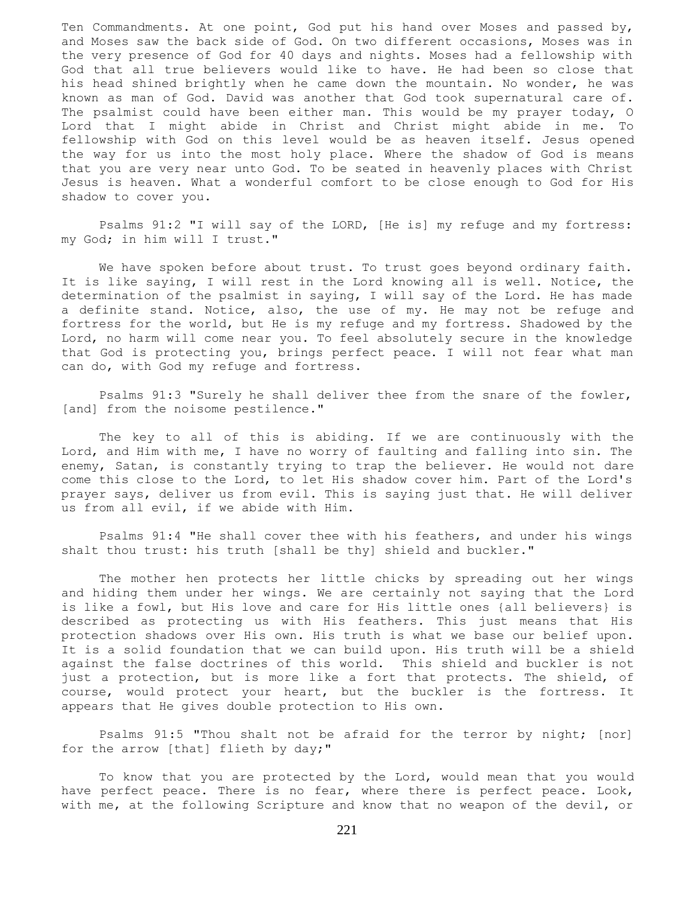Ten Commandments. At one point, God put his hand over Moses and passed by, and Moses saw the back side of God. On two different occasions, Moses was in the very presence of God for 40 days and nights. Moses had a fellowship with God that all true believers would like to have. He had been so close that his head shined brightly when he came down the mountain. No wonder, he was known as man of God. David was another that God took supernatural care of. The psalmist could have been either man. This would be my prayer today, O Lord that I might abide in Christ and Christ might abide in me. To fellowship with God on this level would be as heaven itself. Jesus opened the way for us into the most holy place. Where the shadow of God is means that you are very near unto God. To be seated in heavenly places with Christ Jesus is heaven. What a wonderful comfort to be close enough to God for His shadow to cover you.

Psalms 91:2 "I will say of the LORD, [He is] my refuge and my fortress: my God; in him will I trust."

We have spoken before about trust. To trust goes beyond ordinary faith. It is like saying, I will rest in the Lord knowing all is well. Notice, the determination of the psalmist in saying, I will say of the Lord. He has made a definite stand. Notice, also, the use of my. He may not be refuge and fortress for the world, but He is my refuge and my fortress. Shadowed by the Lord, no harm will come near you. To feel absolutely secure in the knowledge that God is protecting you, brings perfect peace. I will not fear what man can do, with God my refuge and fortress.

Psalms 91:3 "Surely he shall deliver thee from the snare of the fowler, [and] from the noisome pestilence."

The key to all of this is abiding. If we are continuously with the Lord, and Him with me, I have no worry of faulting and falling into sin. The enemy, Satan, is constantly trying to trap the believer. He would not dare come this close to the Lord, to let His shadow cover him. Part of the Lord's prayer says, deliver us from evil. This is saying just that. He will deliver us from all evil, if we abide with Him.

Psalms 91:4 "He shall cover thee with his feathers, and under his wings shalt thou trust: his truth [shall be thy] shield and buckler."

The mother hen protects her little chicks by spreading out her wings and hiding them under her wings. We are certainly not saying that the Lord is like a fowl, but His love and care for His little ones {all believers} is described as protecting us with His feathers. This just means that His protection shadows over His own. His truth is what we base our belief upon. It is a solid foundation that we can build upon. His truth will be a shield against the false doctrines of this world. This shield and buckler is not just a protection, but is more like a fort that protects. The shield, of course, would protect your heart, but the buckler is the fortress. It appears that He gives double protection to His own.

Psalms 91:5 "Thou shalt not be afraid for the terror by night; [nor] for the arrow [that] flieth by day;"

To know that you are protected by the Lord, would mean that you would have perfect peace. There is no fear, where there is perfect peace. Look, with me, at the following Scripture and know that no weapon of the devil, or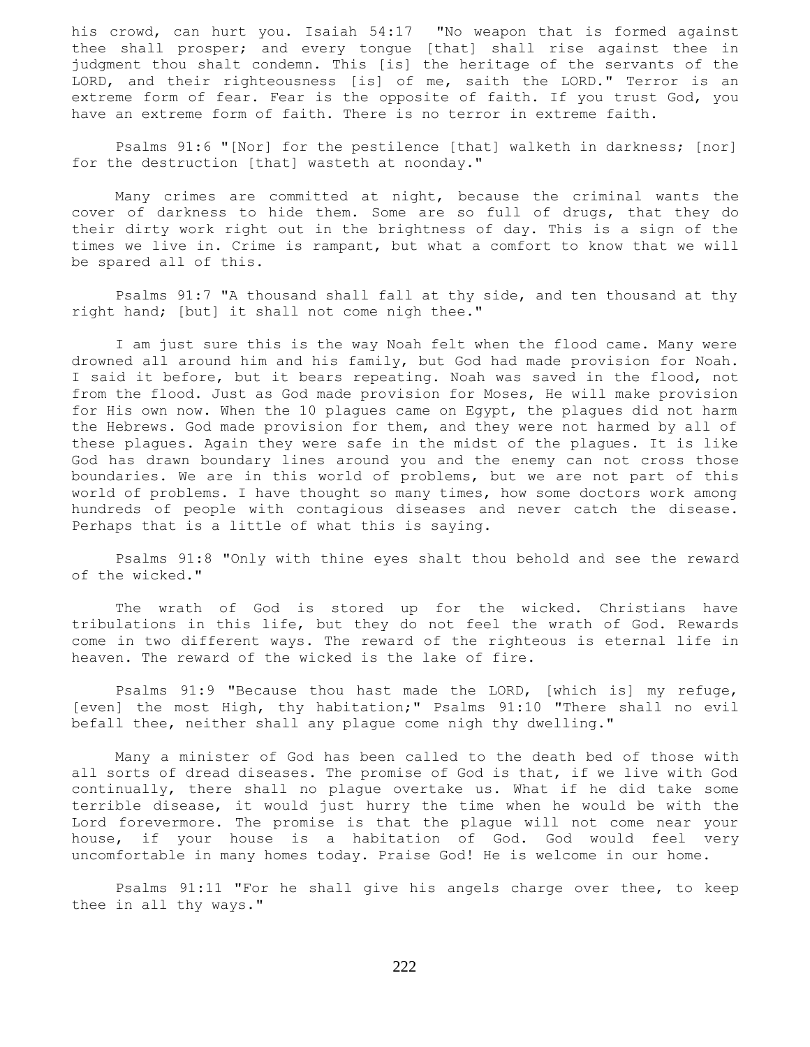his crowd, can hurt you. Isaiah 54:17 "No weapon that is formed against thee shall prosper; and every tongue [that] shall rise against thee in judgment thou shalt condemn. This [is] the heritage of the servants of the LORD, and their righteousness [is] of me, saith the LORD." Terror is an extreme form of fear. Fear is the opposite of faith. If you trust God, you have an extreme form of faith. There is no terror in extreme faith.

Psalms 91:6 "[Nor] for the pestilence [that] walketh in darkness; [nor] for the destruction [that] wasteth at noonday."

Many crimes are committed at night, because the criminal wants the cover of darkness to hide them. Some are so full of drugs, that they do their dirty work right out in the brightness of day. This is a sign of the times we live in. Crime is rampant, but what a comfort to know that we will be spared all of this.

Psalms 91:7 "A thousand shall fall at thy side, and ten thousand at thy right hand; [but] it shall not come nigh thee."

I am just sure this is the way Noah felt when the flood came. Many were drowned all around him and his family, but God had made provision for Noah. I said it before, but it bears repeating. Noah was saved in the flood, not from the flood. Just as God made provision for Moses, He will make provision for His own now. When the 10 plagues came on Egypt, the plagues did not harm the Hebrews. God made provision for them, and they were not harmed by all of these plagues. Again they were safe in the midst of the plagues. It is like God has drawn boundary lines around you and the enemy can not cross those boundaries. We are in this world of problems, but we are not part of this world of problems. I have thought so many times, how some doctors work among hundreds of people with contagious diseases and never catch the disease. Perhaps that is a little of what this is saying.

Psalms 91:8 "Only with thine eyes shalt thou behold and see the reward of the wicked."

The wrath of God is stored up for the wicked. Christians have tribulations in this life, but they do not feel the wrath of God. Rewards come in two different ways. The reward of the righteous is eternal life in heaven. The reward of the wicked is the lake of fire.

Psalms 91:9 "Because thou hast made the LORD, [which is] my refuge, [even] the most High, thy habitation;" Psalms 91:10 "There shall no evil befall thee, neither shall any plague come nigh thy dwelling."

Many a minister of God has been called to the death bed of those with all sorts of dread diseases. The promise of God is that, if we live with God continually, there shall no plague overtake us. What if he did take some terrible disease, it would just hurry the time when he would be with the Lord forevermore. The promise is that the plague will not come near your house, if your house is a habitation of God. God would feel very uncomfortable in many homes today. Praise God! He is welcome in our home.

Psalms 91:11 "For he shall give his angels charge over thee, to keep thee in all thy ways."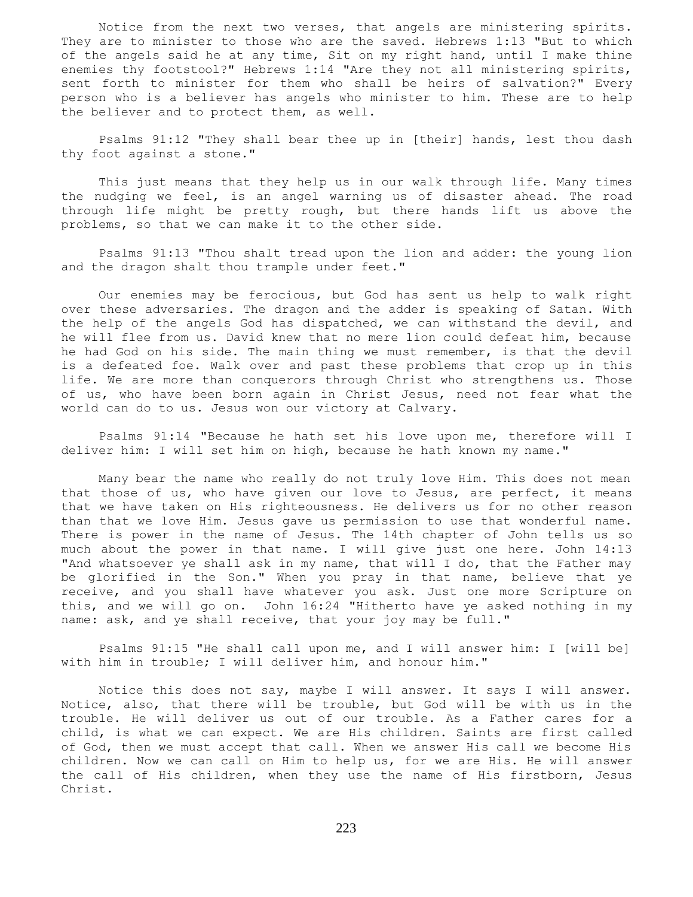Notice from the next two verses, that angels are ministering spirits. They are to minister to those who are the saved. Hebrews 1:13 "But to which of the angels said he at any time, Sit on my right hand, until I make thine enemies thy footstool?" Hebrews 1:14 "Are they not all ministering spirits, sent forth to minister for them who shall be heirs of salvation?" Every person who is a believer has angels who minister to him. These are to help the believer and to protect them, as well.

Psalms 91:12 "They shall bear thee up in [their] hands, lest thou dash thy foot against a stone."

This just means that they help us in our walk through life. Many times the nudging we feel, is an angel warning us of disaster ahead. The road through life might be pretty rough, but there hands lift us above the problems, so that we can make it to the other side.

Psalms 91:13 "Thou shalt tread upon the lion and adder: the young lion and the dragon shalt thou trample under feet."

Our enemies may be ferocious, but God has sent us help to walk right over these adversaries. The dragon and the adder is speaking of Satan. With the help of the angels God has dispatched, we can withstand the devil, and he will flee from us. David knew that no mere lion could defeat him, because he had God on his side. The main thing we must remember, is that the devil is a defeated foe. Walk over and past these problems that crop up in this life. We are more than conquerors through Christ who strengthens us. Those of us, who have been born again in Christ Jesus, need not fear what the world can do to us. Jesus won our victory at Calvary.

Psalms 91:14 "Because he hath set his love upon me, therefore will I deliver him: I will set him on high, because he hath known my name."

Many bear the name who really do not truly love Him. This does not mean that those of us, who have given our love to Jesus, are perfect, it means that we have taken on His righteousness. He delivers us for no other reason than that we love Him. Jesus gave us permission to use that wonderful name. There is power in the name of Jesus. The 14th chapter of John tells us so much about the power in that name. I will give just one here. John 14:13 "And whatsoever ye shall ask in my name, that will I do, that the Father may be glorified in the Son." When you pray in that name, believe that ye receive, and you shall have whatever you ask. Just one more Scripture on this, and we will go on. John 16:24 "Hitherto have ye asked nothing in my name: ask, and ye shall receive, that your joy may be full."

Psalms 91:15 "He shall call upon me, and I will answer him: I [will be] with him in trouble; I will deliver him, and honour him."

Notice this does not say, maybe I will answer. It says I will answer. Notice, also, that there will be trouble, but God will be with us in the trouble. He will deliver us out of our trouble. As a Father cares for a child, is what we can expect. We are His children. Saints are first called of God, then we must accept that call. When we answer His call we become His children. Now we can call on Him to help us, for we are His. He will answer the call of His children, when they use the name of His firstborn, Jesus Christ.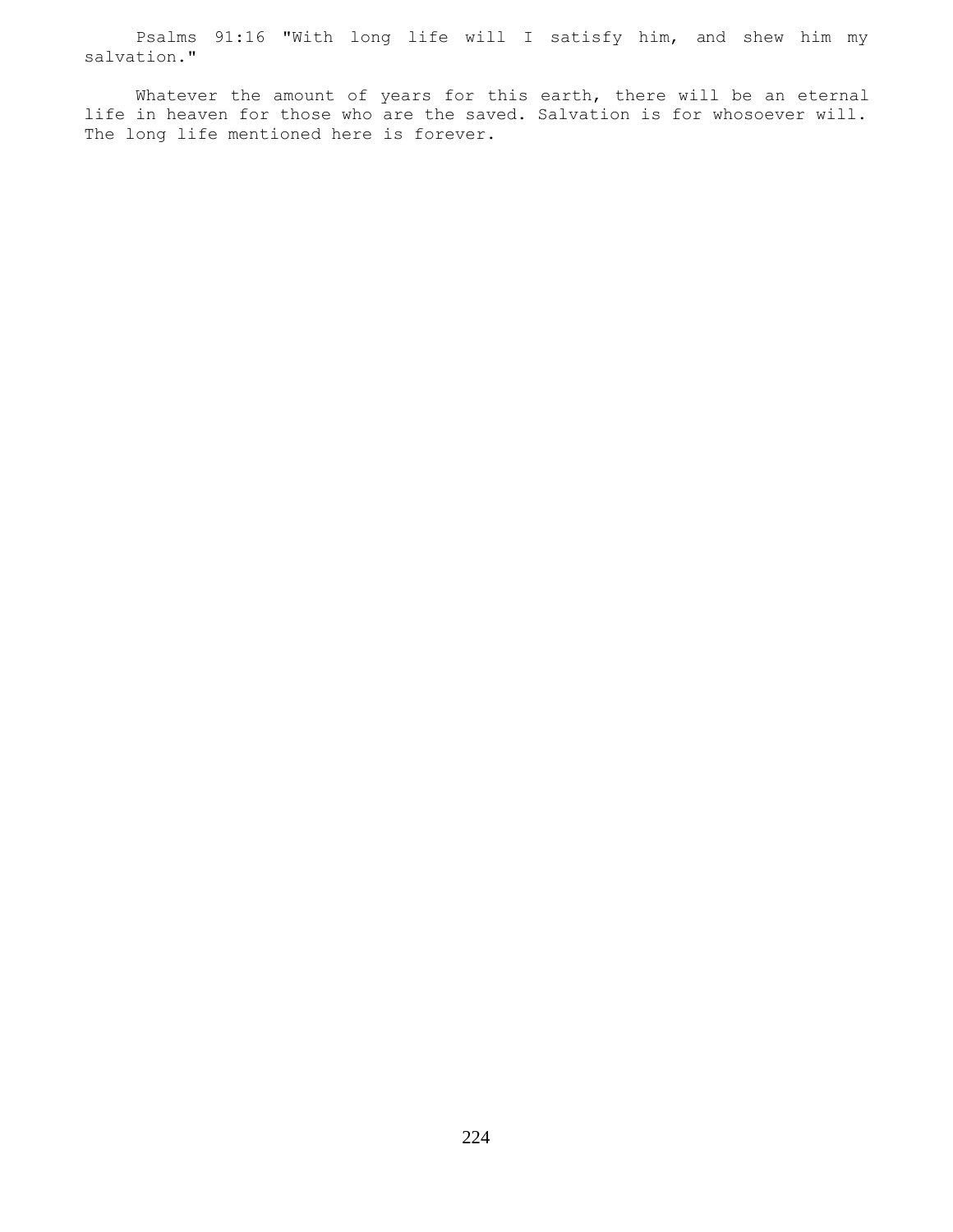Psalms 91:16 "With long life will I satisfy him, and shew him my salvation."

Whatever the amount of years for this earth, there will be an eternal life in heaven for those who are the saved. Salvation is for whosoever will. The long life mentioned here is forever.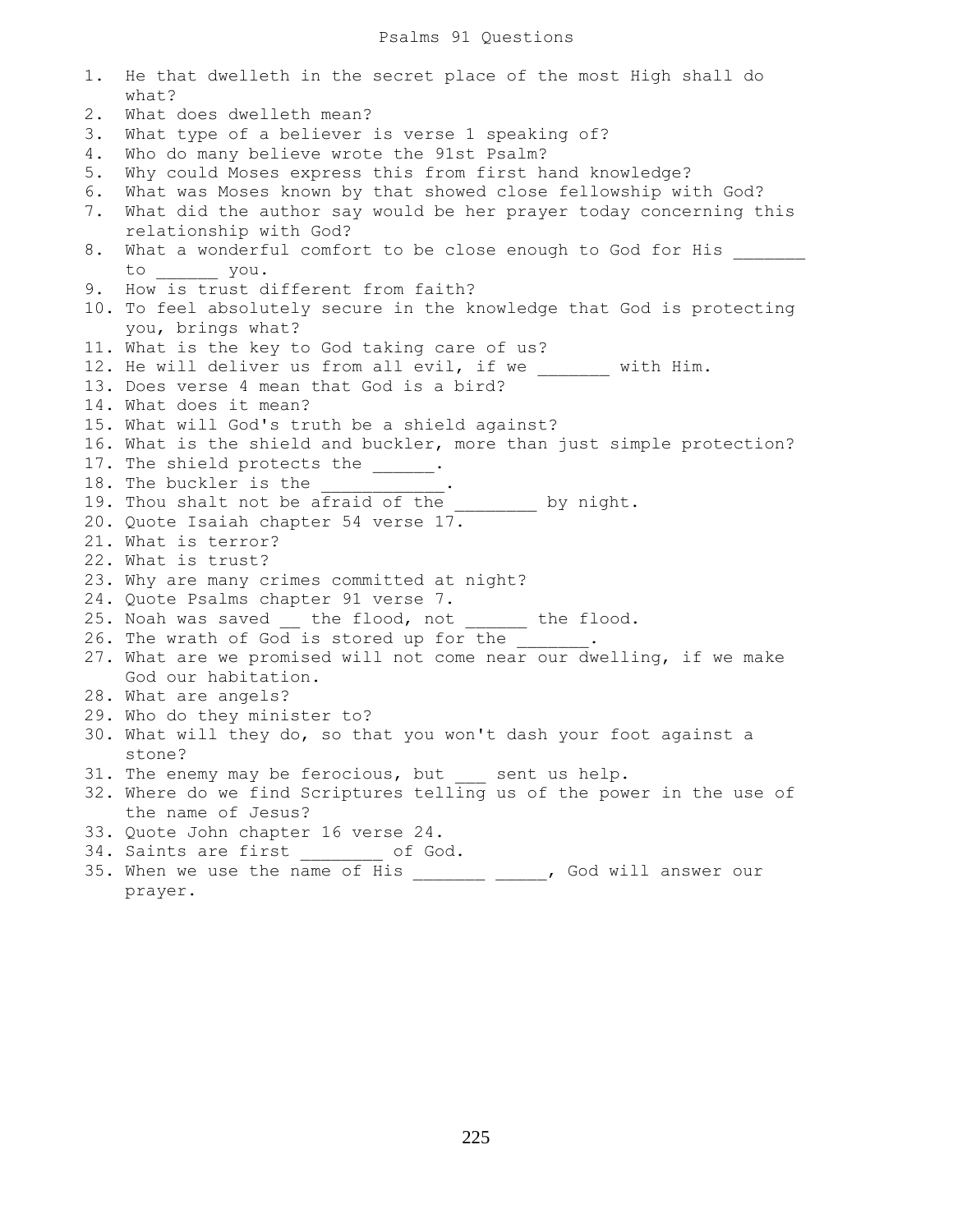# Psalms 91 Questions

1. He that dwelleth in the secret place of the most High shall do what?
2. What does dwelleth mean?
3. What type of a believer is verse 1 speaking of?
4. Who do many believe wrote the 91st Psalm?
5. Why could Moses express this from first hand knowledge?
6. What was Moses known by that showed close fellowship with God?
7. What did the author say would be her prayer today concerning this relationship with God?
8. What a wonderful comfort to be close enough to God for His _______ to ______ you.
9. How is trust different from faith?
10. To feel absolutely secure in the knowledge that God is protecting you, brings what?
11. What is the key to God taking care of us?
12. He will deliver us from all evil, if we _______ with Him.
13. Does verse 4 mean that God is a bird?
14. What does it mean?
15. What will God's truth be a shield against?
16. What is the shield and buckler, more than just simple protection?
17. The shield protects the ______.
18. The buckler is the ____________.
19. Thou shalt not be afraid of the ________ by night.
20. Quote Isaiah chapter 54 verse 17.
21. What is terror?
22. What is trust?
23. Why are many crimes committed at night?
24. Quote Psalms chapter 91 verse 7.
25. Noah was saved __ the flood, not ______ the flood.
26. The wrath of God is stored up for the _______.
27. What are we promised will not come near our dwelling, if we make God our habitation.
28. What are angels?
29. Who do they minister to?
30. What will they do, so that you won't dash your foot against a stone?
31. The enemy may be ferocious, but ___ sent us help.
32. Where do we find Scriptures telling us of the power in the use of the name of Jesus?
33. Quote John chapter 16 verse 24.
34. Saints are first ________ of God.
35. When we use the name of His _______ _____, God will answer our prayer.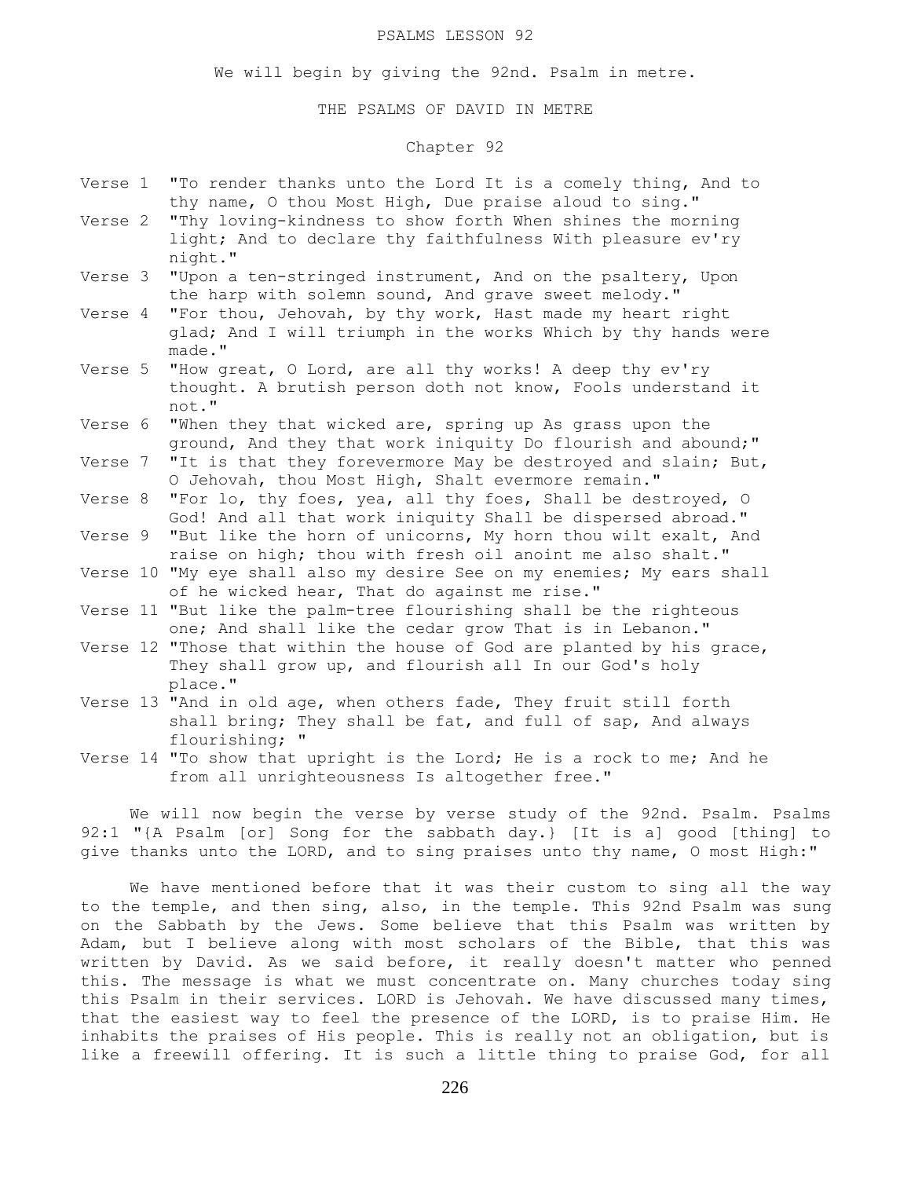# PSALMS LESSON 92

We will begin by giving the 92nd. Psalm in metre.

## THE PSALMS OF DAVID IN METRE

### Chapter 92

Verse 1 "To render thanks unto the Lord It is a comely thing, And to thy name, O thou Most High, Due praise aloud to sing."

Verse 2 "Thy loving-kindness to show forth When shines the morning light; And to declare thy faithfulness With pleasure ev'ry night."

Verse 3 "Upon a ten-stringed instrument, And on the psaltery, Upon the harp with solemn sound, And grave sweet melody."

Verse 4 "For thou, Jehovah, by thy work, Hast made my heart right glad; And I will triumph in the works Which by thy hands were made."

Verse 5 "How great, O Lord, are all thy works! A deep thy ev'ry thought. A brutish person doth not know, Fools understand it not."

Verse 6 "When they that wicked are, spring up As grass upon the ground, And they that work iniquity Do flourish and abound;"

Verse 7 "It is that they forevermore May be destroyed and slain; But, O Jehovah, thou Most High, Shalt evermore remain."

Verse 8 "For lo, thy foes, yea, all thy foes, Shall be destroyed, O God! And all that work iniquity Shall be dispersed abroad."

Verse 9 "But like the horn of unicorns, My horn thou wilt exalt, And raise on high; thou with fresh oil anoint me also shalt."

Verse 10 "My eye shall also my desire See on my enemies; My ears shall of he wicked hear, That do against me rise."

Verse 11 "But like the palm-tree flourishing shall be the righteous one; And shall like the cedar grow That is in Lebanon."

Verse 12 "Those that within the house of God are planted by his grace, They shall grow up, and flourish all In our God's holy place."

Verse 13 "And in old age, when others fade, They fruit still forth shall bring; They shall be fat, and full of sap, And always flourishing; "

Verse 14 "To show that upright is the Lord; He is a rock to me; And he from all unrighteousness Is altogether free."

We will now begin the verse by verse study of the 92nd. Psalm. Psalms 92:1 "{A Psalm [or] Song for the sabbath day.} [It is a] good [thing] to give thanks unto the LORD, and to sing praises unto thy name, O most High:"

We have mentioned before that it was their custom to sing all the way to the temple, and then sing, also, in the temple. This 92nd Psalm was sung on the Sabbath by the Jews. Some believe that this Psalm was written by Adam, but I believe along with most scholars of the Bible, that this was written by David. As we said before, it really doesn't matter who penned this. The message is what we must concentrate on. Many churches today sing this Psalm in their services. LORD is Jehovah. We have discussed many times, that the easiest way to feel the presence of the LORD, is to praise Him. He inhabits the praises of His people. This is really not an obligation, but is like a freewill offering. It is such a little thing to praise God, for all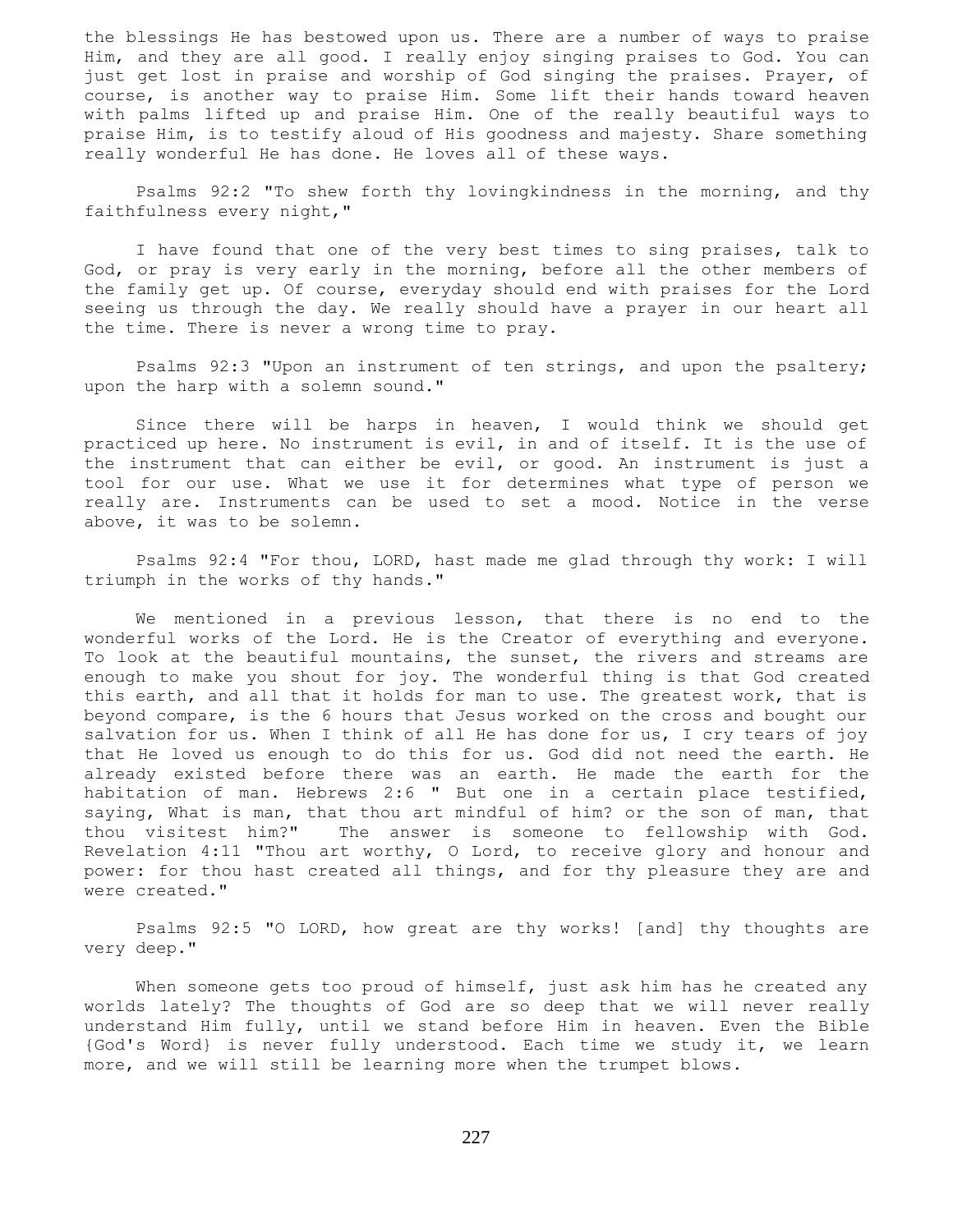the blessings He has bestowed upon us. There are a number of ways to praise Him, and they are all good. I really enjoy singing praises to God. You can just get lost in praise and worship of God singing the praises. Prayer, of course, is another way to praise Him. Some lift their hands toward heaven with palms lifted up and praise Him. One of the really beautiful ways to praise Him, is to testify aloud of His goodness and majesty. Share something really wonderful He has done. He loves all of these ways.

Psalms 92:2 "To shew forth thy lovingkindness in the morning, and thy faithfulness every night,"

I have found that one of the very best times to sing praises, talk to God, or pray is very early in the morning, before all the other members of the family get up. Of course, everyday should end with praises for the Lord seeing us through the day. We really should have a prayer in our heart all the time. There is never a wrong time to pray.

Psalms 92:3 "Upon an instrument of ten strings, and upon the psaltery; upon the harp with a solemn sound."

Since there will be harps in heaven, I would think we should get practiced up here. No instrument is evil, in and of itself. It is the use of the instrument that can either be evil, or good. An instrument is just a tool for our use. What we use it for determines what type of person we really are. Instruments can be used to set a mood. Notice in the verse above, it was to be solemn.

Psalms 92:4 "For thou, LORD, hast made me glad through thy work: I will triumph in the works of thy hands."

We mentioned in a previous lesson, that there is no end to the wonderful works of the Lord. He is the Creator of everything and everyone. To look at the beautiful mountains, the sunset, the rivers and streams are enough to make you shout for joy. The wonderful thing is that God created this earth, and all that it holds for man to use. The greatest work, that is beyond compare, is the 6 hours that Jesus worked on the cross and bought our salvation for us. When I think of all He has done for us, I cry tears of joy that He loved us enough to do this for us. God did not need the earth. He already existed before there was an earth. He made the earth for the habitation of man. Hebrews 2:6 " But one in a certain place testified, saying, What is man, that thou art mindful of him? or the son of man, that thou visitest him?" The answer is someone to fellowship with God. Revelation 4:11 "Thou art worthy, O Lord, to receive glory and honour and power: for thou hast created all things, and for thy pleasure they are and were created."

Psalms 92:5 "O LORD, how great are thy works! [and] thy thoughts are very deep."

When someone gets too proud of himself, just ask him has he created any worlds lately? The thoughts of God are so deep that we will never really understand Him fully, until we stand before Him in heaven. Even the Bible {God's Word} is never fully understood. Each time we study it, we learn more, and we will still be learning more when the trumpet blows.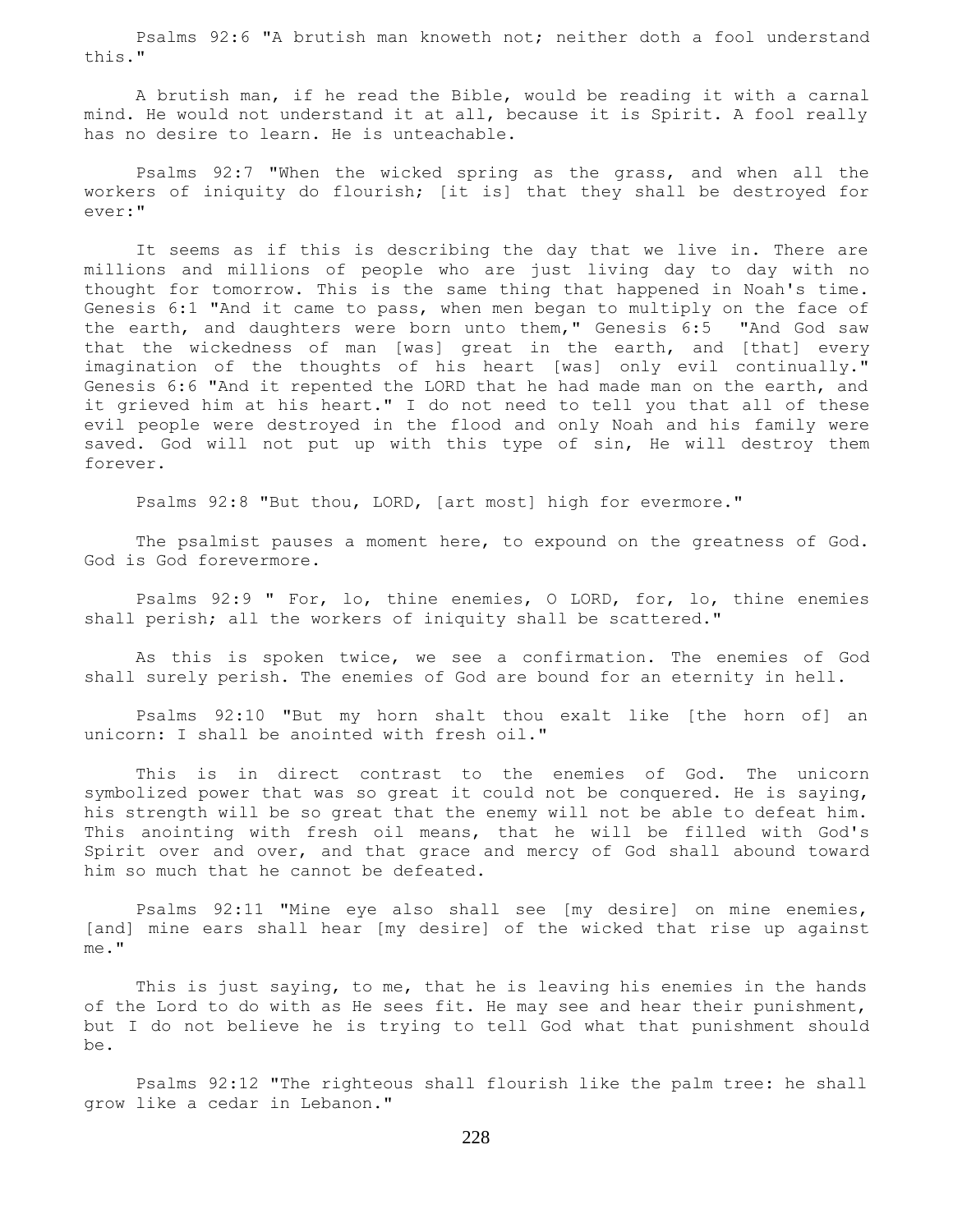Psalms 92:6 "A brutish man knoweth not; neither doth a fool understand this."

A brutish man, if he read the Bible, would be reading it with a carnal mind. He would not understand it at all, because it is Spirit. A fool really has no desire to learn. He is unteachable.

Psalms 92:7 "When the wicked spring as the grass, and when all the workers of iniquity do flourish; [it is] that they shall be destroyed for ever:"

It seems as if this is describing the day that we live in. There are millions and millions of people who are just living day to day with no thought for tomorrow. This is the same thing that happened in Noah's time. Genesis 6:1 "And it came to pass, when men began to multiply on the face of the earth, and daughters were born unto them," Genesis 6:5 "And God saw that the wickedness of man [was] great in the earth, and [that] every imagination of the thoughts of his heart [was] only evil continually." Genesis 6:6 "And it repented the LORD that he had made man on the earth, and it grieved him at his heart." I do not need to tell you that all of these evil people were destroyed in the flood and only Noah and his family were saved. God will not put up with this type of sin, He will destroy them forever.

Psalms 92:8 "But thou, LORD, [art most] high for evermore."

The psalmist pauses a moment here, to expound on the greatness of God. God is God forevermore.

Psalms 92:9 " For, lo, thine enemies, O LORD, for, lo, thine enemies shall perish; all the workers of iniquity shall be scattered."

As this is spoken twice, we see a confirmation. The enemies of God shall surely perish. The enemies of God are bound for an eternity in hell.

Psalms 92:10 "But my horn shalt thou exalt like [the horn of] an unicorn: I shall be anointed with fresh oil."

This is in direct contrast to the enemies of God. The unicorn symbolized power that was so great it could not be conquered. He is saying, his strength will be so great that the enemy will not be able to defeat him. This anointing with fresh oil means, that he will be filled with God's Spirit over and over, and that grace and mercy of God shall abound toward him so much that he cannot be defeated.

Psalms 92:11 "Mine eye also shall see [my desire] on mine enemies, [and] mine ears shall hear [my desire] of the wicked that rise up against me."

This is just saying, to me, that he is leaving his enemies in the hands of the Lord to do with as He sees fit. He may see and hear their punishment, but I do not believe he is trying to tell God what that punishment should be.

Psalms 92:12 "The righteous shall flourish like the palm tree: he shall grow like a cedar in Lebanon."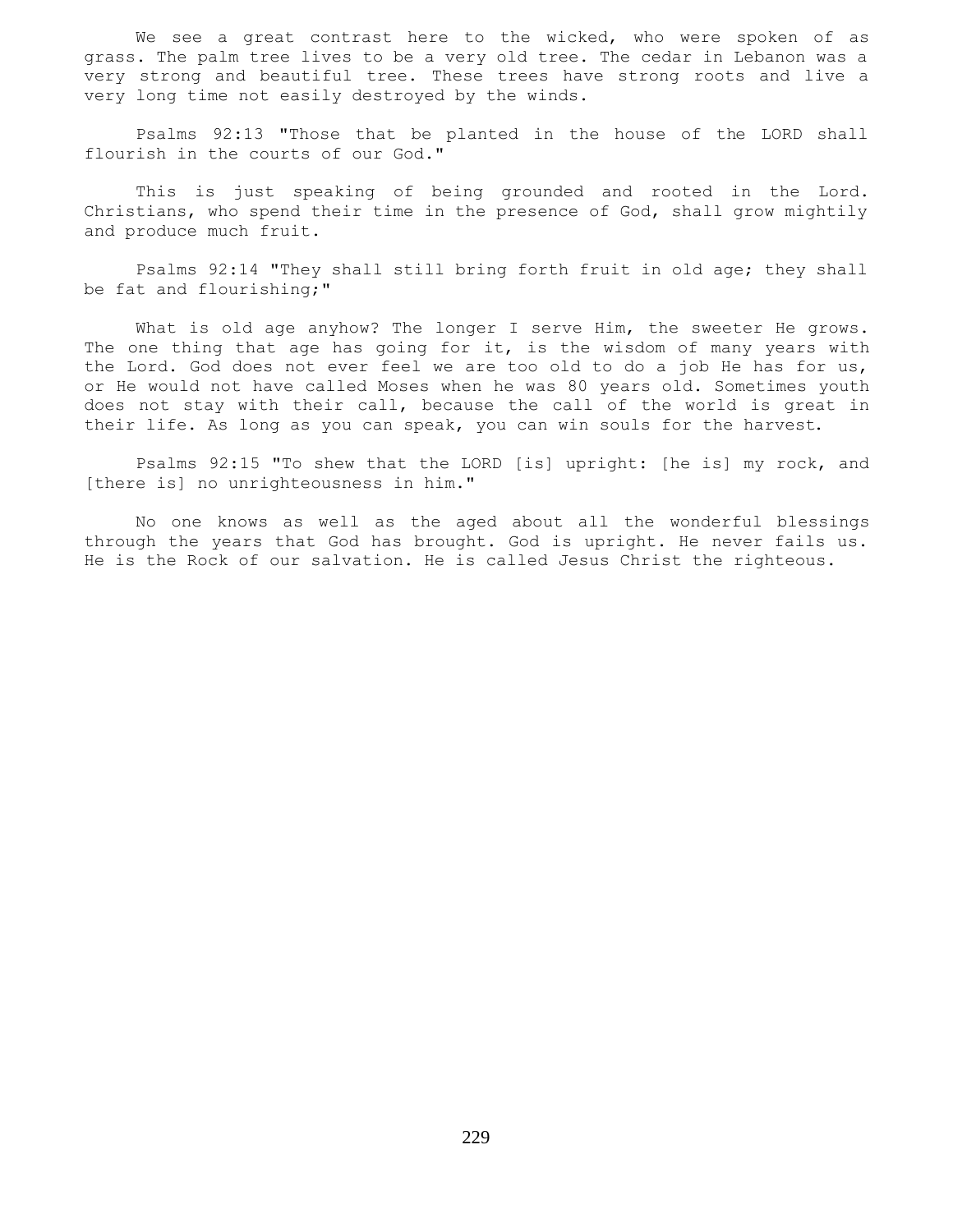We see a great contrast here to the wicked, who were spoken of as grass. The palm tree lives to be a very old tree. The cedar in Lebanon was a very strong and beautiful tree. These trees have strong roots and live a very long time not easily destroyed by the winds.

Psalms 92:13 "Those that be planted in the house of the LORD shall flourish in the courts of our God."

This is just speaking of being grounded and rooted in the Lord. Christians, who spend their time in the presence of God, shall grow mightily and produce much fruit.

Psalms 92:14 "They shall still bring forth fruit in old age; they shall be fat and flourishing;"

What is old age anyhow? The longer I serve Him, the sweeter He grows. The one thing that age has going for it, is the wisdom of many years with the Lord. God does not ever feel we are too old to do a job He has for us, or He would not have called Moses when he was 80 years old. Sometimes youth does not stay with their call, because the call of the world is great in their life. As long as you can speak, you can win souls for the harvest.

Psalms 92:15 "To shew that the LORD [is] upright: [he is] my rock, and [there is] no unrighteousness in him."

No one knows as well as the aged about all the wonderful blessings through the years that God has brought. God is upright. He never fails us. He is the Rock of our salvation. He is called Jesus Christ the righteous.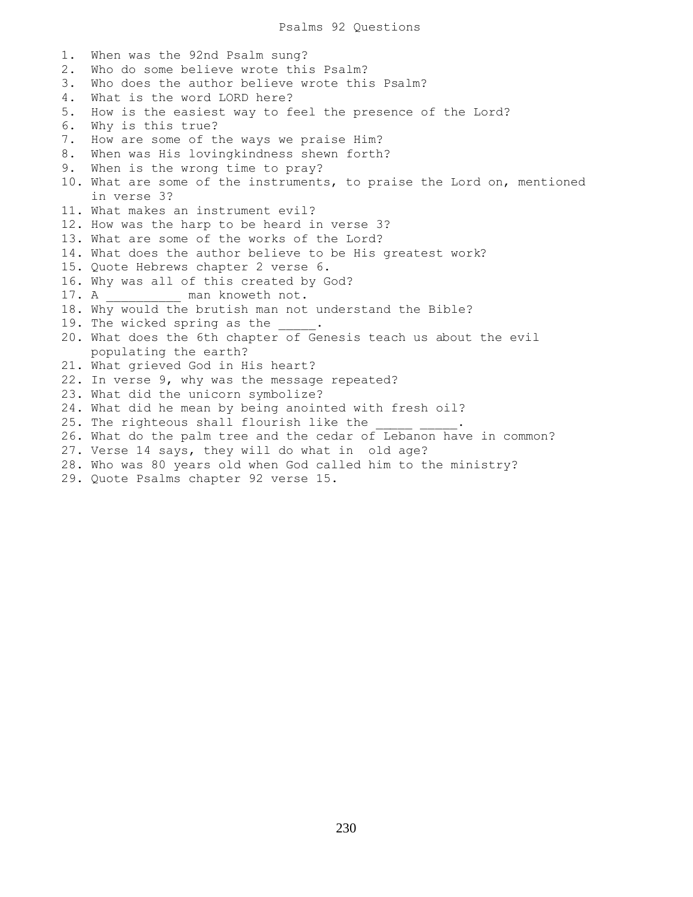# Psalms 92 Questions

1. When was the 92nd Psalm sung?
2. Who do some believe wrote this Psalm?
3. Who does the author believe wrote this Psalm?
4. What is the word LORD here?
5. How is the easiest way to feel the presence of the Lord?
6. Why is this true?
7. How are some of the ways we praise Him?
8. When was His lovingkindness shewn forth?
9. When is the wrong time to pray?
10. What are some of the instruments, to praise the Lord on, mentioned in verse 3?
11. What makes an instrument evil?
12. How was the harp to be heard in verse 3?
13. What are some of the works of the Lord?
14. What does the author believe to be His greatest work?
15. Quote Hebrews chapter 2 verse 6.
16. Why was all of this created by God?
17. A __________ man knoweth not.
18. Why would the brutish man not understand the Bible?
19. The wicked spring as the _____.
20. What does the 6th chapter of Genesis teach us about the evil populating the earth?
21. What grieved God in His heart?
22. In verse 9, why was the message repeated?
23. What did the unicorn symbolize?
24. What did he mean by being anointed with fresh oil?
25. The righteous shall flourish like the _____ _____.
26. What do the palm tree and the cedar of Lebanon have in common?
27. Verse 14 says, they will do what in old age?
28. Who was 80 years old when God called him to the ministry?
29. Quote Psalms chapter 92 verse 15.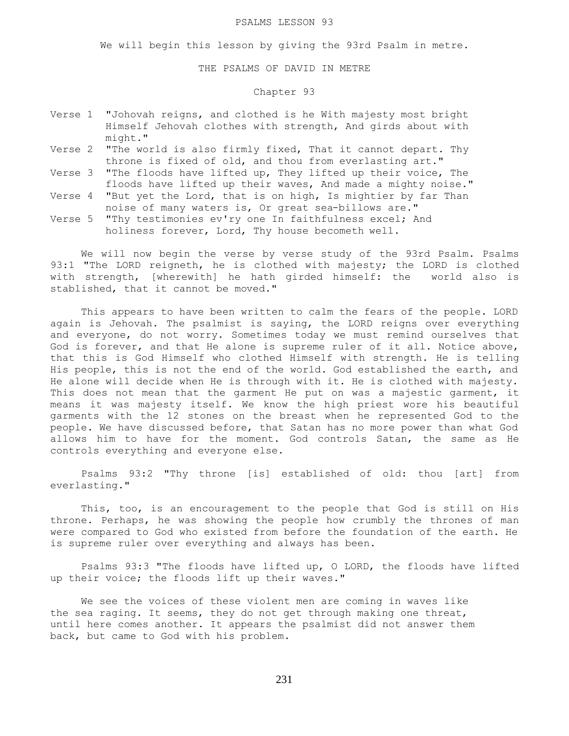# PSALMS LESSON 93

We will begin this lesson by giving the 93rd Psalm in metre.

## THE PSALMS OF DAVID IN METRE

### Chapter 93

Verse 1 "Johovah reigns, and clothed is he With majesty most bright Himself Jehovah clothes with strength, And girds about with might."

Verse 2 "The world is also firmly fixed, That it cannot depart. Thy throne is fixed of old, and thou from everlasting art."

Verse 3 "The floods have lifted up, They lifted up their voice, The floods have lifted up their waves, And made a mighty noise."

Verse 4 "But yet the Lord, that is on high, Is mightier by far Than noise of many waters is, Or great sea-billows are."

Verse 5 "Thy testimonies ev'ry one In faithfulness excel; And holiness forever, Lord, Thy house becometh well.

We will now begin the verse by verse study of the 93rd Psalm. Psalms 93:1 "The LORD reigneth, he is clothed with majesty; the LORD is clothed with strength, [wherewith] he hath girded himself: the world also is stablished, that it cannot be moved."

This appears to have been written to calm the fears of the people. LORD again is Jehovah. The psalmist is saying, the LORD reigns over everything and everyone, do not worry. Sometimes today we must remind ourselves that God is forever, and that He alone is supreme ruler of it all. Notice above, that this is God Himself who clothed Himself with strength. He is telling His people, this is not the end of the world. God established the earth, and He alone will decide when He is through with it. He is clothed with majesty. This does not mean that the garment He put on was a majestic garment, it means it was majesty itself. We know the high priest wore his beautiful garments with the 12 stones on the breast when he represented God to the people. We have discussed before, that Satan has no more power than what God allows him to have for the moment. God controls Satan, the same as He controls everything and everyone else.

Psalms 93:2 "Thy throne [is] established of old: thou [art] from everlasting."

This, too, is an encouragement to the people that God is still on His throne. Perhaps, he was showing the people how crumbly the thrones of man were compared to God who existed from before the foundation of the earth. He is supreme ruler over everything and always has been.

Psalms 93:3 "The floods have lifted up, O LORD, the floods have lifted up their voice; the floods lift up their waves."

We see the voices of these violent men are coming in waves like the sea raging. It seems, they do not get through making one threat, until here comes another. It appears the psalmist did not answer them back, but came to God with his problem.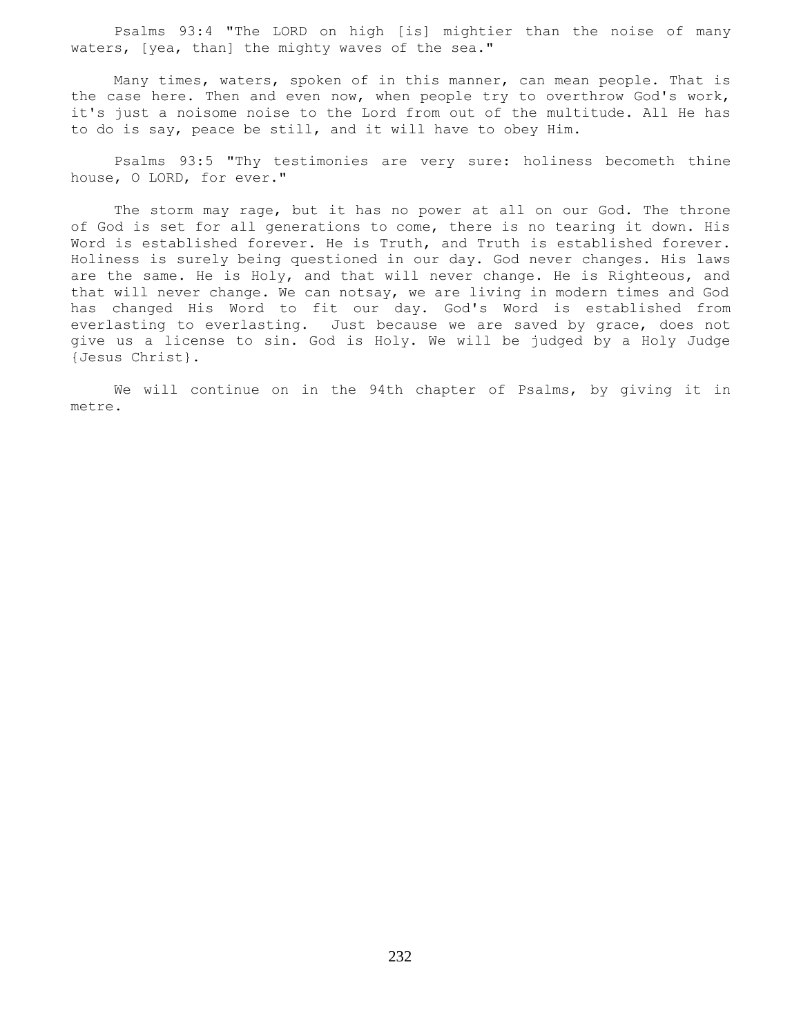Psalms 93:4 "The LORD on high [is] mightier than the noise of many waters, [yea, than] the mighty waves of the sea."

Many times, waters, spoken of in this manner, can mean people. That is the case here. Then and even now, when people try to overthrow God's work, it's just a noisome noise to the Lord from out of the multitude. All He has to do is say, peace be still, and it will have to obey Him.

Psalms 93:5 "Thy testimonies are very sure: holiness becometh thine house, O LORD, for ever."

The storm may rage, but it has no power at all on our God. The throne of God is set for all generations to come, there is no tearing it down. His Word is established forever. He is Truth, and Truth is established forever. Holiness is surely being questioned in our day. God never changes. His laws are the same. He is Holy, and that will never change. He is Righteous, and that will never change. We can notsay, we are living in modern times and God has changed His Word to fit our day. God's Word is established from everlasting to everlasting. Just because we are saved by grace, does not give us a license to sin. God is Holy. We will be judged by a Holy Judge {Jesus Christ}.

We will continue on in the 94th chapter of Psalms, by giving it in metre.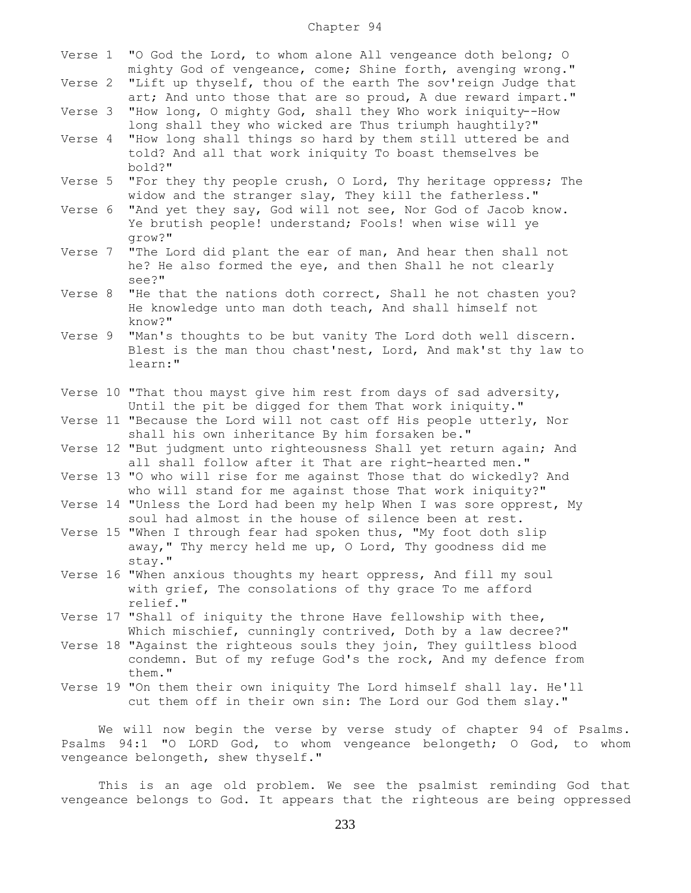Chapter 94

Verse 1 "O God the Lord, to whom alone All vengeance doth belong; O mighty God of vengeance, come; Shine forth, avenging wrong."

Verse 2 "Lift up thyself, thou of the earth The sov'reign Judge that art; And unto those that are so proud, A due reward impart."

Verse 3 "How long, O mighty God, shall they Who work iniquity--How long shall they who wicked are Thus triumph haughtily?"

Verse 4 "How long shall things so hard by them still uttered be and told? And all that work iniquity To boast themselves be bold?"

Verse 5 "For they thy people crush, O Lord, Thy heritage oppress; The widow and the stranger slay, They kill the fatherless."

Verse 6 "And yet they say, God will not see, Nor God of Jacob know. Ye brutish people! understand; Fools! when wise will ye grow?"

Verse 7 "The Lord did plant the ear of man, And hear then shall not he? He also formed the eye, and then Shall he not clearly see?"

Verse 8 "He that the nations doth correct, Shall he not chasten you? He knowledge unto man doth teach, And shall himself not know?"

Verse 9 "Man's thoughts to be but vanity The Lord doth well discern. Blest is the man thou chast'nest, Lord, And mak'st thy law to learn:"

Verse 10 "That thou mayst give him rest from days of sad adversity, Until the pit be digged for them That work iniquity."

Verse 11 "Because the Lord will not cast off His people utterly, Nor shall his own inheritance By him forsaken be."

Verse 12 "But judgment unto righteousness Shall yet return again; And all shall follow after it That are right-hearted men."

Verse 13 "O who will rise for me against Those that do wickedly? And who will stand for me against those That work iniquity?"

Verse 14 "Unless the Lord had been my help When I was sore opprest, My soul had almost in the house of silence been at rest.

Verse 15 "When I through fear had spoken thus, "My foot doth slip away," Thy mercy held me up, O Lord, Thy goodness did me stay."

Verse 16 "When anxious thoughts my heart oppress, And fill my soul with grief, The consolations of thy grace To me afford relief."

Verse 17 "Shall of iniquity the throne Have fellowship with thee, Which mischief, cunningly contrived, Doth by a law decree?"

Verse 18 "Against the righteous souls they join, They guiltless blood condemn. But of my refuge God's the rock, And my defence from them."

Verse 19 "On them their own iniquity The Lord himself shall lay. He'll cut them off in their own sin: The Lord our God them slay."

We will now begin the verse by verse study of chapter 94 of Psalms. Psalms 94:1 "O LORD God, to whom vengeance belongeth; O God, to whom vengeance belongeth, shew thyself."

This is an age old problem. We see the psalmist reminding God that vengeance belongs to God. It appears that the righteous are being oppressed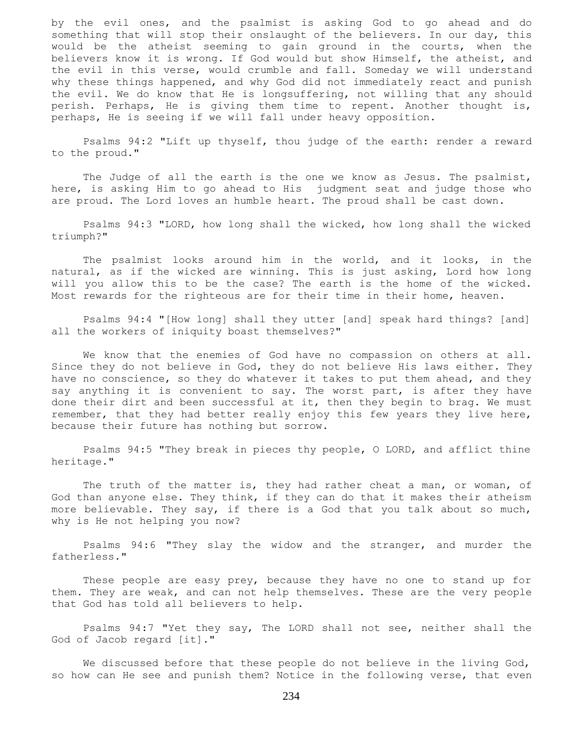by the evil ones, and the psalmist is asking God to go ahead and do something that will stop their onslaught of the believers. In our day, this would be the atheist seeming to gain ground in the courts, when the believers know it is wrong. If God would but show Himself, the atheist, and the evil in this verse, would crumble and fall. Someday we will understand why these things happened, and why God did not immediately react and punish the evil. We do know that He is longsuffering, not willing that any should perish. Perhaps, He is giving them time to repent. Another thought is, perhaps, He is seeing if we will fall under heavy opposition.

Psalms 94:2 "Lift up thyself, thou judge of the earth: render a reward to the proud."

The Judge of all the earth is the one we know as Jesus. The psalmist, here, is asking Him to go ahead to His judgment seat and judge those who are proud. The Lord loves an humble heart. The proud shall be cast down.

Psalms 94:3 "LORD, how long shall the wicked, how long shall the wicked triumph?"

The psalmist looks around him in the world, and it looks, in the natural, as if the wicked are winning. This is just asking, Lord how long will you allow this to be the case? The earth is the home of the wicked. Most rewards for the righteous are for their time in their home, heaven.

Psalms 94:4 "[How long] shall they utter [and] speak hard things? [and] all the workers of iniquity boast themselves?"

We know that the enemies of God have no compassion on others at all. Since they do not believe in God, they do not believe His laws either. They have no conscience, so they do whatever it takes to put them ahead, and they say anything it is convenient to say. The worst part, is after they have done their dirt and been successful at it, then they begin to brag. We must remember, that they had better really enjoy this few years they live here, because their future has nothing but sorrow.

Psalms 94:5 "They break in pieces thy people, O LORD, and afflict thine heritage."

The truth of the matter is, they had rather cheat a man, or woman, of God than anyone else. They think, if they can do that it makes their atheism more believable. They say, if there is a God that you talk about so much, why is He not helping you now?

Psalms 94:6 "They slay the widow and the stranger, and murder the fatherless."

These people are easy prey, because they have no one to stand up for them. They are weak, and can not help themselves. These are the very people that God has told all believers to help.

Psalms 94:7 "Yet they say, The LORD shall not see, neither shall the God of Jacob regard [it]."

We discussed before that these people do not believe in the living God, so how can He see and punish them? Notice in the following verse, that even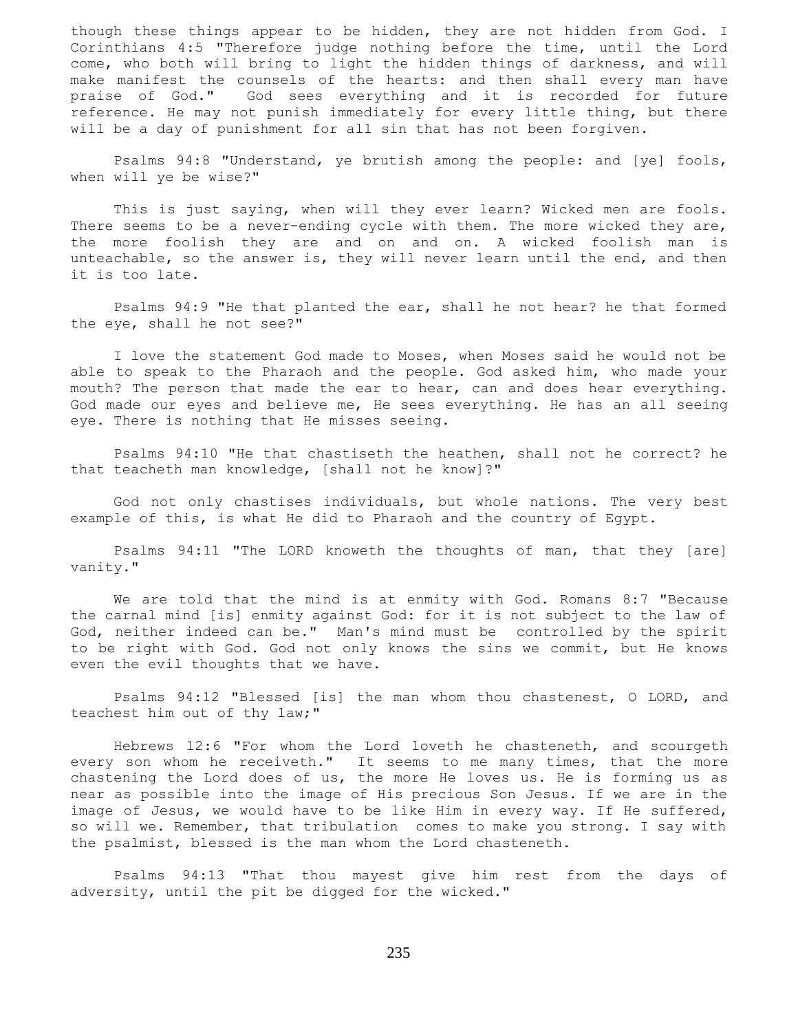though these things appear to be hidden, they are not hidden from God. I Corinthians 4:5 "Therefore judge nothing before the time, until the Lord come, who both will bring to light the hidden things of darkness, and will make manifest the counsels of the hearts: and then shall every man have praise of God." God sees everything and it is recorded for future reference. He may not punish immediately for every little thing, but there will be a day of punishment for all sin that has not been forgiven.

Psalms 94:8 "Understand, ye brutish among the people: and [ye] fools, when will ye be wise?"

This is just saying, when will they ever learn? Wicked men are fools. There seems to be a never-ending cycle with them. The more wicked they are, the more foolish they are and on and on. A wicked foolish man is unteachable, so the answer is, they will never learn until the end, and then it is too late.

Psalms 94:9 "He that planted the ear, shall he not hear? he that formed the eye, shall he not see?"

I love the statement God made to Moses, when Moses said he would not be able to speak to the Pharaoh and the people. God asked him, who made your mouth? The person that made the ear to hear, can and does hear everything. God made our eyes and believe me, He sees everything. He has an all seeing eye. There is nothing that He misses seeing.

Psalms 94:10 "He that chastiseth the heathen, shall not he correct? he that teacheth man knowledge, [shall not he know]?"

God not only chastises individuals, but whole nations. The very best example of this, is what He did to Pharaoh and the country of Egypt.

Psalms 94:11 "The LORD knoweth the thoughts of man, that they [are] vanity."

We are told that the mind is at enmity with God. Romans 8:7 "Because the carnal mind [is] enmity against God: for it is not subject to the law of God, neither indeed can be." Man's mind must be controlled by the spirit to be right with God. God not only knows the sins we commit, but He knows even the evil thoughts that we have.

Psalms 94:12 "Blessed [is] the man whom thou chastenest, O LORD, and teachest him out of thy law;"

Hebrews 12:6 "For whom the Lord loveth he chasteneth, and scourgeth every son whom he receiveth." It seems to me many times, that the more chastening the Lord does of us, the more He loves us. He is forming us as near as possible into the image of His precious Son Jesus. If we are in the image of Jesus, we would have to be like Him in every way. If He suffered, so will we. Remember, that tribulation comes to make you strong. I say with the psalmist, blessed is the man whom the Lord chasteneth.

Psalms 94:13 "That thou mayest give him rest from the days of adversity, until the pit be digged for the wicked."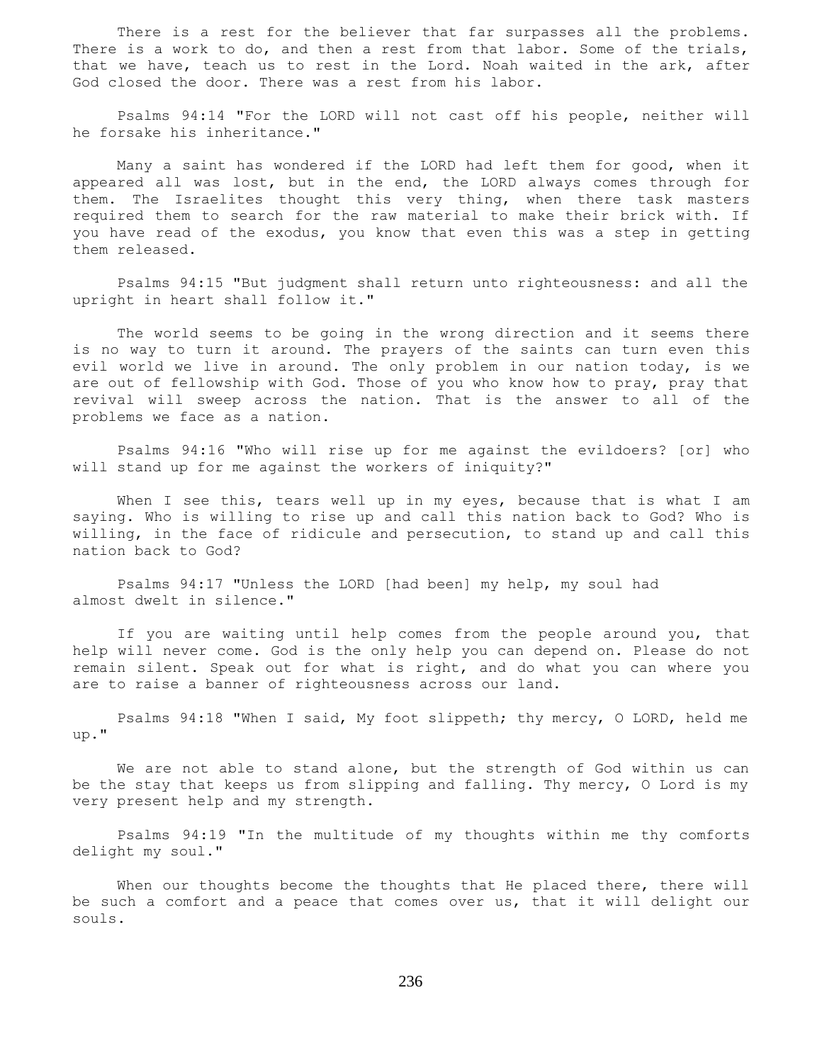There is a rest for the believer that far surpasses all the problems. There is a work to do, and then a rest from that labor. Some of the trials, that we have, teach us to rest in the Lord. Noah waited in the ark, after God closed the door. There was a rest from his labor.

Psalms 94:14 "For the LORD will not cast off his people, neither will he forsake his inheritance."

Many a saint has wondered if the LORD had left them for good, when it appeared all was lost, but in the end, the LORD always comes through for them. The Israelites thought this very thing, when there task masters required them to search for the raw material to make their brick with. If you have read of the exodus, you know that even this was a step in getting them released.

Psalms 94:15 "But judgment shall return unto righteousness: and all the upright in heart shall follow it."

The world seems to be going in the wrong direction and it seems there is no way to turn it around. The prayers of the saints can turn even this evil world we live in around. The only problem in our nation today, is we are out of fellowship with God. Those of you who know how to pray, pray that revival will sweep across the nation. That is the answer to all of the problems we face as a nation.

Psalms 94:16 "Who will rise up for me against the evildoers? [or] who will stand up for me against the workers of iniquity?"

When I see this, tears well up in my eyes, because that is what I am saying. Who is willing to rise up and call this nation back to God? Who is willing, in the face of ridicule and persecution, to stand up and call this nation back to God?

Psalms 94:17 "Unless the LORD [had been] my help, my soul had almost dwelt in silence."

If you are waiting until help comes from the people around you, that help will never come. God is the only help you can depend on. Please do not remain silent. Speak out for what is right, and do what you can where you are to raise a banner of righteousness across our land.

Psalms 94:18 "When I said, My foot slippeth; thy mercy, O LORD, held me up."

We are not able to stand alone, but the strength of God within us can be the stay that keeps us from slipping and falling. Thy mercy, O Lord is my very present help and my strength.

Psalms 94:19 "In the multitude of my thoughts within me thy comforts delight my soul."

When our thoughts become the thoughts that He placed there, there will be such a comfort and a peace that comes over us, that it will delight our souls.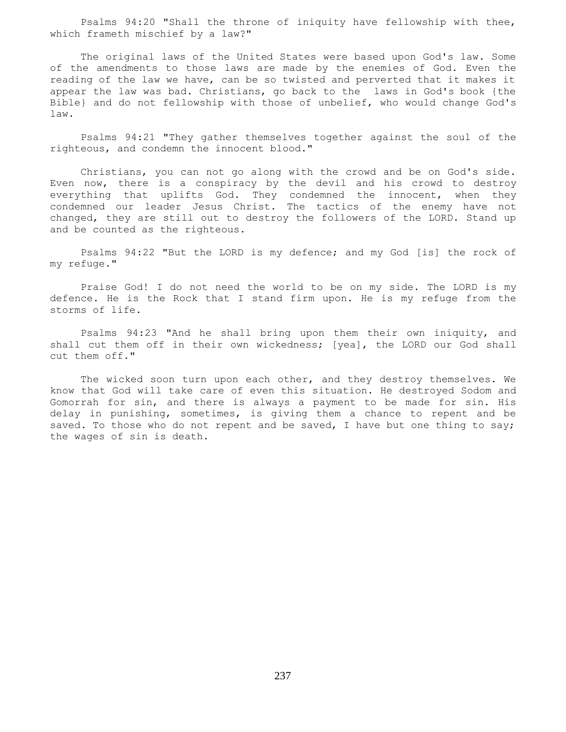Psalms 94:20 "Shall the throne of iniquity have fellowship with thee, which frameth mischief by a law?"

The original laws of the United States were based upon God's law. Some of the amendments to those laws are made by the enemies of God. Even the reading of the law we have, can be so twisted and perverted that it makes it appear the law was bad. Christians, go back to the laws in God's book {the Bible} and do not fellowship with those of unbelief, who would change God's law.

Psalms 94:21 "They gather themselves together against the soul of the righteous, and condemn the innocent blood."

Christians, you can not go along with the crowd and be on God's side. Even now, there is a conspiracy by the devil and his crowd to destroy everything that uplifts God. They condemned the innocent, when they condemned our leader Jesus Christ. The tactics of the enemy have not changed, they are still out to destroy the followers of the LORD. Stand up and be counted as the righteous.

Psalms 94:22 "But the LORD is my defence; and my God [is] the rock of my refuge."

Praise God! I do not need the world to be on my side. The LORD is my defence. He is the Rock that I stand firm upon. He is my refuge from the storms of life.

Psalms 94:23 "And he shall bring upon them their own iniquity, and shall cut them off in their own wickedness; [yea], the LORD our God shall cut them off."

The wicked soon turn upon each other, and they destroy themselves. We know that God will take care of even this situation. He destroyed Sodom and Gomorrah for sin, and there is always a payment to be made for sin. His delay in punishing, sometimes, is giving them a chance to repent and be saved. To those who do not repent and be saved, I have but one thing to say; the wages of sin is death.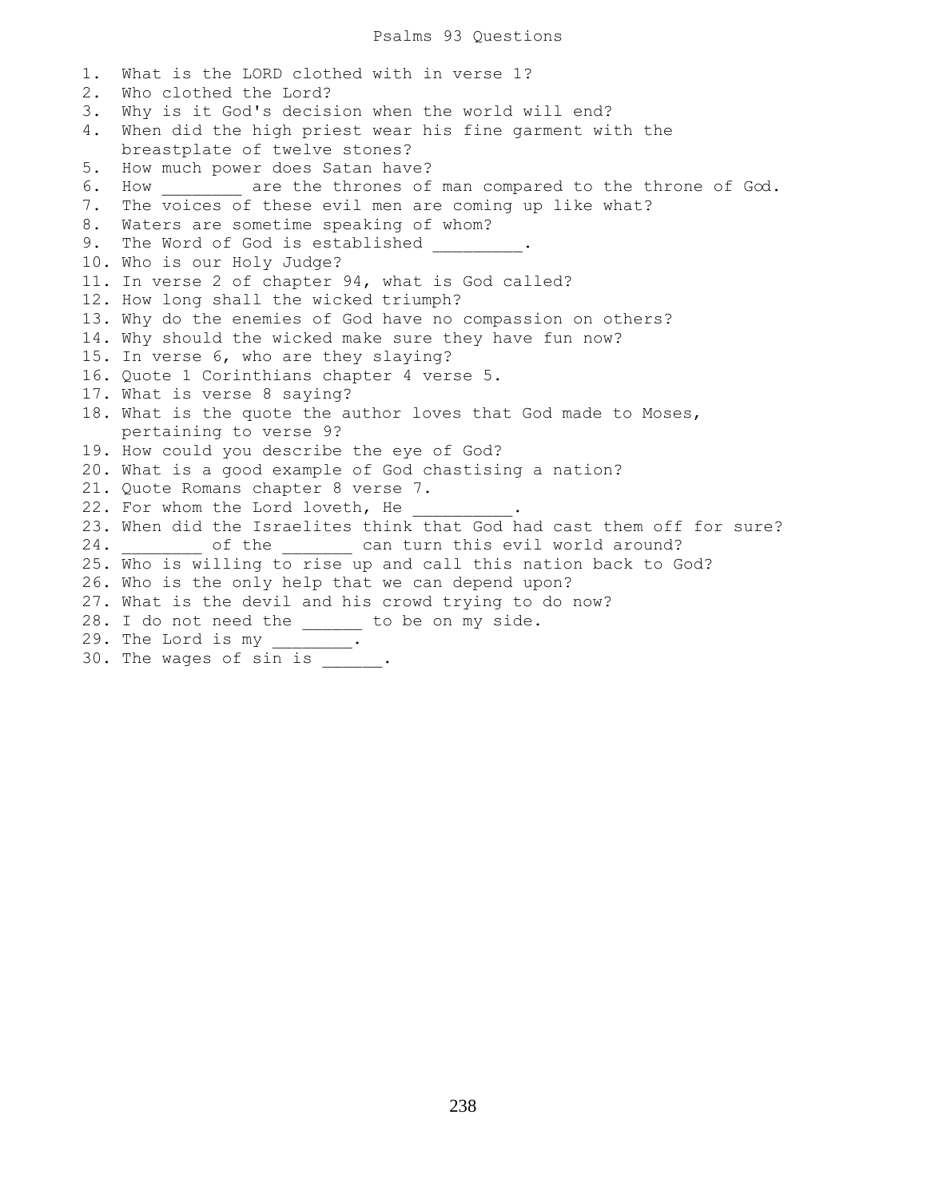# Psalms 93 Questions

1. What is the LORD clothed with in verse 1?
2. Who clothed the Lord?
3. Why is it God's decision when the world will end?
4. When did the high priest wear his fine garment with the breastplate of twelve stones?
5. How much power does Satan have?
6. How ________ are the thrones of man compared to the throne of God.
7. The voices of these evil men are coming up like what?
8. Waters are sometime speaking of whom?
9. The Word of God is established _________.
10. Who is our Holy Judge?
11. In verse 2 of chapter 94, what is God called?
12. How long shall the wicked triumph?
13. Why do the enemies of God have no compassion on others?
14. Why should the wicked make sure they have fun now?
15. In verse 6, who are they slaying?
16. Quote 1 Corinthians chapter 4 verse 5.
17. What is verse 8 saying?
18. What is the quote the author loves that God made to Moses, pertaining to verse 9?
19. How could you describe the eye of God?
20. What is a good example of God chastising a nation?
21. Quote Romans chapter 8 verse 7.
22. For whom the Lord loveth, He __________.
23. When did the Israelites think that God had cast them off for sure?
24. ________ of the _______ can turn this evil world around?
25. Who is willing to rise up and call this nation back to God?
26. Who is the only help that we can depend upon?
27. What is the devil and his crowd trying to do now?
28. I do not need the ______ to be on my side.
29. The Lord is my ________.
30. The wages of sin is ______.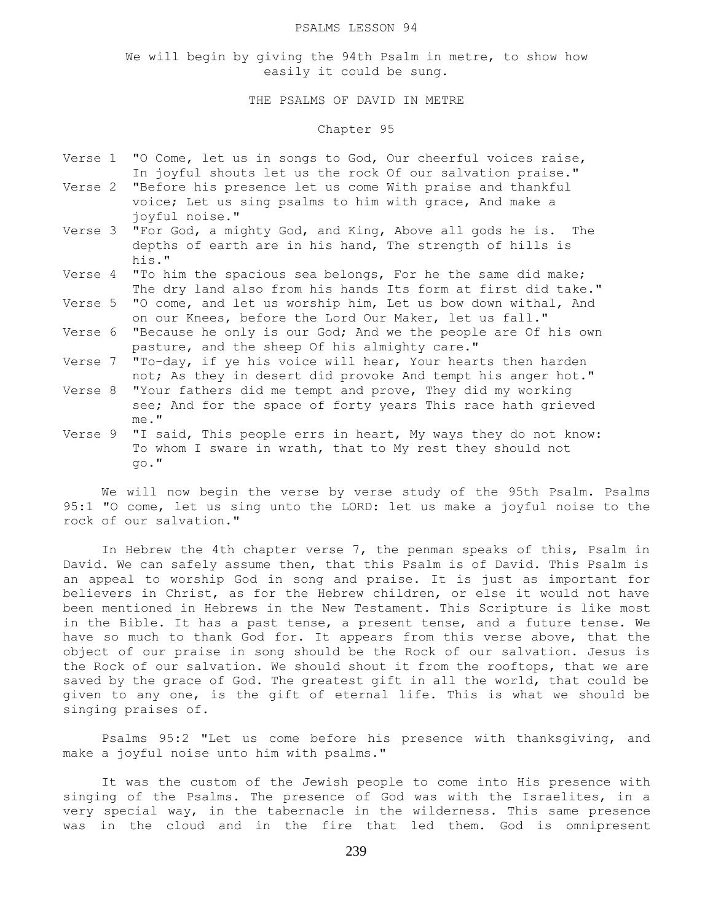# PSALMS LESSON 94

We will begin by giving the 94th Psalm in metre, to show how easily it could be sung.

## THE PSALMS OF DAVID IN METRE

### Chapter 95

Verse 1 "O Come, let us in songs to God, Our cheerful voices raise, In joyful shouts let us the rock Of our salvation praise."

Verse 2 "Before his presence let us come With praise and thankful voice; Let us sing psalms to him with grace, And make a joyful noise."

Verse 3 "For God, a mighty God, and King, Above all gods he is. The depths of earth are in his hand, The strength of hills is his."

Verse 4 "To him the spacious sea belongs, For he the same did make; The dry land also from his hands Its form at first did take."

Verse 5 "O come, and let us worship him, Let us bow down withal, And on our Knees, before the Lord Our Maker, let us fall."

Verse 6 "Because he only is our God; And we the people are Of his own pasture, and the sheep Of his almighty care."

Verse 7 "To-day, if ye his voice will hear, Your hearts then harden not; As they in desert did provoke And tempt his anger hot."

Verse 8 "Your fathers did me tempt and prove, They did my working see; And for the space of forty years This race hath grieved me."

Verse 9 "I said, This people errs in heart, My ways they do not know: To whom I sware in wrath, that to My rest they should not go."

We will now begin the verse by verse study of the 95th Psalm. Psalms 95:1 "O come, let us sing unto the LORD: let us make a joyful noise to the rock of our salvation."

In Hebrew the 4th chapter verse 7, the penman speaks of this, Psalm in David. We can safely assume then, that this Psalm is of David. This Psalm is an appeal to worship God in song and praise. It is just as important for believers in Christ, as for the Hebrew children, or else it would not have been mentioned in Hebrews in the New Testament. This Scripture is like most in the Bible. It has a past tense, a present tense, and a future tense. We have so much to thank God for. It appears from this verse above, that the object of our praise in song should be the Rock of our salvation. Jesus is the Rock of our salvation. We should shout it from the rooftops, that we are saved by the grace of God. The greatest gift in all the world, that could be given to any one, is the gift of eternal life. This is what we should be singing praises of.

Psalms 95:2 "Let us come before his presence with thanksgiving, and make a joyful noise unto him with psalms."

It was the custom of the Jewish people to come into His presence with singing of the Psalms. The presence of God was with the Israelites, in a very special way, in the tabernacle in the wilderness. This same presence was in the cloud and in the fire that led them. God is omnipresent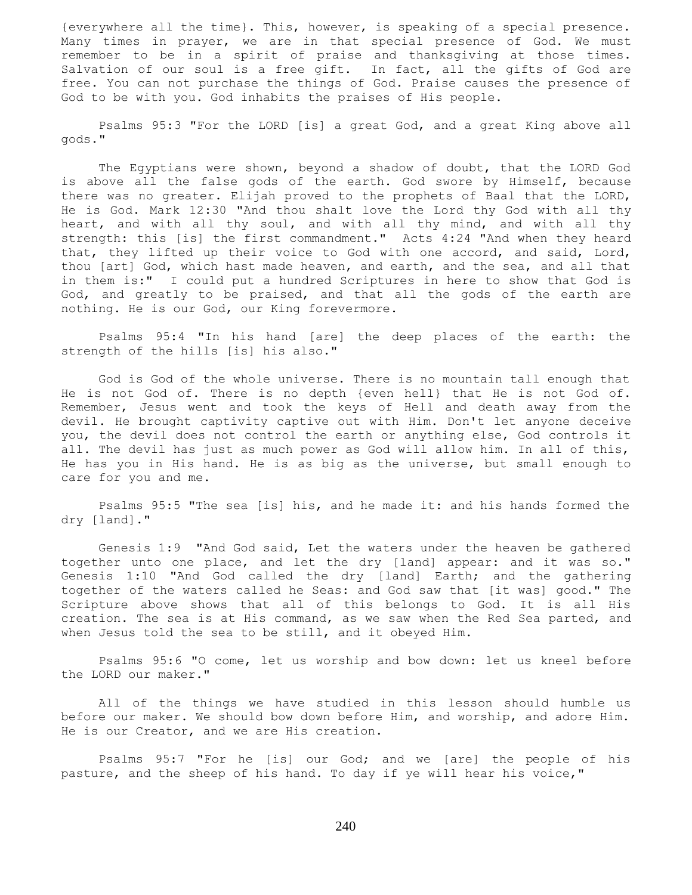{everywhere all the time}. This, however, is speaking of a special presence. Many times in prayer, we are in that special presence of God. We must remember to be in a spirit of praise and thanksgiving at those times. Salvation of our soul is a free gift. In fact, all the gifts of God are free. You can not purchase the things of God. Praise causes the presence of God to be with you. God inhabits the praises of His people.

Psalms 95:3 "For the LORD [is] a great God, and a great King above all gods."

The Egyptians were shown, beyond a shadow of doubt, that the LORD God is above all the false gods of the earth. God swore by Himself, because there was no greater. Elijah proved to the prophets of Baal that the LORD, He is God. Mark 12:30 "And thou shalt love the Lord thy God with all thy heart, and with all thy soul, and with all thy mind, and with all thy strength: this [is] the first commandment." Acts 4:24 "And when they heard that, they lifted up their voice to God with one accord, and said, Lord, thou [art] God, which hast made heaven, and earth, and the sea, and all that in them is:" I could put a hundred Scriptures in here to show that God is God, and greatly to be praised, and that all the gods of the earth are nothing. He is our God, our King forevermore.

Psalms 95:4 "In his hand [are] the deep places of the earth: the strength of the hills [is] his also."

God is God of the whole universe. There is no mountain tall enough that He is not God of. There is no depth {even hell} that He is not God of. Remember, Jesus went and took the keys of Hell and death away from the devil. He brought captivity captive out with Him. Don't let anyone deceive you, the devil does not control the earth or anything else, God controls it all. The devil has just as much power as God will allow him. In all of this, He has you in His hand. He is as big as the universe, but small enough to care for you and me.

Psalms 95:5 "The sea [is] his, and he made it: and his hands formed the dry [land]."

Genesis 1:9 "And God said, Let the waters under the heaven be gathered together unto one place, and let the dry [land] appear: and it was so." Genesis 1:10 "And God called the dry [land] Earth; and the gathering together of the waters called he Seas: and God saw that [it was] good." The Scripture above shows that all of this belongs to God. It is all His creation. The sea is at His command, as we saw when the Red Sea parted, and when Jesus told the sea to be still, and it obeyed Him.

Psalms 95:6 "O come, let us worship and bow down: let us kneel before the LORD our maker."

All of the things we have studied in this lesson should humble us before our maker. We should bow down before Him, and worship, and adore Him. He is our Creator, and we are His creation.

Psalms 95:7 "For he [is] our God; and we [are] the people of his pasture, and the sheep of his hand. To day if ye will hear his voice,"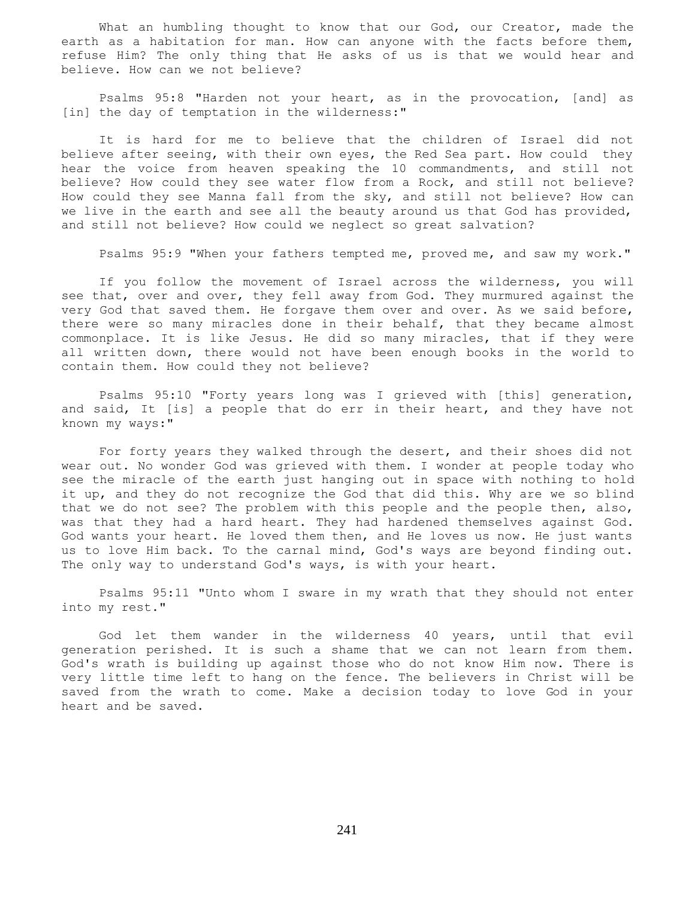What an humbling thought to know that our God, our Creator, made the earth as a habitation for man. How can anyone with the facts before them, refuse Him? The only thing that He asks of us is that we would hear and believe. How can we not believe?

Psalms 95:8 "Harden not your heart, as in the provocation, [and] as [in] the day of temptation in the wilderness:"

It is hard for me to believe that the children of Israel did not believe after seeing, with their own eyes, the Red Sea part. How could they hear the voice from heaven speaking the 10 commandments, and still not believe? How could they see water flow from a Rock, and still not believe? How could they see Manna fall from the sky, and still not believe? How can we live in the earth and see all the beauty around us that God has provided, and still not believe? How could we neglect so great salvation?

Psalms 95:9 "When your fathers tempted me, proved me, and saw my work."

If you follow the movement of Israel across the wilderness, you will see that, over and over, they fell away from God. They murmured against the very God that saved them. He forgave them over and over. As we said before, there were so many miracles done in their behalf, that they became almost commonplace. It is like Jesus. He did so many miracles, that if they were all written down, there would not have been enough books in the world to contain them. How could they not believe?

Psalms 95:10 "Forty years long was I grieved with [this] generation, and said, It [is] a people that do err in their heart, and they have not known my ways:"

For forty years they walked through the desert, and their shoes did not wear out. No wonder God was grieved with them. I wonder at people today who see the miracle of the earth just hanging out in space with nothing to hold it up, and they do not recognize the God that did this. Why are we so blind that we do not see? The problem with this people and the people then, also, was that they had a hard heart. They had hardened themselves against God. God wants your heart. He loved them then, and He loves us now. He just wants us to love Him back. To the carnal mind, God's ways are beyond finding out. The only way to understand God's ways, is with your heart.

Psalms 95:11 "Unto whom I sware in my wrath that they should not enter into my rest."

God let them wander in the wilderness 40 years, until that evil generation perished. It is such a shame that we can not learn from them. God's wrath is building up against those who do not know Him now. There is very little time left to hang on the fence. The believers in Christ will be saved from the wrath to come. Make a decision today to love God in your heart and be saved.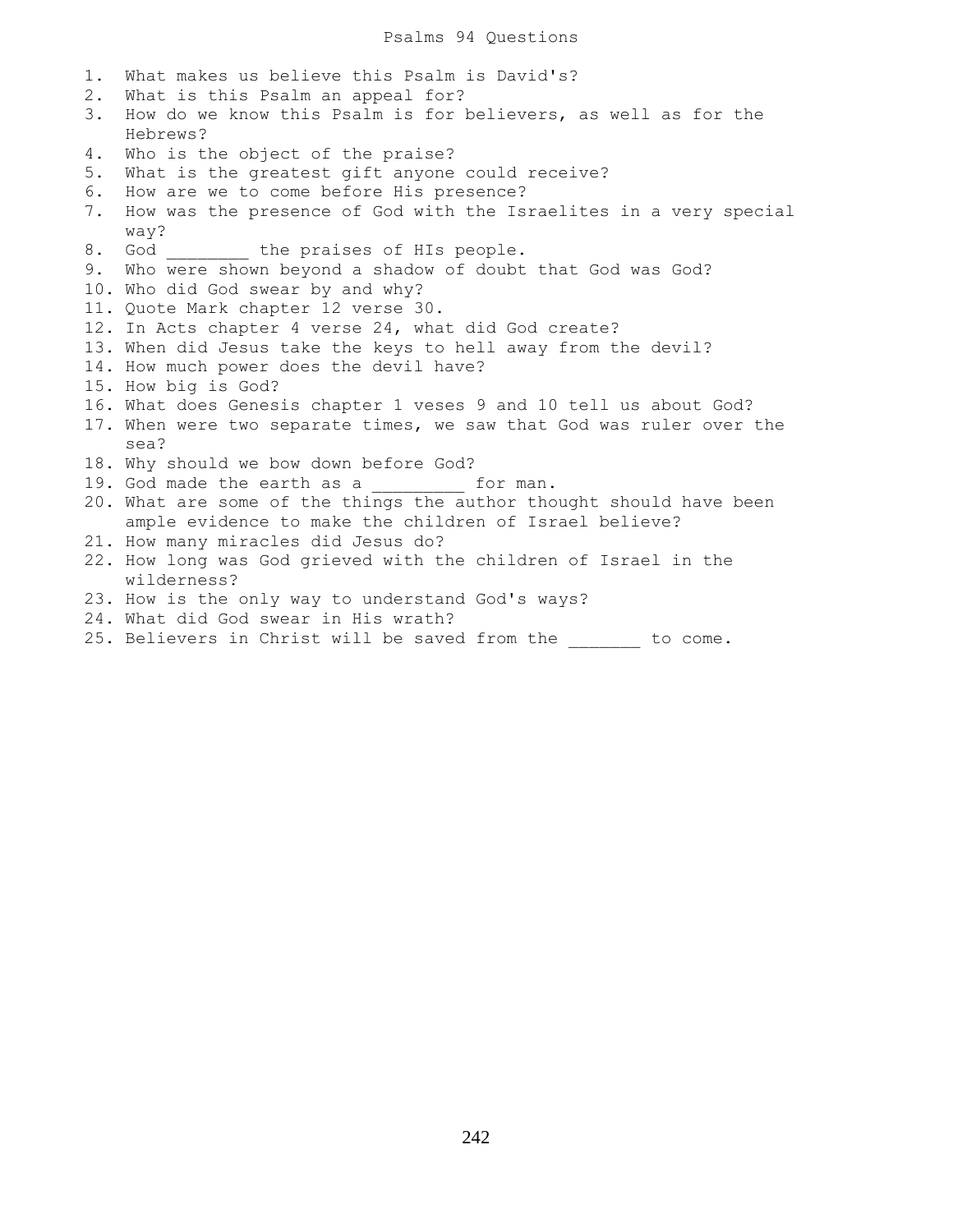# Psalms 94 Questions

1. What makes us believe this Psalm is David's?
2. What is this Psalm an appeal for?
3. How do we know this Psalm is for believers, as well as for the Hebrews?
4. Who is the object of the praise?
5. What is the greatest gift anyone could receive?
6. How are we to come before His presence?
7. How was the presence of God with the Israelites in a very special way?
8. God ________ the praises of HIs people.
9. Who were shown beyond a shadow of doubt that God was God?
10. Who did God swear by and why?
11. Quote Mark chapter 12 verse 30.
12. In Acts chapter 4 verse 24, what did God create?
13. When did Jesus take the keys to hell away from the devil?
14. How much power does the devil have?
15. How big is God?
16. What does Genesis chapter 1 veses 9 and 10 tell us about God?
17. When were two separate times, we saw that God was ruler over the sea?
18. Why should we bow down before God?
19. God made the earth as a _________ for man.
20. What are some of the things the author thought should have been ample evidence to make the children of Israel believe?
21. How many miracles did Jesus do?
22. How long was God grieved with the children of Israel in the wilderness?
23. How is the only way to understand God's ways?
24. What did God swear in His wrath?
25. Believers in Christ will be saved from the _______ to come.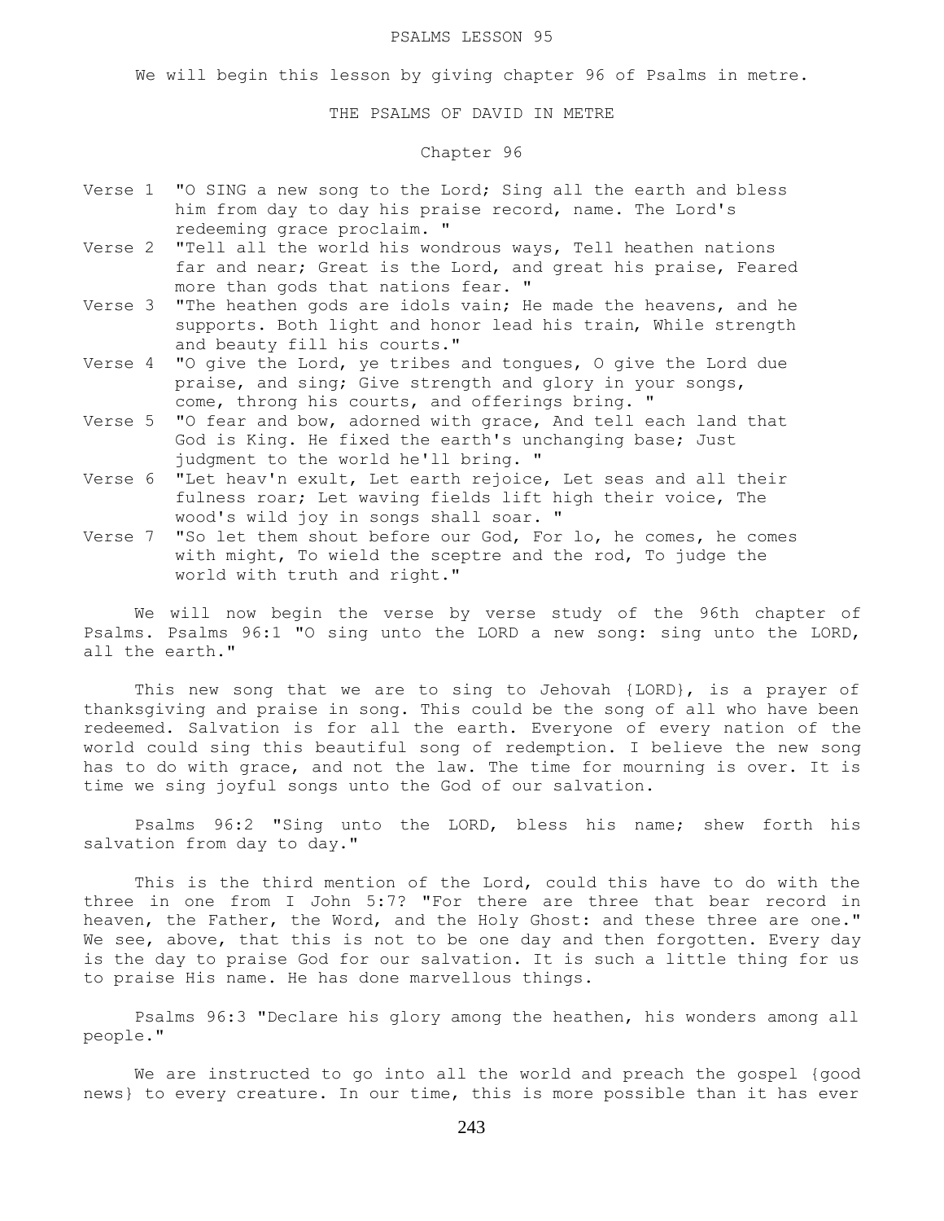# PSALMS LESSON 95

We will begin this lesson by giving chapter 96 of Psalms in metre.

## THE PSALMS OF DAVID IN METRE

### Chapter 96

Verse 1 "O SING a new song to the Lord; Sing all the earth and bless him from day to day his praise record, name. The Lord's redeeming grace proclaim. "

Verse 2 "Tell all the world his wondrous ways, Tell heathen nations far and near; Great is the Lord, and great his praise, Feared more than gods that nations fear. "

Verse 3 "The heathen gods are idols vain; He made the heavens, and he supports. Both light and honor lead his train, While strength and beauty fill his courts."

Verse 4 "O give the Lord, ye tribes and tongues, O give the Lord due praise, and sing; Give strength and glory in your songs, come, throng his courts, and offerings bring. "

Verse 5 "O fear and bow, adorned with grace, And tell each land that God is King. He fixed the earth's unchanging base; Just judgment to the world he'll bring. "

Verse 6 "Let heav'n exult, Let earth rejoice, Let seas and all their fulness roar; Let waving fields lift high their voice, The wood's wild joy in songs shall soar. "

Verse 7 "So let them shout before our God, For lo, he comes, he comes with might, To wield the sceptre and the rod, To judge the world with truth and right."

We will now begin the verse by verse study of the 96th chapter of Psalms. Psalms 96:1 "O sing unto the LORD a new song: sing unto the LORD, all the earth."

This new song that we are to sing to Jehovah {LORD}, is a prayer of thanksgiving and praise in song. This could be the song of all who have been redeemed. Salvation is for all the earth. Everyone of every nation of the world could sing this beautiful song of redemption. I believe the new song has to do with grace, and not the law. The time for mourning is over. It is time we sing joyful songs unto the God of our salvation.

Psalms 96:2 "Sing unto the LORD, bless his name; shew forth his salvation from day to day."

This is the third mention of the Lord, could this have to do with the three in one from I John 5:7? "For there are three that bear record in heaven, the Father, the Word, and the Holy Ghost: and these three are one." We see, above, that this is not to be one day and then forgotten. Every day is the day to praise God for our salvation. It is such a little thing for us to praise His name. He has done marvellous things.

Psalms 96:3 "Declare his glory among the heathen, his wonders among all people."

We are instructed to go into all the world and preach the gospel {good news} to every creature. In our time, this is more possible than it has ever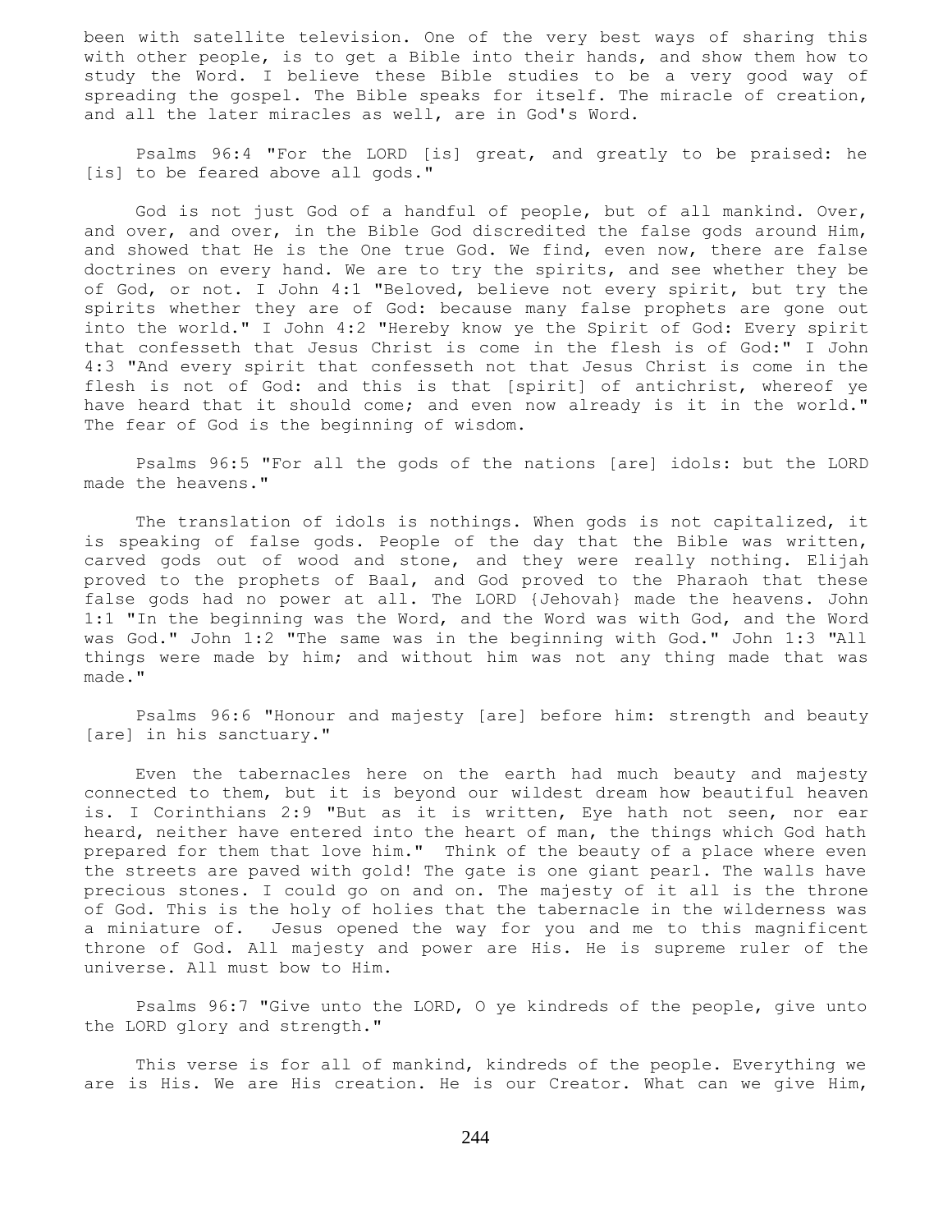been with satellite television. One of the very best ways of sharing this with other people, is to get a Bible into their hands, and show them how to study the Word. I believe these Bible studies to be a very good way of spreading the gospel. The Bible speaks for itself. The miracle of creation, and all the later miracles as well, are in God's Word.

Psalms 96:4 "For the LORD [is] great, and greatly to be praised: he [is] to be feared above all gods."

God is not just God of a handful of people, but of all mankind. Over, and over, and over, in the Bible God discredited the false gods around Him, and showed that He is the One true God. We find, even now, there are false doctrines on every hand. We are to try the spirits, and see whether they be of God, or not. I John 4:1 "Beloved, believe not every spirit, but try the spirits whether they are of God: because many false prophets are gone out into the world." I John 4:2 "Hereby know ye the Spirit of God: Every spirit that confesseth that Jesus Christ is come in the flesh is of God:" I John 4:3 "And every spirit that confesseth not that Jesus Christ is come in the flesh is not of God: and this is that [spirit] of antichrist, whereof ye have heard that it should come; and even now already is it in the world." The fear of God is the beginning of wisdom.

Psalms 96:5 "For all the gods of the nations [are] idols: but the LORD made the heavens."

The translation of idols is nothings. When gods is not capitalized, it is speaking of false gods. People of the day that the Bible was written, carved gods out of wood and stone, and they were really nothing. Elijah proved to the prophets of Baal, and God proved to the Pharaoh that these false gods had no power at all. The LORD {Jehovah} made the heavens. John 1:1 "In the beginning was the Word, and the Word was with God, and the Word was God." John 1:2 "The same was in the beginning with God." John 1:3 "All things were made by him; and without him was not any thing made that was made."

Psalms 96:6 "Honour and majesty [are] before him: strength and beauty [are] in his sanctuary."

Even the tabernacles here on the earth had much beauty and majesty connected to them, but it is beyond our wildest dream how beautiful heaven is. I Corinthians 2:9 "But as it is written, Eye hath not seen, nor ear heard, neither have entered into the heart of man, the things which God hath prepared for them that love him." Think of the beauty of a place where even the streets are paved with gold! The gate is one giant pearl. The walls have precious stones. I could go on and on. The majesty of it all is the throne of God. This is the holy of holies that the tabernacle in the wilderness was a miniature of. Jesus opened the way for you and me to this magnificent throne of God. All majesty and power are His. He is supreme ruler of the universe. All must bow to Him.

Psalms 96:7 "Give unto the LORD, O ye kindreds of the people, give unto the LORD glory and strength."

This verse is for all of mankind, kindreds of the people. Everything we are is His. We are His creation. He is our Creator. What can we give Him,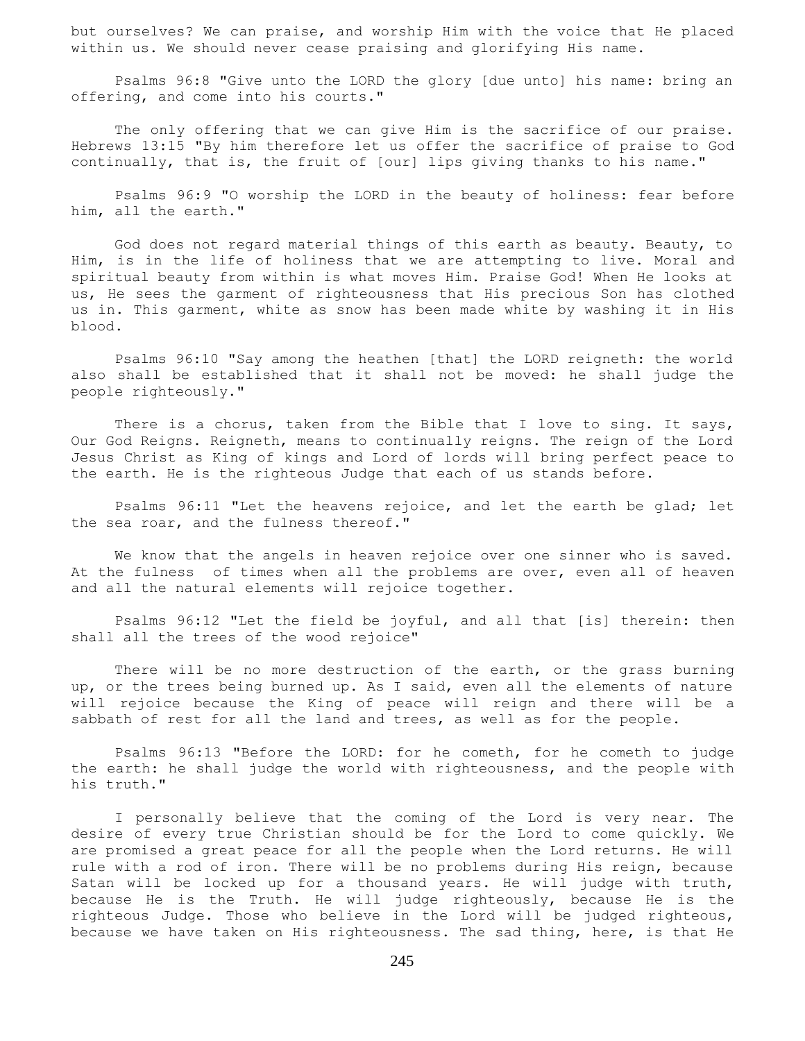but ourselves? We can praise, and worship Him with the voice that He placed within us. We should never cease praising and glorifying His name.

Psalms 96:8 "Give unto the LORD the glory [due unto] his name: bring an offering, and come into his courts."

The only offering that we can give Him is the sacrifice of our praise. Hebrews 13:15 "By him therefore let us offer the sacrifice of praise to God continually, that is, the fruit of [our] lips giving thanks to his name."

Psalms 96:9 "O worship the LORD in the beauty of holiness: fear before him, all the earth."

God does not regard material things of this earth as beauty. Beauty, to Him, is in the life of holiness that we are attempting to live. Moral and spiritual beauty from within is what moves Him. Praise God! When He looks at us, He sees the garment of righteousness that His precious Son has clothed us in. This garment, white as snow has been made white by washing it in His blood.

Psalms 96:10 "Say among the heathen [that] the LORD reigneth: the world also shall be established that it shall not be moved: he shall judge the people righteously."

There is a chorus, taken from the Bible that I love to sing. It says, Our God Reigns. Reigneth, means to continually reigns. The reign of the Lord Jesus Christ as King of kings and Lord of lords will bring perfect peace to the earth. He is the righteous Judge that each of us stands before.

Psalms 96:11 "Let the heavens rejoice, and let the earth be glad; let the sea roar, and the fulness thereof."

We know that the angels in heaven rejoice over one sinner who is saved. At the fulness of times when all the problems are over, even all of heaven and all the natural elements will rejoice together.

Psalms 96:12 "Let the field be joyful, and all that [is] therein: then shall all the trees of the wood rejoice"

There will be no more destruction of the earth, or the grass burning up, or the trees being burned up. As I said, even all the elements of nature will rejoice because the King of peace will reign and there will be a sabbath of rest for all the land and trees, as well as for the people.

Psalms 96:13 "Before the LORD: for he cometh, for he cometh to judge the earth: he shall judge the world with righteousness, and the people with his truth."

I personally believe that the coming of the Lord is very near. The desire of every true Christian should be for the Lord to come quickly. We are promised a great peace for all the people when the Lord returns. He will rule with a rod of iron. There will be no problems during His reign, because Satan will be locked up for a thousand years. He will judge with truth, because He is the Truth. He will judge righteously, because He is the righteous Judge. Those who believe in the Lord will be judged righteous, because we have taken on His righteousness. The sad thing, here, is that He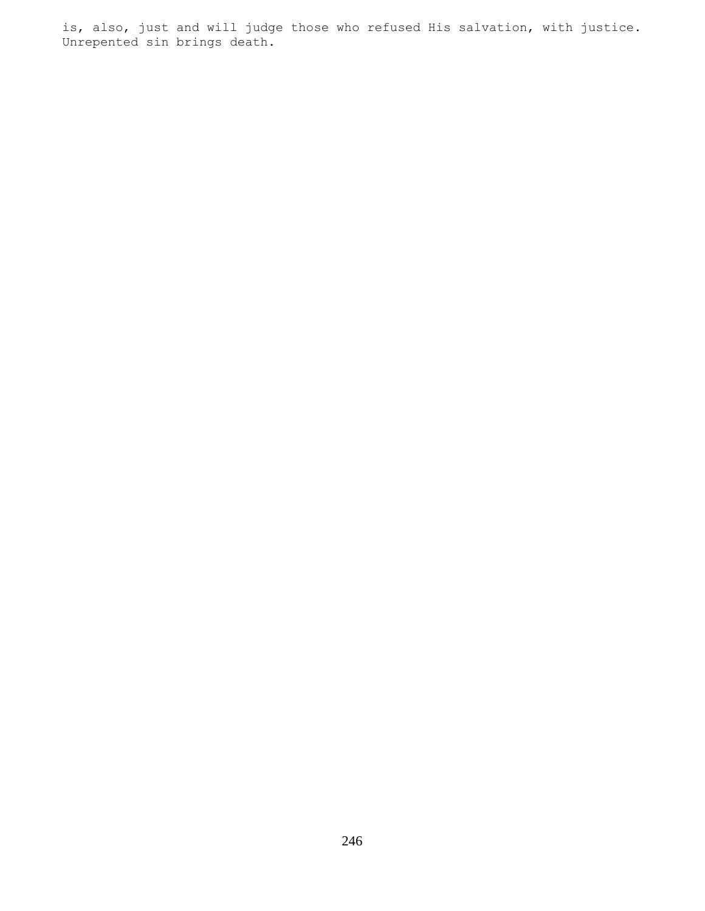is, also, just and will judge those who refused His salvation, with justice. Unrepented sin brings death.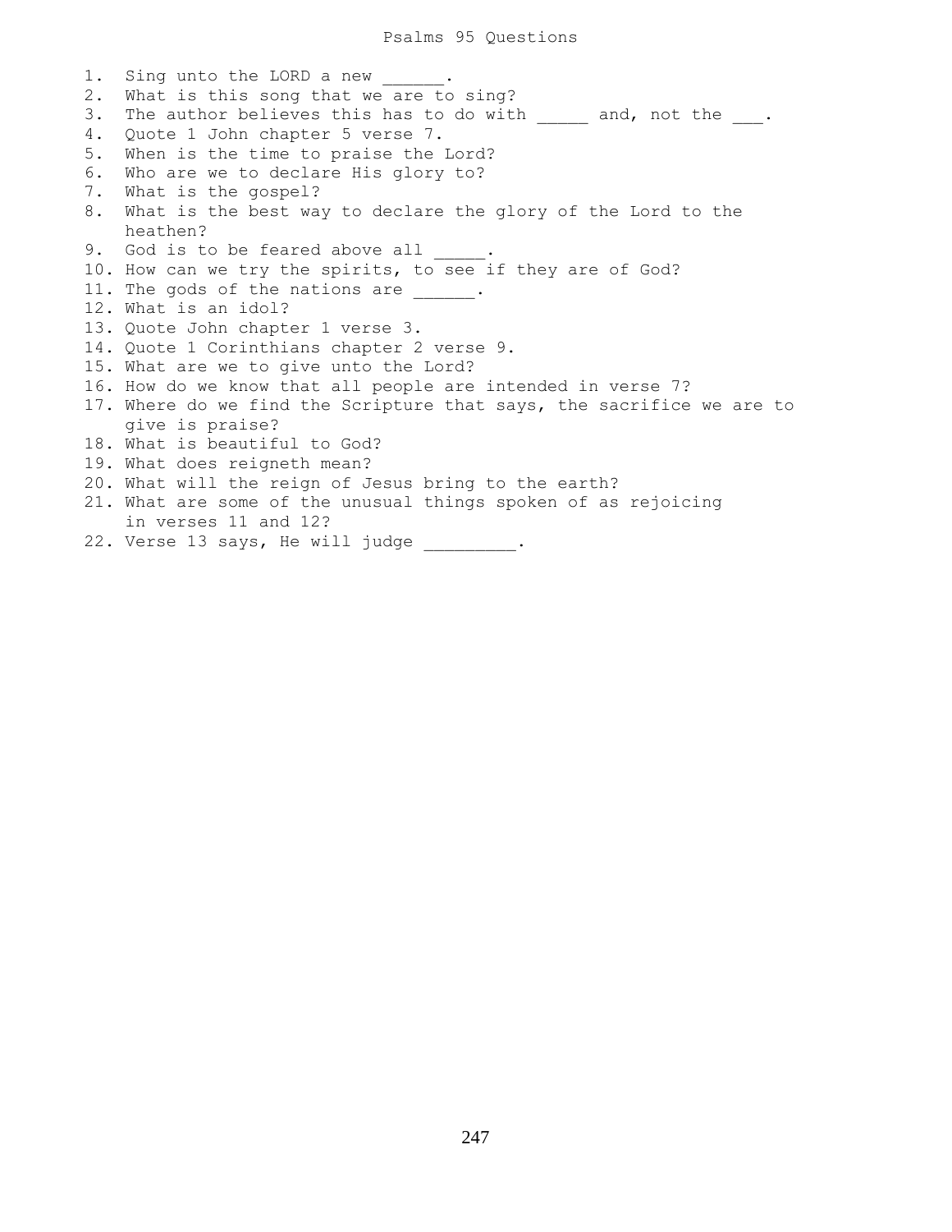# Psalms 95 Questions

1. Sing unto the LORD a new ______.
2. What is this song that we are to sing?
3. The author believes this has to do with _____ and, not the ___.
4. Quote 1 John chapter 5 verse 7.
5. When is the time to praise the Lord?
6. Who are we to declare His glory to?
7. What is the gospel?
8. What is the best way to declare the glory of the Lord to the heathen?
9. God is to be feared above all _____.
10. How can we try the spirits, to see if they are of God?
11. The gods of the nations are ______.
12. What is an idol?
13. Quote John chapter 1 verse 3.
14. Quote 1 Corinthians chapter 2 verse 9.
15. What are we to give unto the Lord?
16. How do we know that all people are intended in verse 7?
17. Where do we find the Scripture that says, the sacrifice we are to give is praise?
18. What is beautiful to God?
19. What does reigneth mean?
20. What will the reign of Jesus bring to the earth?
21. What are some of the unusual things spoken of as rejoicing in verses 11 and 12?
22. Verse 13 says, He will judge _________.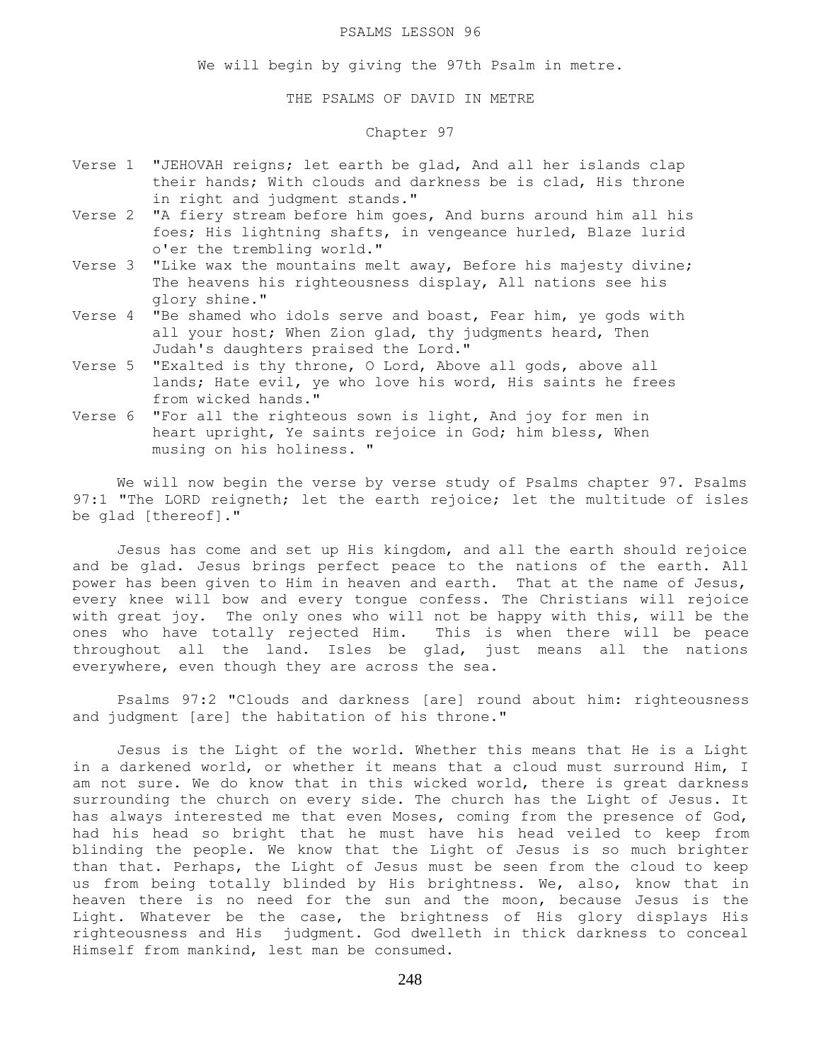# PSALMS LESSON 96

We will begin by giving the 97th Psalm in metre.

## THE PSALMS OF DAVID IN METRE

### Chapter 97

Verse 1 "JEHOVAH reigns; let earth be glad, And all her islands clap their hands; With clouds and darkness be is clad, His throne in right and judgment stands."

Verse 2 "A fiery stream before him goes, And burns around him all his foes; His lightning shafts, in vengeance hurled, Blaze lurid o'er the trembling world."

Verse 3 "Like wax the mountains melt away, Before his majesty divine; The heavens his righteousness display, All nations see his glory shine."

Verse 4 "Be shamed who idols serve and boast, Fear him, ye gods with all your host; When Zion glad, thy judgments heard, Then Judah's daughters praised the Lord."

Verse 5 "Exalted is thy throne, O Lord, Above all gods, above all lands; Hate evil, ye who love his word, His saints he frees from wicked hands."

Verse 6 "For all the righteous sown is light, And joy for men in heart upright, Ye saints rejoice in God; him bless, When musing on his holiness. "

We will now begin the verse by verse study of Psalms chapter 97. Psalms 97:1 "The LORD reigneth; let the earth rejoice; let the multitude of isles be glad [thereof]."

Jesus has come and set up His kingdom, and all the earth should rejoice and be glad. Jesus brings perfect peace to the nations of the earth. All power has been given to Him in heaven and earth. That at the name of Jesus, every knee will bow and every tongue confess. The Christians will rejoice with great joy. The only ones who will not be happy with this, will be the ones who have totally rejected Him. This is when there will be peace throughout all the land. Isles be glad, just means all the nations everywhere, even though they are across the sea.

Psalms 97:2 "Clouds and darkness [are] round about him: righteousness and judgment [are] the habitation of his throne."

Jesus is the Light of the world. Whether this means that He is a Light in a darkened world, or whether it means that a cloud must surround Him, I am not sure. We do know that in this wicked world, there is great darkness surrounding the church on every side. The church has the Light of Jesus. It has always interested me that even Moses, coming from the presence of God, had his head so bright that he must have his head veiled to keep from blinding the people. We know that the Light of Jesus is so much brighter than that. Perhaps, the Light of Jesus must be seen from the cloud to keep us from being totally blinded by His brightness. We, also, know that in heaven there is no need for the sun and the moon, because Jesus is the Light. Whatever be the case, the brightness of His glory displays His righteousness and His judgment. God dwelleth in thick darkness to conceal Himself from mankind, lest man be consumed.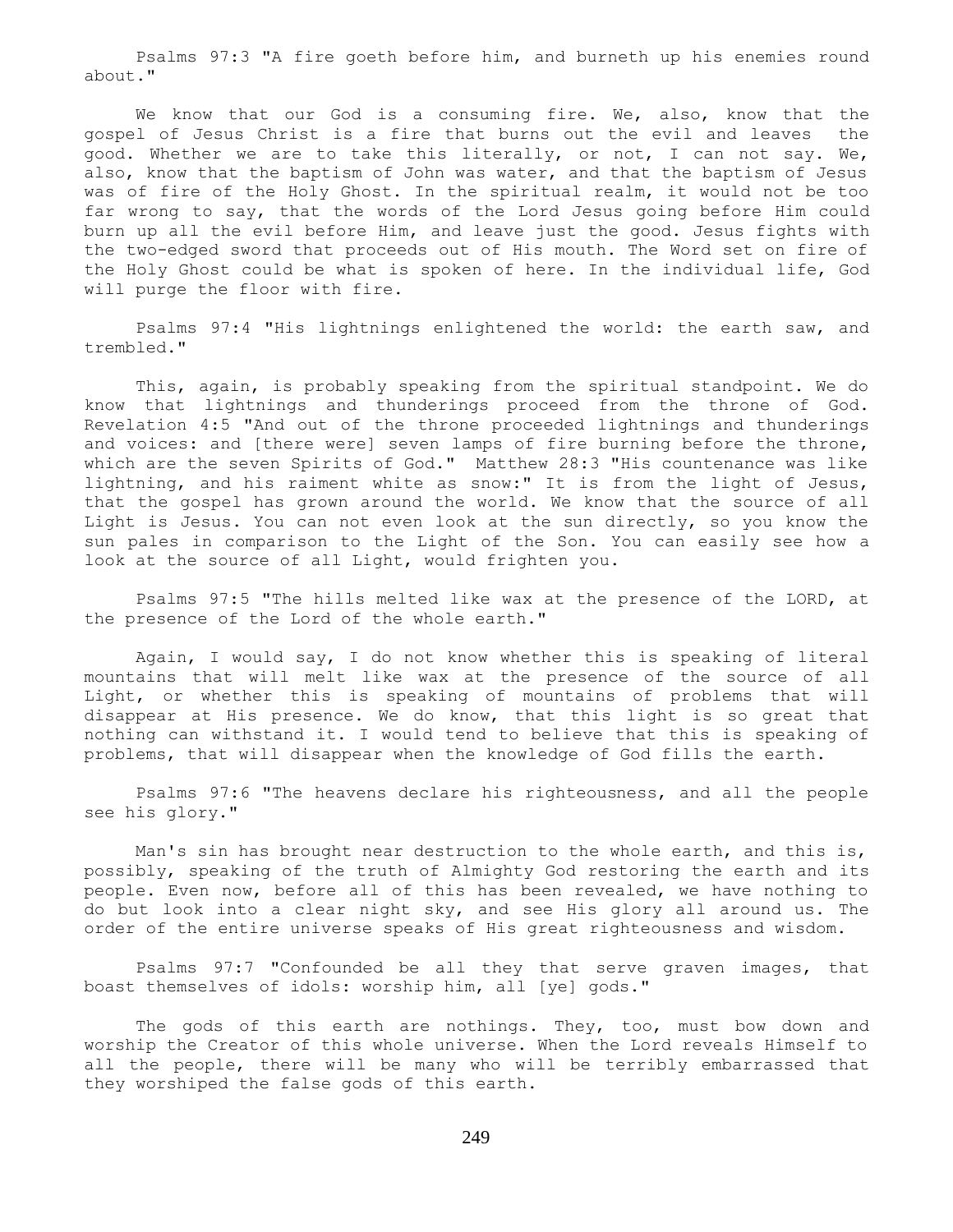Psalms 97:3 "A fire goeth before him, and burneth up his enemies round about."

We know that our God is a consuming fire. We, also, know that the gospel of Jesus Christ is a fire that burns out the evil and leaves the good. Whether we are to take this literally, or not, I can not say. We, also, know that the baptism of John was water, and that the baptism of Jesus was of fire of the Holy Ghost. In the spiritual realm, it would not be too far wrong to say, that the words of the Lord Jesus going before Him could burn up all the evil before Him, and leave just the good. Jesus fights with the two-edged sword that proceeds out of His mouth. The Word set on fire of the Holy Ghost could be what is spoken of here. In the individual life, God will purge the floor with fire.

Psalms 97:4 "His lightnings enlightened the world: the earth saw, and trembled."

This, again, is probably speaking from the spiritual standpoint. We do know that lightnings and thunderings proceed from the throne of God. Revelation 4:5 "And out of the throne proceeded lightnings and thunderings and voices: and [there were] seven lamps of fire burning before the throne, which are the seven Spirits of God." Matthew 28:3 "His countenance was like lightning, and his raiment white as snow:" It is from the light of Jesus, that the gospel has grown around the world. We know that the source of all Light is Jesus. You can not even look at the sun directly, so you know the sun pales in comparison to the Light of the Son. You can easily see how a look at the source of all Light, would frighten you.

Psalms 97:5 "The hills melted like wax at the presence of the LORD, at the presence of the Lord of the whole earth."

Again, I would say, I do not know whether this is speaking of literal mountains that will melt like wax at the presence of the source of all Light, or whether this is speaking of mountains of problems that will disappear at His presence. We do know, that this light is so great that nothing can withstand it. I would tend to believe that this is speaking of problems, that will disappear when the knowledge of God fills the earth.

Psalms 97:6 "The heavens declare his righteousness, and all the people see his glory."

Man's sin has brought near destruction to the whole earth, and this is, possibly, speaking of the truth of Almighty God restoring the earth and its people. Even now, before all of this has been revealed, we have nothing to do but look into a clear night sky, and see His glory all around us. The order of the entire universe speaks of His great righteousness and wisdom.

Psalms 97:7 "Confounded be all they that serve graven images, that boast themselves of idols: worship him, all [ye] gods."

The gods of this earth are nothings. They, too, must bow down and worship the Creator of this whole universe. When the Lord reveals Himself to all the people, there will be many who will be terribly embarrassed that they worshiped the false gods of this earth.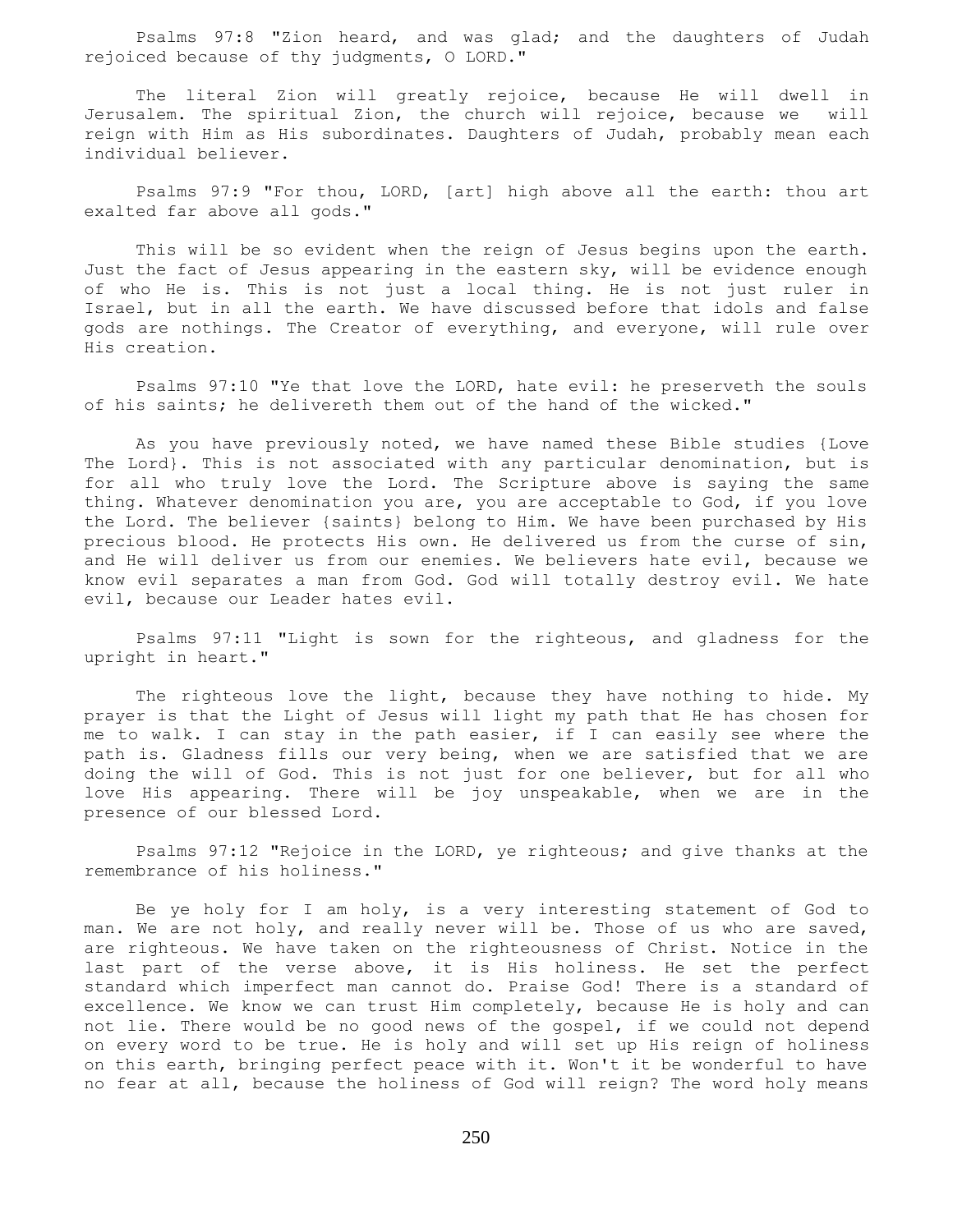Psalms 97:8 "Zion heard, and was glad; and the daughters of Judah rejoiced because of thy judgments, O LORD."

The literal Zion will greatly rejoice, because He will dwell in Jerusalem. The spiritual Zion, the church will rejoice, because we will reign with Him as His subordinates. Daughters of Judah, probably mean each individual believer.

Psalms 97:9 "For thou, LORD, [art] high above all the earth: thou art exalted far above all gods."

This will be so evident when the reign of Jesus begins upon the earth. Just the fact of Jesus appearing in the eastern sky, will be evidence enough of who He is. This is not just a local thing. He is not just ruler in Israel, but in all the earth. We have discussed before that idols and false gods are nothings. The Creator of everything, and everyone, will rule over His creation.

Psalms 97:10 "Ye that love the LORD, hate evil: he preserveth the souls of his saints; he delivereth them out of the hand of the wicked."

As you have previously noted, we have named these Bible studies {Love The Lord}. This is not associated with any particular denomination, but is for all who truly love the Lord. The Scripture above is saying the same thing. Whatever denomination you are, you are acceptable to God, if you love the Lord. The believer {saints} belong to Him. We have been purchased by His precious blood. He protects His own. He delivered us from the curse of sin, and He will deliver us from our enemies. We believers hate evil, because we know evil separates a man from God. God will totally destroy evil. We hate evil, because our Leader hates evil.

Psalms 97:11 "Light is sown for the righteous, and gladness for the upright in heart."

The righteous love the light, because they have nothing to hide. My prayer is that the Light of Jesus will light my path that He has chosen for me to walk. I can stay in the path easier, if I can easily see where the path is. Gladness fills our very being, when we are satisfied that we are doing the will of God. This is not just for one believer, but for all who love His appearing. There will be joy unspeakable, when we are in the presence of our blessed Lord.

Psalms 97:12 "Rejoice in the LORD, ye righteous; and give thanks at the remembrance of his holiness."

Be ye holy for I am holy, is a very interesting statement of God to man. We are not holy, and really never will be. Those of us who are saved, are righteous. We have taken on the righteousness of Christ. Notice in the last part of the verse above, it is His holiness. He set the perfect standard which imperfect man cannot do. Praise God! There is a standard of excellence. We know we can trust Him completely, because He is holy and can not lie. There would be no good news of the gospel, if we could not depend on every word to be true. He is holy and will set up His reign of holiness on this earth, bringing perfect peace with it. Won't it be wonderful to have no fear at all, because the holiness of God will reign? The word holy means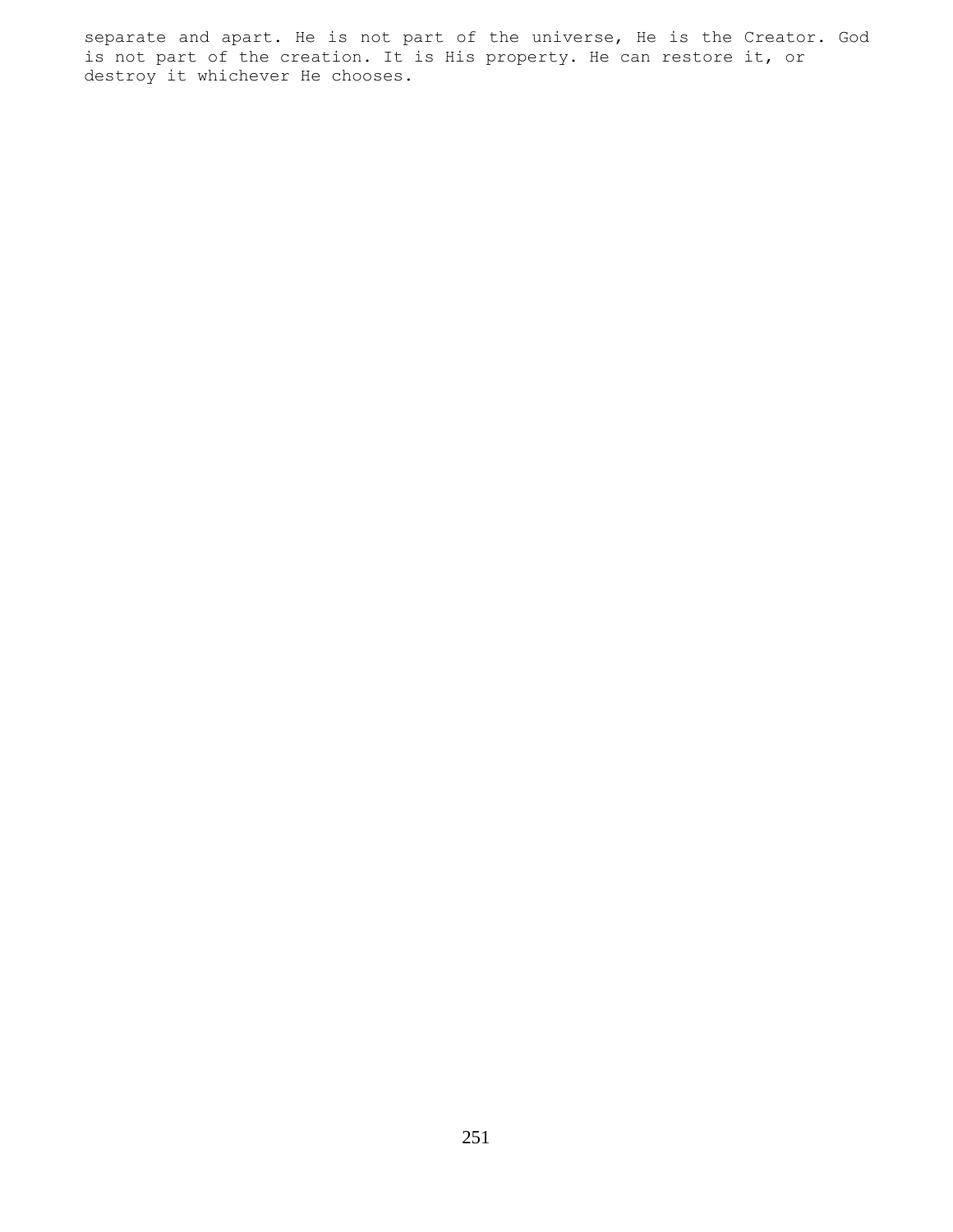separate and apart. He is not part of the universe, He is the Creator. God is not part of the creation. It is His property. He can restore it, or destroy it whichever He chooses.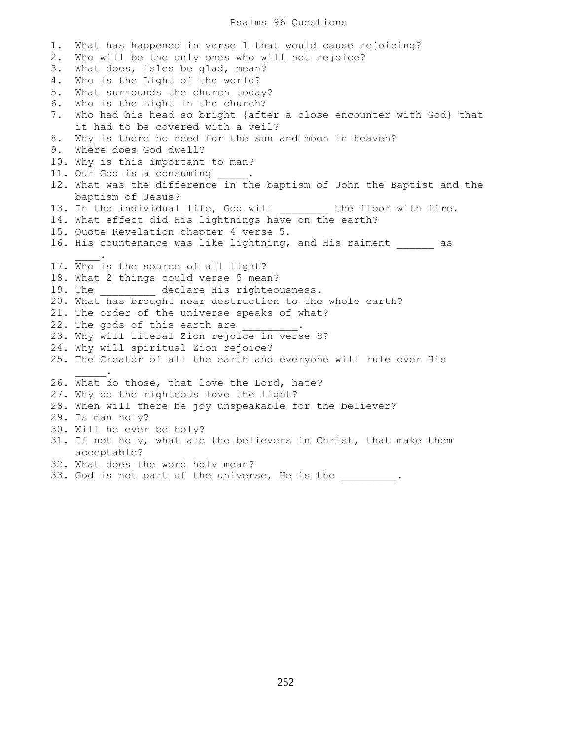# Psalms 96 Questions

1. What has happened in verse 1 that would cause rejoicing?
2. Who will be the only ones who will not rejoice?
3. What does, isles be glad, mean?
4. Who is the Light of the world?
5. What surrounds the church today?
6. Who is the Light in the church?
7. Who had his head so bright {after a close encounter with God} that it had to be covered with a veil?
8. Why is there no need for the sun and moon in heaven?
9. Where does God dwell?
10. Why is this important to man?
11. Our God is a consuming _____.
12. What was the difference in the baptism of John the Baptist and the baptism of Jesus?
13. In the individual life, God will ________ the floor with fire.
14. What effect did His lightnings have on the earth?
15. Quote Revelation chapter 4 verse 5.
16. His countenance was like lightning, and His raiment ______ as ____.
17. Who is the source of all light?
18. What 2 things could verse 5 mean?
19. The _________ declare His righteousness.
20. What has brought near destruction to the whole earth?
21. The order of the universe speaks of what?
22. The gods of this earth are _________.
23. Why will literal Zion rejoice in verse 8?
24. Why will spiritual Zion rejoice?
25. The Creator of all the earth and everyone will rule over His _____.
26. What do those, that love the Lord, hate?
27. Why do the righteous love the light?
28. When will there be joy unspeakable for the believer?
29. Is man holy?
30. Will he ever be holy?
31. If not holy, what are the believers in Christ, that make them acceptable?
32. What does the word holy mean?
33. God is not part of the universe, He is the _________.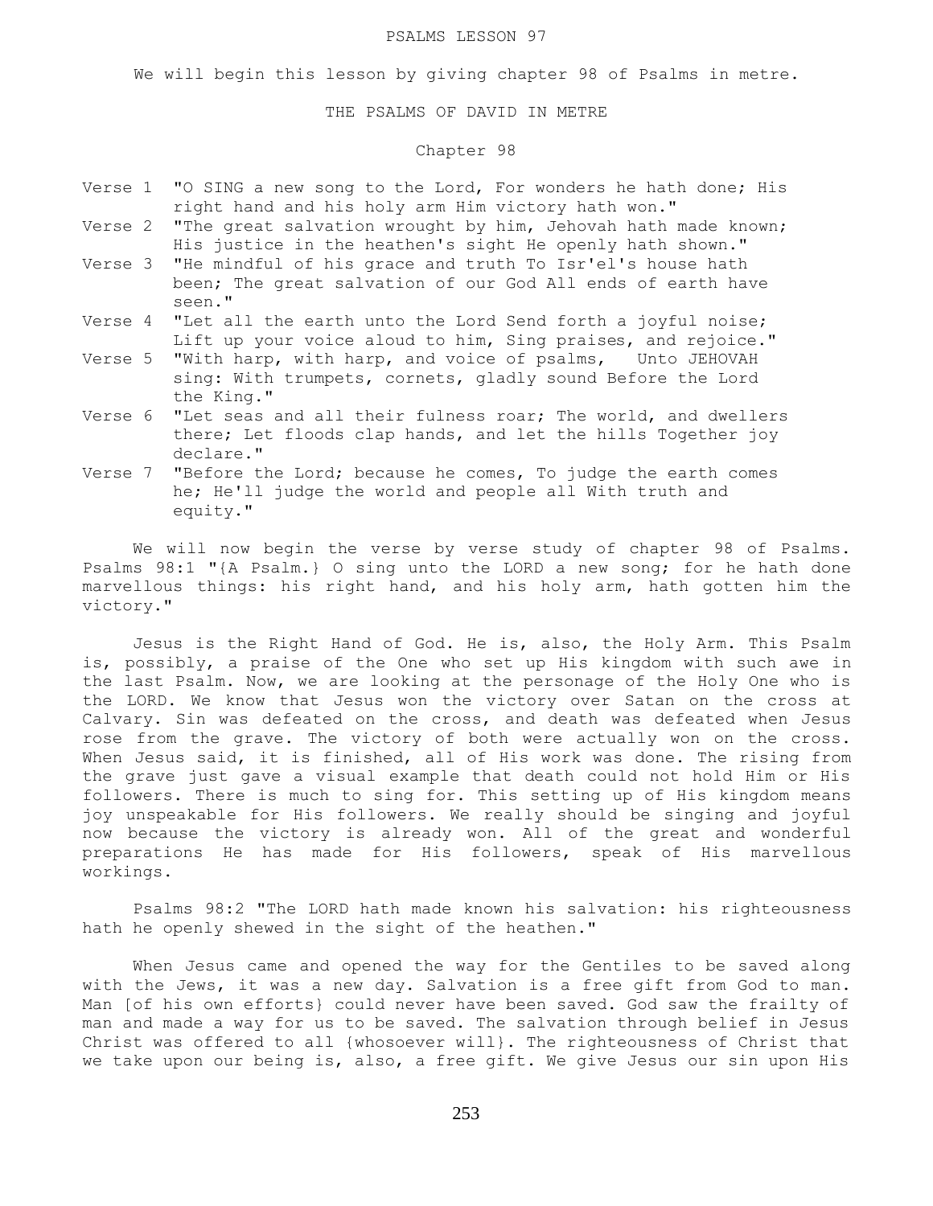PSALMS LESSON 97

We will begin this lesson by giving chapter 98 of Psalms in metre.

THE PSALMS OF DAVID IN METRE

Chapter 98

Verse 1 "O SING a new song to the Lord, For wonders he hath done; His right hand and his holy arm Him victory hath won."

Verse 2 "The great salvation wrought by him, Jehovah hath made known; His justice in the heathen's sight He openly hath shown."

Verse 3 "He mindful of his grace and truth To Isr'el's house hath been; The great salvation of our God All ends of earth have seen."

Verse 4 "Let all the earth unto the Lord Send forth a joyful noise; Lift up your voice aloud to him, Sing praises, and rejoice."

Verse 5 "With harp, with harp, and voice of psalms, Unto JEHOVAH sing: With trumpets, cornets, gladly sound Before the Lord the King."

Verse 6 "Let seas and all their fulness roar; The world, and dwellers there; Let floods clap hands, and let the hills Together joy declare."

Verse 7 "Before the Lord; because he comes, To judge the earth comes he; He'll judge the world and people all With truth and equity."

We will now begin the verse by verse study of chapter 98 of Psalms. Psalms 98:1 "{A Psalm.} O sing unto the LORD a new song; for he hath done marvellous things: his right hand, and his holy arm, hath gotten him the victory."

Jesus is the Right Hand of God. He is, also, the Holy Arm. This Psalm is, possibly, a praise of the One who set up His kingdom with such awe in the last Psalm. Now, we are looking at the personage of the Holy One who is the LORD. We know that Jesus won the victory over Satan on the cross at Calvary. Sin was defeated on the cross, and death was defeated when Jesus rose from the grave. The victory of both were actually won on the cross. When Jesus said, it is finished, all of His work was done. The rising from the grave just gave a visual example that death could not hold Him or His followers. There is much to sing for. This setting up of His kingdom means joy unspeakable for His followers. We really should be singing and joyful now because the victory is already won. All of the great and wonderful preparations He has made for His followers, speak of His marvellous workings.

Psalms 98:2 "The LORD hath made known his salvation: his righteousness hath he openly shewed in the sight of the heathen."

When Jesus came and opened the way for the Gentiles to be saved along with the Jews, it was a new day. Salvation is a free gift from God to man. Man [of his own efforts} could never have been saved. God saw the frailty of man and made a way for us to be saved. The salvation through belief in Jesus Christ was offered to all {whosoever will}. The righteousness of Christ that we take upon our being is, also, a free gift. We give Jesus our sin upon His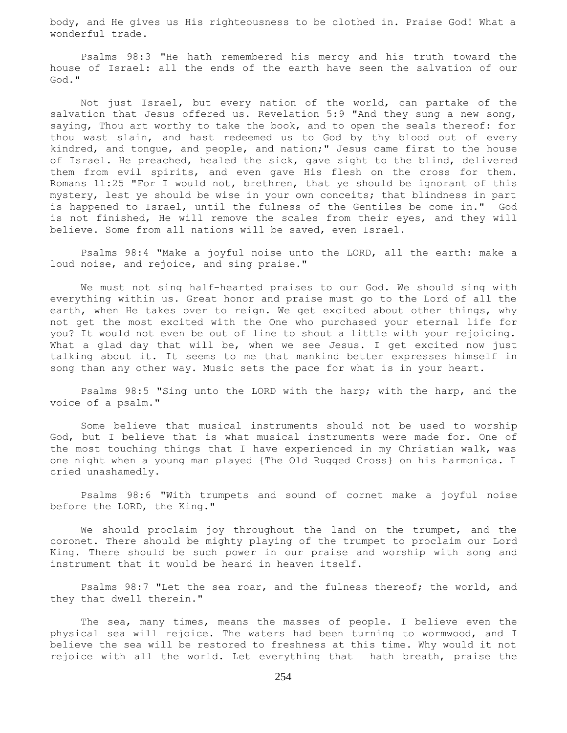body, and He gives us His righteousness to be clothed in. Praise God! What a wonderful trade.

Psalms 98:3 "He hath remembered his mercy and his truth toward the house of Israel: all the ends of the earth have seen the salvation of our God."

Not just Israel, but every nation of the world, can partake of the salvation that Jesus offered us. Revelation 5:9 "And they sung a new song, saying, Thou art worthy to take the book, and to open the seals thereof: for thou wast slain, and hast redeemed us to God by thy blood out of every kindred, and tongue, and people, and nation;" Jesus came first to the house of Israel. He preached, healed the sick, gave sight to the blind, delivered them from evil spirits, and even gave His flesh on the cross for them. Romans 11:25 "For I would not, brethren, that ye should be ignorant of this mystery, lest ye should be wise in your own conceits; that blindness in part is happened to Israel, until the fulness of the Gentiles be come in." God is not finished, He will remove the scales from their eyes, and they will believe. Some from all nations will be saved, even Israel.

Psalms 98:4 "Make a joyful noise unto the LORD, all the earth: make a loud noise, and rejoice, and sing praise."

We must not sing half-hearted praises to our God. We should sing with everything within us. Great honor and praise must go to the Lord of all the earth, when He takes over to reign. We get excited about other things, why not get the most excited with the One who purchased your eternal life for you? It would not even be out of line to shout a little with your rejoicing. What a glad day that will be, when we see Jesus. I get excited now just talking about it. It seems to me that mankind better expresses himself in song than any other way. Music sets the pace for what is in your heart.

Psalms 98:5 "Sing unto the LORD with the harp; with the harp, and the voice of a psalm."

Some believe that musical instruments should not be used to worship God, but I believe that is what musical instruments were made for. One of the most touching things that I have experienced in my Christian walk, was one night when a young man played {The Old Rugged Cross} on his harmonica. I cried unashamedly.

Psalms 98:6 "With trumpets and sound of cornet make a joyful noise before the LORD, the King."

We should proclaim joy throughout the land on the trumpet, and the coronet. There should be mighty playing of the trumpet to proclaim our Lord King. There should be such power in our praise and worship with song and instrument that it would be heard in heaven itself.

Psalms 98:7 "Let the sea roar, and the fulness thereof; the world, and they that dwell therein."

The sea, many times, means the masses of people. I believe even the physical sea will rejoice. The waters had been turning to wormwood, and I believe the sea will be restored to freshness at this time. Why would it not rejoice with all the world. Let everything that hath breath, praise the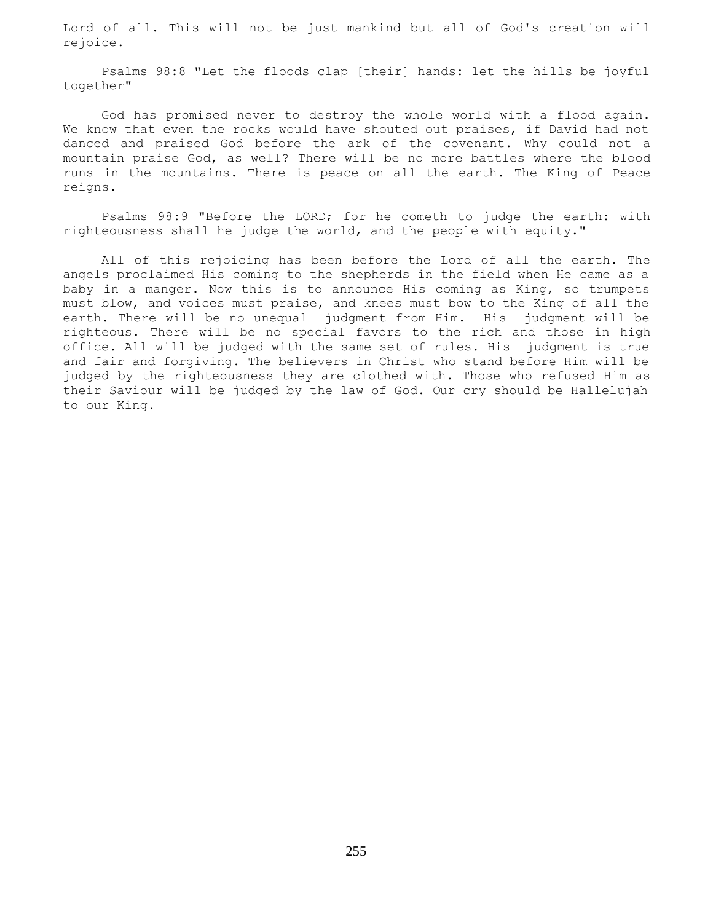Lord of all. This will not be just mankind but all of God's creation will rejoice.

Psalms 98:8 "Let the floods clap [their] hands: let the hills be joyful together"

God has promised never to destroy the whole world with a flood again. We know that even the rocks would have shouted out praises, if David had not danced and praised God before the ark of the covenant. Why could not a mountain praise God, as well? There will be no more battles where the blood runs in the mountains. There is peace on all the earth. The King of Peace reigns.

Psalms 98:9 "Before the LORD; for he cometh to judge the earth: with righteousness shall he judge the world, and the people with equity."

All of this rejoicing has been before the Lord of all the earth. The angels proclaimed His coming to the shepherds in the field when He came as a baby in a manger. Now this is to announce His coming as King, so trumpets must blow, and voices must praise, and knees must bow to the King of all the earth. There will be no unequal judgment from Him. His judgment will be righteous. There will be no special favors to the rich and those in high office. All will be judged with the same set of rules. His judgment is true and fair and forgiving. The believers in Christ who stand before Him will be judged by the righteousness they are clothed with. Those who refused Him as their Saviour will be judged by the law of God. Our cry should be Hallelujah to our King.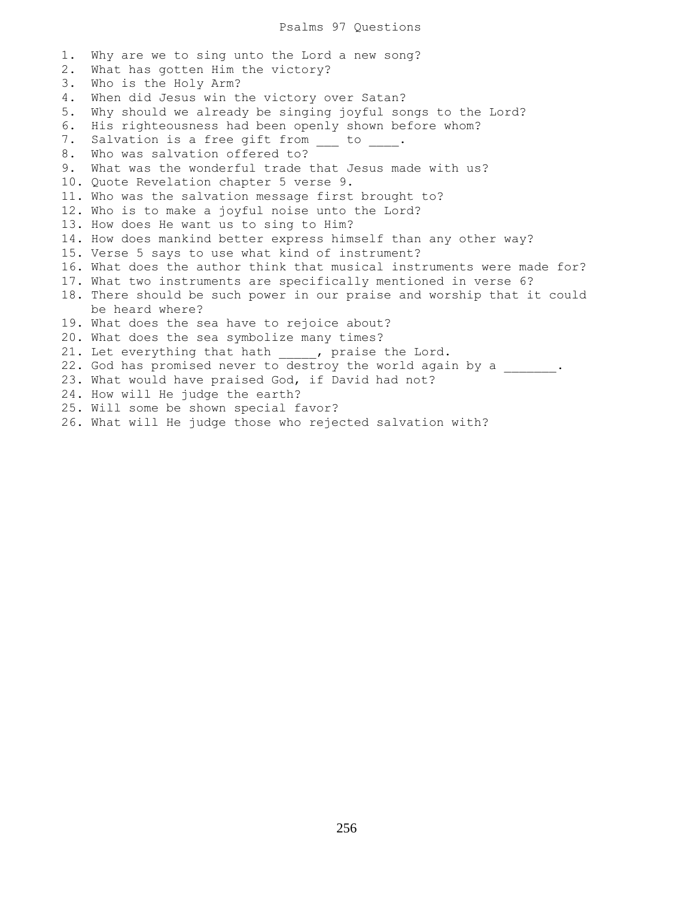# Psalms 97 Questions

1. Why are we to sing unto the Lord a new song?
2. What has gotten Him the victory?
3. Who is the Holy Arm?
4. When did Jesus win the victory over Satan?
5. Why should we already be singing joyful songs to the Lord?
6. His righteousness had been openly shown before whom?
7. Salvation is a free gift from ___ to ____.
8. Who was salvation offered to?
9. What was the wonderful trade that Jesus made with us?
10. Quote Revelation chapter 5 verse 9.
11. Who was the salvation message first brought to?
12. Who is to make a joyful noise unto the Lord?
13. How does He want us to sing to Him?
14. How does mankind better express himself than any other way?
15. Verse 5 says to use what kind of instrument?
16. What does the author think that musical instruments were made for?
17. What two instruments are specifically mentioned in verse 6?
18. There should be such power in our praise and worship that it could be heard where?
19. What does the sea have to rejoice about?
20. What does the sea symbolize many times?
21. Let everything that hath _____, praise the Lord.
22. God has promised never to destroy the world again by a _______.
23. What would have praised God, if David had not?
24. How will He judge the earth?
25. Will some be shown special favor?
26. What will He judge those who rejected salvation with?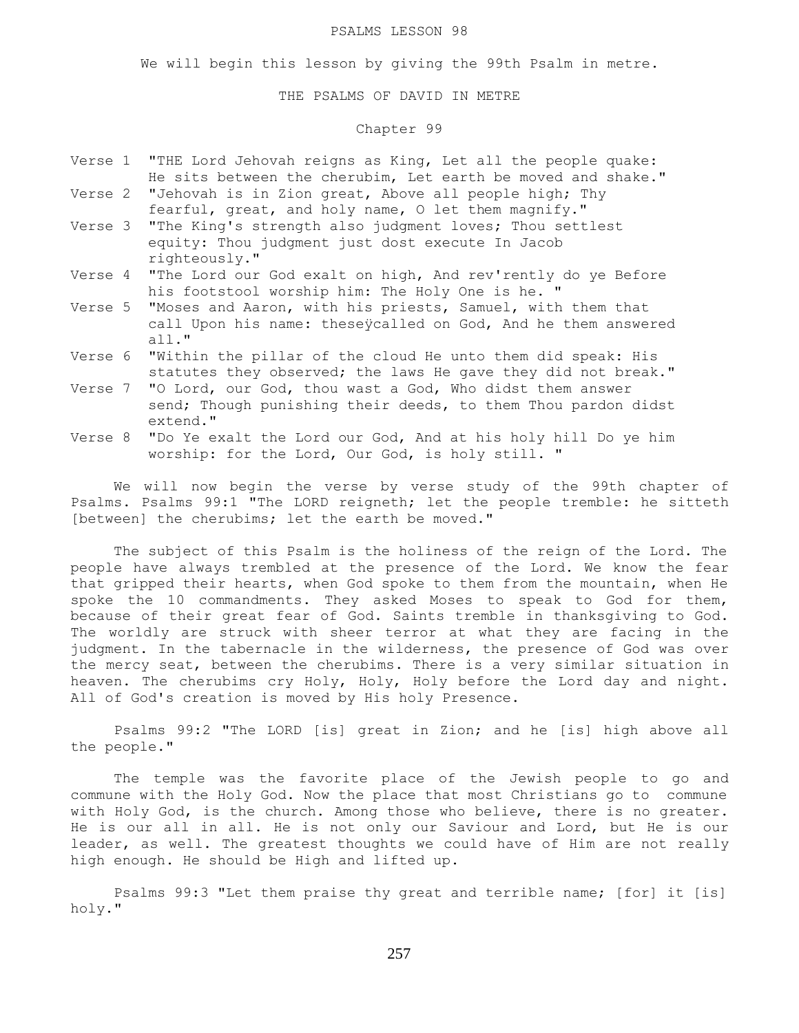# PSALMS LESSON 98

We will begin this lesson by giving the 99th Psalm in metre.

## THE PSALMS OF DAVID IN METRE

### Chapter 99

Verse 1 "THE Lord Jehovah reigns as King, Let all the people quake: He sits between the cherubim, Let earth be moved and shake."

Verse 2 "Jehovah is in Zion great, Above all people high; Thy fearful, great, and holy name, O let them magnify."

Verse 3 "The King's strength also judgment loves; Thou settlest equity: Thou judgment just dost execute In Jacob righteously."

Verse 4 "The Lord our God exalt on high, And rev'rently do ye Before his footstool worship him: The Holy One is he. "

Verse 5 "Moses and Aaron, with his priests, Samuel, with them that call Upon his name: theseÿcalled on God, And he them answered all."

Verse 6 "Within the pillar of the cloud He unto them did speak: His statutes they observed; the laws He gave they did not break."

Verse 7 "O Lord, our God, thou wast a God, Who didst them answer send; Though punishing their deeds, to them Thou pardon didst extend."

Verse 8 "Do Ye exalt the Lord our God, And at his holy hill Do ye him worship: for the Lord, Our God, is holy still. "

We will now begin the verse by verse study of the 99th chapter of Psalms. Psalms 99:1 "The LORD reigneth; let the people tremble: he sitteth [between] the cherubims; let the earth be moved."

The subject of this Psalm is the holiness of the reign of the Lord. The people have always trembled at the presence of the Lord. We know the fear that gripped their hearts, when God spoke to them from the mountain, when He spoke the 10 commandments. They asked Moses to speak to God for them, because of their great fear of God. Saints tremble in thanksgiving to God. The worldly are struck with sheer terror at what they are facing in the judgment. In the tabernacle in the wilderness, the presence of God was over the mercy seat, between the cherubims. There is a very similar situation in heaven. The cherubims cry Holy, Holy, Holy before the Lord day and night. All of God's creation is moved by His holy Presence.

Psalms 99:2 "The LORD [is] great in Zion; and he [is] high above all the people."

The temple was the favorite place of the Jewish people to go and commune with the Holy God. Now the place that most Christians go to commune with Holy God, is the church. Among those who believe, there is no greater. He is our all in all. He is not only our Saviour and Lord, but He is our leader, as well. The greatest thoughts we could have of Him are not really high enough. He should be High and lifted up.

Psalms 99:3 "Let them praise thy great and terrible name; [for] it [is] holy."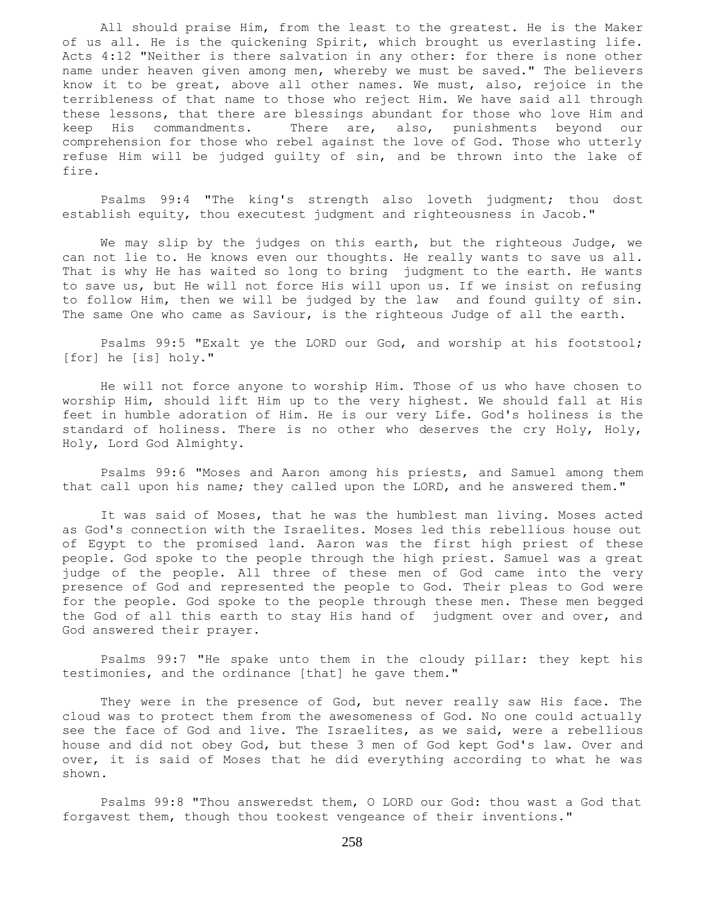All should praise Him, from the least to the greatest. He is the Maker of us all. He is the quickening Spirit, which brought us everlasting life. Acts 4:12 "Neither is there salvation in any other: for there is none other name under heaven given among men, whereby we must be saved." The believers know it to be great, above all other names. We must, also, rejoice in the terribleness of that name to those who reject Him. We have said all through these lessons, that there are blessings abundant for those who love Him and keep His commandments. There are, also, punishments beyond our comprehension for those who rebel against the love of God. Those who utterly refuse Him will be judged guilty of sin, and be thrown into the lake of fire.

Psalms 99:4 "The king's strength also loveth judgment; thou dost establish equity, thou executest judgment and righteousness in Jacob."

We may slip by the judges on this earth, but the righteous Judge, we can not lie to. He knows even our thoughts. He really wants to save us all. That is why He has waited so long to bring judgment to the earth. He wants to save us, but He will not force His will upon us. If we insist on refusing to follow Him, then we will be judged by the law and found guilty of sin. The same One who came as Saviour, is the righteous Judge of all the earth.

Psalms 99:5 "Exalt ye the LORD our God, and worship at his footstool; [for] he [is] holy."

He will not force anyone to worship Him. Those of us who have chosen to worship Him, should lift Him up to the very highest. We should fall at His feet in humble adoration of Him. He is our very Life. God's holiness is the standard of holiness. There is no other who deserves the cry Holy, Holy, Holy, Lord God Almighty.

Psalms 99:6 "Moses and Aaron among his priests, and Samuel among them that call upon his name; they called upon the LORD, and he answered them."

It was said of Moses, that he was the humblest man living. Moses acted as God's connection with the Israelites. Moses led this rebellious house out of Egypt to the promised land. Aaron was the first high priest of these people. God spoke to the people through the high priest. Samuel was a great judge of the people. All three of these men of God came into the very presence of God and represented the people to God. Their pleas to God were for the people. God spoke to the people through these men. These men begged the God of all this earth to stay His hand of judgment over and over, and God answered their prayer.

Psalms 99:7 "He spake unto them in the cloudy pillar: they kept his testimonies, and the ordinance [that] he gave them."

They were in the presence of God, but never really saw His face. The cloud was to protect them from the awesomeness of God. No one could actually see the face of God and live. The Israelites, as we said, were a rebellious house and did not obey God, but these 3 men of God kept God's law. Over and over, it is said of Moses that he did everything according to what he was shown.

Psalms 99:8 "Thou answeredst them, O LORD our God: thou wast a God that forgavest them, though thou tookest vengeance of their inventions."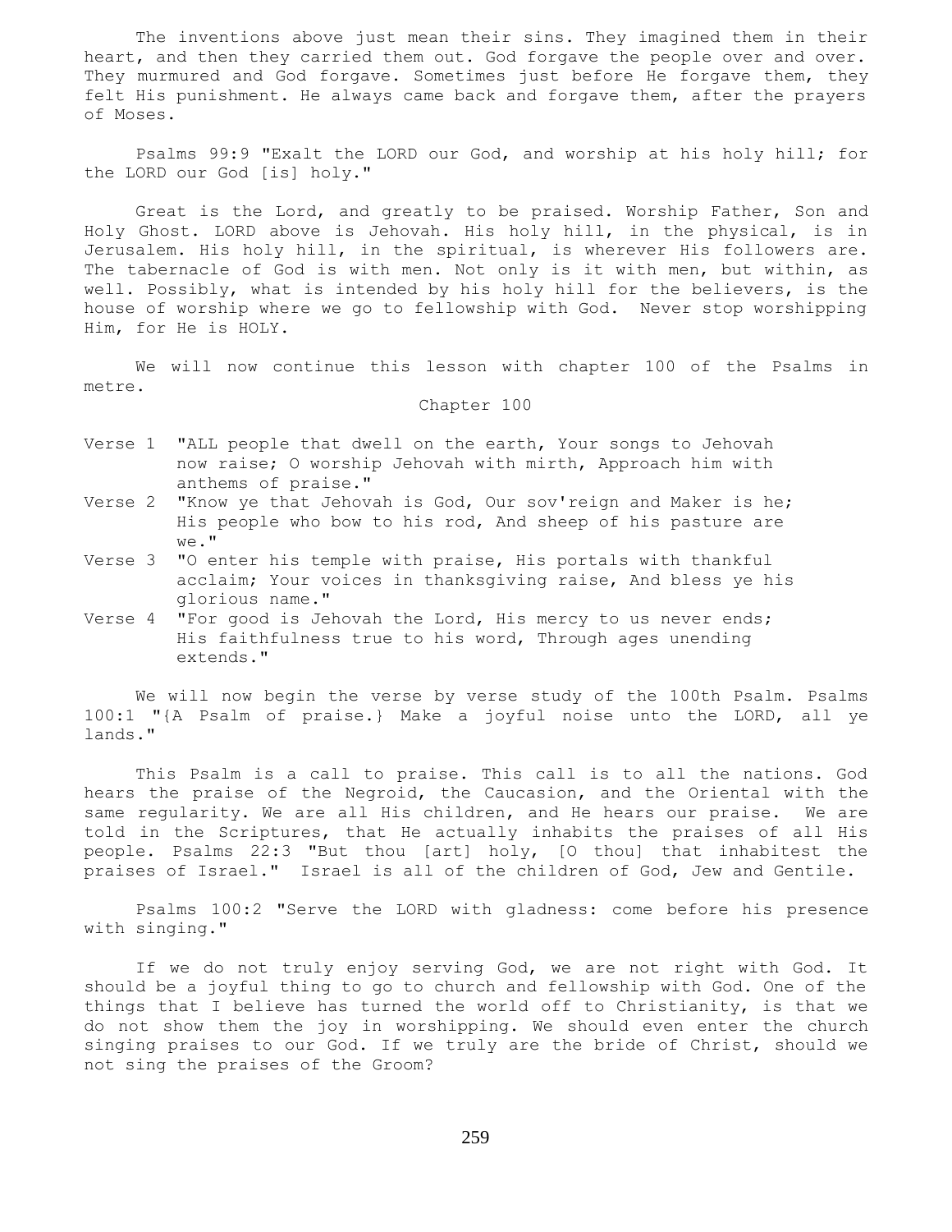The inventions above just mean their sins. They imagined them in their heart, and then they carried them out. God forgave the people over and over. They murmured and God forgave. Sometimes just before He forgave them, they felt His punishment. He always came back and forgave them, after the prayers of Moses.

Psalms 99:9 "Exalt the LORD our God, and worship at his holy hill; for the LORD our God [is] holy."

Great is the Lord, and greatly to be praised. Worship Father, Son and Holy Ghost. LORD above is Jehovah. His holy hill, in the physical, is in Jerusalem. His holy hill, in the spiritual, is wherever His followers are. The tabernacle of God is with men. Not only is it with men, but within, as well. Possibly, what is intended by his holy hill for the believers, is the house of worship where we go to fellowship with God. Never stop worshipping Him, for He is HOLY.

We will now continue this lesson with chapter 100 of the Psalms in metre.

Chapter 100

Verse 1 "ALL people that dwell on the earth, Your songs to Jehovah now raise; O worship Jehovah with mirth, Approach him with anthems of praise."

Verse 2 "Know ye that Jehovah is God, Our sov'reign and Maker is he; His people who bow to his rod, And sheep of his pasture are we."

Verse 3 "O enter his temple with praise, His portals with thankful acclaim; Your voices in thanksgiving raise, And bless ye his glorious name."

Verse 4 "For good is Jehovah the Lord, His mercy to us never ends; His faithfulness true to his word, Through ages unending extends."

We will now begin the verse by verse study of the 100th Psalm. Psalms 100:1 "{A Psalm of praise.} Make a joyful noise unto the LORD, all ye lands."

This Psalm is a call to praise. This call is to all the nations. God hears the praise of the Negroid, the Caucasion, and the Oriental with the same regularity. We are all His children, and He hears our praise. We are told in the Scriptures, that He actually inhabits the praises of all His people. Psalms 22:3 "But thou [art] holy, [O thou] that inhabitest the praises of Israel." Israel is all of the children of God, Jew and Gentile.

Psalms 100:2 "Serve the LORD with gladness: come before his presence with singing."

If we do not truly enjoy serving God, we are not right with God. It should be a joyful thing to go to church and fellowship with God. One of the things that I believe has turned the world off to Christianity, is that we do not show them the joy in worshipping. We should even enter the church singing praises to our God. If we truly are the bride of Christ, should we not sing the praises of the Groom?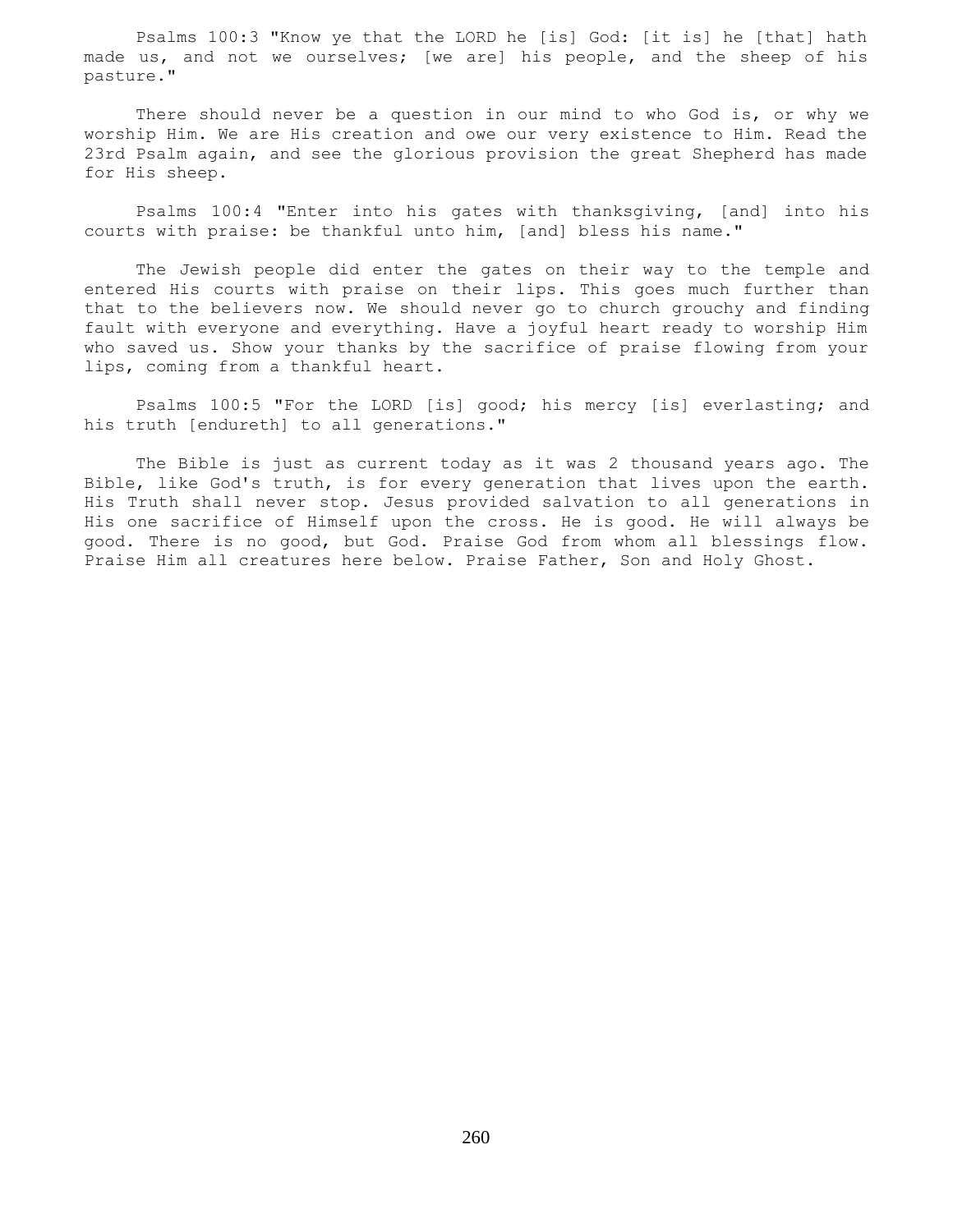Psalms 100:3 "Know ye that the LORD he [is] God: [it is] he [that] hath made us, and not we ourselves; [we are] his people, and the sheep of his pasture."

There should never be a question in our mind to who God is, or why we worship Him. We are His creation and owe our very existence to Him. Read the 23rd Psalm again, and see the glorious provision the great Shepherd has made for His sheep.

Psalms 100:4 "Enter into his gates with thanksgiving, [and] into his courts with praise: be thankful unto him, [and] bless his name."

The Jewish people did enter the gates on their way to the temple and entered His courts with praise on their lips. This goes much further than that to the believers now. We should never go to church grouchy and finding fault with everyone and everything. Have a joyful heart ready to worship Him who saved us. Show your thanks by the sacrifice of praise flowing from your lips, coming from a thankful heart.

Psalms 100:5 "For the LORD [is] good; his mercy [is] everlasting; and his truth [endureth] to all generations."

The Bible is just as current today as it was 2 thousand years ago. The Bible, like God's truth, is for every generation that lives upon the earth. His Truth shall never stop. Jesus provided salvation to all generations in His one sacrifice of Himself upon the cross. He is good. He will always be good. There is no good, but God. Praise God from whom all blessings flow. Praise Him all creatures here below. Praise Father, Son and Holy Ghost.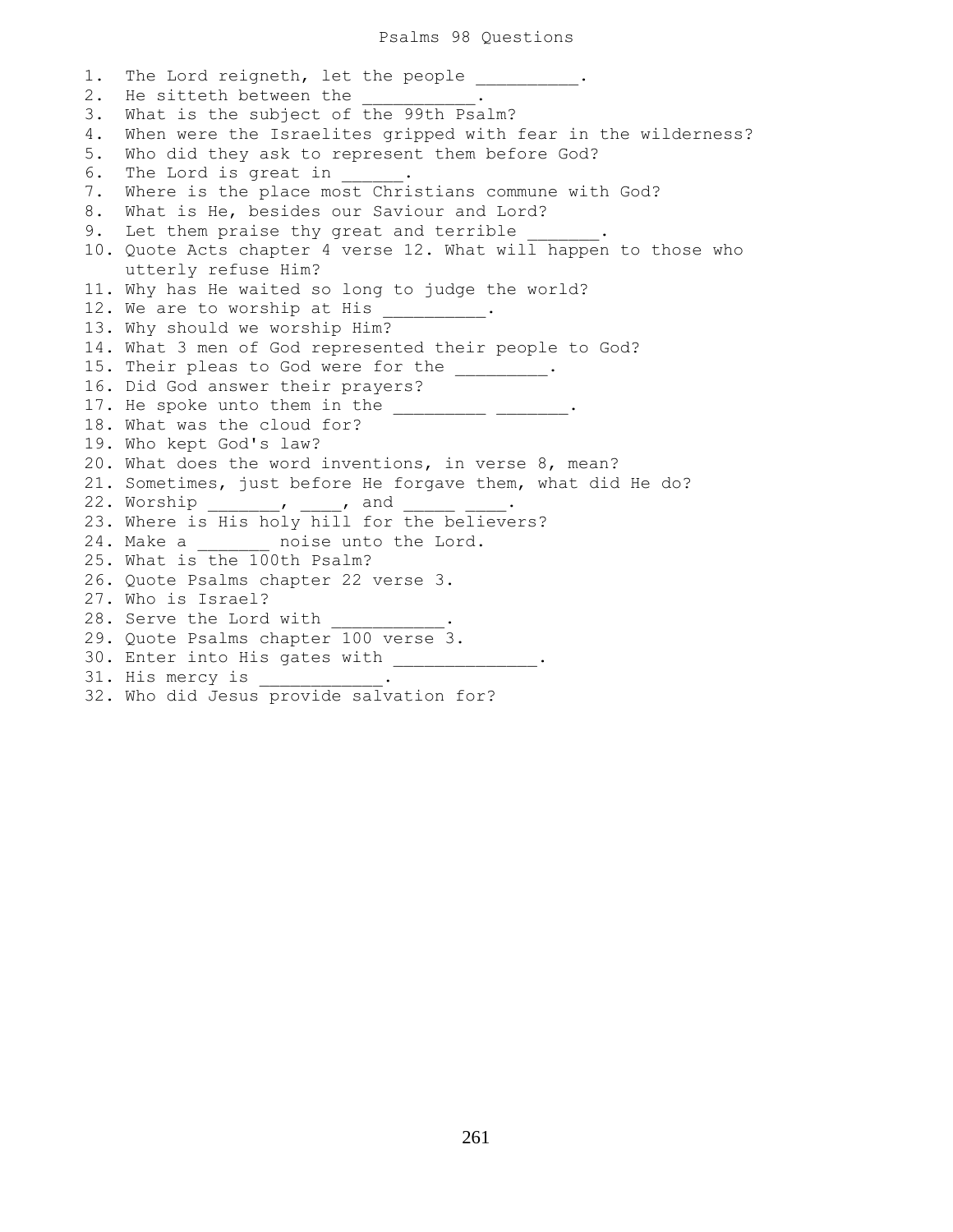# Psalms 98 Questions

1. The Lord reigneth, let the people __________.
2. He sitteth between the ___________.
3. What is the subject of the 99th Psalm?
4. When were the Israelites gripped with fear in the wilderness?
5. Who did they ask to represent them before God?
6. The Lord is great in ______.
7. Where is the place most Christians commune with God?
8. What is He, besides our Saviour and Lord?
9. Let them praise thy great and terrible _______.
10. Quote Acts chapter 4 verse 12. What will happen to those who utterly refuse Him?
11. Why has He waited so long to judge the world?
12. We are to worship at His __________.
13. Why should we worship Him?
14. What 3 men of God represented their people to God?
15. Their pleas to God were for the _________.
16. Did God answer their prayers?
17. He spoke unto them in the _________ _______.
18. What was the cloud for?
19. Who kept God's law?
20. What does the word inventions, in verse 8, mean?
21. Sometimes, just before He forgave them, what did He do?
22. Worship _______, ____, and _____ ____.
23. Where is His holy hill for the believers?
24. Make a _______ noise unto the Lord.
25. What is the 100th Psalm?
26. Quote Psalms chapter 22 verse 3.
27. Who is Israel?
28. Serve the Lord with ___________.
29. Quote Psalms chapter 100 verse 3.
30. Enter into His gates with ______________.
31. His mercy is ____________.
32. Who did Jesus provide salvation for?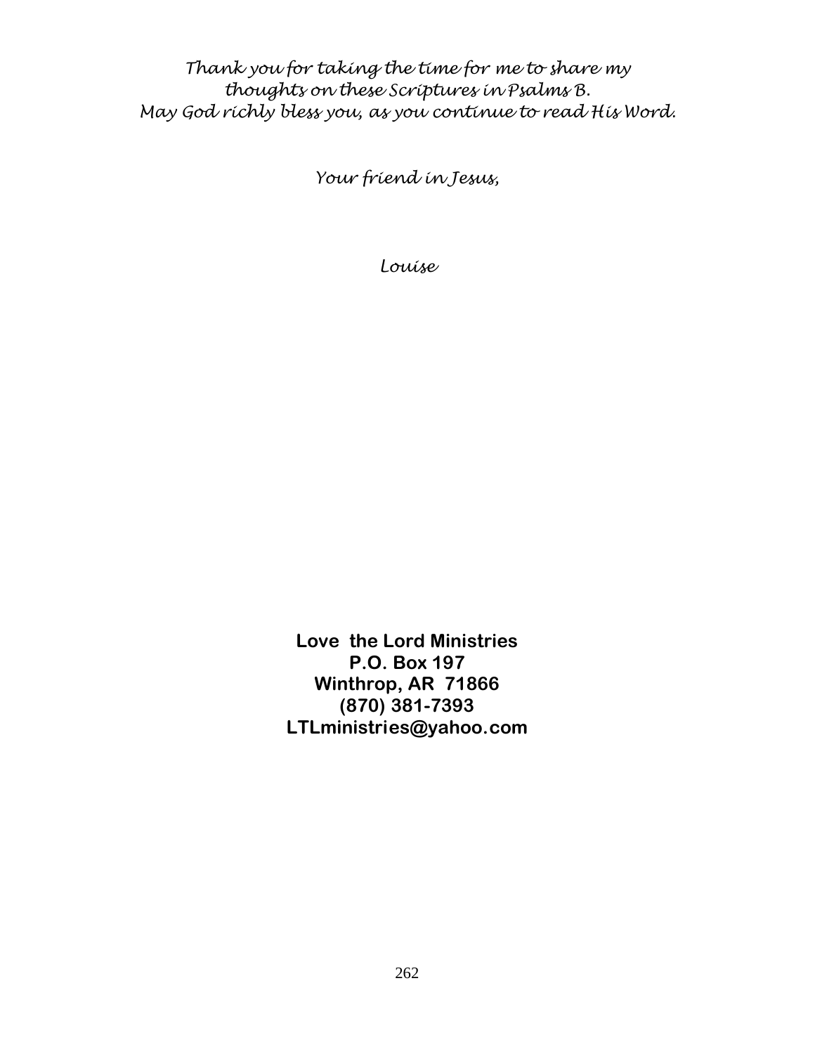*Thank you for taking the time for me to share my thoughts on these Scriptures in Psalms B.*
*May God richly bless you, as you continue to read His Word.*

*Your friend in Jesus,*

*Louise*

**Love the Lord Ministries**
**P.O. Box 197**
**Winthrop, AR 71866**
**(870) 381-7393**
**LTLministries@yahoo.com**